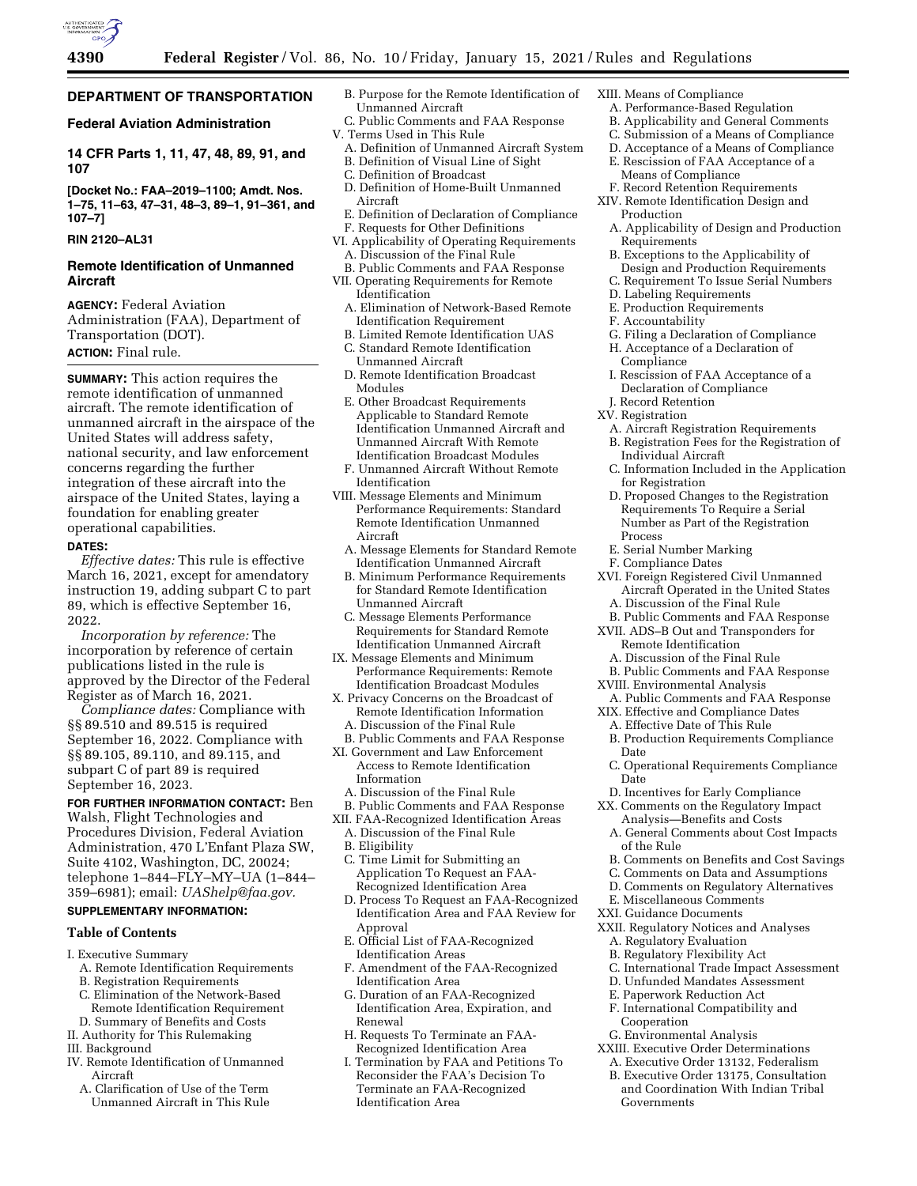# DEPARTMENT OF TRANSPORTATION

## Federal Aviation Administration

## 14 CFR Parts 1, 11, 47, 48, 89, 91, and 107

**[Docket No.: FAA–2019–1100; Amdt. Nos. 1–75, 11–63, 47–31, 48–3, 89–1, 91–361, and 107–7]**

**RIN 2120–AL31**

## Remote Identification of Unmanned Aircraft

**AGENCY:** Federal Aviation Administration (FAA), Department of Transportation (DOT).

**ACTION:** Final rule.

---

**SUMMARY:** This action requires the remote identification of unmanned aircraft. The remote identification of unmanned aircraft in the airspace of the United States will address safety, national security, and law enforcement concerns regarding the further integration of these aircraft into the airspace of the United States, laying a foundation for enabling greater operational capabilities.

**DATES:**

*Effective dates:* This rule is effective March 16, 2021, except for amendatory instruction 19, adding subpart C to part 89, which is effective September 16, 2022.

*Incorporation by reference:* The incorporation by reference of certain publications listed in the rule is approved by the Director of the Federal Register as of March 16, 2021.

*Compliance dates:* Compliance with §§ 89.510 and 89.515 is required September 16, 2022. Compliance with §§ 89.105, 89.110, and 89.115, and subpart C of part 89 is required September 16, 2023.

**FOR FURTHER INFORMATION CONTACT:** Ben Walsh, Flight Technologies and Procedures Division, Federal Aviation Administration, 470 L'Enfant Plaza SW, Suite 4102, Washington, DC, 20024; telephone 1–844–FLY–MY–UA (1–844–359–6981); email: *UAShelp@faa.gov.*

**SUPPLEMENTARY INFORMATION:**

### Table of Contents

I. Executive Summary
  A. Remote Identification Requirements
  B. Registration Requirements
  C. Elimination of the Network-Based Remote Identification Requirement
  D. Summary of Benefits and Costs
II. Authority for This Rulemaking
III. Background
IV. Remote Identification of Unmanned Aircraft
  A. Clarification of Use of the Term Unmanned Aircraft in This Rule
  B. Purpose for the Remote Identification of Unmanned Aircraft
  C. Public Comments and FAA Response
V. Terms Used in This Rule
  A. Definition of Unmanned Aircraft System
  B. Definition of Visual Line of Sight
  C. Definition of Broadcast
  D. Definition of Home-Built Unmanned Aircraft
  E. Definition of Declaration of Compliance
  F. Requests for Other Definitions
VI. Applicability of Operating Requirements
  A. Discussion of the Final Rule
  B. Public Comments and FAA Response
VII. Operating Requirements for Remote Identification
  A. Elimination of Network-Based Remote Identification Requirement
  B. Limited Remote Identification UAS
  C. Standard Remote Identification Unmanned Aircraft
  D. Remote Identification Broadcast Modules
  E. Other Broadcast Requirements Applicable to Standard Remote Identification Unmanned Aircraft and Unmanned Aircraft With Remote Identification Broadcast Modules
  F. Unmanned Aircraft Without Remote Identification
VIII. Message Elements and Minimum Performance Requirements: Standard Remote Identification Unmanned Aircraft
  A. Message Elements for Standard Remote Identification Unmanned Aircraft
  B. Minimum Performance Requirements for Standard Remote Identification Unmanned Aircraft
  C. Message Elements Performance Requirements for Standard Remote Identification Unmanned Aircraft
IX. Message Elements and Minimum Performance Requirements: Remote Identification Broadcast Modules
X. Privacy Concerns on the Broadcast of Remote Identification Information
  A. Discussion of the Final Rule
  B. Public Comments and FAA Response
XI. Government and Law Enforcement Access to Remote Identification Information
  A. Discussion of the Final Rule
  B. Public Comments and FAA Response
XII. FAA-Recognized Identification Areas
  A. Discussion of the Final Rule
  B. Eligibility
  C. Time Limit for Submitting an Application To Request an FAA-Recognized Identification Area
  D. Process To Request an FAA-Recognized Identification Area and FAA Review for Approval
  E. Official List of FAA-Recognized Identification Areas
  F. Amendment of the FAA-Recognized Identification Area
  G. Duration of an FAA-Recognized Identification Area, Expiration, and Renewal
  H. Requests To Terminate an FAA-Recognized Identification Area
  I. Termination by FAA and Petitions To Reconsider the FAA's Decision To Terminate an FAA-Recognized Identification Area
XIII. Means of Compliance
  A. Performance-Based Regulation
  B. Applicability and General Comments
  C. Submission of a Means of Compliance
  D. Acceptance of a Means of Compliance
  E. Rescission of FAA Acceptance of a Means of Compliance
  F. Record Retention Requirements
XIV. Remote Identification Design and Production
  A. Applicability of Design and Production Requirements
  B. Exceptions to the Applicability of Design and Production Requirements
  C. Requirement To Issue Serial Numbers
  D. Labeling Requirements
  E. Production Requirements
  F. Accountability
  G. Filing a Declaration of Compliance
  H. Acceptance of a Declaration of Compliance
  I. Rescission of FAA Acceptance of a Declaration of Compliance
  J. Record Retention
XV. Registration
  A. Aircraft Registration Requirements
  B. Registration Fees for the Registration of Individual Aircraft
  C. Information Included in the Application for Registration
  D. Proposed Changes to the Registration Requirements To Require a Serial Number as Part of the Registration Process
  E. Serial Number Marking
  F. Compliance Dates
XVI. Foreign Registered Civil Unmanned Aircraft Operated in the United States
  A. Discussion of the Final Rule
  B. Public Comments and FAA Response
XVII. ADS–B Out and Transponders for Remote Identification
  A. Discussion of the Final Rule
  B. Public Comments and FAA Response
XVIII. Environmental Analysis
  A. Public Comments and FAA Response
XIX. Effective and Compliance Dates
  A. Effective Date of This Rule
  B. Production Requirements Compliance Date
  C. Operational Requirements Compliance Date
  D. Incentives for Early Compliance
XX. Comments on the Regulatory Impact Analysis—Benefits and Costs
  A. General Comments about Cost Impacts of the Rule
  B. Comments on Benefits and Cost Savings
  C. Comments on Data and Assumptions
  D. Comments on Regulatory Alternatives
  E. Miscellaneous Comments
XXI. Guidance Documents
XXII. Regulatory Notices and Analyses
  A. Regulatory Evaluation
  B. Regulatory Flexibility Act
  C. International Trade Impact Assessment
  D. Unfunded Mandates Assessment
  E. Paperwork Reduction Act
  F. International Compatibility and Cooperation
  G. Environmental Analysis
XXIII. Executive Order Determinations
  A. Executive Order 13132, Federalism
  B. Executive Order 13175, Consultation and Coordination With Indian Tribal Governments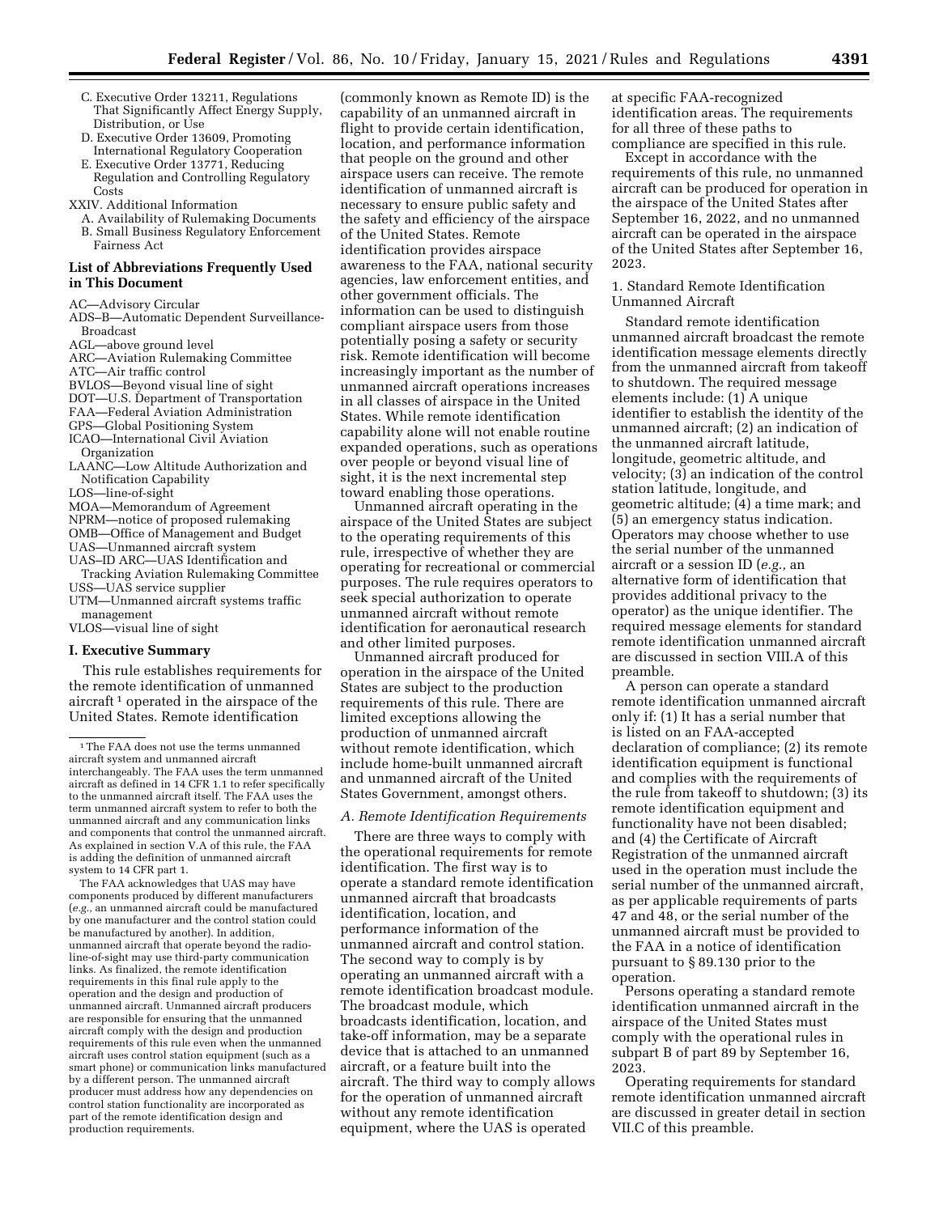- C. Executive Order 13211, Regulations That Significantly Affect Energy Supply, Distribution, or Use
- D. Executive Order 13609, Promoting International Regulatory Cooperation
- E. Executive Order 13771, Reducing Regulation and Controlling Regulatory Costs

XXIV. Additional Information
- A. Availability of Rulemaking Documents
- B. Small Business Regulatory Enforcement Fairness Act

**List of Abbreviations Frequently Used in This Document**

AC—Advisory Circular
ADS–B—Automatic Dependent Surveillance-Broadcast
AGL—above ground level
ARC—Aviation Rulemaking Committee
ATC—Air traffic control
BVLOS—Beyond visual line of sight
DOT—U.S. Department of Transportation
FAA—Federal Aviation Administration
GPS—Global Positioning System
ICAO—International Civil Aviation Organization
LAANC—Low Altitude Authorization and Notification Capability
LOS—line-of-sight
MOA—Memorandum of Agreement
NPRM—notice of proposed rulemaking
OMB—Office of Management and Budget
UAS—Unmanned aircraft system
UAS–ID ARC—UAS Identification and Tracking Aviation Rulemaking Committee
USS—UAS service supplier
UTM—Unmanned aircraft systems traffic management
VLOS—visual line of sight

## I. Executive Summary

This rule establishes requirements for the remote identification of unmanned aircraft [1] operated in the airspace of the United States. Remote identification (commonly known as Remote ID) is the capability of an unmanned aircraft in flight to provide certain identification, location, and performance information that people on the ground and other airspace users can receive. The remote identification of unmanned aircraft is necessary to ensure public safety and the safety and efficiency of the airspace of the United States. Remote identification provides airspace awareness to the FAA, national security agencies, law enforcement entities, and other government officials. The information can be used to distinguish compliant airspace users from those potentially posing a safety or security risk. Remote identification will become increasingly important as the number of unmanned aircraft operations increases in all classes of airspace in the United States. While remote identification capability alone will not enable routine expanded operations, such as operations over people or beyond visual line of sight, it is the next incremental step toward enabling those operations.

Unmanned aircraft operating in the airspace of the United States are subject to the operating requirements of this rule, irrespective of whether they are operating for recreational or commercial purposes. The rule requires operators to seek special authorization to operate unmanned aircraft without remote identification for aeronautical research and other limited purposes.

Unmanned aircraft produced for operation in the airspace of the United States are subject to the production requirements of this rule. There are limited exceptions allowing the production of unmanned aircraft without remote identification, which include home-built unmanned aircraft and unmanned aircraft of the United States Government, amongst others.

### *A. Remote Identification Requirements*

There are three ways to comply with the operational requirements for remote identification. The first way is to operate a standard remote identification unmanned aircraft that broadcasts identification, location, and performance information of the unmanned aircraft and control station. The second way to comply is by operating an unmanned aircraft with a remote identification broadcast module. The broadcast module, which broadcasts identification, location, and take-off information, may be a separate device that is attached to an unmanned aircraft, or a feature built into the aircraft. The third way to comply allows for the operation of unmanned aircraft without any remote identification equipment, where the UAS is operated at specific FAA-recognized identification areas. The requirements for all three of these paths to compliance are specified in this rule.

Except in accordance with the requirements of this rule, no unmanned aircraft can be produced for operation in the airspace of the United States after September 16, 2022, and no unmanned aircraft can be operated in the airspace of the United States after September 16, 2023.

1. Standard Remote Identification Unmanned Aircraft

Standard remote identification unmanned aircraft broadcast the remote identification message elements directly from the unmanned aircraft from takeoff to shutdown. The required message elements include: (1) A unique identifier to establish the identity of the unmanned aircraft; (2) an indication of the unmanned aircraft latitude, longitude, geometric altitude, and velocity; (3) an indication of the control station latitude, longitude, and geometric altitude; (4) a time mark; and (5) an emergency status indication. Operators may choose whether to use the serial number of the unmanned aircraft or a session ID (*e.g.,* an alternative form of identification that provides additional privacy to the operator) as the unique identifier. The required message elements for standard remote identification unmanned aircraft are discussed in section VIII.A of this preamble.

A person can operate a standard remote identification unmanned aircraft only if: (1) It has a serial number that is listed on an FAA-accepted declaration of compliance; (2) its remote identification equipment is functional and complies with the requirements of the rule from takeoff to shutdown; (3) its remote identification equipment and functionality have not been disabled; and (4) the Certificate of Aircraft Registration of the unmanned aircraft used in the operation must include the serial number of the unmanned aircraft, as per applicable requirements of parts 47 and 48, or the serial number of the unmanned aircraft must be provided to the FAA in a notice of identification pursuant to § 89.130 prior to the operation.

Persons operating a standard remote identification unmanned aircraft in the airspace of the United States must comply with the operational rules in subpart B of part 89 by September 16, 2023.

Operating requirements for standard remote identification unmanned aircraft are discussed in greater detail in section VII.C of this preamble.

---

[1] The FAA does not use the terms unmanned aircraft system and unmanned aircraft interchangeably. The FAA uses the term unmanned aircraft as defined in 14 CFR 1.1 to refer specifically to the unmanned aircraft itself. The FAA uses the term unmanned aircraft system to refer to both the unmanned aircraft and any communication links and components that control the unmanned aircraft. As explained in section V.A of this rule, the FAA is adding the definition of unmanned aircraft system to 14 CFR part 1.

The FAA acknowledges that UAS may have components produced by different manufacturers (*e.g.,* an unmanned aircraft could be manufactured by one manufacturer and the control station could be manufactured by another). In addition, unmanned aircraft that operate beyond the radio-line-of-sight may use third-party communication links. As finalized, the remote identification requirements in this final rule apply to the operation and the design and production of unmanned aircraft. Unmanned aircraft producers are responsible for ensuring that the unmanned aircraft comply with the design and production requirements of this rule even when the unmanned aircraft uses control station equipment (such as a smart phone) or communication links manufactured by a different person. The unmanned aircraft producer must address how any dependencies on control station functionality are incorporated as part of the remote identification design and production requirements.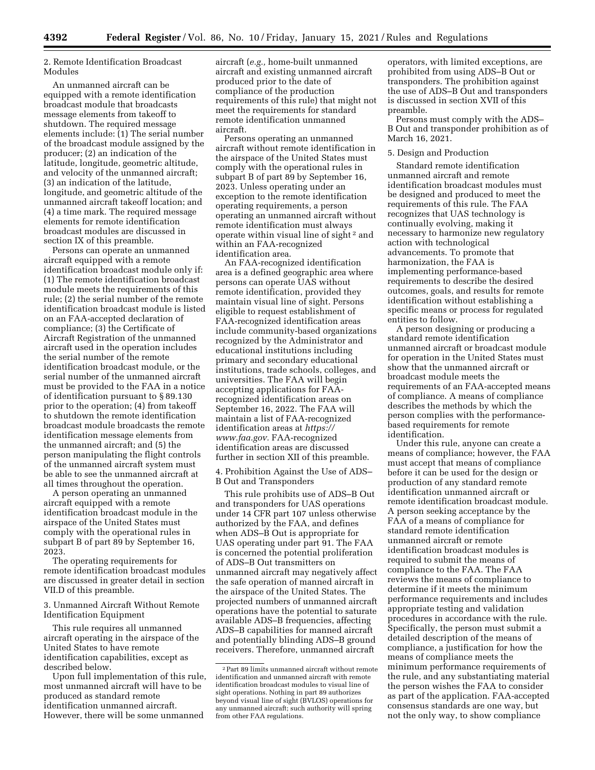2. Remote Identification Broadcast Modules

An unmanned aircraft can be equipped with a remote identification broadcast module that broadcasts message elements from takeoff to shutdown. The required message elements include: (1) The serial number of the broadcast module assigned by the producer; (2) an indication of the latitude, longitude, geometric altitude, and velocity of the unmanned aircraft; (3) an indication of the latitude, longitude, and geometric altitude of the unmanned aircraft takeoff location; and (4) a time mark. The required message elements for remote identification broadcast modules are discussed in section IX of this preamble.

Persons can operate an unmanned aircraft equipped with a remote identification broadcast module only if: (1) The remote identification broadcast module meets the requirements of this rule; (2) the serial number of the remote identification broadcast module is listed on an FAA-accepted declaration of compliance; (3) the Certificate of Aircraft Registration of the unmanned aircraft used in the operation includes the serial number of the remote identification broadcast module, or the serial number of the unmanned aircraft must be provided to the FAA in a notice of identification pursuant to § 89.130 prior to the operation; (4) from takeoff to shutdown the remote identification broadcast module broadcasts the remote identification message elements from the unmanned aircraft; and (5) the person manipulating the flight controls of the unmanned aircraft system must be able to see the unmanned aircraft at all times throughout the operation.

A person operating an unmanned aircraft equipped with a remote identification broadcast module in the airspace of the United States must comply with the operational rules in subpart B of part 89 by September 16, 2023.

The operating requirements for remote identification broadcast modules are discussed in greater detail in section VII.D of this preamble.

3. Unmanned Aircraft Without Remote Identification Equipment

This rule requires all unmanned aircraft operating in the airspace of the United States to have remote identification capabilities, except as described below.

Upon full implementation of this rule, most unmanned aircraft will have to be produced as standard remote identification unmanned aircraft. However, there will be some unmanned aircraft (*e.g.,* home-built unmanned aircraft and existing unmanned aircraft produced prior to the date of compliance of the production requirements of this rule) that might not meet the requirements for standard remote identification unmanned aircraft.

Persons operating an unmanned aircraft without remote identification in the airspace of the United States must comply with the operational rules in subpart B of part 89 by September 16, 2023. Unless operating under an exception to the remote identification operating requirements, a person operating an unmanned aircraft without remote identification must always operate within visual line of sight [2] and within an FAA-recognized identification area.

An FAA-recognized identification area is a defined geographic area where persons can operate UAS without remote identification, provided they maintain visual line of sight. Persons eligible to request establishment of FAA-recognized identification areas include community-based organizations recognized by the Administrator and educational institutions including primary and secondary educational institutions, trade schools, colleges, and universities. The FAA will begin accepting applications for FAA-recognized identification areas on September 16, 2022. The FAA will maintain a list of FAA-recognized identification areas at *https://www.faa.gov.* FAA-recognized identification areas are discussed further in section XII of this preamble.

4. Prohibition Against the Use of ADS–B Out and Transponders

This rule prohibits use of ADS–B Out and transponders for UAS operations under 14 CFR part 107 unless otherwise authorized by the FAA, and defines when ADS–B Out is appropriate for UAS operating under part 91. The FAA is concerned the potential proliferation of ADS–B Out transmitters on unmanned aircraft may negatively affect the safe operation of manned aircraft in the airspace of the United States. The projected numbers of unmanned aircraft operations have the potential to saturate available ADS–B frequencies, affecting ADS–B capabilities for manned aircraft and potentially blinding ADS–B ground receivers. Therefore, unmanned aircraft operators, with limited exceptions, are prohibited from using ADS–B Out or transponders. The prohibition against the use of ADS–B Out and transponders is discussed in section XVII of this preamble.

Persons must comply with the ADS–B Out and transponder prohibition as of March 16, 2021.

5. Design and Production

Standard remote identification unmanned aircraft and remote identification broadcast modules must be designed and produced to meet the requirements of this rule. The FAA recognizes that UAS technology is continually evolving, making it necessary to harmonize new regulatory action with technological advancements. To promote that harmonization, the FAA is implementing performance-based requirements to describe the desired outcomes, goals, and results for remote identification without establishing a specific means or process for regulated entities to follow.

A person designing or producing a standard remote identification unmanned aircraft or broadcast module for operation in the United States must show that the unmanned aircraft or broadcast module meets the requirements of an FAA-accepted means of compliance. A means of compliance describes the methods by which the person complies with the performance-based requirements for remote identification.

Under this rule, anyone can create a means of compliance; however, the FAA must accept that means of compliance before it can be used for the design or production of any standard remote identification unmanned aircraft or remote identification broadcast module. A person seeking acceptance by the FAA of a means of compliance for standard remote identification unmanned aircraft or remote identification broadcast modules is required to submit the means of compliance to the FAA. The FAA reviews the means of compliance to determine if it meets the minimum performance requirements and includes appropriate testing and validation procedures in accordance with the rule. Specifically, the person must submit a detailed description of the means of compliance, a justification for how the means of compliance meets the minimum performance requirements of the rule, and any substantiating material the person wishes the FAA to consider as part of the application. FAA-accepted consensus standards are one way, but not the only way, to show compliance

[2] Part 89 limits unmanned aircraft without remote identification and unmanned aircraft with remote identification broadcast modules to visual line of sight operations. Nothing in part 89 authorizes beyond visual line of sight (BVLOS) operations for any unmanned aircraft; such authority will spring from other FAA regulations.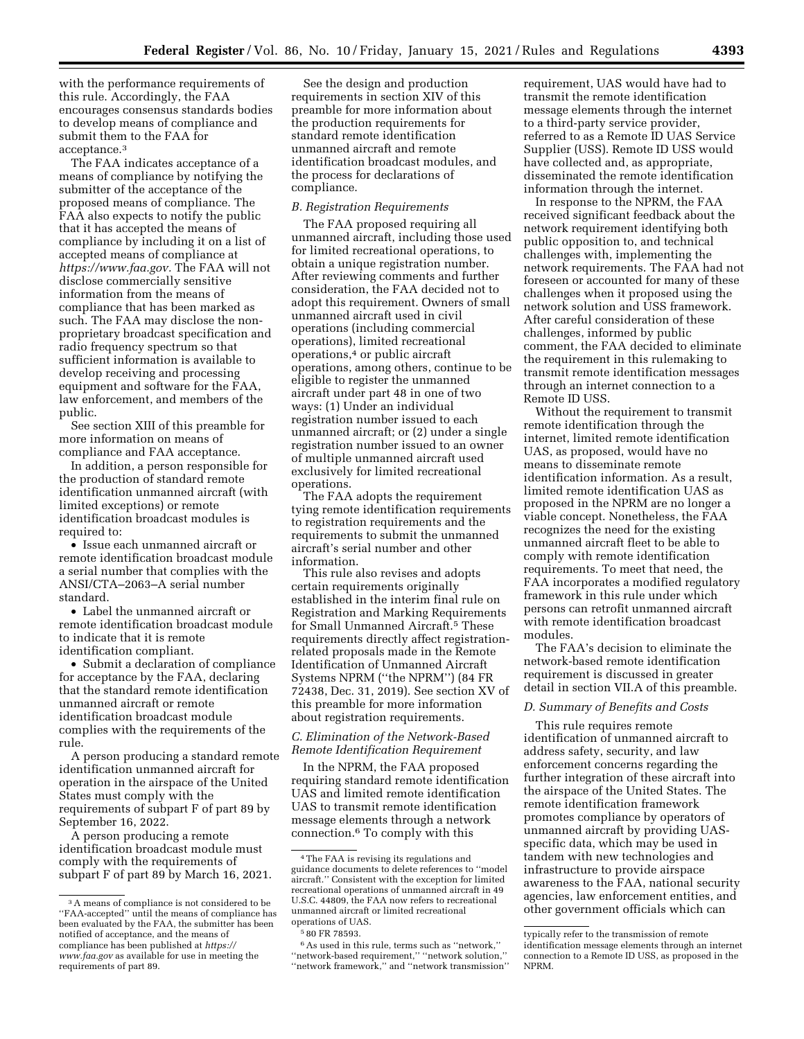with the performance requirements of this rule. Accordingly, the FAA encourages consensus standards bodies to develop means of compliance and submit them to the FAA for acceptance.[3]

The FAA indicates acceptance of a means of compliance by notifying the submitter of the acceptance of the proposed means of compliance. The FAA also expects to notify the public that it has accepted the means of compliance by including it on a list of accepted means of compliance at *https://www.faa.gov.* The FAA will not disclose commercially sensitive information from the means of compliance that has been marked as such. The FAA may disclose the non-proprietary broadcast specification and radio frequency spectrum so that sufficient information is available to develop receiving and processing equipment and software for the FAA, law enforcement, and members of the public.

See section XIII of this preamble for more information on means of compliance and FAA acceptance.

In addition, a person responsible for the production of standard remote identification unmanned aircraft (with limited exceptions) or remote identification broadcast modules is required to:

- Issue each unmanned aircraft or remote identification broadcast module a serial number that complies with the ANSI/CTA–2063–A serial number standard.
- Label the unmanned aircraft or remote identification broadcast module to indicate that it is remote identification compliant.
- Submit a declaration of compliance for acceptance by the FAA, declaring that the standard remote identification unmanned aircraft or remote identification broadcast module complies with the requirements of the rule.

A person producing a standard remote identification unmanned aircraft for operation in the airspace of the United States must comply with the requirements of subpart F of part 89 by September 16, 2022.

A person producing a remote identification broadcast module must comply with the requirements of subpart F of part 89 by March 16, 2021.

See the design and production requirements in section XIV of this preamble for more information about the production requirements for standard remote identification unmanned aircraft and remote identification broadcast modules, and the process for declarations of compliance.

### B. Registration Requirements

The FAA proposed requiring all unmanned aircraft, including those used for limited recreational operations, to obtain a unique registration number. After reviewing comments and further consideration, the FAA decided not to adopt this requirement. Owners of small unmanned aircraft used in civil operations (including commercial operations), limited recreational operations,[4] or public aircraft operations, among others, continue to be eligible to register the unmanned aircraft under part 48 in one of two ways: (1) Under an individual registration number issued to each unmanned aircraft; or (2) under a single registration number issued to an owner of multiple unmanned aircraft used exclusively for limited recreational operations.

The FAA adopts the requirement tying remote identification requirements to registration requirements and the requirements to submit the unmanned aircraft's serial number and other information.

This rule also revises and adopts certain requirements originally established in the interim final rule on Registration and Marking Requirements for Small Unmanned Aircraft.[5] These requirements directly affect registration-related proposals made in the Remote Identification of Unmanned Aircraft Systems NPRM (''the NPRM'') (84 FR 72438, Dec. 31, 2019). See section XV of this preamble for more information about registration requirements.

### C. Elimination of the Network-Based Remote Identification Requirement

In the NPRM, the FAA proposed requiring standard remote identification UAS and limited remote identification UAS to transmit remote identification message elements through a network connection.[6] To comply with this requirement, UAS would have had to transmit the remote identification message elements through the internet to a third-party service provider, referred to as a Remote ID UAS Service Supplier (USS). Remote ID USS would have collected and, as appropriate, disseminated the remote identification information through the internet.

In response to the NPRM, the FAA received significant feedback about the network requirement identifying both public opposition to, and technical challenges with, implementing the network requirements. The FAA had not foreseen or accounted for many of these challenges when it proposed using the network solution and USS framework. After careful consideration of these challenges, informed by public comment, the FAA decided to eliminate the requirement in this rulemaking to transmit remote identification messages through an internet connection to a Remote ID USS.

Without the requirement to transmit remote identification through the internet, limited remote identification UAS, as proposed, would have no means to disseminate remote identification information. As a result, limited remote identification UAS as proposed in the NPRM are no longer a viable concept. Nonetheless, the FAA recognizes the need for the existing unmanned aircraft fleet to be able to comply with remote identification requirements. To meet that need, the FAA incorporates a modified regulatory framework in this rule under which persons can retrofit unmanned aircraft with remote identification broadcast modules.

The FAA's decision to eliminate the network-based remote identification requirement is discussed in greater detail in section VII.A of this preamble.

### D. Summary of Benefits and Costs

This rule requires remote identification of unmanned aircraft to address safety, security, and law enforcement concerns regarding the further integration of these aircraft into the airspace of the United States. The remote identification framework promotes compliance by operators of unmanned aircraft by providing UAS-specific data, which may be used in tandem with new technologies and infrastructure to provide airspace awareness to the FAA, national security agencies, law enforcement entities, and other government officials which can

---

[3] A means of compliance is not considered to be ''FAA-accepted'' until the means of compliance has been evaluated by the FAA, the submitter has been notified of acceptance, and the means of compliance has been published at *https://www.faa.gov* as available for use in meeting the requirements of part 89.

[4] The FAA is revising its regulations and guidance documents to delete references to ''model aircraft.'' Consistent with the exception for limited recreational operations of unmanned aircraft in 49 U.S.C. 44809, the FAA now refers to recreational unmanned aircraft or limited recreational operations of UAS.

[5] 80 FR 78593.

[6] As used in this rule, terms such as ''network,'' ''network-based requirement,'' ''network solution,'' ''network framework,'' and ''network transmission'' typically refer to the transmission of remote identification message elements through an internet connection to a Remote ID USS, as proposed in the NPRM.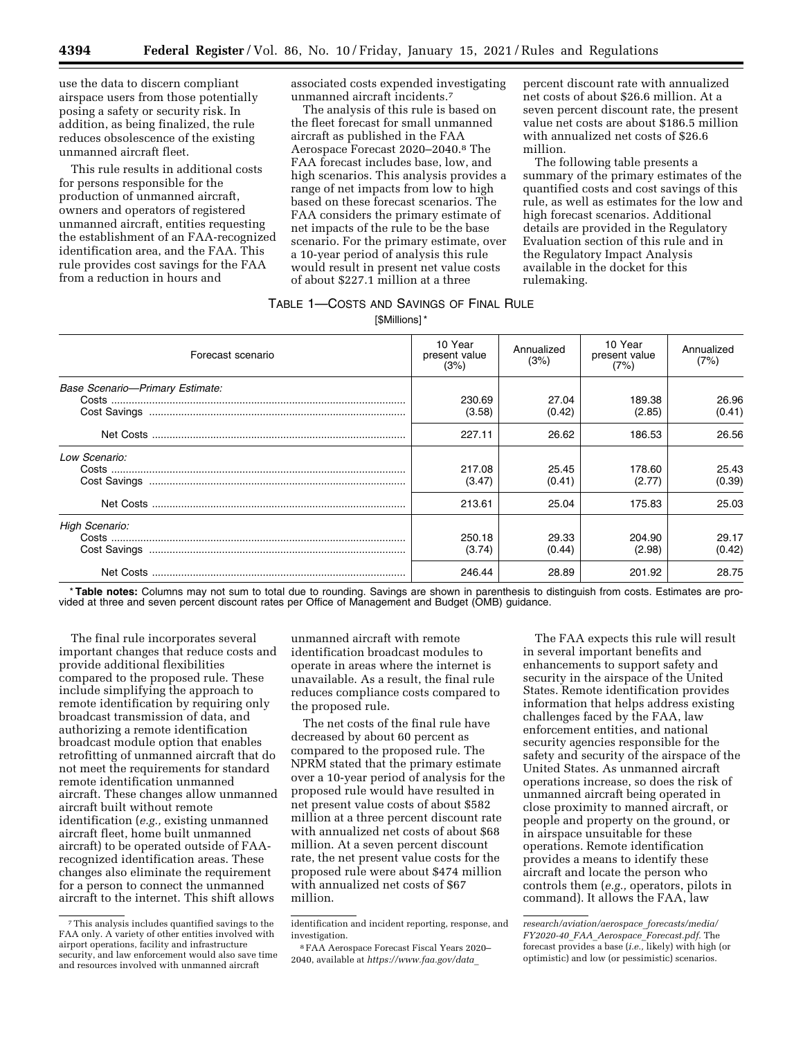use the data to discern compliant airspace users from those potentially posing a safety or security risk. In addition, as being finalized, the rule reduces obsolescence of the existing unmanned aircraft fleet.

This rule results in additional costs for persons responsible for the production of unmanned aircraft, owners and operators of registered unmanned aircraft, entities requesting the establishment of an FAA-recognized identification area, and the FAA. This rule provides cost savings for the FAA from a reduction in hours and associated costs expended investigating unmanned aircraft incidents.[7]

The analysis of this rule is based on the fleet forecast for small unmanned aircraft as published in the FAA Aerospace Forecast 2020–2040.[8] The FAA forecast includes base, low, and high scenarios. This analysis provides a range of net impacts from low to high based on these forecast scenarios. The FAA considers the primary estimate of net impacts of the rule to be the base scenario. For the primary estimate, over a 10-year period of analysis this rule would result in present net value costs of about $227.1 million at a three percent discount rate with annualized net costs of about $26.6 million. At a seven percent discount rate, the present value net costs are about $186.5 million with annualized net costs of $26.6 million.

The following table presents a summary of the primary estimates of the quantified costs and cost savings of this rule, as well as estimates for the low and high forecast scenarios. Additional details are provided in the Regulatory Evaluation section of this rule and in the Regulatory Impact Analysis available in the docket for this rulemaking.

TABLE 1—COSTS AND SAVINGS OF FINAL RULE

[$Millions] *

| Forecast scenario | 10 Year present value (3%) | Annualized (3%) | 10 Year present value (7%) | Annualized (7%) |
|---|---|---|---|---|
| *Base Scenario—Primary Estimate:* | | | | |
| Costs | 230.69 | 27.04 | 189.38 | 26.96 |
| Cost Savings | (3.58) | (0.42) | (2.85) | (0.41) |
| Net Costs | 227.11 | 26.62 | 186.53 | 26.56 |
| *Low Scenario:* | | | | |
| Costs | 217.08 | 25.45 | 178.60 | 25.43 |
| Cost Savings | (3.47) | (0.41) | (2.77) | (0.39) |
| Net Costs | 213.61 | 25.04 | 175.83 | 25.03 |
| *High Scenario:* | | | | |
| Costs | 250.18 | 29.33 | 204.90 | 29.17 |
| Cost Savings | (3.74) | (0.44) | (2.98) | (0.42) |
| Net Costs | 246.44 | 28.89 | 201.92 | 28.75 |

* **Table notes:** Columns may not sum to total due to rounding. Savings are shown in parenthesis to distinguish from costs. Estimates are provided at three and seven percent discount rates per Office of Management and Budget (OMB) guidance.

The final rule incorporates several important changes that reduce costs and provide additional flexibilities compared to the proposed rule. These include simplifying the approach to remote identification by requiring only broadcast transmission of data, and authorizing a remote identification broadcast module option that enables retrofitting of unmanned aircraft that do not meet the requirements for standard remote identification unmanned aircraft. These changes allow unmanned aircraft built without remote identification (*e.g.,* existing unmanned aircraft fleet, home built unmanned aircraft) to be operated outside of FAA-recognized identification areas. These changes also eliminate the requirement for a person to connect the unmanned aircraft to the internet. This shift allows unmanned aircraft with remote identification broadcast modules to operate in areas where the internet is unavailable. As a result, the final rule reduces compliance costs compared to the proposed rule.

The net costs of the final rule have decreased by about 60 percent as compared to the proposed rule. The NPRM stated that the primary estimate over a 10-year period of analysis for the proposed rule would have resulted in net present value costs of about $582 million at a three percent discount rate with annualized net costs of about $68 million. At a seven percent discount rate, the net present value costs for the proposed rule were about $474 million with annualized net costs of $67 million.

The FAA expects this rule will result in several important benefits and enhancements to support safety and security in the airspace of the United States. Remote identification provides information that helps address existing challenges faced by the FAA, law enforcement entities, and national security agencies responsible for the safety and security of the airspace of the United States. As unmanned aircraft operations increase, so does the risk of unmanned aircraft being operated in close proximity to manned aircraft, or people and property on the ground, or in airspace unsuitable for these operations. Remote identification provides a means to identify these aircraft and locate the person who controls them (*e.g.,* operators, pilots in command). It allows the FAA, law

[7] This analysis includes quantified savings to the FAA only. A variety of other entities involved with airport operations, facility and infrastructure security, and law enforcement would also save time and resources involved with unmanned aircraft identification and incident reporting, response, and investigation.

[8] FAA Aerospace Forecast Fiscal Years 2020–2040, available at *https://www.faa.gov/data_research/aviation/aerospace_forecasts/media/FY2020-40_FAA_Aerospace_Forecast.pdf*. The forecast provides a base (*i.e.,* likely) with high (or optimistic) and low (or pessimistic) scenarios.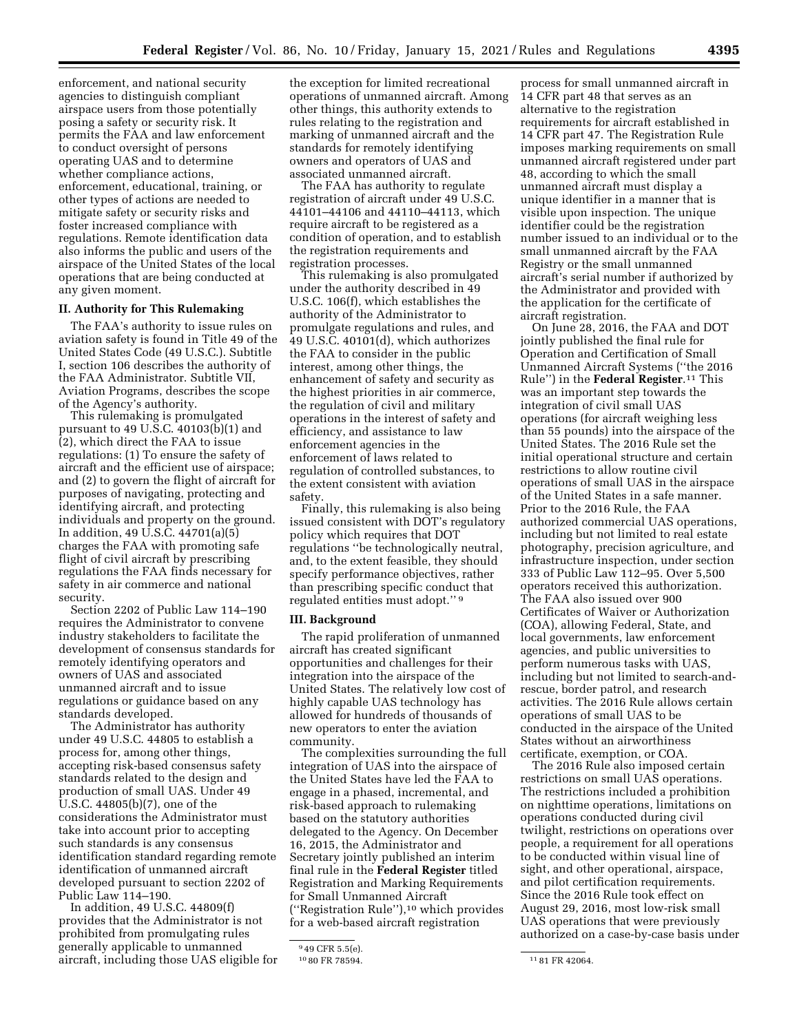enforcement, and national security agencies to distinguish compliant airspace users from those potentially posing a safety or security risk. It permits the FAA and law enforcement to conduct oversight of persons operating UAS and to determine whether compliance actions, enforcement, educational, training, or other types of actions are needed to mitigate safety or security risks and foster increased compliance with regulations. Remote identification data also informs the public and users of the airspace of the United States of the local operations that are being conducted at any given moment.

## II. Authority for This Rulemaking

The FAA's authority to issue rules on aviation safety is found in Title 49 of the United States Code (49 U.S.C.). Subtitle I, section 106 describes the authority of the FAA Administrator. Subtitle VII, Aviation Programs, describes the scope of the Agency's authority.

This rulemaking is promulgated pursuant to 49 U.S.C. 40103(b)(1) and (2), which direct the FAA to issue regulations: (1) To ensure the safety of aircraft and the efficient use of airspace; and (2) to govern the flight of aircraft for purposes of navigating, protecting and identifying aircraft, and protecting individuals and property on the ground. In addition, 49 U.S.C. 44701(a)(5) charges the FAA with promoting safe flight of civil aircraft by prescribing regulations the FAA finds necessary for safety in air commerce and national security.

Section 2202 of Public Law 114–190 requires the Administrator to convene industry stakeholders to facilitate the development of consensus standards for remotely identifying operators and owners of UAS and associated unmanned aircraft and to issue regulations or guidance based on any standards developed.

The Administrator has authority under 49 U.S.C. 44805 to establish a process for, among other things, accepting risk-based consensus safety standards related to the design and production of small UAS. Under 49 U.S.C. 44805(b)(7), one of the considerations the Administrator must take into account prior to accepting such standards is any consensus identification standard regarding remote identification of unmanned aircraft developed pursuant to section 2202 of Public Law 114–190.

In addition, 49 U.S.C. 44809(f) provides that the Administrator is not prohibited from promulgating rules generally applicable to unmanned aircraft, including those UAS eligible for the exception for limited recreational operations of unmanned aircraft. Among other things, this authority extends to rules relating to the registration and marking of unmanned aircraft and the standards for remotely identifying owners and operators of UAS and associated unmanned aircraft.

The FAA has authority to regulate registration of aircraft under 49 U.S.C. 44101–44106 and 44110–44113, which require aircraft to be registered as a condition of operation, and to establish the registration requirements and registration processes.

This rulemaking is also promulgated under the authority described in 49 U.S.C. 106(f), which establishes the authority of the Administrator to promulgate regulations and rules, and 49 U.S.C. 40101(d), which authorizes the FAA to consider in the public interest, among other things, the enhancement of safety and security as the highest priorities in air commerce, the regulation of civil and military operations in the interest of safety and efficiency, and assistance to law enforcement agencies in the enforcement of laws related to regulation of controlled substances, to the extent consistent with aviation safety.

Finally, this rulemaking is also being issued consistent with DOT's regulatory policy which requires that DOT regulations "be technologically neutral, and, to the extent feasible, they should specify performance objectives, rather than prescribing specific conduct that regulated entities must adopt."[9]

## III. Background

The rapid proliferation of unmanned aircraft has created significant opportunities and challenges for their integration into the airspace of the United States. The relatively low cost of highly capable UAS technology has allowed for hundreds of thousands of new operators to enter the aviation community.

The complexities surrounding the full integration of UAS into the airspace of the United States have led the FAA to engage in a phased, incremental, and risk-based approach to rulemaking based on the statutory authorities delegated to the Agency. On December 16, 2015, the Administrator and Secretary jointly published an interim final rule in the **Federal Register** titled Registration and Marking Requirements for Small Unmanned Aircraft ("Registration Rule"),[10] which provides for a web-based aircraft registration process for small unmanned aircraft in 14 CFR part 48 that serves as an alternative to the registration requirements for aircraft established in 14 CFR part 47. The Registration Rule imposes marking requirements on small unmanned aircraft registered under part 48, according to which the small unmanned aircraft must display a unique identifier in a manner that is visible upon inspection. The unique identifier could be the registration number issued to an individual or to the small unmanned aircraft by the FAA Registry or the small unmanned aircraft's serial number if authorized by the Administrator and provided with the application for the certificate of aircraft registration.

On June 28, 2016, the FAA and DOT jointly published the final rule for Operation and Certification of Small Unmanned Aircraft Systems ("the 2016 Rule") in the **Federal Register**.[11] This was an important step towards the integration of civil small UAS operations (for aircraft weighing less than 55 pounds) into the airspace of the United States. The 2016 Rule set the initial operational structure and certain restrictions to allow routine civil operations of small UAS in the airspace of the United States in a safe manner. Prior to the 2016 Rule, the FAA authorized commercial UAS operations, including but not limited to real estate photography, precision agriculture, and infrastructure inspection, under section 333 of Public Law 112–95. Over 5,500 operators received this authorization. The FAA also issued over 900 Certificates of Waiver or Authorization (COA), allowing Federal, State, and local governments, law enforcement agencies, and public universities to perform numerous tasks with UAS, including but not limited to search-and-rescue, border patrol, and research activities. The 2016 Rule allows certain operations of small UAS to be conducted in the airspace of the United States without an airworthiness certificate, exemption, or COA.

The 2016 Rule also imposed certain restrictions on small UAS operations. The restrictions included a prohibition on nighttime operations, limitations on operations conducted during civil twilight, restrictions on operations over people, a requirement for all operations to be conducted within visual line of sight, and other operational, airspace, and pilot certification requirements. Since the 2016 Rule took effect on August 29, 2016, most low-risk small UAS operations that were previously authorized on a case-by-case basis under

[9] 49 CFR 5.5(e).

[10] 80 FR 78594.

[11] 81 FR 42064.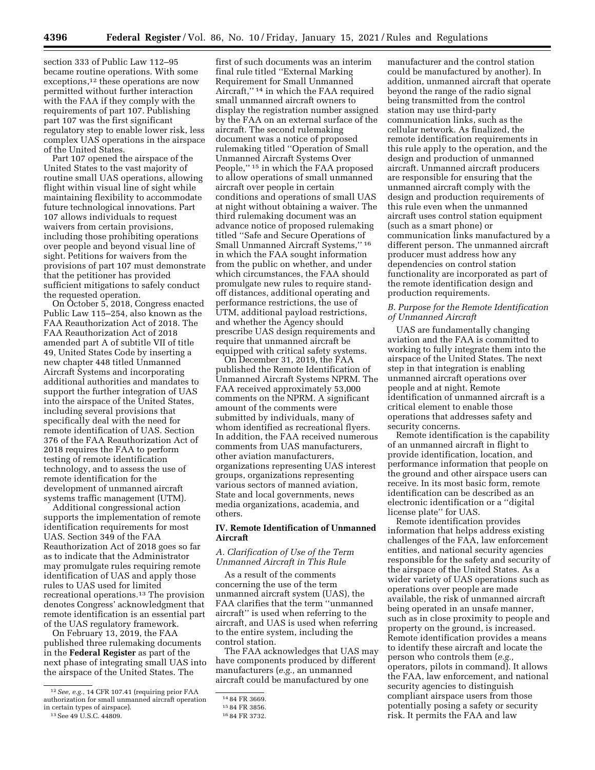section 333 of Public Law 112–95 became routine operations. With some exceptions,[12] these operations are now permitted without further interaction with the FAA if they comply with the requirements of part 107. Publishing part 107 was the first significant regulatory step to enable lower risk, less complex UAS operations in the airspace of the United States.

Part 107 opened the airspace of the United States to the vast majority of routine small UAS operations, allowing flight within visual line of sight while maintaining flexibility to accommodate future technological innovations. Part 107 allows individuals to request waivers from certain provisions, including those prohibiting operations over people and beyond visual line of sight. Petitions for waivers from the provisions of part 107 must demonstrate that the petitioner has provided sufficient mitigations to safely conduct the requested operation.

On October 5, 2018, Congress enacted Public Law 115–254, also known as the FAA Reauthorization Act of 2018. The FAA Reauthorization Act of 2018 amended part A of subtitle VII of title 49, United States Code by inserting a new chapter 448 titled Unmanned Aircraft Systems and incorporating additional authorities and mandates to support the further integration of UAS into the airspace of the United States, including several provisions that specifically deal with the need for remote identification of UAS. Section 376 of the FAA Reauthorization Act of 2018 requires the FAA to perform testing of remote identification technology, and to assess the use of remote identification for the development of unmanned aircraft systems traffic management (UTM).

Additional congressional action supports the implementation of remote identification requirements for most UAS. Section 349 of the FAA Reauthorization Act of 2018 goes so far as to indicate that the Administrator may promulgate rules requiring remote identification of UAS and apply those rules to UAS used for limited recreational operations.[13] The provision denotes Congress' acknowledgment that remote identification is an essential part of the UAS regulatory framework.

On February 13, 2019, the FAA published three rulemaking documents in the **Federal Register** as part of the next phase of integrating small UAS into the airspace of the United States. The first of such documents was an interim final rule titled "External Marking Requirement for Small Unmanned Aircraft,"[14] in which the FAA required small unmanned aircraft owners to display the registration number assigned by the FAA on an external surface of the aircraft. The second rulemaking document was a notice of proposed rulemaking titled "Operation of Small Unmanned Aircraft Systems Over People,"[15] in which the FAA proposed to allow operations of small unmanned aircraft over people in certain conditions and operations of small UAS at night without obtaining a waiver. The third rulemaking document was an advance notice of proposed rulemaking titled "Safe and Secure Operations of Small Unmanned Aircraft Systems,"[16] in which the FAA sought information from the public on whether, and under which circumstances, the FAA should promulgate new rules to require standoff distances, additional operating and performance restrictions, the use of UTM, additional payload restrictions, and whether the Agency should prescribe UAS design requirements and require that unmanned aircraft be equipped with critical safety systems.

On December 31, 2019, the FAA published the Remote Identification of Unmanned Aircraft Systems NPRM. The FAA received approximately 53,000 comments on the NPRM. A significant amount of the comments were submitted by individuals, many of whom identified as recreational flyers. In addition, the FAA received numerous comments from UAS manufacturers, other aviation manufacturers, organizations representing UAS interest groups, organizations representing various sectors of manned aviation, State and local governments, news media organizations, academia, and others.

## IV. Remote Identification of Unmanned Aircraft

### A. Clarification of Use of the Term Unmanned Aircraft in This Rule

As a result of the comments concerning the use of the term unmanned aircraft system (UAS), the FAA clarifies that the term "unmanned aircraft" is used when referring to the aircraft, and UAS is used when referring to the entire system, including the control station.

The FAA acknowledges that UAS may have components produced by different manufacturers (*e.g.,* an unmanned aircraft could be manufactured by one manufacturer and the control station could be manufactured by another). In addition, unmanned aircraft that operate beyond the range of the radio signal being transmitted from the control station may use third-party communication links, such as the cellular network. As finalized, the remote identification requirements in this rule apply to the operation, and the design and production of unmanned aircraft. Unmanned aircraft producers are responsible for ensuring that the unmanned aircraft comply with the design and production requirements of this rule even when the unmanned aircraft uses control station equipment (such as a smart phone) or communication links manufactured by a different person. The unmanned aircraft producer must address how any dependencies on control station functionality are incorporated as part of the remote identification design and production requirements.

### B. Purpose for the Remote Identification of Unmanned Aircraft

UAS are fundamentally changing aviation and the FAA is committed to working to fully integrate them into the airspace of the United States. The next step in that integration is enabling unmanned aircraft operations over people and at night. Remote identification of unmanned aircraft is a critical element to enable those operations that addresses safety and security concerns.

Remote identification is the capability of an unmanned aircraft in flight to provide identification, location, and performance information that people on the ground and other airspace users can receive. In its most basic form, remote identification can be described as an electronic identification or a "digital license plate" for UAS.

Remote identification provides information that helps address existing challenges of the FAA, law enforcement entities, and national security agencies responsible for the safety and security of the airspace of the United States. As a wider variety of UAS operations such as operations over people are made available, the risk of unmanned aircraft being operated in an unsafe manner, such as in close proximity to people and property on the ground, is increased. Remote identification provides a means to identify these aircraft and locate the person who controls them (*e.g.,* operators, pilots in command). It allows the FAA, law enforcement, and national security agencies to distinguish compliant airspace users from those potentially posing a safety or security risk. It permits the FAA and law

---

[12] *See, e.g.,* 14 CFR 107.41 (requiring prior FAA authorization for small unmanned aircraft operation in certain types of airspace).

[13] See 49 U.S.C. 44809.

[14] 84 FR 3669.

[15] 84 FR 3856.

[16] 84 FR 3732.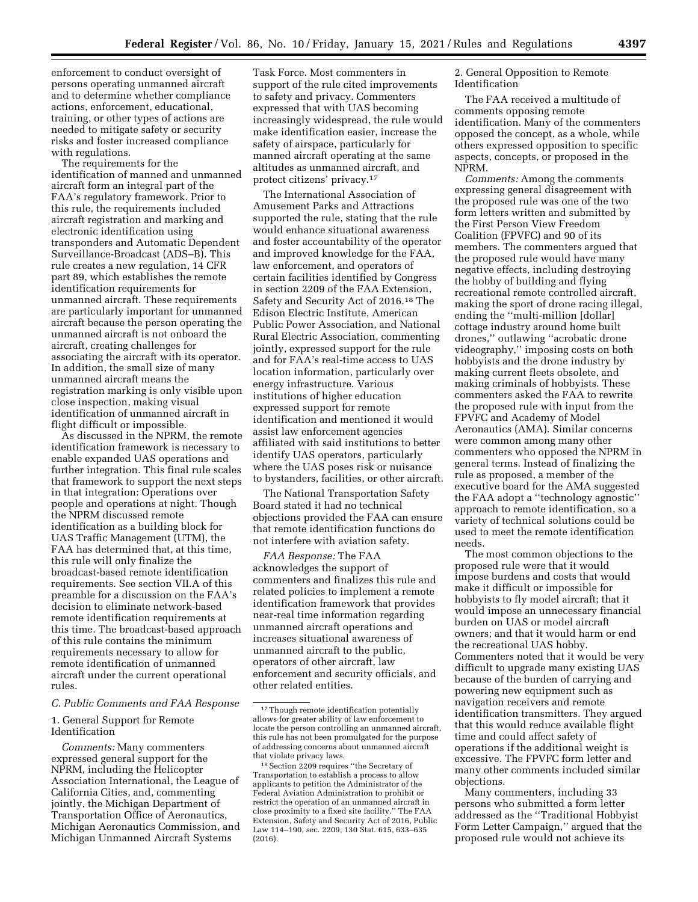enforcement to conduct oversight of persons operating unmanned aircraft and to determine whether compliance actions, enforcement, educational, training, or other types of actions are needed to mitigate safety or security risks and foster increased compliance with regulations.

The requirements for the identification of manned and unmanned aircraft form an integral part of the FAA's regulatory framework. Prior to this rule, the requirements included aircraft registration and marking and electronic identification using transponders and Automatic Dependent Surveillance-Broadcast (ADS–B). This rule creates a new regulation, 14 CFR part 89, which establishes the remote identification requirements for unmanned aircraft. These requirements are particularly important for unmanned aircraft because the person operating the unmanned aircraft is not onboard the aircraft, creating challenges for associating the aircraft with its operator. In addition, the small size of many unmanned aircraft means the registration marking is only visible upon close inspection, making visual identification of unmanned aircraft in flight difficult or impossible.

As discussed in the NPRM, the remote identification framework is necessary to enable expanded UAS operations and further integration. This final rule scales that framework to support the next steps in that integration: Operations over people and operations at night. Though the NPRM discussed remote identification as a building block for UAS Traffic Management (UTM), the FAA has determined that, at this time, this rule will only finalize the broadcast-based remote identification requirements. See section VII.A of this preamble for a discussion on the FAA's decision to eliminate network-based remote identification requirements at this time. The broadcast-based approach of this rule contains the minimum requirements necessary to allow for remote identification of unmanned aircraft under the current operational rules.

### C. Public Comments and FAA Response

#### 1. General Support for Remote Identification

*Comments:* Many commenters expressed general support for the NPRM, including the Helicopter Association International, the League of California Cities, and, commenting jointly, the Michigan Department of Transportation Office of Aeronautics, Michigan Aeronautics Commission, and Michigan Unmanned Aircraft Systems Task Force. Most commenters in support of the rule cited improvements to safety and privacy. Commenters expressed that with UAS becoming increasingly widespread, the rule would make identification easier, increase the safety of airspace, particularly for manned aircraft operating at the same altitudes as unmanned aircraft, and protect citizens' privacy.[17]

The International Association of Amusement Parks and Attractions supported the rule, stating that the rule would enhance situational awareness and foster accountability of the operator and improved knowledge for the FAA, law enforcement, and operators of certain facilities identified by Congress in section 2209 of the FAA Extension, Safety and Security Act of 2016.[18] The Edison Electric Institute, American Public Power Association, and National Rural Electric Association, commenting jointly, expressed support for the rule and for FAA's real-time access to UAS location information, particularly over energy infrastructure. Various institutions of higher education expressed support for remote identification and mentioned it would assist law enforcement agencies affiliated with said institutions to better identify UAS operators, particularly where the UAS poses risk or nuisance to bystanders, facilities, or other aircraft.

The National Transportation Safety Board stated it had no technical objections provided the FAA can ensure that remote identification functions do not interfere with aviation safety.

*FAA Response:* The FAA acknowledges the support of commenters and finalizes this rule and related policies to implement a remote identification framework that provides near-real time information regarding unmanned aircraft operations and increases situational awareness of unmanned aircraft to the public, operators of other aircraft, law enforcement and security officials, and other related entities.

[17] Though remote identification potentially allows for greater ability of law enforcement to locate the person controlling an unmanned aircraft, this rule has not been promulgated for the purpose of addressing concerns about unmanned aircraft that violate privacy laws.

[18] Section 2209 requires "the Secretary of Transportation to establish a process to allow applicants to petition the Administrator of the Federal Aviation Administration to prohibit or restrict the operation of an unmanned aircraft in close proximity to a fixed site facility." The FAA Extension, Safety and Security Act of 2016, Public Law 114–190, sec. 2209, 130 Stat. 615, 633–635 (2016).

#### 2. General Opposition to Remote Identification

The FAA received a multitude of comments opposing remote identification. Many of the commenters opposed the concept, as a whole, while others expressed opposition to specific aspects, concepts, or proposed in the NPRM.

*Comments:* Among the comments expressing general disagreement with the proposed rule was one of the two form letters written and submitted by the First Person View Freedom Coalition (FPVFC) and 90 of its members. The commenters argued that the proposed rule would have many negative effects, including destroying the hobby of building and flying recreational remote controlled aircraft, making the sport of drone racing illegal, ending the "multi-million [dollar] cottage industry around home built drones," outlawing "acrobatic drone videography," imposing costs on both hobbyists and the drone industry by making current fleets obsolete, and making criminals of hobbyists. These commenters asked the FAA to rewrite the proposed rule with input from the FPVFC and Academy of Model Aeronautics (AMA). Similar concerns were common among many other commenters who opposed the NPRM in general terms. Instead of finalizing the rule as proposed, a member of the executive board for the AMA suggested the FAA adopt a "technology agnostic" approach to remote identification, so a variety of technical solutions could be used to meet the remote identification needs.

The most common objections to the proposed rule were that it would impose burdens and costs that would make it difficult or impossible for hobbyists to fly model aircraft; that it would impose an unnecessary financial burden on UAS or model aircraft owners; and that it would harm or end the recreational UAS hobby. Commenters noted that it would be very difficult to upgrade many existing UAS because of the burden of carrying and powering new equipment such as navigation receivers and remote identification transmitters. They argued that this would reduce available flight time and could affect safety of operations if the additional weight is excessive. The FPVFC form letter and many other comments included similar objections.

Many commenters, including 33 persons who submitted a form letter addressed as the "Traditional Hobbyist Form Letter Campaign," argued that the proposed rule would not achieve its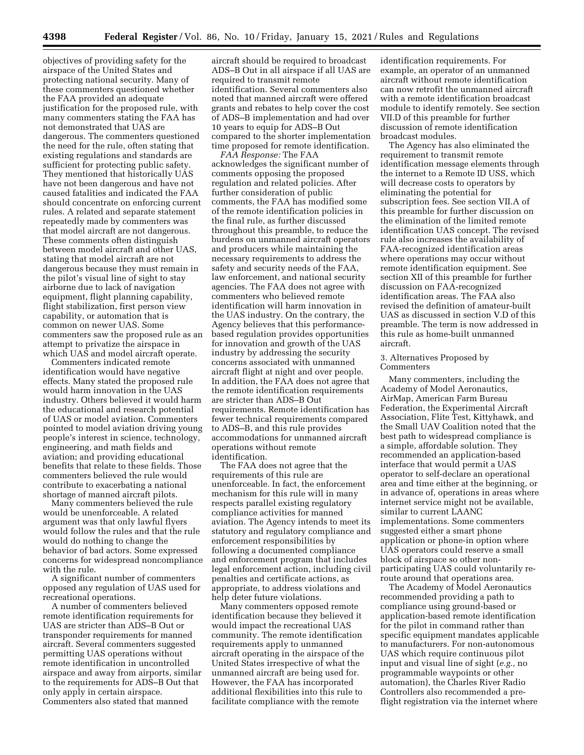objectives of providing safety for the airspace of the United States and protecting national security. Many of these commenters questioned whether the FAA provided an adequate justification for the proposed rule, with many commenters stating the FAA has not demonstrated that UAS are dangerous. The commenters questioned the need for the rule, often stating that existing regulations and standards are sufficient for protecting public safety. They mentioned that historically UAS have not been dangerous and have not caused fatalities and indicated the FAA should concentrate on enforcing current rules. A related and separate statement repeatedly made by commenters was that model aircraft are not dangerous. These comments often distinguish between model aircraft and other UAS, stating that model aircraft are not dangerous because they must remain in the pilot's visual line of sight to stay airborne due to lack of navigation equipment, flight planning capability, flight stabilization, first person view capability, or automation that is common on newer UAS. Some commenters saw the proposed rule as an attempt to privatize the airspace in which UAS and model aircraft operate.

Commenters indicated remote identification would have negative effects. Many stated the proposed rule would harm innovation in the UAS industry. Others believed it would harm the educational and research potential of UAS or model aviation. Commenters pointed to model aviation driving young people's interest in science, technology, engineering, and math fields and aviation; and providing educational benefits that relate to these fields. Those commenters believed the rule would contribute to exacerbating a national shortage of manned aircraft pilots.

Many commenters believed the rule would be unenforceable. A related argument was that only lawful flyers would follow the rules and that the rule would do nothing to change the behavior of bad actors. Some expressed concerns for widespread noncompliance with the rule.

A significant number of commenters opposed any regulation of UAS used for recreational operations.

A number of commenters believed remote identification requirements for UAS are stricter than ADS–B Out or transponder requirements for manned aircraft. Several commenters suggested permitting UAS operations without remote identification in uncontrolled airspace and away from airports, similar to the requirements for ADS–B Out that only apply in certain airspace. Commenters also stated that manned aircraft should be required to broadcast ADS–B Out in all airspace if all UAS are required to transmit remote identification. Several commenters also noted that manned aircraft were offered grants and rebates to help cover the cost of ADS–B implementation and had over 10 years to equip for ADS–B Out compared to the shorter implementation time proposed for remote identification.

*FAA Response:* The FAA acknowledges the significant number of comments opposing the proposed regulation and related policies. After further consideration of public comments, the FAA has modified some of the remote identification policies in the final rule, as further discussed throughout this preamble, to reduce the burdens on unmanned aircraft operators and producers while maintaining the necessary requirements to address the safety and security needs of the FAA, law enforcement, and national security agencies. The FAA does not agree with commenters who believed remote identification will harm innovation in the UAS industry. On the contrary, the Agency believes that this performance-based regulation provides opportunities for innovation and growth of the UAS industry by addressing the security concerns associated with unmanned aircraft flight at night and over people. In addition, the FAA does not agree that the remote identification requirements are stricter than ADS–B Out requirements. Remote identification has fewer technical requirements compared to ADS–B, and this rule provides accommodations for unmanned aircraft operations without remote identification.

The FAA does not agree that the requirements of this rule are unenforceable. In fact, the enforcement mechanism for this rule will in many respects parallel existing regulatory compliance activities for manned aviation. The Agency intends to meet its statutory and regulatory compliance and enforcement responsibilities by following a documented compliance and enforcement program that includes legal enforcement action, including civil penalties and certificate actions, as appropriate, to address violations and help deter future violations.

Many commenters opposed remote identification because they believed it would impact the recreational UAS community. The remote identification requirements apply to unmanned aircraft operating in the airspace of the United States irrespective of what the unmanned aircraft are being used for. However, the FAA has incorporated additional flexibilities into this rule to facilitate compliance with the remote identification requirements. For example, an operator of an unmanned aircraft without remote identification can now retrofit the unmanned aircraft with a remote identification broadcast module to identify remotely. See section VII.D of this preamble for further discussion of remote identification broadcast modules.

The Agency has also eliminated the requirement to transmit remote identification message elements through the internet to a Remote ID USS, which will decrease costs to operators by eliminating the potential for subscription fees. See section VII.A of this preamble for further discussion on the elimination of the limited remote identification UAS concept. The revised rule also increases the availability of FAA-recognized identification areas where operations may occur without remote identification equipment. See section XII of this preamble for further discussion on FAA-recognized identification areas. The FAA also revised the definition of amateur-built UAS as discussed in section V.D of this preamble. The term is now addressed in this rule as home-built unmanned aircraft.

3. Alternatives Proposed by Commenters

Many commenters, including the Academy of Model Aeronautics, AirMap, American Farm Bureau Federation, the Experimental Aircraft Association, Flite Test, Kittyhawk, and the Small UAV Coalition noted that the best path to widespread compliance is a simple, affordable solution. They recommended an application-based interface that would permit a UAS operator to self-declare an operational area and time either at the beginning, or in advance of, operations in areas where internet service might not be available, similar to current LAANC implementations. Some commenters suggested either a smart phone application or phone-in option where UAS operators could reserve a small block of airspace so other non-participating UAS could voluntarily re-route around that operations area.

The Academy of Model Aeronautics recommended providing a path to compliance using ground-based or application-based remote identification for the pilot in command rather than specific equipment mandates applicable to manufacturers. For non-autonomous UAS which require continuous pilot input and visual line of sight (*e.g.,* no programmable waypoints or other automation), the Charles River Radio Controllers also recommended a pre-flight registration via the internet where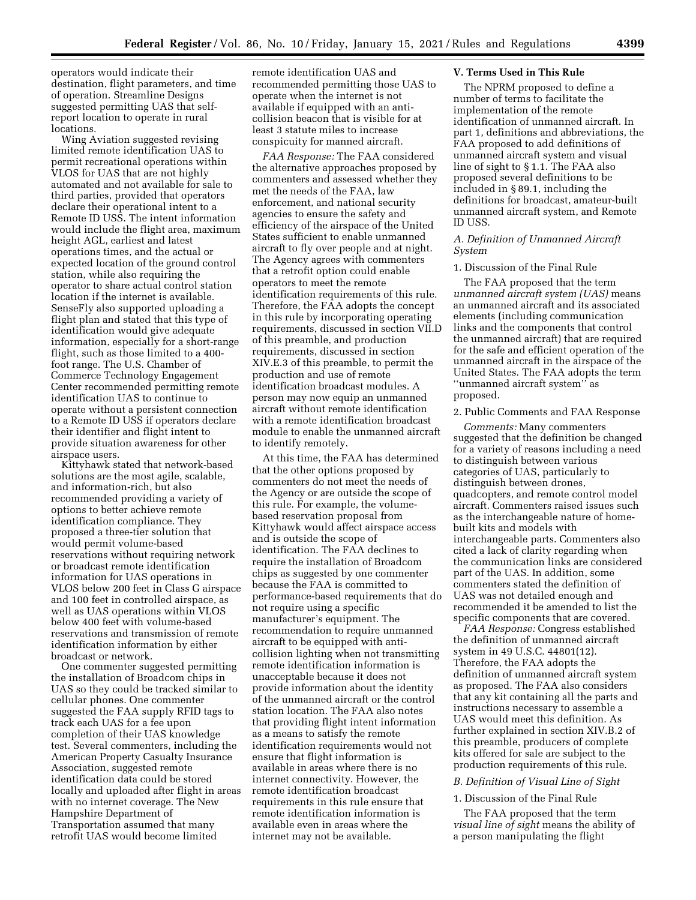operators would indicate their destination, flight parameters, and time of operation. Streamline Designs suggested permitting UAS that self-report location to operate in rural locations.

Wing Aviation suggested revising limited remote identification UAS to permit recreational operations within VLOS for UAS that are not highly automated and not available for sale to third parties, provided that operators declare their operational intent to a Remote ID USS. The intent information would include the flight area, maximum height AGL, earliest and latest operations times, and the actual or expected location of the ground control station, while also requiring the operator to share actual control station location if the internet is available. SenseFly also supported uploading a flight plan and stated that this type of identification would give adequate information, especially for a short-range flight, such as those limited to a 400-foot range. The U.S. Chamber of Commerce Technology Engagement Center recommended permitting remote identification UAS to continue to operate without a persistent connection to a Remote ID USS if operators declare their identifier and flight intent to provide situation awareness for other airspace users.

Kittyhawk stated that network-based solutions are the most agile, scalable, and information-rich, but also recommended providing a variety of options to better achieve remote identification compliance. They proposed a three-tier solution that would permit volume-based reservations without requiring network or broadcast remote identification information for UAS operations in VLOS below 200 feet in Class G airspace and 100 feet in controlled airspace, as well as UAS operations within VLOS below 400 feet with volume-based reservations and transmission of remote identification information by either broadcast or network.

One commenter suggested permitting the installation of Broadcom chips in UAS so they could be tracked similar to cellular phones. One commenter suggested the FAA supply RFID tags to track each UAS for a fee upon completion of their UAS knowledge test. Several commenters, including the American Property Casualty Insurance Association, suggested remote identification data could be stored locally and uploaded after flight in areas with no internet coverage. The New Hampshire Department of Transportation assumed that many retrofit UAS would become limited remote identification UAS and recommended permitting those UAS to operate when the internet is not available if equipped with an anti-collision beacon that is visible for at least 3 statute miles to increase conspicuity for manned aircraft.

*FAA Response:* The FAA considered the alternative approaches proposed by commenters and assessed whether they met the needs of the FAA, law enforcement, and national security agencies to ensure the safety and efficiency of the airspace of the United States sufficient to enable unmanned aircraft to fly over people and at night. The Agency agrees with commenters that a retrofit option could enable operators to meet the remote identification requirements of this rule. Therefore, the FAA adopts the concept in this rule by incorporating operating requirements, discussed in section VII.D of this preamble, and production requirements, discussed in section XIV.E.3 of this preamble, to permit the production and use of remote identification broadcast modules. A person may now equip an unmanned aircraft without remote identification with a remote identification broadcast module to enable the unmanned aircraft to identify remotely.

At this time, the FAA has determined that the other options proposed by commenters do not meet the needs of the Agency or are outside the scope of this rule. For example, the volume-based reservation proposal from Kittyhawk would affect airspace access and is outside the scope of identification. The FAA declines to require the installation of Broadcom chips as suggested by one commenter because the FAA is committed to performance-based requirements that do not require using a specific manufacturer's equipment. The recommendation to require unmanned aircraft to be equipped with anti-collision lighting when not transmitting remote identification information is unacceptable because it does not provide information about the identity of the unmanned aircraft or the control station location. The FAA also notes that providing flight intent information as a means to satisfy the remote identification requirements would not ensure that flight information is available in areas where there is no internet connectivity. However, the remote identification broadcast requirements in this rule ensure that remote identification information is available even in areas where the internet may not be available.

## V. Terms Used in This Rule

The NPRM proposed to define a number of terms to facilitate the implementation of the remote identification of unmanned aircraft. In part 1, definitions and abbreviations, the FAA proposed to add definitions of unmanned aircraft system and visual line of sight to § 1.1. The FAA also proposed several definitions to be included in § 89.1, including the definitions for broadcast, amateur-built unmanned aircraft system, and Remote ID USS.

### A. Definition of Unmanned Aircraft System

#### 1. Discussion of the Final Rule

The FAA proposed that the term *unmanned aircraft system (UAS)* means an unmanned aircraft and its associated elements (including communication links and the components that control the unmanned aircraft) that are required for the safe and efficient operation of the unmanned aircraft in the airspace of the United States. The FAA adopts the term "unmanned aircraft system" as proposed.

#### 2. Public Comments and FAA Response

*Comments:* Many commenters suggested that the definition be changed for a variety of reasons including a need to distinguish between various categories of UAS, particularly to distinguish between drones, quadcopters, and remote control model aircraft. Commenters raised issues such as the interchangeable nature of home-built kits and models with interchangeable parts. Commenters also cited a lack of clarity regarding when the communication links are considered part of the UAS. In addition, some commenters stated the definition of UAS was not detailed enough and recommended it be amended to list the specific components that are covered.

*FAA Response:* Congress established the definition of unmanned aircraft system in 49 U.S.C. 44801(12). Therefore, the FAA adopts the definition of unmanned aircraft system as proposed. The FAA also considers that any kit containing all the parts and instructions necessary to assemble a UAS would meet this definition. As further explained in section XIV.B.2 of this preamble, producers of complete kits offered for sale are subject to the production requirements of this rule.

### B. Definition of Visual Line of Sight

#### 1. Discussion of the Final Rule

The FAA proposed that the term *visual line of sight* means the ability of a person manipulating the flight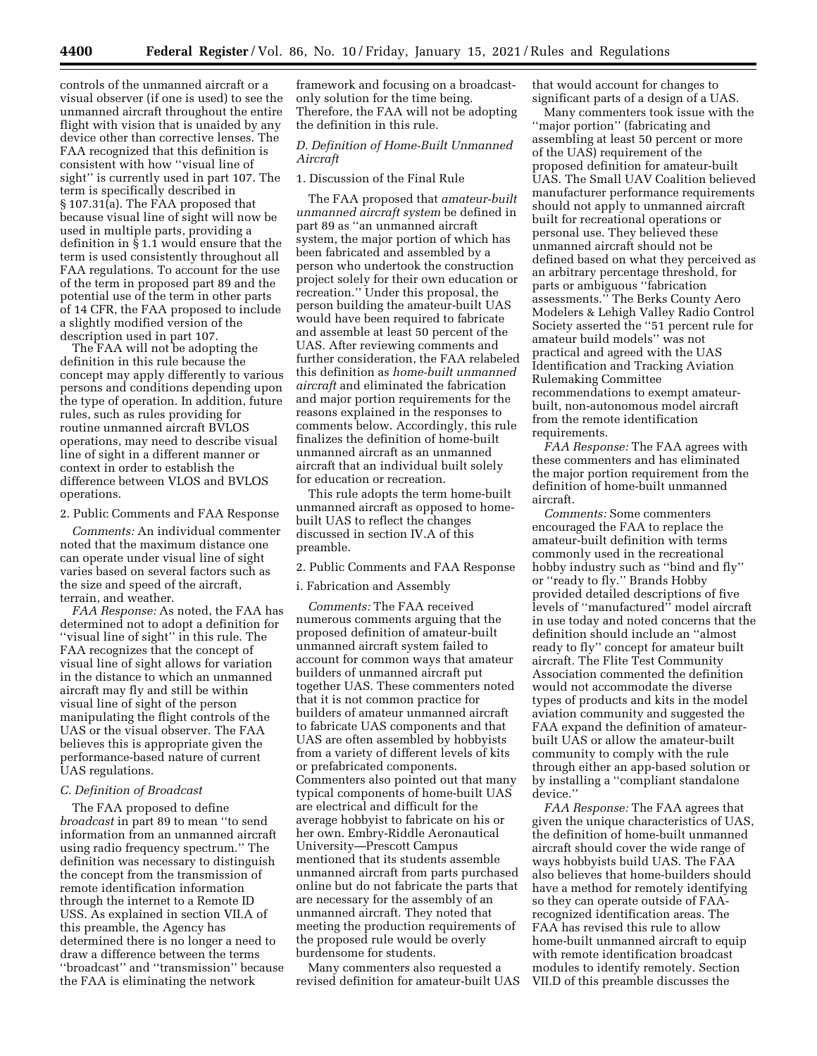controls of the unmanned aircraft or a visual observer (if one is used) to see the unmanned aircraft throughout the entire flight with vision that is unaided by any device other than corrective lenses. The FAA recognized that this definition is consistent with how ''visual line of sight'' is currently used in part 107. The term is specifically described in § 107.31(a). The FAA proposed that because visual line of sight will now be used in multiple parts, providing a definition in § 1.1 would ensure that the term is used consistently throughout all FAA regulations. To account for the use of the term in proposed part 89 and the potential use of the term in other parts of 14 CFR, the FAA proposed to include a slightly modified version of the description used in part 107.

The FAA will not be adopting the definition in this rule because the concept may apply differently to various persons and conditions depending upon the type of operation. In addition, future rules, such as rules providing for routine unmanned aircraft BVLOS operations, may need to describe visual line of sight in a different manner or context in order to establish the difference between VLOS and BVLOS operations.

2. Public Comments and FAA Response

*Comments:* An individual commenter noted that the maximum distance one can operate under visual line of sight varies based on several factors such as the size and speed of the aircraft, terrain, and weather.

*FAA Response:* As noted, the FAA has determined not to adopt a definition for ''visual line of sight'' in this rule. The FAA recognizes that the concept of visual line of sight allows for variation in the distance to which an unmanned aircraft may fly and still be within visual line of sight of the person manipulating the flight controls of the UAS or the visual observer. The FAA believes this is appropriate given the performance-based nature of current UAS regulations.

### C. Definition of Broadcast

The FAA proposed to define *broadcast* in part 89 to mean ''to send information from an unmanned aircraft using radio frequency spectrum.'' The definition was necessary to distinguish the concept from the transmission of remote identification information through the internet to a Remote ID USS. As explained in section VII.A of this preamble, the Agency has determined there is no longer a need to draw a difference between the terms ''broadcast'' and ''transmission'' because the FAA is eliminating the network framework and focusing on a broadcast-only solution for the time being. Therefore, the FAA will not be adopting the definition in this rule.

### D. Definition of Home-Built Unmanned Aircraft

1. Discussion of the Final Rule

The FAA proposed that *amateur-built unmanned aircraft system* be defined in part 89 as ''an unmanned aircraft system, the major portion of which has been fabricated and assembled by a person who undertook the construction project solely for their own education or recreation.'' Under this proposal, the person building the amateur-built UAS would have been required to fabricate and assemble at least 50 percent of the UAS. After reviewing comments and further consideration, the FAA relabeled this definition as *home-built unmanned aircraft* and eliminated the fabrication and major portion requirements for the reasons explained in the responses to comments below. Accordingly, this rule finalizes the definition of home-built unmanned aircraft as an unmanned aircraft that an individual built solely for education or recreation.

This rule adopts the term home-built unmanned aircraft as opposed to home-built UAS to reflect the changes discussed in section IV.A of this preamble.

2. Public Comments and FAA Response

i. Fabrication and Assembly

*Comments:* The FAA received numerous comments arguing that the proposed definition of amateur-built unmanned aircraft system failed to account for common ways that amateur builders of unmanned aircraft put together UAS. These commenters noted that it is not common practice for builders of amateur unmanned aircraft to fabricate UAS components and that UAS are often assembled by hobbyists from a variety of different levels of kits or prefabricated components. Commenters also pointed out that many typical components of home-built UAS are electrical and difficult for the average hobbyist to fabricate on his or her own. Embry-Riddle Aeronautical University—Prescott Campus mentioned that its students assemble unmanned aircraft from parts purchased online but do not fabricate the parts that are necessary for the assembly of an unmanned aircraft. They noted that meeting the production requirements of the proposed rule would be overly burdensome for students.

Many commenters also requested a revised definition for amateur-built UAS that would account for changes to significant parts of a design of a UAS.

Many commenters took issue with the ''major portion'' (fabricating and assembling at least 50 percent or more of the UAS) requirement of the proposed definition for amateur-built UAS. The Small UAV Coalition believed manufacturer performance requirements should not apply to unmanned aircraft built for recreational operations or personal use. They believed these unmanned aircraft should not be defined based on what they perceived as an arbitrary percentage threshold, for parts or ambiguous ''fabrication assessments.'' The Berks County Aero Modelers & Lehigh Valley Radio Control Society asserted the ''51 percent rule for amateur build models'' was not practical and agreed with the UAS Identification and Tracking Aviation Rulemaking Committee recommendations to exempt amateur-built, non-autonomous model aircraft from the remote identification requirements.

*FAA Response:* The FAA agrees with these commenters and has eliminated the major portion requirement from the definition of home-built unmanned aircraft.

*Comments:* Some commenters encouraged the FAA to replace the amateur-built definition with terms commonly used in the recreational hobby industry such as ''bind and fly'' or ''ready to fly.'' Brands Hobby provided detailed descriptions of five levels of ''manufactured'' model aircraft in use today and noted concerns that the definition should include an ''almost ready to fly'' concept for amateur built aircraft. The Flite Test Community Association commented the definition would not accommodate the diverse types of products and kits in the model aviation community and suggested the FAA expand the definition of amateur-built UAS or allow the amateur-built community to comply with the rule through either an app-based solution or by installing a ''compliant standalone device.''

*FAA Response:* The FAA agrees that given the unique characteristics of UAS, the definition of home-built unmanned aircraft should cover the wide range of ways hobbyists build UAS. The FAA also believes that home-builders should have a method for remotely identifying so they can operate outside of FAA-recognized identification areas. The FAA has revised this rule to allow home-built unmanned aircraft to equip with remote identification broadcast modules to identify remotely. Section VII.D of this preamble discusses the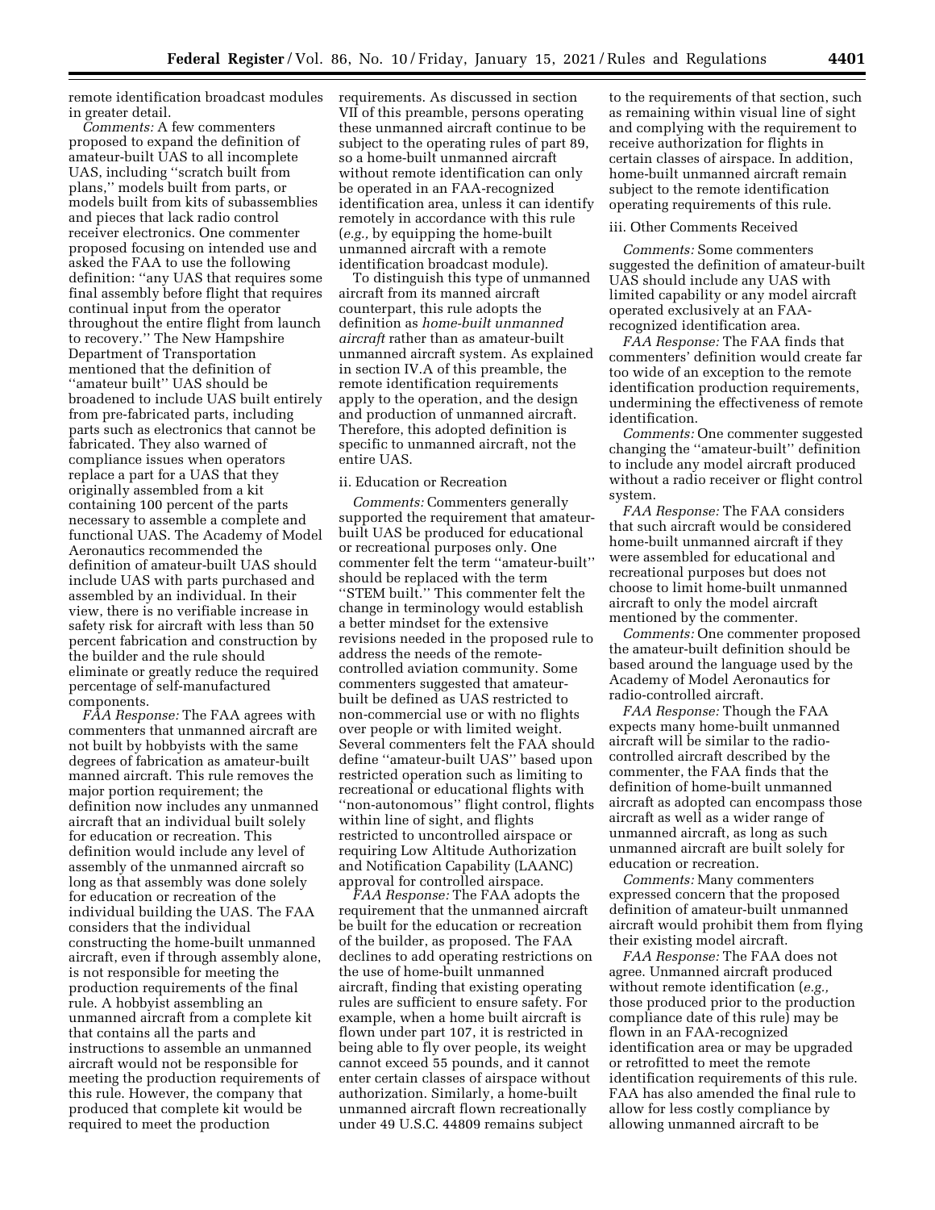remote identification broadcast modules in greater detail.

*Comments:* A few commenters proposed to expand the definition of amateur-built UAS to all incomplete UAS, including ''scratch built from plans,'' models built from parts, or models built from kits of subassemblies and pieces that lack radio control receiver electronics. One commenter proposed focusing on intended use and asked the FAA to use the following definition: ''any UAS that requires some final assembly before flight that requires continual input from the operator throughout the entire flight from launch to recovery.'' The New Hampshire Department of Transportation mentioned that the definition of ''amateur built'' UAS should be broadened to include UAS built entirely from pre-fabricated parts, including parts such as electronics that cannot be fabricated. They also warned of compliance issues when operators replace a part for a UAS that they originally assembled from a kit containing 100 percent of the parts necessary to assemble a complete and functional UAS. The Academy of Model Aeronautics recommended the definition of amateur-built UAS should include UAS with parts purchased and assembled by an individual. In their view, there is no verifiable increase in safety risk for aircraft with less than 50 percent fabrication and construction by the builder and the rule should eliminate or greatly reduce the required percentage of self-manufactured components.

*FAA Response:* The FAA agrees with commenters that unmanned aircraft are not built by hobbyists with the same degrees of fabrication as amateur-built manned aircraft. This rule removes the major portion requirement; the definition now includes any unmanned aircraft that an individual built solely for education or recreation. This definition would include any level of assembly of the unmanned aircraft so long as that assembly was done solely for education or recreation of the individual building the UAS. The FAA considers that the individual constructing the home-built unmanned aircraft, even if through assembly alone, is not responsible for meeting the production requirements of the final rule. A hobbyist assembling an unmanned aircraft from a complete kit that contains all the parts and instructions to assemble an unmanned aircraft would not be responsible for meeting the production requirements of this rule. However, the company that produced that complete kit would be required to meet the production requirements. As discussed in section VII of this preamble, persons operating these unmanned aircraft continue to be subject to the operating rules of part 89, so a home-built unmanned aircraft without remote identification can only be operated in an FAA-recognized identification area, unless it can identify remotely in accordance with this rule (*e.g.,* by equipping the home-built unmanned aircraft with a remote identification broadcast module).

To distinguish this type of unmanned aircraft from its manned aircraft counterpart, this rule adopts the definition as *home-built unmanned aircraft* rather than as amateur-built unmanned aircraft system. As explained in section IV.A of this preamble, the remote identification requirements apply to the operation, and the design and production of unmanned aircraft. Therefore, this adopted definition is specific to unmanned aircraft, not the entire UAS.

ii. Education or Recreation

*Comments:* Commenters generally supported the requirement that amateur-built UAS be produced for educational or recreational purposes only. One commenter felt the term ''amateur-built'' should be replaced with the term ''STEM built.'' This commenter felt the change in terminology would establish a better mindset for the extensive revisions needed in the proposed rule to address the needs of the remote-controlled aviation community. Some commenters suggested that amateur-built be defined as UAS restricted to non-commercial use or with no flights over people or with limited weight. Several commenters felt the FAA should define ''amateur-built UAS'' based upon restricted operation such as limiting to recreational or educational flights with ''non-autonomous'' flight control, flights within line of sight, and flights restricted to uncontrolled airspace or requiring Low Altitude Authorization and Notification Capability (LAANC) approval for controlled airspace.

*FAA Response:* The FAA adopts the requirement that the unmanned aircraft be built for the education or recreation of the builder, as proposed. The FAA declines to add operating restrictions on the use of home-built unmanned aircraft, finding that existing operating rules are sufficient to ensure safety. For example, when a home built aircraft is flown under part 107, it is restricted in being able to fly over people, its weight cannot exceed 55 pounds, and it cannot enter certain classes of airspace without authorization. Similarly, a home-built unmanned aircraft flown recreationally under 49 U.S.C. 44809 remains subject to the requirements of that section, such as remaining within visual line of sight and complying with the requirement to receive authorization for flights in certain classes of airspace. In addition, home-built unmanned aircraft remain subject to the remote identification operating requirements of this rule.

iii. Other Comments Received

*Comments:* Some commenters suggested the definition of amateur-built UAS should include any UAS with limited capability or any model aircraft operated exclusively at an FAA-recognized identification area.

*FAA Response:* The FAA finds that commenters' definition would create far too wide of an exception to the remote identification production requirements, undermining the effectiveness of remote identification.

*Comments:* One commenter suggested changing the ''amateur-built'' definition to include any model aircraft produced without a radio receiver or flight control system.

*FAA Response:* The FAA considers that such aircraft would be considered home-built unmanned aircraft if they were assembled for educational and recreational purposes but does not choose to limit home-built unmanned aircraft to only the model aircraft mentioned by the commenter.

*Comments:* One commenter proposed the amateur-built definition should be based around the language used by the Academy of Model Aeronautics for radio-controlled aircraft.

*FAA Response:* Though the FAA expects many home-built unmanned aircraft will be similar to the radio-controlled aircraft described by the commenter, the FAA finds that the definition of home-built unmanned aircraft as adopted can encompass those aircraft as well as a wider range of unmanned aircraft, as long as such unmanned aircraft are built solely for education or recreation.

*Comments:* Many commenters expressed concern that the proposed definition of amateur-built unmanned aircraft would prohibit them from flying their existing model aircraft.

*FAA Response:* The FAA does not agree. Unmanned aircraft produced without remote identification (*e.g.,* those produced prior to the production compliance date of this rule) may be flown in an FAA-recognized identification area or may be upgraded or retrofitted to meet the remote identification requirements of this rule. FAA has also amended the final rule to allow for less costly compliance by allowing unmanned aircraft to be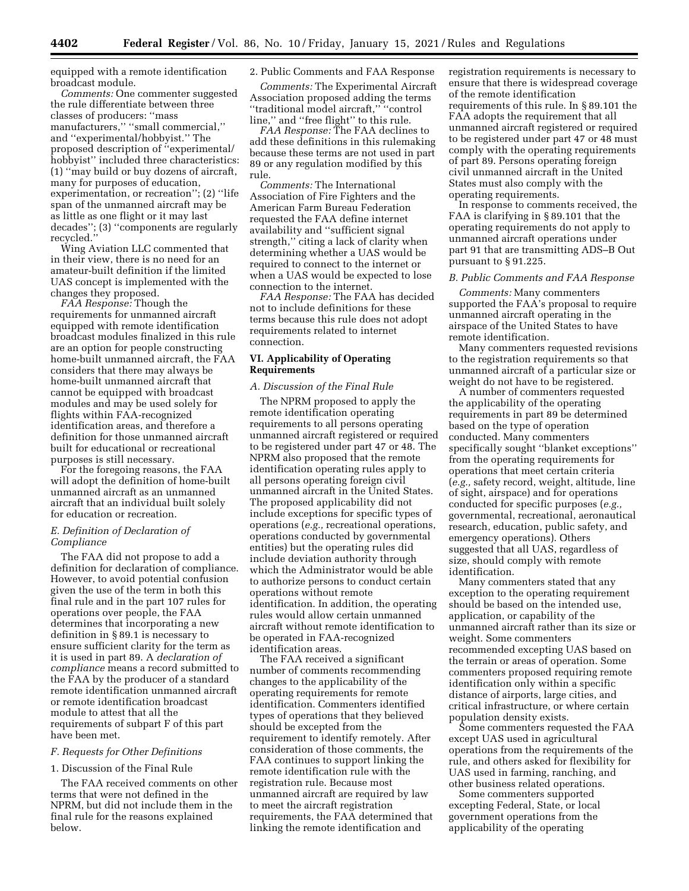equipped with a remote identification broadcast module.

*Comments:* One commenter suggested the rule differentiate between three classes of producers: ''mass manufacturers,'' ''small commercial,'' and ''experimental/hobbyist.'' The proposed description of ''experimental/hobbyist'' included three characteristics: (1) ''may build or buy dozens of aircraft, many for purposes of education, experimentation, or recreation''; (2) ''life span of the unmanned aircraft may be as little as one flight or it may last decades''; (3) ''components are regularly recycled.''

Wing Aviation LLC commented that in their view, there is no need for an amateur-built definition if the limited UAS concept is implemented with the changes they proposed.

*FAA Response:* Though the requirements for unmanned aircraft equipped with remote identification broadcast modules finalized in this rule are an option for people constructing home-built unmanned aircraft, the FAA considers that there may always be home-built unmanned aircraft that cannot be equipped with broadcast modules and may be used solely for flights within FAA-recognized identification areas, and therefore a definition for those unmanned aircraft built for educational or recreational purposes is still necessary.

For the foregoing reasons, the FAA will adopt the definition of home-built unmanned aircraft as an unmanned aircraft that an individual built solely for education or recreation.

### *E. Definition of Declaration of Compliance*

The FAA did not propose to add a definition for declaration of compliance. However, to avoid potential confusion given the use of the term in both this final rule and in the part 107 rules for operations over people, the FAA determines that incorporating a new definition in § 89.1 is necessary to ensure sufficient clarity for the term as it is used in part 89. A *declaration of compliance* means a record submitted to the FAA by the producer of a standard remote identification unmanned aircraft or remote identification broadcast module to attest that all the requirements of subpart F of this part have been met.

### *F. Requests for Other Definitions*

#### 1. Discussion of the Final Rule

The FAA received comments on other terms that were not defined in the NPRM, but did not include them in the final rule for the reasons explained below.

#### 2. Public Comments and FAA Response

*Comments:* The Experimental Aircraft Association proposed adding the terms ''traditional model aircraft,'' ''control line,'' and ''free flight'' to this rule.

*FAA Response:* The FAA declines to add these definitions in this rulemaking because these terms are not used in part 89 or any regulation modified by this rule.

*Comments:* The International Association of Fire Fighters and the American Farm Bureau Federation requested the FAA define internet availability and ''sufficient signal strength,'' citing a lack of clarity when determining whether a UAS would be required to connect to the internet or when a UAS would be expected to lose connection to the internet.

*FAA Response:* The FAA has decided not to include definitions for these terms because this rule does not adopt requirements related to internet connection.

## VI. Applicability of Operating Requirements

### *A. Discussion of the Final Rule*

The NPRM proposed to apply the remote identification operating requirements to all persons operating unmanned aircraft registered or required to be registered under part 47 or 48. The NPRM also proposed that the remote identification operating rules apply to all persons operating foreign civil unmanned aircraft in the United States. The proposed applicability did not include exceptions for specific types of operations (*e.g.,* recreational operations, operations conducted by governmental entities) but the operating rules did include deviation authority through which the Administrator would be able to authorize persons to conduct certain operations without remote identification. In addition, the operating rules would allow certain unmanned aircraft without remote identification to be operated in FAA-recognized identification areas.

The FAA received a significant number of comments recommending changes to the applicability of the operating requirements for remote identification. Commenters identified types of operations that they believed should be excepted from the requirement to identify remotely. After consideration of those comments, the FAA continues to support linking the remote identification rule with the registration rule. Because most unmanned aircraft are required by law to meet the aircraft registration requirements, the FAA determined that linking the remote identification and registration requirements is necessary to ensure that there is widespread coverage of the remote identification requirements of this rule. In § 89.101 the FAA adopts the requirement that all unmanned aircraft registered or required to be registered under part 47 or 48 must comply with the operating requirements of part 89. Persons operating foreign civil unmanned aircraft in the United States must also comply with the operating requirements.

In response to comments received, the FAA is clarifying in § 89.101 that the operating requirements do not apply to unmanned aircraft operations under part 91 that are transmitting ADS–B Out pursuant to § 91.225.

### *B. Public Comments and FAA Response*

*Comments:* Many commenters supported the FAA's proposal to require unmanned aircraft operating in the airspace of the United States to have remote identification.

Many commenters requested revisions to the registration requirements so that unmanned aircraft of a particular size or weight do not have to be registered.

A number of commenters requested the applicability of the operating requirements in part 89 be determined based on the type of operation conducted. Many commenters specifically sought ''blanket exceptions'' from the operating requirements for operations that meet certain criteria (*e.g.,* safety record, weight, altitude, line of sight, airspace) and for operations conducted for specific purposes (*e.g.,* governmental, recreational, aeronautical research, education, public safety, and emergency operations). Others suggested that all UAS, regardless of size, should comply with remote identification.

Many commenters stated that any exception to the operating requirement should be based on the intended use, application, or capability of the unmanned aircraft rather than its size or weight. Some commenters recommended excepting UAS based on the terrain or areas of operation. Some commenters proposed requiring remote identification only within a specific distance of airports, large cities, and critical infrastructure, or where certain population density exists.

Some commenters requested the FAA except UAS used in agricultural operations from the requirements of the rule, and others asked for flexibility for UAS used in farming, ranching, and other business related operations.

Some commenters supported excepting Federal, State, or local government operations from the applicability of the operating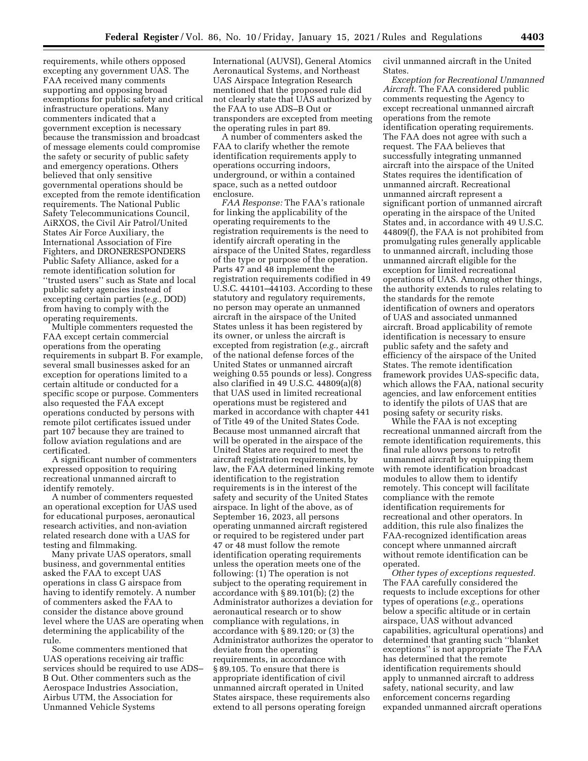requirements, while others opposed excepting any government UAS. The FAA received many comments supporting and opposing broad exemptions for public safety and critical infrastructure operations. Many commenters indicated that a government exception is necessary because the transmission and broadcast of message elements could compromise the safety or security of public safety and emergency operations. Others believed that only sensitive governmental operations should be excepted from the remote identification requirements. The National Public Safety Telecommunications Council, AiRXOS, the Civil Air Patrol/United States Air Force Auxiliary, the International Association of Fire Fighters, and DRONERESPONDERS Public Safety Alliance, asked for a remote identification solution for ''trusted users'' such as State and local public safety agencies instead of excepting certain parties (*e.g.,* DOD) from having to comply with the operating requirements.

Multiple commenters requested the FAA except certain commercial operations from the operating requirements in subpart B. For example, several small businesses asked for an exception for operations limited to a certain altitude or conducted for a specific scope or purpose. Commenters also requested the FAA except operations conducted by persons with remote pilot certificates issued under part 107 because they are trained to follow aviation regulations and are certificated.

A significant number of commenters expressed opposition to requiring recreational unmanned aircraft to identify remotely.

A number of commenters requested an operational exception for UAS used for educational purposes, aeronautical research activities, and non-aviation related research done with a UAS for testing and filmmaking.

Many private UAS operators, small business, and governmental entities asked the FAA to except UAS operations in class G airspace from having to identify remotely. A number of commenters asked the FAA to consider the distance above ground level where the UAS are operating when determining the applicability of the rule.

Some commenters mentioned that UAS operations receiving air traffic services should be required to use ADS–B Out. Other commenters such as the Aerospace Industries Association, Airbus UTM, the Association for Unmanned Vehicle Systems International (AUVSI), General Atomics Aeronautical Systems, and Northeast UAS Airspace Integration Research mentioned that the proposed rule did not clearly state that UAS authorized by the FAA to use ADS–B Out or transponders are excepted from meeting the operating rules in part 89.

A number of commenters asked the FAA to clarify whether the remote identification requirements apply to operations occurring indoors, underground, or within a contained space, such as a netted outdoor enclosure.

*FAA Response:* The FAA's rationale for linking the applicability of the operating requirements to the registration requirements is the need to identify aircraft operating in the airspace of the United States, regardless of the type or purpose of the operation. Parts 47 and 48 implement the registration requirements codified in 49 U.S.C. 44101–44103. According to these statutory and regulatory requirements, no person may operate an unmanned aircraft in the airspace of the United States unless it has been registered by its owner, or unless the aircraft is excepted from registration (*e.g.,* aircraft of the national defense forces of the United States or unmanned aircraft weighing 0.55 pounds or less). Congress also clarified in 49 U.S.C. 44809(a)(8) that UAS used in limited recreational operations must be registered and marked in accordance with chapter 441 of Title 49 of the United States Code. Because most unmanned aircraft that will be operated in the airspace of the United States are required to meet the aircraft registration requirements, by law, the FAA determined linking remote identification to the registration requirements is in the interest of the safety and security of the United States airspace. In light of the above, as of September 16, 2023, all persons operating unmanned aircraft registered or required to be registered under part 47 or 48 must follow the remote identification operating requirements unless the operation meets one of the following: (1) The operation is not subject to the operating requirement in accordance with § 89.101(b); (2) the Administrator authorizes a deviation for aeronautical research or to show compliance with regulations, in accordance with § 89.120; or (3) the Administrator authorizes the operator to deviate from the operating requirements, in accordance with § 89.105. To ensure that there is appropriate identification of civil unmanned aircraft operated in United States airspace, these requirements also extend to all persons operating foreign civil unmanned aircraft in the United States.

*Exception for Recreational Unmanned Aircraft.* The FAA considered public comments requesting the Agency to except recreational unmanned aircraft operations from the remote identification operating requirements. The FAA does not agree with such a request. The FAA believes that successfully integrating unmanned aircraft into the airspace of the United States requires the identification of unmanned aircraft. Recreational unmanned aircraft represent a significant portion of unmanned aircraft operating in the airspace of the United States and, in accordance with 49 U.S.C. 44809(f), the FAA is not prohibited from promulgating rules generally applicable to unmanned aircraft, including those unmanned aircraft eligible for the exception for limited recreational operations of UAS. Among other things, the authority extends to rules relating to the standards for the remote identification of owners and operators of UAS and associated unmanned aircraft. Broad applicability of remote identification is necessary to ensure public safety and the safety and efficiency of the airspace of the United States. The remote identification framework provides UAS-specific data, which allows the FAA, national security agencies, and law enforcement entities to identify the pilots of UAS that are posing safety or security risks.

While the FAA is not excepting recreational unmanned aircraft from the remote identification requirements, this final rule allows persons to retrofit unmanned aircraft by equipping them with remote identification broadcast modules to allow them to identify remotely. This concept will facilitate compliance with the remote identification requirements for recreational and other operators. In addition, this rule also finalizes the FAA-recognized identification areas concept where unmanned aircraft without remote identification can be operated.

*Other types of exceptions requested.* The FAA carefully considered the requests to include exceptions for other types of operations (*e.g.,* operations below a specific altitude or in certain airspace, UAS without advanced capabilities, agricultural operations) and determined that granting such ''blanket exceptions'' is not appropriate The FAA has determined that the remote identification requirements should apply to unmanned aircraft to address safety, national security, and law enforcement concerns regarding expanded unmanned aircraft operations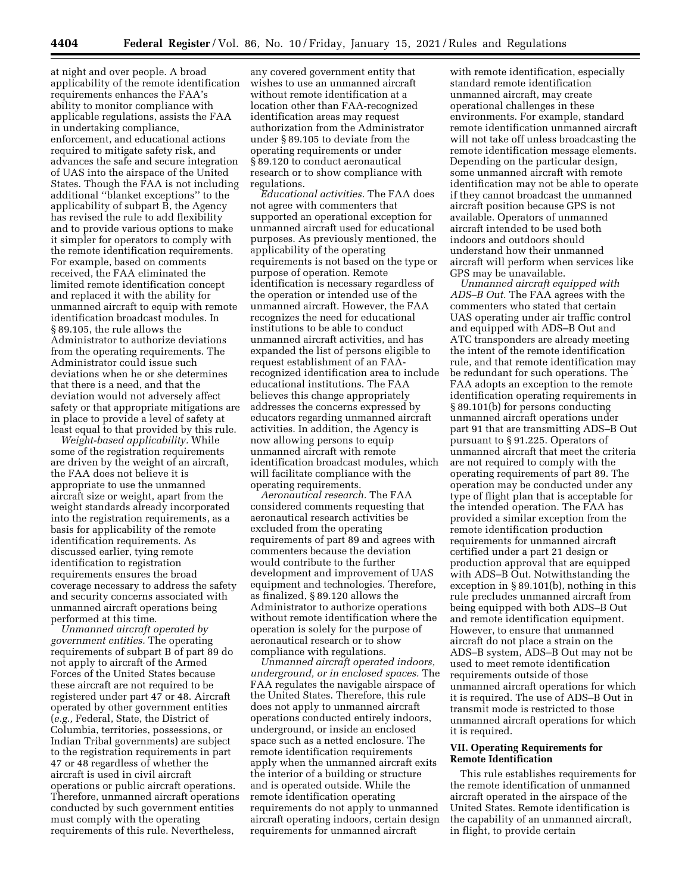at night and over people. A broad applicability of the remote identification requirements enhances the FAA's ability to monitor compliance with applicable regulations, assists the FAA in undertaking compliance, enforcement, and educational actions required to mitigate safety risk, and advances the safe and secure integration of UAS into the airspace of the United States. Though the FAA is not including additional ''blanket exceptions'' to the applicability of subpart B, the Agency has revised the rule to add flexibility and to provide various options to make it simpler for operators to comply with the remote identification requirements. For example, based on comments received, the FAA eliminated the limited remote identification concept and replaced it with the ability for unmanned aircraft to equip with remote identification broadcast modules. In § 89.105, the rule allows the Administrator to authorize deviations from the operating requirements. The Administrator could issue such deviations when he or she determines that there is a need, and that the deviation would not adversely affect safety or that appropriate mitigations are in place to provide a level of safety at least equal to that provided by this rule.

*Weight-based applicability.* While some of the registration requirements are driven by the weight of an aircraft, the FAA does not believe it is appropriate to use the unmanned aircraft size or weight, apart from the weight standards already incorporated into the registration requirements, as a basis for applicability of the remote identification requirements. As discussed earlier, tying remote identification to registration requirements ensures the broad coverage necessary to address the safety and security concerns associated with unmanned aircraft operations being performed at this time.

*Unmanned aircraft operated by government entities.* The operating requirements of subpart B of part 89 do not apply to aircraft of the Armed Forces of the United States because these aircraft are not required to be registered under part 47 or 48. Aircraft operated by other government entities (*e.g.,* Federal, State, the District of Columbia, territories, possessions, or Indian Tribal governments) are subject to the registration requirements in part 47 or 48 regardless of whether the aircraft is used in civil aircraft operations or public aircraft operations. Therefore, unmanned aircraft operations conducted by such government entities must comply with the operating requirements of this rule. Nevertheless, any covered government entity that wishes to use an unmanned aircraft without remote identification at a location other than FAA-recognized identification areas may request authorization from the Administrator under § 89.105 to deviate from the operating requirements or under § 89.120 to conduct aeronautical research or to show compliance with regulations.

*Educational activities.* The FAA does not agree with commenters that supported an operational exception for unmanned aircraft used for educational purposes. As previously mentioned, the applicability of the operating requirements is not based on the type or purpose of operation. Remote identification is necessary regardless of the operation or intended use of the unmanned aircraft. However, the FAA recognizes the need for educational institutions to be able to conduct unmanned aircraft activities, and has expanded the list of persons eligible to request establishment of an FAA-recognized identification area to include educational institutions. The FAA believes this change appropriately addresses the concerns expressed by educators regarding unmanned aircraft activities. In addition, the Agency is now allowing persons to equip unmanned aircraft with remote identification broadcast modules, which will facilitate compliance with the operating requirements.

*Aeronautical research.* The FAA considered comments requesting that aeronautical research activities be excluded from the operating requirements of part 89 and agrees with commenters because the deviation would contribute to the further development and improvement of UAS equipment and technologies. Therefore, as finalized, § 89.120 allows the Administrator to authorize operations without remote identification where the operation is solely for the purpose of aeronautical research or to show compliance with regulations.

*Unmanned aircraft operated indoors, underground, or in enclosed spaces.* The FAA regulates the navigable airspace of the United States. Therefore, this rule does not apply to unmanned aircraft operations conducted entirely indoors, underground, or inside an enclosed space such as a netted enclosure. The remote identification requirements apply when the unmanned aircraft exits the interior of a building or structure and is operated outside. While the remote identification operating requirements do not apply to unmanned aircraft operating indoors, certain design requirements for unmanned aircraft with remote identification, especially standard remote identification unmanned aircraft, may create operational challenges in these environments. For example, standard remote identification unmanned aircraft will not take off unless broadcasting the remote identification message elements. Depending on the particular design, some unmanned aircraft with remote identification may not be able to operate if they cannot broadcast the unmanned aircraft position because GPS is not available. Operators of unmanned aircraft intended to be used both indoors and outdoors should understand how their unmanned aircraft will perform when services like GPS may be unavailable.

*Unmanned aircraft equipped with ADS–B Out.* The FAA agrees with the commenters who stated that certain UAS operating under air traffic control and equipped with ADS–B Out and ATC transponders are already meeting the intent of the remote identification rule, and that remote identification may be redundant for such operations. The FAA adopts an exception to the remote identification operating requirements in § 89.101(b) for persons conducting unmanned aircraft operations under part 91 that are transmitting ADS–B Out pursuant to § 91.225. Operators of unmanned aircraft that meet the criteria are not required to comply with the operating requirements of part 89. The operation may be conducted under any type of flight plan that is acceptable for the intended operation. The FAA has provided a similar exception from the remote identification production requirements for unmanned aircraft certified under a part 21 design or production approval that are equipped with ADS–B Out. Notwithstanding the exception in § 89.101(b), nothing in this rule precludes unmanned aircraft from being equipped with both ADS–B Out and remote identification equipment. However, to ensure that unmanned aircraft do not place a strain on the ADS–B system, ADS–B Out may not be used to meet remote identification requirements outside of those unmanned aircraft operations for which it is required. The use of ADS–B Out in transmit mode is restricted to those unmanned aircraft operations for which it is required.

## VII. Operating Requirements for Remote Identification

This rule establishes requirements for the remote identification of unmanned aircraft operated in the airspace of the United States. Remote identification is the capability of an unmanned aircraft, in flight, to provide certain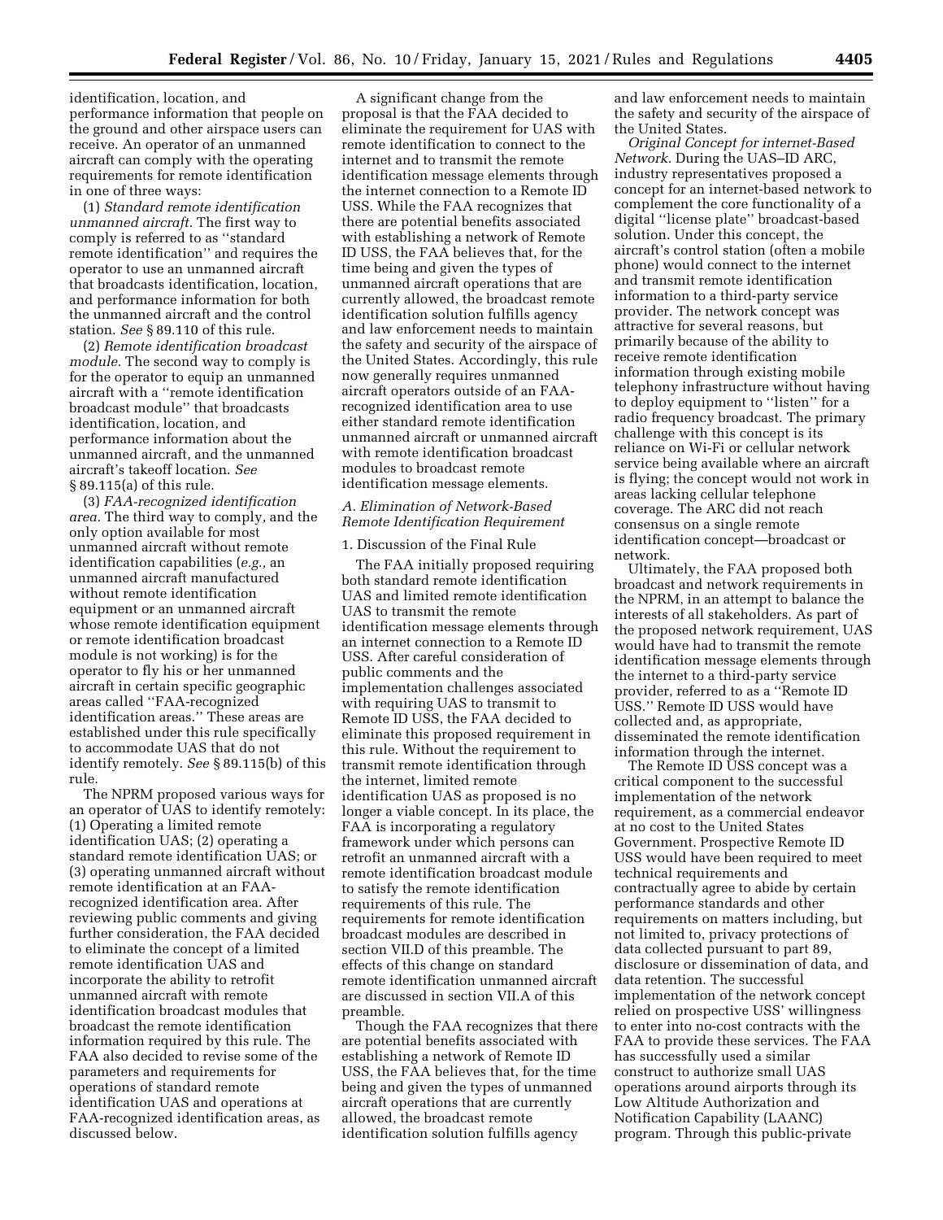identification, location, and performance information that people on the ground and other airspace users can receive. An operator of an unmanned aircraft can comply with the operating requirements for remote identification in one of three ways:

(1) *Standard remote identification unmanned aircraft.* The first way to comply is referred to as ''standard remote identification'' and requires the operator to use an unmanned aircraft that broadcasts identification, location, and performance information for both the unmanned aircraft and the control station. *See* § 89.110 of this rule.

(2) *Remote identification broadcast module.* The second way to comply is for the operator to equip an unmanned aircraft with a ''remote identification broadcast module'' that broadcasts identification, location, and performance information about the unmanned aircraft, and the unmanned aircraft's takeoff location. *See* § 89.115(a) of this rule.

(3) *FAA-recognized identification area.* The third way to comply, and the only option available for most unmanned aircraft without remote identification capabilities (*e.g.,* an unmanned aircraft manufactured without remote identification equipment or an unmanned aircraft whose remote identification equipment or remote identification broadcast module is not working) is for the operator to fly his or her unmanned aircraft in certain specific geographic areas called ''FAA-recognized identification areas.'' These areas are established under this rule specifically to accommodate UAS that do not identify remotely. *See* § 89.115(b) of this rule.

The NPRM proposed various ways for an operator of UAS to identify remotely: (1) Operating a limited remote identification UAS; (2) operating a standard remote identification UAS; or (3) operating unmanned aircraft without remote identification at an FAA-recognized identification area. After reviewing public comments and giving further consideration, the FAA decided to eliminate the concept of a limited remote identification UAS and incorporate the ability to retrofit unmanned aircraft with remote identification broadcast modules that broadcast the remote identification information required by this rule. The FAA also decided to revise some of the parameters and requirements for operations of standard remote identification UAS and operations at FAA-recognized identification areas, as discussed below.

A significant change from the proposal is that the FAA decided to eliminate the requirement for UAS with remote identification to connect to the internet and to transmit the remote identification message elements through the internet connection to a Remote ID USS. While the FAA recognizes that there are potential benefits associated with establishing a network of Remote ID USS, the FAA believes that, for the time being and given the types of unmanned aircraft operations that are currently allowed, the broadcast remote identification solution fulfills agency and law enforcement needs to maintain the safety and security of the airspace of the United States. Accordingly, this rule now generally requires unmanned aircraft operators outside of an FAA-recognized identification area to use either standard remote identification unmanned aircraft or unmanned aircraft with remote identification broadcast modules to broadcast remote identification message elements.

### *A. Elimination of Network-Based Remote Identification Requirement*

#### 1. Discussion of the Final Rule

The FAA initially proposed requiring both standard remote identification UAS and limited remote identification UAS to transmit the remote identification message elements through an internet connection to a Remote ID USS. After careful consideration of public comments and the implementation challenges associated with requiring UAS to transmit to Remote ID USS, the FAA decided to eliminate this proposed requirement in this rule. Without the requirement to transmit remote identification through the internet, limited remote identification UAS as proposed is no longer a viable concept. In its place, the FAA is incorporating a regulatory framework under which persons can retrofit an unmanned aircraft with a remote identification broadcast module to satisfy the remote identification requirements of this rule. The requirements for remote identification broadcast modules are described in section VII.D of this preamble. The effects of this change on standard remote identification unmanned aircraft are discussed in section VII.A of this preamble.

Though the FAA recognizes that there are potential benefits associated with establishing a network of Remote ID USS, the FAA believes that, for the time being and given the types of unmanned aircraft operations that are currently allowed, the broadcast remote identification solution fulfills agency and law enforcement needs to maintain the safety and security of the airspace of the United States.

*Original Concept for internet-Based Network.* During the UAS–ID ARC, industry representatives proposed a concept for an internet-based network to complement the core functionality of a digital ''license plate'' broadcast-based solution. Under this concept, the aircraft's control station (often a mobile phone) would connect to the internet and transmit remote identification information to a third-party service provider. The network concept was attractive for several reasons, but primarily because of the ability to receive remote identification information through existing mobile telephony infrastructure without having to deploy equipment to ''listen'' for a radio frequency broadcast. The primary challenge with this concept is its reliance on Wi-Fi or cellular network service being available where an aircraft is flying; the concept would not work in areas lacking cellular telephone coverage. The ARC did not reach consensus on a single remote identification concept—broadcast or network.

Ultimately, the FAA proposed both broadcast and network requirements in the NPRM, in an attempt to balance the interests of all stakeholders. As part of the proposed network requirement, UAS would have had to transmit the remote identification message elements through the internet to a third-party service provider, referred to as a ''Remote ID USS.'' Remote ID USS would have collected and, as appropriate, disseminated the remote identification information through the internet.

The Remote ID USS concept was a critical component to the successful implementation of the network requirement, as a commercial endeavor at no cost to the United States Government. Prospective Remote ID USS would have been required to meet technical requirements and contractually agree to abide by certain performance standards and other requirements on matters including, but not limited to, privacy protections of data collected pursuant to part 89, disclosure or dissemination of data, and data retention. The successful implementation of the network concept relied on prospective USS' willingness to enter into no-cost contracts with the FAA to provide these services. The FAA has successfully used a similar construct to authorize small UAS operations around airports through its Low Altitude Authorization and Notification Capability (LAANC) program. Through this public-private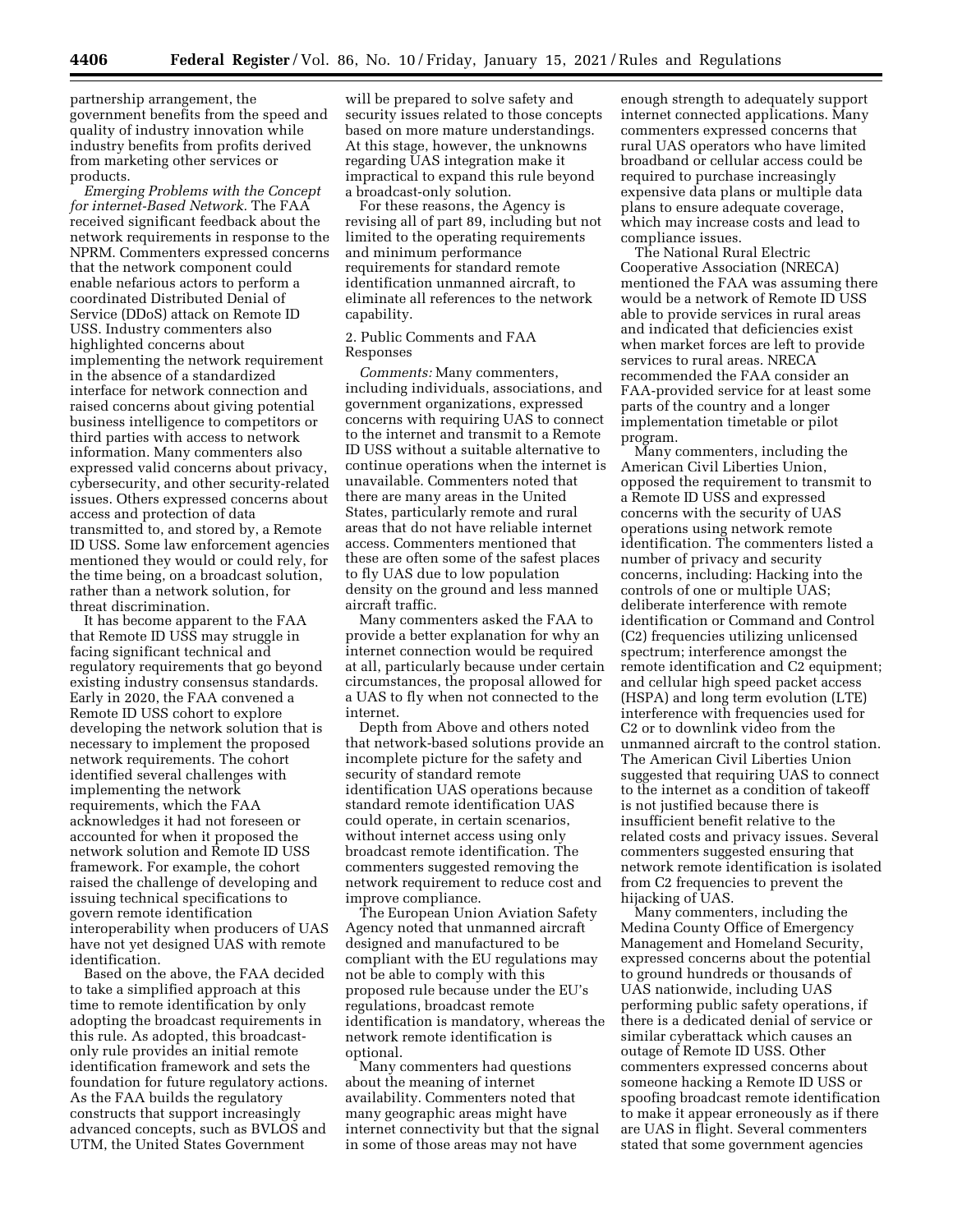partnership arrangement, the government benefits from the speed and quality of industry innovation while industry benefits from profits derived from marketing other services or products.

*Emerging Problems with the Concept for internet-Based Network.* The FAA received significant feedback about the network requirements in response to the NPRM. Commenters expressed concerns that the network component could enable nefarious actors to perform a coordinated Distributed Denial of Service (DDoS) attack on Remote ID USS. Industry commenters also highlighted concerns about implementing the network requirement in the absence of a standardized interface for network connection and raised concerns about giving potential business intelligence to competitors or third parties with access to network information. Many commenters also expressed valid concerns about privacy, cybersecurity, and other security-related issues. Others expressed concerns about access and protection of data transmitted to, and stored by, a Remote ID USS. Some law enforcement agencies mentioned they would or could rely, for the time being, on a broadcast solution, rather than a network solution, for threat discrimination.

It has become apparent to the FAA that Remote ID USS may struggle in facing significant technical and regulatory requirements that go beyond existing industry consensus standards. Early in 2020, the FAA convened a Remote ID USS cohort to explore developing the network solution that is necessary to implement the proposed network requirements. The cohort identified several challenges with implementing the network requirements, which the FAA acknowledges it had not foreseen or accounted for when it proposed the network solution and Remote ID USS framework. For example, the cohort raised the challenge of developing and issuing technical specifications to govern remote identification interoperability when producers of UAS have not yet designed UAS with remote identification.

Based on the above, the FAA decided to take a simplified approach at this time to remote identification by only adopting the broadcast requirements in this rule. As adopted, this broadcast-only rule provides an initial remote identification framework and sets the foundation for future regulatory actions. As the FAA builds the regulatory constructs that support increasingly advanced concepts, such as BVLOS and UTM, the United States Government will be prepared to solve safety and security issues related to those concepts based on more mature understandings. At this stage, however, the unknowns regarding UAS integration make it impractical to expand this rule beyond a broadcast-only solution.

For these reasons, the Agency is revising all of part 89, including but not limited to the operating requirements and minimum performance requirements for standard remote identification unmanned aircraft, to eliminate all references to the network capability.

2. Public Comments and FAA Responses

*Comments:* Many commenters, including individuals, associations, and government organizations, expressed concerns with requiring UAS to connect to the internet and transmit to a Remote ID USS without a suitable alternative to continue operations when the internet is unavailable. Commenters noted that there are many areas in the United States, particularly remote and rural areas that do not have reliable internet access. Commenters mentioned that these are often some of the safest places to fly UAS due to low population density on the ground and less manned aircraft traffic.

Many commenters asked the FAA to provide a better explanation for why an internet connection would be required at all, particularly because under certain circumstances, the proposal allowed for a UAS to fly when not connected to the internet.

Depth from Above and others noted that network-based solutions provide an incomplete picture for the safety and security of standard remote identification UAS operations because standard remote identification UAS could operate, in certain scenarios, without internet access using only broadcast remote identification. The commenters suggested removing the network requirement to reduce cost and improve compliance.

The European Union Aviation Safety Agency noted that unmanned aircraft designed and manufactured to be compliant with the EU regulations may not be able to comply with this proposed rule because under the EU's regulations, broadcast remote identification is mandatory, whereas the network remote identification is optional.

Many commenters had questions about the meaning of internet availability. Commenters noted that many geographic areas might have internet connectivity but that the signal in some of those areas may not have enough strength to adequately support internet connected applications. Many commenters expressed concerns that rural UAS operators who have limited broadband or cellular access could be required to purchase increasingly expensive data plans or multiple data plans to ensure adequate coverage, which may increase costs and lead to compliance issues.

The National Rural Electric Cooperative Association (NRECA) mentioned the FAA was assuming there would be a network of Remote ID USS able to provide services in rural areas and indicated that deficiencies exist when market forces are left to provide services to rural areas. NRECA recommended the FAA consider an FAA-provided service for at least some parts of the country and a longer implementation timetable or pilot program.

Many commenters, including the American Civil Liberties Union, opposed the requirement to transmit to a Remote ID USS and expressed concerns with the security of UAS operations using network remote identification. The commenters listed a number of privacy and security concerns, including: Hacking into the controls of one or multiple UAS; deliberate interference with remote identification or Command and Control (C2) frequencies utilizing unlicensed spectrum; interference amongst the remote identification and C2 equipment; and cellular high speed packet access (HSPA) and long term evolution (LTE) interference with frequencies used for C2 or to downlink video from the unmanned aircraft to the control station. The American Civil Liberties Union suggested that requiring UAS to connect to the internet as a condition of takeoff is not justified because there is insufficient benefit relative to the related costs and privacy issues. Several commenters suggested ensuring that network remote identification is isolated from C2 frequencies to prevent the hijacking of UAS.

Many commenters, including the Medina County Office of Emergency Management and Homeland Security, expressed concerns about the potential to ground hundreds or thousands of UAS nationwide, including UAS performing public safety operations, if there is a dedicated denial of service or similar cyberattack which causes an outage of Remote ID USS. Other commenters expressed concerns about someone hacking a Remote ID USS or spoofing broadcast remote identification to make it appear erroneously as if there are UAS in flight. Several commenters stated that some government agencies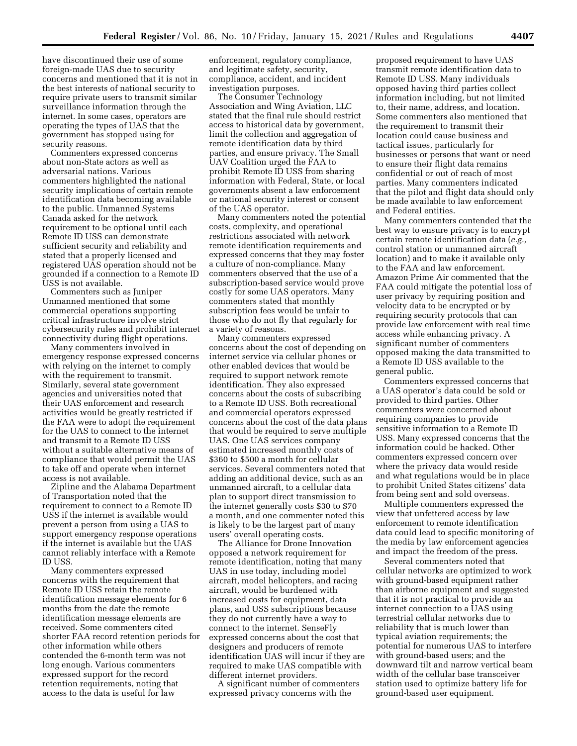have discontinued their use of some foreign-made UAS due to security concerns and mentioned that it is not in the best interests of national security to require private users to transmit similar surveillance information through the internet. In some cases, operators are operating the types of UAS that the government has stopped using for security reasons.

Commenters expressed concerns about non-State actors as well as adversarial nations. Various commenters highlighted the national security implications of certain remote identification data becoming available to the public. Unmanned Systems Canada asked for the network requirement to be optional until each Remote ID USS can demonstrate sufficient security and reliability and stated that a properly licensed and registered UAS operation should not be grounded if a connection to a Remote ID USS is not available.

Commenters such as Juniper Unmanned mentioned that some commercial operations supporting critical infrastructure involve strict cybersecurity rules and prohibit internet connectivity during flight operations.

Many commenters involved in emergency response expressed concerns with relying on the internet to comply with the requirement to transmit. Similarly, several state government agencies and universities noted that their UAS enforcement and research activities would be greatly restricted if the FAA were to adopt the requirement for the UAS to connect to the internet and transmit to a Remote ID USS without a suitable alternative means of compliance that would permit the UAS to take off and operate when internet access is not available.

Zipline and the Alabama Department of Transportation noted that the requirement to connect to a Remote ID USS if the internet is available would prevent a person from using a UAS to support emergency response operations if the internet is available but the UAS cannot reliably interface with a Remote ID USS.

Many commenters expressed concerns with the requirement that Remote ID USS retain the remote identification message elements for 6 months from the date the remote identification message elements are received. Some commenters cited shorter FAA record retention periods for other information while others contended the 6-month term was not long enough. Various commenters expressed support for the record retention requirements, noting that access to the data is useful for law enforcement, regulatory compliance, and legitimate safety, security, compliance, accident, and incident investigation purposes.

The Consumer Technology Association and Wing Aviation, LLC stated that the final rule should restrict access to historical data by government, limit the collection and aggregation of remote identification data by third parties, and ensure privacy. The Small UAV Coalition urged the FAA to prohibit Remote ID USS from sharing information with Federal, State, or local governments absent a law enforcement or national security interest or consent of the UAS operator.

Many commenters noted the potential costs, complexity, and operational restrictions associated with network remote identification requirements and expressed concerns that they may foster a culture of non-compliance. Many commenters observed that the use of a subscription-based service would prove costly for some UAS operators. Many commenters stated that monthly subscription fees would be unfair to those who do not fly that regularly for a variety of reasons.

Many commenters expressed concerns about the cost of depending on internet service via cellular phones or other enabled devices that would be required to support network remote identification. They also expressed concerns about the costs of subscribing to a Remote ID USS. Both recreational and commercial operators expressed concerns about the cost of the data plans that would be required to serve multiple UAS. One UAS services company estimated increased monthly costs of $360 to $500 a month for cellular services. Several commenters noted that adding an additional device, such as an unmanned aircraft, to a cellular data plan to support direct transmission to the internet generally costs $30 to $70 a month, and one commenter noted this is likely to be the largest part of many users' overall operating costs.

The Alliance for Drone Innovation opposed a network requirement for remote identification, noting that many UAS in use today, including model aircraft, model helicopters, and racing aircraft, would be burdened with increased costs for equipment, data plans, and USS subscriptions because they do not currently have a way to connect to the internet. SenseFly expressed concerns about the cost that designers and producers of remote identification UAS will incur if they are required to make UAS compatible with different internet providers.

A significant number of commenters expressed privacy concerns with the proposed requirement to have UAS transmit remote identification data to Remote ID USS. Many individuals opposed having third parties collect information including, but not limited to, their name, address, and location. Some commenters also mentioned that the requirement to transmit their location could cause business and tactical issues, particularly for businesses or persons that want or need to ensure their flight data remains confidential or out of reach of most parties. Many commenters indicated that the pilot and flight data should only be made available to law enforcement and Federal entities.

Many commenters contended that the best way to ensure privacy is to encrypt certain remote identification data (*e.g.,* control station or unmanned aircraft location) and to make it available only to the FAA and law enforcement. Amazon Prime Air commented that the FAA could mitigate the potential loss of user privacy by requiring position and velocity data to be encrypted or by requiring security protocols that can provide law enforcement with real time access while enhancing privacy. A significant number of commenters opposed making the data transmitted to a Remote ID USS available to the general public.

Commenters expressed concerns that a UAS operator's data could be sold or provided to third parties. Other commenters were concerned about requiring companies to provide sensitive information to a Remote ID USS. Many expressed concerns that the information could be hacked. Other commenters expressed concern over where the privacy data would reside and what regulations would be in place to prohibit United States citizens' data from being sent and sold overseas.

Multiple commenters expressed the view that unfettered access by law enforcement to remote identification data could lead to specific monitoring of the media by law enforcement agencies and impact the freedom of the press.

Several commenters noted that cellular networks are optimized to work with ground-based equipment rather than airborne equipment and suggested that it is not practical to provide an internet connection to a UAS using terrestrial cellular networks due to reliability that is much lower than typical aviation requirements; the potential for numerous UAS to interfere with ground-based users; and the downward tilt and narrow vertical beam width of the cellular base transceiver station used to optimize battery life for ground-based user equipment.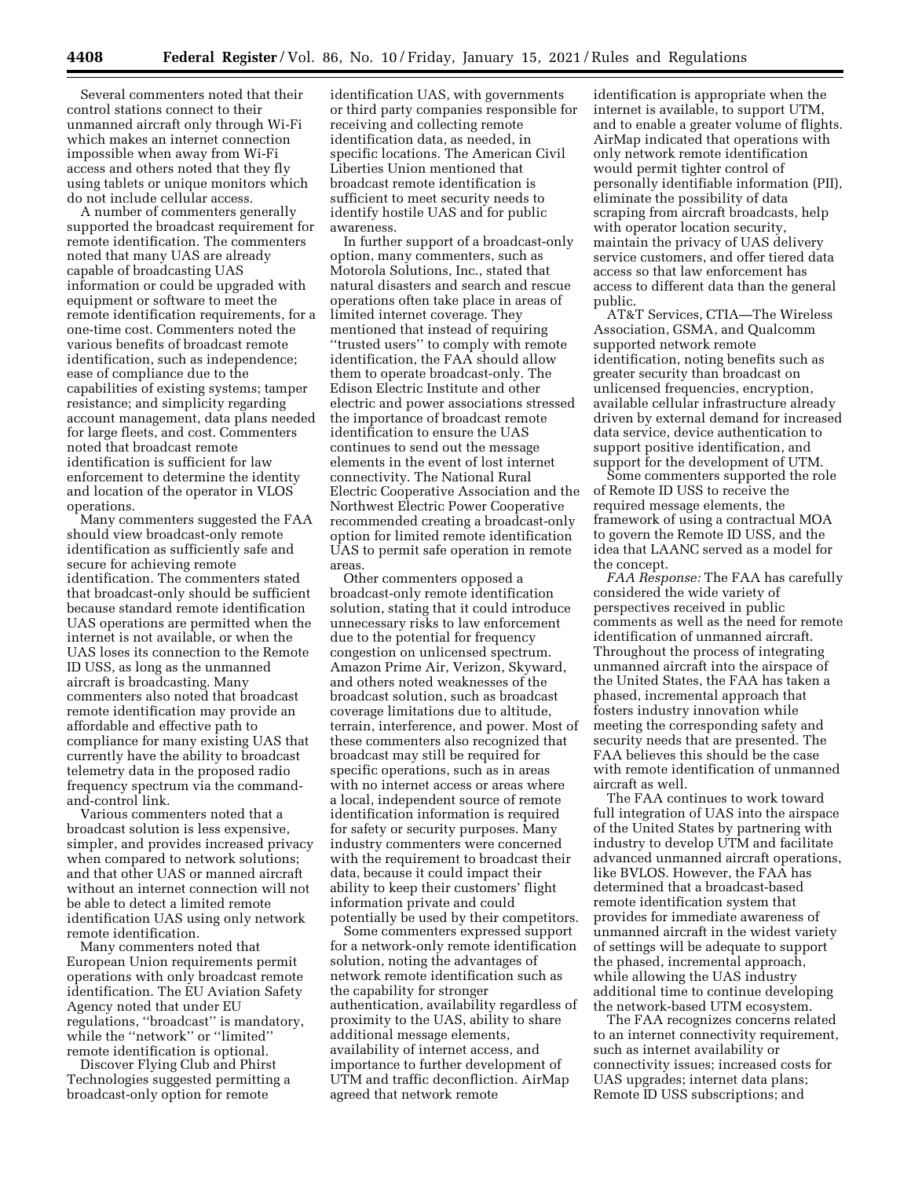Several commenters noted that their control stations connect to their unmanned aircraft only through Wi-Fi which makes an internet connection impossible when away from Wi-Fi access and others noted that they fly using tablets or unique monitors which do not include cellular access.

A number of commenters generally supported the broadcast requirement for remote identification. The commenters noted that many UAS are already capable of broadcasting UAS information or could be upgraded with equipment or software to meet the remote identification requirements, for a one-time cost. Commenters noted the various benefits of broadcast remote identification, such as independence; ease of compliance due to the capabilities of existing systems; tamper resistance; and simplicity regarding account management, data plans needed for large fleets, and cost. Commenters noted that broadcast remote identification is sufficient for law enforcement to determine the identity and location of the operator in VLOS operations.

Many commenters suggested the FAA should view broadcast-only remote identification as sufficiently safe and secure for achieving remote identification. The commenters stated that broadcast-only should be sufficient because standard remote identification UAS operations are permitted when the internet is not available, or when the UAS loses its connection to the Remote ID USS, as long as the unmanned aircraft is broadcasting. Many commenters also noted that broadcast remote identification may provide an affordable and effective path to compliance for many existing UAS that currently have the ability to broadcast telemetry data in the proposed radio frequency spectrum via the command-and-control link.

Various commenters noted that a broadcast solution is less expensive, simpler, and provides increased privacy when compared to network solutions; and that other UAS or manned aircraft without an internet connection will not be able to detect a limited remote identification UAS using only network remote identification.

Many commenters noted that European Union requirements permit operations with only broadcast remote identification. The EU Aviation Safety Agency noted that under EU regulations, ''broadcast'' is mandatory, while the ''network'' or ''limited'' remote identification is optional.

Discover Flying Club and Phirst Technologies suggested permitting a broadcast-only option for remote identification UAS, with governments or third party companies responsible for receiving and collecting remote identification data, as needed, in specific locations. The American Civil Liberties Union mentioned that broadcast remote identification is sufficient to meet security needs to identify hostile UAS and for public awareness.

In further support of a broadcast-only option, many commenters, such as Motorola Solutions, Inc., stated that natural disasters and search and rescue operations often take place in areas of limited internet coverage. They mentioned that instead of requiring ''trusted users'' to comply with remote identification, the FAA should allow them to operate broadcast-only. The Edison Electric Institute and other electric and power associations stressed the importance of broadcast remote identification to ensure the UAS continues to send out the message elements in the event of lost internet connectivity. The National Rural Electric Cooperative Association and the Northwest Electric Power Cooperative recommended creating a broadcast-only option for limited remote identification UAS to permit safe operation in remote areas.

Other commenters opposed a broadcast-only remote identification solution, stating that it could introduce unnecessary risks to law enforcement due to the potential for frequency congestion on unlicensed spectrum. Amazon Prime Air, Verizon, Skyward, and others noted weaknesses of the broadcast solution, such as broadcast coverage limitations due to altitude, terrain, interference, and power. Most of these commenters also recognized that broadcast may still be required for specific operations, such as in areas with no internet access or areas where a local, independent source of remote identification information is required for safety or security purposes. Many industry commenters were concerned with the requirement to broadcast their data, because it could impact their ability to keep their customers' flight information private and could potentially be used by their competitors.

Some commenters expressed support for a network-only remote identification solution, noting the advantages of network remote identification such as the capability for stronger authentication, availability regardless of proximity to the UAS, ability to share additional message elements, availability of internet access, and importance to further development of UTM and traffic deconfliction. AirMap agreed that network remote identification is appropriate when the internet is available, to support UTM, and to enable a greater volume of flights. AirMap indicated that operations with only network remote identification would permit tighter control of personally identifiable information (PII), eliminate the possibility of data scraping from aircraft broadcasts, help with operator location security, maintain the privacy of UAS delivery service customers, and offer tiered data access so that law enforcement has access to different data than the general public.

AT&T Services, CTIA—The Wireless Association, GSMA, and Qualcomm supported network remote identification, noting benefits such as greater security than broadcast on unlicensed frequencies, encryption, available cellular infrastructure already driven by external demand for increased data service, device authentication to support positive identification, and support for the development of UTM.

Some commenters supported the role of Remote ID USS to receive the required message elements, the framework of using a contractual MOA to govern the Remote ID USS, and the idea that LAANC served as a model for the concept.

*FAA Response:* The FAA has carefully considered the wide variety of perspectives received in public comments as well as the need for remote identification of unmanned aircraft. Throughout the process of integrating unmanned aircraft into the airspace of the United States, the FAA has taken a phased, incremental approach that fosters industry innovation while meeting the corresponding safety and security needs that are presented. The FAA believes this should be the case with remote identification of unmanned aircraft as well.

The FAA continues to work toward full integration of UAS into the airspace of the United States by partnering with industry to develop UTM and facilitate advanced unmanned aircraft operations, like BVLOS. However, the FAA has determined that a broadcast-based remote identification system that provides for immediate awareness of unmanned aircraft in the widest variety of settings will be adequate to support the phased, incremental approach, while allowing the UAS industry additional time to continue developing the network-based UTM ecosystem.

The FAA recognizes concerns related to an internet connectivity requirement, such as internet availability or connectivity issues; increased costs for UAS upgrades; internet data plans; Remote ID USS subscriptions; and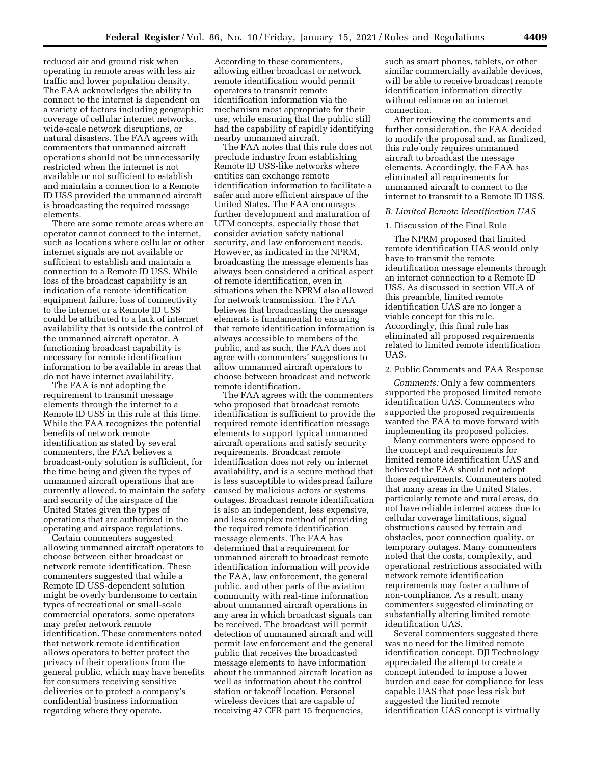reduced air and ground risk when operating in remote areas with less air traffic and lower population density. The FAA acknowledges the ability to connect to the internet is dependent on a variety of factors including geographic coverage of cellular internet networks, wide-scale network disruptions, or natural disasters. The FAA agrees with commenters that unmanned aircraft operations should not be unnecessarily restricted when the internet is not available or not sufficient to establish and maintain a connection to a Remote ID USS provided the unmanned aircraft is broadcasting the required message elements.

There are some remote areas where an operator cannot connect to the internet, such as locations where cellular or other internet signals are not available or sufficient to establish and maintain a connection to a Remote ID USS. While loss of the broadcast capability is an indication of a remote identification equipment failure, loss of connectivity to the internet or a Remote ID USS could be attributed to a lack of internet availability that is outside the control of the unmanned aircraft operator. A functioning broadcast capability is necessary for remote identification information to be available in areas that do not have internet availability.

The FAA is not adopting the requirement to transmit message elements through the internet to a Remote ID USS in this rule at this time. While the FAA recognizes the potential benefits of network remote identification as stated by several commenters, the FAA believes a broadcast-only solution is sufficient, for the time being and given the types of unmanned aircraft operations that are currently allowed, to maintain the safety and security of the airspace of the United States given the types of operations that are authorized in the operating and airspace regulations.

Certain commenters suggested allowing unmanned aircraft operators to choose between either broadcast or network remote identification. These commenters suggested that while a Remote ID USS-dependent solution might be overly burdensome to certain types of recreational or small-scale commercial operators, some operators may prefer network remote identification. These commenters noted that network remote identification allows operators to better protect the privacy of their operations from the general public, which may have benefits for consumers receiving sensitive deliveries or to protect a company's confidential business information regarding where they operate. According to these commenters, allowing either broadcast or network remote identification would permit operators to transmit remote identification information via the mechanism most appropriate for their use, while ensuring that the public still had the capability of rapidly identifying nearby unmanned aircraft.

The FAA notes that this rule does not preclude industry from establishing Remote ID USS-like networks where entities can exchange remote identification information to facilitate a safer and more efficient airspace of the United States. The FAA encourages further development and maturation of UTM concepts, especially those that consider aviation safety national security, and law enforcement needs. However, as indicated in the NPRM, broadcasting the message elements has always been considered a critical aspect of remote identification, even in situations when the NPRM also allowed for network transmission. The FAA believes that broadcasting the message elements is fundamental to ensuring that remote identification information is always accessible to members of the public, and as such, the FAA does not agree with commenters' suggestions to allow unmanned aircraft operators to choose between broadcast and network remote identification.

The FAA agrees with the commenters who proposed that broadcast remote identification is sufficient to provide the required remote identification message elements to support typical unmanned aircraft operations and satisfy security requirements. Broadcast remote identification does not rely on internet availability, and is a secure method that is less susceptible to widespread failure caused by malicious actors or systems outages. Broadcast remote identification is also an independent, less expensive, and less complex method of providing the required remote identification message elements. The FAA has determined that a requirement for unmanned aircraft to broadcast remote identification information will provide the FAA, law enforcement, the general public, and other parts of the aviation community with real-time information about unmanned aircraft operations in any area in which broadcast signals can be received. The broadcast will permit detection of unmanned aircraft and will permit law enforcement and the general public that receives the broadcasted message elements to have information about the unmanned aircraft location as well as information about the control station or takeoff location. Personal wireless devices that are capable of receiving 47 CFR part 15 frequencies, such as smart phones, tablets, or other similar commercially available devices, will be able to receive broadcast remote identification information directly without reliance on an internet connection.

After reviewing the comments and further consideration, the FAA decided to modify the proposal and, as finalized, this rule only requires unmanned aircraft to broadcast the message elements. Accordingly, the FAA has eliminated all requirements for unmanned aircraft to connect to the internet to transmit to a Remote ID USS.

### B. Limited Remote Identification UAS

#### 1. Discussion of the Final Rule

The NPRM proposed that limited remote identification UAS would only have to transmit the remote identification message elements through an internet connection to a Remote ID USS. As discussed in section VII.A of this preamble, limited remote identification UAS are no longer a viable concept for this rule. Accordingly, this final rule has eliminated all proposed requirements related to limited remote identification UAS.

#### 2. Public Comments and FAA Response

*Comments:* Only a few commenters supported the proposed limited remote identification UAS. Commenters who supported the proposed requirements wanted the FAA to move forward with implementing its proposed policies.

Many commenters were opposed to the concept and requirements for limited remote identification UAS and believed the FAA should not adopt those requirements. Commenters noted that many areas in the United States, particularly remote and rural areas, do not have reliable internet access due to cellular coverage limitations, signal obstructions caused by terrain and obstacles, poor connection quality, or temporary outages. Many commenters noted that the costs, complexity, and operational restrictions associated with network remote identification requirements may foster a culture of non-compliance. As a result, many commenters suggested eliminating or substantially altering limited remote identification UAS.

Several commenters suggested there was no need for the limited remote identification concept. DJI Technology appreciated the attempt to create a concept intended to impose a lower burden and ease for compliance for less capable UAS that pose less risk but suggested the limited remote identification UAS concept is virtually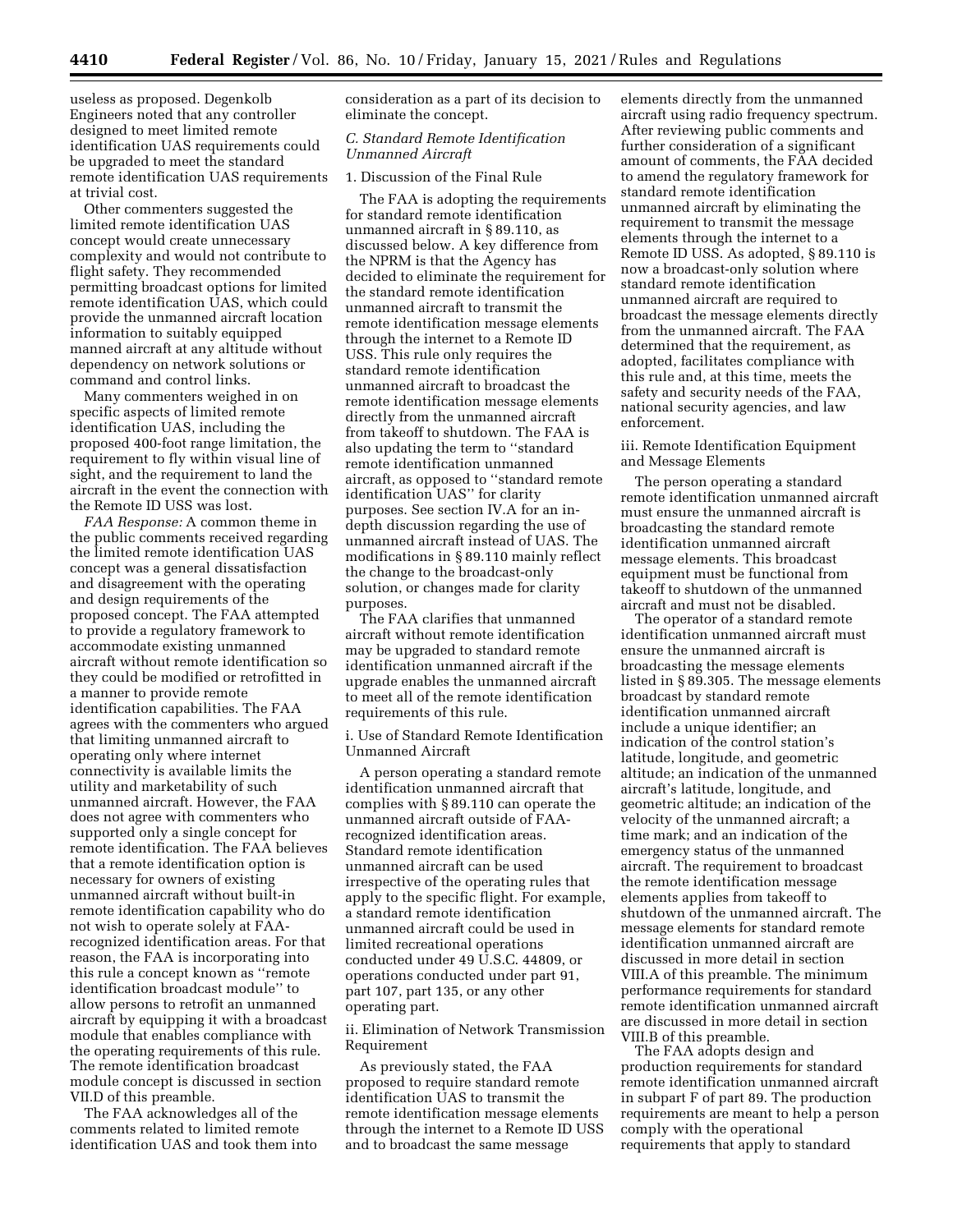useless as proposed. Degenkolb Engineers noted that any controller designed to meet limited remote identification UAS requirements could be upgraded to meet the standard remote identification UAS requirements at trivial cost.

Other commenters suggested the limited remote identification UAS concept would create unnecessary complexity and would not contribute to flight safety. They recommended permitting broadcast options for limited remote identification UAS, which could provide the unmanned aircraft location information to suitably equipped manned aircraft at any altitude without dependency on network solutions or command and control links.

Many commenters weighed in on specific aspects of limited remote identification UAS, including the proposed 400-foot range limitation, the requirement to fly within visual line of sight, and the requirement to land the aircraft in the event the connection with the Remote ID USS was lost.

*FAA Response:* A common theme in the public comments received regarding the limited remote identification UAS concept was a general dissatisfaction and disagreement with the operating and design requirements of the proposed concept. The FAA attempted to provide a regulatory framework to accommodate existing unmanned aircraft without remote identification so they could be modified or retrofitted in a manner to provide remote identification capabilities. The FAA agrees with the commenters who argued that limiting unmanned aircraft to operating only where internet connectivity is available limits the utility and marketability of such unmanned aircraft. However, the FAA does not agree with commenters who supported only a single concept for remote identification. The FAA believes that a remote identification option is necessary for owners of existing unmanned aircraft without built-in remote identification capability who do not wish to operate solely at FAA-recognized identification areas. For that reason, the FAA is incorporating into this rule a concept known as ''remote identification broadcast module'' to allow persons to retrofit an unmanned aircraft by equipping it with a broadcast module that enables compliance with the operating requirements of this rule. The remote identification broadcast module concept is discussed in section VII.D of this preamble.

The FAA acknowledges all of the comments related to limited remote identification UAS and took them into consideration as a part of its decision to eliminate the concept.

### *C. Standard Remote Identification Unmanned Aircraft*

#### 1. Discussion of the Final Rule

The FAA is adopting the requirements for standard remote identification unmanned aircraft in § 89.110, as discussed below. A key difference from the NPRM is that the Agency has decided to eliminate the requirement for the standard remote identification unmanned aircraft to transmit the remote identification message elements through the internet to a Remote ID USS. This rule only requires the standard remote identification unmanned aircraft to broadcast the remote identification message elements directly from the unmanned aircraft from takeoff to shutdown. The FAA is also updating the term to ''standard remote identification unmanned aircraft, as opposed to ''standard remote identification UAS'' for clarity purposes. See section IV.A for an in-depth discussion regarding the use of unmanned aircraft instead of UAS. The modifications in § 89.110 mainly reflect the change to the broadcast-only solution, or changes made for clarity purposes.

The FAA clarifies that unmanned aircraft without remote identification may be upgraded to standard remote identification unmanned aircraft if the upgrade enables the unmanned aircraft to meet all of the remote identification requirements of this rule.

##### i. Use of Standard Remote Identification Unmanned Aircraft

A person operating a standard remote identification unmanned aircraft that complies with § 89.110 can operate the unmanned aircraft outside of FAA-recognized identification areas. Standard remote identification unmanned aircraft can be used irrespective of the operating rules that apply to the specific flight. For example, a standard remote identification unmanned aircraft could be used in limited recreational operations conducted under 49 U.S.C. 44809, or operations conducted under part 91, part 107, part 135, or any other operating part.

##### ii. Elimination of Network Transmission Requirement

As previously stated, the FAA proposed to require standard remote identification UAS to transmit the remote identification message elements through the internet to a Remote ID USS and to broadcast the same message elements directly from the unmanned aircraft using radio frequency spectrum. After reviewing public comments and further consideration of a significant amount of comments, the FAA decided to amend the regulatory framework for standard remote identification unmanned aircraft by eliminating the requirement to transmit the message elements through the internet to a Remote ID USS. As adopted, § 89.110 is now a broadcast-only solution where standard remote identification unmanned aircraft are required to broadcast the message elements directly from the unmanned aircraft. The FAA determined that the requirement, as adopted, facilitates compliance with this rule and, at this time, meets the safety and security needs of the FAA, national security agencies, and law enforcement.

##### iii. Remote Identification Equipment and Message Elements

The person operating a standard remote identification unmanned aircraft must ensure the unmanned aircraft is broadcasting the standard remote identification unmanned aircraft message elements. This broadcast equipment must be functional from takeoff to shutdown of the unmanned aircraft and must not be disabled.

The operator of a standard remote identification unmanned aircraft must ensure the unmanned aircraft is broadcasting the message elements listed in § 89.305. The message elements broadcast by standard remote identification unmanned aircraft include a unique identifier; an indication of the control station's latitude, longitude, and geometric altitude; an indication of the unmanned aircraft's latitude, longitude, and geometric altitude; an indication of the velocity of the unmanned aircraft; a time mark; and an indication of the emergency status of the unmanned aircraft. The requirement to broadcast the remote identification message elements applies from takeoff to shutdown of the unmanned aircraft. The message elements for standard remote identification unmanned aircraft are discussed in more detail in section VIII.A of this preamble. The minimum performance requirements for standard remote identification unmanned aircraft are discussed in more detail in section VIII.B of this preamble.

The FAA adopts design and production requirements for standard remote identification unmanned aircraft in subpart F of part 89. The production requirements are meant to help a person comply with the operational requirements that apply to standard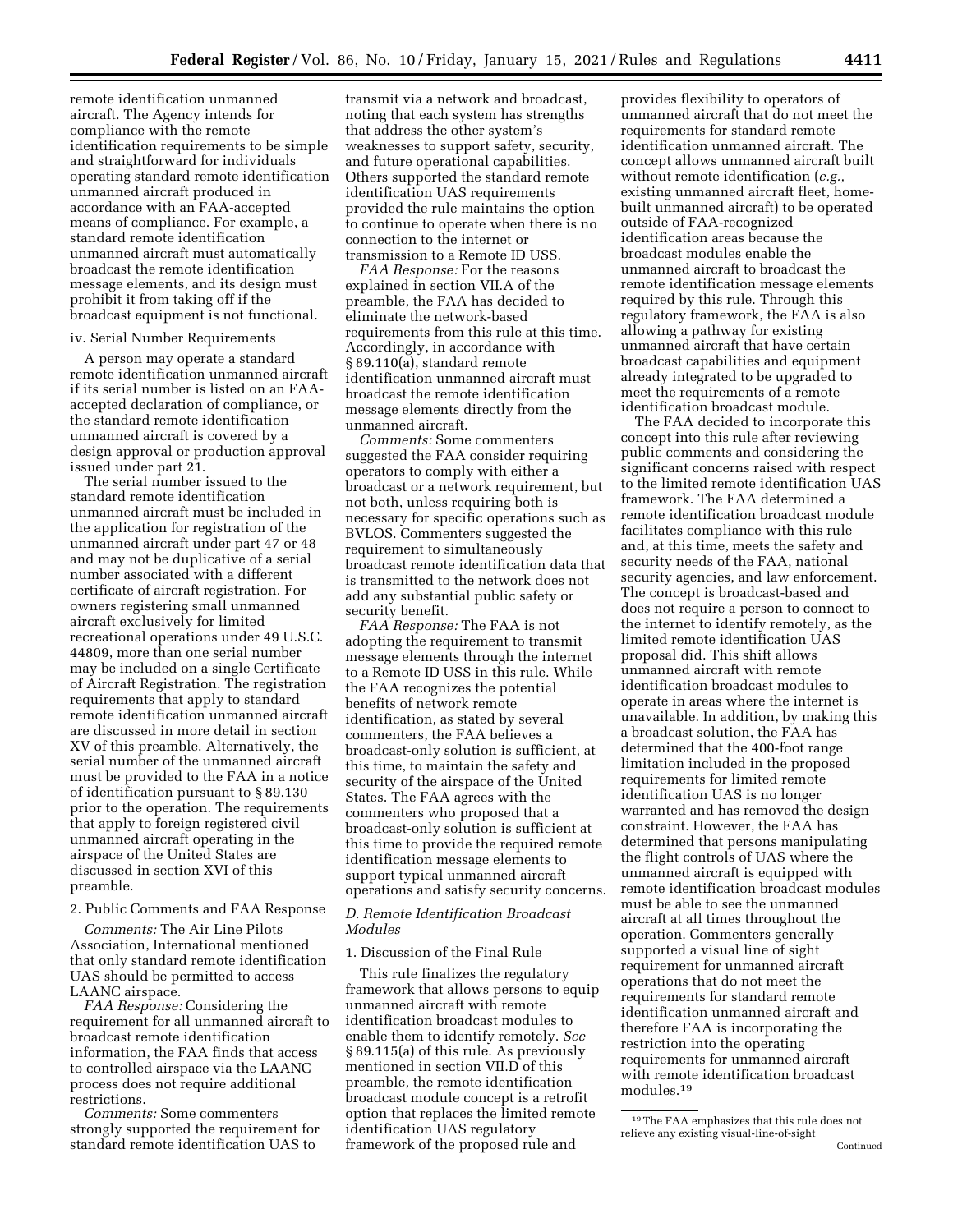remote identification unmanned aircraft. The Agency intends for compliance with the remote identification requirements to be simple and straightforward for individuals operating standard remote identification unmanned aircraft produced in accordance with an FAA-accepted means of compliance. For example, a standard remote identification unmanned aircraft must automatically broadcast the remote identification message elements, and its design must prohibit it from taking off if the broadcast equipment is not functional.

iv. Serial Number Requirements

A person may operate a standard remote identification unmanned aircraft if its serial number is listed on an FAA-accepted declaration of compliance, or the standard remote identification unmanned aircraft is covered by a design approval or production approval issued under part 21.

The serial number issued to the standard remote identification unmanned aircraft must be included in the application for registration of the unmanned aircraft under part 47 or 48 and may not be duplicative of a serial number associated with a different certificate of aircraft registration. For owners registering small unmanned aircraft exclusively for limited recreational operations under 49 U.S.C. 44809, more than one serial number may be included on a single Certificate of Aircraft Registration. The registration requirements that apply to standard remote identification unmanned aircraft are discussed in more detail in section XV of this preamble. Alternatively, the serial number of the unmanned aircraft must be provided to the FAA in a notice of identification pursuant to § 89.130 prior to the operation. The requirements that apply to foreign registered civil unmanned aircraft operating in the airspace of the United States are discussed in section XVI of this preamble.

2. Public Comments and FAA Response

*Comments:* The Air Line Pilots Association, International mentioned that only standard remote identification UAS should be permitted to access LAANC airspace.

*FAA Response:* Considering the requirement for all unmanned aircraft to broadcast remote identification information, the FAA finds that access to controlled airspace via the LAANC process does not require additional restrictions.

*Comments:* Some commenters strongly supported the requirement for standard remote identification UAS to transmit via a network and broadcast, noting that each system has strengths that address the other system's weaknesses to support safety, security, and future operational capabilities. Others supported the standard remote identification UAS requirements provided the rule maintains the option to continue to operate when there is no connection to the internet or transmission to a Remote ID USS.

*FAA Response:* For the reasons explained in section VII.A of the preamble, the FAA has decided to eliminate the network-based requirements from this rule at this time. Accordingly, in accordance with § 89.110(a), standard remote identification unmanned aircraft must broadcast the remote identification message elements directly from the unmanned aircraft.

*Comments:* Some commenters suggested the FAA consider requiring operators to comply with either a broadcast or a network requirement, but not both, unless requiring both is necessary for specific operations such as BVLOS. Commenters suggested the requirement to simultaneously broadcast remote identification data that is transmitted to the network does not add any substantial public safety or security benefit.

*FAA Response:* The FAA is not adopting the requirement to transmit message elements through the internet to a Remote ID USS in this rule. While the FAA recognizes the potential benefits of network remote identification, as stated by several commenters, the FAA believes a broadcast-only solution is sufficient, at this time, to maintain the safety and security of the airspace of the United States. The FAA agrees with the commenters who proposed that a broadcast-only solution is sufficient at this time to provide the required remote identification message elements to support typical unmanned aircraft operations and satisfy security concerns.

### *D. Remote Identification Broadcast Modules*

1. Discussion of the Final Rule

This rule finalizes the regulatory framework that allows persons to equip unmanned aircraft with remote identification broadcast modules to enable them to identify remotely. *See* § 89.115(a) of this rule. As previously mentioned in section VII.D of this preamble, the remote identification broadcast module concept is a retrofit option that replaces the limited remote identification UAS regulatory framework of the proposed rule and provides flexibility to operators of unmanned aircraft that do not meet the requirements for standard remote identification unmanned aircraft. The concept allows unmanned aircraft built without remote identification (*e.g.,* existing unmanned aircraft fleet, home-built unmanned aircraft) to be operated outside of FAA-recognized identification areas because the broadcast modules enable the unmanned aircraft to broadcast the remote identification message elements required by this rule. Through this regulatory framework, the FAA is also allowing a pathway for existing unmanned aircraft that have certain broadcast capabilities and equipment already integrated to be upgraded to meet the requirements of a remote identification broadcast module.

The FAA decided to incorporate this concept into this rule after reviewing public comments and considering the significant concerns raised with respect to the limited remote identification UAS framework. The FAA determined a remote identification broadcast module facilitates compliance with this rule and, at this time, meets the safety and security needs of the FAA, national security agencies, and law enforcement. The concept is broadcast-based and does not require a person to connect to the internet to identify remotely, as the limited remote identification UAS proposal did. This shift allows unmanned aircraft with remote identification broadcast modules to operate in areas where the internet is unavailable. In addition, by making this a broadcast solution, the FAA has determined that the 400-foot range limitation included in the proposed requirements for limited remote identification UAS is no longer warranted and has removed the design constraint. However, the FAA has determined that persons manipulating the flight controls of UAS where the unmanned aircraft is equipped with remote identification broadcast modules must be able to see the unmanned aircraft at all times throughout the operation. Commenters generally supported a visual line of sight requirement for unmanned aircraft operations that do not meet the requirements for standard remote identification unmanned aircraft and therefore FAA is incorporating the restriction into the operating requirements for unmanned aircraft with remote identification broadcast modules.[19]

[19] The FAA emphasizes that this rule does not relieve any existing visual-line-of-sight

Continued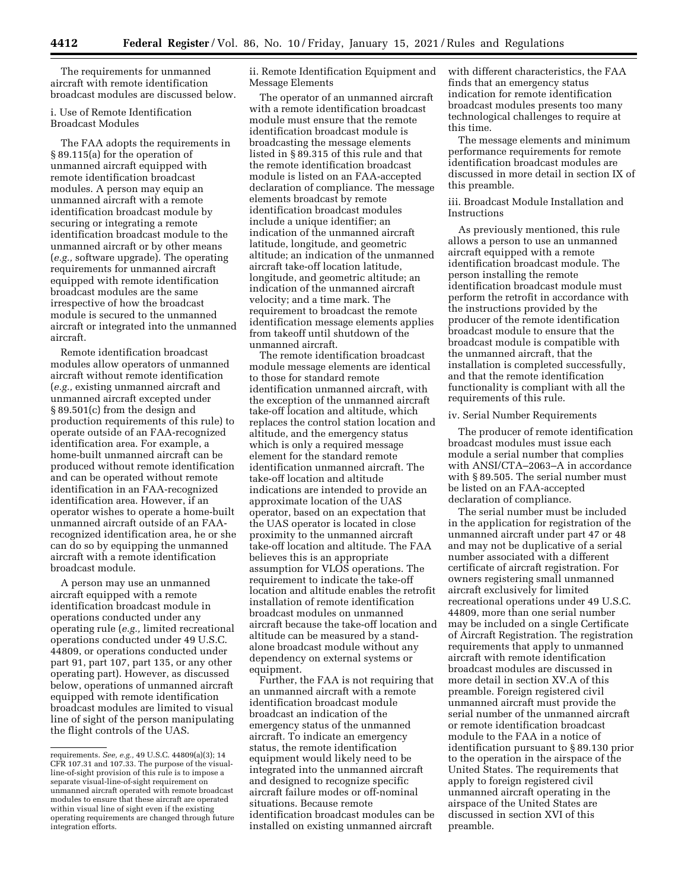The requirements for unmanned aircraft with remote identification broadcast modules are discussed below.

i. Use of Remote Identification Broadcast Modules

The FAA adopts the requirements in § 89.115(a) for the operation of unmanned aircraft equipped with remote identification broadcast modules. A person may equip an unmanned aircraft with a remote identification broadcast module by securing or integrating a remote identification broadcast module to the unmanned aircraft or by other means (*e.g.,* software upgrade). The operating requirements for unmanned aircraft equipped with remote identification broadcast modules are the same irrespective of how the broadcast module is secured to the unmanned aircraft or integrated into the unmanned aircraft.

Remote identification broadcast modules allow operators of unmanned aircraft without remote identification (*e.g.,* existing unmanned aircraft and unmanned aircraft excepted under § 89.501(c) from the design and production requirements of this rule) to operate outside of an FAA-recognized identification area. For example, a home-built unmanned aircraft can be produced without remote identification and can be operated without remote identification in an FAA-recognized identification area. However, if an operator wishes to operate a home-built unmanned aircraft outside of an FAA-recognized identification area, he or she can do so by equipping the unmanned aircraft with a remote identification broadcast module.

A person may use an unmanned aircraft equipped with a remote identification broadcast module in operations conducted under any operating rule (*e.g.,* limited recreational operations conducted under 49 U.S.C. 44809, or operations conducted under part 91, part 107, part 135, or any other operating part). However, as discussed below, operations of unmanned aircraft equipped with remote identification broadcast modules are limited to visual line of sight of the person manipulating the flight controls of the UAS.

requirements. *See, e.g.,* 49 U.S.C. 44809(a)(3); 14 CFR 107.31 and 107.33. The purpose of the visual-line-of-sight provision of this rule is to impose a separate visual-line-of-sight requirement on unmanned aircraft operated with remote broadcast modules to ensure that these aircraft are operated within visual line of sight even if the existing operating requirements are changed through future integration efforts.

ii. Remote Identification Equipment and Message Elements

The operator of an unmanned aircraft with a remote identification broadcast module must ensure that the remote identification broadcast module is broadcasting the message elements listed in § 89.315 of this rule and that the remote identification broadcast module is listed on an FAA-accepted declaration of compliance. The message elements broadcast by remote identification broadcast modules include a unique identifier; an indication of the unmanned aircraft latitude, longitude, and geometric altitude; an indication of the unmanned aircraft take-off location latitude, longitude, and geometric altitude; an indication of the unmanned aircraft velocity; and a time mark. The requirement to broadcast the remote identification message elements applies from takeoff until shutdown of the unmanned aircraft.

The remote identification broadcast module message elements are identical to those for standard remote identification unmanned aircraft, with the exception of the unmanned aircraft take-off location and altitude, which replaces the control station location and altitude, and the emergency status which is only a required message element for the standard remote identification unmanned aircraft. The take-off location and altitude indications are intended to provide an approximate location of the UAS operator, based on an expectation that the UAS operator is located in close proximity to the unmanned aircraft take-off location and altitude. The FAA believes this is an appropriate assumption for VLOS operations. The requirement to indicate the take-off location and altitude enables the retrofit installation of remote identification broadcast modules on unmanned aircraft because the take-off location and altitude can be measured by a stand-alone broadcast module without any dependency on external systems or equipment.

Further, the FAA is not requiring that an unmanned aircraft with a remote identification broadcast module broadcast an indication of the emergency status of the unmanned aircraft. To indicate an emergency status, the remote identification equipment would likely need to be integrated into the unmanned aircraft and designed to recognize specific aircraft failure modes or off-nominal situations. Because remote identification broadcast modules can be installed on existing unmanned aircraft with different characteristics, the FAA finds that an emergency status indication for remote identification broadcast modules presents too many technological challenges to require at this time.

The message elements and minimum performance requirements for remote identification broadcast modules are discussed in more detail in section IX of this preamble.

iii. Broadcast Module Installation and Instructions

As previously mentioned, this rule allows a person to use an unmanned aircraft equipped with a remote identification broadcast module. The person installing the remote identification broadcast module must perform the retrofit in accordance with the instructions provided by the producer of the remote identification broadcast module to ensure that the broadcast module is compatible with the unmanned aircraft, that the installation is completed successfully, and that the remote identification functionality is compliant with all the requirements of this rule.

iv. Serial Number Requirements

The producer of remote identification broadcast modules must issue each module a serial number that complies with ANSI/CTA–2063–A in accordance with § 89.505. The serial number must be listed on an FAA-accepted declaration of compliance.

The serial number must be included in the application for registration of the unmanned aircraft under part 47 or 48 and may not be duplicative of a serial number associated with a different certificate of aircraft registration. For owners registering small unmanned aircraft exclusively for limited recreational operations under 49 U.S.C. 44809, more than one serial number may be included on a single Certificate of Aircraft Registration. The registration requirements that apply to unmanned aircraft with remote identification broadcast modules are discussed in more detail in section XV.A of this preamble. Foreign registered civil unmanned aircraft must provide the serial number of the unmanned aircraft or remote identification broadcast module to the FAA in a notice of identification pursuant to § 89.130 prior to the operation in the airspace of the United States. The requirements that apply to foreign registered civil unmanned aircraft operating in the airspace of the United States are discussed in section XVI of this preamble.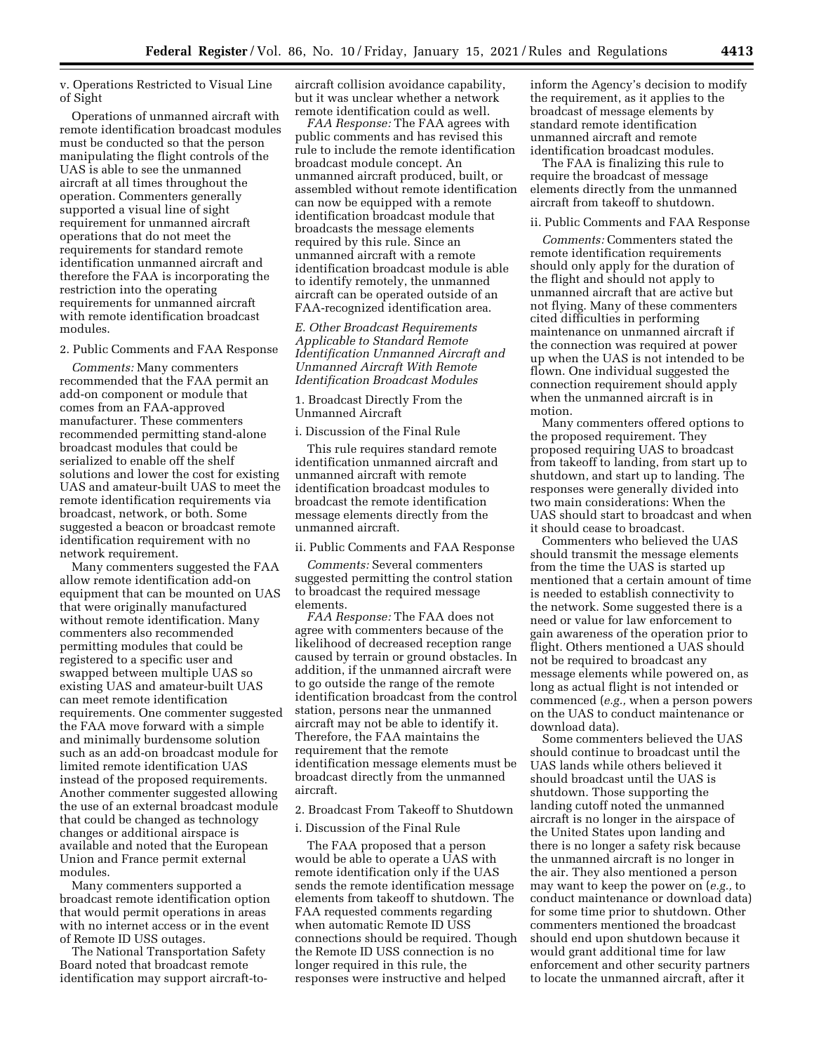v. Operations Restricted to Visual Line of Sight

Operations of unmanned aircraft with remote identification broadcast modules must be conducted so that the person manipulating the flight controls of the UAS is able to see the unmanned aircraft at all times throughout the operation. Commenters generally supported a visual line of sight requirement for unmanned aircraft operations that do not meet the requirements for standard remote identification unmanned aircraft and therefore the FAA is incorporating the restriction into the operating requirements for unmanned aircraft with remote identification broadcast modules.

2. Public Comments and FAA Response

*Comments:* Many commenters recommended that the FAA permit an add-on component or module that comes from an FAA-approved manufacturer. These commenters recommended permitting stand-alone broadcast modules that could be serialized to enable off the shelf solutions and lower the cost for existing UAS and amateur-built UAS to meet the remote identification requirements via broadcast, network, or both. Some suggested a beacon or broadcast remote identification requirement with no network requirement.

Many commenters suggested the FAA allow remote identification add-on equipment that can be mounted on UAS that were originally manufactured without remote identification. Many commenters also recommended permitting modules that could be registered to a specific user and swapped between multiple UAS so existing UAS and amateur-built UAS can meet remote identification requirements. One commenter suggested the FAA move forward with a simple and minimally burdensome solution such as an add-on broadcast module for limited remote identification UAS instead of the proposed requirements. Another commenter suggested allowing the use of an external broadcast module that could be changed as technology changes or additional airspace is available and noted that the European Union and France permit external modules.

Many commenters supported a broadcast remote identification option that would permit operations in areas with no internet access or in the event of Remote ID USS outages.

The National Transportation Safety Board noted that broadcast remote identification may support aircraft-to-aircraft collision avoidance capability, but it was unclear whether a network remote identification could as well.

*FAA Response:* The FAA agrees with public comments and has revised this rule to include the remote identification broadcast module concept. An unmanned aircraft produced, built, or assembled without remote identification can now be equipped with a remote identification broadcast module that broadcasts the message elements required by this rule. Since an unmanned aircraft with a remote identification broadcast module is able to identify remotely, the unmanned aircraft can be operated outside of an FAA-recognized identification area.

*E. Other Broadcast Requirements Applicable to Standard Remote Identification Unmanned Aircraft and Unmanned Aircraft With Remote Identification Broadcast Modules*

1. Broadcast Directly From the Unmanned Aircraft

i. Discussion of the Final Rule

This rule requires standard remote identification unmanned aircraft and unmanned aircraft with remote identification broadcast modules to broadcast the remote identification message elements directly from the unmanned aircraft.

ii. Public Comments and FAA Response

*Comments:* Several commenters suggested permitting the control station to broadcast the required message elements.

*FAA Response:* The FAA does not agree with commenters because of the likelihood of decreased reception range caused by terrain or ground obstacles. In addition, if the unmanned aircraft were to go outside the range of the remote identification broadcast from the control station, persons near the unmanned aircraft may not be able to identify it. Therefore, the FAA maintains the requirement that the remote identification message elements must be broadcast directly from the unmanned aircraft.

2. Broadcast From Takeoff to Shutdown

i. Discussion of the Final Rule

The FAA proposed that a person would be able to operate a UAS with remote identification only if the UAS sends the remote identification message elements from takeoff to shutdown. The FAA requested comments regarding when automatic Remote ID USS connections should be required. Though the Remote ID USS connection is no longer required in this rule, the responses were instructive and helped inform the Agency's decision to modify the requirement, as it applies to the broadcast of message elements by standard remote identification unmanned aircraft and remote identification broadcast modules.

The FAA is finalizing this rule to require the broadcast of message elements directly from the unmanned aircraft from takeoff to shutdown.

ii. Public Comments and FAA Response

*Comments:* Commenters stated the remote identification requirements should only apply for the duration of the flight and should not apply to unmanned aircraft that are active but not flying. Many of these commenters cited difficulties in performing maintenance on unmanned aircraft if the connection was required at power up when the UAS is not intended to be flown. One individual suggested the connection requirement should apply when the unmanned aircraft is in motion.

Many commenters offered options to the proposed requirement. They proposed requiring UAS to broadcast from takeoff to landing, from start up to shutdown, and start up to landing. The responses were generally divided into two main considerations: When the UAS should start to broadcast and when it should cease to broadcast.

Commenters who believed the UAS should transmit the message elements from the time the UAS is started up mentioned that a certain amount of time is needed to establish connectivity to the network. Some suggested there is a need or value for law enforcement to gain awareness of the operation prior to flight. Others mentioned a UAS should not be required to broadcast any message elements while powered on, as long as actual flight is not intended or commenced (*e.g.,* when a person powers on the UAS to conduct maintenance or download data).

Some commenters believed the UAS should continue to broadcast until the UAS lands while others believed it should broadcast until the UAS is shutdown. Those supporting the landing cutoff noted the unmanned aircraft is no longer in the airspace of the United States upon landing and there is no longer a safety risk because the unmanned aircraft is no longer in the air. They also mentioned a person may want to keep the power on (*e.g.,* to conduct maintenance or download data) for some time prior to shutdown. Other commenters mentioned the broadcast should end upon shutdown because it would grant additional time for law enforcement and other security partners to locate the unmanned aircraft, after it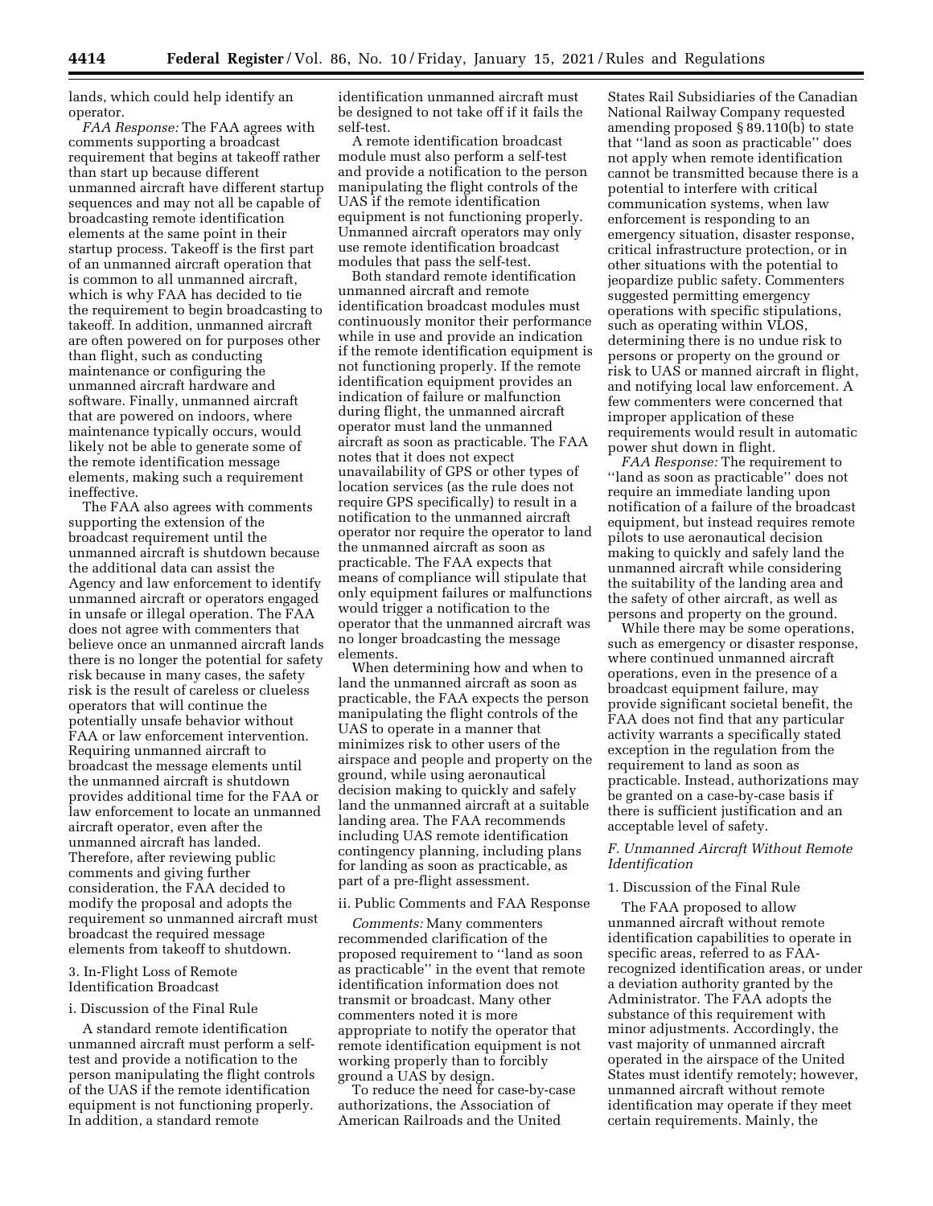lands, which could help identify an operator.

*FAA Response:* The FAA agrees with comments supporting a broadcast requirement that begins at takeoff rather than start up because different unmanned aircraft have different startup sequences and may not all be capable of broadcasting remote identification elements at the same point in their startup process. Takeoff is the first part of an unmanned aircraft operation that is common to all unmanned aircraft, which is why FAA has decided to tie the requirement to begin broadcasting to takeoff. In addition, unmanned aircraft are often powered on for purposes other than flight, such as conducting maintenance or configuring the unmanned aircraft hardware and software. Finally, unmanned aircraft that are powered on indoors, where maintenance typically occurs, would likely not be able to generate some of the remote identification message elements, making such a requirement ineffective.

The FAA also agrees with comments supporting the extension of the broadcast requirement until the unmanned aircraft is shutdown because the additional data can assist the Agency and law enforcement to identify unmanned aircraft or operators engaged in unsafe or illegal operation. The FAA does not agree with commenters that believe once an unmanned aircraft lands there is no longer the potential for safety risk because in many cases, the safety risk is the result of careless or clueless operators that will continue the potentially unsafe behavior without FAA or law enforcement intervention. Requiring unmanned aircraft to broadcast the message elements until the unmanned aircraft is shutdown provides additional time for the FAA or law enforcement to locate an unmanned aircraft operator, even after the unmanned aircraft has landed. Therefore, after reviewing public comments and giving further consideration, the FAA decided to modify the proposal and adopts the requirement so unmanned aircraft must broadcast the required message elements from takeoff to shutdown.

3. In-Flight Loss of Remote Identification Broadcast

i. Discussion of the Final Rule

A standard remote identification unmanned aircraft must perform a self-test and provide a notification to the person manipulating the flight controls of the UAS if the remote identification equipment is not functioning properly. In addition, a standard remote identification unmanned aircraft must be designed to not take off if it fails the self-test.

A remote identification broadcast module must also perform a self-test and provide a notification to the person manipulating the flight controls of the UAS if the remote identification equipment is not functioning properly. Unmanned aircraft operators may only use remote identification broadcast modules that pass the self-test.

Both standard remote identification unmanned aircraft and remote identification broadcast modules must continuously monitor their performance while in use and provide an indication if the remote identification equipment is not functioning properly. If the remote identification equipment provides an indication of failure or malfunction during flight, the unmanned aircraft operator must land the unmanned aircraft as soon as practicable. The FAA notes that it does not expect unavailability of GPS or other types of location services (as the rule does not require GPS specifically) to result in a notification to the unmanned aircraft operator nor require the operator to land the unmanned aircraft as soon as practicable. The FAA expects that means of compliance will stipulate that only equipment failures or malfunctions would trigger a notification to the operator that the unmanned aircraft was no longer broadcasting the message elements.

When determining how and when to land the unmanned aircraft as soon as practicable, the FAA expects the person manipulating the flight controls of the UAS to operate in a manner that minimizes risk to other users of the airspace and people and property on the ground, while using aeronautical decision making to quickly and safely land the unmanned aircraft at a suitable landing area. The FAA recommends including UAS remote identification contingency planning, including plans for landing as soon as practicable, as part of a pre-flight assessment.

ii. Public Comments and FAA Response

*Comments:* Many commenters recommended clarification of the proposed requirement to ''land as soon as practicable'' in the event that remote identification information does not transmit or broadcast. Many other commenters noted it is more appropriate to notify the operator that remote identification equipment is not working properly than to forcibly ground a UAS by design.

To reduce the need for case-by-case authorizations, the Association of American Railroads and the United States Rail Subsidiaries of the Canadian National Railway Company requested amending proposed § 89.110(b) to state that ''land as soon as practicable'' does not apply when remote identification cannot be transmitted because there is a potential to interfere with critical communication systems, when law enforcement is responding to an emergency situation, disaster response, critical infrastructure protection, or in other situations with the potential to jeopardize public safety. Commenters suggested permitting emergency operations with specific stipulations, such as operating within VLOS, determining there is no undue risk to persons or property on the ground or risk to UAS or manned aircraft in flight, and notifying local law enforcement. A few commenters were concerned that improper application of these requirements would result in automatic power shut down in flight.

*FAA Response:* The requirement to ''land as soon as practicable'' does not require an immediate landing upon notification of a failure of the broadcast equipment, but instead requires remote pilots to use aeronautical decision making to quickly and safely land the unmanned aircraft while considering the suitability of the landing area and the safety of other aircraft, as well as persons and property on the ground.

While there may be some operations, such as emergency or disaster response, where continued unmanned aircraft operations, even in the presence of a broadcast equipment failure, may provide significant societal benefit, the FAA does not find that any particular activity warrants a specifically stated exception in the regulation from the requirement to land as soon as practicable. Instead, authorizations may be granted on a case-by-case basis if there is sufficient justification and an acceptable level of safety.

*F. Unmanned Aircraft Without Remote Identification*

1. Discussion of the Final Rule

The FAA proposed to allow unmanned aircraft without remote identification capabilities to operate in specific areas, referred to as FAA-recognized identification areas, or under a deviation authority granted by the Administrator. The FAA adopts the substance of this requirement with minor adjustments. Accordingly, the vast majority of unmanned aircraft operated in the airspace of the United States must identify remotely; however, unmanned aircraft without remote identification may operate if they meet certain requirements. Mainly, the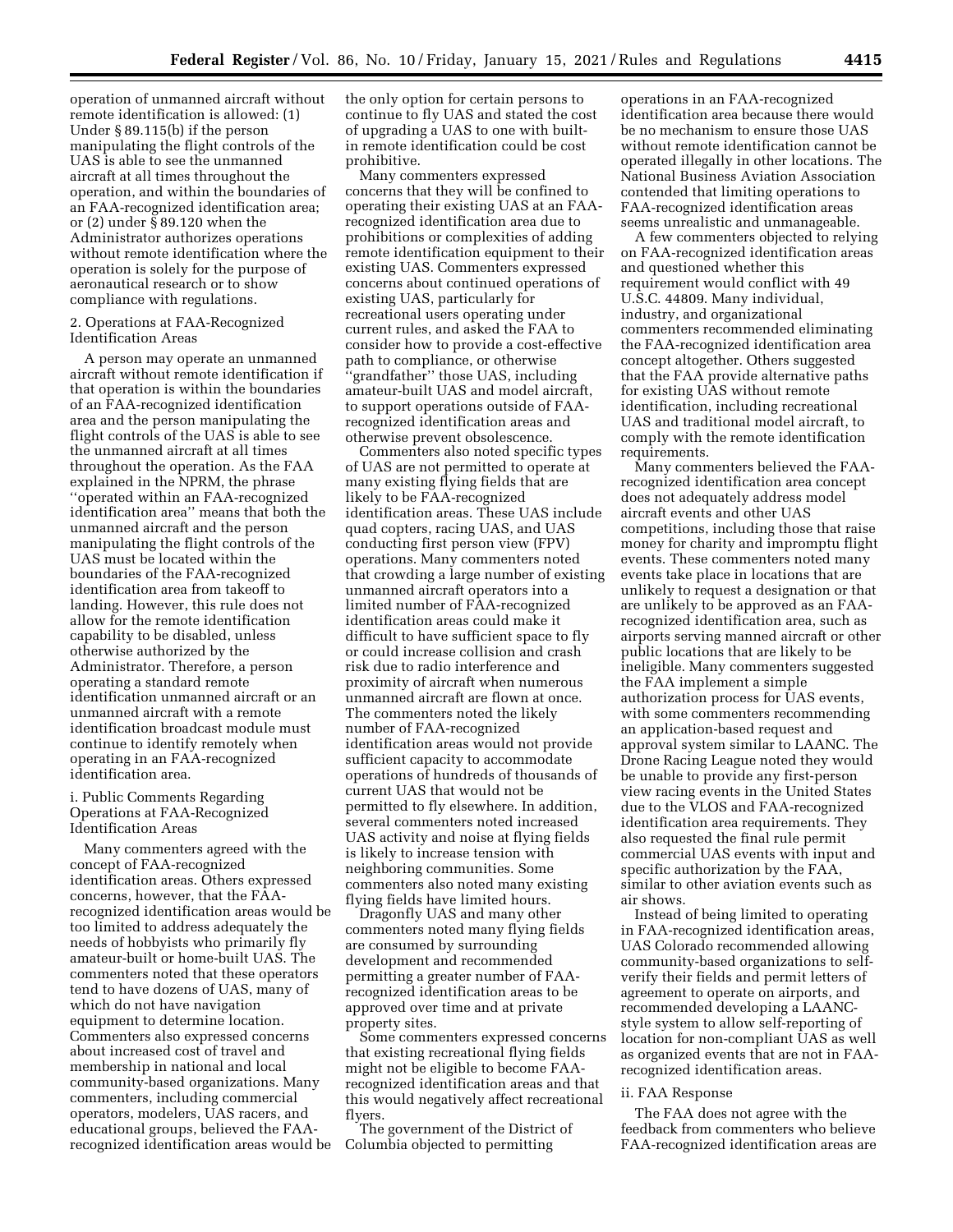operation of unmanned aircraft without remote identification is allowed: (1) Under § 89.115(b) if the person manipulating the flight controls of the UAS is able to see the unmanned aircraft at all times throughout the operation, and within the boundaries of an FAA-recognized identification area; or (2) under § 89.120 when the Administrator authorizes operations without remote identification where the operation is solely for the purpose of aeronautical research or to show compliance with regulations.

2. Operations at FAA-Recognized Identification Areas

A person may operate an unmanned aircraft without remote identification if that operation is within the boundaries of an FAA-recognized identification area and the person manipulating the flight controls of the UAS is able to see the unmanned aircraft at all times throughout the operation. As the FAA explained in the NPRM, the phrase ''operated within an FAA-recognized identification area'' means that both the unmanned aircraft and the person manipulating the flight controls of the UAS must be located within the boundaries of the FAA-recognized identification area from takeoff to landing. However, this rule does not allow for the remote identification capability to be disabled, unless otherwise authorized by the Administrator. Therefore, a person operating a standard remote identification unmanned aircraft or an unmanned aircraft with a remote identification broadcast module must continue to identify remotely when operating in an FAA-recognized identification area.

i. Public Comments Regarding Operations at FAA-Recognized Identification Areas

Many commenters agreed with the concept of FAA-recognized identification areas. Others expressed concerns, however, that the FAA-recognized identification areas would be too limited to address adequately the needs of hobbyists who primarily fly amateur-built or home-built UAS. The commenters noted that these operators tend to have dozens of UAS, many of which do not have navigation equipment to determine location. Commenters also expressed concerns about increased cost of travel and membership in national and local community-based organizations. Many commenters, including commercial operators, modelers, UAS racers, and educational groups, believed the FAA-recognized identification areas would be the only option for certain persons to continue to fly UAS and stated the cost of upgrading a UAS to one with built-in remote identification could be cost prohibitive.

Many commenters expressed concerns that they will be confined to operating their existing UAS at an FAA-recognized identification area due to prohibitions or complexities of adding remote identification equipment to their existing UAS. Commenters expressed concerns about continued operations of existing UAS, particularly for recreational users operating under current rules, and asked the FAA to consider how to provide a cost-effective path to compliance, or otherwise ''grandfather'' those UAS, including amateur-built UAS and model aircraft, to support operations outside of FAA-recognized identification areas and otherwise prevent obsolescence.

Commenters also noted specific types of UAS are not permitted to operate at many existing flying fields that are likely to be FAA-recognized identification areas. These UAS include quad copters, racing UAS, and UAS conducting first person view (FPV) operations. Many commenters noted that crowding a large number of existing unmanned aircraft operators into a limited number of FAA-recognized identification areas could make it difficult to have sufficient space to fly or could increase collision and crash risk due to radio interference and proximity of aircraft when numerous unmanned aircraft are flown at once. The commenters noted the likely number of FAA-recognized identification areas would not provide sufficient capacity to accommodate operations of hundreds of thousands of current UAS that would not be permitted to fly elsewhere. In addition, several commenters noted increased UAS activity and noise at flying fields is likely to increase tension with neighboring communities. Some commenters also noted many existing flying fields have limited hours.

Dragonfly UAS and many other commenters noted many flying fields are consumed by surrounding development and recommended permitting a greater number of FAA-recognized identification areas to be approved over time and at private property sites.

Some commenters expressed concerns that existing recreational flying fields might not be eligible to become FAA-recognized identification areas and that this would negatively affect recreational flyers.

The government of the District of Columbia objected to permitting operations in an FAA-recognized identification area because there would be no mechanism to ensure those UAS without remote identification cannot be operated illegally in other locations. The National Business Aviation Association contended that limiting operations to FAA-recognized identification areas seems unrealistic and unmanageable.

A few commenters objected to relying on FAA-recognized identification areas and questioned whether this requirement would conflict with 49 U.S.C. 44809. Many individual, industry, and organizational commenters recommended eliminating the FAA-recognized identification area concept altogether. Others suggested that the FAA provide alternative paths for existing UAS without remote identification, including recreational UAS and traditional model aircraft, to comply with the remote identification requirements.

Many commenters believed the FAA-recognized identification area concept does not adequately address model aircraft events and other UAS competitions, including those that raise money for charity and impromptu flight events. These commenters noted many events take place in locations that are unlikely to request a designation or that are unlikely to be approved as an FAA-recognized identification area, such as airports serving manned aircraft or other public locations that are likely to be ineligible. Many commenters suggested the FAA implement a simple authorization process for UAS events, with some commenters recommending an application-based request and approval system similar to LAANC. The Drone Racing League noted they would be unable to provide any first-person view racing events in the United States due to the VLOS and FAA-recognized identification area requirements. They also requested the final rule permit commercial UAS events with input and specific authorization by the FAA, similar to other aviation events such as air shows.

Instead of being limited to operating in FAA-recognized identification areas, UAS Colorado recommended allowing community-based organizations to self-verify their fields and permit letters of agreement to operate on airports, and recommended developing a LAANC-style system to allow self-reporting of location for non-compliant UAS as well as organized events that are not in FAA-recognized identification areas.

ii. FAA Response

The FAA does not agree with the feedback from commenters who believe FAA-recognized identification areas are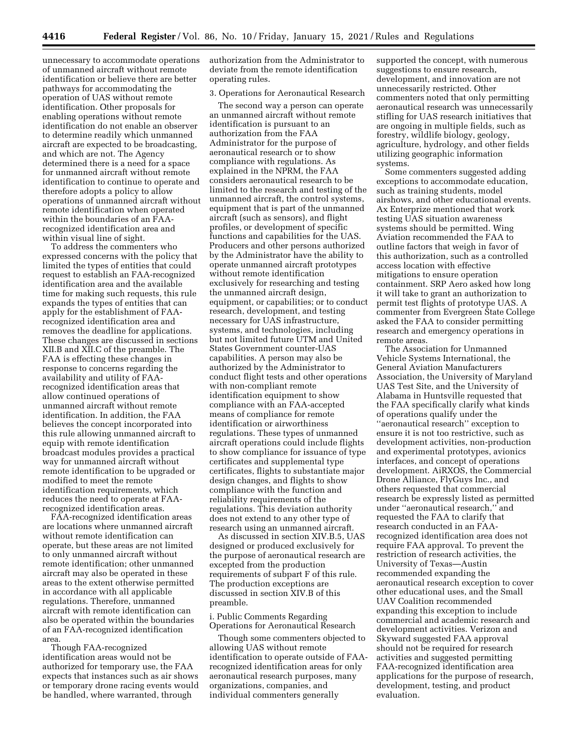unnecessary to accommodate operations of unmanned aircraft without remote identification or believe there are better pathways for accommodating the operation of UAS without remote identification. Other proposals for enabling operations without remote identification do not enable an observer to determine readily which unmanned aircraft are expected to be broadcasting, and which are not. The Agency determined there is a need for a space for unmanned aircraft without remote identification to continue to operate and therefore adopts a policy to allow operations of unmanned aircraft without remote identification when operated within the boundaries of an FAA-recognized identification area and within visual line of sight.

To address the commenters who expressed concerns with the policy that limited the types of entities that could request to establish an FAA-recognized identification area and the available time for making such requests, this rule expands the types of entities that can apply for the establishment of FAA-recognized identification area and removes the deadline for applications. These changes are discussed in sections XII.B and XII.C of the preamble. The FAA is effecting these changes in response to concerns regarding the availability and utility of FAA-recognized identification areas that allow continued operations of unmanned aircraft without remote identification. In addition, the FAA believes the concept incorporated into this rule allowing unmanned aircraft to equip with remote identification broadcast modules provides a practical way for unmanned aircraft without remote identification to be upgraded or modified to meet the remote identification requirements, which reduces the need to operate at FAA-recognized identification areas.

FAA-recognized identification areas are locations where unmanned aircraft without remote identification can operate, but these areas are not limited to only unmanned aircraft without remote identification; other unmanned aircraft may also be operated in these areas to the extent otherwise permitted in accordance with all applicable regulations. Therefore, unmanned aircraft with remote identification can also be operated within the boundaries of an FAA-recognized identification area.

Though FAA-recognized identification areas would not be authorized for temporary use, the FAA expects that instances such as air shows or temporary drone racing events would be handled, where warranted, through authorization from the Administrator to deviate from the remote identification operating rules.

3. Operations for Aeronautical Research

The second way a person can operate an unmanned aircraft without remote identification is pursuant to an authorization from the FAA Administrator for the purpose of aeronautical research or to show compliance with regulations. As explained in the NPRM, the FAA considers aeronautical research to be limited to the research and testing of the unmanned aircraft, the control systems, equipment that is part of the unmanned aircraft (such as sensors), and flight profiles, or development of specific functions and capabilities for the UAS. Producers and other persons authorized by the Administrator have the ability to operate unmanned aircraft prototypes without remote identification exclusively for researching and testing the unmanned aircraft design, equipment, or capabilities; or to conduct research, development, and testing necessary for UAS infrastructure, systems, and technologies, including but not limited future UTM and United States Government counter-UAS capabilities. A person may also be authorized by the Administrator to conduct flight tests and other operations with non-compliant remote identification equipment to show compliance with an FAA-accepted means of compliance for remote identification or airworthiness regulations. These types of unmanned aircraft operations could include flights to show compliance for issuance of type certificates and supplemental type certificates, flights to substantiate major design changes, and flights to show compliance with the function and reliability requirements of the regulations. This deviation authority does not extend to any other type of research using an unmanned aircraft.

As discussed in section XIV.B.5, UAS designed or produced exclusively for the purpose of aeronautical research are excepted from the production requirements of subpart F of this rule. The production exceptions are discussed in section XIV.B of this preamble.

i. Public Comments Regarding Operations for Aeronautical Research

Though some commenters objected to allowing UAS without remote identification to operate outside of FAA-recognized identification areas for only aeronautical research purposes, many organizations, companies, and individual commenters generally supported the concept, with numerous suggestions to ensure research, development, and innovation are not unnecessarily restricted. Other commenters noted that only permitting aeronautical research was unnecessarily stifling for UAS research initiatives that are ongoing in multiple fields, such as forestry, wildlife biology, geology, agriculture, hydrology, and other fields utilizing geographic information systems.

Some commenters suggested adding exceptions to accommodate education, such as training students, model airshows, and other educational events. Ax Enterprize mentioned that work testing UAS situation awareness systems should be permitted. Wing Aviation recommended the FAA to outline factors that weigh in favor of this authorization, such as a controlled access location with effective mitigations to ensure operation containment. SRP Aero asked how long it will take to grant an authorization to permit test flights of prototype UAS. A commenter from Evergreen State College asked the FAA to consider permitting research and emergency operations in remote areas.

The Association for Unmanned Vehicle Systems International, the General Aviation Manufacturers Association, the University of Maryland UAS Test Site, and the University of Alabama in Huntsville requested that the FAA specifically clarify what kinds of operations qualify under the ''aeronautical research'' exception to ensure it is not too restrictive, such as development activities, non-production and experimental prototypes, avionics interfaces, and concept of operations development. AiRXOS, the Commercial Drone Alliance, FlyGuys Inc., and others requested that commercial research be expressly listed as permitted under ''aeronautical research,'' and requested the FAA to clarify that research conducted in an FAA-recognized identification area does not require FAA approval. To prevent the restriction of research activities, the University of Texas—Austin recommended expanding the aeronautical research exception to cover other educational uses, and the Small UAV Coalition recommended expanding this exception to include commercial and academic research and development activities. Verizon and Skyward suggested FAA approval should not be required for research activities and suggested permitting FAA-recognized identification area applications for the purpose of research, development, testing, and product evaluation.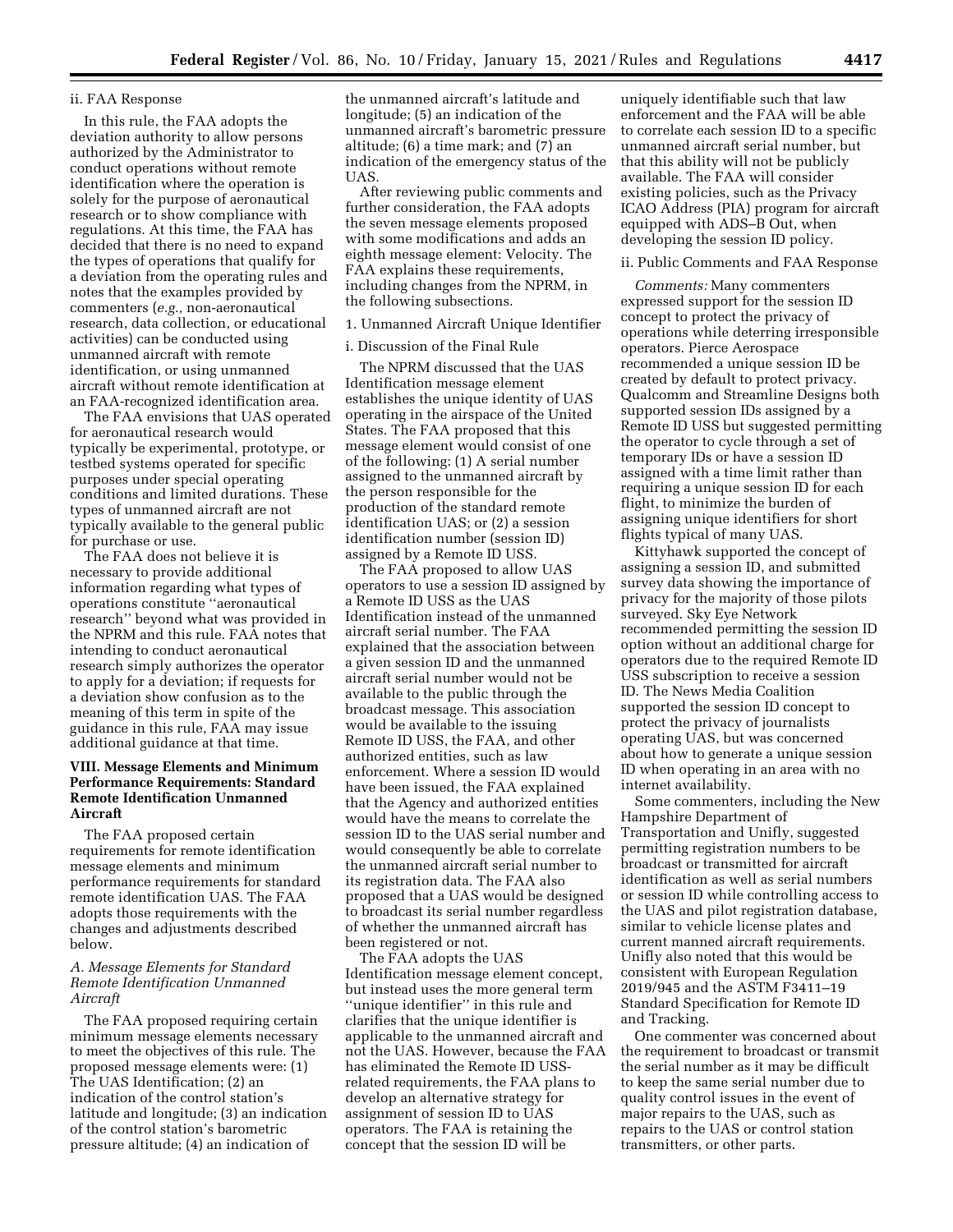ii. FAA Response

In this rule, the FAA adopts the deviation authority to allow persons authorized by the Administrator to conduct operations without remote identification where the operation is solely for the purpose of aeronautical research or to show compliance with regulations. At this time, the FAA has decided that there is no need to expand the types of operations that qualify for a deviation from the operating rules and notes that the examples provided by commenters (*e.g.,* non-aeronautical research, data collection, or educational activities) can be conducted using unmanned aircraft with remote identification, or using unmanned aircraft without remote identification at an FAA-recognized identification area.

The FAA envisions that UAS operated for aeronautical research would typically be experimental, prototype, or testbed systems operated for specific purposes under special operating conditions and limited durations. These types of unmanned aircraft are not typically available to the general public for purchase or use.

The FAA does not believe it is necessary to provide additional information regarding what types of operations constitute ''aeronautical research'' beyond what was provided in the NPRM and this rule. FAA notes that intending to conduct aeronautical research simply authorizes the operator to apply for a deviation; if requests for a deviation show confusion as to the meaning of this term in spite of the guidance in this rule, FAA may issue additional guidance at that time.

## VIII. Message Elements and Minimum Performance Requirements: Standard Remote Identification Unmanned Aircraft

The FAA proposed certain requirements for remote identification message elements and minimum performance requirements for standard remote identification UAS. The FAA adopts those requirements with the changes and adjustments described below.

### A. Message Elements for Standard Remote Identification Unmanned Aircraft

The FAA proposed requiring certain minimum message elements necessary to meet the objectives of this rule. The proposed message elements were: (1) The UAS Identification; (2) an indication of the control station's latitude and longitude; (3) an indication of the control station's barometric pressure altitude; (4) an indication of the unmanned aircraft's latitude and longitude; (5) an indication of the unmanned aircraft's barometric pressure altitude; (6) a time mark; and (7) an indication of the emergency status of the UAS.

After reviewing public comments and further consideration, the FAA adopts the seven message elements proposed with some modifications and adds an eighth message element: Velocity. The FAA explains these requirements, including changes from the NPRM, in the following subsections.

1. Unmanned Aircraft Unique Identifier

i. Discussion of the Final Rule

The NPRM discussed that the UAS Identification message element establishes the unique identity of UAS operating in the airspace of the United States. The FAA proposed that this message element would consist of one of the following: (1) A serial number assigned to the unmanned aircraft by the person responsible for the production of the standard remote identification UAS; or (2) a session identification number (session ID) assigned by a Remote ID USS.

The FAA proposed to allow UAS operators to use a session ID assigned by a Remote ID USS as the UAS Identification instead of the unmanned aircraft serial number. The FAA explained that the association between a given session ID and the unmanned aircraft serial number would not be available to the public through the broadcast message. This association would be available to the issuing Remote ID USS, the FAA, and other authorized entities, such as law enforcement. Where a session ID would have been issued, the FAA explained that the Agency and authorized entities would have the means to correlate the session ID to the UAS serial number and would consequently be able to correlate the unmanned aircraft serial number to its registration data. The FAA also proposed that a UAS would be designed to broadcast its serial number regardless of whether the unmanned aircraft has been registered or not.

The FAA adopts the UAS Identification message element concept, but instead uses the more general term ''unique identifier'' in this rule and clarifies that the unique identifier is applicable to the unmanned aircraft and not the UAS. However, because the FAA has eliminated the Remote ID USS-related requirements, the FAA plans to develop an alternative strategy for assignment of session ID to UAS operators. The FAA is retaining the concept that the session ID will be uniquely identifiable such that law enforcement and the FAA will be able to correlate each session ID to a specific unmanned aircraft serial number, but that this ability will not be publicly available. The FAA will consider existing policies, such as the Privacy ICAO Address (PIA) program for aircraft equipped with ADS–B Out, when developing the session ID policy.

ii. Public Comments and FAA Response

*Comments:* Many commenters expressed support for the session ID concept to protect the privacy of operations while deterring irresponsible operators. Pierce Aerospace recommended a unique session ID be created by default to protect privacy. Qualcomm and Streamline Designs both supported session IDs assigned by a Remote ID USS but suggested permitting the operator to cycle through a set of temporary IDs or have a session ID assigned with a time limit rather than requiring a unique session ID for each flight, to minimize the burden of assigning unique identifiers for short flights typical of many UAS.

Kittyhawk supported the concept of assigning a session ID, and submitted survey data showing the importance of privacy for the majority of those pilots surveyed. Sky Eye Network recommended permitting the session ID option without an additional charge for operators due to the required Remote ID USS subscription to receive a session ID. The News Media Coalition supported the session ID concept to protect the privacy of journalists operating UAS, but was concerned about how to generate a unique session ID when operating in an area with no internet availability.

Some commenters, including the New Hampshire Department of Transportation and Unifly, suggested permitting registration numbers to be broadcast or transmitted for aircraft identification as well as serial numbers or session ID while controlling access to the UAS and pilot registration database, similar to vehicle license plates and current manned aircraft requirements. Unifly also noted that this would be consistent with European Regulation 2019/945 and the ASTM F3411–19 Standard Specification for Remote ID and Tracking.

One commenter was concerned about the requirement to broadcast or transmit the serial number as it may be difficult to keep the same serial number due to quality control issues in the event of major repairs to the UAS, such as repairs to the UAS or control station transmitters, or other parts.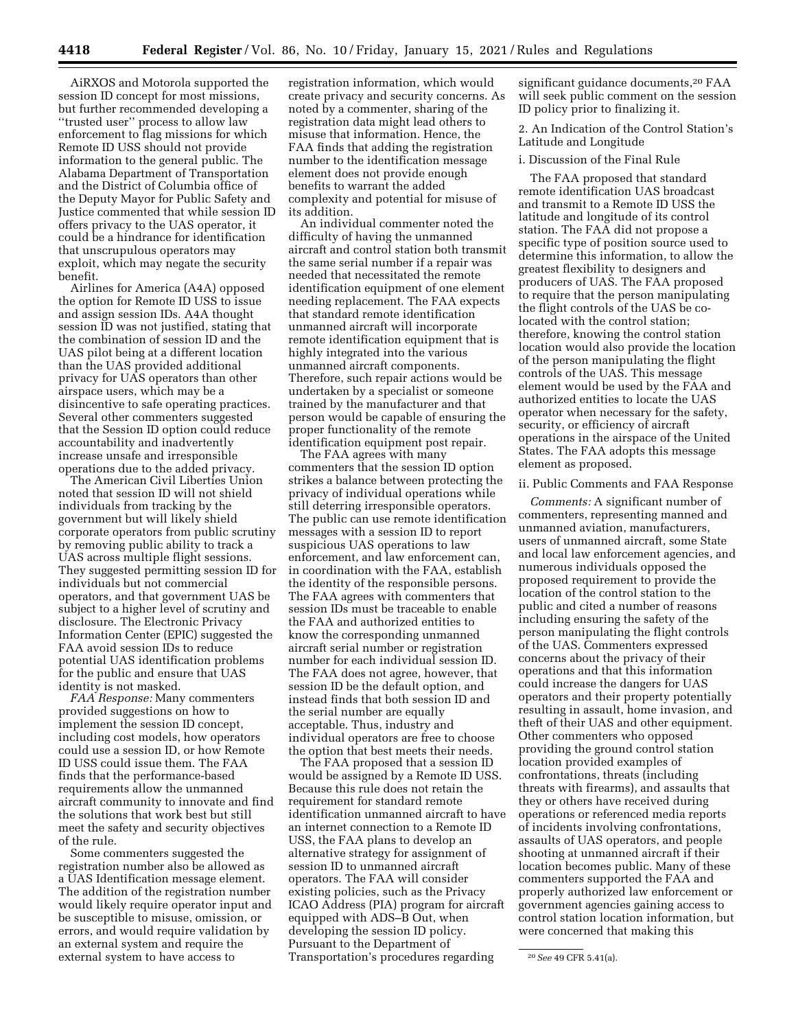AiRXOS and Motorola supported the session ID concept for most missions, but further recommended developing a "trusted user" process to allow law enforcement to flag missions for which Remote ID USS should not provide information to the general public. The Alabama Department of Transportation and the District of Columbia office of the Deputy Mayor for Public Safety and Justice commented that while session ID offers privacy to the UAS operator, it could be a hindrance for identification that unscrupulous operators may exploit, which may negate the security benefit.

Airlines for America (A4A) opposed the option for Remote ID USS to issue and assign session IDs. A4A thought session ID was not justified, stating that the combination of session ID and the UAS pilot being at a different location than the UAS provided additional privacy for UAS operators than other airspace users, which may be a disincentive to safe operating practices. Several other commenters suggested that the Session ID option could reduce accountability and inadvertently increase unsafe and irresponsible operations due to the added privacy.

The American Civil Liberties Union noted that session ID will not shield individuals from tracking by the government but will likely shield corporate operators from public scrutiny by removing public ability to track a UAS across multiple flight sessions. They suggested permitting session ID for individuals but not commercial operators, and that government UAS be subject to a higher level of scrutiny and disclosure. The Electronic Privacy Information Center (EPIC) suggested the FAA avoid session IDs to reduce potential UAS identification problems for the public and ensure that UAS identity is not masked.

*FAA Response:* Many commenters provided suggestions on how to implement the session ID concept, including cost models, how operators could use a session ID, or how Remote ID USS could issue them. The FAA finds that the performance-based requirements allow the unmanned aircraft community to innovate and find the solutions that work best but still meet the safety and security objectives of the rule.

Some commenters suggested the registration number also be allowed as a UAS Identification message element. The addition of the registration number would likely require operator input and be susceptible to misuse, omission, or errors, and would require validation by an external system and require the external system to have access to registration information, which would create privacy and security concerns. As noted by a commenter, sharing of the registration data might lead others to misuse that information. Hence, the FAA finds that adding the registration number to the identification message element does not provide enough benefits to warrant the added complexity and potential for misuse of its addition.

An individual commenter noted the difficulty of having the unmanned aircraft and control station both transmit the same serial number if a repair was needed that necessitated the remote identification equipment of one element needing replacement. The FAA expects that standard remote identification unmanned aircraft will incorporate remote identification equipment that is highly integrated into the various unmanned aircraft components. Therefore, such repair actions would be undertaken by a specialist or someone trained by the manufacturer and that person would be capable of ensuring the proper functionality of the remote identification equipment post repair.

The FAA agrees with many commenters that the session ID option strikes a balance between protecting the privacy of individual operations while still deterring irresponsible operators. The public can use remote identification messages with a session ID to report suspicious UAS operations to law enforcement, and law enforcement can, in coordination with the FAA, establish the identity of the responsible persons. The FAA agrees with commenters that session IDs must be traceable to enable the FAA and authorized entities to know the corresponding unmanned aircraft serial number or registration number for each individual session ID. The FAA does not agree, however, that session ID be the default option, and instead finds that both session ID and the serial number are equally acceptable. Thus, industry and individual operators are free to choose the option that best meets their needs.

The FAA proposed that a session ID would be assigned by a Remote ID USS. Because this rule does not retain the requirement for standard remote identification unmanned aircraft to have an internet connection to a Remote ID USS, the FAA plans to develop an alternative strategy for assignment of session ID to unmanned aircraft operators. The FAA will consider existing policies, such as the Privacy ICAO Address (PIA) program for aircraft equipped with ADS–B Out, when developing the session ID policy. Pursuant to the Department of Transportation's procedures regarding significant guidance documents,[20] FAA will seek public comment on the session ID policy prior to finalizing it.

2. An Indication of the Control Station's Latitude and Longitude

i. Discussion of the Final Rule

The FAA proposed that standard remote identification UAS broadcast and transmit to a Remote ID USS the latitude and longitude of its control station. The FAA did not propose a specific type of position source used to determine this information, to allow the greatest flexibility to designers and producers of UAS. The FAA proposed to require that the person manipulating the flight controls of the UAS be co-located with the control station; therefore, knowing the control station location would also provide the location of the person manipulating the flight controls of the UAS. This message element would be used by the FAA and authorized entities to locate the UAS operator when necessary for the safety, security, or efficiency of aircraft operations in the airspace of the United States. The FAA adopts this message element as proposed.

ii. Public Comments and FAA Response

*Comments:* A significant number of commenters, representing manned and unmanned aviation, manufacturers, users of unmanned aircraft, some State and local law enforcement agencies, and numerous individuals opposed the proposed requirement to provide the location of the control station to the public and cited a number of reasons including ensuring the safety of the person manipulating the flight controls of the UAS. Commenters expressed concerns about the privacy of their operations and that this information could increase the dangers for UAS operators and their property potentially resulting in assault, home invasion, and theft of their UAS and other equipment. Other commenters who opposed providing the ground control station location provided examples of confrontations, threats (including threats with firearms), and assaults that they or others have received during operations or referenced media reports of incidents involving confrontations, assaults of UAS operators, and people shooting at unmanned aircraft if their location becomes public. Many of these commenters supported the FAA and properly authorized law enforcement or government agencies gaining access to control station location information, but were concerned that making this

[20] *See* 49 CFR 5.41(a).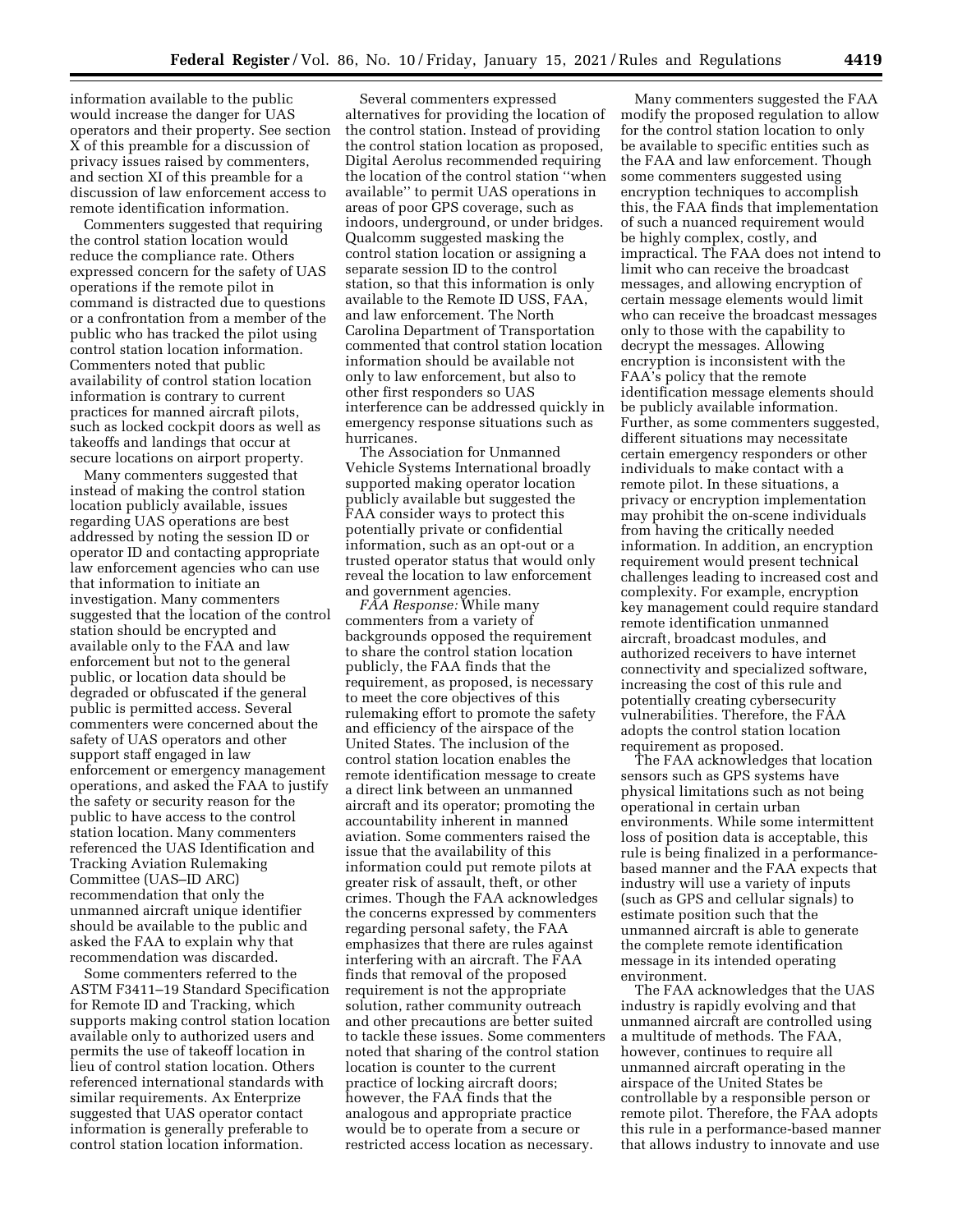information available to the public would increase the danger for UAS operators and their property. See section X of this preamble for a discussion of privacy issues raised by commenters, and section XI of this preamble for a discussion of law enforcement access to remote identification information.

Commenters suggested that requiring the control station location would reduce the compliance rate. Others expressed concern for the safety of UAS operations if the remote pilot in command is distracted due to questions or a confrontation from a member of the public who has tracked the pilot using control station location information. Commenters noted that public availability of control station location information is contrary to current practices for manned aircraft pilots, such as locked cockpit doors as well as takeoffs and landings that occur at secure locations on airport property.

Many commenters suggested that instead of making the control station location publicly available, issues regarding UAS operations are best addressed by noting the session ID or operator ID and contacting appropriate law enforcement agencies who can use that information to initiate an investigation. Many commenters suggested that the location of the control station should be encrypted and available only to the FAA and law enforcement but not to the general public, or location data should be degraded or obfuscated if the general public is permitted access. Several commenters were concerned about the safety of UAS operators and other support staff engaged in law enforcement or emergency management operations, and asked the FAA to justify the safety or security reason for the public to have access to the control station location. Many commenters referenced the UAS Identification and Tracking Aviation Rulemaking Committee (UAS–ID ARC) recommendation that only the unmanned aircraft unique identifier should be available to the public and asked the FAA to explain why that recommendation was discarded.

Some commenters referred to the ASTM F3411–19 Standard Specification for Remote ID and Tracking, which supports making control station location available only to authorized users and permits the use of takeoff location in lieu of control station location. Others referenced international standards with similar requirements. Ax Enterprize suggested that UAS operator contact information is generally preferable to control station location information.

Several commenters expressed alternatives for providing the location of the control station. Instead of providing the control station location as proposed, Digital Aerolus recommended requiring the location of the control station "when available" to permit UAS operations in areas of poor GPS coverage, such as indoors, underground, or under bridges. Qualcomm suggested masking the control station location or assigning a separate session ID to the control station, so that this information is only available to the Remote ID USS, FAA, and law enforcement. The North Carolina Department of Transportation commented that control station location information should be available not only to law enforcement, but also to other first responders so UAS interference can be addressed quickly in emergency response situations such as hurricanes.

The Association for Unmanned Vehicle Systems International broadly supported making operator location publicly available but suggested the FAA consider ways to protect this potentially private or confidential information, such as an opt-out or a trusted operator status that would only reveal the location to law enforcement and government agencies.

*FAA Response:* While many commenters from a variety of backgrounds opposed the requirement to share the control station location publicly, the FAA finds that the requirement, as proposed, is necessary to meet the core objectives of this rulemaking effort to promote the safety and efficiency of the airspace of the United States. The inclusion of the control station location enables the remote identification message to create a direct link between an unmanned aircraft and its operator; promoting the accountability inherent in manned aviation. Some commenters raised the issue that the availability of this information could put remote pilots at greater risk of assault, theft, or other crimes. Though the FAA acknowledges the concerns expressed by commenters regarding personal safety, the FAA emphasizes that there are rules against interfering with an aircraft. The FAA finds that removal of the proposed requirement is not the appropriate solution, rather community outreach and other precautions are better suited to tackle these issues. Some commenters noted that sharing of the control station location is counter to the current practice of locking aircraft doors; however, the FAA finds that the analogous and appropriate practice would be to operate from a secure or restricted access location as necessary.

Many commenters suggested the FAA modify the proposed regulation to allow for the control station location to only be available to specific entities such as the FAA and law enforcement. Though some commenters suggested using encryption techniques to accomplish this, the FAA finds that implementation of such a nuanced requirement would be highly complex, costly, and impractical. The FAA does not intend to limit who can receive the broadcast messages, and allowing encryption of certain message elements would limit who can receive the broadcast messages only to those with the capability to decrypt the messages. Allowing encryption is inconsistent with the FAA's policy that the remote identification message elements should be publicly available information. Further, as some commenters suggested, different situations may necessitate certain emergency responders or other individuals to make contact with a remote pilot. In these situations, a privacy or encryption implementation may prohibit the on-scene individuals from having the critically needed information. In addition, an encryption requirement would present technical challenges leading to increased cost and complexity. For example, encryption key management could require standard remote identification unmanned aircraft, broadcast modules, and authorized receivers to have internet connectivity and specialized software, increasing the cost of this rule and potentially creating cybersecurity vulnerabilities. Therefore, the FAA adopts the control station location requirement as proposed.

The FAA acknowledges that location sensors such as GPS systems have physical limitations such as not being operational in certain urban environments. While some intermittent loss of position data is acceptable, this rule is being finalized in a performance-based manner and the FAA expects that industry will use a variety of inputs (such as GPS and cellular signals) to estimate position such that the unmanned aircraft is able to generate the complete remote identification message in its intended operating environment.

The FAA acknowledges that the UAS industry is rapidly evolving and that unmanned aircraft are controlled using a multitude of methods. The FAA, however, continues to require all unmanned aircraft operating in the airspace of the United States be controllable by a responsible person or remote pilot. Therefore, the FAA adopts this rule in a performance-based manner that allows industry to innovate and use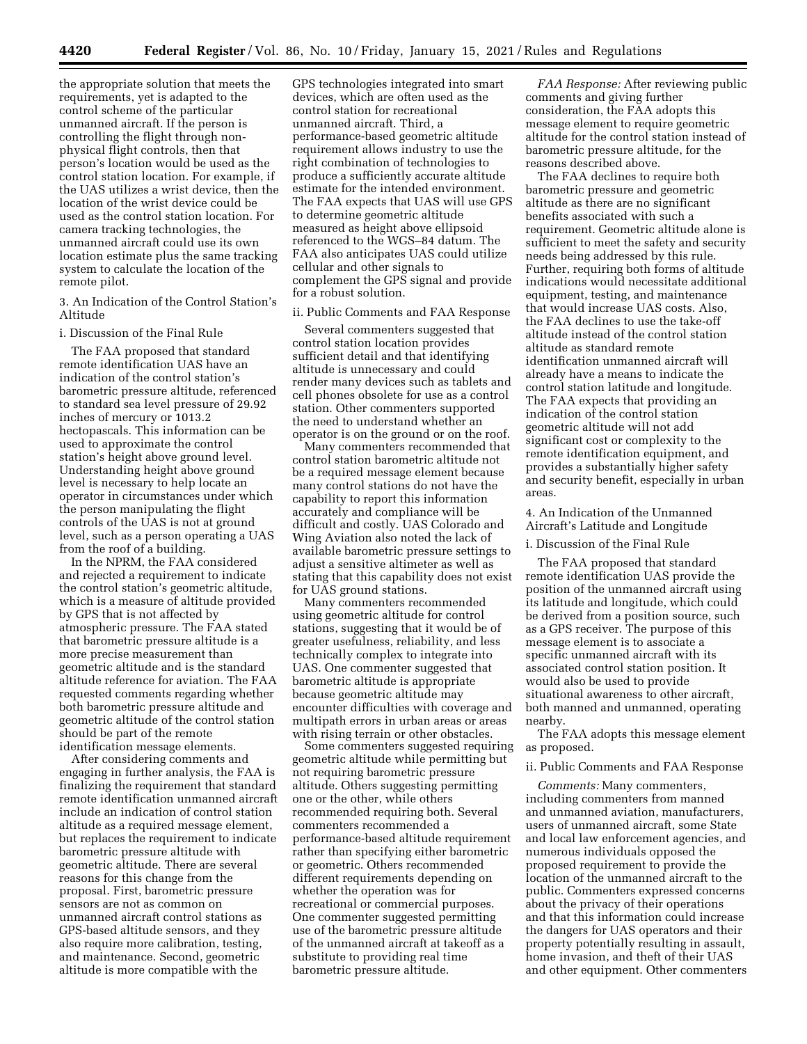the appropriate solution that meets the requirements, yet is adapted to the control scheme of the particular unmanned aircraft. If the person is controlling the flight through non-physical flight controls, then that person's location would be used as the control station location. For example, if the UAS utilizes a wrist device, then the location of the wrist device could be used as the control station location. For camera tracking technologies, the unmanned aircraft could use its own location estimate plus the same tracking system to calculate the location of the remote pilot.

3. An Indication of the Control Station's Altitude

i. Discussion of the Final Rule

The FAA proposed that standard remote identification UAS have an indication of the control station's barometric pressure altitude, referenced to standard sea level pressure of 29.92 inches of mercury or 1013.2 hectopascals. This information can be used to approximate the control station's height above ground level. Understanding height above ground level is necessary to help locate an operator in circumstances under which the person manipulating the flight controls of the UAS is not at ground level, such as a person operating a UAS from the roof of a building.

In the NPRM, the FAA considered and rejected a requirement to indicate the control station's geometric altitude, which is a measure of altitude provided by GPS that is not affected by atmospheric pressure. The FAA stated that barometric pressure altitude is a more precise measurement than geometric altitude and is the standard altitude reference for aviation. The FAA requested comments regarding whether both barometric pressure altitude and geometric altitude of the control station should be part of the remote identification message elements.

After considering comments and engaging in further analysis, the FAA is finalizing the requirement that standard remote identification unmanned aircraft include an indication of control station altitude as a required message element, but replaces the requirement to indicate barometric pressure altitude with geometric altitude. There are several reasons for this change from the proposal. First, barometric pressure sensors are not as common on unmanned aircraft control stations as GPS-based altitude sensors, and they also require more calibration, testing, and maintenance. Second, geometric altitude is more compatible with the GPS technologies integrated into smart devices, which are often used as the control station for recreational unmanned aircraft. Third, a performance-based geometric altitude requirement allows industry to use the right combination of technologies to produce a sufficiently accurate altitude estimate for the intended environment. The FAA expects that UAS will use GPS to determine geometric altitude measured as height above ellipsoid referenced to the WGS–84 datum. The FAA also anticipates UAS could utilize cellular and other signals to complement the GPS signal and provide for a robust solution.

ii. Public Comments and FAA Response

Several commenters suggested that control station location provides sufficient detail and that identifying altitude is unnecessary and could render many devices such as tablets and cell phones obsolete for use as a control station. Other commenters supported the need to understand whether an operator is on the ground or on the roof.

Many commenters recommended that control station barometric altitude not be a required message element because many control stations do not have the capability to report this information accurately and compliance will be difficult and costly. UAS Colorado and Wing Aviation also noted the lack of available barometric pressure settings to adjust a sensitive altimeter as well as stating that this capability does not exist for UAS ground stations.

Many commenters recommended using geometric altitude for control stations, suggesting that it would be of greater usefulness, reliability, and less technically complex to integrate into UAS. One commenter suggested that barometric altitude is appropriate because geometric altitude may encounter difficulties with coverage and multipath errors in urban areas or areas with rising terrain or other obstacles.

Some commenters suggested requiring geometric altitude while permitting but not requiring barometric pressure altitude. Others suggesting permitting one or the other, while others recommended requiring both. Several commenters recommended a performance-based altitude requirement rather than specifying either barometric or geometric. Others recommended different requirements depending on whether the operation was for recreational or commercial purposes. One commenter suggested permitting use of the barometric pressure altitude of the unmanned aircraft at takeoff as a substitute to providing real time barometric pressure altitude.

*FAA Response:* After reviewing public comments and giving further consideration, the FAA adopts this message element to require geometric altitude for the control station instead of barometric pressure altitude, for the reasons described above.

The FAA declines to require both barometric pressure and geometric altitude as there are no significant benefits associated with such a requirement. Geometric altitude alone is sufficient to meet the safety and security needs being addressed by this rule. Further, requiring both forms of altitude indications would necessitate additional equipment, testing, and maintenance that would increase UAS costs. Also, the FAA declines to use the take-off altitude instead of the control station altitude as standard remote identification unmanned aircraft will already have a means to indicate the control station latitude and longitude. The FAA expects that providing an indication of the control station geometric altitude will not add significant cost or complexity to the remote identification equipment, and provides a substantially higher safety and security benefit, especially in urban areas.

4. An Indication of the Unmanned Aircraft's Latitude and Longitude

i. Discussion of the Final Rule

The FAA proposed that standard remote identification UAS provide the position of the unmanned aircraft using its latitude and longitude, which could be derived from a position source, such as a GPS receiver. The purpose of this message element is to associate a specific unmanned aircraft with its associated control station position. It would also be used to provide situational awareness to other aircraft, both manned and unmanned, operating nearby.

The FAA adopts this message element as proposed.

ii. Public Comments and FAA Response

*Comments:* Many commenters, including commenters from manned and unmanned aviation, manufacturers, users of unmanned aircraft, some State and local law enforcement agencies, and numerous individuals opposed the proposed requirement to provide the location of the unmanned aircraft to the public. Commenters expressed concerns about the privacy of their operations and that this information could increase the dangers for UAS operators and their property potentially resulting in assault, home invasion, and theft of their UAS and other equipment. Other commenters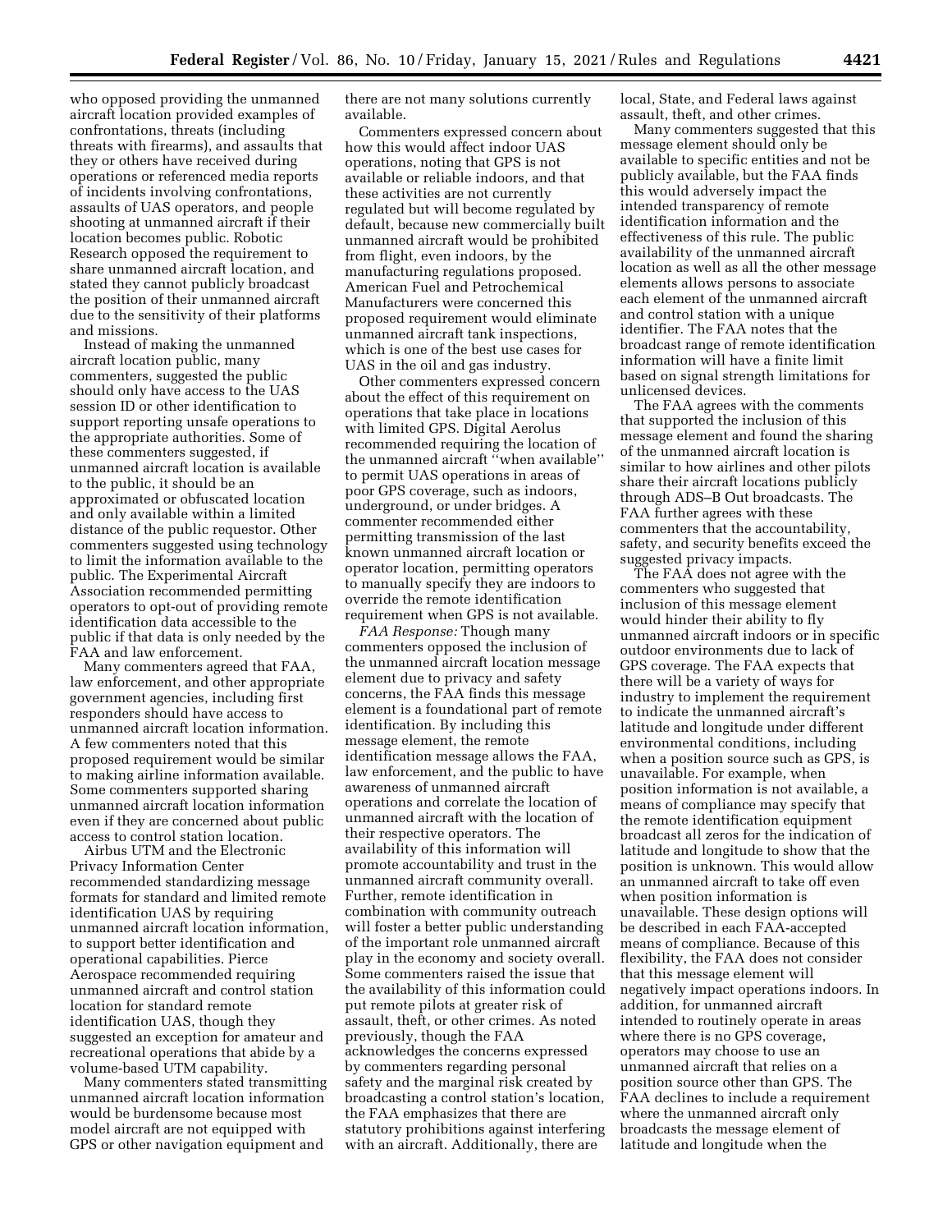who opposed providing the unmanned aircraft location provided examples of confrontations, threats (including threats with firearms), and assaults that they or others have received during operations or referenced media reports of incidents involving confrontations, assaults of UAS operators, and people shooting at unmanned aircraft if their location becomes public. Robotic Research opposed the requirement to share unmanned aircraft location, and stated they cannot publicly broadcast the position of their unmanned aircraft due to the sensitivity of their platforms and missions.

Instead of making the unmanned aircraft location public, many commenters, suggested the public should only have access to the UAS session ID or other identification to support reporting unsafe operations to the appropriate authorities. Some of these commenters suggested, if unmanned aircraft location is available to the public, it should be an approximated or obfuscated location and only available within a limited distance of the public requestor. Other commenters suggested using technology to limit the information available to the public. The Experimental Aircraft Association recommended permitting operators to opt-out of providing remote identification data accessible to the public if that data is only needed by the FAA and law enforcement.

Many commenters agreed that FAA, law enforcement, and other appropriate government agencies, including first responders should have access to unmanned aircraft location information. A few commenters noted that this proposed requirement would be similar to making airline information available. Some commenters supported sharing unmanned aircraft location information even if they are concerned about public access to control station location.

Airbus UTM and the Electronic Privacy Information Center recommended standardizing message formats for standard and limited remote identification UAS by requiring unmanned aircraft location information, to support better identification and operational capabilities. Pierce Aerospace recommended requiring unmanned aircraft and control station location for standard remote identification UAS, though they suggested an exception for amateur and recreational operations that abide by a volume-based UTM capability.

Many commenters stated transmitting unmanned aircraft location information would be burdensome because most model aircraft are not equipped with GPS or other navigation equipment and there are not many solutions currently available.

Commenters expressed concern about how this would affect indoor UAS operations, noting that GPS is not available or reliable indoors, and that these activities are not currently regulated but will become regulated by default, because new commercially built unmanned aircraft would be prohibited from flight, even indoors, by the manufacturing regulations proposed. American Fuel and Petrochemical Manufacturers were concerned this proposed requirement would eliminate unmanned aircraft tank inspections, which is one of the best use cases for UAS in the oil and gas industry.

Other commenters expressed concern about the effect of this requirement on operations that take place in locations with limited GPS. Digital Aerolus recommended requiring the location of the unmanned aircraft "when available" to permit UAS operations in areas of poor GPS coverage, such as indoors, underground, or under bridges. A commenter recommended either permitting transmission of the last known unmanned aircraft location or operator location, permitting operators to manually specify they are indoors to override the remote identification requirement when GPS is not available.

*FAA Response:* Though many commenters opposed the inclusion of the unmanned aircraft location message element due to privacy and safety concerns, the FAA finds this message element is a foundational part of remote identification. By including this message element, the remote identification message allows the FAA, law enforcement, and the public to have awareness of unmanned aircraft operations and correlate the location of unmanned aircraft with the location of their respective operators. The availability of this information will promote accountability and trust in the unmanned aircraft community overall. Further, remote identification in combination with community outreach will foster a better public understanding of the important role unmanned aircraft play in the economy and society overall. Some commenters raised the issue that the availability of this information could put remote pilots at greater risk of assault, theft, or other crimes. As noted previously, though the FAA acknowledges the concerns expressed by commenters regarding personal safety and the marginal risk created by broadcasting a control station's location, the FAA emphasizes that there are statutory prohibitions against interfering with an aircraft. Additionally, there are local, State, and Federal laws against assault, theft, and other crimes.

Many commenters suggested that this message element should only be available to specific entities and not be publicly available, but the FAA finds this would adversely impact the intended transparency of remote identification information and the effectiveness of this rule. The public availability of the unmanned aircraft location as well as all the other message elements allows persons to associate each element of the unmanned aircraft and control station with a unique identifier. The FAA notes that the broadcast range of remote identification information will have a finite limit based on signal strength limitations for unlicensed devices.

The FAA agrees with the comments that supported the inclusion of this message element and found the sharing of the unmanned aircraft location is similar to how airlines and other pilots share their aircraft locations publicly through ADS–B Out broadcasts. The FAA further agrees with these commenters that the accountability, safety, and security benefits exceed the suggested privacy impacts.

The FAA does not agree with the commenters who suggested that inclusion of this message element would hinder their ability to fly unmanned aircraft indoors or in specific outdoor environments due to lack of GPS coverage. The FAA expects that there will be a variety of ways for industry to implement the requirement to indicate the unmanned aircraft's latitude and longitude under different environmental conditions, including when a position source such as GPS, is unavailable. For example, when position information is not available, a means of compliance may specify that the remote identification equipment broadcast all zeros for the indication of latitude and longitude to show that the position is unknown. This would allow an unmanned aircraft to take off even when position information is unavailable. These design options will be described in each FAA-accepted means of compliance. Because of this flexibility, the FAA does not consider that this message element will negatively impact operations indoors. In addition, for unmanned aircraft intended to routinely operate in areas where there is no GPS coverage, operators may choose to use an unmanned aircraft that relies on a position source other than GPS. The FAA declines to include a requirement where the unmanned aircraft only broadcasts the message element of latitude and longitude when the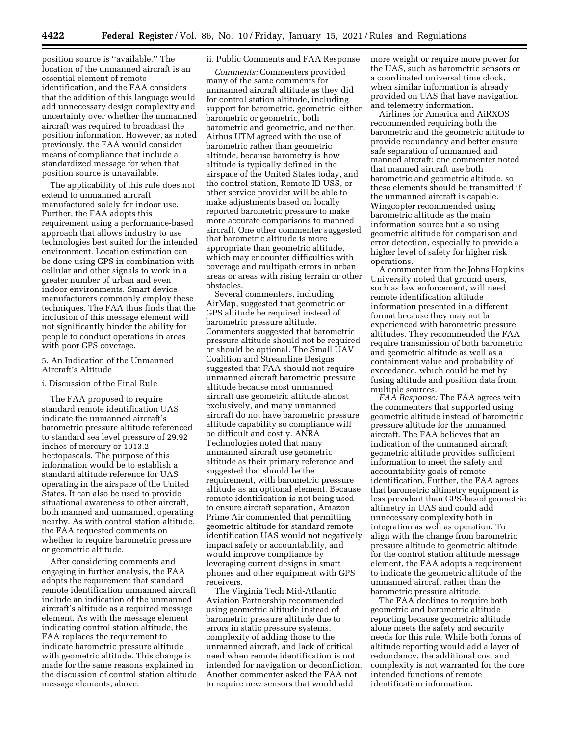position source is ''available.'' The location of the unmanned aircraft is an essential element of remote identification, and the FAA considers that the addition of this language would add unnecessary design complexity and uncertainty over whether the unmanned aircraft was required to broadcast the position information. However, as noted previously, the FAA would consider means of compliance that include a standardized message for when that position source is unavailable.

The applicability of this rule does not extend to unmanned aircraft manufactured solely for indoor use. Further, the FAA adopts this requirement using a performance-based approach that allows industry to use technologies best suited for the intended environment. Location estimation can be done using GPS in combination with cellular and other signals to work in a greater number of urban and even indoor environments. Smart device manufacturers commonly employ these techniques. The FAA thus finds that the inclusion of this message element will not significantly hinder the ability for people to conduct operations in areas with poor GPS coverage.

5. An Indication of the Unmanned Aircraft's Altitude

i. Discussion of the Final Rule

The FAA proposed to require standard remote identification UAS indicate the unmanned aircraft's barometric pressure altitude referenced to standard sea level pressure of 29.92 inches of mercury or 1013.2 hectopascals. The purpose of this information would be to establish a standard altitude reference for UAS operating in the airspace of the United States. It can also be used to provide situational awareness to other aircraft, both manned and unmanned, operating nearby. As with control station altitude, the FAA requested comments on whether to require barometric pressure or geometric altitude.

After considering comments and engaging in further analysis, the FAA adopts the requirement that standard remote identification unmanned aircraft include an indication of the unmanned aircraft's altitude as a required message element. As with the message element indicating control station altitude, the FAA replaces the requirement to indicate barometric pressure altitude with geometric altitude. This change is made for the same reasons explained in the discussion of control station altitude message elements, above.

ii. Public Comments and FAA Response

*Comments:* Commenters provided many of the same comments for unmanned aircraft altitude as they did for control station altitude, including support for barometric, geometric, either barometric or geometric, both barometric and geometric, and neither. Airbus UTM agreed with the use of barometric rather than geometric altitude, because barometry is how altitude is typically defined in the airspace of the United States today, and the control station, Remote ID USS, or other service provider will be able to make adjustments based on locally reported barometric pressure to make more accurate comparisons to manned aircraft. One other commenter suggested that barometric altitude is more appropriate than geometric altitude, which may encounter difficulties with coverage and multipath errors in urban areas or areas with rising terrain or other obstacles.

Several commenters, including AirMap, suggested that geometric or GPS altitude be required instead of barometric pressure altitude. Commenters suggested that barometric pressure altitude should not be required or should be optional. The Small UAV Coalition and Streamline Designs suggested that FAA should not require unmanned aircraft barometric pressure altitude because most unmanned aircraft use geometric altitude almost exclusively, and many unmanned aircraft do not have barometric pressure altitude capability so compliance will be difficult and costly. ANRA Technologies noted that many unmanned aircraft use geometric altitude as their primary reference and suggested that should be the requirement, with barometric pressure altitude as an optional element. Because remote identification is not being used to ensure aircraft separation, Amazon Prime Air commented that permitting geometric altitude for standard remote identification UAS would not negatively impact safety or accountability, and would improve compliance by leveraging current designs in smart phones and other equipment with GPS receivers.

The Virginia Tech Mid-Atlantic Aviation Partnership recommended using geometric altitude instead of barometric pressure altitude due to errors in static pressure systems, complexity of adding those to the unmanned aircraft, and lack of critical need when remote identification is not intended for navigation or deconfliction. Another commenter asked the FAA not to require new sensors that would add more weight or require more power for the UAS, such as barometric sensors or a coordinated universal time clock, when similar information is already provided on UAS that have navigation and telemetry information.

Airlines for America and AiRXOS recommended requiring both the barometric and the geometric altitude to provide redundancy and better ensure safe separation of unmanned and manned aircraft; one commenter noted that manned aircraft use both barometric and geometric altitude, so these elements should be transmitted if the unmanned aircraft is capable. Wingcopter recommended using barometric altitude as the main information source but also using geometric altitude for comparison and error detection, especially to provide a higher level of safety for higher risk operations.

A commenter from the Johns Hopkins University noted that ground users, such as law enforcement, will need remote identification altitude information presented in a different format because they may not be experienced with barometric pressure altitudes. They recommended the FAA require transmission of both barometric and geometric altitude as well as a containment value and probability of exceedance, which could be met by fusing altitude and position data from multiple sources.

*FAA Response:* The FAA agrees with the commenters that supported using geometric altitude instead of barometric pressure altitude for the unmanned aircraft. The FAA believes that an indication of the unmanned aircraft geometric altitude provides sufficient information to meet the safety and accountability goals of remote identification. Further, the FAA agrees that barometric altimetry equipment is less prevalent than GPS-based geometric altimetry in UAS and could add unnecessary complexity both in integration as well as operation. To align with the change from barometric pressure altitude to geometric altitude for the control station altitude message element, the FAA adopts a requirement to indicate the geometric altitude of the unmanned aircraft rather than the barometric pressure altitude.

The FAA declines to require both geometric and barometric altitude reporting because geometric altitude alone meets the safety and security needs for this rule. While both forms of altitude reporting would add a layer of redundancy, the additional cost and complexity is not warranted for the core intended functions of remote identification information.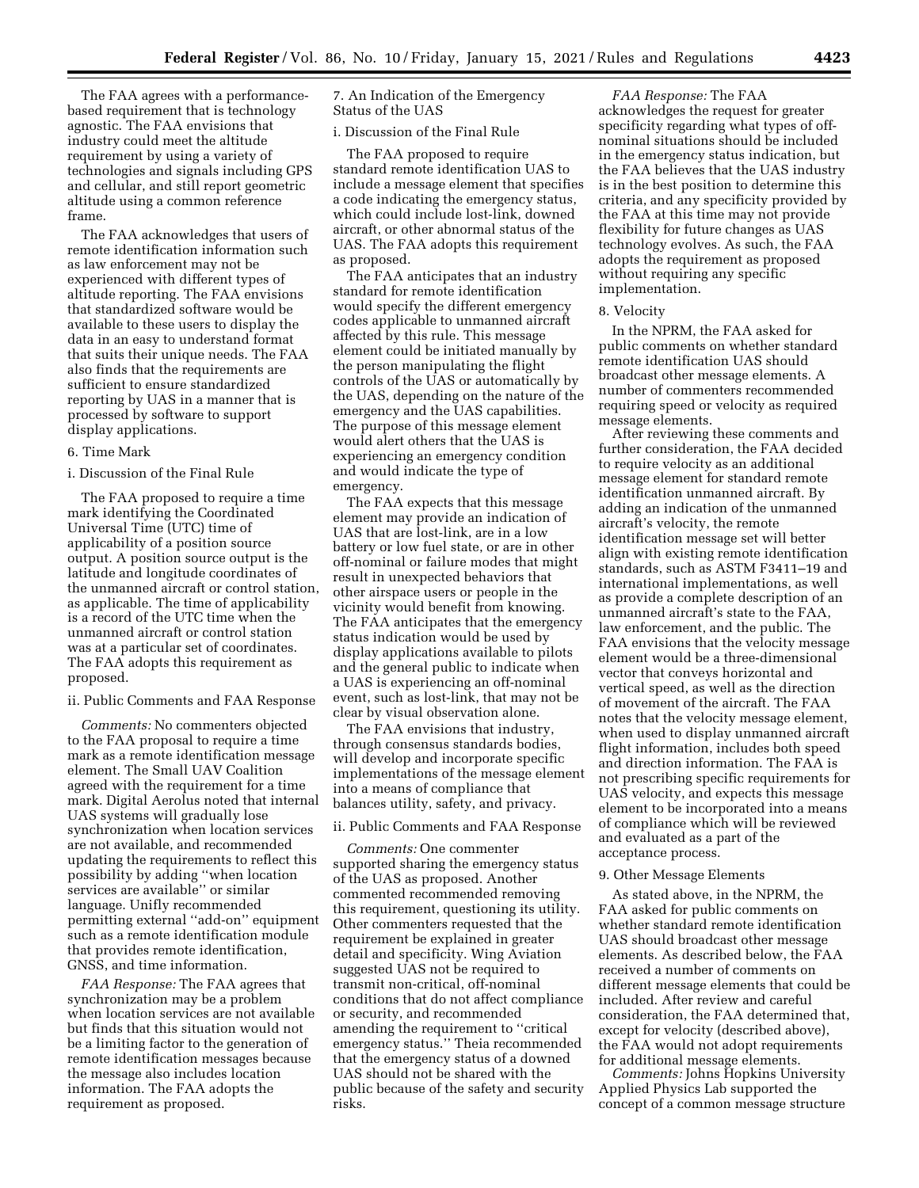The FAA agrees with a performance-based requirement that is technology agnostic. The FAA envisions that industry could meet the altitude requirement by using a variety of technologies and signals including GPS and cellular, and still report geometric altitude using a common reference frame.

The FAA acknowledges that users of remote identification information such as law enforcement may not be experienced with different types of altitude reporting. The FAA envisions that standardized software would be available to these users to display the data in an easy to understand format that suits their unique needs. The FAA also finds that the requirements are sufficient to ensure standardized reporting by UAS in a manner that is processed by software to support display applications.

6. Time Mark

i. Discussion of the Final Rule

The FAA proposed to require a time mark identifying the Coordinated Universal Time (UTC) time of applicability of a position source output. A position source output is the latitude and longitude coordinates of the unmanned aircraft or control station, as applicable. The time of applicability is a record of the UTC time when the unmanned aircraft or control station was at a particular set of coordinates. The FAA adopts this requirement as proposed.

ii. Public Comments and FAA Response

*Comments:* No commenters objected to the FAA proposal to require a time mark as a remote identification message element. The Small UAV Coalition agreed with the requirement for a time mark. Digital Aerolus noted that internal UAS systems will gradually lose synchronization when location services are not available, and recommended updating the requirements to reflect this possibility by adding ''when location services are available'' or similar language. Unifly recommended permitting external ''add-on'' equipment such as a remote identification module that provides remote identification, GNSS, and time information.

*FAA Response:* The FAA agrees that synchronization may be a problem when location services are not available but finds that this situation would not be a limiting factor to the generation of remote identification messages because the message also includes location information. The FAA adopts the requirement as proposed.

7. An Indication of the Emergency Status of the UAS

i. Discussion of the Final Rule

The FAA proposed to require standard remote identification UAS to include a message element that specifies a code indicating the emergency status, which could include lost-link, downed aircraft, or other abnormal status of the UAS. The FAA adopts this requirement as proposed.

The FAA anticipates that an industry standard for remote identification would specify the different emergency codes applicable to unmanned aircraft affected by this rule. This message element could be initiated manually by the person manipulating the flight controls of the UAS or automatically by the UAS, depending on the nature of the emergency and the UAS capabilities. The purpose of this message element would alert others that the UAS is experiencing an emergency condition and would indicate the type of emergency.

The FAA expects that this message element may provide an indication of UAS that are lost-link, are in a low battery or low fuel state, or are in other off-nominal or failure modes that might result in unexpected behaviors that other airspace users or people in the vicinity would benefit from knowing. The FAA anticipates that the emergency status indication would be used by display applications available to pilots and the general public to indicate when a UAS is experiencing an off-nominal event, such as lost-link, that may not be clear by visual observation alone.

The FAA envisions that industry, through consensus standards bodies, will develop and incorporate specific implementations of the message element into a means of compliance that balances utility, safety, and privacy.

ii. Public Comments and FAA Response

*Comments:* One commenter supported sharing the emergency status of the UAS as proposed. Another commented recommended removing this requirement, questioning its utility. Other commenters requested that the requirement be explained in greater detail and specificity. Wing Aviation suggested UAS not be required to transmit non-critical, off-nominal conditions that do not affect compliance or security, and recommended amending the requirement to ''critical emergency status.'' Theia recommended that the emergency status of a downed UAS should not be shared with the public because of the safety and security risks.

*FAA Response:* The FAA acknowledges the request for greater specificity regarding what types of off-nominal situations should be included in the emergency status indication, but the FAA believes that the UAS industry is in the best position to determine this criteria, and any specificity provided by the FAA at this time may not provide flexibility for future changes as UAS technology evolves. As such, the FAA adopts the requirement as proposed without requiring any specific implementation.

8. Velocity

In the NPRM, the FAA asked for public comments on whether standard remote identification UAS should broadcast other message elements. A number of commenters recommended requiring speed or velocity as required message elements.

After reviewing these comments and further consideration, the FAA decided to require velocity as an additional message element for standard remote identification unmanned aircraft. By adding an indication of the unmanned aircraft's velocity, the remote identification message set will better align with existing remote identification standards, such as ASTM F3411–19 and international implementations, as well as provide a complete description of an unmanned aircraft's state to the FAA, law enforcement, and the public. The FAA envisions that the velocity message element would be a three-dimensional vector that conveys horizontal and vertical speed, as well as the direction of movement of the aircraft. The FAA notes that the velocity message element, when used to display unmanned aircraft flight information, includes both speed and direction information. The FAA is not prescribing specific requirements for UAS velocity, and expects this message element to be incorporated into a means of compliance which will be reviewed and evaluated as a part of the acceptance process.

9. Other Message Elements

As stated above, in the NPRM, the FAA asked for public comments on whether standard remote identification UAS should broadcast other message elements. As described below, the FAA received a number of comments on different message elements that could be included. After review and careful consideration, the FAA determined that, except for velocity (described above), the FAA would not adopt requirements for additional message elements.

*Comments:* Johns Hopkins University Applied Physics Lab supported the concept of a common message structure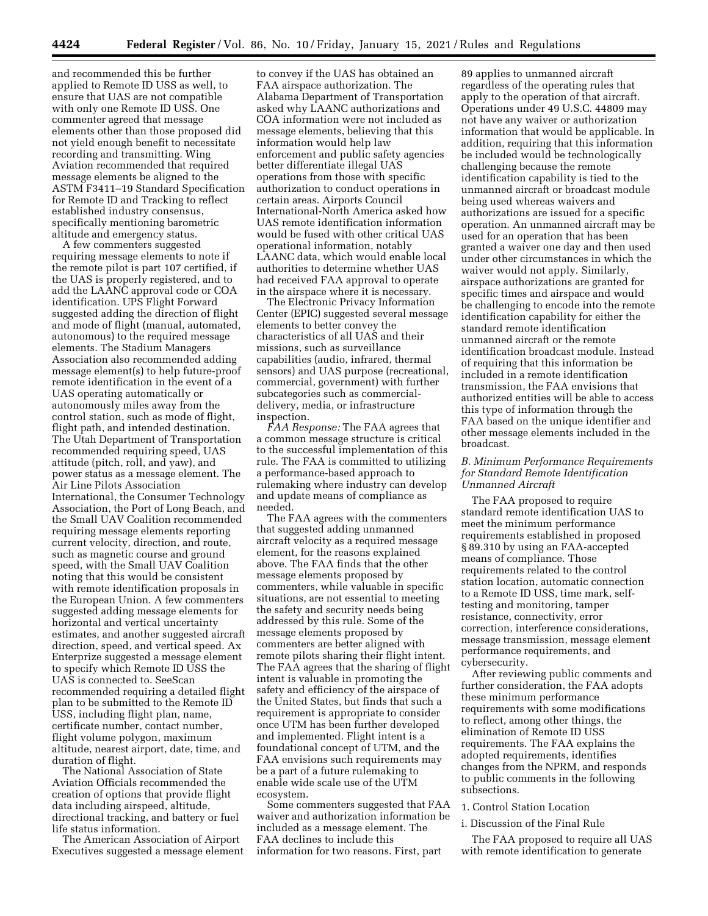and recommended this be further applied to Remote ID USS as well, to ensure that UAS are not compatible with only one Remote ID USS. One commenter agreed that message elements other than those proposed did not yield enough benefit to necessitate recording and transmitting. Wing Aviation recommended that required message elements be aligned to the ASTM F3411–19 Standard Specification for Remote ID and Tracking to reflect established industry consensus, specifically mentioning barometric altitude and emergency status.

A few commenters suggested requiring message elements to note if the remote pilot is part 107 certified, if the UAS is properly registered, and to add the LAANC approval code or COA identification. UPS Flight Forward suggested adding the direction of flight and mode of flight (manual, automated, autonomous) to the required message elements. The Stadium Managers Association also recommended adding message element(s) to help future-proof remote identification in the event of a UAS operating automatically or autonomously miles away from the control station, such as mode of flight, flight path, and intended destination. The Utah Department of Transportation recommended requiring speed, UAS attitude (pitch, roll, and yaw), and power status as a message element. The Air Line Pilots Association International, the Consumer Technology Association, the Port of Long Beach, and the Small UAV Coalition recommended requiring message elements reporting current velocity, direction, and route, such as magnetic course and ground speed, with the Small UAV Coalition noting that this would be consistent with remote identification proposals in the European Union. A few commenters suggested adding message elements for horizontal and vertical uncertainty estimates, and another suggested aircraft direction, speed, and vertical speed. Ax Enterprize suggested a message element to specify which Remote ID USS the UAS is connected to. SeeScan recommended requiring a detailed flight plan to be submitted to the Remote ID USS, including flight plan, name, certificate number, contact number, flight volume polygon, maximum altitude, nearest airport, date, time, and duration of flight.

The National Association of State Aviation Officials recommended the creation of options that provide flight data including airspeed, altitude, directional tracking, and battery or fuel life status information.

The American Association of Airport Executives suggested a message element to convey if the UAS has obtained an FAA airspace authorization. The Alabama Department of Transportation asked why LAANC authorizations and COA information were not included as message elements, believing that this information would help law enforcement and public safety agencies better differentiate illegal UAS operations from those with specific authorization to conduct operations in certain areas. Airports Council International-North America asked how UAS remote identification information would be fused with other critical UAS operational information, notably LAANC data, which would enable local authorities to determine whether UAS had received FAA approval to operate in the airspace where it is necessary.

The Electronic Privacy Information Center (EPIC) suggested several message elements to better convey the characteristics of all UAS and their missions, such as surveillance capabilities (audio, infrared, thermal sensors) and UAS purpose (recreational, commercial, government) with further subcategories such as commercial-delivery, media, or infrastructure inspection.

*FAA Response:* The FAA agrees that a common message structure is critical to the successful implementation of this rule. The FAA is committed to utilizing a performance-based approach to rulemaking where industry can develop and update means of compliance as needed.

The FAA agrees with the commenters that suggested adding unmanned aircraft velocity as a required message element, for the reasons explained above. The FAA finds that the other message elements proposed by commenters, while valuable in specific situations, are not essential to meeting the safety and security needs being addressed by this rule. Some of the message elements proposed by commenters are better aligned with remote pilots sharing their flight intent. The FAA agrees that the sharing of flight intent is valuable in promoting the safety and efficiency of the airspace of the United States, but finds that such a requirement is appropriate to consider once UTM has been further developed and implemented. Flight intent is a foundational concept of UTM, and the FAA envisions such requirements may be a part of a future rulemaking to enable wide scale use of the UTM ecosystem.

Some commenters suggested that FAA waiver and authorization information be included as a message element. The FAA declines to include this information for two reasons. First, part 89 applies to unmanned aircraft regardless of the operating rules that apply to the operation of that aircraft. Operations under 49 U.S.C. 44809 may not have any waiver or authorization information that would be applicable. In addition, requiring that this information be included would be technologically challenging because the remote identification capability is tied to the unmanned aircraft or broadcast module being used whereas waivers and authorizations are issued for a specific operation. An unmanned aircraft may be used for an operation that has been granted a waiver one day and then used under other circumstances in which the waiver would not apply. Similarly, airspace authorizations are granted for specific times and airspace and would be challenging to encode into the remote identification capability for either the standard remote identification unmanned aircraft or the remote identification broadcast module. Instead of requiring that this information be included in a remote identification transmission, the FAA envisions that authorized entities will be able to access this type of information through the FAA based on the unique identifier and other message elements included in the broadcast.

### *B. Minimum Performance Requirements for Standard Remote Identification Unmanned Aircraft*

The FAA proposed to require standard remote identification UAS to meet the minimum performance requirements established in proposed § 89.310 by using an FAA-accepted means of compliance. Those requirements related to the control station location, automatic connection to a Remote ID USS, time mark, self-testing and monitoring, tamper resistance, connectivity, error correction, interference considerations, message transmission, message element performance requirements, and cybersecurity.

After reviewing public comments and further consideration, the FAA adopts these minimum performance requirements with some modifications to reflect, among other things, the elimination of Remote ID USS requirements. The FAA explains the adopted requirements, identifies changes from the NPRM, and responds to public comments in the following subsections.

#### 1. Control Station Location

##### i. Discussion of the Final Rule

The FAA proposed to require all UAS with remote identification to generate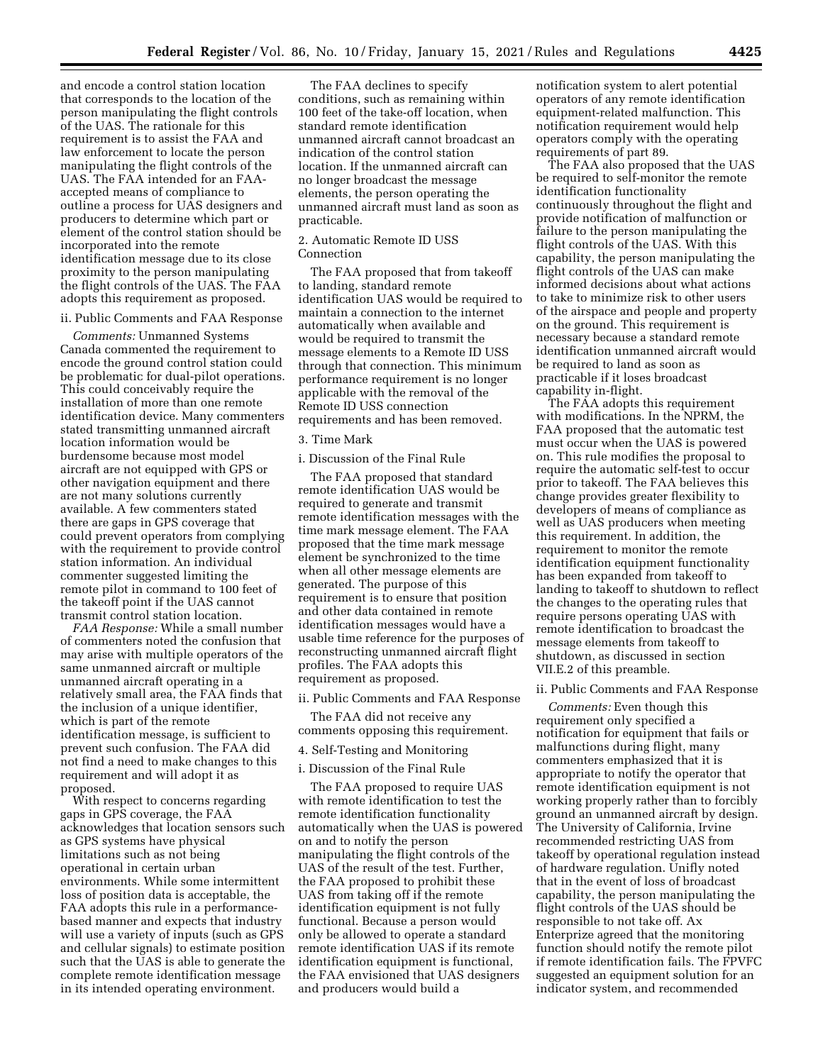and encode a control station location that corresponds to the location of the person manipulating the flight controls of the UAS. The rationale for this requirement is to assist the FAA and law enforcement to locate the person manipulating the flight controls of the UAS. The FAA intended for an FAA-accepted means of compliance to outline a process for UAS designers and producers to determine which part or element of the control station should be incorporated into the remote identification message due to its close proximity to the person manipulating the flight controls of the UAS. The FAA adopts this requirement as proposed.

ii. Public Comments and FAA Response

*Comments:* Unmanned Systems Canada commented the requirement to encode the ground control station could be problematic for dual-pilot operations. This could conceivably require the installation of more than one remote identification device. Many commenters stated transmitting unmanned aircraft location information would be burdensome because most model aircraft are not equipped with GPS or other navigation equipment and there are not many solutions currently available. A few commenters stated there are gaps in GPS coverage that could prevent operators from complying with the requirement to provide control station information. An individual commenter suggested limiting the remote pilot in command to 100 feet of the takeoff point if the UAS cannot transmit control station location.

*FAA Response:* While a small number of commenters noted the confusion that may arise with multiple operators of the same unmanned aircraft or multiple unmanned aircraft operating in a relatively small area, the FAA finds that the inclusion of a unique identifier, which is part of the remote identification message, is sufficient to prevent such confusion. The FAA did not find a need to make changes to this requirement and will adopt it as proposed.

With respect to concerns regarding gaps in GPS coverage, the FAA acknowledges that location sensors such as GPS systems have physical limitations such as not being operational in certain urban environments. While some intermittent loss of position data is acceptable, the FAA adopts this rule in a performance-based manner and expects that industry will use a variety of inputs (such as GPS and cellular signals) to estimate position such that the UAS is able to generate the complete remote identification message in its intended operating environment.

The FAA declines to specify conditions, such as remaining within 100 feet of the take-off location, when standard remote identification unmanned aircraft cannot broadcast an indication of the control station location. If the unmanned aircraft can no longer broadcast the message elements, the person operating the unmanned aircraft must land as soon as practicable.

2. Automatic Remote ID USS Connection

The FAA proposed that from takeoff to landing, standard remote identification UAS would be required to maintain a connection to the internet automatically when available and would be required to transmit the message elements to a Remote ID USS through that connection. This minimum performance requirement is no longer applicable with the removal of the Remote ID USS connection requirements and has been removed.

3. Time Mark

i. Discussion of the Final Rule

The FAA proposed that standard remote identification UAS would be required to generate and transmit remote identification messages with the time mark message element. The FAA proposed that the time mark message element be synchronized to the time when all other message elements are generated. The purpose of this requirement is to ensure that position and other data contained in remote identification messages would have a usable time reference for the purposes of reconstructing unmanned aircraft flight profiles. The FAA adopts this requirement as proposed.

ii. Public Comments and FAA Response

The FAA did not receive any comments opposing this requirement.

4. Self-Testing and Monitoring

i. Discussion of the Final Rule

The FAA proposed to require UAS with remote identification to test the remote identification functionality automatically when the UAS is powered on and to notify the person manipulating the flight controls of the UAS of the result of the test. Further, the FAA proposed to prohibit these UAS from taking off if the remote identification equipment is not fully functional. Because a person would only be allowed to operate a standard remote identification UAS if its remote identification equipment is functional, the FAA envisioned that UAS designers and producers would build a notification system to alert potential operators of any remote identification equipment-related malfunction. This notification requirement would help operators comply with the operating requirements of part 89.

The FAA also proposed that the UAS be required to self-monitor the remote identification functionality continuously throughout the flight and provide notification of malfunction or failure to the person manipulating the flight controls of the UAS. With this capability, the person manipulating the flight controls of the UAS can make informed decisions about what actions to take to minimize risk to other users of the airspace and people and property on the ground. This requirement is necessary because a standard remote identification unmanned aircraft would be required to land as soon as practicable if it loses broadcast capability in-flight.

The FAA adopts this requirement with modifications. In the NPRM, the FAA proposed that the automatic test must occur when the UAS is powered on. This rule modifies the proposal to require the automatic self-test to occur prior to takeoff. The FAA believes this change provides greater flexibility to developers of means of compliance as well as UAS producers when meeting this requirement. In addition, the requirement to monitor the remote identification equipment functionality has been expanded from takeoff to landing to takeoff to shutdown to reflect the changes to the operating rules that require persons operating UAS with remote identification to broadcast the message elements from takeoff to shutdown, as discussed in section VII.E.2 of this preamble.

ii. Public Comments and FAA Response

*Comments:* Even though this requirement only specified a notification for equipment that fails or malfunctions during flight, many commenters emphasized that it is appropriate to notify the operator that remote identification equipment is not working properly rather than to forcibly ground an unmanned aircraft by design. The University of California, Irvine recommended restricting UAS from takeoff by operational regulation instead of hardware regulation. Unifly noted that in the event of loss of broadcast capability, the person manipulating the flight controls of the UAS should be responsible to not take off. Ax Enterprize agreed that the monitoring function should notify the remote pilot if remote identification fails. The FPVFC suggested an equipment solution for an indicator system, and recommended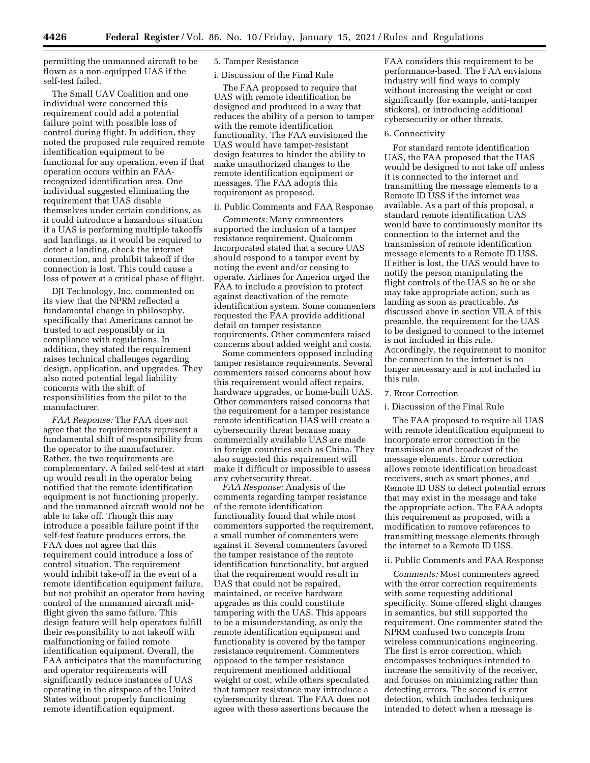permitting the unmanned aircraft to be flown as a non-equipped UAS if the self-test failed.

The Small UAV Coalition and one individual were concerned this requirement could add a potential failure point with possible loss of control during flight. In addition, they noted the proposed rule required remote identification equipment to be functional for any operation, even if that operation occurs within an FAA-recognized identification area. One individual suggested eliminating the requirement that UAS disable themselves under certain conditions, as it could introduce a hazardous situation if a UAS is performing multiple takeoffs and landings, as it would be required to detect a landing, check the internet connection, and prohibit takeoff if the connection is lost. This could cause a loss of power at a critical phase of flight.

DJI Technology, Inc. commented on its view that the NPRM reflected a fundamental change in philosophy, specifically that Americans cannot be trusted to act responsibly or in compliance with regulations. In addition, they stated the requirement raises technical challenges regarding design, application, and upgrades. They also noted potential legal liability concerns with the shift of responsibilities from the pilot to the manufacturer.

*FAA Response:* The FAA does not agree that the requirements represent a fundamental shift of responsibility from the operator to the manufacturer. Rather, the two requirements are complementary. A failed self-test at start up would result in the operator being notified that the remote identification equipment is not functioning properly, and the unmanned aircraft would not be able to take off. Though this may introduce a possible failure point if the self-test feature produces errors, the FAA does not agree that this requirement could introduce a loss of control situation. The requirement would inhibit take-off in the event of a remote identification equipment failure, but not prohibit an operator from having control of the unmanned aircraft mid-flight given the same failure. This design feature will help operators fulfill their responsibility to not takeoff with malfunctioning or failed remote identification equipment. Overall, the FAA anticipates that the manufacturing and operator requirements will significantly reduce instances of UAS operating in the airspace of the United States without properly functioning remote identification equipment.

5. Tamper Resistance

i. Discussion of the Final Rule

The FAA proposed to require that UAS with remote identification be designed and produced in a way that reduces the ability of a person to tamper with the remote identification functionality. The FAA envisioned the UAS would have tamper-resistant design features to hinder the ability to make unauthorized changes to the remote identification equipment or messages. The FAA adopts this requirement as proposed.

ii. Public Comments and FAA Response

*Comments:* Many commenters supported the inclusion of a tamper resistance requirement. Qualcomm Incorporated stated that a secure UAS should respond to a tamper event by noting the event and/or ceasing to operate. Airlines for America urged the FAA to include a provision to protect against deactivation of the remote identification system. Some commenters requested the FAA provide additional detail on tamper resistance requirements. Other commenters raised concerns about added weight and costs.

Some commenters opposed including tamper resistance requirements. Several commenters raised concerns about how this requirement would affect repairs, hardware upgrades, or home-built UAS. Other commenters raised concerns that the requirement for a tamper resistance remote identification UAS will create a cybersecurity threat because many commercially available UAS are made in foreign countries such as China. They also suggested this requirement will make it difficult or impossible to assess any cybersecurity threat.

*FAA Response:* Analysis of the comments regarding tamper resistance of the remote identification functionality found that while most commenters supported the requirement, a small number of commenters were against it. Several commenters favored the tamper resistance of the remote identification functionality, but argued that the requirement would result in UAS that could not be repaired, maintained, or receive hardware upgrades as this could constitute tampering with the UAS. This appears to be a misunderstanding, as only the remote identification equipment and functionality is covered by the tamper resistance requirement. Commenters opposed to the tamper resistance requirement mentioned additional weight or cost, while others speculated that tamper resistance may introduce a cybersecurity threat. The FAA does not agree with these assertions because the FAA considers this requirement to be performance-based. The FAA envisions industry will find ways to comply without increasing the weight or cost significantly (for example, anti-tamper stickers), or introducing additional cybersecurity or other threats.

6. Connectivity

For standard remote identification UAS, the FAA proposed that the UAS would be designed to not take off unless it is connected to the internet and transmitting the message elements to a Remote ID USS if the internet was available. As a part of this proposal, a standard remote identification UAS would have to continuously monitor its connection to the internet and the transmission of remote identification message elements to a Remote ID USS. If either is lost, the UAS would have to notify the person manipulating the flight controls of the UAS so he or she may take appropriate action, such as landing as soon as practicable. As discussed above in section VII.A of this preamble, the requirement for the UAS to be designed to connect to the internet is not included in this rule. Accordingly, the requirement to monitor the connection to the internet is no longer necessary and is not included in this rule.

7. Error Correction

i. Discussion of the Final Rule

The FAA proposed to require all UAS with remote identification equipment to incorporate error correction in the transmission and broadcast of the message elements. Error correction allows remote identification broadcast receivers, such as smart phones, and Remote ID USS to detect potential errors that may exist in the message and take the appropriate action. The FAA adopts this requirement as proposed, with a modification to remove references to transmitting message elements through the internet to a Remote ID USS.

ii. Public Comments and FAA Response

*Comments:* Most commenters agreed with the error correction requirements with some requesting additional specificity. Some offered slight changes in semantics, but still supported the requirement. One commenter stated the NPRM confused two concepts from wireless communications engineering. The first is error correction, which encompasses techniques intended to increase the sensitivity of the receiver, and focuses on minimizing rather than detecting errors. The second is error detection, which includes techniques intended to detect when a message is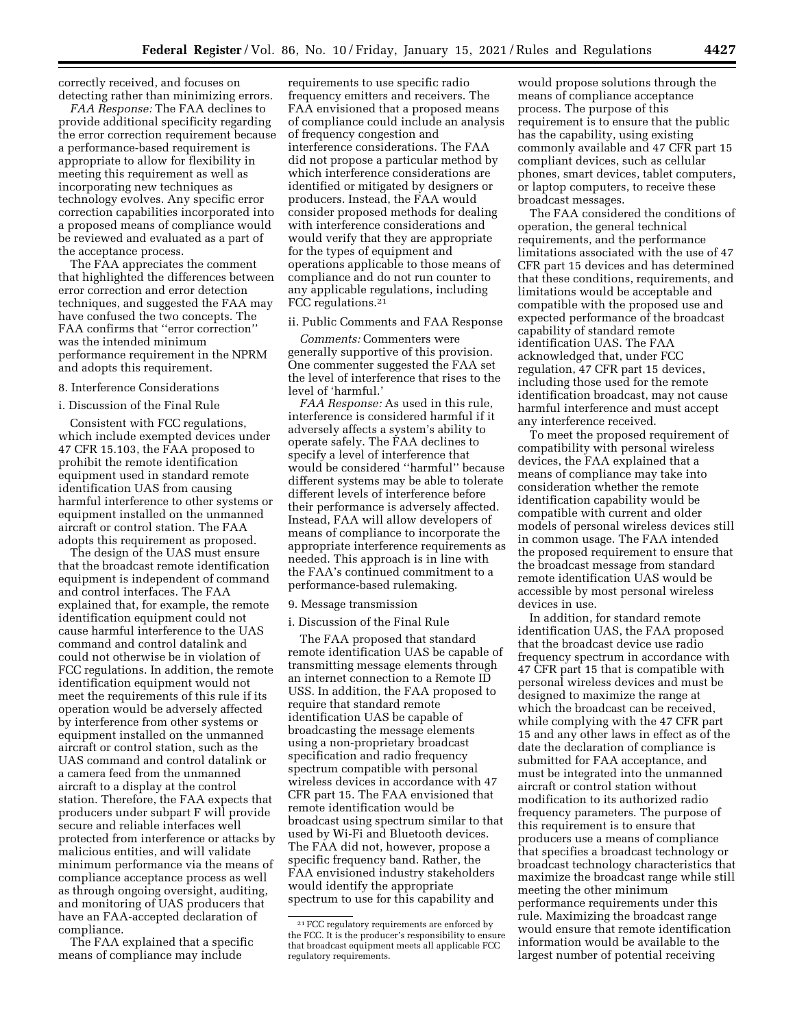correctly received, and focuses on detecting rather than minimizing errors.

*FAA Response:* The FAA declines to provide additional specificity regarding the error correction requirement because a performance-based requirement is appropriate to allow for flexibility in meeting this requirement as well as incorporating new techniques as technology evolves. Any specific error correction capabilities incorporated into a proposed means of compliance would be reviewed and evaluated as a part of the acceptance process.

The FAA appreciates the comment that highlighted the differences between error correction and error detection techniques, and suggested the FAA may have confused the two concepts. The FAA confirms that ''error correction'' was the intended minimum performance requirement in the NPRM and adopts this requirement.

8. Interference Considerations

i. Discussion of the Final Rule

Consistent with FCC regulations, which include exempted devices under 47 CFR 15.103, the FAA proposed to prohibit the remote identification equipment used in standard remote identification UAS from causing harmful interference to other systems or equipment installed on the unmanned aircraft or control station. The FAA adopts this requirement as proposed.

The design of the UAS must ensure that the broadcast remote identification equipment is independent of command and control interfaces. The FAA explained that, for example, the remote identification equipment could not cause harmful interference to the UAS command and control datalink and could not otherwise be in violation of FCC regulations. In addition, the remote identification equipment would not meet the requirements of this rule if its operation would be adversely affected by interference from other systems or equipment installed on the unmanned aircraft or control station, such as the UAS command and control datalink or a camera feed from the unmanned aircraft to a display at the control station. Therefore, the FAA expects that producers under subpart F will provide secure and reliable interfaces well protected from interference or attacks by malicious entities, and will validate minimum performance via the means of compliance acceptance process as well as through ongoing oversight, auditing, and monitoring of UAS producers that have an FAA-accepted declaration of compliance.

The FAA explained that a specific means of compliance may include requirements to use specific radio frequency emitters and receivers. The FAA envisioned that a proposed means of compliance could include an analysis of frequency congestion and interference considerations. The FAA did not propose a particular method by which interference considerations are identified or mitigated by designers or producers. Instead, the FAA would consider proposed methods for dealing with interference considerations and would verify that they are appropriate for the types of equipment and operations applicable to those means of compliance and do not run counter to any applicable regulations, including FCC regulations.[21]

ii. Public Comments and FAA Response

*Comments:* Commenters were generally supportive of this provision. One commenter suggested the FAA set the level of interference that rises to the level of 'harmful.'

*FAA Response:* As used in this rule, interference is considered harmful if it adversely affects a system's ability to operate safely. The FAA declines to specify a level of interference that would be considered ''harmful'' because different systems may be able to tolerate different levels of interference before their performance is adversely affected. Instead, FAA will allow developers of means of compliance to incorporate the appropriate interference requirements as needed. This approach is in line with the FAA's continued commitment to a performance-based rulemaking.

9. Message transmission

i. Discussion of the Final Rule

The FAA proposed that standard remote identification UAS be capable of transmitting message elements through an internet connection to a Remote ID USS. In addition, the FAA proposed to require that standard remote identification UAS be capable of broadcasting the message elements using a non-proprietary broadcast specification and radio frequency spectrum compatible with personal wireless devices in accordance with 47 CFR part 15. The FAA envisioned that remote identification would be broadcast using spectrum similar to that used by Wi-Fi and Bluetooth devices. The FAA did not, however, propose a specific frequency band. Rather, the FAA envisioned industry stakeholders would identify the appropriate spectrum to use for this capability and would propose solutions through the means of compliance acceptance process. The purpose of this requirement is to ensure that the public has the capability, using existing commonly available and 47 CFR part 15 compliant devices, such as cellular phones, smart devices, tablet computers, or laptop computers, to receive these broadcast messages.

The FAA considered the conditions of operation, the general technical requirements, and the performance limitations associated with the use of 47 CFR part 15 devices and has determined that these conditions, requirements, and limitations would be acceptable and compatible with the proposed use and expected performance of the broadcast capability of standard remote identification UAS. The FAA acknowledged that, under FCC regulation, 47 CFR part 15 devices, including those used for the remote identification broadcast, may not cause harmful interference and must accept any interference received.

To meet the proposed requirement of compatibility with personal wireless devices, the FAA explained that a means of compliance may take into consideration whether the remote identification capability would be compatible with current and older models of personal wireless devices still in common usage. The FAA intended the proposed requirement to ensure that the broadcast message from standard remote identification UAS would be accessible by most personal wireless devices in use.

In addition, for standard remote identification UAS, the FAA proposed that the broadcast device use radio frequency spectrum in accordance with 47 CFR part 15 that is compatible with personal wireless devices and must be designed to maximize the range at which the broadcast can be received, while complying with the 47 CFR part 15 and any other laws in effect as of the date the declaration of compliance is submitted for FAA acceptance, and must be integrated into the unmanned aircraft or control station without modification to its authorized radio frequency parameters. The purpose of this requirement is to ensure that producers use a means of compliance that specifies a broadcast technology or broadcast technology characteristics that maximize the broadcast range while still meeting the other minimum performance requirements under this rule. Maximizing the broadcast range would ensure that remote identification information would be available to the largest number of potential receiving

[21] FCC regulatory requirements are enforced by the FCC. It is the producer's responsibility to ensure that broadcast equipment meets all applicable FCC regulatory requirements.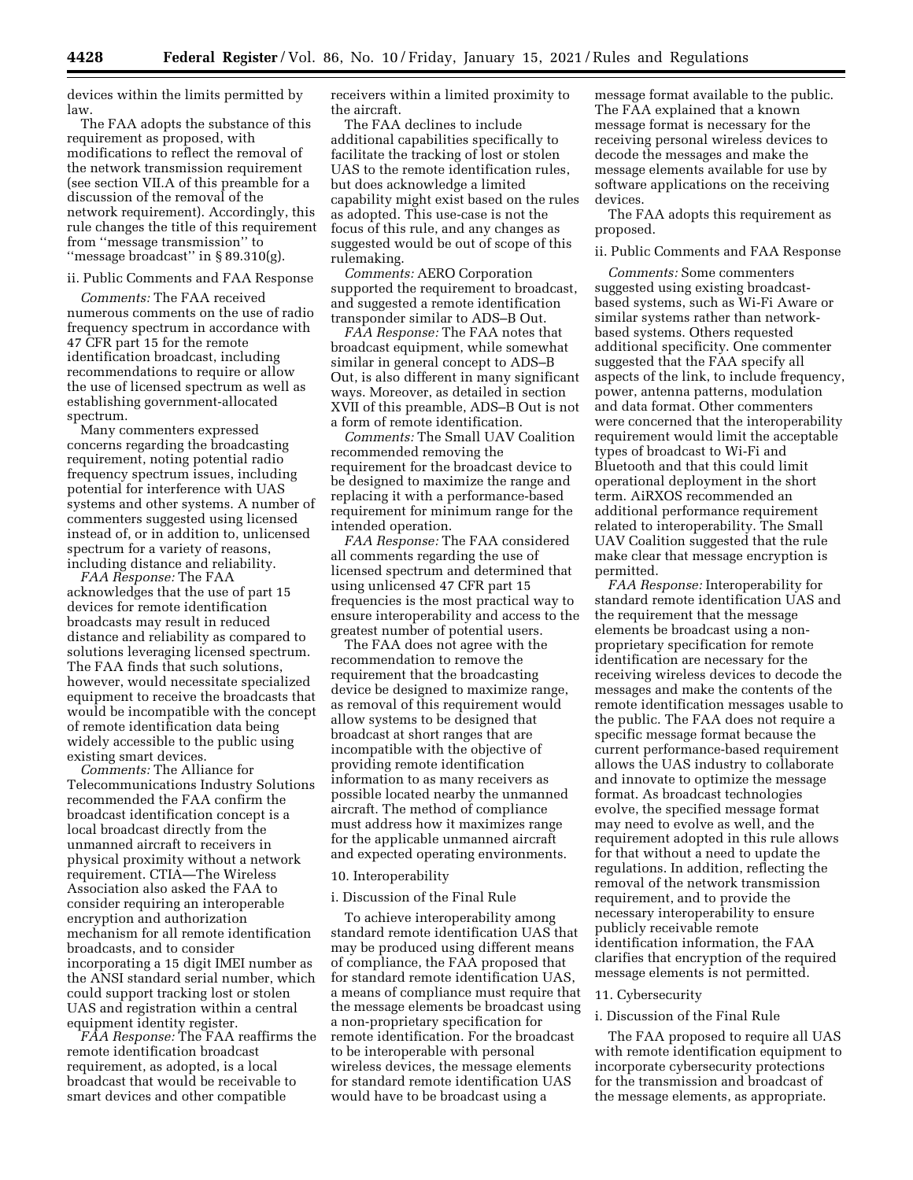devices within the limits permitted by law.

The FAA adopts the substance of this requirement as proposed, with modifications to reflect the removal of the network transmission requirement (see section VII.A of this preamble for a discussion of the removal of the network requirement). Accordingly, this rule changes the title of this requirement from ''message transmission'' to ''message broadcast'' in § 89.310(g).

ii. Public Comments and FAA Response

*Comments:* The FAA received numerous comments on the use of radio frequency spectrum in accordance with 47 CFR part 15 for the remote identification broadcast, including recommendations to require or allow the use of licensed spectrum as well as establishing government-allocated spectrum.

Many commenters expressed concerns regarding the broadcasting requirement, noting potential radio frequency spectrum issues, including potential for interference with UAS systems and other systems. A number of commenters suggested using licensed instead of, or in addition to, unlicensed spectrum for a variety of reasons, including distance and reliability.

*FAA Response:* The FAA acknowledges that the use of part 15 devices for remote identification broadcasts may result in reduced distance and reliability as compared to solutions leveraging licensed spectrum. The FAA finds that such solutions, however, would necessitate specialized equipment to receive the broadcasts that would be incompatible with the concept of remote identification data being widely accessible to the public using existing smart devices.

*Comments:* The Alliance for Telecommunications Industry Solutions recommended the FAA confirm the broadcast identification concept is a local broadcast directly from the unmanned aircraft to receivers in physical proximity without a network requirement. CTIA—The Wireless Association also asked the FAA to consider requiring an interoperable encryption and authorization mechanism for all remote identification broadcasts, and to consider incorporating a 15 digit IMEI number as the ANSI standard serial number, which could support tracking lost or stolen UAS and registration within a central equipment identity register.

*FAA Response:* The FAA reaffirms the remote identification broadcast requirement, as adopted, is a local broadcast that would be receivable to smart devices and other compatible receivers within a limited proximity to the aircraft.

The FAA declines to include additional capabilities specifically to facilitate the tracking of lost or stolen UAS to the remote identification rules, but does acknowledge a limited capability might exist based on the rules as adopted. This use-case is not the focus of this rule, and any changes as suggested would be out of scope of this rulemaking.

*Comments:* AERO Corporation supported the requirement to broadcast, and suggested a remote identification transponder similar to ADS–B Out.

*FAA Response:* The FAA notes that broadcast equipment, while somewhat similar in general concept to ADS–B Out, is also different in many significant ways. Moreover, as detailed in section XVII of this preamble, ADS–B Out is not a form of remote identification.

*Comments:* The Small UAV Coalition recommended removing the requirement for the broadcast device to be designed to maximize the range and replacing it with a performance-based requirement for minimum range for the intended operation.

*FAA Response:* The FAA considered all comments regarding the use of licensed spectrum and determined that using unlicensed 47 CFR part 15 frequencies is the most practical way to ensure interoperability and access to the greatest number of potential users.

The FAA does not agree with the recommendation to remove the requirement that the broadcasting device be designed to maximize range, as removal of this requirement would allow systems to be designed that broadcast at short ranges that are incompatible with the objective of providing remote identification information to as many receivers as possible located nearby the unmanned aircraft. The method of compliance must address how it maximizes range for the applicable unmanned aircraft and expected operating environments.

10. Interoperability

i. Discussion of the Final Rule

To achieve interoperability among standard remote identification UAS that may be produced using different means of compliance, the FAA proposed that for standard remote identification UAS, a means of compliance must require that the message elements be broadcast using a non-proprietary specification for remote identification. For the broadcast to be interoperable with personal wireless devices, the message elements for standard remote identification UAS would have to be broadcast using a message format available to the public. The FAA explained that a known message format is necessary for the receiving personal wireless devices to decode the messages and make the message elements available for use by software applications on the receiving devices.

The FAA adopts this requirement as proposed.

ii. Public Comments and FAA Response

*Comments:* Some commenters suggested using existing broadcast-based systems, such as Wi-Fi Aware or similar systems rather than network-based systems. Others requested additional specificity. One commenter suggested that the FAA specify all aspects of the link, to include frequency, power, antenna patterns, modulation and data format. Other commenters were concerned that the interoperability requirement would limit the acceptable types of broadcast to Wi-Fi and Bluetooth and that this could limit operational deployment in the short term. AiRXOS recommended an additional performance requirement related to interoperability. The Small UAV Coalition suggested that the rule make clear that message encryption is permitted.

*FAA Response:* Interoperability for standard remote identification UAS and the requirement that the message elements be broadcast using a non-proprietary specification for remote identification are necessary for the receiving wireless devices to decode the messages and make the contents of the remote identification messages usable to the public. The FAA does not require a specific message format because the current performance-based requirement allows the UAS industry to collaborate and innovate to optimize the message format. As broadcast technologies evolve, the specified message format may need to evolve as well, and the requirement adopted in this rule allows for that without a need to update the regulations. In addition, reflecting the removal of the network transmission requirement, and to provide the necessary interoperability to ensure publicly receivable remote identification information, the FAA clarifies that encryption of the required message elements is not permitted.

11. Cybersecurity

i. Discussion of the Final Rule

The FAA proposed to require all UAS with remote identification equipment to incorporate cybersecurity protections for the transmission and broadcast of the message elements, as appropriate.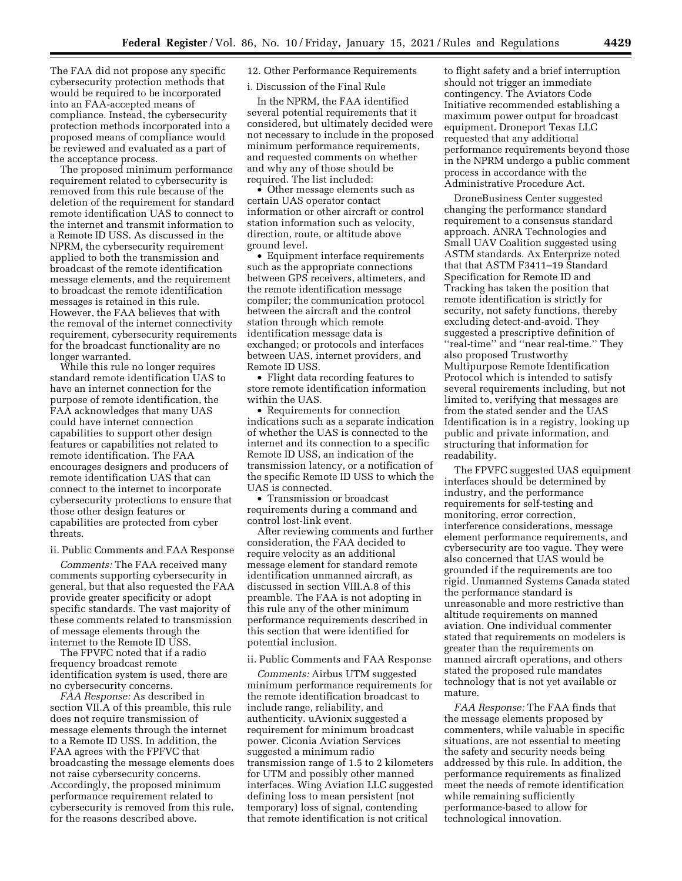The FAA did not propose any specific cybersecurity protection methods that would be required to be incorporated into an FAA-accepted means of compliance. Instead, the cybersecurity protection methods incorporated into a proposed means of compliance would be reviewed and evaluated as a part of the acceptance process.

The proposed minimum performance requirement related to cybersecurity is removed from this rule because of the deletion of the requirement for standard remote identification UAS to connect to the internet and transmit information to a Remote ID USS. As discussed in the NPRM, the cybersecurity requirement applied to both the transmission and broadcast of the remote identification message elements, and the requirement to broadcast the remote identification messages is retained in this rule. However, the FAA believes that with the removal of the internet connectivity requirement, cybersecurity requirements for the broadcast functionality are no longer warranted.

While this rule no longer requires standard remote identification UAS to have an internet connection for the purpose of remote identification, the FAA acknowledges that many UAS could have internet connection capabilities to support other design features or capabilities not related to remote identification. The FAA encourages designers and producers of remote identification UAS that can connect to the internet to incorporate cybersecurity protections to ensure that those other design features or capabilities are protected from cyber threats.

ii. Public Comments and FAA Response

*Comments:* The FAA received many comments supporting cybersecurity in general, but that also requested the FAA provide greater specificity or adopt specific standards. The vast majority of these comments related to transmission of message elements through the internet to the Remote ID USS.

The FPVFC noted that if a radio frequency broadcast remote identification system is used, there are no cybersecurity concerns.

*FAA Response:* As described in section VII.A of this preamble, this rule does not require transmission of message elements through the internet to a Remote ID USS. In addition, the FAA agrees with the FPVFC that broadcasting the message elements does not raise cybersecurity concerns. Accordingly, the proposed minimum performance requirement related to cybersecurity is removed from this rule, for the reasons described above.

12. Other Performance Requirements

i. Discussion of the Final Rule

In the NPRM, the FAA identified several potential requirements that it considered, but ultimately decided were not necessary to include in the proposed minimum performance requirements, and requested comments on whether and why any of those should be required. The list included:

- Other message elements such as certain UAS operator contact information or other aircraft or control station information such as velocity, direction, route, or altitude above ground level.
- Equipment interface requirements such as the appropriate connections between GPS receivers, altimeters, and the remote identification message compiler; the communication protocol between the aircraft and the control station through which remote identification message data is exchanged; or protocols and interfaces between UAS, internet providers, and Remote ID USS.
- Flight data recording features to store remote identification information within the UAS.
- Requirements for connection indications such as a separate indication of whether the UAS is connected to the internet and its connection to a specific Remote ID USS, an indication of the transmission latency, or a notification of the specific Remote ID USS to which the UAS is connected.
- Transmission or broadcast requirements during a command and control lost-link event.

After reviewing comments and further consideration, the FAA decided to require velocity as an additional message element for standard remote identification unmanned aircraft, as discussed in section VIII.A.8 of this preamble. The FAA is not adopting in this rule any of the other minimum performance requirements described in this section that were identified for potential inclusion.

ii. Public Comments and FAA Response

*Comments:* Airbus UTM suggested minimum performance requirements for the remote identification broadcast to include range, reliability, and authenticity. uAvionix suggested a requirement for minimum broadcast power. Ciconia Aviation Services suggested a minimum radio transmission range of 1.5 to 2 kilometers for UTM and possibly other manned interfaces. Wing Aviation LLC suggested defining loss to mean persistent (not temporary) loss of signal, contending that remote identification is not critical to flight safety and a brief interruption should not trigger an immediate contingency. The Aviators Code Initiative recommended establishing a maximum power output for broadcast equipment. Droneport Texas LLC requested that any additional performance requirements beyond those in the NPRM undergo a public comment process in accordance with the Administrative Procedure Act.

DroneBusiness Center suggested changing the performance standard requirement to a consensus standard approach. ANRA Technologies and Small UAV Coalition suggested using ASTM standards. Ax Enterprize noted that that ASTM F3411–19 Standard Specification for Remote ID and Tracking has taken the position that remote identification is strictly for security, not safety functions, thereby excluding detect-and-avoid. They suggested a prescriptive definition of "real-time" and "near real-time." They also proposed Trustworthy Multipurpose Remote Identification Protocol which is intended to satisfy several requirements including, but not limited to, verifying that messages are from the stated sender and the UAS Identification is in a registry, looking up public and private information, and structuring that information for readability.

The FPVFC suggested UAS equipment interfaces should be determined by industry, and the performance requirements for self-testing and monitoring, error correction, interference considerations, message element performance requirements, and cybersecurity are too vague. They were also concerned that UAS would be grounded if the requirements are too rigid. Unmanned Systems Canada stated the performance standard is unreasonable and more restrictive than altitude requirements on manned aviation. One individual commenter stated that requirements on modelers is greater than the requirements on manned aircraft operations, and others stated the proposed rule mandates technology that is not yet available or mature.

*FAA Response:* The FAA finds that the message elements proposed by commenters, while valuable in specific situations, are not essential to meeting the safety and security needs being addressed by this rule. In addition, the performance requirements as finalized meet the needs of remote identification while remaining sufficiently performance-based to allow for technological innovation.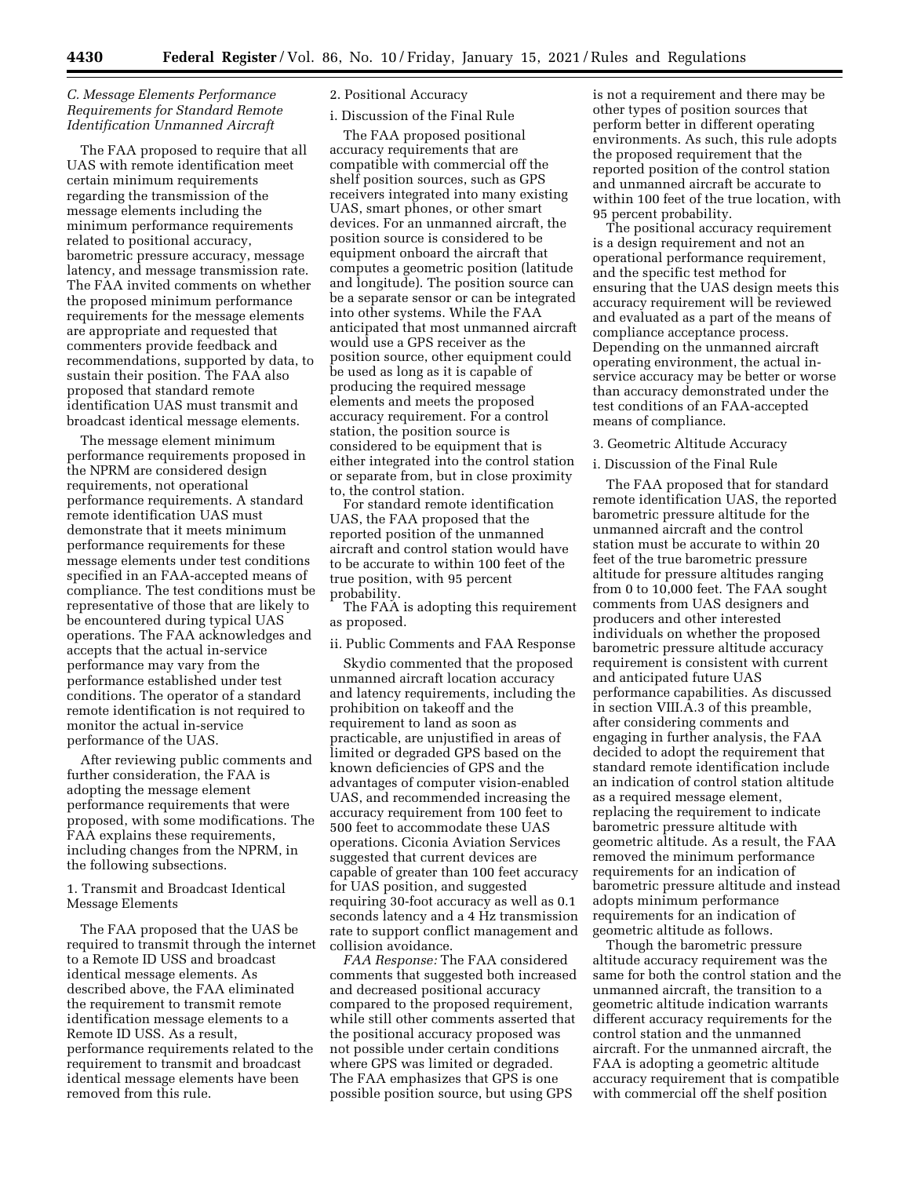### C. Message Elements Performance Requirements for Standard Remote Identification Unmanned Aircraft

The FAA proposed to require that all UAS with remote identification meet certain minimum requirements regarding the transmission of the message elements including the minimum performance requirements related to positional accuracy, barometric pressure accuracy, message latency, and message transmission rate. The FAA invited comments on whether the proposed minimum performance requirements for the message elements are appropriate and requested that commenters provide feedback and recommendations, supported by data, to sustain their position. The FAA also proposed that standard remote identification UAS must transmit and broadcast identical message elements.

The message element minimum performance requirements proposed in the NPRM are considered design requirements, not operational performance requirements. A standard remote identification UAS must demonstrate that it meets minimum performance requirements for these message elements under test conditions specified in an FAA-accepted means of compliance. The test conditions must be representative of those that are likely to be encountered during typical UAS operations. The FAA acknowledges and accepts that the actual in-service performance may vary from the performance established under test conditions. The operator of a standard remote identification is not required to monitor the actual in-service performance of the UAS.

After reviewing public comments and further consideration, the FAA is adopting the message element performance requirements that were proposed, with some modifications. The FAA explains these requirements, including changes from the NPRM, in the following subsections.

#### 1. Transmit and Broadcast Identical Message Elements

The FAA proposed that the UAS be required to transmit through the internet to a Remote ID USS and broadcast identical message elements. As described above, the FAA eliminated the requirement to transmit remote identification message elements to a Remote ID USS. As a result, performance requirements related to the requirement to transmit and broadcast identical message elements have been removed from this rule.

#### 2. Positional Accuracy

##### i. Discussion of the Final Rule

The FAA proposed positional accuracy requirements that are compatible with commercial off the shelf position sources, such as GPS receivers integrated into many existing UAS, smart phones, or other smart devices. For an unmanned aircraft, the position source is considered to be equipment onboard the aircraft that computes a geometric position (latitude and longitude). The position source can be a separate sensor or can be integrated into other systems. While the FAA anticipated that most unmanned aircraft would use a GPS receiver as the position source, other equipment could be used as long as it is capable of producing the required message elements and meets the proposed accuracy requirement. For a control station, the position source is considered to be equipment that is either integrated into the control station or separate from, but in close proximity to, the control station.

For standard remote identification UAS, the FAA proposed that the reported position of the unmanned aircraft and control station would have to be accurate to within 100 feet of the true position, with 95 percent probability.

The FAA is adopting this requirement as proposed.

##### ii. Public Comments and FAA Response

Skydio commented that the proposed unmanned aircraft location accuracy and latency requirements, including the prohibition on takeoff and the requirement to land as soon as practicable, are unjustified in areas of limited or degraded GPS based on the known deficiencies of GPS and the advantages of computer vision-enabled UAS, and recommended increasing the accuracy requirement from 100 feet to 500 feet to accommodate these UAS operations. Ciconia Aviation Services suggested that current devices are capable of greater than 100 feet accuracy for UAS position, and suggested requiring 30-foot accuracy as well as 0.1 seconds latency and a 4 Hz transmission rate to support conflict management and collision avoidance.

*FAA Response:* The FAA considered comments that suggested both increased and decreased positional accuracy compared to the proposed requirement, while still other comments asserted that the positional accuracy proposed was not possible under certain conditions where GPS was limited or degraded. The FAA emphasizes that GPS is one possible position source, but using GPS is not a requirement and there may be other types of position sources that perform better in different operating environments. As such, this rule adopts the proposed requirement that the reported position of the control station and unmanned aircraft be accurate to within 100 feet of the true location, with 95 percent probability.

The positional accuracy requirement is a design requirement and not an operational performance requirement, and the specific test method for ensuring that the UAS design meets this accuracy requirement will be reviewed and evaluated as a part of the means of compliance acceptance process. Depending on the unmanned aircraft operating environment, the actual in-service accuracy may be better or worse than accuracy demonstrated under the test conditions of an FAA-accepted means of compliance.

#### 3. Geometric Altitude Accuracy

##### i. Discussion of the Final Rule

The FAA proposed that for standard remote identification UAS, the reported barometric pressure altitude for the unmanned aircraft and the control station must be accurate to within 20 feet of the true barometric pressure altitude for pressure altitudes ranging from 0 to 10,000 feet. The FAA sought comments from UAS designers and producers and other interested individuals on whether the proposed barometric pressure altitude accuracy requirement is consistent with current and anticipated future UAS performance capabilities. As discussed in section VIII.A.3 of this preamble, after considering comments and engaging in further analysis, the FAA decided to adopt the requirement that standard remote identification include an indication of control station altitude as a required message element, replacing the requirement to indicate barometric pressure altitude with geometric altitude. As a result, the FAA removed the minimum performance requirements for an indication of barometric pressure altitude and instead adopts minimum performance requirements for an indication of geometric altitude as follows.

Though the barometric pressure altitude accuracy requirement was the same for both the control station and the unmanned aircraft, the transition to a geometric altitude indication warrants different accuracy requirements for the control station and the unmanned aircraft. For the unmanned aircraft, the FAA is adopting a geometric altitude accuracy requirement that is compatible with commercial off the shelf position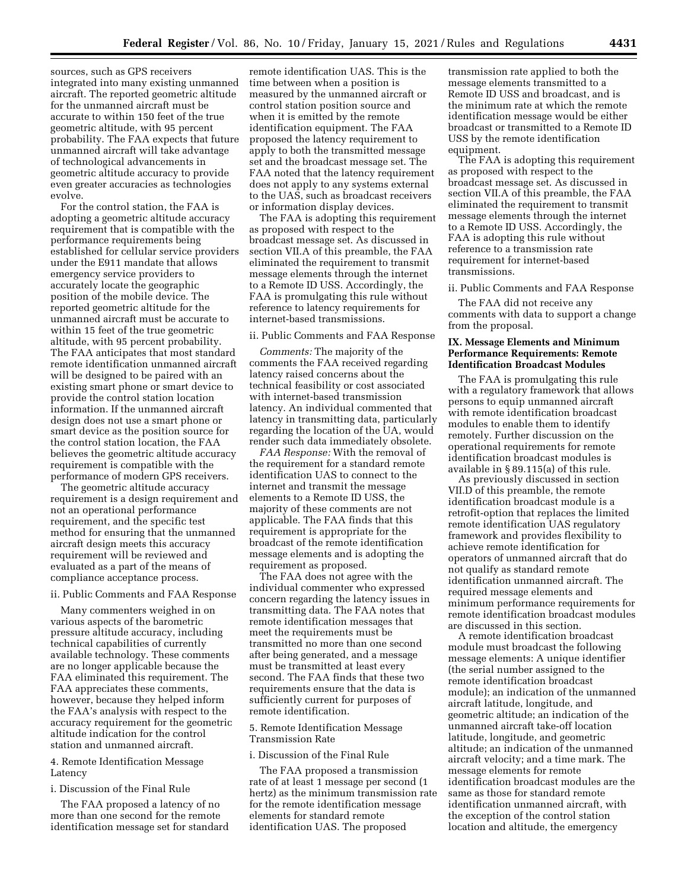sources, such as GPS receivers integrated into many existing unmanned aircraft. The reported geometric altitude for the unmanned aircraft must be accurate to within 150 feet of the true geometric altitude, with 95 percent probability. The FAA expects that future unmanned aircraft will take advantage of technological advancements in geometric altitude accuracy to provide even greater accuracies as technologies evolve.

For the control station, the FAA is adopting a geometric altitude accuracy requirement that is compatible with the performance requirements being established for cellular service providers under the E911 mandate that allows emergency service providers to accurately locate the geographic position of the mobile device. The reported geometric altitude for the unmanned aircraft must be accurate to within 15 feet of the true geometric altitude, with 95 percent probability. The FAA anticipates that most standard remote identification unmanned aircraft will be designed to be paired with an existing smart phone or smart device to provide the control station location information. If the unmanned aircraft design does not use a smart phone or smart device as the position source for the control station location, the FAA believes the geometric altitude accuracy requirement is compatible with the performance of modern GPS receivers.

The geometric altitude accuracy requirement is a design requirement and not an operational performance requirement, and the specific test method for ensuring that the unmanned aircraft design meets this accuracy requirement will be reviewed and evaluated as a part of the means of compliance acceptance process.

ii. Public Comments and FAA Response

Many commenters weighed in on various aspects of the barometric pressure altitude accuracy, including technical capabilities of currently available technology. These comments are no longer applicable because the FAA eliminated this requirement. The FAA appreciates these comments, however, because they helped inform the FAA's analysis with respect to the accuracy requirement for the geometric altitude indication for the control station and unmanned aircraft.

4. Remote Identification Message Latency

i. Discussion of the Final Rule

The FAA proposed a latency of no more than one second for the remote identification message set for standard remote identification UAS. This is the time between when a position is measured by the unmanned aircraft or control station position source and when it is emitted by the remote identification equipment. The FAA proposed the latency requirement to apply to both the transmitted message set and the broadcast message set. The FAA noted that the latency requirement does not apply to any systems external to the UAS, such as broadcast receivers or information display devices.

The FAA is adopting this requirement as proposed with respect to the broadcast message set. As discussed in section VII.A of this preamble, the FAA eliminated the requirement to transmit message elements through the internet to a Remote ID USS. Accordingly, the FAA is promulgating this rule without reference to latency requirements for internet-based transmissions.

ii. Public Comments and FAA Response

*Comments:* The majority of the comments the FAA received regarding latency raised concerns about the technical feasibility or cost associated with internet-based transmission latency. An individual commented that latency in transmitting data, particularly regarding the location of the UA, would render such data immediately obsolete.

*FAA Response:* With the removal of the requirement for a standard remote identification UAS to connect to the internet and transmit the message elements to a Remote ID USS, the majority of these comments are not applicable. The FAA finds that this requirement is appropriate for the broadcast of the remote identification message elements and is adopting the requirement as proposed.

The FAA does not agree with the individual commenter who expressed concern regarding the latency issues in transmitting data. The FAA notes that remote identification messages that meet the requirements must be transmitted no more than one second after being generated, and a message must be transmitted at least every second. The FAA finds that these two requirements ensure that the data is sufficiently current for purposes of remote identification.

5. Remote Identification Message Transmission Rate

i. Discussion of the Final Rule

The FAA proposed a transmission rate of at least 1 message per second (1 hertz) as the minimum transmission rate for the remote identification message elements for standard remote identification UAS. The proposed transmission rate applied to both the message elements transmitted to a Remote ID USS and broadcast, and is the minimum rate at which the remote identification message would be either broadcast or transmitted to a Remote ID USS by the remote identification equipment.

The FAA is adopting this requirement as proposed with respect to the broadcast message set. As discussed in section VII.A of this preamble, the FAA eliminated the requirement to transmit message elements through the internet to a Remote ID USS. Accordingly, the FAA is adopting this rule without reference to a transmission rate requirement for internet-based transmissions.

ii. Public Comments and FAA Response

The FAA did not receive any comments with data to support a change from the proposal.

## IX. Message Elements and Minimum Performance Requirements: Remote Identification Broadcast Modules

The FAA is promulgating this rule with a regulatory framework that allows persons to equip unmanned aircraft with remote identification broadcast modules to enable them to identify remotely. Further discussion on the operational requirements for remote identification broadcast modules is available in § 89.115(a) of this rule.

As previously discussed in section VII.D of this preamble, the remote identification broadcast module is a retrofit-option that replaces the limited remote identification UAS regulatory framework and provides flexibility to achieve remote identification for operators of unmanned aircraft that do not qualify as standard remote identification unmanned aircraft. The required message elements and minimum performance requirements for remote identification broadcast modules are discussed in this section.

A remote identification broadcast module must broadcast the following message elements: A unique identifier (the serial number assigned to the remote identification broadcast module); an indication of the unmanned aircraft latitude, longitude, and geometric altitude; an indication of the unmanned aircraft take-off location latitude, longitude, and geometric altitude; an indication of the unmanned aircraft velocity; and a time mark. The message elements for remote identification broadcast modules are the same as those for standard remote identification unmanned aircraft, with the exception of the control station location and altitude, the emergency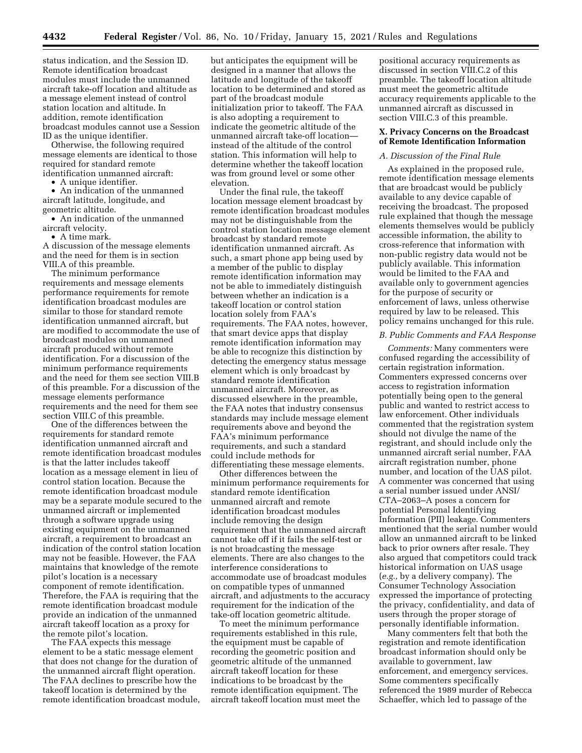status indication, and the Session ID. Remote identification broadcast modules must include the unmanned aircraft take-off location and altitude as a message element instead of control station location and altitude. In addition, remote identification broadcast modules cannot use a Session ID as the unique identifier.

Otherwise, the following required message elements are identical to those required for standard remote identification unmanned aircraft:

- A unique identifier.
- An indication of the unmanned aircraft latitude, longitude, and geometric altitude.
- An indication of the unmanned aircraft velocity.
- A time mark.

A discussion of the message elements and the need for them is in section VIII.A of this preamble.

The minimum performance requirements and message elements performance requirements for remote identification broadcast modules are similar to those for standard remote identification unmanned aircraft, but are modified to accommodate the use of broadcast modules on unmanned aircraft produced without remote identification. For a discussion of the minimum performance requirements and the need for them see section VIII.B of this preamble. For a discussion of the message elements performance requirements and the need for them see section VIII.C of this preamble.

One of the differences between the requirements for standard remote identification unmanned aircraft and remote identification broadcast modules is that the latter includes takeoff location as a message element in lieu of control station location. Because the remote identification broadcast module may be a separate module secured to the unmanned aircraft or implemented through a software upgrade using existing equipment on the unmanned aircraft, a requirement to broadcast an indication of the control station location may not be feasible. However, the FAA maintains that knowledge of the remote pilot's location is a necessary component of remote identification. Therefore, the FAA is requiring that the remote identification broadcast module provide an indication of the unmanned aircraft takeoff location as a proxy for the remote pilot's location.

The FAA expects this message element to be a static message element that does not change for the duration of the unmanned aircraft flight operation. The FAA declines to prescribe how the takeoff location is determined by the remote identification broadcast module, but anticipates the equipment will be designed in a manner that allows the latitude and longitude of the takeoff location to be determined and stored as part of the broadcast module initialization prior to takeoff. The FAA is also adopting a requirement to indicate the geometric altitude of the unmanned aircraft take-off location—instead of the altitude of the control station. This information will help to determine whether the takeoff location was from ground level or some other elevation.

Under the final rule, the takeoff location message element broadcast by remote identification broadcast modules may not be distinguishable from the control station location message element broadcast by standard remote identification unmanned aircraft. As such, a smart phone app being used by a member of the public to display remote identification information may not be able to immediately distinguish between whether an indication is a takeoff location or control station location solely from FAA's requirements. The FAA notes, however, that smart device apps that display remote identification information may be able to recognize this distinction by detecting the emergency status message element which is only broadcast by standard remote identification unmanned aircraft. Moreover, as discussed elsewhere in the preamble, the FAA notes that industry consensus standards may include message element requirements above and beyond the FAA's minimum performance requirements, and such a standard could include methods for differentiating these message elements.

Other differences between the minimum performance requirements for standard remote identification unmanned aircraft and remote identification broadcast modules include removing the design requirement that the unmanned aircraft cannot take off if it fails the self-test or is not broadcasting the message elements. There are also changes to the interference considerations to accommodate use of broadcast modules on compatible types of unmanned aircraft, and adjustments to the accuracy requirement for the indication of the take-off location geometric altitude.

To meet the minimum performance requirements established in this rule, the equipment must be capable of recording the geometric position and geometric altitude of the unmanned aircraft takeoff location for these indications to be broadcast by the remote identification equipment. The aircraft takeoff location must meet the positional accuracy requirements as discussed in section VIII.C.2 of this preamble. The takeoff location altitude must meet the geometric altitude accuracy requirements applicable to the unmanned aircraft as discussed in section VIII.C.3 of this preamble.

## X. Privacy Concerns on the Broadcast of Remote Identification Information

### A. Discussion of the Final Rule

As explained in the proposed rule, remote identification message elements that are broadcast would be publicly available to any device capable of receiving the broadcast. The proposed rule explained that though the message elements themselves would be publicly accessible information, the ability to cross-reference that information with non-public registry data would not be publicly available. This information would be limited to the FAA and available only to government agencies for the purpose of security or enforcement of laws, unless otherwise required by law to be released. This policy remains unchanged for this rule.

### B. Public Comments and FAA Response

*Comments:* Many commenters were confused regarding the accessibility of certain registration information. Commenters expressed concerns over access to registration information potentially being open to the general public and wanted to restrict access to law enforcement. Other individuals commented that the registration system should not divulge the name of the registrant, and should include only the unmanned aircraft serial number, FAA aircraft registration number, phone number, and location of the UAS pilot. A commenter was concerned that using a serial number issued under ANSI/CTA–2063–A poses a concern for potential Personal Identifying Information (PII) leakage. Commenters mentioned that the serial number would allow an unmanned aircraft to be linked back to prior owners after resale. They also argued that competitors could track historical information on UAS usage (*e.g.,* by a delivery company). The Consumer Technology Association expressed the importance of protecting the privacy, confidentiality, and data of users through the proper storage of personally identifiable information.

Many commenters felt that both the registration and remote identification broadcast information should only be available to government, law enforcement, and emergency services. Some commenters specifically referenced the 1989 murder of Rebecca Schaeffer, which led to passage of the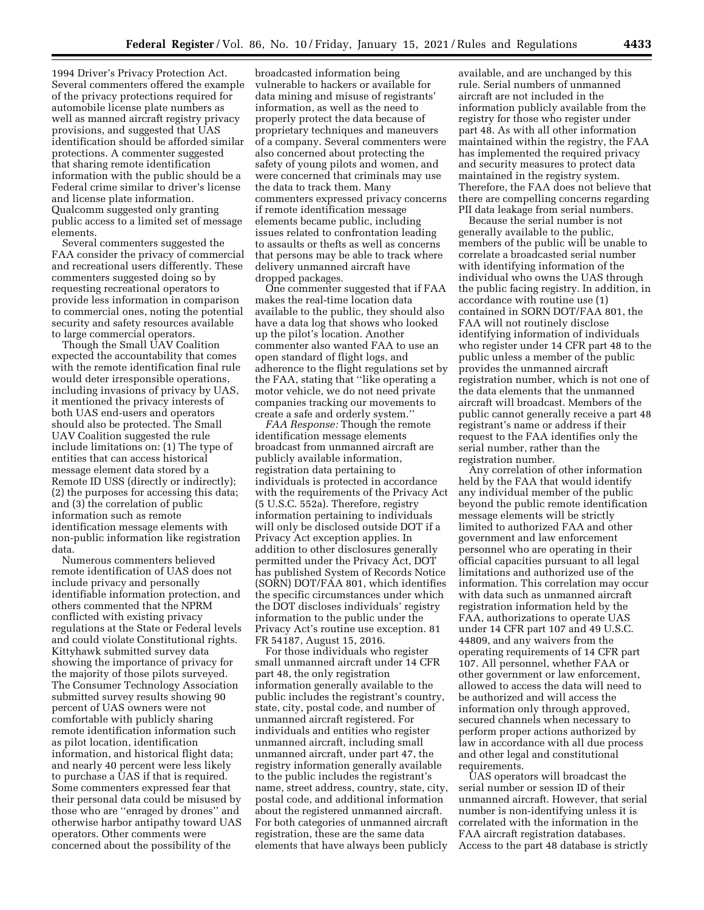1994 Driver's Privacy Protection Act. Several commenters offered the example of the privacy protections required for automobile license plate numbers as well as manned aircraft registry privacy provisions, and suggested that UAS identification should be afforded similar protections. A commenter suggested that sharing remote identification information with the public should be a Federal crime similar to driver's license and license plate information. Qualcomm suggested only granting public access to a limited set of message elements.

Several commenters suggested the FAA consider the privacy of commercial and recreational users differently. These commenters suggested doing so by requesting recreational operators to provide less information in comparison to commercial ones, noting the potential security and safety resources available to large commercial operators.

Though the Small UAV Coalition expected the accountability that comes with the remote identification final rule would deter irresponsible operations, including invasions of privacy by UAS, it mentioned the privacy interests of both UAS end-users and operators should also be protected. The Small UAV Coalition suggested the rule include limitations on: (1) The type of entities that can access historical message element data stored by a Remote ID USS (directly or indirectly); (2) the purposes for accessing this data; and (3) the correlation of public information such as remote identification message elements with non-public information like registration data.

Numerous commenters believed remote identification of UAS does not include privacy and personally identifiable information protection, and others commented that the NPRM conflicted with existing privacy regulations at the State or Federal levels and could violate Constitutional rights. Kittyhawk submitted survey data showing the importance of privacy for the majority of those pilots surveyed. The Consumer Technology Association submitted survey results showing 90 percent of UAS owners were not comfortable with publicly sharing remote identification information such as pilot location, identification information, and historical flight data; and nearly 40 percent were less likely to purchase a UAS if that is required. Some commenters expressed fear that their personal data could be misused by those who are ''enraged by drones'' and otherwise harbor antipathy toward UAS operators. Other comments were concerned about the possibility of the broadcasted information being vulnerable to hackers or available for data mining and misuse of registrants' information, as well as the need to properly protect the data because of proprietary techniques and maneuvers of a company. Several commenters were also concerned about protecting the safety of young pilots and women, and were concerned that criminals may use the data to track them. Many commenters expressed privacy concerns if remote identification message elements became public, including issues related to confrontation leading to assaults or thefts as well as concerns that persons may be able to track where delivery unmanned aircraft have dropped packages.

One commenter suggested that if FAA makes the real-time location data available to the public, they should also have a data log that shows who looked up the pilot's location. Another commenter also wanted FAA to use an open standard of flight logs, and adherence to the flight regulations set by the FAA, stating that ''like operating a motor vehicle, we do not need private companies tracking our movements to create a safe and orderly system.''

*FAA Response:* Though the remote identification message elements broadcast from unmanned aircraft are publicly available information, registration data pertaining to individuals is protected in accordance with the requirements of the Privacy Act (5 U.S.C. 552a). Therefore, registry information pertaining to individuals will only be disclosed outside DOT if a Privacy Act exception applies. In addition to other disclosures generally permitted under the Privacy Act, DOT has published System of Records Notice (SORN) DOT/FAA 801, which identifies the specific circumstances under which the DOT discloses individuals' registry information to the public under the Privacy Act's routine use exception. 81 FR 54187, August 15, 2016.

For those individuals who register small unmanned aircraft under 14 CFR part 48, the only registration information generally available to the public includes the registrant's country, state, city, postal code, and number of unmanned aircraft registered. For individuals and entities who register unmanned aircraft, including small unmanned aircraft, under part 47, the registry information generally available to the public includes the registrant's name, street address, country, state, city, postal code, and additional information about the registered unmanned aircraft. For both categories of unmanned aircraft registration, these are the same data elements that have always been publicly available, and are unchanged by this rule. Serial numbers of unmanned aircraft are not included in the information publicly available from the registry for those who register under part 48. As with all other information maintained within the registry, the FAA has implemented the required privacy and security measures to protect data maintained in the registry system. Therefore, the FAA does not believe that there are compelling concerns regarding PII data leakage from serial numbers.

Because the serial number is not generally available to the public, members of the public will be unable to correlate a broadcasted serial number with identifying information of the individual who owns the UAS through the public facing registry. In addition, in accordance with routine use (1) contained in SORN DOT/FAA 801, the FAA will not routinely disclose identifying information of individuals who register under 14 CFR part 48 to the public unless a member of the public provides the unmanned aircraft registration number, which is not one of the data elements that the unmanned aircraft will broadcast. Members of the public cannot generally receive a part 48 registrant's name or address if their request to the FAA identifies only the serial number, rather than the registration number.

Any correlation of other information held by the FAA that would identify any individual member of the public beyond the public remote identification message elements will be strictly limited to authorized FAA and other government and law enforcement personnel who are operating in their official capacities pursuant to all legal limitations and authorized use of the information. This correlation may occur with data such as unmanned aircraft registration information held by the FAA, authorizations to operate UAS under 14 CFR part 107 and 49 U.S.C. 44809, and any waivers from the operating requirements of 14 CFR part 107. All personnel, whether FAA or other government or law enforcement, allowed to access the data will need to be authorized and will access the information only through approved, secured channels when necessary to perform proper actions authorized by law in accordance with all due process and other legal and constitutional requirements.

UAS operators will broadcast the serial number or session ID of their unmanned aircraft. However, that serial number is non-identifying unless it is correlated with the information in the FAA aircraft registration databases. Access to the part 48 database is strictly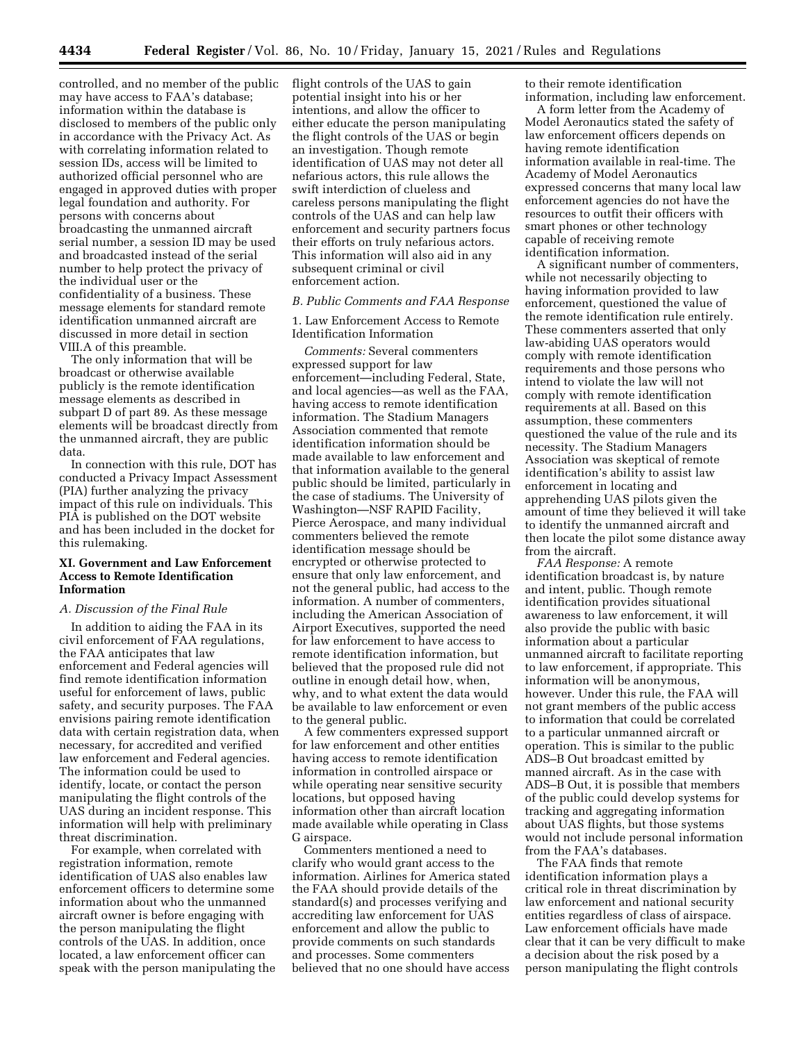controlled, and no member of the public may have access to FAA's database; information within the database is disclosed to members of the public only in accordance with the Privacy Act. As with correlating information related to session IDs, access will be limited to authorized official personnel who are engaged in approved duties with proper legal foundation and authority. For persons with concerns about broadcasting the unmanned aircraft serial number, a session ID may be used and broadcasted instead of the serial number to help protect the privacy of the individual user or the confidentiality of a business. These message elements for standard remote identification unmanned aircraft are discussed in more detail in section VIII.A of this preamble.

The only information that will be broadcast or otherwise available publicly is the remote identification message elements as described in subpart D of part 89. As these message elements will be broadcast directly from the unmanned aircraft, they are public data.

In connection with this rule, DOT has conducted a Privacy Impact Assessment (PIA) further analyzing the privacy impact of this rule on individuals. This PIA is published on the DOT website and has been included in the docket for this rulemaking.

## XI. Government and Law Enforcement Access to Remote Identification Information

### A. Discussion of the Final Rule

In addition to aiding the FAA in its civil enforcement of FAA regulations, the FAA anticipates that law enforcement and Federal agencies will find remote identification information useful for enforcement of laws, public safety, and security purposes. The FAA envisions pairing remote identification data with certain registration data, when necessary, for accredited and verified law enforcement and Federal agencies. The information could be used to identify, locate, or contact the person manipulating the flight controls of the UAS during an incident response. This information will help with preliminary threat discrimination.

For example, when correlated with registration information, remote identification of UAS also enables law enforcement officers to determine some information about who the unmanned aircraft owner is before engaging with the person manipulating the flight controls of the UAS. In addition, once located, a law enforcement officer can speak with the person manipulating the flight controls of the UAS to gain potential insight into his or her intentions, and allow the officer to either educate the person manipulating the flight controls of the UAS or begin an investigation. Though remote identification of UAS may not deter all nefarious actors, this rule allows the swift interdiction of clueless and careless persons manipulating the flight controls of the UAS and can help law enforcement and security partners focus their efforts on truly nefarious actors. This information will also aid in any subsequent criminal or civil enforcement action.

### B. Public Comments and FAA Response

#### 1. Law Enforcement Access to Remote Identification Information

*Comments:* Several commenters expressed support for law enforcement—including Federal, State, and local agencies—as well as the FAA, having access to remote identification information. The Stadium Managers Association commented that remote identification information should be made available to law enforcement and that information available to the general public should be limited, particularly in the case of stadiums. The University of Washington—NSF RAPID Facility, Pierce Aerospace, and many individual commenters believed the remote identification message should be encrypted or otherwise protected to ensure that only law enforcement, and not the general public, had access to the information. A number of commenters, including the American Association of Airport Executives, supported the need for law enforcement to have access to remote identification information, but believed that the proposed rule did not outline in enough detail how, when, why, and to what extent the data would be available to law enforcement or even to the general public.

A few commenters expressed support for law enforcement and other entities having access to remote identification information in controlled airspace or while operating near sensitive security locations, but opposed having information other than aircraft location made available while operating in Class G airspace.

Commenters mentioned a need to clarify who would grant access to the information. Airlines for America stated the FAA should provide details of the standard(s) and processes verifying and accrediting law enforcement for UAS enforcement and allow the public to provide comments on such standards and processes. Some commenters believed that no one should have access to their remote identification information, including law enforcement.

A form letter from the Academy of Model Aeronautics stated the safety of law enforcement officers depends on having remote identification information available in real-time. The Academy of Model Aeronautics expressed concerns that many local law enforcement agencies do not have the resources to outfit their officers with smart phones or other technology capable of receiving remote identification information.

A significant number of commenters, while not necessarily objecting to having information provided to law enforcement, questioned the value of the remote identification rule entirely. These commenters asserted that only law-abiding UAS operators would comply with remote identification requirements and those persons who intend to violate the law will not comply with remote identification requirements at all. Based on this assumption, these commenters questioned the value of the rule and its necessity. The Stadium Managers Association was skeptical of remote identification's ability to assist law enforcement in locating and apprehending UAS pilots given the amount of time they believed it will take to identify the unmanned aircraft and then locate the pilot some distance away from the aircraft.

*FAA Response:* A remote identification broadcast is, by nature and intent, public. Though remote identification provides situational awareness to law enforcement, it will also provide the public with basic information about a particular unmanned aircraft to facilitate reporting to law enforcement, if appropriate. This information will be anonymous, however. Under this rule, the FAA will not grant members of the public access to information that could be correlated to a particular unmanned aircraft or operation. This is similar to the public ADS–B Out broadcast emitted by manned aircraft. As in the case with ADS–B Out, it is possible that members of the public could develop systems for tracking and aggregating information about UAS flights, but those systems would not include personal information from the FAA's databases.

The FAA finds that remote identification information plays a critical role in threat discrimination by law enforcement and national security entities regardless of class of airspace. Law enforcement officials have made clear that it can be very difficult to make a decision about the risk posed by a person manipulating the flight controls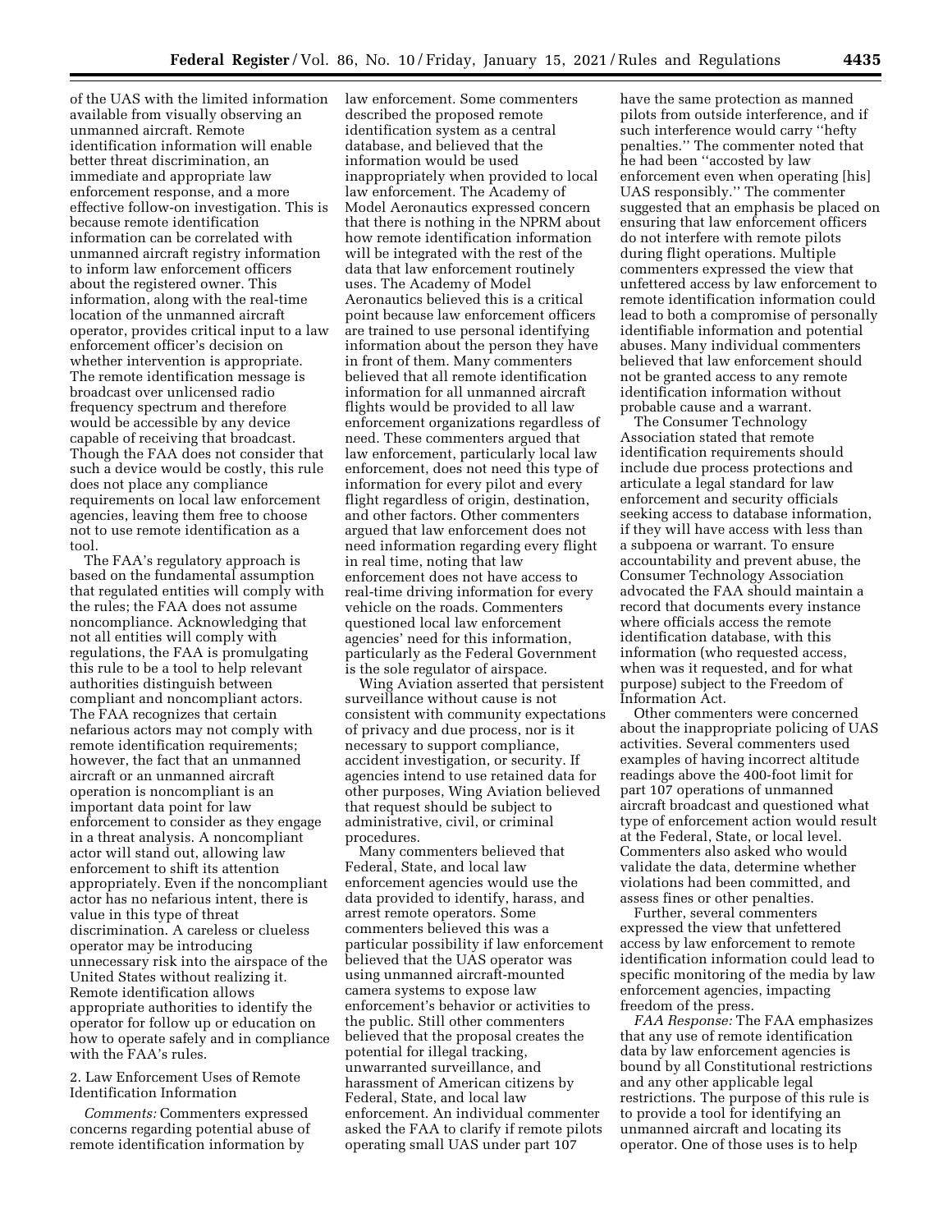of the UAS with the limited information available from visually observing an unmanned aircraft. Remote identification information will enable better threat discrimination, an immediate and appropriate law enforcement response, and a more effective follow-on investigation. This is because remote identification information can be correlated with unmanned aircraft registry information to inform law enforcement officers about the registered owner. This information, along with the real-time location of the unmanned aircraft operator, provides critical input to a law enforcement officer's decision on whether intervention is appropriate. The remote identification message is broadcast over unlicensed radio frequency spectrum and therefore would be accessible by any device capable of receiving that broadcast. Though the FAA does not consider that such a device would be costly, this rule does not place any compliance requirements on local law enforcement agencies, leaving them free to choose not to use remote identification as a tool.

The FAA's regulatory approach is based on the fundamental assumption that regulated entities will comply with the rules; the FAA does not assume noncompliance. Acknowledging that not all entities will comply with regulations, the FAA is promulgating this rule to be a tool to help relevant authorities distinguish between compliant and noncompliant actors. The FAA recognizes that certain nefarious actors may not comply with remote identification requirements; however, the fact that an unmanned aircraft or an unmanned aircraft operation is noncompliant is an important data point for law enforcement to consider as they engage in a threat analysis. A noncompliant actor will stand out, allowing law enforcement to shift its attention appropriately. Even if the noncompliant actor has no nefarious intent, there is value in this type of threat discrimination. A careless or clueless operator may be introducing unnecessary risk into the airspace of the United States without realizing it. Remote identification allows appropriate authorities to identify the operator for follow up or education on how to operate safely and in compliance with the FAA's rules.

2. Law Enforcement Uses of Remote Identification Information

*Comments:* Commenters expressed concerns regarding potential abuse of remote identification information by law enforcement. Some commenters described the proposed remote identification system as a central database, and believed that the information would be used inappropriately when provided to local law enforcement. The Academy of Model Aeronautics expressed concern that there is nothing in the NPRM about how remote identification information will be integrated with the rest of the data that law enforcement routinely uses. The Academy of Model Aeronautics believed this is a critical point because law enforcement officers are trained to use personal identifying information about the person they have in front of them. Many commenters believed that all remote identification information for all unmanned aircraft flights would be provided to all law enforcement organizations regardless of need. These commenters argued that law enforcement, particularly local law enforcement, does not need this type of information for every pilot and every flight regardless of origin, destination, and other factors. Other commenters argued that law enforcement does not need information regarding every flight in real time, noting that law enforcement does not have access to real-time driving information for every vehicle on the roads. Commenters questioned local law enforcement agencies' need for this information, particularly as the Federal Government is the sole regulator of airspace.

Wing Aviation asserted that persistent surveillance without cause is not consistent with community expectations of privacy and due process, nor is it necessary to support compliance, accident investigation, or security. If agencies intend to use retained data for other purposes, Wing Aviation believed that request should be subject to administrative, civil, or criminal procedures.

Many commenters believed that Federal, State, and local law enforcement agencies would use the data provided to identify, harass, and arrest remote operators. Some commenters believed this was a particular possibility if law enforcement believed that the UAS operator was using unmanned aircraft-mounted camera systems to expose law enforcement's behavior or activities to the public. Still other commenters believed that the proposal creates the potential for illegal tracking, unwarranted surveillance, and harassment of American citizens by Federal, State, and local law enforcement. An individual commenter asked the FAA to clarify if remote pilots operating small UAS under part 107 have the same protection as manned pilots from outside interference, and if such interference would carry "hefty penalties." The commenter noted that he had been "accosted by law enforcement even when operating [his] UAS responsibly." The commenter suggested that an emphasis be placed on ensuring that law enforcement officers do not interfere with remote pilots during flight operations. Multiple commenters expressed the view that unfettered access by law enforcement to remote identification information could lead to both a compromise of personally identifiable information and potential abuses. Many individual commenters believed that law enforcement should not be granted access to any remote identification information without probable cause and a warrant.

The Consumer Technology Association stated that remote identification requirements should include due process protections and articulate a legal standard for law enforcement and security officials seeking access to database information, if they will have access with less than a subpoena or warrant. To ensure accountability and prevent abuse, the Consumer Technology Association advocated the FAA should maintain a record that documents every instance where officials access the remote identification database, with this information (who requested access, when was it requested, and for what purpose) subject to the Freedom of Information Act.

Other commenters were concerned about the inappropriate policing of UAS activities. Several commenters used examples of having incorrect altitude readings above the 400-foot limit for part 107 operations of unmanned aircraft broadcast and questioned what type of enforcement action would result at the Federal, State, or local level. Commenters also asked who would validate the data, determine whether violations had been committed, and assess fines or other penalties.

Further, several commenters expressed the view that unfettered access by law enforcement to remote identification information could lead to specific monitoring of the media by law enforcement agencies, impacting freedom of the press.

*FAA Response:* The FAA emphasizes that any use of remote identification data by law enforcement agencies is bound by all Constitutional restrictions and any other applicable legal restrictions. The purpose of this rule is to provide a tool for identifying an unmanned aircraft and locating its operator. One of those uses is to help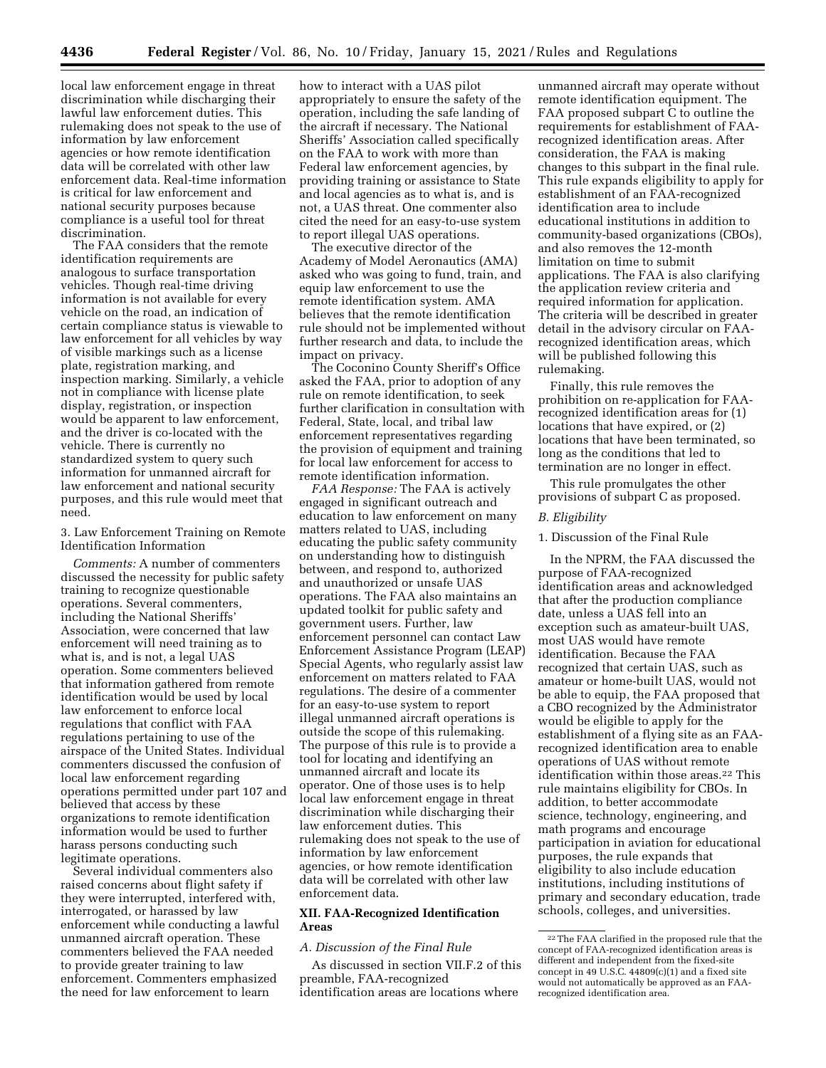local law enforcement engage in threat discrimination while discharging their lawful law enforcement duties. This rulemaking does not speak to the use of information by law enforcement agencies or how remote identification data will be correlated with other law enforcement data. Real-time information is critical for law enforcement and national security purposes because compliance is a useful tool for threat discrimination.

The FAA considers that the remote identification requirements are analogous to surface transportation vehicles. Though real-time driving information is not available for every vehicle on the road, an indication of certain compliance status is viewable to law enforcement for all vehicles by way of visible markings such as a license plate, registration marking, and inspection marking. Similarly, a vehicle not in compliance with license plate display, registration, or inspection would be apparent to law enforcement, and the driver is co-located with the vehicle. There is currently no standardized system to query such information for unmanned aircraft for law enforcement and national security purposes, and this rule would meet that need.

3. Law Enforcement Training on Remote Identification Information

*Comments:* A number of commenters discussed the necessity for public safety training to recognize questionable operations. Several commenters, including the National Sheriffs' Association, were concerned that law enforcement will need training as to what is, and is not, a legal UAS operation. Some commenters believed that information gathered from remote identification would be used by local law enforcement to enforce local regulations that conflict with FAA regulations pertaining to use of the airspace of the United States. Individual commenters discussed the confusion of local law enforcement regarding operations permitted under part 107 and believed that access by these organizations to remote identification information would be used to further harass persons conducting such legitimate operations.

Several individual commenters also raised concerns about flight safety if they were interrupted, interfered with, interrogated, or harassed by law enforcement while conducting a lawful unmanned aircraft operation. These commenters believed the FAA needed to provide greater training to law enforcement. Commenters emphasized the need for law enforcement to learn how to interact with a UAS pilot appropriately to ensure the safety of the operation, including the safe landing of the aircraft if necessary. The National Sheriffs' Association called specifically on the FAA to work with more than Federal law enforcement agencies, by providing training or assistance to State and local agencies as to what is, and is not, a UAS threat. One commenter also cited the need for an easy-to-use system to report illegal UAS operations.

The executive director of the Academy of Model Aeronautics (AMA) asked who was going to fund, train, and equip law enforcement to use the remote identification system. AMA believes that the remote identification rule should not be implemented without further research and data, to include the impact on privacy.

The Coconino County Sheriff's Office asked the FAA, prior to adoption of any rule on remote identification, to seek further clarification in consultation with Federal, State, local, and tribal law enforcement representatives regarding the provision of equipment and training for local law enforcement for access to remote identification information.

*FAA Response:* The FAA is actively engaged in significant outreach and education to law enforcement on many matters related to UAS, including educating the public safety community on understanding how to distinguish between, and respond to, authorized and unauthorized or unsafe UAS operations. The FAA also maintains an updated toolkit for public safety and government users. Further, law enforcement personnel can contact Law Enforcement Assistance Program (LEAP) Special Agents, who regularly assist law enforcement on matters related to FAA regulations. The desire of a commenter for an easy-to-use system to report illegal unmanned aircraft operations is outside the scope of this rulemaking. The purpose of this rule is to provide a tool for locating and identifying an unmanned aircraft and locate its operator. One of those uses is to help local law enforcement engage in threat discrimination while discharging their law enforcement duties. This rulemaking does not speak to the use of information by law enforcement agencies, or how remote identification data will be correlated with other law enforcement data.

## XII. FAA-Recognized Identification Areas

### *A. Discussion of the Final Rule*

As discussed in section VII.F.2 of this preamble, FAA-recognized identification areas are locations where unmanned aircraft may operate without remote identification equipment. The FAA proposed subpart C to outline the requirements for establishment of FAA-recognized identification areas. After consideration, the FAA is making changes to this subpart in the final rule. This rule expands eligibility to apply for establishment of an FAA-recognized identification area to include educational institutions in addition to community-based organizations (CBOs), and also removes the 12-month limitation on time to submit applications. The FAA is also clarifying the application review criteria and required information for application. The criteria will be described in greater detail in the advisory circular on FAA-recognized identification areas, which will be published following this rulemaking.

Finally, this rule removes the prohibition on re-application for FAA-recognized identification areas for (1) locations that have expired, or (2) locations that have been terminated, so long as the conditions that led to termination are no longer in effect.

This rule promulgates the other provisions of subpart C as proposed.

### *B. Eligibility*

1. Discussion of the Final Rule

In the NPRM, the FAA discussed the purpose of FAA-recognized identification areas and acknowledged that after the production compliance date, unless a UAS fell into an exception such as amateur-built UAS, most UAS would have remote identification. Because the FAA recognized that certain UAS, such as amateur or home-built UAS, would not be able to equip, the FAA proposed that a CBO recognized by the Administrator would be eligible to apply for the establishment of a flying site as an FAA-recognized identification area to enable operations of UAS without remote identification within those areas.[22] This rule maintains eligibility for CBOs. In addition, to better accommodate science, technology, engineering, and math programs and encourage participation in aviation for educational purposes, the rule expands that eligibility to also include education institutions, including institutions of primary and secondary education, trade schools, colleges, and universities.

[22] The FAA clarified in the proposed rule that the concept of FAA-recognized identification areas is different and independent from the fixed-site concept in 49 U.S.C. 44809(c)(1) and a fixed site would not automatically be approved as an FAA-recognized identification area.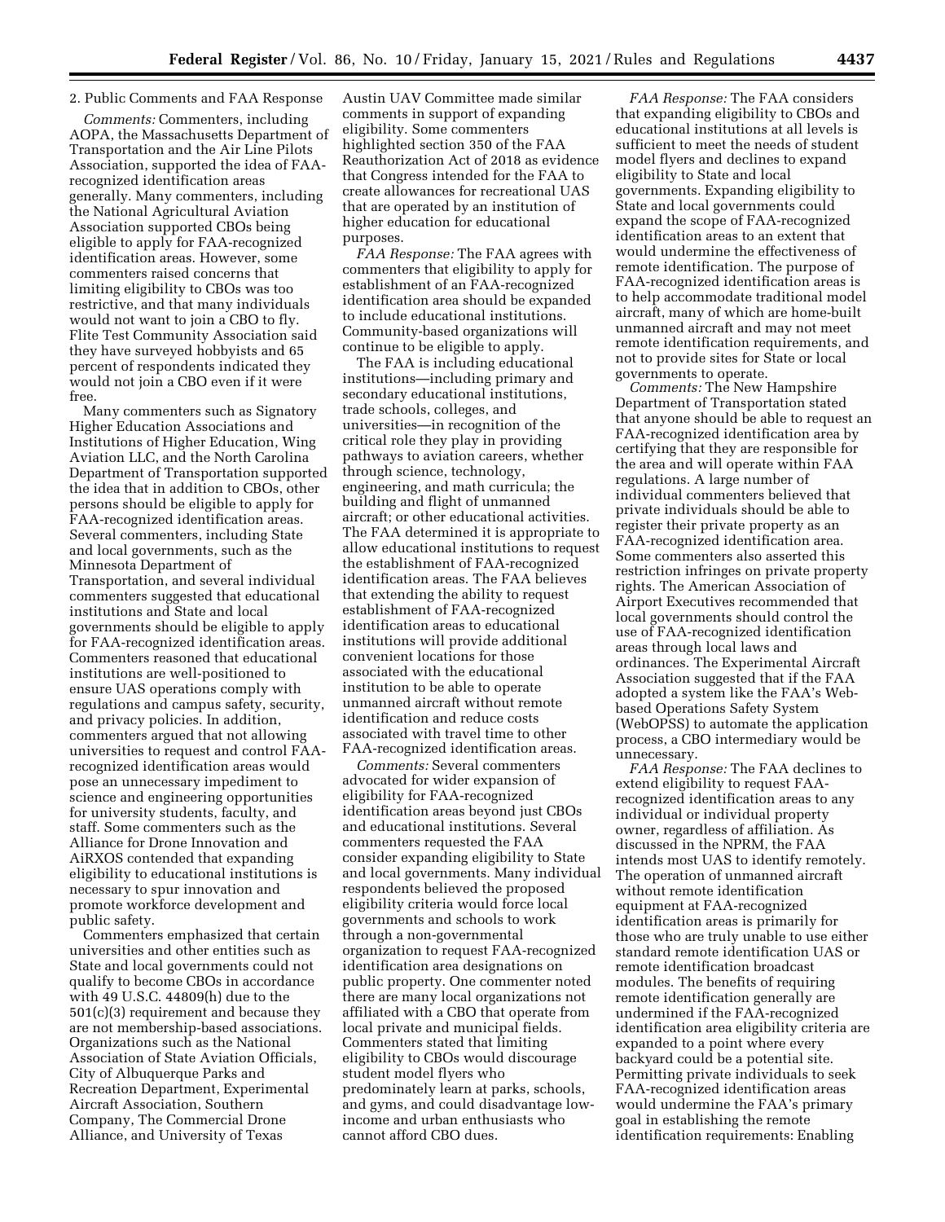2. Public Comments and FAA Response

*Comments:* Commenters, including AOPA, the Massachusetts Department of Transportation and the Air Line Pilots Association, supported the idea of FAA-recognized identification areas generally. Many commenters, including the National Agricultural Aviation Association supported CBOs being eligible to apply for FAA-recognized identification areas. However, some commenters raised concerns that limiting eligibility to CBOs was too restrictive, and that many individuals would not want to join a CBO to fly. Flite Test Community Association said they have surveyed hobbyists and 65 percent of respondents indicated they would not join a CBO even if it were free.

Many commenters such as Signatory Higher Education Associations and Institutions of Higher Education, Wing Aviation LLC, and the North Carolina Department of Transportation supported the idea that in addition to CBOs, other persons should be eligible to apply for FAA-recognized identification areas. Several commenters, including State and local governments, such as the Minnesota Department of Transportation, and several individual commenters suggested that educational institutions and State and local governments should be eligible to apply for FAA-recognized identification areas. Commenters reasoned that educational institutions are well-positioned to ensure UAS operations comply with regulations and campus safety, security, and privacy policies. In addition, commenters argued that not allowing universities to request and control FAA-recognized identification areas would pose an unnecessary impediment to science and engineering opportunities for university students, faculty, and staff. Some commenters such as the Alliance for Drone Innovation and AiRXOS contended that expanding eligibility to educational institutions is necessary to spur innovation and promote workforce development and public safety.

Commenters emphasized that certain universities and other entities such as State and local governments could not qualify to become CBOs in accordance with 49 U.S.C. 44809(h) due to the 501(c)(3) requirement and because they are not membership-based associations. Organizations such as the National Association of State Aviation Officials, City of Albuquerque Parks and Recreation Department, Experimental Aircraft Association, Southern Company, The Commercial Drone Alliance, and University of Texas Austin UAV Committee made similar comments in support of expanding eligibility. Some commenters highlighted section 350 of the FAA Reauthorization Act of 2018 as evidence that Congress intended for the FAA to create allowances for recreational UAS that are operated by an institution of higher education for educational purposes.

*FAA Response:* The FAA agrees with commenters that eligibility to apply for establishment of an FAA-recognized identification area should be expanded to include educational institutions. Community-based organizations will continue to be eligible to apply.

The FAA is including educational institutions—including primary and secondary educational institutions, trade schools, colleges, and universities—in recognition of the critical role they play in providing pathways to aviation careers, whether through science, technology, engineering, and math curricula; the building and flight of unmanned aircraft; or other educational activities. The FAA determined it is appropriate to allow educational institutions to request the establishment of FAA-recognized identification areas. The FAA believes that extending the ability to request establishment of FAA-recognized identification areas to educational institutions will provide additional convenient locations for those associated with the educational institution to be able to operate unmanned aircraft without remote identification and reduce costs associated with travel time to other FAA-recognized identification areas.

*Comments:* Several commenters advocated for wider expansion of eligibility for FAA-recognized identification areas beyond just CBOs and educational institutions. Several commenters requested the FAA consider expanding eligibility to State and local governments. Many individual respondents believed the proposed eligibility criteria would force local governments and schools to work through a non-governmental organization to request FAA-recognized identification area designations on public property. One commenter noted there are many local organizations not affiliated with a CBO that operate from local private and municipal fields. Commenters stated that limiting eligibility to CBOs would discourage student model flyers who predominately learn at parks, schools, and gyms, and could disadvantage low-income and urban enthusiasts who cannot afford CBO dues.

*FAA Response:* The FAA considers that expanding eligibility to CBOs and educational institutions at all levels is sufficient to meet the needs of student model flyers and declines to expand eligibility to State and local governments. Expanding eligibility to State and local governments could expand the scope of FAA-recognized identification areas to an extent that would undermine the effectiveness of remote identification. The purpose of FAA-recognized identification areas is to help accommodate traditional model aircraft, many of which are home-built unmanned aircraft and may not meet remote identification requirements, and not to provide sites for State or local governments to operate.

*Comments:* The New Hampshire Department of Transportation stated that anyone should be able to request an FAA-recognized identification area by certifying that they are responsible for the area and will operate within FAA regulations. A large number of individual commenters believed that private individuals should be able to register their private property as an FAA-recognized identification area. Some commenters also asserted this restriction infringes on private property rights. The American Association of Airport Executives recommended that local governments should control the use of FAA-recognized identification areas through local laws and ordinances. The Experimental Aircraft Association suggested that if the FAA adopted a system like the FAA's Web-based Operations Safety System (WebOPSS) to automate the application process, a CBO intermediary would be unnecessary.

*FAA Response:* The FAA declines to extend eligibility to request FAA-recognized identification areas to any individual or individual property owner, regardless of affiliation. As discussed in the NPRM, the FAA intends most UAS to identify remotely. The operation of unmanned aircraft without remote identification equipment at FAA-recognized identification areas is primarily for those who are truly unable to use either standard remote identification UAS or remote identification broadcast modules. The benefits of requiring remote identification generally are undermined if the FAA-recognized identification area eligibility criteria are expanded to a point where every backyard could be a potential site. Permitting private individuals to seek FAA-recognized identification areas would undermine the FAA's primary goal in establishing the remote identification requirements: Enabling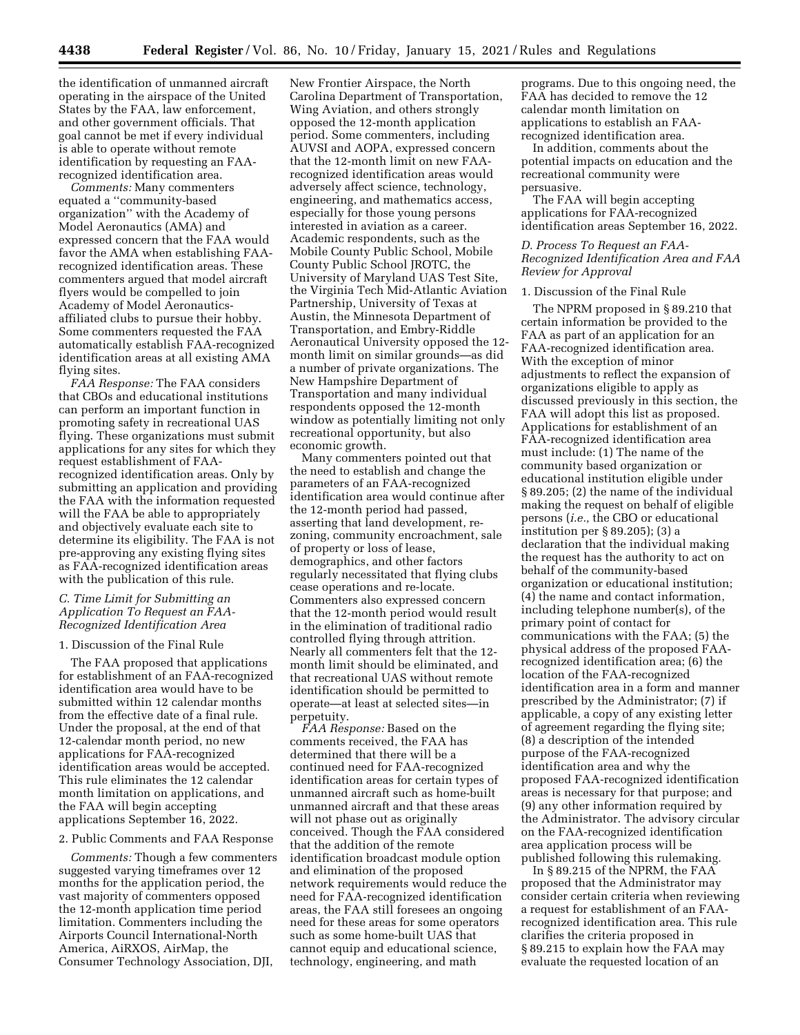the identification of unmanned aircraft operating in the airspace of the United States by the FAA, law enforcement, and other government officials. That goal cannot be met if every individual is able to operate without remote identification by requesting an FAA-recognized identification area.

*Comments:* Many commenters equated a ''community-based organization'' with the Academy of Model Aeronautics (AMA) and expressed concern that the FAA would favor the AMA when establishing FAA-recognized identification areas. These commenters argued that model aircraft flyers would be compelled to join Academy of Model Aeronautics-affiliated clubs to pursue their hobby. Some commenters requested the FAA automatically establish FAA-recognized identification areas at all existing AMA flying sites.

*FAA Response:* The FAA considers that CBOs and educational institutions can perform an important function in promoting safety in recreational UAS flying. These organizations must submit applications for any sites for which they request establishment of FAA-recognized identification areas. Only by submitting an application and providing the FAA with the information requested will the FAA be able to appropriately and objectively evaluate each site to determine its eligibility. The FAA is not pre-approving any existing flying sites as FAA-recognized identification areas with the publication of this rule.

### *C. Time Limit for Submitting an Application To Request an FAA-Recognized Identification Area*

#### 1. Discussion of the Final Rule

The FAA proposed that applications for establishment of an FAA-recognized identification area would have to be submitted within 12 calendar months from the effective date of a final rule. Under the proposal, at the end of that 12-calendar month period, no new applications for FAA-recognized identification areas would be accepted. This rule eliminates the 12 calendar month limitation on applications, and the FAA will begin accepting applications September 16, 2022.

#### 2. Public Comments and FAA Response

*Comments:* Though a few commenters suggested varying timeframes over 12 months for the application period, the vast majority of commenters opposed the 12-month application time period limitation. Commenters including the Airports Council International-North America, AiRXOS, AirMap, the Consumer Technology Association, DJI, New Frontier Airspace, the North Carolina Department of Transportation, Wing Aviation, and others strongly opposed the 12-month application period. Some commenters, including AUVSI and AOPA, expressed concern that the 12-month limit on new FAA-recognized identification areas would adversely affect science, technology, engineering, and mathematics access, especially for those young persons interested in aviation as a career. Academic respondents, such as the Mobile County Public School, Mobile County Public School JROTC, the University of Maryland UAS Test Site, the Virginia Tech Mid-Atlantic Aviation Partnership, University of Texas at Austin, the Minnesota Department of Transportation, and Embry-Riddle Aeronautical University opposed the 12-month limit on similar grounds—as did a number of private organizations. The New Hampshire Department of Transportation and many individual respondents opposed the 12-month window as potentially limiting not only recreational opportunity, but also economic growth.

Many commenters pointed out that the need to establish and change the parameters of an FAA-recognized identification area would continue after the 12-month period had passed, asserting that land development, re-zoning, community encroachment, sale of property or loss of lease, demographics, and other factors regularly necessitated that flying clubs cease operations and re-locate. Commenters also expressed concern that the 12-month period would result in the elimination of traditional radio controlled flying through attrition. Nearly all commenters felt that the 12-month limit should be eliminated, and that recreational UAS without remote identification should be permitted to operate—at least at selected sites—in perpetuity.

*FAA Response:* Based on the comments received, the FAA has determined that there will be a continued need for FAA-recognized identification areas for certain types of unmanned aircraft such as home-built unmanned aircraft and that these areas will not phase out as originally conceived. Though the FAA considered that the addition of the remote identification broadcast module option and elimination of the proposed network requirements would reduce the need for FAA-recognized identification areas, the FAA still foresees an ongoing need for these areas for some operators such as some home-built UAS that cannot equip and educational science, technology, engineering, and math programs. Due to this ongoing need, the FAA has decided to remove the 12 calendar month limitation on applications to establish an FAA-recognized identification area.

In addition, comments about the potential impacts on education and the recreational community were persuasive.

The FAA will begin accepting applications for FAA-recognized identification areas September 16, 2022.

### *D. Process To Request an FAA-Recognized Identification Area and FAA Review for Approval*

#### 1. Discussion of the Final Rule

The NPRM proposed in § 89.210 that certain information be provided to the FAA as part of an application for an FAA-recognized identification area. With the exception of minor adjustments to reflect the expansion of organizations eligible to apply as discussed previously in this section, the FAA will adopt this list as proposed. Applications for establishment of an FAA-recognized identification area must include: (1) The name of the community based organization or educational institution eligible under § 89.205; (2) the name of the individual making the request on behalf of eligible persons (*i.e.,* the CBO or educational institution per § 89.205); (3) a declaration that the individual making the request has the authority to act on behalf of the community-based organization or educational institution; (4) the name and contact information, including telephone number(s), of the primary point of contact for communications with the FAA; (5) the physical address of the proposed FAA-recognized identification area; (6) the location of the FAA-recognized identification area in a form and manner prescribed by the Administrator; (7) if applicable, a copy of any existing letter of agreement regarding the flying site; (8) a description of the intended purpose of the FAA-recognized identification area and why the proposed FAA-recognized identification areas is necessary for that purpose; and (9) any other information required by the Administrator. The advisory circular on the FAA-recognized identification area application process will be published following this rulemaking.

In § 89.215 of the NPRM, the FAA proposed that the Administrator may consider certain criteria when reviewing a request for establishment of an FAA-recognized identification area. This rule clarifies the criteria proposed in § 89.215 to explain how the FAA may evaluate the requested location of an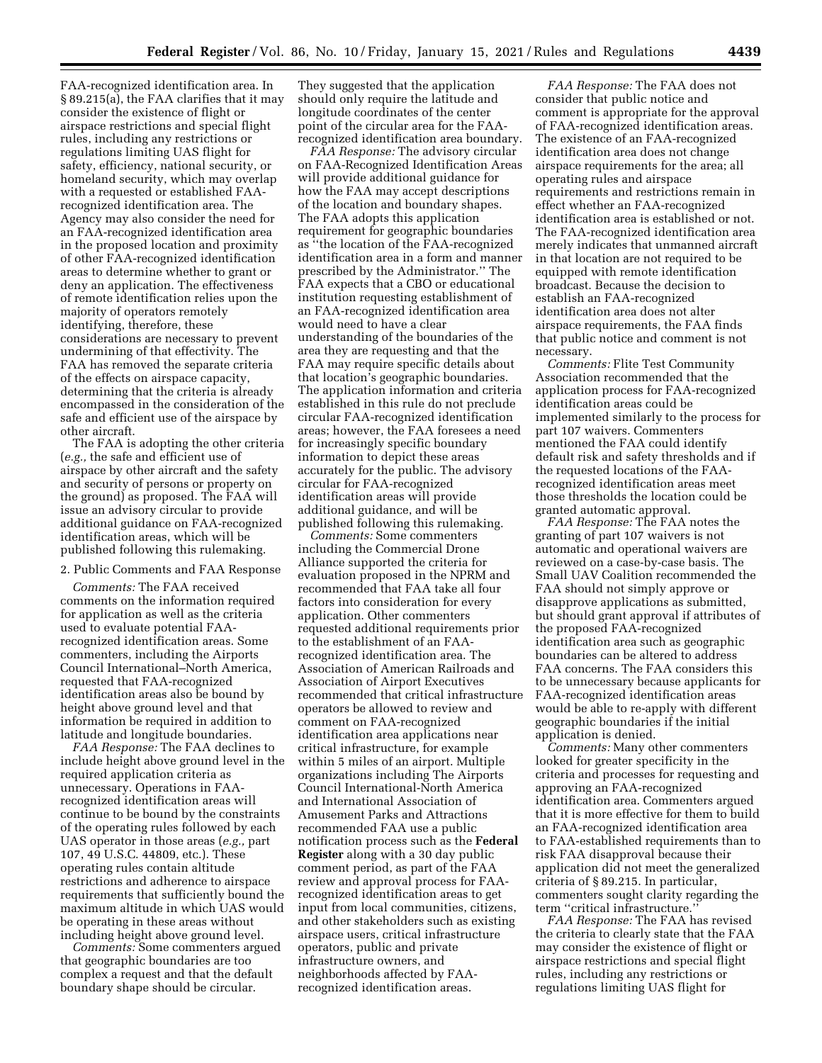FAA-recognized identification area. In § 89.215(a), the FAA clarifies that it may consider the existence of flight or airspace restrictions and special flight rules, including any restrictions or regulations limiting UAS flight for safety, efficiency, national security, or homeland security, which may overlap with a requested or established FAA-recognized identification area. The Agency may also consider the need for an FAA-recognized identification area in the proposed location and proximity of other FAA-recognized identification areas to determine whether to grant or deny an application. The effectiveness of remote identification relies upon the majority of operators remotely identifying, therefore, these considerations are necessary to prevent undermining of that effectivity. The FAA has removed the separate criteria of the effects on airspace capacity, determining that the criteria is already encompassed in the consideration of the safe and efficient use of the airspace by other aircraft.

The FAA is adopting the other criteria (*e.g.,* the safe and efficient use of airspace by other aircraft and the safety and security of persons or property on the ground) as proposed. The FAA will issue an advisory circular to provide additional guidance on FAA-recognized identification areas, which will be published following this rulemaking.

2. Public Comments and FAA Response

*Comments:* The FAA received comments on the information required for application as well as the criteria used to evaluate potential FAA-recognized identification areas. Some commenters, including the Airports Council International–North America, requested that FAA-recognized identification areas also be bound by height above ground level and that information be required in addition to latitude and longitude boundaries.

*FAA Response:* The FAA declines to include height above ground level in the required application criteria as unnecessary. Operations in FAA-recognized identification areas will continue to be bound by the constraints of the operating rules followed by each UAS operator in those areas (*e.g.,* part 107, 49 U.S.C. 44809, etc.). These operating rules contain altitude restrictions and adherence to airspace requirements that sufficiently bound the maximum altitude in which UAS would be operating in these areas without including height above ground level.

*Comments:* Some commenters argued that geographic boundaries are too complex a request and that the default boundary shape should be circular. They suggested that the application should only require the latitude and longitude coordinates of the center point of the circular area for the FAA-recognized identification area boundary.

*FAA Response:* The advisory circular on FAA-Recognized Identification Areas will provide additional guidance for how the FAA may accept descriptions of the location and boundary shapes. The FAA adopts this application requirement for geographic boundaries as "the location of the FAA-recognized identification area in a form and manner prescribed by the Administrator." The FAA expects that a CBO or educational institution requesting establishment of an FAA-recognized identification area would need to have a clear understanding of the boundaries of the area they are requesting and that the FAA may require specific details about that location's geographic boundaries. The application information and criteria established in this rule do not preclude circular FAA-recognized identification areas; however, the FAA foresees a need for increasingly specific boundary information to depict these areas accurately for the public. The advisory circular for FAA-recognized identification areas will provide additional guidance, and will be published following this rulemaking.

*Comments:* Some commenters including the Commercial Drone Alliance supported the criteria for evaluation proposed in the NPRM and recommended that FAA take all four factors into consideration for every application. Other commenters requested additional requirements prior to the establishment of an FAA-recognized identification area. The Association of American Railroads and Association of Airport Executives recommended that critical infrastructure operators be allowed to review and comment on FAA-recognized identification area applications near critical infrastructure, for example within 5 miles of an airport. Multiple organizations including The Airports Council International-North America and International Association of Amusement Parks and Attractions recommended FAA use a public notification process such as the **Federal Register** along with a 30 day public comment period, as part of the FAA review and approval process for FAA-recognized identification areas to get input from local communities, citizens, and other stakeholders such as existing airspace users, critical infrastructure operators, public and private infrastructure owners, and neighborhoods affected by FAA-recognized identification areas.

*FAA Response:* The FAA does not consider that public notice and comment is appropriate for the approval of FAA-recognized identification areas. The existence of an FAA-recognized identification area does not change airspace requirements for the area; all operating rules and airspace requirements and restrictions remain in effect whether an FAA-recognized identification area is established or not. The FAA-recognized identification area merely indicates that unmanned aircraft in that location are not required to be equipped with remote identification broadcast. Because the decision to establish an FAA-recognized identification area does not alter airspace requirements, the FAA finds that public notice and comment is not necessary.

*Comments:* Flite Test Community Association recommended that the application process for FAA-recognized identification areas could be implemented similarly to the process for part 107 waivers. Commenters mentioned the FAA could identify default risk and safety thresholds and if the requested locations of the FAA-recognized identification areas meet those thresholds the location could be granted automatic approval.

*FAA Response:* The FAA notes the granting of part 107 waivers is not automatic and operational waivers are reviewed on a case-by-case basis. The Small UAV Coalition recommended the FAA should not simply approve or disapprove applications as submitted, but should grant approval if attributes of the proposed FAA-recognized identification area such as geographic boundaries can be altered to address FAA concerns. The FAA considers this to be unnecessary because applicants for FAA-recognized identification areas would be able to re-apply with different geographic boundaries if the initial application is denied.

*Comments:* Many other commenters looked for greater specificity in the criteria and processes for requesting and approving an FAA-recognized identification area. Commenters argued that it is more effective for them to build an FAA-recognized identification area to FAA-established requirements than to risk FAA disapproval because their application did not meet the generalized criteria of § 89.215. In particular, commenters sought clarity regarding the term "critical infrastructure."

*FAA Response:* The FAA has revised the criteria to clearly state that the FAA may consider the existence of flight or airspace restrictions and special flight rules, including any restrictions or regulations limiting UAS flight for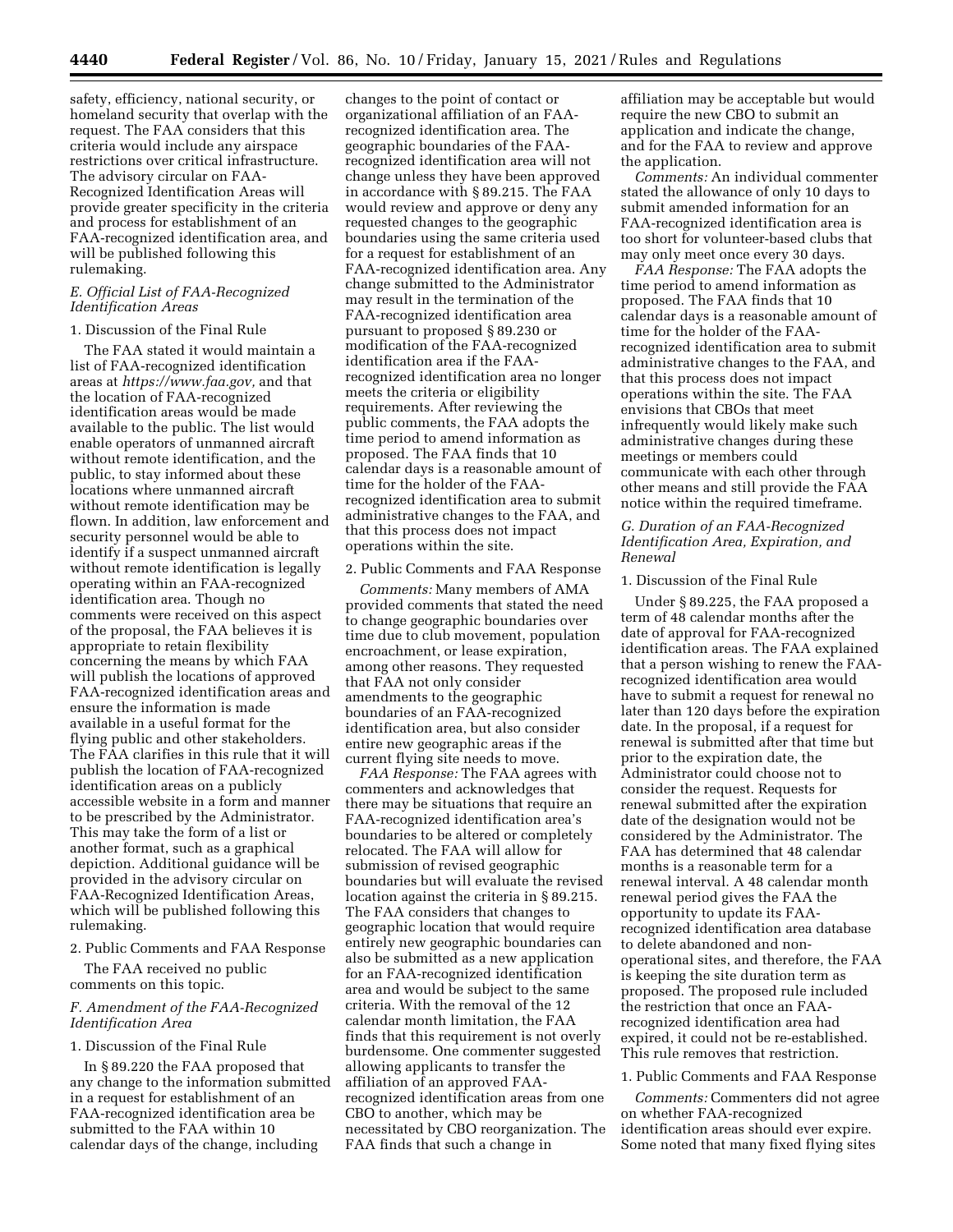safety, efficiency, national security, or homeland security that overlap with the request. The FAA considers that this criteria would include any airspace restrictions over critical infrastructure. The advisory circular on FAA-Recognized Identification Areas will provide greater specificity in the criteria and process for establishment of an FAA-recognized identification area, and will be published following this rulemaking.

### *E. Official List of FAA-Recognized Identification Areas*

1. Discussion of the Final Rule

The FAA stated it would maintain a list of FAA-recognized identification areas at *https://www.faa.gov,* and that the location of FAA-recognized identification areas would be made available to the public. The list would enable operators of unmanned aircraft without remote identification, and the public, to stay informed about these locations where unmanned aircraft without remote identification may be flown. In addition, law enforcement and security personnel would be able to identify if a suspect unmanned aircraft without remote identification is legally operating within an FAA-recognized identification area. Though no comments were received on this aspect of the proposal, the FAA believes it is appropriate to retain flexibility concerning the means by which FAA will publish the locations of approved FAA-recognized identification areas and ensure the information is made available in a useful format for the flying public and other stakeholders. The FAA clarifies in this rule that it will publish the location of FAA-recognized identification areas on a publicly accessible website in a form and manner to be prescribed by the Administrator. This may take the form of a list or another format, such as a graphical depiction. Additional guidance will be provided in the advisory circular on FAA-Recognized Identification Areas, which will be published following this rulemaking.

2. Public Comments and FAA Response

The FAA received no public comments on this topic.

### *F. Amendment of the FAA-Recognized Identification Area*

1. Discussion of the Final Rule

In § 89.220 the FAA proposed that any change to the information submitted in a request for establishment of an FAA-recognized identification area be submitted to the FAA within 10 calendar days of the change, including changes to the point of contact or organizational affiliation of an FAA-recognized identification area. The geographic boundaries of the FAA-recognized identification area will not change unless they have been approved in accordance with § 89.215. The FAA would review and approve or deny any requested changes to the geographic boundaries using the same criteria used for a request for establishment of an FAA-recognized identification area. Any change submitted to the Administrator may result in the termination of the FAA-recognized identification area pursuant to proposed § 89.230 or modification of the FAA-recognized identification area if the FAA-recognized identification area no longer meets the criteria or eligibility requirements. After reviewing the public comments, the FAA adopts the time period to amend information as proposed. The FAA finds that 10 calendar days is a reasonable amount of time for the holder of the FAA-recognized identification area to submit administrative changes to the FAA, and that this process does not impact operations within the site.

2. Public Comments and FAA Response

*Comments:* Many members of AMA provided comments that stated the need to change geographic boundaries over time due to club movement, population encroachment, or lease expiration, among other reasons. They requested that FAA not only consider amendments to the geographic boundaries of an FAA-recognized identification area, but also consider entire new geographic areas if the current flying site needs to move.

*FAA Response:* The FAA agrees with commenters and acknowledges that there may be situations that require an FAA-recognized identification area's boundaries to be altered or completely relocated. The FAA will allow for submission of revised geographic boundaries but will evaluate the revised location against the criteria in § 89.215. The FAA considers that changes to geographic location that would require entirely new geographic boundaries can also be submitted as a new application for an FAA-recognized identification area and would be subject to the same criteria. With the removal of the 12 calendar month limitation, the FAA finds that this requirement is not overly burdensome. One commenter suggested allowing applicants to transfer the affiliation of an approved FAA-recognized identification areas from one CBO to another, which may be necessitated by CBO reorganization. The FAA finds that such a change in affiliation may be acceptable but would require the new CBO to submit an application and indicate the change, and for the FAA to review and approve the application.

*Comments:* An individual commenter stated the allowance of only 10 days to submit amended information for an FAA-recognized identification area is too short for volunteer-based clubs that may only meet once every 30 days.

*FAA Response:* The FAA adopts the time period to amend information as proposed. The FAA finds that 10 calendar days is a reasonable amount of time for the holder of the FAA-recognized identification area to submit administrative changes to the FAA, and that this process does not impact operations within the site. The FAA envisions that CBOs that meet infrequently would likely make such administrative changes during these meetings or members could communicate with each other through other means and still provide the FAA notice within the required timeframe.

### *G. Duration of an FAA-Recognized Identification Area, Expiration, and Renewal*

1. Discussion of the Final Rule

Under § 89.225, the FAA proposed a term of 48 calendar months after the date of approval for FAA-recognized identification areas. The FAA explained that a person wishing to renew the FAA-recognized identification area would have to submit a request for renewal no later than 120 days before the expiration date. In the proposal, if a request for renewal is submitted after that time but prior to the expiration date, the Administrator could choose not to consider the request. Requests for renewal submitted after the expiration date of the designation would not be considered by the Administrator. The FAA has determined that 48 calendar months is a reasonable term for a renewal interval. A 48 calendar month renewal period gives the FAA the opportunity to update its FAA-recognized identification area database to delete abandoned and non-operational sites, and therefore, the FAA is keeping the site duration term as proposed. The proposed rule included the restriction that once an FAA-recognized identification area had expired, it could not be re-established. This rule removes that restriction.

1. Public Comments and FAA Response

*Comments:* Commenters did not agree on whether FAA-recognized identification areas should ever expire. Some noted that many fixed flying sites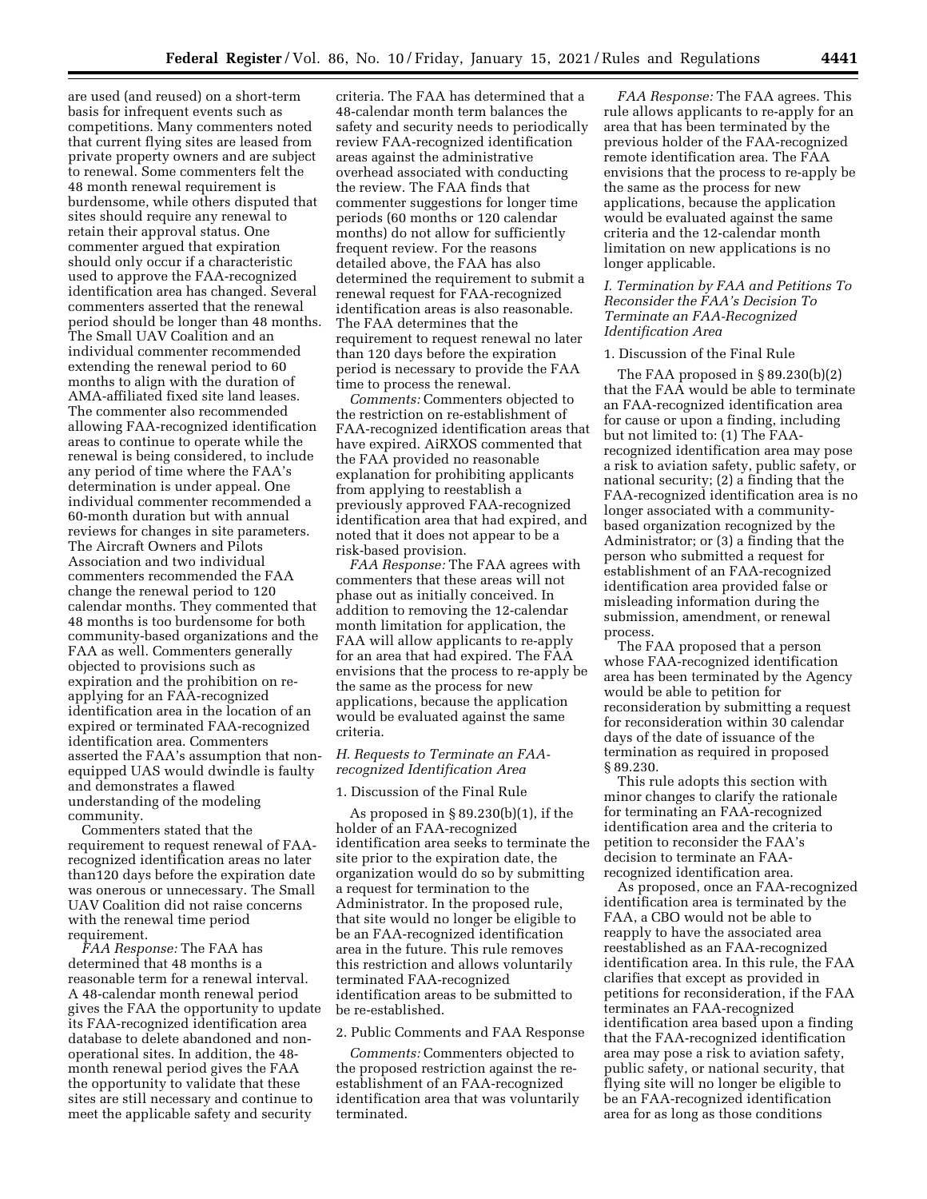are used (and reused) on a short-term basis for infrequent events such as competitions. Many commenters noted that current flying sites are leased from private property owners and are subject to renewal. Some commenters felt the 48 month renewal requirement is burdensome, while others disputed that sites should require any renewal to retain their approval status. One commenter argued that expiration should only occur if a characteristic used to approve the FAA-recognized identification area has changed. Several commenters asserted that the renewal period should be longer than 48 months. The Small UAV Coalition and an individual commenter recommended extending the renewal period to 60 months to align with the duration of AMA-affiliated fixed site land leases. The commenter also recommended allowing FAA-recognized identification areas to continue to operate while the renewal is being considered, to include any period of time where the FAA's determination is under appeal. One individual commenter recommended a 60-month duration but with annual reviews for changes in site parameters. The Aircraft Owners and Pilots Association and two individual commenters recommended the FAA change the renewal period to 120 calendar months. They commented that 48 months is too burdensome for both community-based organizations and the FAA as well. Commenters generally objected to provisions such as expiration and the prohibition on re-applying for an FAA-recognized identification area in the location of an expired or terminated FAA-recognized identification area. Commenters asserted the FAA's assumption that non-equipped UAS would dwindle is faulty and demonstrates a flawed understanding of the modeling community.

Commenters stated that the requirement to request renewal of FAA-recognized identification areas no later than120 days before the expiration date was onerous or unnecessary. The Small UAV Coalition did not raise concerns with the renewal time period requirement.

*FAA Response:* The FAA has determined that 48 months is a reasonable term for a renewal interval. A 48-calendar month renewal period gives the FAA the opportunity to update its FAA-recognized identification area database to delete abandoned and non-operational sites. In addition, the 48-month renewal period gives the FAA the opportunity to validate that these sites are still necessary and continue to meet the applicable safety and security criteria. The FAA has determined that a 48-calendar month term balances the safety and security needs to periodically review FAA-recognized identification areas against the administrative overhead associated with conducting the review. The FAA finds that commenter suggestions for longer time periods (60 months or 120 calendar months) do not allow for sufficiently frequent review. For the reasons detailed above, the FAA has also determined the requirement to submit a renewal request for FAA-recognized identification areas is also reasonable. The FAA determines that the requirement to request renewal no later than 120 days before the expiration period is necessary to provide the FAA time to process the renewal.

*Comments:* Commenters objected to the restriction on re-establishment of FAA-recognized identification areas that have expired. AiRXOS commented that the FAA provided no reasonable explanation for prohibiting applicants from applying to reestablish a previously approved FAA-recognized identification area that had expired, and noted that it does not appear to be a risk-based provision.

*FAA Response:* The FAA agrees with commenters that these areas will not phase out as initially conceived. In addition to removing the 12-calendar month limitation for application, the FAA will allow applicants to re-apply for an area that had expired. The FAA envisions that the process to re-apply be the same as the process for new applications, because the application would be evaluated against the same criteria.

### *H. Requests to Terminate an FAA-recognized Identification Area*

1. Discussion of the Final Rule

As proposed in § 89.230(b)(1), if the holder of an FAA-recognized identification area seeks to terminate the site prior to the expiration date, the organization would do so by submitting a request for termination to the Administrator. In the proposed rule, that site would no longer be eligible to be an FAA-recognized identification area in the future. This rule removes this restriction and allows voluntarily terminated FAA-recognized identification areas to be submitted to be re-established.

2. Public Comments and FAA Response

*Comments:* Commenters objected to the proposed restriction against the re-establishment of an FAA-recognized identification area that was voluntarily terminated.

*FAA Response:* The FAA agrees. This rule allows applicants to re-apply for an area that has been terminated by the previous holder of the FAA-recognized remote identification area. The FAA envisions that the process to re-apply be the same as the process for new applications, because the application would be evaluated against the same criteria and the 12-calendar month limitation on new applications is no longer applicable.

### *I. Termination by FAA and Petitions To Reconsider the FAA's Decision To Terminate an FAA-Recognized Identification Area*

1. Discussion of the Final Rule

The FAA proposed in § 89.230(b)(2) that the FAA would be able to terminate an FAA-recognized identification area for cause or upon a finding, including but not limited to: (1) The FAA-recognized identification area may pose a risk to aviation safety, public safety, or national security; (2) a finding that the FAA-recognized identification area is no longer associated with a community-based organization recognized by the Administrator; or (3) a finding that the person who submitted a request for establishment of an FAA-recognized identification area provided false or misleading information during the submission, amendment, or renewal process.

The FAA proposed that a person whose FAA-recognized identification area has been terminated by the Agency would be able to petition for reconsideration by submitting a request for reconsideration within 30 calendar days of the date of issuance of the termination as required in proposed § 89.230.

This rule adopts this section with minor changes to clarify the rationale for terminating an FAA-recognized identification area and the criteria to petition to reconsider the FAA's decision to terminate an FAA-recognized identification area.

As proposed, once an FAA-recognized identification area is terminated by the FAA, a CBO would not be able to reapply to have the associated area reestablished as an FAA-recognized identification area. In this rule, the FAA clarifies that except as provided in petitions for reconsideration, if the FAA terminates an FAA-recognized identification area based upon a finding that the FAA-recognized identification area may pose a risk to aviation safety, public safety, or national security, that flying site will no longer be eligible to be an FAA-recognized identification area for as long as those conditions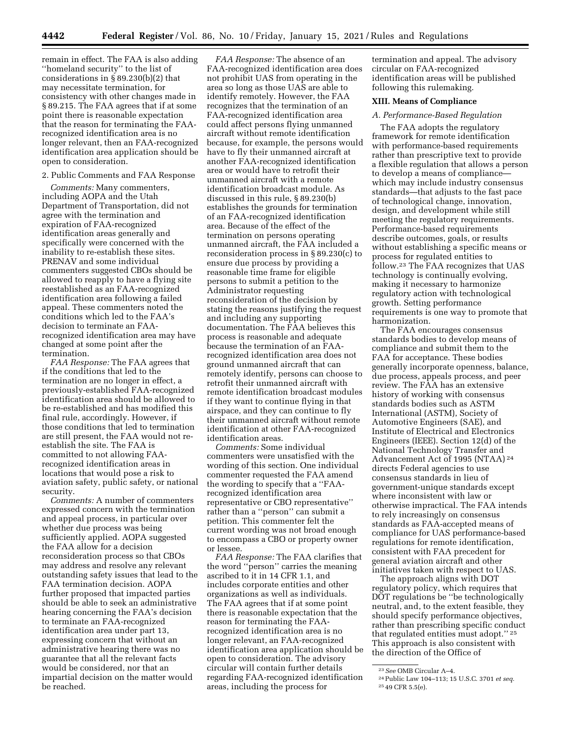remain in effect. The FAA is also adding "homeland security" to the list of considerations in § 89.230(b)(2) that may necessitate termination, for consistency with other changes made in § 89.215. The FAA agrees that if at some point there is reasonable expectation that the reason for terminating the FAA-recognized identification area is no longer relevant, then an FAA-recognized identification area application should be open to consideration.

2. Public Comments and FAA Response

*Comments:* Many commenters, including AOPA and the Utah Department of Transportation, did not agree with the termination and expiration of FAA-recognized identification areas generally and specifically were concerned with the inability to re-establish these sites. PRENAV and some individual commenters suggested CBOs should be allowed to reapply to have a flying site reestablished as an FAA-recognized identification area following a failed appeal. These commenters noted the conditions which led to the FAA's decision to terminate an FAA-recognized identification area may have changed at some point after the termination.

*FAA Response:* The FAA agrees that if the conditions that led to the termination are no longer in effect, a previously-established FAA-recognized identification area should be allowed to be re-established and has modified this final rule, accordingly. However, if those conditions that led to termination are still present, the FAA would not re-establish the site. The FAA is committed to not allowing FAA-recognized identification areas in locations that would pose a risk to aviation safety, public safety, or national security.

*Comments:* A number of commenters expressed concern with the termination and appeal process, in particular over whether due process was being sufficiently applied. AOPA suggested the FAA allow for a decision reconsideration process so that CBOs may address and resolve any relevant outstanding safety issues that lead to the FAA termination decision. AOPA further proposed that impacted parties should be able to seek an administrative hearing concerning the FAA's decision to terminate an FAA-recognized identification area under part 13, expressing concern that without an administrative hearing there was no guarantee that all the relevant facts would be considered, nor that an impartial decision on the matter would be reached.

*FAA Response:* The absence of an FAA-recognized identification area does not prohibit UAS from operating in the area so long as those UAS are able to identify remotely. However, the FAA recognizes that the termination of an FAA-recognized identification area could affect persons flying unmanned aircraft without remote identification because, for example, the persons would have to fly their unmanned aircraft at another FAA-recognized identification area or would have to retrofit their unmanned aircraft with a remote identification broadcast module. As discussed in this rule, § 89.230(b) establishes the grounds for termination of an FAA-recognized identification area. Because of the effect of the termination on persons operating unmanned aircraft, the FAA included a reconsideration process in § 89.230(c) to ensure due process by providing a reasonable time frame for eligible persons to submit a petition to the Administrator requesting reconsideration of the decision by stating the reasons justifying the request and including any supporting documentation. The FAA believes this process is reasonable and adequate because the termination of an FAA-recognized identification area does not ground unmanned aircraft that can remotely identify, persons can choose to retrofit their unmanned aircraft with remote identification broadcast modules if they want to continue flying in that airspace, and they can continue to fly their unmanned aircraft without remote identification at other FAA-recognized identification areas.

*Comments:* Some individual commenters were unsatisfied with the wording of this section. One individual commenter requested the FAA amend the wording to specify that a "FAA-recognized identification area representative or CBO representative" rather than a "person" can submit a petition. This commenter felt the current wording was not broad enough to encompass a CBO or property owner or lessee.

*FAA Response:* The FAA clarifies that the word "person" carries the meaning ascribed to it in 14 CFR 1.1, and includes corporate entities and other organizations as well as individuals. The FAA agrees that if at some point there is reasonable expectation that the reason for terminating the FAA-recognized identification area is no longer relevant, an FAA-recognized identification area application should be open to consideration. The advisory circular will contain further details regarding FAA-recognized identification areas, including the process for termination and appeal. The advisory circular on FAA-recognized identification areas will be published following this rulemaking.

## XIII. Means of Compliance

### A. Performance-Based Regulation

The FAA adopts the regulatory framework for remote identification with performance-based requirements rather than prescriptive text to provide a flexible regulation that allows a person to develop a means of compliance—which may include industry consensus standards—that adjusts to the fast pace of technological change, innovation, design, and development while still meeting the regulatory requirements. Performance-based requirements describe outcomes, goals, or results without establishing a specific means or process for regulated entities to follow.[23] The FAA recognizes that UAS technology is continually evolving, making it necessary to harmonize regulatory action with technological growth. Setting performance requirements is one way to promote that harmonization.

The FAA encourages consensus standards bodies to develop means of compliance and submit them to the FAA for acceptance. These bodies generally incorporate openness, balance, due process, appeals process, and peer review. The FAA has an extensive history of working with consensus standards bodies such as ASTM International (ASTM), Society of Automotive Engineers (SAE), and Institute of Electrical and Electronics Engineers (IEEE). Section 12(d) of the National Technology Transfer and Advancement Act of 1995 (NTAA)[24] directs Federal agencies to use consensus standards in lieu of government-unique standards except where inconsistent with law or otherwise impractical. The FAA intends to rely increasingly on consensus standards as FAA-accepted means of compliance for UAS performance-based regulations for remote identification, consistent with FAA precedent for general aviation aircraft and other initiatives taken with respect to UAS.

The approach aligns with DOT regulatory policy, which requires that DOT regulations be "be technologically neutral, and, to the extent feasible, they should specify performance objectives, rather than prescribing specific conduct that regulated entities must adopt."[25] This approach is also consistent with the direction of the Office of

---

[23] *See* OMB Circular A–4.

[24] Public Law 104–113; 15 U.S.C. 3701 *et seq.*

[25] 49 CFR 5.5(e).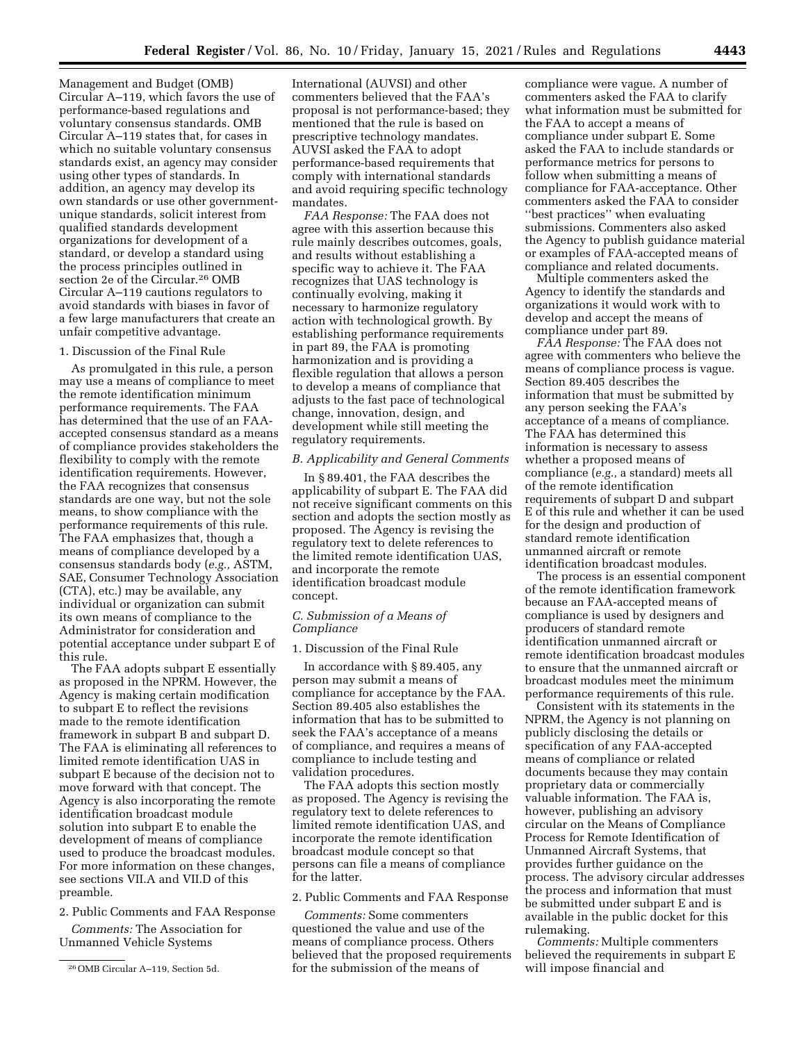Management and Budget (OMB) Circular A–119, which favors the use of performance-based regulations and voluntary consensus standards. OMB Circular A–119 states that, for cases in which no suitable voluntary consensus standards exist, an agency may consider using other types of standards. In addition, an agency may develop its own standards or use other government-unique standards, solicit interest from qualified standards development organizations for development of a standard, or develop a standard using the process principles outlined in section 2e of the Circular.[26] OMB Circular A–119 cautions regulators to avoid standards with biases in favor of a few large manufacturers that create an unfair competitive advantage.

1. Discussion of the Final Rule

As promulgated in this rule, a person may use a means of compliance to meet the remote identification minimum performance requirements. The FAA has determined that the use of an FAA-accepted consensus standard as a means of compliance provides stakeholders the flexibility to comply with the remote identification requirements. However, the FAA recognizes that consensus standards are one way, but not the sole means, to show compliance with the performance requirements of this rule. The FAA emphasizes that, though a means of compliance developed by a consensus standards body (*e.g.,* ASTM, SAE, Consumer Technology Association (CTA), etc.) may be available, any individual or organization can submit its own means of compliance to the Administrator for consideration and potential acceptance under subpart E of this rule.

The FAA adopts subpart E essentially as proposed in the NPRM. However, the Agency is making certain modification to subpart E to reflect the revisions made to the remote identification framework in subpart B and subpart D. The FAA is eliminating all references to limited remote identification UAS in subpart E because of the decision not to move forward with that concept. The Agency is also incorporating the remote identification broadcast module solution into subpart E to enable the development of means of compliance used to produce the broadcast modules. For more information on these changes, see sections VII.A and VII.D of this preamble.

2. Public Comments and FAA Response

*Comments:* The Association for Unmanned Vehicle Systems International (AUVSI) and other commenters believed that the FAA's proposal is not performance-based; they mentioned that the rule is based on prescriptive technology mandates. AUVSI asked the FAA to adopt performance-based requirements that comply with international standards and avoid requiring specific technology mandates.

*FAA Response:* The FAA does not agree with this assertion because this rule mainly describes outcomes, goals, and results without establishing a specific way to achieve it. The FAA recognizes that UAS technology is continually evolving, making it necessary to harmonize regulatory action with technological growth. By establishing performance requirements in part 89, the FAA is promoting harmonization and is providing a flexible regulation that allows a person to develop a means of compliance that adjusts to the fast pace of technological change, innovation, design, and development while still meeting the regulatory requirements.

*B. Applicability and General Comments*

In § 89.401, the FAA describes the applicability of subpart E. The FAA did not receive significant comments on this section and adopts the section mostly as proposed. The Agency is revising the regulatory text to delete references to the limited remote identification UAS, and incorporate the remote identification broadcast module concept.

*C. Submission of a Means of Compliance*

1. Discussion of the Final Rule

In accordance with § 89.405, any person may submit a means of compliance for acceptance by the FAA. Section 89.405 also establishes the information that has to be submitted to seek the FAA's acceptance of a means of compliance, and requires a means of compliance to include testing and validation procedures.

The FAA adopts this section mostly as proposed. The Agency is revising the regulatory text to delete references to limited remote identification UAS, and incorporate the remote identification broadcast module concept so that persons can file a means of compliance for the latter.

2. Public Comments and FAA Response

*Comments:* Some commenters questioned the value and use of the means of compliance process. Others believed that the proposed requirements for the submission of the means of compliance were vague. A number of commenters asked the FAA to clarify what information must be submitted for the FAA to accept a means of compliance under subpart E. Some asked the FAA to include standards or performance metrics for persons to follow when submitting a means of compliance for FAA-acceptance. Other commenters asked the FAA to consider "best practices" when evaluating submissions. Commenters also asked the Agency to publish guidance material or examples of FAA-accepted means of compliance and related documents.

Multiple commenters asked the Agency to identify the standards and organizations it would work with to develop and accept the means of compliance under part 89.

*FAA Response:* The FAA does not agree with commenters who believe the means of compliance process is vague. Section 89.405 describes the information that must be submitted by any person seeking the FAA's acceptance of a means of compliance. The FAA has determined this information is necessary to assess whether a proposed means of compliance (*e.g.,* a standard) meets all of the remote identification requirements of subpart D and subpart E of this rule and whether it can be used for the design and production of standard remote identification unmanned aircraft or remote identification broadcast modules.

The process is an essential component of the remote identification framework because an FAA-accepted means of compliance is used by designers and producers of standard remote identification unmanned aircraft or remote identification broadcast modules to ensure that the unmanned aircraft or broadcast modules meet the minimum performance requirements of this rule.

Consistent with its statements in the NPRM, the Agency is not planning on publicly disclosing the details or specification of any FAA-accepted means of compliance or related documents because they may contain proprietary data or commercially valuable information. The FAA is, however, publishing an advisory circular on the Means of Compliance Process for Remote Identification of Unmanned Aircraft Systems, that provides further guidance on the process. The advisory circular addresses the process and information that must be submitted under subpart E and is available in the public docket for this rulemaking.

*Comments:* Multiple commenters believed the requirements in subpart E will impose financial and

[26] OMB Circular A–119, Section 5d.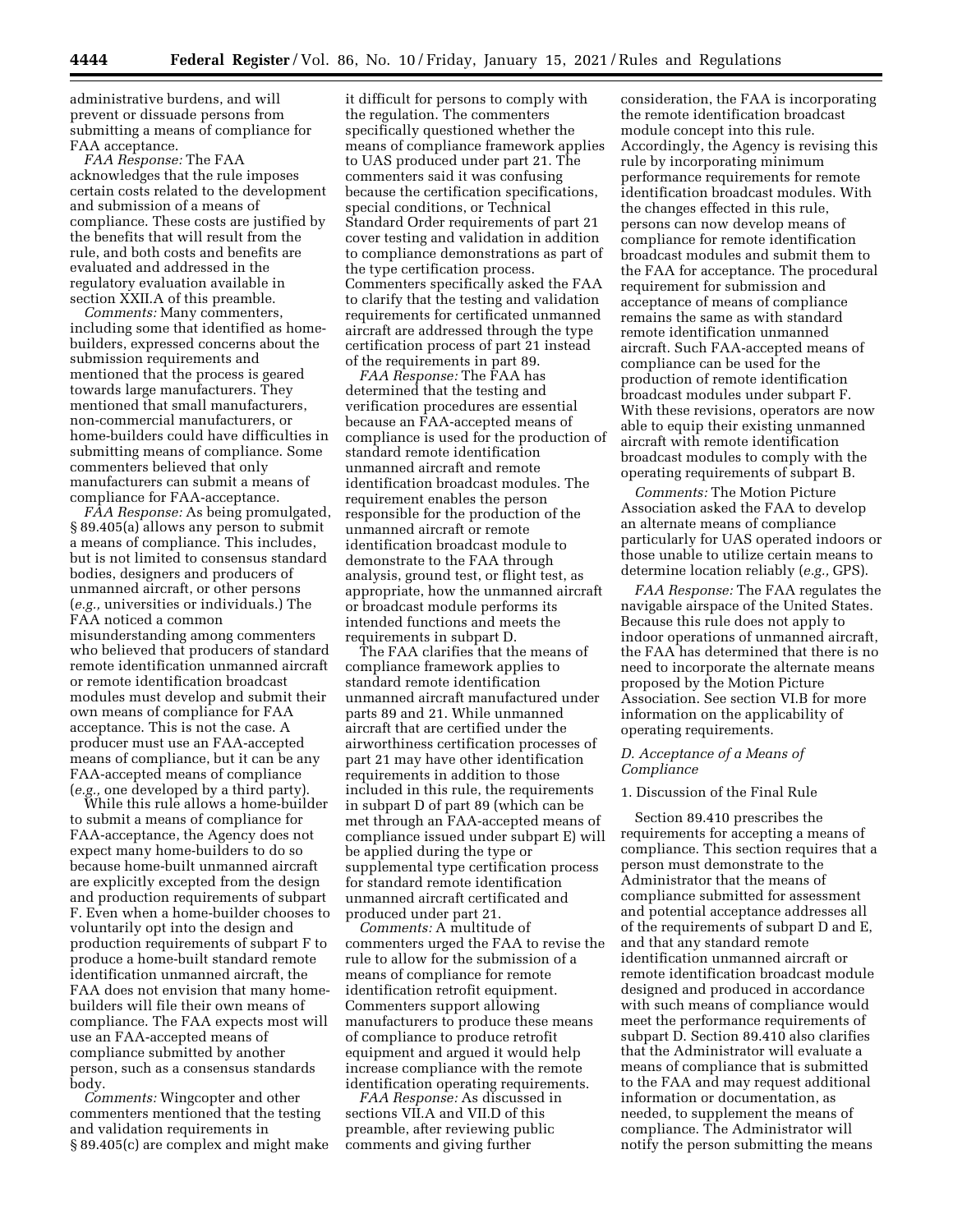administrative burdens, and will prevent or dissuade persons from submitting a means of compliance for FAA acceptance.

*FAA Response:* The FAA acknowledges that the rule imposes certain costs related to the development and submission of a means of compliance. These costs are justified by the benefits that will result from the rule, and both costs and benefits are evaluated and addressed in the regulatory evaluation available in section XXII.A of this preamble.

*Comments:* Many commenters, including some that identified as home-builders, expressed concerns about the submission requirements and mentioned that the process is geared towards large manufacturers. They mentioned that small manufacturers, non-commercial manufacturers, or home-builders could have difficulties in submitting means of compliance. Some commenters believed that only manufacturers can submit a means of compliance for FAA-acceptance.

*FAA Response:* As being promulgated, § 89.405(a) allows any person to submit a means of compliance. This includes, but is not limited to consensus standard bodies, designers and producers of unmanned aircraft, or other persons (*e.g.,* universities or individuals.) The FAA noticed a common misunderstanding among commenters who believed that producers of standard remote identification unmanned aircraft or remote identification broadcast modules must develop and submit their own means of compliance for FAA acceptance. This is not the case. A producer must use an FAA-accepted means of compliance, but it can be any FAA-accepted means of compliance (*e.g.,* one developed by a third party).

While this rule allows a home-builder to submit a means of compliance for FAA-acceptance, the Agency does not expect many home-builders to do so because home-built unmanned aircraft are explicitly excepted from the design and production requirements of subpart F. Even when a home-builder chooses to voluntarily opt into the design and production requirements of subpart F to produce a home-built standard remote identification unmanned aircraft, the FAA does not envision that many home-builders will file their own means of compliance. The FAA expects most will use an FAA-accepted means of compliance submitted by another person, such as a consensus standards body.

*Comments:* Wingcopter and other commenters mentioned that the testing and validation requirements in § 89.405(c) are complex and might make it difficult for persons to comply with the regulation. The commenters specifically questioned whether the means of compliance framework applies to UAS produced under part 21. The commenters said it was confusing because the certification specifications, special conditions, or Technical Standard Order requirements of part 21 cover testing and validation in addition to compliance demonstrations as part of the type certification process. Commenters specifically asked the FAA to clarify that the testing and validation requirements for certificated unmanned aircraft are addressed through the type certification process of part 21 instead of the requirements in part 89.

*FAA Response:* The FAA has determined that the testing and verification procedures are essential because an FAA-accepted means of compliance is used for the production of standard remote identification unmanned aircraft and remote identification broadcast modules. The requirement enables the person responsible for the production of the unmanned aircraft or remote identification broadcast module to demonstrate to the FAA through analysis, ground test, or flight test, as appropriate, how the unmanned aircraft or broadcast module performs its intended functions and meets the requirements in subpart D.

The FAA clarifies that the means of compliance framework applies to standard remote identification unmanned aircraft manufactured under parts 89 and 21. While unmanned aircraft that are certified under the airworthiness certification processes of part 21 may have other identification requirements in addition to those included in this rule, the requirements in subpart D of part 89 (which can be met through an FAA-accepted means of compliance issued under subpart E) will be applied during the type or supplemental type certification process for standard remote identification unmanned aircraft certificated and produced under part 21.

*Comments:* A multitude of commenters urged the FAA to revise the rule to allow for the submission of a means of compliance for remote identification retrofit equipment. Commenters support allowing manufacturers to produce these means of compliance to produce retrofit equipment and argued it would help increase compliance with the remote identification operating requirements.

*FAA Response:* As discussed in sections VII.A and VII.D of this preamble, after reviewing public comments and giving further consideration, the FAA is incorporating the remote identification broadcast module concept into this rule. Accordingly, the Agency is revising this rule by incorporating minimum performance requirements for remote identification broadcast modules. With the changes effected in this rule, persons can now develop means of compliance for remote identification broadcast modules and submit them to the FAA for acceptance. The procedural requirement for submission and acceptance of means of compliance remains the same as with standard remote identification unmanned aircraft. Such FAA-accepted means of compliance can be used for the production of remote identification broadcast modules under subpart F. With these revisions, operators are now able to equip their existing unmanned aircraft with remote identification broadcast modules to comply with the operating requirements of subpart B.

*Comments:* The Motion Picture Association asked the FAA to develop an alternate means of compliance particularly for UAS operated indoors or those unable to utilize certain means to determine location reliably (*e.g.,* GPS).

*FAA Response:* The FAA regulates the navigable airspace of the United States. Because this rule does not apply to indoor operations of unmanned aircraft, the FAA has determined that there is no need to incorporate the alternate means proposed by the Motion Picture Association. See section VI.B for more information on the applicability of operating requirements.

### *D. Acceptance of a Means of Compliance*

#### 1. Discussion of the Final Rule

Section 89.410 prescribes the requirements for accepting a means of compliance. This section requires that a person must demonstrate to the Administrator that the means of compliance submitted for assessment and potential acceptance addresses all of the requirements of subpart D and E, and that any standard remote identification unmanned aircraft or remote identification broadcast module designed and produced in accordance with such means of compliance would meet the performance requirements of subpart D. Section 89.410 also clarifies that the Administrator will evaluate a means of compliance that is submitted to the FAA and may request additional information or documentation, as needed, to supplement the means of compliance. The Administrator will notify the person submitting the means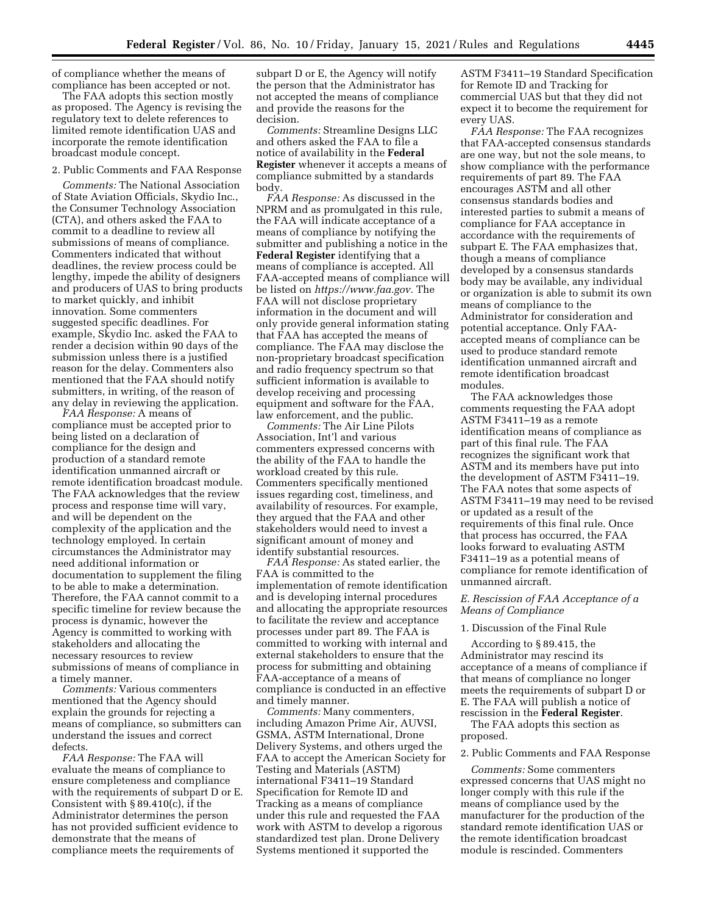of compliance whether the means of compliance has been accepted or not.

The FAA adopts this section mostly as proposed. The Agency is revising the regulatory text to delete references to limited remote identification UAS and incorporate the remote identification broadcast module concept.

2. Public Comments and FAA Response

*Comments:* The National Association of State Aviation Officials, Skydio Inc., the Consumer Technology Association (CTA), and others asked the FAA to commit to a deadline to review all submissions of means of compliance. Commenters indicated that without deadlines, the review process could be lengthy, impede the ability of designers and producers of UAS to bring products to market quickly, and inhibit innovation. Some commenters suggested specific deadlines. For example, Skydio Inc. asked the FAA to render a decision within 90 days of the submission unless there is a justified reason for the delay. Commenters also mentioned that the FAA should notify submitters, in writing, of the reason of any delay in reviewing the application.

*FAA Response:* A means of compliance must be accepted prior to being listed on a declaration of compliance for the design and production of a standard remote identification unmanned aircraft or remote identification broadcast module. The FAA acknowledges that the review process and response time will vary, and will be dependent on the complexity of the application and the technology employed. In certain circumstances the Administrator may need additional information or documentation to supplement the filing to be able to make a determination. Therefore, the FAA cannot commit to a specific timeline for review because the process is dynamic, however the Agency is committed to working with stakeholders and allocating the necessary resources to review submissions of means of compliance in a timely manner.

*Comments:* Various commenters mentioned that the Agency should explain the grounds for rejecting a means of compliance, so submitters can understand the issues and correct defects.

*FAA Response:* The FAA will evaluate the means of compliance to ensure completeness and compliance with the requirements of subpart D or E. Consistent with § 89.410(c), if the Administrator determines the person has not provided sufficient evidence to demonstrate that the means of compliance meets the requirements of subpart D or E, the Agency will notify the person that the Administrator has not accepted the means of compliance and provide the reasons for the decision.

*Comments:* Streamline Designs LLC and others asked the FAA to file a notice of availability in the **Federal Register** whenever it accepts a means of compliance submitted by a standards body.

*FAA Response:* As discussed in the NPRM and as promulgated in this rule, the FAA will indicate acceptance of a means of compliance by notifying the submitter and publishing a notice in the **Federal Register** identifying that a means of compliance is accepted. All FAA-accepted means of compliance will be listed on *https://www.faa.gov.* The FAA will not disclose proprietary information in the document and will only provide general information stating that FAA has accepted the means of compliance. The FAA may disclose the non-proprietary broadcast specification and radio frequency spectrum so that sufficient information is available to develop receiving and processing equipment and software for the FAA, law enforcement, and the public.

*Comments:* The Air Line Pilots Association, Int'l and various commenters expressed concerns with the ability of the FAA to handle the workload created by this rule. Commenters specifically mentioned issues regarding cost, timeliness, and availability of resources. For example, they argued that the FAA and other stakeholders would need to invest a significant amount of money and identify substantial resources.

*FAA Response:* As stated earlier, the FAA is committed to the implementation of remote identification and is developing internal procedures and allocating the appropriate resources to facilitate the review and acceptance processes under part 89. The FAA is committed to working with internal and external stakeholders to ensure that the process for submitting and obtaining FAA-acceptance of a means of compliance is conducted in an effective and timely manner.

*Comments:* Many commenters, including Amazon Prime Air, AUVSI, GSMA, ASTM International, Drone Delivery Systems, and others urged the FAA to accept the American Society for Testing and Materials (ASTM) international F3411–19 Standard Specification for Remote ID and Tracking as a means of compliance under this rule and requested the FAA work with ASTM to develop a rigorous standardized test plan. Drone Delivery Systems mentioned it supported the ASTM F3411–19 Standard Specification for Remote ID and Tracking for commercial UAS but that they did not expect it to become the requirement for every UAS.

*FAA Response:* The FAA recognizes that FAA-accepted consensus standards are one way, but not the sole means, to show compliance with the performance requirements of part 89. The FAA encourages ASTM and all other consensus standards bodies and interested parties to submit a means of compliance for FAA acceptance in accordance with the requirements of subpart E. The FAA emphasizes that, though a means of compliance developed by a consensus standards body may be available, any individual or organization is able to submit its own means of compliance to the Administrator for consideration and potential acceptance. Only FAA-accepted means of compliance can be used to produce standard remote identification unmanned aircraft and remote identification broadcast modules.

The FAA acknowledges those comments requesting the FAA adopt ASTM F3411–19 as a remote identification means of compliance as part of this final rule. The FAA recognizes the significant work that ASTM and its members have put into the development of ASTM F3411–19. The FAA notes that some aspects of ASTM F3411–19 may need to be revised or updated as a result of the requirements of this final rule. Once that process has occurred, the FAA looks forward to evaluating ASTM F3411–19 as a potential means of compliance for remote identification of unmanned aircraft.

### *E. Rescission of FAA Acceptance of a Means of Compliance*

1. Discussion of the Final Rule

According to § 89.415, the Administrator may rescind its acceptance of a means of compliance if that means of compliance no longer meets the requirements of subpart D or E. The FAA will publish a notice of rescission in the **Federal Register**.

The FAA adopts this section as proposed.

2. Public Comments and FAA Response

*Comments:* Some commenters expressed concerns that UAS might no longer comply with this rule if the means of compliance used by the manufacturer for the production of the standard remote identification UAS or the remote identification broadcast module is rescinded. Commenters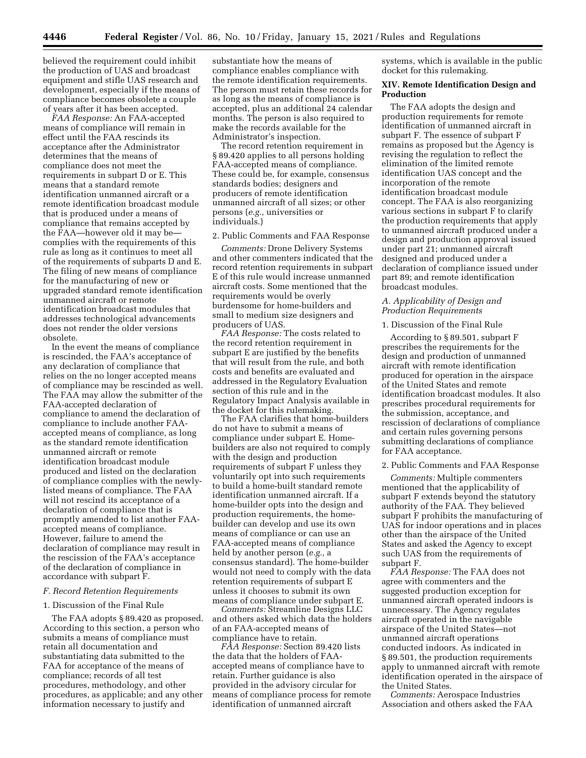believed the requirement could inhibit the production of UAS and broadcast equipment and stifle UAS research and development, especially if the means of compliance becomes obsolete a couple of years after it has been accepted.

*FAA Response:* An FAA-accepted means of compliance will remain in effect until the FAA rescinds its acceptance after the Administrator determines that the means of compliance does not meet the requirements in subpart D or E. This means that a standard remote identification unmanned aircraft or a remote identification broadcast module that is produced under a means of compliance that remains accepted by the FAA—however old it may be—complies with the requirements of this rule as long as it continues to meet all of the requirements of subparts D and E. The filing of new means of compliance for the manufacturing of new or upgraded standard remote identification unmanned aircraft or remote identification broadcast modules that addresses technological advancements does not render the older versions obsolete.

In the event the means of compliance is rescinded, the FAA's acceptance of any declaration of compliance that relies on the no longer accepted means of compliance may be rescinded as well. The FAA may allow the submitter of the FAA-accepted declaration of compliance to amend the declaration of compliance to include another FAA-accepted means of compliance, as long as the standard remote identification unmanned aircraft or remote identification broadcast module produced and listed on the declaration of compliance complies with the newly-listed means of compliance. The FAA will not rescind its acceptance of a declaration of compliance that is promptly amended to list another FAA-accepted means of compliance. However, failure to amend the declaration of compliance may result in the rescission of the FAA's acceptance of the declaration of compliance in accordance with subpart F.

### *F. Record Retention Requirements*

#### 1. Discussion of the Final Rule

The FAA adopts § 89.420 as proposed. According to this section, a person who submits a means of compliance must retain all documentation and substantiating data submitted to the FAA for acceptance of the means of compliance; records of all test procedures, methodology, and other procedures, as applicable; and any other information necessary to justify and substantiate how the means of compliance enables compliance with the remote identification requirements. The person must retain these records for as long as the means of compliance is accepted, plus an additional 24 calendar months. The person is also required to make the records available for the Administrator's inspection.

The record retention requirement in § 89.420 applies to all persons holding FAA-accepted means of compliance. These could be, for example, consensus standards bodies; designers and producers of remote identification unmanned aircraft of all sizes; or other persons (*e.g.,* universities or individuals.)

#### 2. Public Comments and FAA Response

*Comments:* Drone Delivery Systems and other commenters indicated that the record retention requirements in subpart E of this rule would increase unmanned aircraft costs. Some mentioned that the requirements would be overly burdensome for home-builders and small to medium size designers and producers of UAS.

*FAA Response:* The costs related to the record retention requirement in subpart E are justified by the benefits that will result from the rule, and both costs and benefits are evaluated and addressed in the Regulatory Evaluation section of this rule and in the Regulatory Impact Analysis available in the docket for this rulemaking.

The FAA clarifies that home-builders do not have to submit a means of compliance under subpart E. Home-builders are also not required to comply with the design and production requirements of subpart F unless they voluntarily opt into such requirements to build a home-built standard remote identification unmanned aircraft. If a home-builder opts into the design and production requirements, the home-builder can develop and use its own means of compliance or can use an FAA-accepted means of compliance held by another person (*e.g.,* a consensus standard). The home-builder would not need to comply with the data retention requirements of subpart E unless it chooses to submit its own means of compliance under subpart E.

*Comments:* Streamline Designs LLC and others asked which data the holders of an FAA-accepted means of compliance have to retain.

*FAA Response:* Section 89.420 lists the data that the holders of FAA-accepted means of compliance have to retain. Further guidance is also provided in the advisory circular for means of compliance process for remote identification of unmanned aircraft systems, which is available in the public docket for this rulemaking.

## XIV. Remote Identification Design and Production

The FAA adopts the design and production requirements for remote identification of unmanned aircraft in subpart F. The essence of subpart F remains as proposed but the Agency is revising the regulation to reflect the elimination of the limited remote identification UAS concept and the incorporation of the remote identification broadcast module concept. The FAA is also reorganizing various sections in subpart F to clarify the production requirements that apply to unmanned aircraft produced under a design and production approval issued under part 21; unmanned aircraft designed and produced under a declaration of compliance issued under part 89; and remote identification broadcast modules.

### *A. Applicability of Design and Production Requirements*

#### 1. Discussion of the Final Rule

According to § 89.501, subpart F prescribes the requirements for the design and production of unmanned aircraft with remote identification produced for operation in the airspace of the United States and remote identification broadcast modules. It also prescribes procedural requirements for the submission, acceptance, and rescission of declarations of compliance and certain rules governing persons submitting declarations of compliance for FAA acceptance.

#### 2. Public Comments and FAA Response

*Comments:* Multiple commenters mentioned that the applicability of subpart F extends beyond the statutory authority of the FAA. They believed subpart F prohibits the manufacturing of UAS for indoor operations and in places other than the airspace of the United States and asked the Agency to except such UAS from the requirements of subpart F.

*FAA Response:* The FAA does not agree with commenters and the suggested production exception for unmanned aircraft operated indoors is unnecessary. The Agency regulates aircraft operated in the navigable airspace of the United States—not unmanned aircraft operations conducted indoors. As indicated in § 89.501, the production requirements apply to unmanned aircraft with remote identification operated in the airspace of the United States.

*Comments:* Aerospace Industries Association and others asked the FAA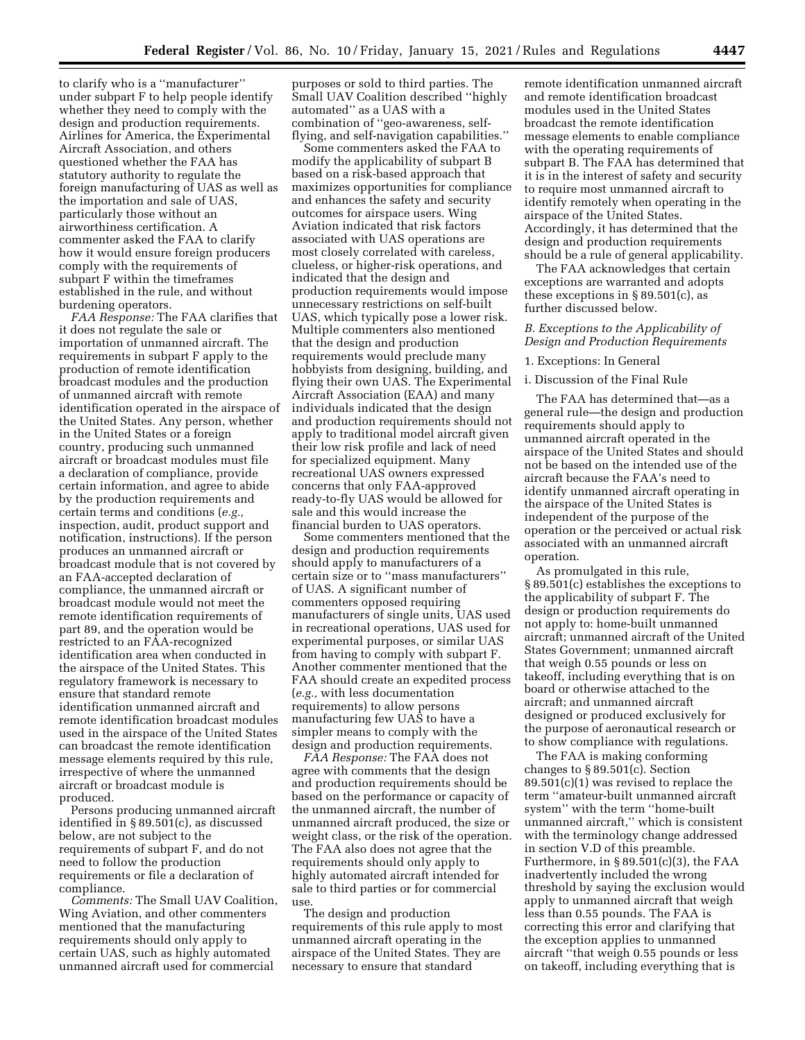to clarify who is a ''manufacturer'' under subpart F to help people identify whether they need to comply with the design and production requirements. Airlines for America, the Experimental Aircraft Association, and others questioned whether the FAA has statutory authority to regulate the foreign manufacturing of UAS as well as the importation and sale of UAS, particularly those without an airworthiness certification. A commenter asked the FAA to clarify how it would ensure foreign producers comply with the requirements of subpart F within the timeframes established in the rule, and without burdening operators.

*FAA Response:* The FAA clarifies that it does not regulate the sale or importation of unmanned aircraft. The requirements in subpart F apply to the production of remote identification broadcast modules and the production of unmanned aircraft with remote identification operated in the airspace of the United States. Any person, whether in the United States or a foreign country, producing such unmanned aircraft or broadcast modules must file a declaration of compliance, provide certain information, and agree to abide by the production requirements and certain terms and conditions (*e.g.,* inspection, audit, product support and notification, instructions). If the person produces an unmanned aircraft or broadcast module that is not covered by an FAA-accepted declaration of compliance, the unmanned aircraft or broadcast module would not meet the remote identification requirements of part 89, and the operation would be restricted to an FAA-recognized identification area when conducted in the airspace of the United States. This regulatory framework is necessary to ensure that standard remote identification unmanned aircraft and remote identification broadcast modules used in the airspace of the United States can broadcast the remote identification message elements required by this rule, irrespective of where the unmanned aircraft or broadcast module is produced.

Persons producing unmanned aircraft identified in § 89.501(c), as discussed below, are not subject to the requirements of subpart F, and do not need to follow the production requirements or file a declaration of compliance.

*Comments:* The Small UAV Coalition, Wing Aviation, and other commenters mentioned that the manufacturing requirements should only apply to certain UAS, such as highly automated unmanned aircraft used for commercial purposes or sold to third parties. The Small UAV Coalition described ''highly automated'' as a UAS with a combination of ''geo-awareness, self-flying, and self-navigation capabilities.''

Some commenters asked the FAA to modify the applicability of subpart B based on a risk-based approach that maximizes opportunities for compliance and enhances the safety and security outcomes for airspace users. Wing Aviation indicated that risk factors associated with UAS operations are most closely correlated with careless, clueless, or higher-risk operations, and indicated that the design and production requirements would impose unnecessary restrictions on self-built UAS, which typically pose a lower risk. Multiple commenters also mentioned that the design and production requirements would preclude many hobbyists from designing, building, and flying their own UAS. The Experimental Aircraft Association (EAA) and many individuals indicated that the design and production requirements should not apply to traditional model aircraft given their low risk profile and lack of need for specialized equipment. Many recreational UAS owners expressed concerns that only FAA-approved ready-to-fly UAS would be allowed for sale and this would increase the financial burden to UAS operators.

Some commenters mentioned that the design and production requirements should apply to manufacturers of a certain size or to ''mass manufacturers'' of UAS. A significant number of commenters opposed requiring manufacturers of single units, UAS used in recreational operations, UAS used for experimental purposes, or similar UAS from having to comply with subpart F. Another commenter mentioned that the FAA should create an expedited process (*e.g.,* with less documentation requirements) to allow persons manufacturing few UAS to have a simpler means to comply with the design and production requirements.

*FAA Response:* The FAA does not agree with comments that the design and production requirements should be based on the performance or capacity of the unmanned aircraft, the number of unmanned aircraft produced, the size or weight class, or the risk of the operation. The FAA also does not agree that the requirements should only apply to highly automated aircraft intended for sale to third parties or for commercial use.

The design and production requirements of this rule apply to most unmanned aircraft operating in the airspace of the United States. They are necessary to ensure that standard remote identification unmanned aircraft and remote identification broadcast modules used in the United States broadcast the remote identification message elements to enable compliance with the operating requirements of subpart B. The FAA has determined that it is in the interest of safety and security to require most unmanned aircraft to identify remotely when operating in the airspace of the United States. Accordingly, it has determined that the design and production requirements should be a rule of general applicability.

The FAA acknowledges that certain exceptions are warranted and adopts these exceptions in § 89.501(c), as further discussed below.

### *B. Exceptions to the Applicability of Design and Production Requirements*

#### 1. Exceptions: In General

##### i. Discussion of the Final Rule

The FAA has determined that—as a general rule—the design and production requirements should apply to unmanned aircraft operated in the airspace of the United States and should not be based on the intended use of the aircraft because the FAA's need to identify unmanned aircraft operating in the airspace of the United States is independent of the purpose of the operation or the perceived or actual risk associated with an unmanned aircraft operation.

As promulgated in this rule, § 89.501(c) establishes the exceptions to the applicability of subpart F. The design or production requirements do not apply to: home-built unmanned aircraft; unmanned aircraft of the United States Government; unmanned aircraft that weigh 0.55 pounds or less on takeoff, including everything that is on board or otherwise attached to the aircraft; and unmanned aircraft designed or produced exclusively for the purpose of aeronautical research or to show compliance with regulations.

The FAA is making conforming changes to § 89.501(c). Section 89.501(c)(1) was revised to replace the term ''amateur-built unmanned aircraft system'' with the term ''home-built unmanned aircraft,'' which is consistent with the terminology change addressed in section V.D of this preamble. Furthermore, in § 89.501(c)(3), the FAA inadvertently included the wrong threshold by saying the exclusion would apply to unmanned aircraft that weigh less than 0.55 pounds. The FAA is correcting this error and clarifying that the exception applies to unmanned aircraft ''that weigh 0.55 pounds or less on takeoff, including everything that is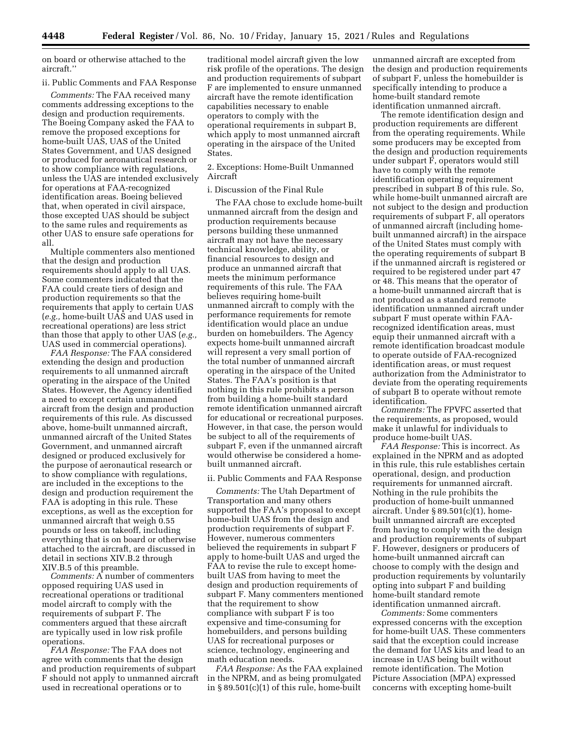on board or otherwise attached to the aircraft.''

ii. Public Comments and FAA Response

*Comments:* The FAA received many comments addressing exceptions to the design and production requirements. The Boeing Company asked the FAA to remove the proposed exceptions for home-built UAS, UAS of the United States Government, and UAS designed or produced for aeronautical research or to show compliance with regulations, unless the UAS are intended exclusively for operations at FAA-recognized identification areas. Boeing believed that, when operated in civil airspace, those excepted UAS should be subject to the same rules and requirements as other UAS to ensure safe operations for all.

Multiple commenters also mentioned that the design and production requirements should apply to all UAS. Some commenters indicated that the FAA could create tiers of design and production requirements so that the requirements that apply to certain UAS (*e.g.,* home-built UAS and UAS used in recreational operations) are less strict than those that apply to other UAS (*e.g.,* UAS used in commercial operations).

*FAA Response:* The FAA considered extending the design and production requirements to all unmanned aircraft operating in the airspace of the United States. However, the Agency identified a need to except certain unmanned aircraft from the design and production requirements of this rule. As discussed above, home-built unmanned aircraft, unmanned aircraft of the United States Government, and unmanned aircraft designed or produced exclusively for the purpose of aeronautical research or to show compliance with regulations, are included in the exceptions to the design and production requirement the FAA is adopting in this rule. These exceptions, as well as the exception for unmanned aircraft that weigh 0.55 pounds or less on takeoff, including everything that is on board or otherwise attached to the aircraft, are discussed in detail in sections XIV.B.2 through XIV.B.5 of this preamble.

*Comments:* A number of commenters opposed requiring UAS used in recreational operations or traditional model aircraft to comply with the requirements of subpart F. The commenters argued that these aircraft are typically used in low risk profile operations.

*FAA Response:* The FAA does not agree with comments that the design and production requirements of subpart F should not apply to unmanned aircraft used in recreational operations or to traditional model aircraft given the low risk profile of the operations. The design and production requirements of subpart F are implemented to ensure unmanned aircraft have the remote identification capabilities necessary to enable operators to comply with the operational requirements in subpart B, which apply to most unmanned aircraft operating in the airspace of the United States.

2. Exceptions: Home-Built Unmanned Aircraft

i. Discussion of the Final Rule

The FAA chose to exclude home-built unmanned aircraft from the design and production requirements because persons building these unmanned aircraft may not have the necessary technical knowledge, ability, or financial resources to design and produce an unmanned aircraft that meets the minimum performance requirements of this rule. The FAA believes requiring home-built unmanned aircraft to comply with the performance requirements for remote identification would place an undue burden on homebuilders. The Agency expects home-built unmanned aircraft will represent a very small portion of the total number of unmanned aircraft operating in the airspace of the United States. The FAA's position is that nothing in this rule prohibits a person from building a home-built standard remote identification unmanned aircraft for educational or recreational purposes. However, in that case, the person would be subject to all of the requirements of subpart F, even if the unmanned aircraft would otherwise be considered a home-built unmanned aircraft.

ii. Public Comments and FAA Response

*Comments:* The Utah Department of Transportation and many others supported the FAA's proposal to except home-built UAS from the design and production requirements of subpart F. However, numerous commenters believed the requirements in subpart F apply to home-built UAS and urged the FAA to revise the rule to except home-built UAS from having to meet the design and production requirements of subpart F. Many commenters mentioned that the requirement to show compliance with subpart F is too expensive and time-consuming for homebuilders, and persons building UAS for recreational purposes or science, technology, engineering and math education needs.

*FAA Response:* As the FAA explained in the NPRM, and as being promulgated in § 89.501(c)(1) of this rule, home-built unmanned aircraft are excepted from the design and production requirements of subpart F, unless the homebuilder is specifically intending to produce a home-built standard remote identification unmanned aircraft.

The remote identification design and production requirements are different from the operating requirements. While some producers may be excepted from the design and production requirements under subpart F, operators would still have to comply with the remote identification operating requirement prescribed in subpart B of this rule. So, while home-built unmanned aircraft are not subject to the design and production requirements of subpart F, all operators of unmanned aircraft (including home-built unmanned aircraft) in the airspace of the United States must comply with the operating requirements of subpart B if the unmanned aircraft is registered or required to be registered under part 47 or 48. This means that the operator of a home-built unmanned aircraft that is not produced as a standard remote identification unmanned aircraft under subpart F must operate within FAA-recognized identification areas, must equip their unmanned aircraft with a remote identification broadcast module to operate outside of FAA-recognized identification areas, or must request authorization from the Administrator to deviate from the operating requirements of subpart B to operate without remote identification.

*Comments:* The FPVFC asserted that the requirements, as proposed, would make it unlawful for individuals to produce home-built UAS.

*FAA Response:* This is incorrect. As explained in the NPRM and as adopted in this rule, this rule establishes certain operational, design, and production requirements for unmanned aircraft. Nothing in the rule prohibits the production of home-built unmanned aircraft. Under § 89.501(c)(1), home-built unmanned aircraft are excepted from having to comply with the design and production requirements of subpart F. However, designers or producers of home-built unmanned aircraft can choose to comply with the design and production requirements by voluntarily opting into subpart F and building home-built standard remote identification unmanned aircraft.

*Comments:* Some commenters expressed concerns with the exception for home-built UAS. These commenters said that the exception could increase the demand for UAS kits and lead to an increase in UAS being built without remote identification. The Motion Picture Association (MPA) expressed concerns with excepting home-built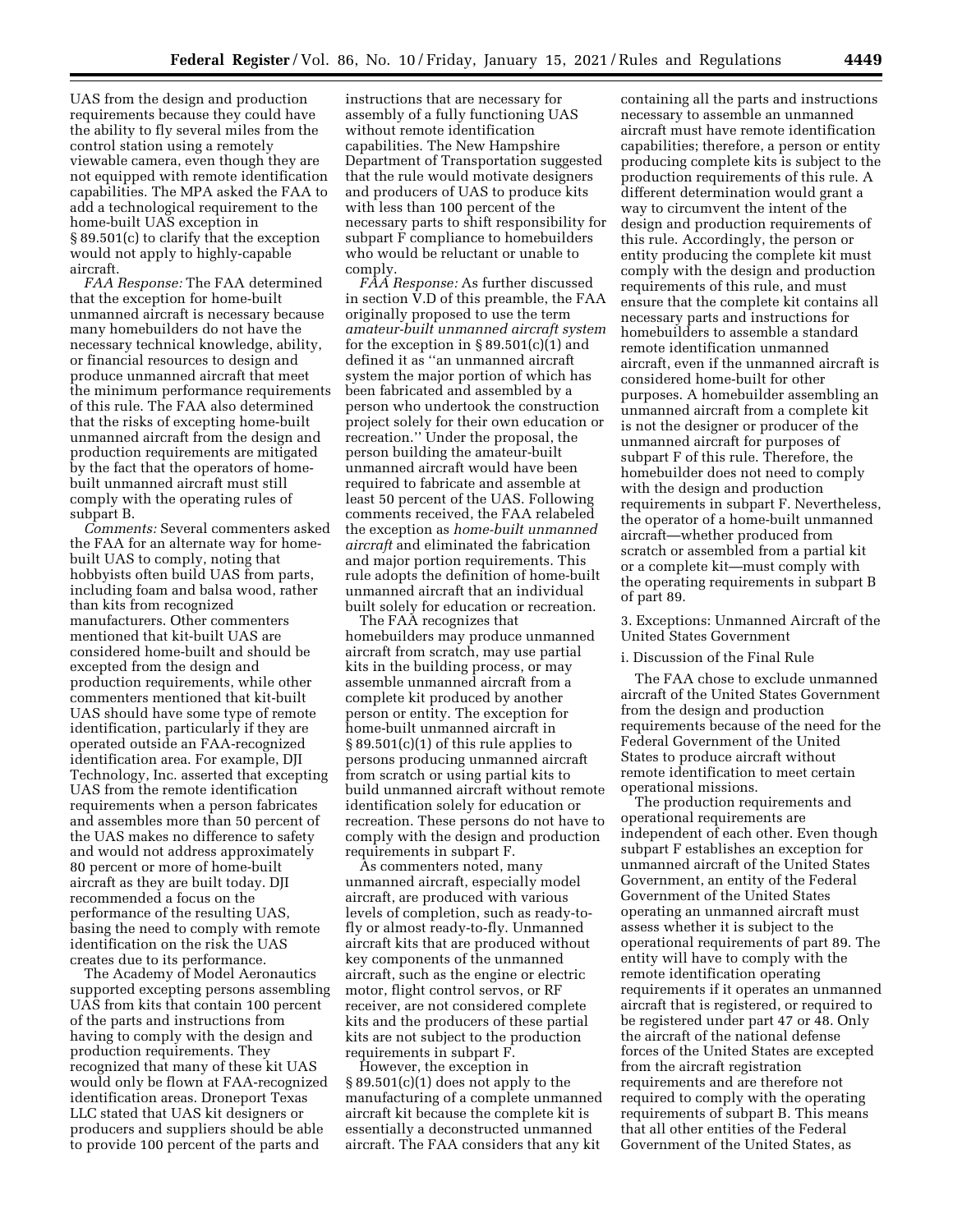UAS from the design and production requirements because they could have the ability to fly several miles from the control station using a remotely viewable camera, even though they are not equipped with remote identification capabilities. The MPA asked the FAA to add a technological requirement to the home-built UAS exception in § 89.501(c) to clarify that the exception would not apply to highly-capable aircraft.

*FAA Response:* The FAA determined that the exception for home-built unmanned aircraft is necessary because many homebuilders do not have the necessary technical knowledge, ability, or financial resources to design and produce unmanned aircraft that meet the minimum performance requirements of this rule. The FAA also determined that the risks of excepting home-built unmanned aircraft from the design and production requirements are mitigated by the fact that the operators of home-built unmanned aircraft must still comply with the operating rules of subpart B.

*Comments:* Several commenters asked the FAA for an alternate way for home-built UAS to comply, noting that hobbyists often build UAS from parts, including foam and balsa wood, rather than kits from recognized manufacturers. Other commenters mentioned that kit-built UAS are considered home-built and should be excepted from the design and production requirements, while other commenters mentioned that kit-built UAS should have some type of remote identification, particularly if they are operated outside an FAA-recognized identification area. For example, DJI Technology, Inc. asserted that excepting UAS from the remote identification requirements when a person fabricates and assembles more than 50 percent of the UAS makes no difference to safety and would not address approximately 80 percent or more of home-built aircraft as they are built today. DJI recommended a focus on the performance of the resulting UAS, basing the need to comply with remote identification on the risk the UAS creates due to its performance.

The Academy of Model Aeronautics supported excepting persons assembling UAS from kits that contain 100 percent of the parts and instructions from having to comply with the design and production requirements. They recognized that many of these kit UAS would only be flown at FAA-recognized identification areas. Droneport Texas LLC stated that UAS kit designers or producers and suppliers should be able to provide 100 percent of the parts and instructions that are necessary for assembly of a fully functioning UAS without remote identification capabilities. The New Hampshire Department of Transportation suggested that the rule would motivate designers and producers of UAS to produce kits with less than 100 percent of the necessary parts to shift responsibility for subpart F compliance to homebuilders who would be reluctant or unable to comply.

*FAA Response:* As further discussed in section V.D of this preamble, the FAA originally proposed to use the term *amateur-built unmanned aircraft system* for the exception in § 89.501(c)(1) and defined it as ''an unmanned aircraft system the major portion of which has been fabricated and assembled by a person who undertook the construction project solely for their own education or recreation.'' Under the proposal, the person building the amateur-built unmanned aircraft would have been required to fabricate and assemble at least 50 percent of the UAS. Following comments received, the FAA relabeled the exception as *home-built unmanned aircraft* and eliminated the fabrication and major portion requirements. This rule adopts the definition of home-built unmanned aircraft that an individual built solely for education or recreation.

The FAA recognizes that homebuilders may produce unmanned aircraft from scratch, may use partial kits in the building process, or may assemble unmanned aircraft from a complete kit produced by another person or entity. The exception for home-built unmanned aircraft in § 89.501(c)(1) of this rule applies to persons producing unmanned aircraft from scratch or using partial kits to build unmanned aircraft without remote identification solely for education or recreation. These persons do not have to comply with the design and production requirements in subpart F.

As commenters noted, many unmanned aircraft, especially model aircraft, are produced with various levels of completion, such as ready-to-fly or almost ready-to-fly. Unmanned aircraft kits that are produced without key components of the unmanned aircraft, such as the engine or electric motor, flight control servos, or RF receiver, are not considered complete kits and the producers of these partial kits are not subject to the production requirements in subpart F.

However, the exception in § 89.501(c)(1) does not apply to the manufacturing of a complete unmanned aircraft kit because the complete kit is essentially a deconstructed unmanned aircraft. The FAA considers that any kit containing all the parts and instructions necessary to assemble an unmanned aircraft must have remote identification capabilities; therefore, a person or entity producing complete kits is subject to the production requirements of this rule. A different determination would grant a way to circumvent the intent of the design and production requirements of this rule. Accordingly, the person or entity producing the complete kit must comply with the design and production requirements of this rule, and must ensure that the complete kit contains all necessary parts and instructions for homebuilders to assemble a standard remote identification unmanned aircraft, even if the unmanned aircraft is considered home-built for other purposes. A homebuilder assembling an unmanned aircraft from a complete kit is not the designer or producer of the unmanned aircraft for purposes of subpart F of this rule. Therefore, the homebuilder does not need to comply with the design and production requirements in subpart F. Nevertheless, the operator of a home-built unmanned aircraft—whether produced from scratch or assembled from a partial kit or a complete kit—must comply with the operating requirements in subpart B of part 89.

### 3. Exceptions: Unmanned Aircraft of the United States Government

#### i. Discussion of the Final Rule

The FAA chose to exclude unmanned aircraft of the United States Government from the design and production requirements because of the need for the Federal Government of the United States to produce aircraft without remote identification to meet certain operational missions.

The production requirements and operational requirements are independent of each other. Even though subpart F establishes an exception for unmanned aircraft of the United States Government, an entity of the Federal Government of the United States operating an unmanned aircraft must assess whether it is subject to the operational requirements of part 89. The entity will have to comply with the remote identification operating requirements if it operates an unmanned aircraft that is registered, or required to be registered under part 47 or 48. Only the aircraft of the national defense forces of the United States are excepted from the aircraft registration requirements and are therefore not required to comply with the operating requirements of subpart B. This means that all other entities of the Federal Government of the United States, as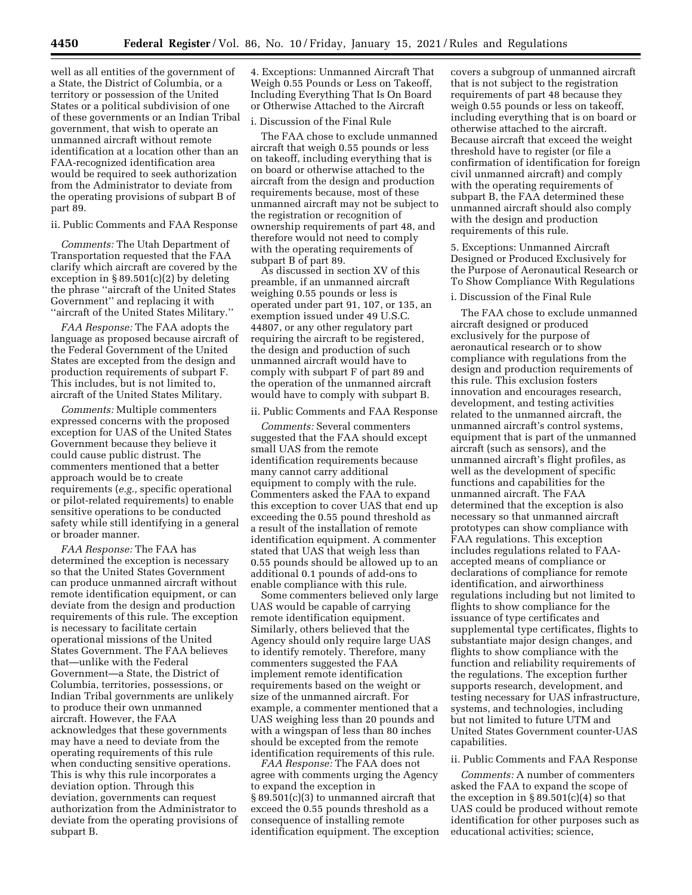well as all entities of the government of a State, the District of Columbia, or a territory or possession of the United States or a political subdivision of one of these governments or an Indian Tribal government, that wish to operate an unmanned aircraft without remote identification at a location other than an FAA-recognized identification area would be required to seek authorization from the Administrator to deviate from the operating provisions of subpart B of part 89.

ii. Public Comments and FAA Response

*Comments:* The Utah Department of Transportation requested that the FAA clarify which aircraft are covered by the exception in § 89.501(c)(2) by deleting the phrase ''aircraft of the United States Government'' and replacing it with ''aircraft of the United States Military.''

*FAA Response:* The FAA adopts the language as proposed because aircraft of the Federal Government of the United States are excepted from the design and production requirements of subpart F. This includes, but is not limited to, aircraft of the United States Military.

*Comments:* Multiple commenters expressed concerns with the proposed exception for UAS of the United States Government because they believe it could cause public distrust. The commenters mentioned that a better approach would be to create requirements (*e.g.,* specific operational or pilot-related requirements) to enable sensitive operations to be conducted safety while still identifying in a general or broader manner.

*FAA Response:* The FAA has determined the exception is necessary so that the United States Government can produce unmanned aircraft without remote identification equipment, or can deviate from the design and production requirements of this rule. The exception is necessary to facilitate certain operational missions of the United States Government. The FAA believes that—unlike with the Federal Government—a State, the District of Columbia, territories, possessions, or Indian Tribal governments are unlikely to produce their own unmanned aircraft. However, the FAA acknowledges that these governments may have a need to deviate from the operating requirements of this rule when conducting sensitive operations. This is why this rule incorporates a deviation option. Through this deviation, governments can request authorization from the Administrator to deviate from the operating provisions of subpart B.

4. Exceptions: Unmanned Aircraft That Weigh 0.55 Pounds or Less on Takeoff, Including Everything That Is On Board or Otherwise Attached to the Aircraft

i. Discussion of the Final Rule

The FAA chose to exclude unmanned aircraft that weigh 0.55 pounds or less on takeoff, including everything that is on board or otherwise attached to the aircraft from the design and production requirements because, most of these unmanned aircraft may not be subject to the registration or recognition of ownership requirements of part 48, and therefore would not need to comply with the operating requirements of subpart B of part 89.

As discussed in section XV of this preamble, if an unmanned aircraft weighing 0.55 pounds or less is operated under part 91, 107, or 135, an exemption issued under 49 U.S.C. 44807, or any other regulatory part requiring the aircraft to be registered, the design and production of such unmanned aircraft would have to comply with subpart F of part 89 and the operation of the unmanned aircraft would have to comply with subpart B.

ii. Public Comments and FAA Response

*Comments:* Several commenters suggested that the FAA should except small UAS from the remote identification requirements because many cannot carry additional equipment to comply with the rule. Commenters asked the FAA to expand this exception to cover UAS that end up exceeding the 0.55 pound threshold as a result of the installation of remote identification equipment. A commenter stated that UAS that weigh less than 0.55 pounds should be allowed up to an additional 0.1 pounds of add-ons to enable compliance with this rule.

Some commenters believed only large UAS would be capable of carrying remote identification equipment. Similarly, others believed that the Agency should only require large UAS to identify remotely. Therefore, many commenters suggested the FAA implement remote identification requirements based on the weight or size of the unmanned aircraft. For example, a commenter mentioned that a UAS weighing less than 20 pounds and with a wingspan of less than 80 inches should be excepted from the remote identification requirements of this rule.

*FAA Response:* The FAA does not agree with comments urging the Agency to expand the exception in § 89.501(c)(3) to unmanned aircraft that exceed the 0.55 pounds threshold as a consequence of installing remote identification equipment. The exception covers a subgroup of unmanned aircraft that is not subject to the registration requirements of part 48 because they weigh 0.55 pounds or less on takeoff, including everything that is on board or otherwise attached to the aircraft. Because aircraft that exceed the weight threshold have to register (or file a confirmation of identification for foreign civil unmanned aircraft) and comply with the operating requirements of subpart B, the FAA determined these unmanned aircraft should also comply with the design and production requirements of this rule.

5. Exceptions: Unmanned Aircraft Designed or Produced Exclusively for the Purpose of Aeronautical Research or To Show Compliance With Regulations

i. Discussion of the Final Rule

The FAA chose to exclude unmanned aircraft designed or produced exclusively for the purpose of aeronautical research or to show compliance with regulations from the design and production requirements of this rule. This exclusion fosters innovation and encourages research, development, and testing activities related to the unmanned aircraft, the unmanned aircraft's control systems, equipment that is part of the unmanned aircraft (such as sensors), and the unmanned aircraft's flight profiles, as well as the development of specific functions and capabilities for the unmanned aircraft. The FAA determined that the exception is also necessary so that unmanned aircraft prototypes can show compliance with FAA regulations. This exception includes regulations related to FAA-accepted means of compliance or declarations of compliance for remote identification, and airworthiness regulations including but not limited to flights to show compliance for the issuance of type certificates and supplemental type certificates, flights to substantiate major design changes, and flights to show compliance with the function and reliability requirements of the regulations. The exception further supports research, development, and testing necessary for UAS infrastructure, systems, and technologies, including but not limited to future UTM and United States Government counter-UAS capabilities.

ii. Public Comments and FAA Response

*Comments:* A number of commenters asked the FAA to expand the scope of the exception in § 89.501(c)(4) so that UAS could be produced without remote identification for other purposes such as educational activities; science,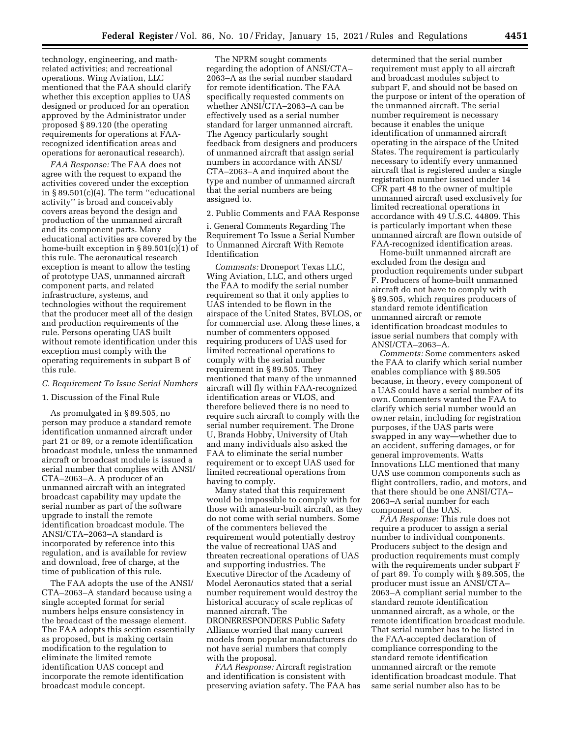technology, engineering, and math-related activities; and recreational operations. Wing Aviation, LLC mentioned that the FAA should clarify whether this exception applies to UAS designed or produced for an operation approved by the Administrator under proposed § 89.120 (the operating requirements for operations at FAA-recognized identification areas and operations for aeronautical research).

*FAA Response:* The FAA does not agree with the request to expand the activities covered under the exception in § 89.501(c)(4). The term ''educational activity'' is broad and conceivably covers areas beyond the design and production of the unmanned aircraft and its component parts. Many educational activities are covered by the home-built exception in § 89.501(c)(1) of this rule. The aeronautical research exception is meant to allow the testing of prototype UAS, unmanned aircraft component parts, and related infrastructure, systems, and technologies without the requirement that the producer meet all of the design and production requirements of the rule. Persons operating UAS built without remote identification under this exception must comply with the operating requirements in subpart B of this rule.

### C. Requirement To Issue Serial Numbers

#### 1. Discussion of the Final Rule

As promulgated in § 89.505, no person may produce a standard remote identification unmanned aircraft under part 21 or 89, or a remote identification broadcast module, unless the unmanned aircraft or broadcast module is issued a serial number that complies with ANSI/CTA–2063–A. A producer of an unmanned aircraft with an integrated broadcast capability may update the serial number as part of the software upgrade to install the remote identification broadcast module. The ANSI/CTA–2063–A standard is incorporated by reference into this regulation, and is available for review and download, free of charge, at the time of publication of this rule.

The FAA adopts the use of the ANSI/CTA–2063–A standard because using a single accepted format for serial numbers helps ensure consistency in the broadcast of the message element. The FAA adopts this section essentially as proposed, but is making certain modification to the regulation to eliminate the limited remote identification UAS concept and incorporate the remote identification broadcast module concept.

The NPRM sought comments regarding the adoption of ANSI/CTA–2063–A as the serial number standard for remote identification. The FAA specifically requested comments on whether ANSI/CTA–2063–A can be effectively used as a serial number standard for larger unmanned aircraft. The Agency particularly sought feedback from designers and producers of unmanned aircraft that assign serial numbers in accordance with ANSI/CTA–2063–A and inquired about the type and number of unmanned aircraft that the serial numbers are being assigned to.

#### 2. Public Comments and FAA Response

##### i. General Comments Regarding The Requirement To Issue a Serial Number to Unmanned Aircraft With Remote Identification

*Comments:* Droneport Texas LLC, Wing Aviation, LLC, and others urged the FAA to modify the serial number requirement so that it only applies to UAS intended to be flown in the airspace of the United States, BVLOS, or for commercial use. Along these lines, a number of commenters opposed requiring producers of UAS used for limited recreational operations to comply with the serial number requirement in § 89.505. They mentioned that many of the unmanned aircraft will fly within FAA-recognized identification areas or VLOS, and therefore believed there is no need to require such aircraft to comply with the serial number requirement. The Drone U, Brands Hobby, University of Utah and many individuals also asked the FAA to eliminate the serial number requirement or to except UAS used for limited recreational operations from having to comply.

Many stated that this requirement would be impossible to comply with for those with amateur-built aircraft, as they do not come with serial numbers. Some of the commenters believed the requirement would potentially destroy the value of recreational UAS and threaten recreational operations of UAS and supporting industries. The Executive Director of the Academy of Model Aeronautics stated that a serial number requirement would destroy the historical accuracy of scale replicas of manned aircraft. The DRONERESPONDERS Public Safety Alliance worried that many current models from popular manufacturers do not have serial numbers that comply with the proposal.

*FAA Response:* Aircraft registration and identification is consistent with preserving aviation safety. The FAA has determined that the serial number requirement must apply to all aircraft and broadcast modules subject to subpart F, and should not be based on the purpose or intent of the operation of the unmanned aircraft. The serial number requirement is necessary because it enables the unique identification of unmanned aircraft operating in the airspace of the United States. The requirement is particularly necessary to identify every unmanned aircraft that is registered under a single registration number issued under 14 CFR part 48 to the owner of multiple unmanned aircraft used exclusively for limited recreational operations in accordance with 49 U.S.C. 44809. This is particularly important when these unmanned aircraft are flown outside of FAA-recognized identification areas.

Home-built unmanned aircraft are excluded from the design and production requirements under subpart F. Producers of home-built unmanned aircraft do not have to comply with § 89.505, which requires producers of standard remote identification unmanned aircraft or remote identification broadcast modules to issue serial numbers that comply with ANSI/CTA–2063–A.

*Comments:* Some commenters asked the FAA to clarify which serial number enables compliance with § 89.505 because, in theory, every component of a UAS could have a serial number of its own. Commenters wanted the FAA to clarify which serial number would an owner retain, including for registration purposes, if the UAS parts were swapped in any way—whether due to an accident, suffering damages, or for general improvements. Watts Innovations LLC mentioned that many UAS use common components such as flight controllers, radio, and motors, and that there should be one ANSI/CTA–2063–A serial number for each component of the UAS.

*FAA Response:* This rule does not require a producer to assign a serial number to individual components. Producers subject to the design and production requirements must comply with the requirements under subpart F of part 89. To comply with § 89.505, the producer must issue an ANSI/CTA–2063–A compliant serial number to the standard remote identification unmanned aircraft, as a whole, or the remote identification broadcast module. That serial number has to be listed in the FAA-accepted declaration of compliance corresponding to the standard remote identification unmanned aircraft or the remote identification broadcast module. That same serial number also has to be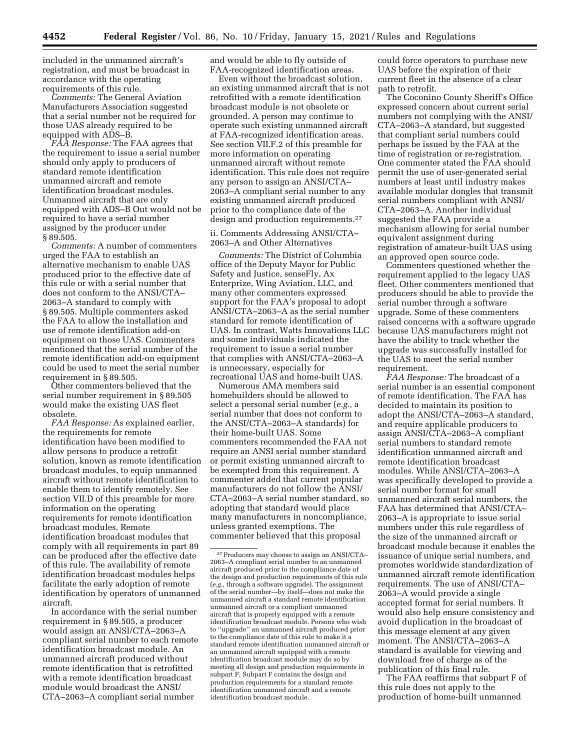included in the unmanned aircraft's registration, and must be broadcast in accordance with the operating requirements of this rule.

*Comments:* The General Aviation Manufacturers Association suggested that a serial number not be required for those UAS already required to be equipped with ADS–B.

*FAA Response:* The FAA agrees that the requirement to issue a serial number should only apply to producers of standard remote identification unmanned aircraft and remote identification broadcast modules. Unmanned aircraft that are only equipped with ADS–B Out would not be required to have a serial number assigned by the producer under § 89.505.

*Comments:* A number of commenters urged the FAA to establish an alternative mechanism to enable UAS produced prior to the effective date of this rule or with a serial number that does not conform to the ANSI/CTA–2063–A standard to comply with § 89.505. Multiple commenters asked the FAA to allow the installation and use of remote identification add-on equipment on those UAS. Commenters mentioned that the serial number of the remote identification add-on equipment could be used to meet the serial number requirement in § 89.505.

Other commenters believed that the serial number requirement in § 89.505 would make the existing UAS fleet obsolete.

*FAA Response:* As explained earlier, the requirements for remote identification have been modified to allow persons to produce a retrofit solution, known as remote identification broadcast modules, to equip unmanned aircraft without remote identification to enable them to identify remotely. See section VII.D of this preamble for more information on the operating requirements for remote identification broadcast modules. Remote identification broadcast modules that comply with all requirements in part 89 can be produced after the effective date of this rule. The availability of remote identification broadcast modules helps facilitate the early adoption of remote identification by operators of unmanned aircraft.

In accordance with the serial number requirement in § 89.505, a producer would assign an ANSI/CTA–2063–A compliant serial number to each remote identification broadcast module. An unmanned aircraft produced without remote identification that is retrofitted with a remote identification broadcast module would broadcast the ANSI/CTA–2063–A compliant serial number and would be able to fly outside of FAA-recognized identification areas.

Even without the broadcast solution, an existing unmanned aircraft that is not retrofitted with a remote identification broadcast module is not obsolete or grounded. A person may continue to operate such existing unmanned aircraft at FAA-recognized identification areas. See section VII.F.2 of this preamble for more information on operating unmanned aircraft without remote identification. This rule does not require any person to assign an ANSI/CTA–2063–A compliant serial number to any existing unmanned aircraft produced prior to the compliance date of the design and production requirements.[27]

ii. Comments Addressing ANSI/CTA–2063–A and Other Alternatives

*Comments:* The District of Columbia office of the Deputy Mayor for Public Safety and Justice, senseFly, Ax Enterprize, Wing Aviation, LLC, and many other commenters expressed support for the FAA's proposal to adopt ANSI/CTA–2063–A as the serial number standard for remote identification of UAS. In contrast, Watts Innovations LLC and some individuals indicated the requirement to issue a serial number that complies with ANSI/CTA–2063–A is unnecessary, especially for recreational UAS and home-built UAS.

Numerous AMA members said homebuilders should be allowed to select a personal serial number (*e.g.,* a serial number that does not conform to the ANSI/CTA–2063–A standards) for their home-built UAS. Some commenters recommended the FAA not require an ANSI serial number standard or permit existing unmanned aircraft to be exempted from this requirement. A commenter added that current popular manufacturers do not follow the ANSI/CTA–2063–A serial number standard, so adopting that standard would place many manufacturers in noncompliance, unless granted exemptions. The commenter believed that this proposal could force operators to purchase new UAS before the expiration of their current fleet in the absence of a clear path to retrofit.

The Coconino County Sheriff's Office expressed concern about current serial numbers not complying with the ANSI/CTA–2063–A standard, but suggested that compliant serial numbers could perhaps be issued by the FAA at the time of registration or re-registration. One commenter stated the FAA should permit the use of user-generated serial numbers at least until industry makes available modular dongles that transmit serial numbers compliant with ANSI/CTA–2063–A. Another individual suggested the FAA provide a mechanism allowing for serial number equivalent assignment during registration of amateur-built UAS using an approved open source code.

Commenters questioned whether the requirement applied to the legacy UAS fleet. Other commenters mentioned that producers should be able to provide the serial number through a software upgrade. Some of these commenters raised concerns with a software upgrade because UAS manufacturers might not have the ability to track whether the upgrade was successfully installed for the UAS to meet the serial number requirement.

*FAA Response:* The broadcast of a serial number is an essential component of remote identification. The FAA has decided to maintain its position to adopt the ANSI/CTA–2063–A standard, and require applicable producers to assign ANSI/CTA–2063–A compliant serial numbers to standard remote identification unmanned aircraft and remote identification broadcast modules. While ANSI/CTA–2063–A was specifically developed to provide a serial number format for small unmanned aircraft serial numbers, the FAA has determined that ANSI/CTA–2063–A is appropriate to issue serial numbers under this rule regardless of the size of the unmanned aircraft or broadcast module because it enables the issuance of unique serial numbers, and promotes worldwide standardization of unmanned aircraft remote identification requirements. The use of ANSI/CTA–2063–A would provide a single accepted format for serial numbers. It would also help ensure consistency and avoid duplication in the broadcast of this message element at any given moment. The ANSI/CTA–2063–A standard is available for viewing and download free of charge as of the publication of this final rule.

The FAA reaffirms that subpart F of this rule does not apply to the production of home-built unmanned

[27] Producers may choose to assign an ANSI/CTA–2063–A compliant serial number to an unmanned aircraft produced prior to the compliance date of the design and production requirements of this rule (*e.g.,* through a software upgrade). The assignment of the serial number—by itself—does not make the unmanned aircraft a standard remote identification unmanned aircraft or a compliant unmanned aircraft that is properly equipped with a remote identification broadcast module. Persons who wish to "upgrade" an unmanned aircraft produced prior to the compliance date of this rule to make it a standard remote identification unmanned aircraft or an unmanned aircraft equipped with a remote identification broadcast module may do so by meeting all design and production requirements in subpart F. Subpart F contains the design and production requirements for a standard remote identification unmanned aircraft and a remote identification broadcast module.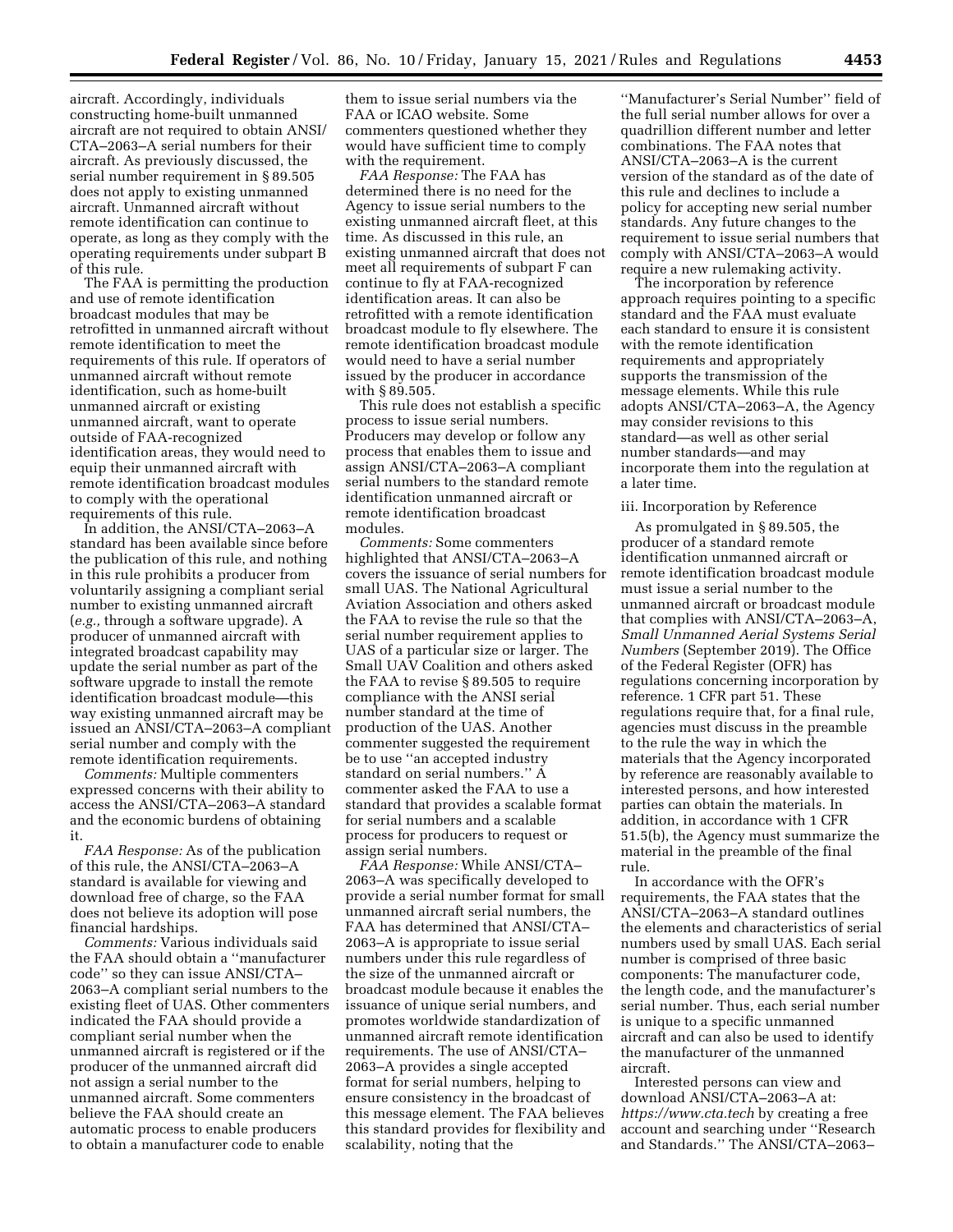aircraft. Accordingly, individuals constructing home-built unmanned aircraft are not required to obtain ANSI/CTA–2063–A serial numbers for their aircraft. As previously discussed, the serial number requirement in § 89.505 does not apply to existing unmanned aircraft. Unmanned aircraft without remote identification can continue to operate, as long as they comply with the operating requirements under subpart B of this rule.

The FAA is permitting the production and use of remote identification broadcast modules that may be retrofitted in unmanned aircraft without remote identification to meet the requirements of this rule. If operators of unmanned aircraft without remote identification, such as home-built unmanned aircraft or existing unmanned aircraft, want to operate outside of FAA-recognized identification areas, they would need to equip their unmanned aircraft with remote identification broadcast modules to comply with the operational requirements of this rule.

In addition, the ANSI/CTA–2063–A standard has been available since before the publication of this rule, and nothing in this rule prohibits a producer from voluntarily assigning a compliant serial number to existing unmanned aircraft (*e.g.,* through a software upgrade). A producer of unmanned aircraft with integrated broadcast capability may update the serial number as part of the software upgrade to install the remote identification broadcast module—this way existing unmanned aircraft may be issued an ANSI/CTA–2063–A compliant serial number and comply with the remote identification requirements.

*Comments:* Multiple commenters expressed concerns with their ability to access the ANSI/CTA–2063–A standard and the economic burdens of obtaining it.

*FAA Response:* As of the publication of this rule, the ANSI/CTA–2063–A standard is available for viewing and download free of charge, so the FAA does not believe its adoption will pose financial hardships.

*Comments:* Various individuals said the FAA should obtain a ''manufacturer code'' so they can issue ANSI/CTA–2063–A compliant serial numbers to the existing fleet of UAS. Other commenters indicated the FAA should provide a compliant serial number when the unmanned aircraft is registered or if the producer of the unmanned aircraft did not assign a serial number to the unmanned aircraft. Some commenters believe the FAA should create an automatic process to enable producers to obtain a manufacturer code to enable them to issue serial numbers via the FAA or ICAO website. Some commenters questioned whether they would have sufficient time to comply with the requirement.

*FAA Response:* The FAA has determined there is no need for the Agency to issue serial numbers to the existing unmanned aircraft fleet, at this time. As discussed in this rule, an existing unmanned aircraft that does not meet all requirements of subpart F can continue to fly at FAA-recognized identification areas. It can also be retrofitted with a remote identification broadcast module to fly elsewhere. The remote identification broadcast module would need to have a serial number issued by the producer in accordance with § 89.505.

This rule does not establish a specific process to issue serial numbers. Producers may develop or follow any process that enables them to issue and assign ANSI/CTA–2063–A compliant serial numbers to the standard remote identification unmanned aircraft or remote identification broadcast modules.

*Comments:* Some commenters highlighted that ANSI/CTA–2063–A covers the issuance of serial numbers for small UAS. The National Agricultural Aviation Association and others asked the FAA to revise the rule so that the serial number requirement applies to UAS of a particular size or larger. The Small UAV Coalition and others asked the FAA to revise § 89.505 to require compliance with the ANSI serial number standard at the time of production of the UAS. Another commenter suggested the requirement be to use ''an accepted industry standard on serial numbers.'' A commenter asked the FAA to use a standard that provides a scalable format for serial numbers and a scalable process for producers to request or assign serial numbers.

*FAA Response:* While ANSI/CTA–2063–A was specifically developed to provide a serial number format for small unmanned aircraft serial numbers, the FAA has determined that ANSI/CTA–2063–A is appropriate to issue serial numbers under this rule regardless of the size of the unmanned aircraft or broadcast module because it enables the issuance of unique serial numbers, and promotes worldwide standardization of unmanned aircraft remote identification requirements. The use of ANSI/CTA–2063–A provides a single accepted format for serial numbers, helping to ensure consistency in the broadcast of this message element. The FAA believes this standard provides for flexibility and scalability, noting that the ''Manufacturer's Serial Number'' field of the full serial number allows for over a quadrillion different number and letter combinations. The FAA notes that ANSI/CTA–2063–A is the current version of the standard as of the date of this rule and declines to include a policy for accepting new serial number standards. Any future changes to the requirement to issue serial numbers that comply with ANSI/CTA–2063–A would require a new rulemaking activity.

The incorporation by reference approach requires pointing to a specific standard and the FAA must evaluate each standard to ensure it is consistent with the remote identification requirements and appropriately supports the transmission of the message elements. While this rule adopts ANSI/CTA–2063–A, the Agency may consider revisions to this standard—as well as other serial number standards—and may incorporate them into the regulation at a later time.

iii. Incorporation by Reference

As promulgated in § 89.505, the producer of a standard remote identification unmanned aircraft or remote identification broadcast module must issue a serial number to the unmanned aircraft or broadcast module that complies with ANSI/CTA–2063–A, *Small Unmanned Aerial Systems Serial Numbers* (September 2019). The Office of the Federal Register (OFR) has regulations concerning incorporation by reference. 1 CFR part 51. These regulations require that, for a final rule, agencies must discuss in the preamble to the rule the way in which the materials that the Agency incorporated by reference are reasonably available to interested persons, and how interested parties can obtain the materials. In addition, in accordance with 1 CFR 51.5(b), the Agency must summarize the material in the preamble of the final rule.

In accordance with the OFR's requirements, the FAA states that the ANSI/CTA–2063–A standard outlines the elements and characteristics of serial numbers used by small UAS. Each serial number is comprised of three basic components: The manufacturer code, the length code, and the manufacturer's serial number. Thus, each serial number is unique to a specific unmanned aircraft and can also be used to identify the manufacturer of the unmanned aircraft.

Interested persons can view and download ANSI/CTA–2063–A at: *https://www.cta.tech* by creating a free account and searching under ''Research and Standards.'' The ANSI/CTA–2063–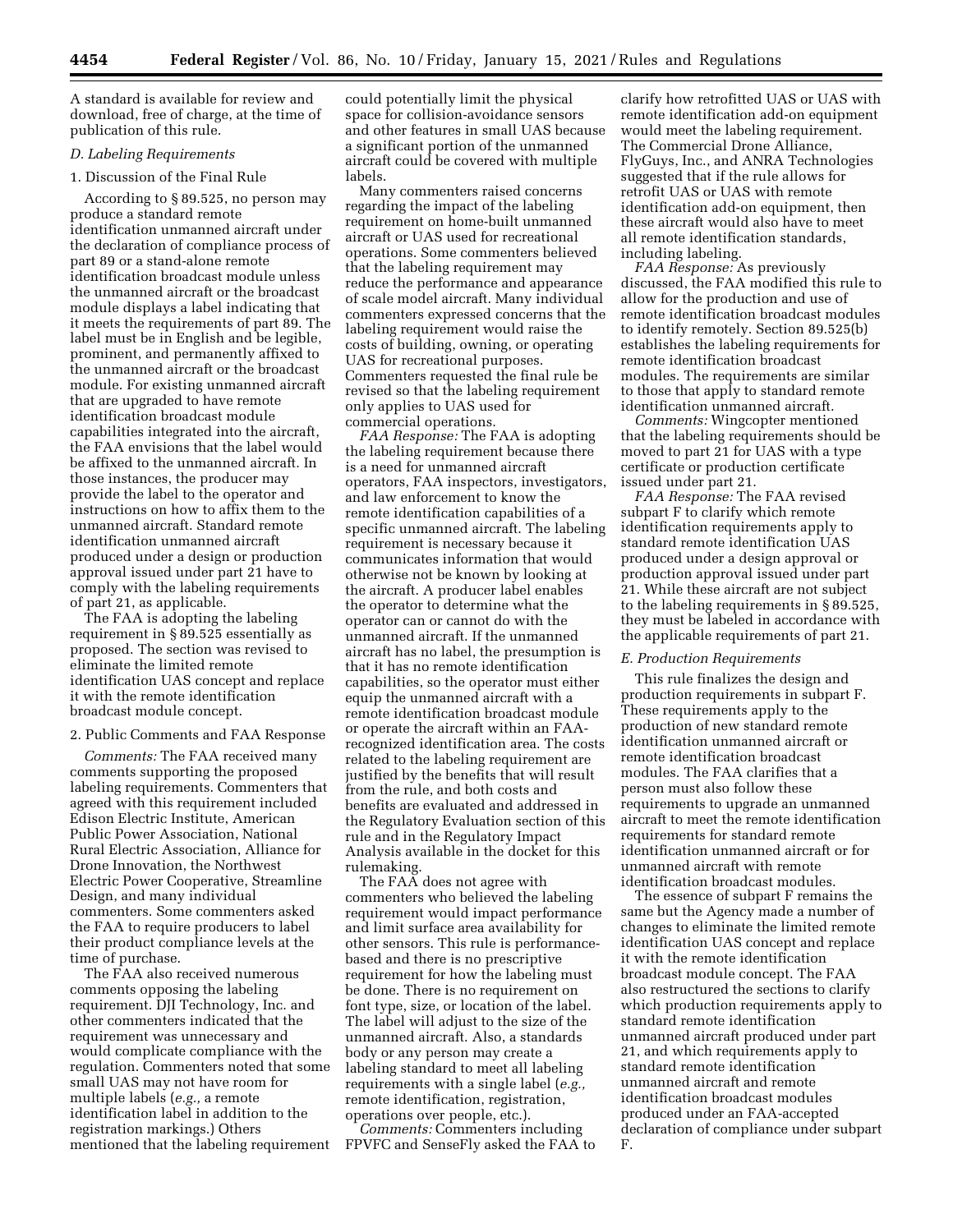A standard is available for review and download, free of charge, at the time of publication of this rule.

### D. Labeling Requirements

#### 1. Discussion of the Final Rule

According to § 89.525, no person may produce a standard remote identification unmanned aircraft under the declaration of compliance process of part 89 or a stand-alone remote identification broadcast module unless the unmanned aircraft or the broadcast module displays a label indicating that it meets the requirements of part 89. The label must be in English and be legible, prominent, and permanently affixed to the unmanned aircraft or the broadcast module. For existing unmanned aircraft that are upgraded to have remote identification broadcast module capabilities integrated into the aircraft, the FAA envisions that the label would be affixed to the unmanned aircraft. In those instances, the producer may provide the label to the operator and instructions on how to affix them to the unmanned aircraft. Standard remote identification unmanned aircraft produced under a design or production approval issued under part 21 have to comply with the labeling requirements of part 21, as applicable.

The FAA is adopting the labeling requirement in § 89.525 essentially as proposed. The section was revised to eliminate the limited remote identification UAS concept and replace it with the remote identification broadcast module concept.

#### 2. Public Comments and FAA Response

*Comments:* The FAA received many comments supporting the proposed labeling requirements. Commenters that agreed with this requirement included Edison Electric Institute, American Public Power Association, National Rural Electric Association, Alliance for Drone Innovation, the Northwest Electric Power Cooperative, Streamline Design, and many individual commenters. Some commenters asked the FAA to require producers to label their product compliance levels at the time of purchase.

The FAA also received numerous comments opposing the labeling requirement. DJI Technology, Inc. and other commenters indicated that the requirement was unnecessary and would complicate compliance with the regulation. Commenters noted that some small UAS may not have room for multiple labels (*e.g.,* a remote identification label in addition to the registration markings.) Others mentioned that the labeling requirement could potentially limit the physical space for collision-avoidance sensors and other features in small UAS because a significant portion of the unmanned aircraft could be covered with multiple labels.

Many commenters raised concerns regarding the impact of the labeling requirement on home-built unmanned aircraft or UAS used for recreational operations. Some commenters believed that the labeling requirement may reduce the performance and appearance of scale model aircraft. Many individual commenters expressed concerns that the labeling requirement would raise the costs of building, owning, or operating UAS for recreational purposes. Commenters requested the final rule be revised so that the labeling requirement only applies to UAS used for commercial operations.

*FAA Response:* The FAA is adopting the labeling requirement because there is a need for unmanned aircraft operators, FAA inspectors, investigators, and law enforcement to know the remote identification capabilities of a specific unmanned aircraft. The labeling requirement is necessary because it communicates information that would otherwise not be known by looking at the aircraft. A producer label enables the operator to determine what the operator can or cannot do with the unmanned aircraft. If the unmanned aircraft has no label, the presumption is that it has no remote identification capabilities, so the operator must either equip the unmanned aircraft with a remote identification broadcast module or operate the aircraft within an FAA-recognized identification area. The costs related to the labeling requirement are justified by the benefits that will result from the rule, and both costs and benefits are evaluated and addressed in the Regulatory Evaluation section of this rule and in the Regulatory Impact Analysis available in the docket for this rulemaking.

The FAA does not agree with commenters who believed the labeling requirement would impact performance and limit surface area availability for other sensors. This rule is performance-based and there is no prescriptive requirement for how the labeling must be done. There is no requirement on font type, size, or location of the label. The label will adjust to the size of the unmanned aircraft. Also, a standards body or any person may create a labeling standard to meet all labeling requirements with a single label (*e.g.,* remote identification, registration, operations over people, etc.).

*Comments:* Commenters including FPVFC and SenseFly asked the FAA to clarify how retrofitted UAS or UAS with remote identification add-on equipment would meet the labeling requirement. The Commercial Drone Alliance, FlyGuys, Inc., and ANRA Technologies suggested that if the rule allows for retrofit UAS or UAS with remote identification add-on equipment, then these aircraft would also have to meet all remote identification standards, including labeling.

*FAA Response:* As previously discussed, the FAA modified this rule to allow for the production and use of remote identification broadcast modules to identify remotely. Section 89.525(b) establishes the labeling requirements for remote identification broadcast modules. The requirements are similar to those that apply to standard remote identification unmanned aircraft.

*Comments:* Wingcopter mentioned that the labeling requirements should be moved to part 21 for UAS with a type certificate or production certificate issued under part 21.

*FAA Response:* The FAA revised subpart F to clarify which remote identification requirements apply to standard remote identification UAS produced under a design approval or production approval issued under part 21. While these aircraft are not subject to the labeling requirements in § 89.525, they must be labeled in accordance with the applicable requirements of part 21.

### E. Production Requirements

This rule finalizes the design and production requirements in subpart F. These requirements apply to the production of new standard remote identification unmanned aircraft or remote identification broadcast modules. The FAA clarifies that a person must also follow these requirements to upgrade an unmanned aircraft to meet the remote identification requirements for standard remote identification unmanned aircraft or for unmanned aircraft with remote identification broadcast modules.

The essence of subpart F remains the same but the Agency made a number of changes to eliminate the limited remote identification UAS concept and replace it with the remote identification broadcast module concept. The FAA also restructured the sections to clarify which production requirements apply to standard remote identification unmanned aircraft produced under part 21, and which requirements apply to standard remote identification unmanned aircraft and remote identification broadcast modules produced under an FAA-accepted declaration of compliance under subpart F.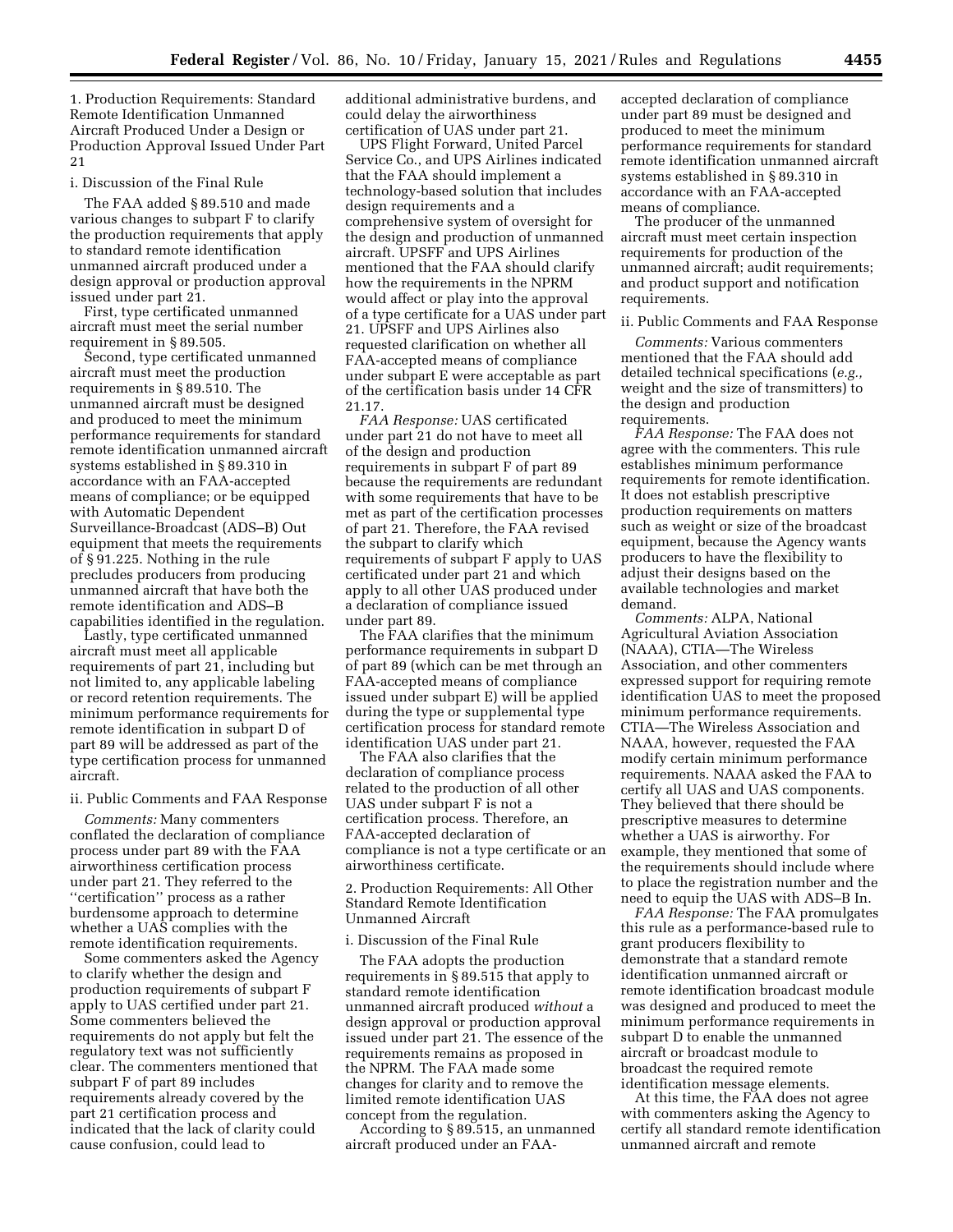1. Production Requirements: Standard Remote Identification Unmanned Aircraft Produced Under a Design or Production Approval Issued Under Part 21

i. Discussion of the Final Rule

The FAA added § 89.510 and made various changes to subpart F to clarify the production requirements that apply to standard remote identification unmanned aircraft produced under a design approval or production approval issued under part 21.

First, type certificated unmanned aircraft must meet the serial number requirement in § 89.505.

Second, type certificated unmanned aircraft must meet the production requirements in § 89.510. The unmanned aircraft must be designed and produced to meet the minimum performance requirements for standard remote identification unmanned aircraft systems established in § 89.310 in accordance with an FAA-accepted means of compliance; or be equipped with Automatic Dependent Surveillance-Broadcast (ADS–B) Out equipment that meets the requirements of § 91.225. Nothing in the rule precludes producers from producing unmanned aircraft that have both the remote identification and ADS–B capabilities identified in the regulation.

Lastly, type certificated unmanned aircraft must meet all applicable requirements of part 21, including but not limited to, any applicable labeling or record retention requirements. The minimum performance requirements for remote identification in subpart D of part 89 will be addressed as part of the type certification process for unmanned aircraft.

ii. Public Comments and FAA Response

*Comments:* Many commenters conflated the declaration of compliance process under part 89 with the FAA airworthiness certification process under part 21. They referred to the "certification" process as a rather burdensome approach to determine whether a UAS complies with the remote identification requirements.

Some commenters asked the Agency to clarify whether the design and production requirements of subpart F apply to UAS certified under part 21. Some commenters believed the requirements do not apply but felt the regulatory text was not sufficiently clear. The commenters mentioned that subpart F of part 89 includes requirements already covered by the part 21 certification process and indicated that the lack of clarity could cause confusion, could lead to additional administrative burdens, and could delay the airworthiness certification of UAS under part 21.

UPS Flight Forward, United Parcel Service Co., and UPS Airlines indicated that the FAA should implement a technology-based solution that includes design requirements and a comprehensive system of oversight for the design and production of unmanned aircraft. UPSFF and UPS Airlines mentioned that the FAA should clarify how the requirements in the NPRM would affect or play into the approval of a type certificate for a UAS under part 21. UPSFF and UPS Airlines also requested clarification on whether all FAA-accepted means of compliance under subpart E were acceptable as part of the certification basis under 14 CFR 21.17.

*FAA Response:* UAS certificated under part 21 do not have to meet all of the design and production requirements in subpart F of part 89 because the requirements are redundant with some requirements that have to be met as part of the certification processes of part 21. Therefore, the FAA revised the subpart to clarify which requirements of subpart F apply to UAS certificated under part 21 and which apply to all other UAS produced under a declaration of compliance issued under part 89.

The FAA clarifies that the minimum performance requirements in subpart D of part 89 (which can be met through an FAA-accepted means of compliance issued under subpart E) will be applied during the type or supplemental type certification process for standard remote identification UAS under part 21.

The FAA also clarifies that the declaration of compliance process related to the production of all other UAS under subpart F is not a certification process. Therefore, an FAA-accepted declaration of compliance is not a type certificate or an airworthiness certificate.

2. Production Requirements: All Other Standard Remote Identification Unmanned Aircraft

i. Discussion of the Final Rule

The FAA adopts the production requirements in § 89.515 that apply to standard remote identification unmanned aircraft produced *without* a design approval or production approval issued under part 21. The essence of the requirements remains as proposed in the NPRM. The FAA made some changes for clarity and to remove the limited remote identification UAS concept from the regulation.

According to § 89.515, an unmanned aircraft produced under an FAA-accepted declaration of compliance under part 89 must be designed and produced to meet the minimum performance requirements for standard remote identification unmanned aircraft systems established in § 89.310 in accordance with an FAA-accepted means of compliance.

The producer of the unmanned aircraft must meet certain inspection requirements for production of the unmanned aircraft; audit requirements; and product support and notification requirements.

ii. Public Comments and FAA Response

*Comments:* Various commenters mentioned that the FAA should add detailed technical specifications (*e.g.,* weight and the size of transmitters) to the design and production requirements.

*FAA Response:* The FAA does not agree with the commenters. This rule establishes minimum performance requirements for remote identification. It does not establish prescriptive production requirements on matters such as weight or size of the broadcast equipment, because the Agency wants producers to have the flexibility to adjust their designs based on the available technologies and market demand.

*Comments:* ALPA, National Agricultural Aviation Association (NAAA), CTIA—The Wireless Association, and other commenters expressed support for requiring remote identification UAS to meet the proposed minimum performance requirements. CTIA—The Wireless Association and NAAA, however, requested the FAA modify certain minimum performance requirements. NAAA asked the FAA to certify all UAS and UAS components. They believed that there should be prescriptive measures to determine whether a UAS is airworthy. For example, they mentioned that some of the requirements should include where to place the registration number and the need to equip the UAS with ADS–B In.

*FAA Response:* The FAA promulgates this rule as a performance-based rule to grant producers flexibility to demonstrate that a standard remote identification unmanned aircraft or remote identification broadcast module was designed and produced to meet the minimum performance requirements in subpart D to enable the unmanned aircraft or broadcast module to broadcast the required remote identification message elements.

At this time, the FAA does not agree with commenters asking the Agency to certify all standard remote identification unmanned aircraft and remote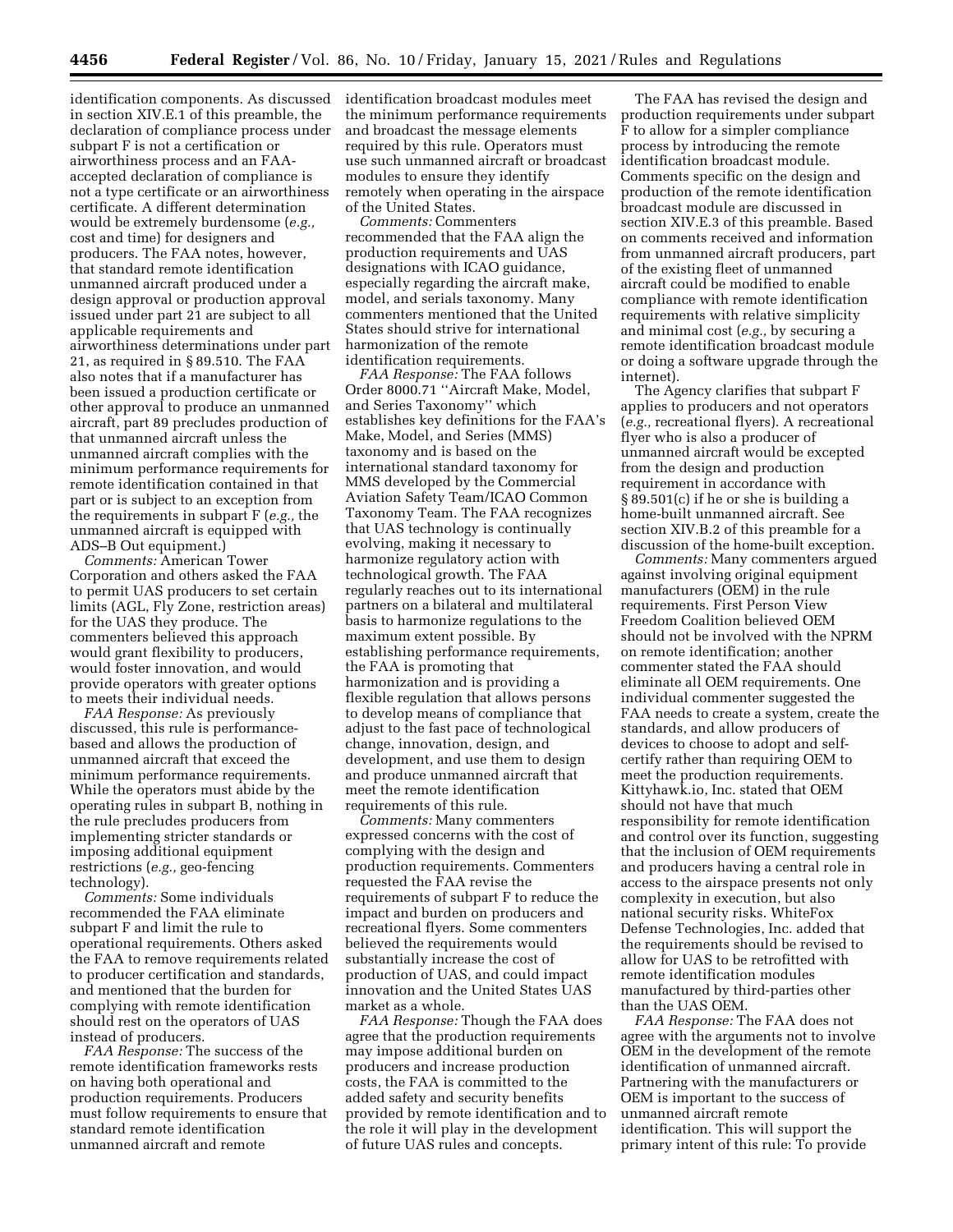identification components. As discussed in section XIV.E.1 of this preamble, the declaration of compliance process under subpart F is not a certification or airworthiness process and an FAA-accepted declaration of compliance is not a type certificate or an airworthiness certificate. A different determination would be extremely burdensome (*e.g.,* cost and time) for designers and producers. The FAA notes, however, that standard remote identification unmanned aircraft produced under a design approval or production approval issued under part 21 are subject to all applicable requirements and airworthiness determinations under part 21, as required in § 89.510. The FAA also notes that if a manufacturer has been issued a production certificate or other approval to produce an unmanned aircraft, part 89 precludes production of that unmanned aircraft unless the unmanned aircraft complies with the minimum performance requirements for remote identification contained in that part or is subject to an exception from the requirements in subpart F (*e.g.,* the unmanned aircraft is equipped with ADS–B Out equipment.)

*Comments:* American Tower Corporation and others asked the FAA to permit UAS producers to set certain limits (AGL, Fly Zone, restriction areas) for the UAS they produce. The commenters believed this approach would grant flexibility to producers, would foster innovation, and would provide operators with greater options to meets their individual needs.

*FAA Response:* As previously discussed, this rule is performance-based and allows the production of unmanned aircraft that exceed the minimum performance requirements. While the operators must abide by the operating rules in subpart B, nothing in the rule precludes producers from implementing stricter standards or imposing additional equipment restrictions (*e.g.,* geo-fencing technology).

*Comments:* Some individuals recommended the FAA eliminate subpart F and limit the rule to operational requirements. Others asked the FAA to remove requirements related to producer certification and standards, and mentioned that the burden for complying with remote identification should rest on the operators of UAS instead of producers.

*FAA Response:* The success of the remote identification frameworks rests on having both operational and production requirements. Producers must follow requirements to ensure that standard remote identification unmanned aircraft and remote identification broadcast modules meet the minimum performance requirements and broadcast the message elements required by this rule. Operators must use such unmanned aircraft or broadcast modules to ensure they identify remotely when operating in the airspace of the United States.

*Comments:* Commenters recommended that the FAA align the production requirements and UAS designations with ICAO guidance, especially regarding the aircraft make, model, and serials taxonomy. Many commenters mentioned that the United States should strive for international harmonization of the remote identification requirements.

*FAA Response:* The FAA follows Order 8000.71 ''Aircraft Make, Model, and Series Taxonomy'' which establishes key definitions for the FAA's Make, Model, and Series (MMS) taxonomy and is based on the international standard taxonomy for MMS developed by the Commercial Aviation Safety Team/ICAO Common Taxonomy Team. The FAA recognizes that UAS technology is continually evolving, making it necessary to harmonize regulatory action with technological growth. The FAA regularly reaches out to its international partners on a bilateral and multilateral basis to harmonize regulations to the maximum extent possible. By establishing performance requirements, the FAA is promoting that harmonization and is providing a flexible regulation that allows persons to develop means of compliance that adjust to the fast pace of technological change, innovation, design, and development, and use them to design and produce unmanned aircraft that meet the remote identification requirements of this rule.

*Comments:* Many commenters expressed concerns with the cost of complying with the design and production requirements. Commenters requested the FAA revise the requirements of subpart F to reduce the impact and burden on producers and recreational flyers. Some commenters believed the requirements would substantially increase the cost of production of UAS, and could impact innovation and the United States UAS market as a whole.

*FAA Response:* Though the FAA does agree that the production requirements may impose additional burden on producers and increase production costs, the FAA is committed to the added safety and security benefits provided by remote identification and to the role it will play in the development of future UAS rules and concepts.

The FAA has revised the design and production requirements under subpart F to allow for a simpler compliance process by introducing the remote identification broadcast module. Comments specific on the design and production of the remote identification broadcast module are discussed in section XIV.E.3 of this preamble. Based on comments received and information from unmanned aircraft producers, part of the existing fleet of unmanned aircraft could be modified to enable compliance with remote identification requirements with relative simplicity and minimal cost (*e.g.,* by securing a remote identification broadcast module or doing a software upgrade through the internet).

The Agency clarifies that subpart F applies to producers and not operators (*e.g.,* recreational flyers). A recreational flyer who is also a producer of unmanned aircraft would be excepted from the design and production requirement in accordance with § 89.501(c) if he or she is building a home-built unmanned aircraft. See section XIV.B.2 of this preamble for a discussion of the home-built exception.

*Comments:* Many commenters argued against involving original equipment manufacturers (OEM) in the rule requirements. First Person View Freedom Coalition believed OEM should not be involved with the NPRM on remote identification; another commenter stated the FAA should eliminate all OEM requirements. One individual commenter suggested the FAA needs to create a system, create the standards, and allow producers of devices to choose to adopt and self-certify rather than requiring OEM to meet the production requirements. Kittyhawk.io, Inc. stated that OEM should not have that much responsibility for remote identification and control over its function, suggesting that the inclusion of OEM requirements and producers having a central role in access to the airspace presents not only complexity in execution, but also national security risks. WhiteFox Defense Technologies, Inc. added that the requirements should be revised to allow for UAS to be retrofitted with remote identification modules manufactured by third-parties other than the UAS OEM.

*FAA Response:* The FAA does not agree with the arguments not to involve OEM in the development of the remote identification of unmanned aircraft. Partnering with the manufacturers or OEM is important to the success of unmanned aircraft remote identification. This will support the primary intent of this rule: To provide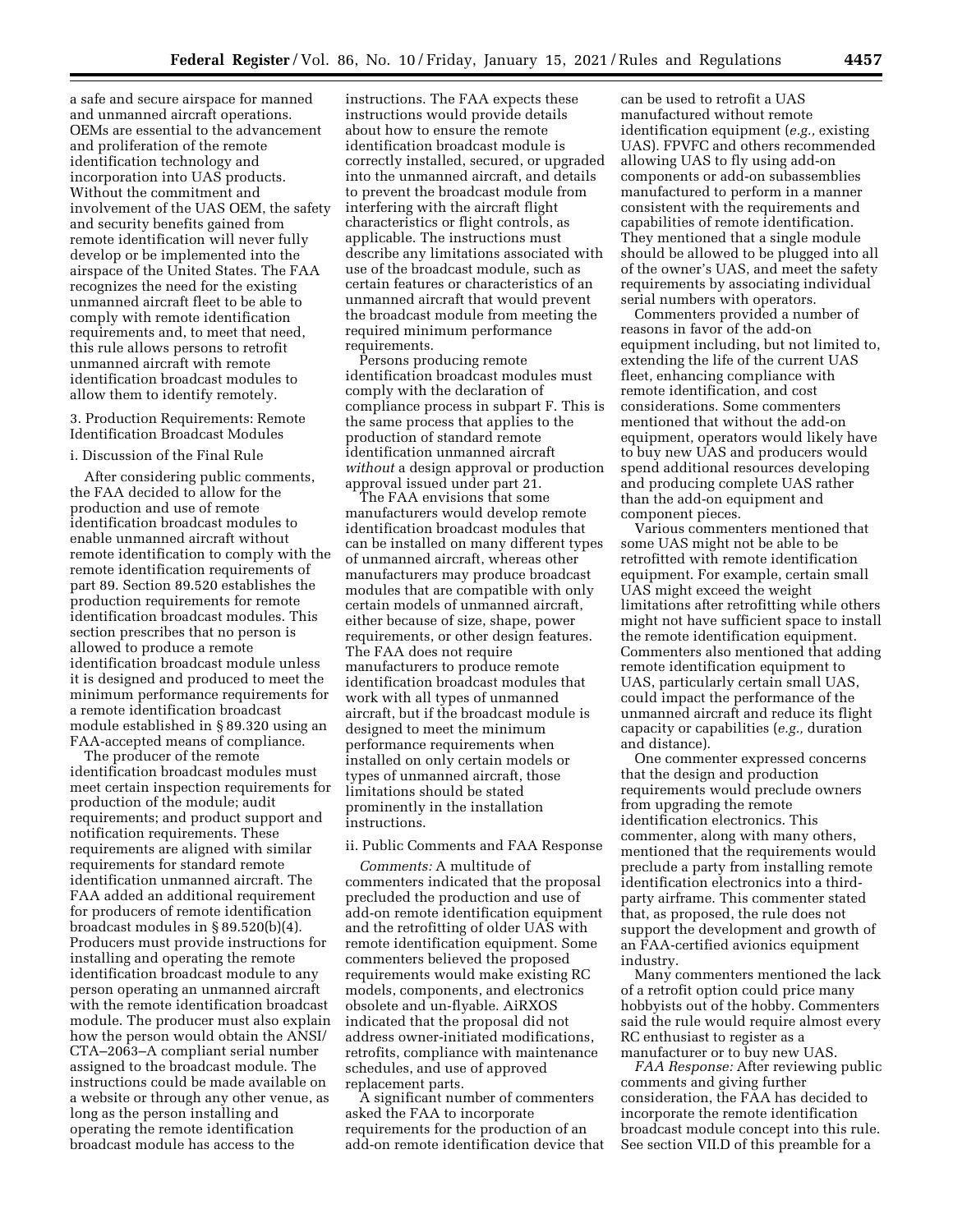a safe and secure airspace for manned and unmanned aircraft operations. OEMs are essential to the advancement and proliferation of the remote identification technology and incorporation into UAS products. Without the commitment and involvement of the UAS OEM, the safety and security benefits gained from remote identification will never fully develop or be implemented into the airspace of the United States. The FAA recognizes the need for the existing unmanned aircraft fleet to be able to comply with remote identification requirements and, to meet that need, this rule allows persons to retrofit unmanned aircraft with remote identification broadcast modules to allow them to identify remotely.

3. Production Requirements: Remote Identification Broadcast Modules

i. Discussion of the Final Rule

After considering public comments, the FAA decided to allow for the production and use of remote identification broadcast modules to enable unmanned aircraft without remote identification to comply with the remote identification requirements of part 89. Section 89.520 establishes the production requirements for remote identification broadcast modules. This section prescribes that no person is allowed to produce a remote identification broadcast module unless it is designed and produced to meet the minimum performance requirements for a remote identification broadcast module established in § 89.320 using an FAA-accepted means of compliance.

The producer of the remote identification broadcast modules must meet certain inspection requirements for production of the module; audit requirements; and product support and notification requirements. These requirements are aligned with similar requirements for standard remote identification unmanned aircraft. The FAA added an additional requirement for producers of remote identification broadcast modules in § 89.520(b)(4). Producers must provide instructions for installing and operating the remote identification broadcast module to any person operating an unmanned aircraft with the remote identification broadcast module. The producer must also explain how the person would obtain the ANSI/CTA–2063–A compliant serial number assigned to the broadcast module. The instructions could be made available on a website or through any other venue, as long as the person installing and operating the remote identification broadcast module has access to the instructions. The FAA expects these instructions would provide details about how to ensure the remote identification broadcast module is correctly installed, secured, or upgraded into the unmanned aircraft, and details to prevent the broadcast module from interfering with the aircraft flight characteristics or flight controls, as applicable. The instructions must describe any limitations associated with use of the broadcast module, such as certain features or characteristics of an unmanned aircraft that would prevent the broadcast module from meeting the required minimum performance requirements.

Persons producing remote identification broadcast modules must comply with the declaration of compliance process in subpart F. This is the same process that applies to the production of standard remote identification unmanned aircraft *without* a design approval or production approval issued under part 21.

The FAA envisions that some manufacturers would develop remote identification broadcast modules that can be installed on many different types of unmanned aircraft, whereas other manufacturers may produce broadcast modules that are compatible with only certain models of unmanned aircraft, either because of size, shape, power requirements, or other design features. The FAA does not require manufacturers to produce remote identification broadcast modules that work with all types of unmanned aircraft, but if the broadcast module is designed to meet the minimum performance requirements when installed on only certain models or types of unmanned aircraft, those limitations should be stated prominently in the installation instructions.

ii. Public Comments and FAA Response

*Comments:* A multitude of commenters indicated that the proposal precluded the production and use of add-on remote identification equipment and the retrofitting of older UAS with remote identification equipment. Some commenters believed the proposed requirements would make existing RC models, components, and electronics obsolete and un-flyable. AiRXOS indicated that the proposal did not address owner-initiated modifications, retrofits, compliance with maintenance schedules, and use of approved replacement parts.

A significant number of commenters asked the FAA to incorporate requirements for the production of an add-on remote identification device that can be used to retrofit a UAS manufactured without remote identification equipment (*e.g.,* existing UAS). FPVFC and others recommended allowing UAS to fly using add-on components or add-on subassemblies manufactured to perform in a manner consistent with the requirements and capabilities of remote identification. They mentioned that a single module should be allowed to be plugged into all of the owner's UAS, and meet the safety requirements by associating individual serial numbers with operators.

Commenters provided a number of reasons in favor of the add-on equipment including, but not limited to, extending the life of the current UAS fleet, enhancing compliance with remote identification, and cost considerations. Some commenters mentioned that without the add-on equipment, operators would likely have to buy new UAS and producers would spend additional resources developing and producing complete UAS rather than the add-on equipment and component pieces.

Various commenters mentioned that some UAS might not be able to be retrofitted with remote identification equipment. For example, certain small UAS might exceed the weight limitations after retrofitting while others might not have sufficient space to install the remote identification equipment. Commenters also mentioned that adding remote identification equipment to UAS, particularly certain small UAS, could impact the performance of the unmanned aircraft and reduce its flight capacity or capabilities (*e.g.,* duration and distance).

One commenter expressed concerns that the design and production requirements would preclude owners from upgrading the remote identification electronics. This commenter, along with many others, mentioned that the requirements would preclude a party from installing remote identification electronics into a third-party airframe. This commenter stated that, as proposed, the rule does not support the development and growth of an FAA-certified avionics equipment industry.

Many commenters mentioned the lack of a retrofit option could price many hobbyists out of the hobby. Commenters said the rule would require almost every RC enthusiast to register as a manufacturer or to buy new UAS.

*FAA Response:* After reviewing public comments and giving further consideration, the FAA has decided to incorporate the remote identification broadcast module concept into this rule. See section VII.D of this preamble for a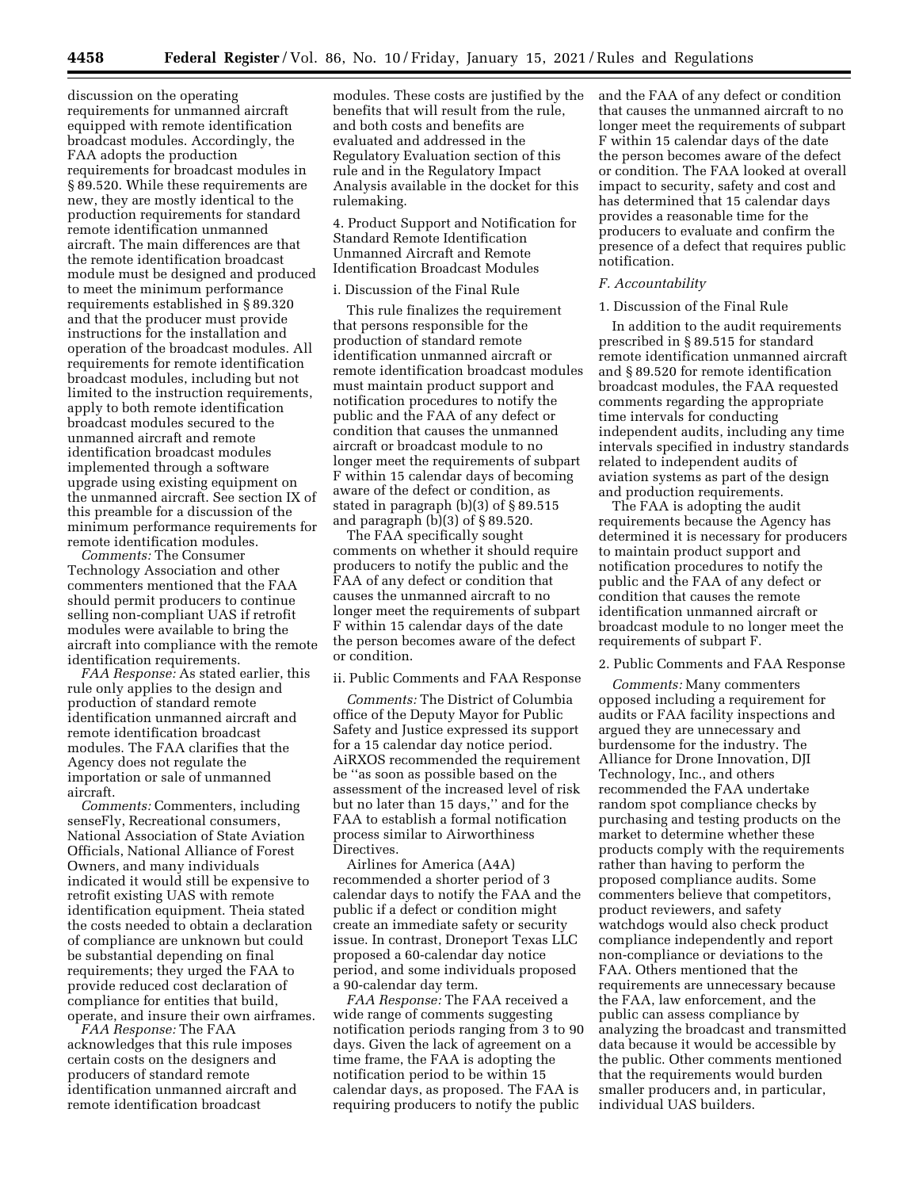discussion on the operating requirements for unmanned aircraft equipped with remote identification broadcast modules. Accordingly, the FAA adopts the production requirements for broadcast modules in § 89.520. While these requirements are new, they are mostly identical to the production requirements for standard remote identification unmanned aircraft. The main differences are that the remote identification broadcast module must be designed and produced to meet the minimum performance requirements established in § 89.320 and that the producer must provide instructions for the installation and operation of the broadcast modules. All requirements for remote identification broadcast modules, including but not limited to the instruction requirements, apply to both remote identification broadcast modules secured to the unmanned aircraft and remote identification broadcast modules implemented through a software upgrade using existing equipment on the unmanned aircraft. See section IX of this preamble for a discussion of the minimum performance requirements for remote identification modules.

*Comments:* The Consumer Technology Association and other commenters mentioned that the FAA should permit producers to continue selling non-compliant UAS if retrofit modules were available to bring the aircraft into compliance with the remote identification requirements.

*FAA Response:* As stated earlier, this rule only applies to the design and production of standard remote identification unmanned aircraft and remote identification broadcast modules. The FAA clarifies that the Agency does not regulate the importation or sale of unmanned aircraft.

*Comments:* Commenters, including senseFly, Recreational consumers, National Association of State Aviation Officials, National Alliance of Forest Owners, and many individuals indicated it would still be expensive to retrofit existing UAS with remote identification equipment. Theia stated the costs needed to obtain a declaration of compliance are unknown but could be substantial depending on final requirements; they urged the FAA to provide reduced cost declaration of compliance for entities that build, operate, and insure their own airframes.

*FAA Response:* The FAA acknowledges that this rule imposes certain costs on the designers and producers of standard remote identification unmanned aircraft and remote identification broadcast modules. These costs are justified by the benefits that will result from the rule, and both costs and benefits are evaluated and addressed in the Regulatory Evaluation section of this rule and in the Regulatory Impact Analysis available in the docket for this rulemaking.

4. Product Support and Notification for Standard Remote Identification Unmanned Aircraft and Remote Identification Broadcast Modules

i. Discussion of the Final Rule

This rule finalizes the requirement that persons responsible for the production of standard remote identification unmanned aircraft or remote identification broadcast modules must maintain product support and notification procedures to notify the public and the FAA of any defect or condition that causes the unmanned aircraft or broadcast module to no longer meet the requirements of subpart F within 15 calendar days of becoming aware of the defect or condition, as stated in paragraph (b)(3) of § 89.515 and paragraph (b)(3) of § 89.520.

The FAA specifically sought comments on whether it should require producers to notify the public and the FAA of any defect or condition that causes the unmanned aircraft to no longer meet the requirements of subpart F within 15 calendar days of the date the person becomes aware of the defect or condition.

ii. Public Comments and FAA Response

*Comments:* The District of Columbia office of the Deputy Mayor for Public Safety and Justice expressed its support for a 15 calendar day notice period. AiRXOS recommended the requirement be ''as soon as possible based on the assessment of the increased level of risk but no later than 15 days,'' and for the FAA to establish a formal notification process similar to Airworthiness Directives.

Airlines for America (A4A) recommended a shorter period of 3 calendar days to notify the FAA and the public if a defect or condition might create an immediate safety or security issue. In contrast, Droneport Texas LLC proposed a 60-calendar day notice period, and some individuals proposed a 90-calendar day term.

*FAA Response:* The FAA received a wide range of comments suggesting notification periods ranging from 3 to 90 days. Given the lack of agreement on a time frame, the FAA is adopting the notification period to be within 15 calendar days, as proposed. The FAA is requiring producers to notify the public and the FAA of any defect or condition that causes the unmanned aircraft to no longer meet the requirements of subpart F within 15 calendar days of the date the person becomes aware of the defect or condition. The FAA looked at overall impact to security, safety and cost and has determined that 15 calendar days provides a reasonable time for the producers to evaluate and confirm the presence of a defect that requires public notification.

### *F. Accountability*

1. Discussion of the Final Rule

In addition to the audit requirements prescribed in § 89.515 for standard remote identification unmanned aircraft and § 89.520 for remote identification broadcast modules, the FAA requested comments regarding the appropriate time intervals for conducting independent audits, including any time intervals specified in industry standards related to independent audits of aviation systems as part of the design and production requirements.

The FAA is adopting the audit requirements because the Agency has determined it is necessary for producers to maintain product support and notification procedures to notify the public and the FAA of any defect or condition that causes the remote identification unmanned aircraft or broadcast module to no longer meet the requirements of subpart F.

2. Public Comments and FAA Response

*Comments:* Many commenters opposed including a requirement for audits or FAA facility inspections and argued they are unnecessary and burdensome for the industry. The Alliance for Drone Innovation, DJI Technology, Inc., and others recommended the FAA undertake random spot compliance checks by purchasing and testing products on the market to determine whether these products comply with the requirements rather than having to perform the proposed compliance audits. Some commenters believe that competitors, product reviewers, and safety watchdogs would also check product compliance independently and report non-compliance or deviations to the FAA. Others mentioned that the requirements are unnecessary because the FAA, law enforcement, and the public can assess compliance by analyzing the broadcast and transmitted data because it would be accessible by the public. Other comments mentioned that the requirements would burden smaller producers and, in particular, individual UAS builders.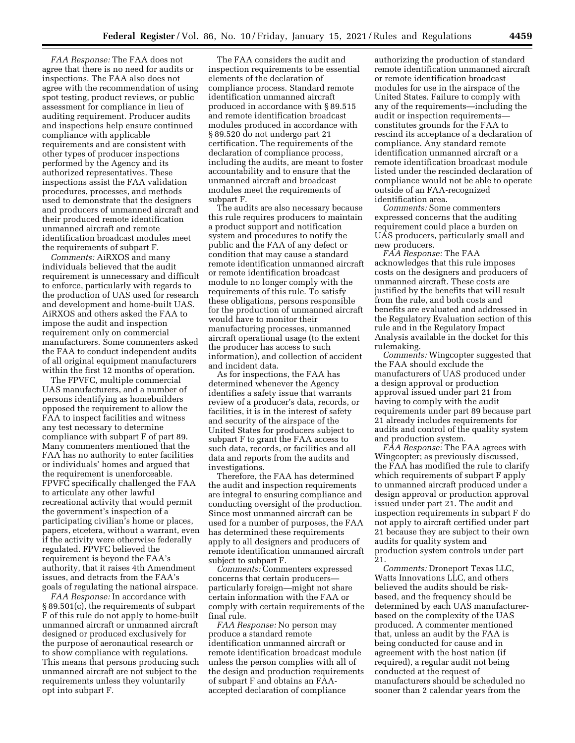*FAA Response:* The FAA does not agree that there is no need for audits or inspections. The FAA also does not agree with the recommendation of using spot testing, product reviews, or public assessment for compliance in lieu of auditing requirement. Producer audits and inspections help ensure continued compliance with applicable requirements and are consistent with other types of producer inspections performed by the Agency and its authorized representatives. These inspections assist the FAA validation procedures, processes, and methods used to demonstrate that the designers and producers of unmanned aircraft and their produced remote identification unmanned aircraft and remote identification broadcast modules meet the requirements of subpart F.

*Comments:* AiRXOS and many individuals believed that the audit requirement is unnecessary and difficult to enforce, particularly with regards to the production of UAS used for research and development and home-built UAS. AiRXOS and others asked the FAA to impose the audit and inspection requirement only on commercial manufacturers. Some commenters asked the FAA to conduct independent audits of all original equipment manufacturers within the first 12 months of operation.

The FPVFC, multiple commercial UAS manufacturers, and a number of persons identifying as homebuilders opposed the requirement to allow the FAA to inspect facilities and witness any test necessary to determine compliance with subpart F of part 89. Many commenters mentioned that the FAA has no authority to enter facilities or individuals' homes and argued that the requirement is unenforceable. FPVFC specifically challenged the FAA to articulate any other lawful recreational activity that would permit the government's inspection of a participating civilian's home or places, papers, etcetera, without a warrant, even if the activity were otherwise federally regulated. FPVFC believed the requirement is beyond the FAA's authority, that it raises 4th Amendment issues, and detracts from the FAA's goals of regulating the national airspace.

*FAA Response:* In accordance with § 89.501(c), the requirements of subpart F of this rule do not apply to home-built unmanned aircraft or unmanned aircraft designed or produced exclusively for the purpose of aeronautical research or to show compliance with regulations. This means that persons producing such unmanned aircraft are not subject to the requirements unless they voluntarily opt into subpart F.

The FAA considers the audit and inspection requirements to be essential elements of the declaration of compliance process. Standard remote identification unmanned aircraft produced in accordance with § 89.515 and remote identification broadcast modules produced in accordance with § 89.520 do not undergo part 21 certification. The requirements of the declaration of compliance process, including the audits, are meant to foster accountability and to ensure that the unmanned aircraft and broadcast modules meet the requirements of subpart F.

The audits are also necessary because this rule requires producers to maintain a product support and notification system and procedures to notify the public and the FAA of any defect or condition that may cause a standard remote identification unmanned aircraft or remote identification broadcast module to no longer comply with the requirements of this rule. To satisfy these obligations, persons responsible for the production of unmanned aircraft would have to monitor their manufacturing processes, unmanned aircraft operational usage (to the extent the producer has access to such information), and collection of accident and incident data.

As for inspections, the FAA has determined whenever the Agency identifies a safety issue that warrants review of a producer's data, records, or facilities, it is in the interest of safety and security of the airspace of the United States for producers subject to subpart F to grant the FAA access to such data, records, or facilities and all data and reports from the audits and investigations.

Therefore, the FAA has determined the audit and inspection requirements are integral to ensuring compliance and conducting oversight of the production. Since most unmanned aircraft can be used for a number of purposes, the FAA has determined these requirements apply to all designers and producers of remote identification unmanned aircraft subject to subpart F.

*Comments:* Commenters expressed concerns that certain producers—particularly foreign—might not share certain information with the FAA or comply with certain requirements of the final rule.

*FAA Response:* No person may produce a standard remote identification unmanned aircraft or remote identification broadcast module unless the person complies with all of the design and production requirements of subpart F and obtains an FAA-accepted declaration of compliance authorizing the production of standard remote identification unmanned aircraft or remote identification broadcast modules for use in the airspace of the United States. Failure to comply with any of the requirements—including the audit or inspection requirements—constitutes grounds for the FAA to rescind its acceptance of a declaration of compliance. Any standard remote identification unmanned aircraft or a remote identification broadcast module listed under the rescinded declaration of compliance would not be able to operate outside of an FAA-recognized identification area.

*Comments:* Some commenters expressed concerns that the auditing requirement could place a burden on UAS producers, particularly small and new producers.

*FAA Response:* The FAA acknowledges that this rule imposes costs on the designers and producers of unmanned aircraft. These costs are justified by the benefits that will result from the rule, and both costs and benefits are evaluated and addressed in the Regulatory Evaluation section of this rule and in the Regulatory Impact Analysis available in the docket for this rulemaking.

*Comments:* Wingcopter suggested that the FAA should exclude the manufacturers of UAS produced under a design approval or production approval issued under part 21 from having to comply with the audit requirements under part 89 because part 21 already includes requirements for audits and control of the quality system and production system.

*FAA Response:* The FAA agrees with Wingcopter; as previously discussed, the FAA has modified the rule to clarify which requirements of subpart F apply to unmanned aircraft produced under a design approval or production approval issued under part 21. The audit and inspection requirements in subpart F do not apply to aircraft certified under part 21 because they are subject to their own audits for quality system and production system controls under part 21.

*Comments:* Droneport Texas LLC, Watts Innovations LLC, and others believed the audits should be risk-based, and the frequency should be determined by each UAS manufacturer-based on the complexity of the UAS produced. A commenter mentioned that, unless an audit by the FAA is being conducted for cause and in agreement with the host nation (if required), a regular audit not being conducted at the request of manufacturers should be scheduled no sooner than 2 calendar years from the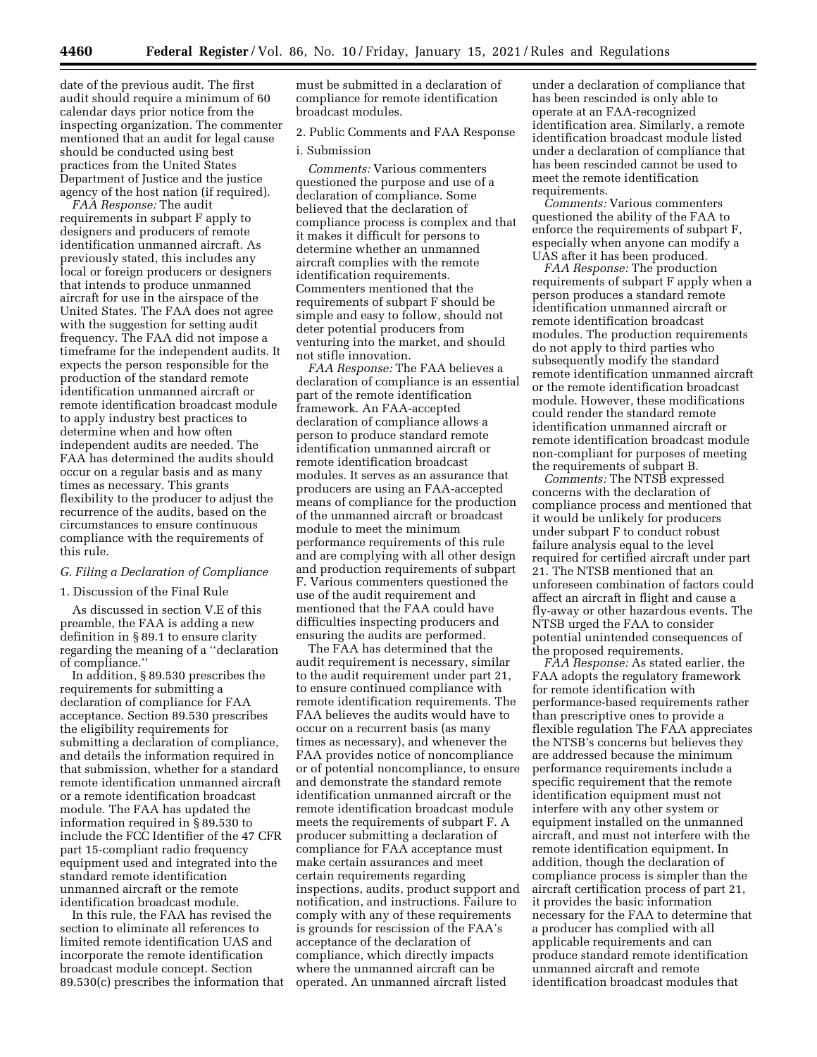date of the previous audit. The first audit should require a minimum of 60 calendar days prior notice from the inspecting organization. The commenter mentioned that an audit for legal cause should be conducted using best practices from the United States Department of Justice and the justice agency of the host nation (if required).

*FAA Response:* The audit requirements in subpart F apply to designers and producers of remote identification unmanned aircraft. As previously stated, this includes any local or foreign producers or designers that intends to produce unmanned aircraft for use in the airspace of the United States. The FAA does not agree with the suggestion for setting audit frequency. The FAA did not impose a timeframe for the independent audits. It expects the person responsible for the production of the standard remote identification unmanned aircraft or remote identification broadcast module to apply industry best practices to determine when and how often independent audits are needed. The FAA has determined the audits should occur on a regular basis and as many times as necessary. This grants flexibility to the producer to adjust the recurrence of the audits, based on the circumstances to ensure continuous compliance with the requirements of this rule.

### G. Filing a Declaration of Compliance

#### 1. Discussion of the Final Rule

As discussed in section V.E of this preamble, the FAA is adding a new definition in § 89.1 to ensure clarity regarding the meaning of a ''declaration of compliance.''

In addition, § 89.530 prescribes the requirements for submitting a declaration of compliance for FAA acceptance. Section 89.530 prescribes the eligibility requirements for submitting a declaration of compliance, and details the information required in that submission, whether for a standard remote identification unmanned aircraft or a remote identification broadcast module. The FAA has updated the information required in § 89.530 to include the FCC Identifier of the 47 CFR part 15-compliant radio frequency equipment used and integrated into the standard remote identification unmanned aircraft or the remote identification broadcast module.

In this rule, the FAA has revised the section to eliminate all references to limited remote identification UAS and incorporate the remote identification broadcast module concept. Section 89.530(c) prescribes the information that must be submitted in a declaration of compliance for remote identification broadcast modules.

#### 2. Public Comments and FAA Response

##### i. Submission

*Comments:* Various commenters questioned the purpose and use of a declaration of compliance. Some believed that the declaration of compliance process is complex and that it makes it difficult for persons to determine whether an unmanned aircraft complies with the remote identification requirements. Commenters mentioned that the requirements of subpart F should be simple and easy to follow, should not deter potential producers from venturing into the market, and should not stifle innovation.

*FAA Response:* The FAA believes a declaration of compliance is an essential part of the remote identification framework. An FAA-accepted declaration of compliance allows a person to produce standard remote identification unmanned aircraft or remote identification broadcast modules. It serves as an assurance that producers are using an FAA-accepted means of compliance for the production of the unmanned aircraft or broadcast module to meet the minimum performance requirements of this rule and are complying with all other design and production requirements of subpart F. Various commenters questioned the use of the audit requirement and mentioned that the FAA could have difficulties inspecting producers and ensuring the audits are performed.

The FAA has determined that the audit requirement is necessary, similar to the audit requirement under part 21, to ensure continued compliance with remote identification requirements. The FAA believes the audits would have to occur on a recurrent basis (as many times as necessary), and whenever the FAA provides notice of noncompliance or of potential noncompliance, to ensure and demonstrate the standard remote identification unmanned aircraft or the remote identification broadcast module meets the requirements of subpart F. A producer submitting a declaration of compliance for FAA acceptance must make certain assurances and meet certain requirements regarding inspections, audits, product support and notification, and instructions. Failure to comply with any of these requirements is grounds for rescission of the FAA's acceptance of the declaration of compliance, which directly impacts where the unmanned aircraft can be operated. An unmanned aircraft listed under a declaration of compliance that has been rescinded is only able to operate at an FAA-recognized identification area. Similarly, a remote identification broadcast module listed under a declaration of compliance that has been rescinded cannot be used to meet the remote identification requirements.

*Comments:* Various commenters questioned the ability of the FAA to enforce the requirements of subpart F, especially when anyone can modify a UAS after it has been produced.

*FAA Response:* The production requirements of subpart F apply when a person produces a standard remote identification unmanned aircraft or remote identification broadcast modules. The production requirements do not apply to third parties who subsequently modify the standard remote identification unmanned aircraft or the remote identification broadcast module. However, these modifications could render the standard remote identification unmanned aircraft or remote identification broadcast module non-compliant for purposes of meeting the requirements of subpart B.

*Comments:* The NTSB expressed concerns with the declaration of compliance process and mentioned that it would be unlikely for producers under subpart F to conduct robust failure analysis equal to the level required for certified aircraft under part 21. The NTSB mentioned that an unforeseen combination of factors could affect an aircraft in flight and cause a fly-away or other hazardous events. The NTSB urged the FAA to consider potential unintended consequences of the proposed requirements.

*FAA Response:* As stated earlier, the FAA adopts the regulatory framework for remote identification with performance-based requirements rather than prescriptive ones to provide a flexible regulation The FAA appreciates the NTSB's concerns but believes they are addressed because the minimum performance requirements include a specific requirement that the remote identification equipment must not interfere with any other system or equipment installed on the unmanned aircraft, and must not interfere with the remote identification equipment. In addition, though the declaration of compliance process is simpler than the aircraft certification process of part 21, it provides the basic information necessary for the FAA to determine that a producer has complied with all applicable requirements and can produce standard remote identification unmanned aircraft and remote identification broadcast modules that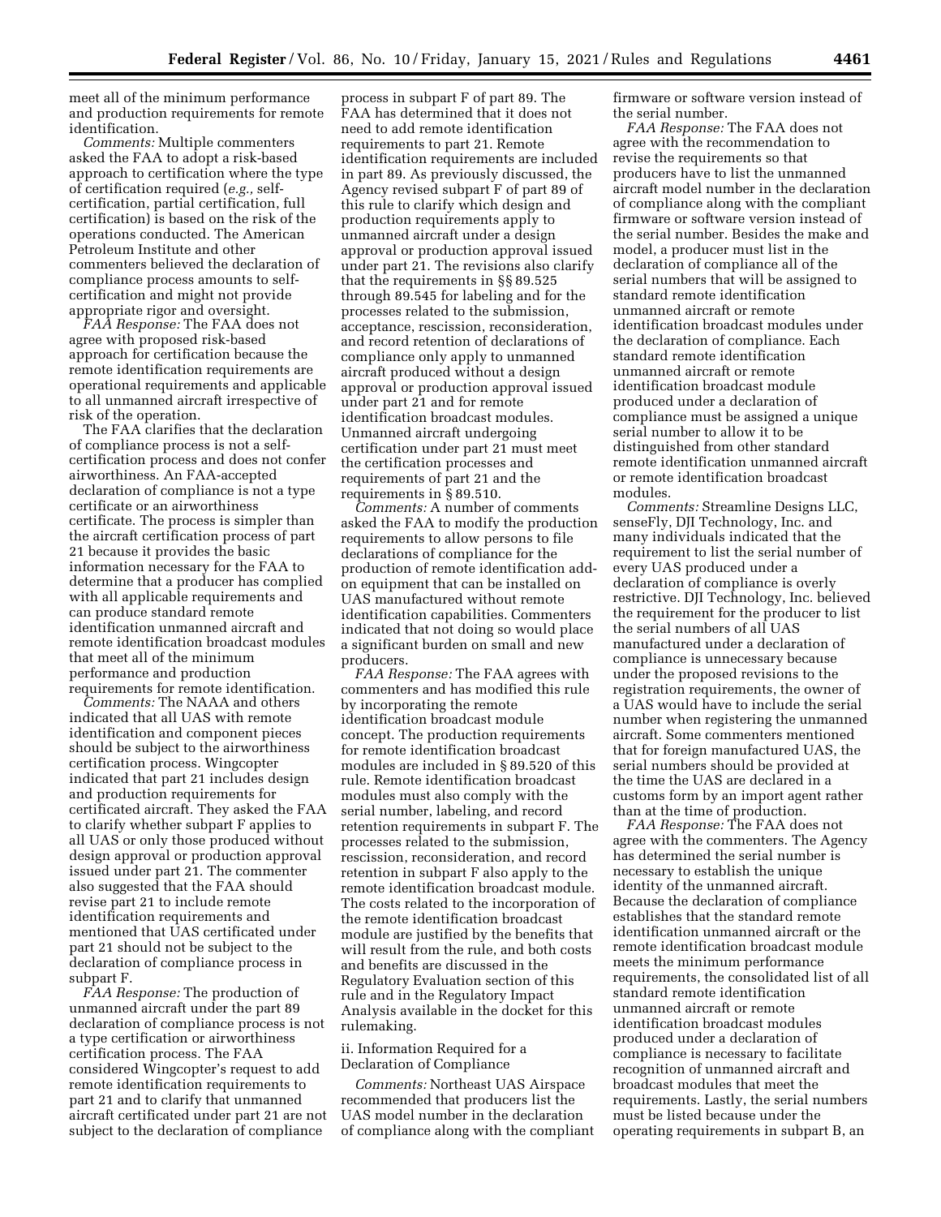meet all of the minimum performance and production requirements for remote identification.

*Comments:* Multiple commenters asked the FAA to adopt a risk-based approach to certification where the type of certification required (*e.g.,* self-certification, partial certification, full certification) is based on the risk of the operations conducted. The American Petroleum Institute and other commenters believed the declaration of compliance process amounts to self-certification and might not provide appropriate rigor and oversight.

*FAA Response:* The FAA does not agree with proposed risk-based approach for certification because the remote identification requirements are operational requirements and applicable to all unmanned aircraft irrespective of risk of the operation.

The FAA clarifies that the declaration of compliance process is not a self-certification process and does not confer airworthiness. An FAA-accepted declaration of compliance is not a type certificate or an airworthiness certificate. The process is simpler than the aircraft certification process of part 21 because it provides the basic information necessary for the FAA to determine that a producer has complied with all applicable requirements and can produce standard remote identification unmanned aircraft and remote identification broadcast modules that meet all of the minimum performance and production requirements for remote identification.

*Comments:* The NAAA and others indicated that all UAS with remote identification and component pieces should be subject to the airworthiness certification process. Wingcopter indicated that part 21 includes design and production requirements for certificated aircraft. They asked the FAA to clarify whether subpart F applies to all UAS or only those produced without design approval or production approval issued under part 21. The commenter also suggested that the FAA should revise part 21 to include remote identification requirements and mentioned that UAS certificated under part 21 should not be subject to the declaration of compliance process in subpart F.

*FAA Response:* The production of unmanned aircraft under the part 89 declaration of compliance process is not a type certification or airworthiness certification process. The FAA considered Wingcopter's request to add remote identification requirements to part 21 and to clarify that unmanned aircraft certificated under part 21 are not subject to the declaration of compliance process in subpart F of part 89. The FAA has determined that it does not need to add remote identification requirements to part 21. Remote identification requirements are included in part 89. As previously discussed, the Agency revised subpart F of part 89 of this rule to clarify which design and production requirements apply to unmanned aircraft under a design approval or production approval issued under part 21. The revisions also clarify that the requirements in §§ 89.525 through 89.545 for labeling and for the processes related to the submission, acceptance, rescission, reconsideration, and record retention of declarations of compliance only apply to unmanned aircraft produced without a design approval or production approval issued under part 21 and for remote identification broadcast modules. Unmanned aircraft undergoing certification under part 21 must meet the certification processes and requirements of part 21 and the requirements in § 89.510.

*Comments:* A number of comments asked the FAA to modify the production requirements to allow persons to file declarations of compliance for the production of remote identification add-on equipment that can be installed on UAS manufactured without remote identification capabilities. Commenters indicated that not doing so would place a significant burden on small and new producers.

*FAA Response:* The FAA agrees with commenters and has modified this rule by incorporating the remote identification broadcast module concept. The production requirements for remote identification broadcast modules are included in § 89.520 of this rule. Remote identification broadcast modules must also comply with the serial number, labeling, and record retention requirements in subpart F. The processes related to the submission, rescission, reconsideration, and record retention in subpart F also apply to the remote identification broadcast module. The costs related to the incorporation of the remote identification broadcast module are justified by the benefits that will result from the rule, and both costs and benefits are discussed in the Regulatory Evaluation section of this rule and in the Regulatory Impact Analysis available in the docket for this rulemaking.

ii. Information Required for a Declaration of Compliance

*Comments:* Northeast UAS Airspace recommended that producers list the UAS model number in the declaration of compliance along with the compliant firmware or software version instead of the serial number.

*FAA Response:* The FAA does not agree with the recommendation to revise the requirements so that producers have to list the unmanned aircraft model number in the declaration of compliance along with the compliant firmware or software version instead of the serial number. Besides the make and model, a producer must list in the declaration of compliance all of the serial numbers that will be assigned to standard remote identification unmanned aircraft or remote identification broadcast modules under the declaration of compliance. Each standard remote identification unmanned aircraft or remote identification broadcast module produced under a declaration of compliance must be assigned a unique serial number to allow it to be distinguished from other standard remote identification unmanned aircraft or remote identification broadcast modules.

*Comments:* Streamline Designs LLC, senseFly, DJI Technology, Inc. and many individuals indicated that the requirement to list the serial number of every UAS produced under a declaration of compliance is overly restrictive. DJI Technology, Inc. believed the requirement for the producer to list the serial numbers of all UAS manufactured under a declaration of compliance is unnecessary because under the proposed revisions to the registration requirements, the owner of a UAS would have to include the serial number when registering the unmanned aircraft. Some commenters mentioned that for foreign manufactured UAS, the serial numbers should be provided at the time the UAS are declared in a customs form by an import agent rather than at the time of production.

*FAA Response:* The FAA does not agree with the commenters. The Agency has determined the serial number is necessary to establish the unique identity of the unmanned aircraft. Because the declaration of compliance establishes that the standard remote identification unmanned aircraft or the remote identification broadcast module meets the minimum performance requirements, the consolidated list of all standard remote identification unmanned aircraft or remote identification broadcast modules produced under a declaration of compliance is necessary to facilitate recognition of unmanned aircraft and broadcast modules that meet the requirements. Lastly, the serial numbers must be listed because under the operating requirements in subpart B, an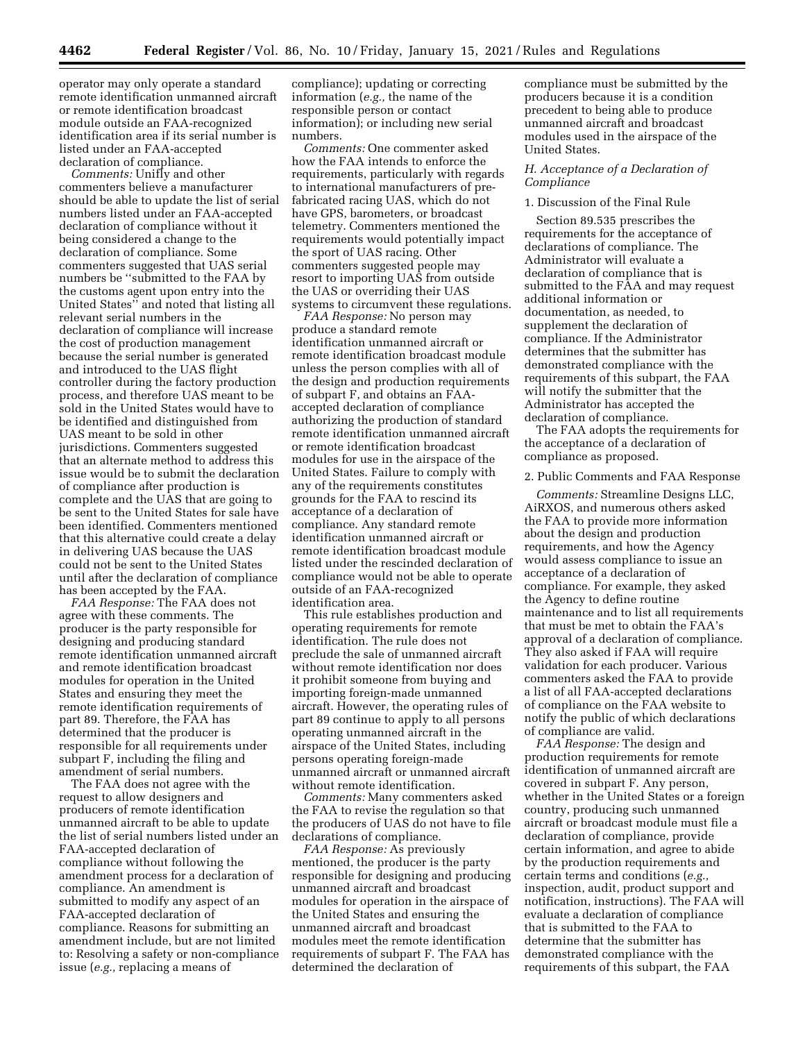operator may only operate a standard remote identification unmanned aircraft or remote identification broadcast module outside an FAA-recognized identification area if its serial number is listed under an FAA-accepted declaration of compliance.

*Comments:* Unifly and other commenters believe a manufacturer should be able to update the list of serial numbers listed under an FAA-accepted declaration of compliance without it being considered a change to the declaration of compliance. Some commenters suggested that UAS serial numbers be "submitted to the FAA by the customs agent upon entry into the United States" and noted that listing all relevant serial numbers in the declaration of compliance will increase the cost of production management because the serial number is generated and introduced to the UAS flight controller during the factory production process, and therefore UAS meant to be sold in the United States would have to be identified and distinguished from UAS meant to be sold in other jurisdictions. Commenters suggested that an alternate method to address this issue would be to submit the declaration of compliance after production is complete and the UAS that are going to be sent to the United States for sale have been identified. Commenters mentioned that this alternative could create a delay in delivering UAS because the UAS could not be sent to the United States until after the declaration of compliance has been accepted by the FAA.

*FAA Response:* The FAA does not agree with these comments. The producer is the party responsible for designing and producing standard remote identification unmanned aircraft and remote identification broadcast modules for operation in the United States and ensuring they meet the remote identification requirements of part 89. Therefore, the FAA has determined that the producer is responsible for all requirements under subpart F, including the filing and amendment of serial numbers.

The FAA does not agree with the request to allow designers and producers of remote identification unmanned aircraft to be able to update the list of serial numbers listed under an FAA-accepted declaration of compliance without following the amendment process for a declaration of compliance. An amendment is submitted to modify any aspect of an FAA-accepted declaration of compliance. Reasons for submitting an amendment include, but are not limited to: Resolving a safety or non-compliance issue (*e.g.,* replacing a means of compliance); updating or correcting information (*e.g.,* the name of the responsible person or contact information); or including new serial numbers.

*Comments:* One commenter asked how the FAA intends to enforce the requirements, particularly with regards to international manufacturers of pre-fabricated racing UAS, which do not have GPS, barometers, or broadcast telemetry. Commenters mentioned the requirements would potentially impact the sport of UAS racing. Other commenters suggested people may resort to importing UAS from outside the UAS or overriding their UAS systems to circumvent these regulations.

*FAA Response:* No person may produce a standard remote identification unmanned aircraft or remote identification broadcast module unless the person complies with all of the design and production requirements of subpart F, and obtains an FAA-accepted declaration of compliance authorizing the production of standard remote identification unmanned aircraft or remote identification broadcast modules for use in the airspace of the United States. Failure to comply with any of the requirements constitutes grounds for the FAA to rescind its acceptance of a declaration of compliance. Any standard remote identification unmanned aircraft or remote identification broadcast module listed under the rescinded declaration of compliance would not be able to operate outside of an FAA-recognized identification area.

This rule establishes production and operating requirements for remote identification. The rule does not preclude the sale of unmanned aircraft without remote identification nor does it prohibit someone from buying and importing foreign-made unmanned aircraft. However, the operating rules of part 89 continue to apply to all persons operating unmanned aircraft in the airspace of the United States, including persons operating foreign-made unmanned aircraft or unmanned aircraft without remote identification.

*Comments:* Many commenters asked the FAA to revise the regulation so that the producers of UAS do not have to file declarations of compliance.

*FAA Response:* As previously mentioned, the producer is the party responsible for designing and producing unmanned aircraft and broadcast modules for operation in the airspace of the United States and ensuring the unmanned aircraft and broadcast modules meet the remote identification requirements of subpart F. The FAA has determined the declaration of compliance must be submitted by the producers because it is a condition precedent to being able to produce unmanned aircraft and broadcast modules used in the airspace of the United States.

### H. Acceptance of a Declaration of Compliance

#### 1. Discussion of the Final Rule

Section 89.535 prescribes the requirements for the acceptance of declarations of compliance. The Administrator will evaluate a declaration of compliance that is submitted to the FAA and may request additional information or documentation, as needed, to supplement the declaration of compliance. If the Administrator determines that the submitter has demonstrated compliance with the requirements of this subpart, the FAA will notify the submitter that the Administrator has accepted the declaration of compliance.

The FAA adopts the requirements for the acceptance of a declaration of compliance as proposed.

#### 2. Public Comments and FAA Response

*Comments:* Streamline Designs LLC, AiRXOS, and numerous others asked the FAA to provide more information about the design and production requirements, and how the Agency would assess compliance to issue an acceptance of a declaration of compliance. For example, they asked the Agency to define routine maintenance and to list all requirements that must be met to obtain the FAA's approval of a declaration of compliance. They also asked if FAA will require validation for each producer. Various commenters asked the FAA to provide a list of all FAA-accepted declarations of compliance on the FAA website to notify the public of which declarations of compliance are valid.

*FAA Response:* The design and production requirements for remote identification of unmanned aircraft are covered in subpart F. Any person, whether in the United States or a foreign country, producing such unmanned aircraft or broadcast module must file a declaration of compliance, provide certain information, and agree to abide by the production requirements and certain terms and conditions (*e.g.,* inspection, audit, product support and notification, instructions). The FAA will evaluate a declaration of compliance that is submitted to the FAA to determine that the submitter has demonstrated compliance with the requirements of this subpart, the FAA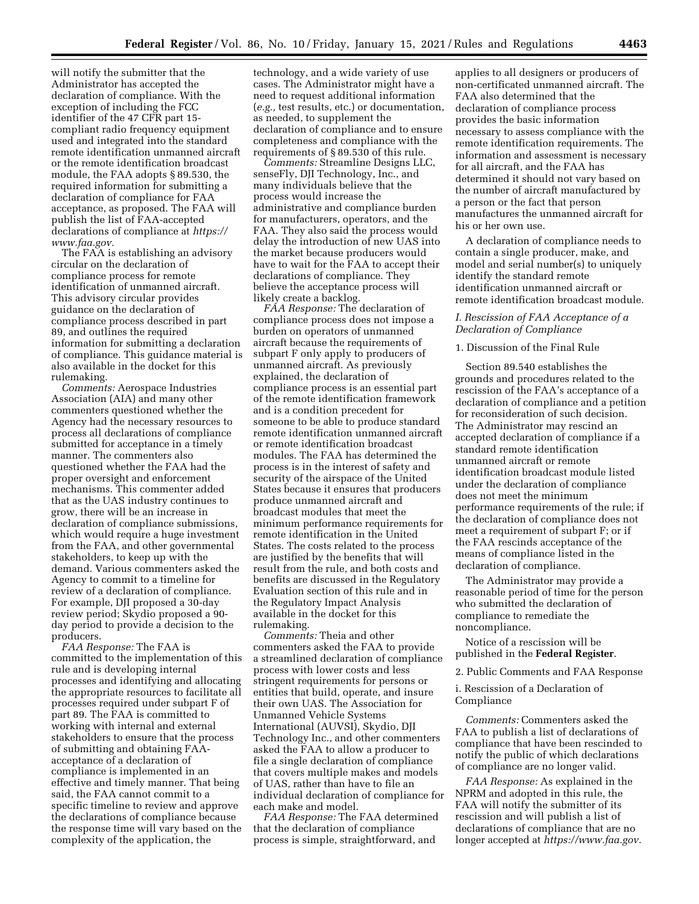will notify the submitter that the Administrator has accepted the declaration of compliance. With the exception of including the FCC identifier of the 47 CFR part 15-compliant radio frequency equipment used and integrated into the standard remote identification unmanned aircraft or the remote identification broadcast module, the FAA adopts § 89.530, the required information for submitting a declaration of compliance for FAA acceptance, as proposed. The FAA will publish the list of FAA-accepted declarations of compliance at *https://www.faa.gov.*

The FAA is establishing an advisory circular on the declaration of compliance process for remote identification of unmanned aircraft. This advisory circular provides guidance on the declaration of compliance process described in part 89, and outlines the required information for submitting a declaration of compliance. This guidance material is also available in the docket for this rulemaking.

*Comments:* Aerospace Industries Association (AIA) and many other commenters questioned whether the Agency had the necessary resources to process all declarations of compliance submitted for acceptance in a timely manner. The commenters also questioned whether the FAA had the proper oversight and enforcement mechanisms. This commenter added that as the UAS industry continues to grow, there will be an increase in declaration of compliance submissions, which would require a huge investment from the FAA, and other governmental stakeholders, to keep up with the demand. Various commenters asked the Agency to commit to a timeline for review of a declaration of compliance. For example, DJI proposed a 30-day review period; Skydio proposed a 90-day period to provide a decision to the producers.

*FAA Response:* The FAA is committed to the implementation of this rule and is developing internal processes and identifying and allocating the appropriate resources to facilitate all processes required under subpart F of part 89. The FAA is committed to working with internal and external stakeholders to ensure that the process of submitting and obtaining FAA-acceptance of a declaration of compliance is implemented in an effective and timely manner. That being said, the FAA cannot commit to a specific timeline to review and approve the declarations of compliance because the response time will vary based on the complexity of the application, the technology, and a wide variety of use cases. The Administrator might have a need to request additional information (*e.g.,* test results, etc.) or documentation, as needed, to supplement the declaration of compliance and to ensure completeness and compliance with the requirements of § 89.530 of this rule.

*Comments:* Streamline Designs LLC, senseFly, DJI Technology, Inc., and many individuals believe that the process would increase the administrative and compliance burden for manufacturers, operators, and the FAA. They also said the process would delay the introduction of new UAS into the market because producers would have to wait for the FAA to accept their declarations of compliance. They believe the acceptance process will likely create a backlog.

*FAA Response:* The declaration of compliance process does not impose a burden on operators of unmanned aircraft because the requirements of subpart F only apply to producers of unmanned aircraft. As previously explained, the declaration of compliance process is an essential part of the remote identification framework and is a condition precedent for someone to be able to produce standard remote identification unmanned aircraft or remote identification broadcast modules. The FAA has determined the process is in the interest of safety and security of the airspace of the United States because it ensures that producers produce unmanned aircraft and broadcast modules that meet the minimum performance requirements for remote identification in the United States. The costs related to the process are justified by the benefits that will result from the rule, and both costs and benefits are discussed in the Regulatory Evaluation section of this rule and in the Regulatory Impact Analysis available in the docket for this rulemaking.

*Comments:* Theia and other commenters asked the FAA to provide a streamlined declaration of compliance process with lower costs and less stringent requirements for persons or entities that build, operate, and insure their own UAS. The Association for Unmanned Vehicle Systems International (AUVSI), Skydio, DJI Technology Inc., and other commenters asked the FAA to allow a producer to file a single declaration of compliance that covers multiple makes and models of UAS, rather than have to file an individual declaration of compliance for each make and model.

*FAA Response:* The FAA determined that the declaration of compliance process is simple, straightforward, and applies to all designers or producers of non-certificated unmanned aircraft. The FAA also determined that the declaration of compliance process provides the basic information necessary to assess compliance with the remote identification requirements. The information and assessment is necessary for all aircraft, and the FAA has determined it should not vary based on the number of aircraft manufactured by a person or the fact that person manufactures the unmanned aircraft for his or her own use.

A declaration of compliance needs to contain a single producer, make, and model and serial number(s) to uniquely identify the standard remote identification unmanned aircraft or remote identification broadcast module.

### *I. Rescission of FAA Acceptance of a Declaration of Compliance*

#### 1. Discussion of the Final Rule

Section 89.540 establishes the grounds and procedures related to the rescission of the FAA's acceptance of a declaration of compliance and a petition for reconsideration of such decision. The Administrator may rescind an accepted declaration of compliance if a standard remote identification unmanned aircraft or remote identification broadcast module listed under the declaration of compliance does not meet the minimum performance requirements of the rule; if the declaration of compliance does not meet a requirement of subpart F; or if the FAA rescinds acceptance of the means of compliance listed in the declaration of compliance.

The Administrator may provide a reasonable period of time for the person who submitted the declaration of compliance to remediate the noncompliance.

Notice of a rescission will be published in the **Federal Register**.

#### 2. Public Comments and FAA Response

##### i. Rescission of a Declaration of Compliance

*Comments:* Commenters asked the FAA to publish a list of declarations of compliance that have been rescinded to notify the public of which declarations of compliance are no longer valid.

*FAA Response:* As explained in the NPRM and adopted in this rule, the FAA will notify the submitter of its rescission and will publish a list of declarations of compliance that are no longer accepted at *https://www.faa.gov.*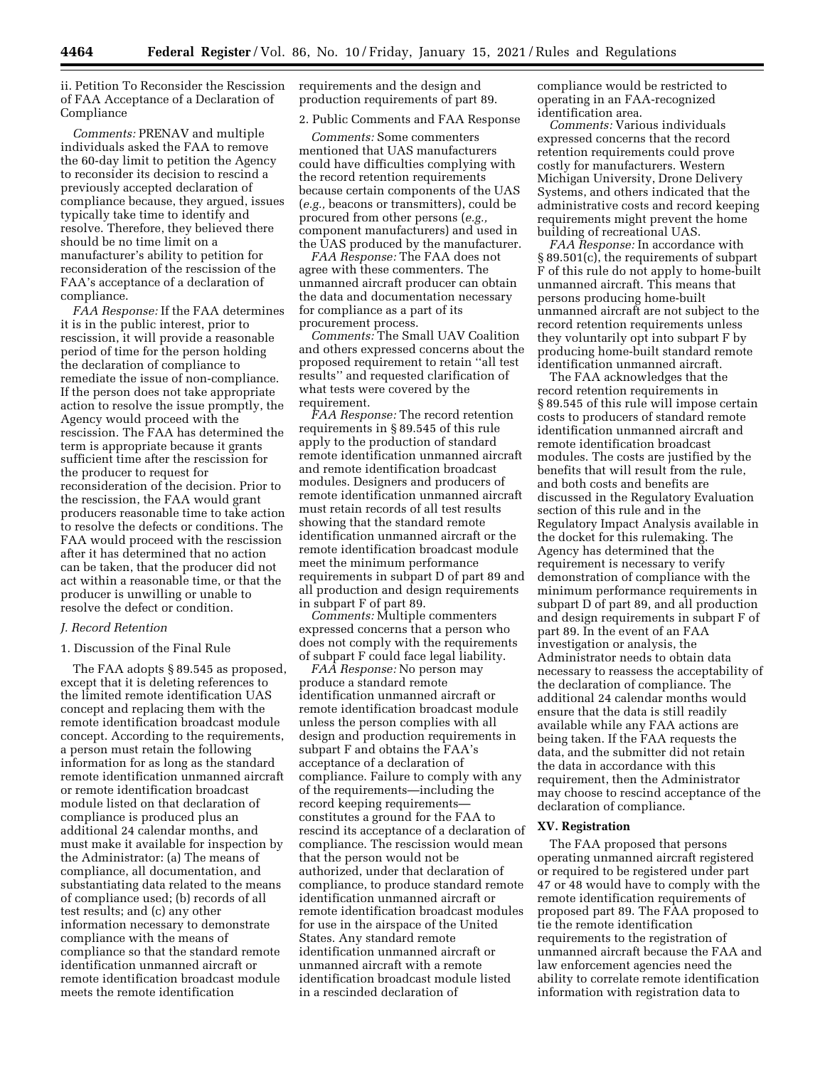ii. Petition To Reconsider the Rescission of FAA Acceptance of a Declaration of Compliance

*Comments:* PRENAV and multiple individuals asked the FAA to remove the 60-day limit to petition the Agency to reconsider its decision to rescind a previously accepted declaration of compliance because, they argued, issues typically take time to identify and resolve. Therefore, they believed there should be no time limit on a manufacturer's ability to petition for reconsideration of the rescission of the FAA's acceptance of a declaration of compliance.

*FAA Response:* If the FAA determines it is in the public interest, prior to rescission, it will provide a reasonable period of time for the person holding the declaration of compliance to remediate the issue of non-compliance. If the person does not take appropriate action to resolve the issue promptly, the Agency would proceed with the rescission. The FAA has determined the term is appropriate because it grants sufficient time after the rescission for the producer to request for reconsideration of the decision. Prior to the rescission, the FAA would grant producers reasonable time to take action to resolve the defects or conditions. The FAA would proceed with the rescission after it has determined that no action can be taken, that the producer did not act within a reasonable time, or that the producer is unwilling or unable to resolve the defect or condition.

*J. Record Retention*

1. Discussion of the Final Rule

The FAA adopts § 89.545 as proposed, except that it is deleting references to the limited remote identification UAS concept and replacing them with the remote identification broadcast module concept. According to the requirements, a person must retain the following information for as long as the standard remote identification unmanned aircraft or remote identification broadcast module listed on that declaration of compliance is produced plus an additional 24 calendar months, and must make it available for inspection by the Administrator: (a) The means of compliance, all documentation, and substantiating data related to the means of compliance used; (b) records of all test results; and (c) any other information necessary to demonstrate compliance with the means of compliance so that the standard remote identification unmanned aircraft or remote identification broadcast module meets the remote identification requirements and the design and production requirements of part 89.

2. Public Comments and FAA Response

*Comments:* Some commenters mentioned that UAS manufacturers could have difficulties complying with the record retention requirements because certain components of the UAS (*e.g.,* beacons or transmitters), could be procured from other persons (*e.g.,* component manufacturers) and used in the UAS produced by the manufacturer.

*FAA Response:* The FAA does not agree with these commenters. The unmanned aircraft producer can obtain the data and documentation necessary for compliance as a part of its procurement process.

*Comments:* The Small UAV Coalition and others expressed concerns about the proposed requirement to retain "all test results" and requested clarification of what tests were covered by the requirement.

*FAA Response:* The record retention requirements in § 89.545 of this rule apply to the production of standard remote identification unmanned aircraft and remote identification broadcast modules. Designers and producers of remote identification unmanned aircraft must retain records of all test results showing that the standard remote identification unmanned aircraft or the remote identification broadcast module meet the minimum performance requirements in subpart D of part 89 and all production and design requirements in subpart F of part 89.

*Comments:* Multiple commenters expressed concerns that a person who does not comply with the requirements of subpart F could face legal liability.

*FAA Response:* No person may produce a standard remote identification unmanned aircraft or remote identification broadcast module unless the person complies with all design and production requirements in subpart F and obtains the FAA's acceptance of a declaration of compliance. Failure to comply with any of the requirements—including the record keeping requirements—constitutes a ground for the FAA to rescind its acceptance of a declaration of compliance. The rescission would mean that the person would not be authorized, under that declaration of compliance, to produce standard remote identification unmanned aircraft or remote identification broadcast modules for use in the airspace of the United States. Any standard remote identification unmanned aircraft or unmanned aircraft with a remote identification broadcast module listed in a rescinded declaration of compliance would be restricted to operating in an FAA-recognized identification area.

*Comments:* Various individuals expressed concerns that the record retention requirements could prove costly for manufacturers. Western Michigan University, Drone Delivery Systems, and others indicated that the administrative costs and record keeping requirements might prevent the home building of recreational UAS.

*FAA Response:* In accordance with § 89.501(c), the requirements of subpart F of this rule do not apply to home-built unmanned aircraft. This means that persons producing home-built unmanned aircraft are not subject to the record retention requirements unless they voluntarily opt into subpart F by producing home-built standard remote identification unmanned aircraft.

The FAA acknowledges that the record retention requirements in § 89.545 of this rule will impose certain costs to producers of standard remote identification unmanned aircraft and remote identification broadcast modules. The costs are justified by the benefits that will result from the rule, and both costs and benefits are discussed in the Regulatory Evaluation section of this rule and in the Regulatory Impact Analysis available in the docket for this rulemaking. The Agency has determined that the requirement is necessary to verify demonstration of compliance with the minimum performance requirements in subpart D of part 89, and all production and design requirements in subpart F of part 89. In the event of an FAA investigation or analysis, the Administrator needs to obtain data necessary to reassess the acceptability of the declaration of compliance. The additional 24 calendar months would ensure that the data is still readily available while any FAA actions are being taken. If the FAA requests the data, and the submitter did not retain the data in accordance with this requirement, then the Administrator may choose to rescind acceptance of the declaration of compliance.

## XV. Registration

The FAA proposed that persons operating unmanned aircraft registered or required to be registered under part 47 or 48 would have to comply with the remote identification requirements of proposed part 89. The FAA proposed to tie the remote identification requirements to the registration of unmanned aircraft because the FAA and law enforcement agencies need the ability to correlate remote identification information with registration data to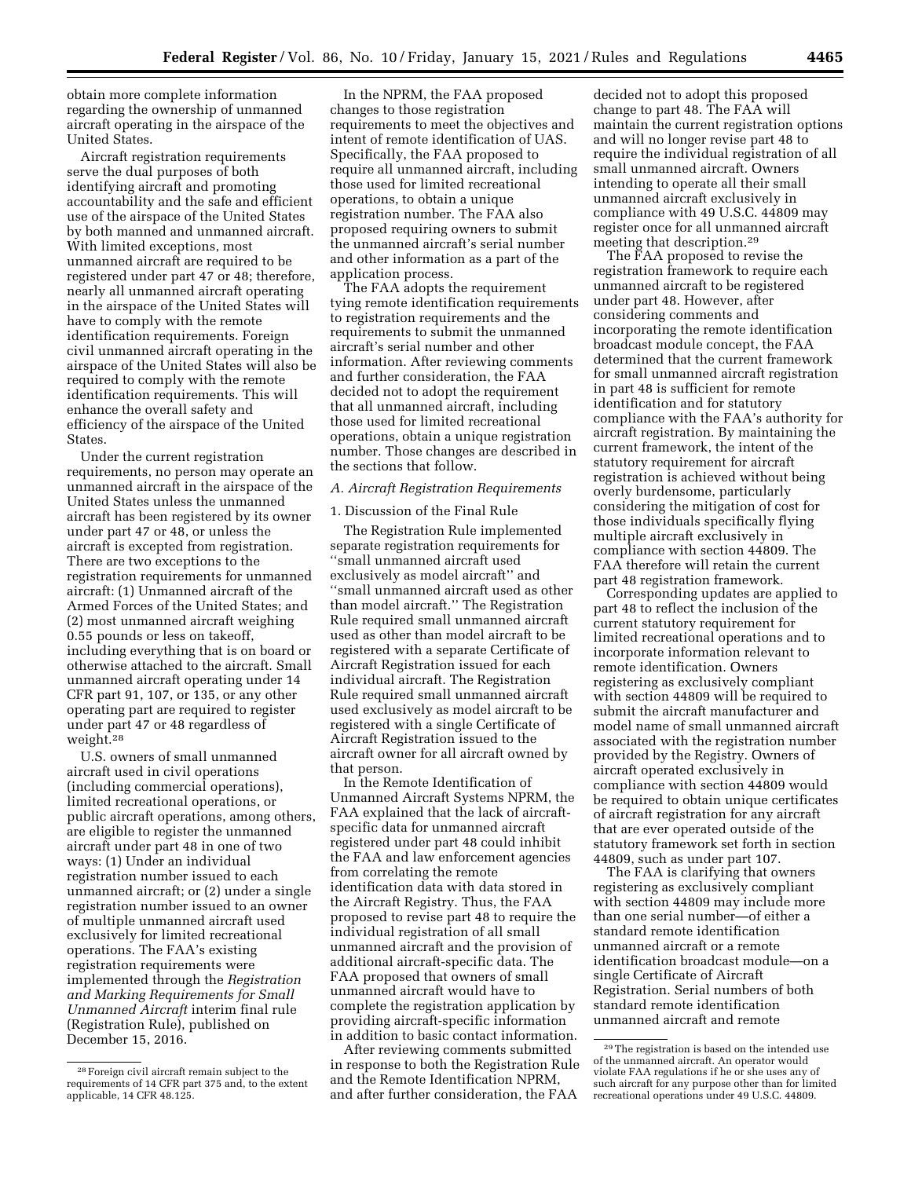obtain more complete information regarding the ownership of unmanned aircraft operating in the airspace of the United States.

Aircraft registration requirements serve the dual purposes of both identifying aircraft and promoting accountability and the safe and efficient use of the airspace of the United States by both manned and unmanned aircraft. With limited exceptions, most unmanned aircraft are required to be registered under part 47 or 48; therefore, nearly all unmanned aircraft operating in the airspace of the United States will have to comply with the remote identification requirements. Foreign civil unmanned aircraft operating in the airspace of the United States will also be required to comply with the remote identification requirements. This will enhance the overall safety and efficiency of the airspace of the United States.

Under the current registration requirements, no person may operate an unmanned aircraft in the airspace of the United States unless the unmanned aircraft has been registered by its owner under part 47 or 48, or unless the aircraft is excepted from registration. There are two exceptions to the registration requirements for unmanned aircraft: (1) Unmanned aircraft of the Armed Forces of the United States; and (2) most unmanned aircraft weighing 0.55 pounds or less on takeoff, including everything that is on board or otherwise attached to the aircraft. Small unmanned aircraft operating under 14 CFR part 91, 107, or 135, or any other operating part are required to register under part 47 or 48 regardless of weight.[28]

U.S. owners of small unmanned aircraft used in civil operations (including commercial operations), limited recreational operations, or public aircraft operations, among others, are eligible to register the unmanned aircraft under part 48 in one of two ways: (1) Under an individual registration number issued to each unmanned aircraft; or (2) under a single registration number issued to an owner of multiple unmanned aircraft used exclusively for limited recreational operations. The FAA's existing registration requirements were implemented through the *Registration and Marking Requirements for Small Unmanned Aircraft* interim final rule (Registration Rule), published on December 15, 2016.

In the NPRM, the FAA proposed changes to those registration requirements to meet the objectives and intent of remote identification of UAS. Specifically, the FAA proposed to require all unmanned aircraft, including those used for limited recreational operations, to obtain a unique registration number. The FAA also proposed requiring owners to submit the unmanned aircraft's serial number and other information as a part of the application process.

The FAA adopts the requirement tying remote identification requirements to registration requirements and the requirements to submit the unmanned aircraft's serial number and other information. After reviewing comments and further consideration, the FAA decided not to adopt the requirement that all unmanned aircraft, including those used for limited recreational operations, obtain a unique registration number. Those changes are described in the sections that follow.

### *A. Aircraft Registration Requirements*

#### 1. Discussion of the Final Rule

The Registration Rule implemented separate registration requirements for "small unmanned aircraft used exclusively as model aircraft" and "small unmanned aircraft used as other than model aircraft." The Registration Rule required small unmanned aircraft used as other than model aircraft to be registered with a separate Certificate of Aircraft Registration issued for each individual aircraft. The Registration Rule required small unmanned aircraft used exclusively as model aircraft to be registered with a single Certificate of Aircraft Registration issued to the aircraft owner for all aircraft owned by that person.

In the Remote Identification of Unmanned Aircraft Systems NPRM, the FAA explained that the lack of aircraft-specific data for unmanned aircraft registered under part 48 could inhibit the FAA and law enforcement agencies from correlating the remote identification data with data stored in the Aircraft Registry. Thus, the FAA proposed to revise part 48 to require the individual registration of all small unmanned aircraft and the provision of additional aircraft-specific data. The FAA proposed that owners of small unmanned aircraft would have to complete the registration application by providing aircraft-specific information in addition to basic contact information.

After reviewing comments submitted in response to both the Registration Rule and the Remote Identification NPRM, and after further consideration, the FAA decided not to adopt this proposed change to part 48. The FAA will maintain the current registration options and will no longer revise part 48 to require the individual registration of all small unmanned aircraft. Owners intending to operate all their small unmanned aircraft exclusively in compliance with 49 U.S.C. 44809 may register once for all unmanned aircraft meeting that description.[29]

The FAA proposed to revise the registration framework to require each unmanned aircraft to be registered under part 48. However, after considering comments and incorporating the remote identification broadcast module concept, the FAA determined that the current framework for small unmanned aircraft registration in part 48 is sufficient for remote identification and for statutory compliance with the FAA's authority for aircraft registration. By maintaining the current framework, the intent of the statutory requirement for aircraft registration is achieved without being overly burdensome, particularly considering the mitigation of cost for those individuals specifically flying multiple aircraft exclusively in compliance with section 44809. The FAA therefore will retain the current part 48 registration framework.

Corresponding updates are applied to part 48 to reflect the inclusion of the current statutory requirement for limited recreational operations and to incorporate information relevant to remote identification. Owners registering as exclusively compliant with section 44809 will be required to submit the aircraft manufacturer and model name of small unmanned aircraft associated with the registration number provided by the Registry. Owners of aircraft operated exclusively in compliance with section 44809 would be required to obtain unique certificates of aircraft registration for any aircraft that are ever operated outside of the statutory framework set forth in section 44809, such as under part 107.

The FAA is clarifying that owners registering as exclusively compliant with section 44809 may include more than one serial number—of either a standard remote identification unmanned aircraft or a remote identification broadcast module—on a single Certificate of Aircraft Registration. Serial numbers of both standard remote identification unmanned aircraft and remote

---

[28] Foreign civil aircraft remain subject to the requirements of 14 CFR part 375 and, to the extent applicable, 14 CFR 48.125.

[29] The registration is based on the intended use of the unmanned aircraft. An operator would violate FAA regulations if he or she uses any of such aircraft for any purpose other than for limited recreational operations under 49 U.S.C. 44809.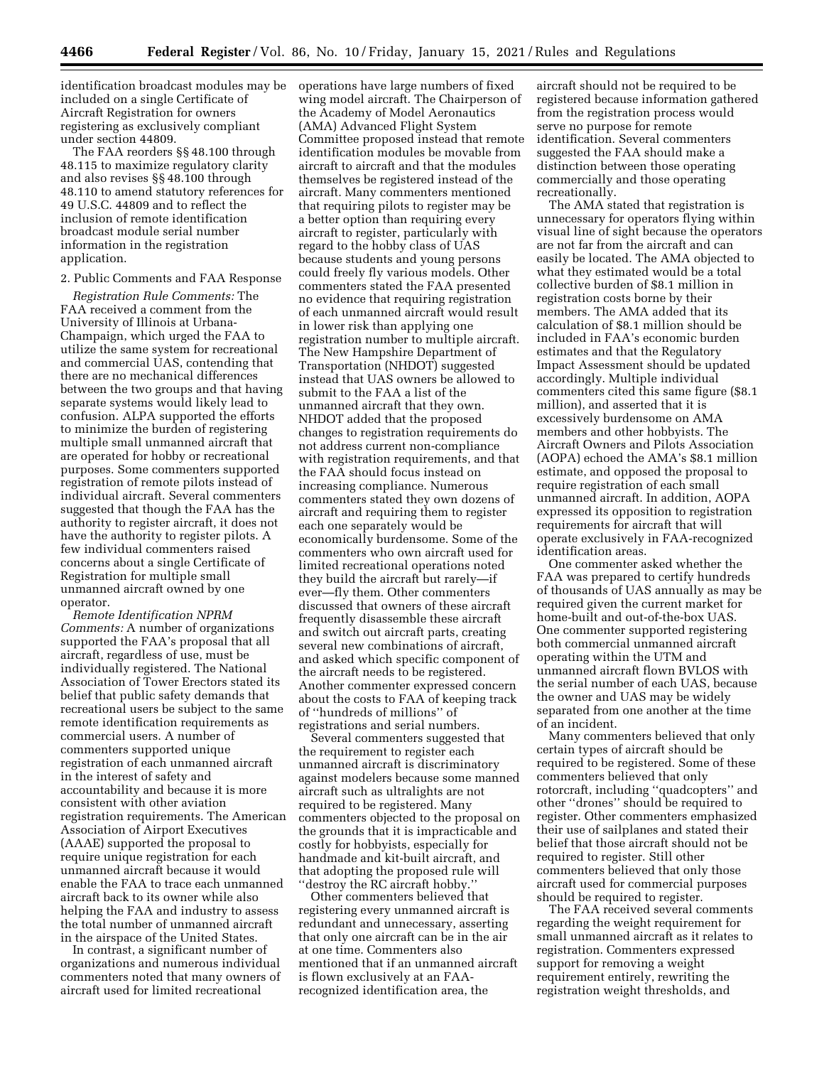identification broadcast modules may be included on a single Certificate of Aircraft Registration for owners registering as exclusively compliant under section 44809.

The FAA reorders §§ 48.100 through 48.115 to maximize regulatory clarity and also revises §§ 48.100 through 48.110 to amend statutory references for 49 U.S.C. 44809 and to reflect the inclusion of remote identification broadcast module serial number information in the registration application.

2. Public Comments and FAA Response

*Registration Rule Comments:* The FAA received a comment from the University of Illinois at Urbana-Champaign, which urged the FAA to utilize the same system for recreational and commercial UAS, contending that there are no mechanical differences between the two groups and that having separate systems would likely lead to confusion. ALPA supported the efforts to minimize the burden of registering multiple small unmanned aircraft that are operated for hobby or recreational purposes. Some commenters supported registration of remote pilots instead of individual aircraft. Several commenters suggested that though the FAA has the authority to register aircraft, it does not have the authority to register pilots. A few individual commenters raised concerns about a single Certificate of Registration for multiple small unmanned aircraft owned by one operator.

*Remote Identification NPRM Comments:* A number of organizations supported the FAA's proposal that all aircraft, regardless of use, must be individually registered. The National Association of Tower Erectors stated its belief that public safety demands that recreational users be subject to the same remote identification requirements as commercial users. A number of commenters supported unique registration of each unmanned aircraft in the interest of safety and accountability and because it is more consistent with other aviation registration requirements. The American Association of Airport Executives (AAAE) supported the proposal to require unique registration for each unmanned aircraft because it would enable the FAA to trace each unmanned aircraft back to its owner while also helping the FAA and industry to assess the total number of unmanned aircraft in the airspace of the United States.

In contrast, a significant number of organizations and numerous individual commenters noted that many owners of aircraft used for limited recreational operations have large numbers of fixed wing model aircraft. The Chairperson of the Academy of Model Aeronautics (AMA) Advanced Flight System Committee proposed instead that remote identification modules be movable from aircraft to aircraft and that the modules themselves be registered instead of the aircraft. Many commenters mentioned that requiring pilots to register may be a better option than requiring every aircraft to register, particularly with regard to the hobby class of UAS because students and young persons could freely fly various models. Other commenters stated the FAA presented no evidence that requiring registration of each unmanned aircraft would result in lower risk than applying one registration number to multiple aircraft. The New Hampshire Department of Transportation (NHDOT) suggested instead that UAS owners be allowed to submit to the FAA a list of the unmanned aircraft that they own. NHDOT added that the proposed changes to registration requirements do not address current non-compliance with registration requirements, and that the FAA should focus instead on increasing compliance. Numerous commenters stated they own dozens of aircraft and requiring them to register each one separately would be economically burdensome. Some of the commenters who own aircraft used for limited recreational operations noted they build the aircraft but rarely—if ever—fly them. Other commenters discussed that owners of these aircraft frequently disassemble these aircraft and switch out aircraft parts, creating several new combinations of aircraft, and asked which specific component of the aircraft needs to be registered. Another commenter expressed concern about the costs to FAA of keeping track of ''hundreds of millions'' of registrations and serial numbers.

Several commenters suggested that the requirement to register each unmanned aircraft is discriminatory against modelers because some manned aircraft such as ultralights are not required to be registered. Many commenters objected to the proposal on the grounds that it is impracticable and costly for hobbyists, especially for handmade and kit-built aircraft, and that adopting the proposed rule will ''destroy the RC aircraft hobby.''

Other commenters believed that registering every unmanned aircraft is redundant and unnecessary, asserting that only one aircraft can be in the air at one time. Commenters also mentioned that if an unmanned aircraft is flown exclusively at an FAA-recognized identification area, the aircraft should not be required to be registered because information gathered from the registration process would serve no purpose for remote identification. Several commenters suggested the FAA should make a distinction between those operating commercially and those operating recreationally.

The AMA stated that registration is unnecessary for operators flying within visual line of sight because the operators are not far from the aircraft and can easily be located. The AMA objected to what they estimated would be a total collective burden of $8.1 million in registration costs borne by their members. The AMA added that its calculation of $8.1 million should be included in FAA's economic burden estimates and that the Regulatory Impact Assessment should be updated accordingly. Multiple individual commenters cited this same figure ($8.1 million), and asserted that it is excessively burdensome on AMA members and other hobbyists. The Aircraft Owners and Pilots Association (AOPA) echoed the AMA's $8.1 million estimate, and opposed the proposal to require registration of each small unmanned aircraft. In addition, AOPA expressed its opposition to registration requirements for aircraft that will operate exclusively in FAA-recognized identification areas.

One commenter asked whether the FAA was prepared to certify hundreds of thousands of UAS annually as may be required given the current market for home-built and out-of-the-box UAS. One commenter supported registering both commercial unmanned aircraft operating within the UTM and unmanned aircraft flown BVLOS with the serial number of each UAS, because the owner and UAS may be widely separated from one another at the time of an incident.

Many commenters believed that only certain types of aircraft should be required to be registered. Some of these commenters believed that only rotorcraft, including ''quadcopters'' and other ''drones'' should be required to register. Other commenters emphasized their use of sailplanes and stated their belief that those aircraft should not be required to register. Still other commenters believed that only those aircraft used for commercial purposes should be required to register.

The FAA received several comments regarding the weight requirement for small unmanned aircraft as it relates to registration. Commenters expressed support for removing a weight requirement entirely, rewriting the registration weight thresholds, and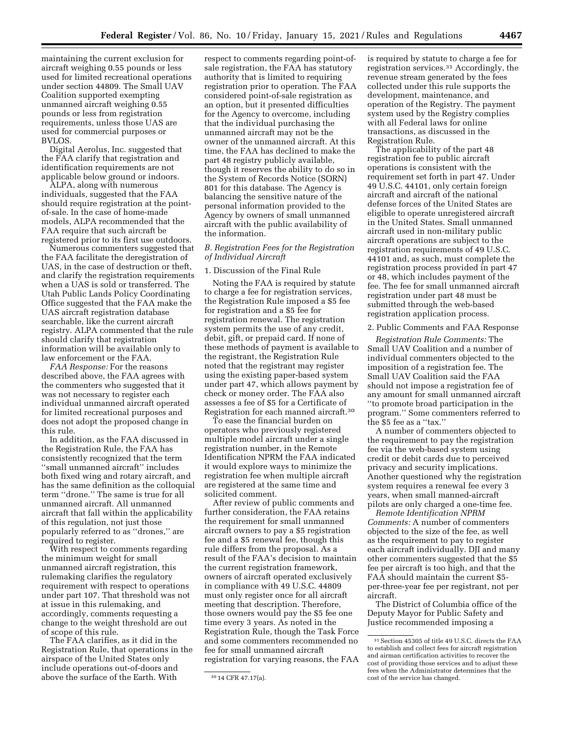maintaining the current exclusion for aircraft weighing 0.55 pounds or less used for limited recreational operations under section 44809. The Small UAV Coalition supported exempting unmanned aircraft weighing 0.55 pounds or less from registration requirements, unless those UAS are used for commercial purposes or BVLOS.

Digital Aerolus, Inc. suggested that the FAA clarify that registration and identification requirements are not applicable below ground or indoors.

ALPA, along with numerous individuals, suggested that the FAA should require registration at the point-of-sale. In the case of home-made models, ALPA recommended that the FAA require that such aircraft be registered prior to its first use outdoors.

Numerous commenters suggested that the FAA facilitate the deregistration of UAS, in the case of destruction or theft, and clarify the registration requirements when a UAS is sold or transferred. The Utah Public Lands Policy Coordinating Office suggested that the FAA make the UAS aircraft registration database searchable, like the current aircraft registry. ALPA commented that the rule should clarify that registration information will be available only to law enforcement or the FAA.

*FAA Response:* For the reasons described above, the FAA agrees with the commenters who suggested that it was not necessary to register each individual unmanned aircraft operated for limited recreational purposes and does not adopt the proposed change in this rule.

In addition, as the FAA discussed in the Registration Rule, the FAA has consistently recognized that the term ''small unmanned aircraft'' includes both fixed wing and rotary aircraft, and has the same definition as the colloquial term ''drone.'' The same is true for all unmanned aircraft. All unmanned aircraft that fall within the applicability of this regulation, not just those popularly referred to as ''drones,'' are required to register.

With respect to comments regarding the minimum weight for small unmanned aircraft registration, this rulemaking clarifies the regulatory requirement with respect to operations under part 107. That threshold was not at issue in this rulemaking, and accordingly, comments requesting a change to the weight threshold are out of scope of this rule.

The FAA clarifies, as it did in the Registration Rule, that operations in the airspace of the United States only include operations out-of-doors and above the surface of the Earth. With respect to comments regarding point-of-sale registration, the FAA has statutory authority that is limited to requiring registration prior to operation. The FAA considered point-of-sale registration as an option, but it presented difficulties for the Agency to overcome, including that the individual purchasing the unmanned aircraft may not be the owner of the unmanned aircraft. At this time, the FAA has declined to make the part 48 registry publicly available, though it reserves the ability to do so in the System of Records Notice (SORN) 801 for this database. The Agency is balancing the sensitive nature of the personal information provided to the Agency by owners of small unmanned aircraft with the public availability of the information.

### B. Registration Fees for the Registration of Individual Aircraft

#### 1. Discussion of the Final Rule

Noting the FAA is required by statute to charge a fee for registration services, the Registration Rule imposed a $5 fee for registration and a $5 fee for registration renewal. The registration system permits the use of any credit, debit, gift, or prepaid card. If none of these methods of payment is available to the registrant, the Registration Rule noted that the registrant may register using the existing paper-based system under part 47, which allows payment by check or money order. The FAA also assesses a fee of $5 for a Certificate of Registration for each manned aircraft.[30]

To ease the financial burden on operators who previously registered multiple model aircraft under a single registration number, in the Remote Identification NPRM the FAA indicated it would explore ways to minimize the registration fee when multiple aircraft are registered at the same time and solicited comment.

After review of public comments and further consideration, the FAA retains the requirement for small unmanned aircraft owners to pay a $5 registration fee and a $5 renewal fee, though this rule differs from the proposal. As a result of the FAA's decision to maintain the current registration framework, owners of aircraft operated exclusively in compliance with 49 U.S.C. 44809 must only register once for all aircraft meeting that description. Therefore, those owners would pay the $5 fee one time every 3 years. As noted in the Registration Rule, though the Task Force and some commenters recommended no fee for small unmanned aircraft registration for varying reasons, the FAA is required by statute to charge a fee for registration services.[31] Accordingly, the revenue stream generated by the fees collected under this rule supports the development, maintenance, and operation of the Registry. The payment system used by the Registry complies with all Federal laws for online transactions, as discussed in the Registration Rule.

The applicability of the part 48 registration fee to public aircraft operations is consistent with the requirement set forth in part 47. Under 49 U.S.C. 44101, only certain foreign aircraft and aircraft of the national defense forces of the United States are eligible to operate unregistered aircraft in the United States. Small unmanned aircraft used in non-military public aircraft operations are subject to the registration requirements of 49 U.S.C. 44101 and, as such, must complete the registration process provided in part 47 or 48, which includes payment of the fee. The fee for small unmanned aircraft registration under part 48 must be submitted through the web-based registration application process.

#### 2. Public Comments and FAA Response

*Registration Rule Comments:* The Small UAV Coalition and a number of individual commenters objected to the imposition of a registration fee. The Small UAV Coalition said the FAA should not impose a registration fee of any amount for small unmanned aircraft ''to promote broad participation in the program.'' Some commenters referred to the $5 fee as a ''tax.''

A number of commenters objected to the requirement to pay the registration fee via the web-based system using credit or debit cards due to perceived privacy and security implications. Another questioned why the registration system requires a renewal fee every 3 years, when small manned-aircraft pilots are only charged a one-time fee.

*Remote Identification NPRM Comments:* A number of commenters objected to the size of the fee, as well as the requirement to pay to register each aircraft individually. DJI and many other commenters suggested that the $5 fee per aircraft is too high, and that the FAA should maintain the current $5-per-three-year fee per registrant, not per aircraft.

The District of Columbia office of the Deputy Mayor for Public Safety and Justice recommended imposing a

[30] 14 CFR 47.17(a).

[31] Section 45305 of title 49 U.S.C. directs the FAA to establish and collect fees for aircraft registration and airman certification activities to recover the cost of providing those services and to adjust these fees when the Administrator determines that the cost of the service has changed.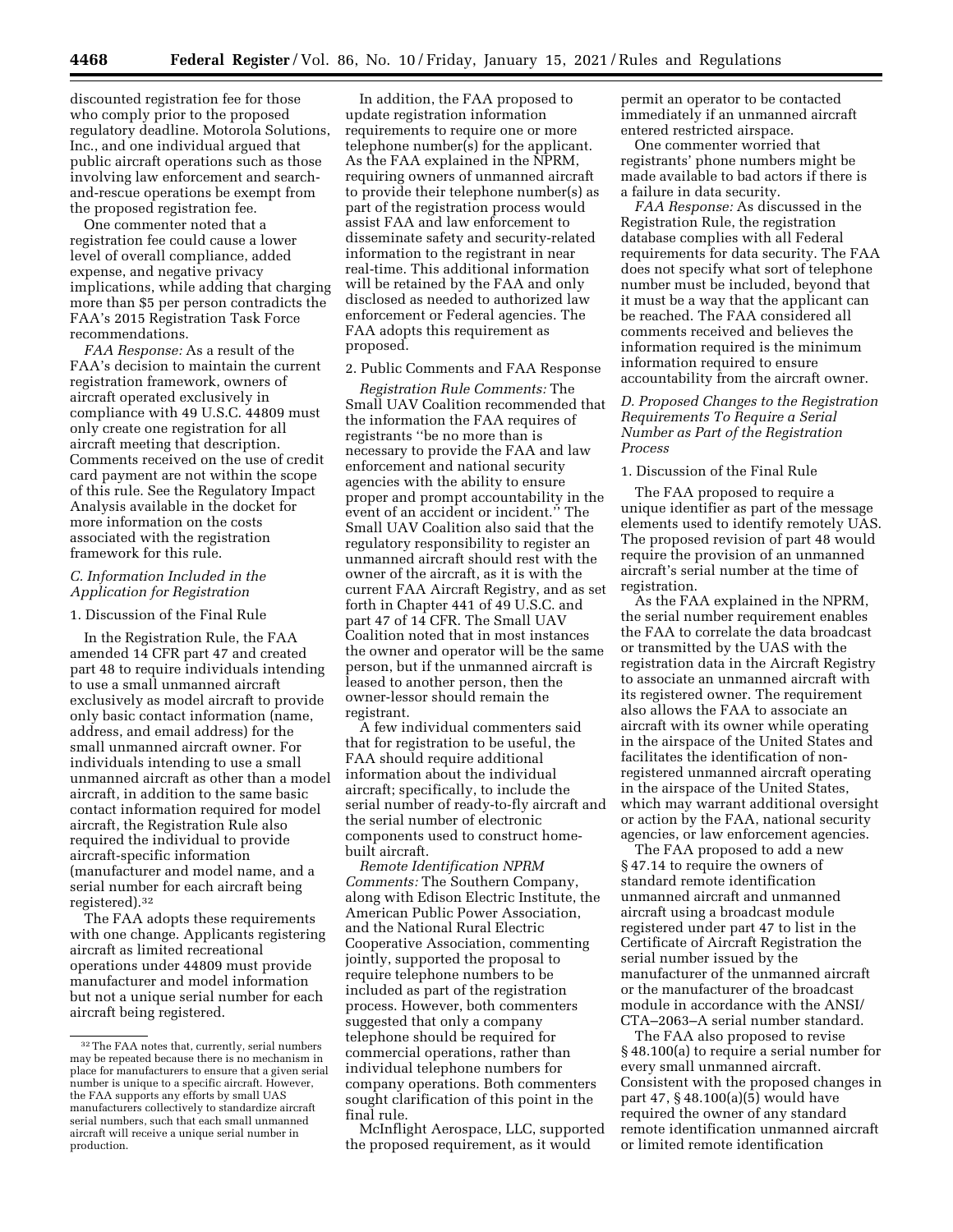discounted registration fee for those who comply prior to the proposed regulatory deadline. Motorola Solutions, Inc., and one individual argued that public aircraft operations such as those involving law enforcement and search-and-rescue operations be exempt from the proposed registration fee.

One commenter noted that a registration fee could cause a lower level of overall compliance, added expense, and negative privacy implications, while adding that charging more than $5 per person contradicts the FAA's 2015 Registration Task Force recommendations.

*FAA Response:* As a result of the FAA's decision to maintain the current registration framework, owners of aircraft operated exclusively in compliance with 49 U.S.C. 44809 must only create one registration for all aircraft meeting that description. Comments received on the use of credit card payment are not within the scope of this rule. See the Regulatory Impact Analysis available in the docket for more information on the costs associated with the registration framework for this rule.

### C. Information Included in the Application for Registration

1. Discussion of the Final Rule

In the Registration Rule, the FAA amended 14 CFR part 47 and created part 48 to require individuals intending to use a small unmanned aircraft exclusively as model aircraft to provide only basic contact information (name, address, and email address) for the small unmanned aircraft owner. For individuals intending to use a small unmanned aircraft as other than a model aircraft, in addition to the same basic contact information required for model aircraft, the Registration Rule also required the individual to provide aircraft-specific information (manufacturer and model name, and a serial number for each aircraft being registered).[32]

The FAA adopts these requirements with one change. Applicants registering aircraft as limited recreational operations under 44809 must provide manufacturer and model information but not a unique serial number for each aircraft being registered.

In addition, the FAA proposed to update registration information requirements to require one or more telephone number(s) for the applicant. As the FAA explained in the NPRM, requiring owners of unmanned aircraft to provide their telephone number(s) as part of the registration process would assist FAA and law enforcement to disseminate safety and security-related information to the registrant in near real-time. This additional information will be retained by the FAA and only disclosed as needed to authorized law enforcement or Federal agencies. The FAA adopts this requirement as proposed.

2. Public Comments and FAA Response

*Registration Rule Comments:* The Small UAV Coalition recommended that the information the FAA requires of registrants "be no more than is necessary to provide the FAA and law enforcement and national security agencies with the ability to ensure proper and prompt accountability in the event of an accident or incident." The Small UAV Coalition also said that the regulatory responsibility to register an unmanned aircraft should rest with the owner of the aircraft, as it is with the current FAA Aircraft Registry, and as set forth in Chapter 441 of 49 U.S.C. and part 47 of 14 CFR. The Small UAV Coalition noted that in most instances the owner and operator will be the same person, but if the unmanned aircraft is leased to another person, then the owner-lessor should remain the registrant.

A few individual commenters said that for registration to be useful, the FAA should require additional information about the individual aircraft; specifically, to include the serial number of ready-to-fly aircraft and the serial number of electronic components used to construct home-built aircraft.

*Remote Identification NPRM Comments:* The Southern Company, along with Edison Electric Institute, the American Public Power Association, and the National Rural Electric Cooperative Association, commenting jointly, supported the proposal to require telephone numbers to be included as part of the registration process. However, both commenters suggested that only a company telephone should be required for commercial operations, rather than individual telephone numbers for company operations. Both commenters sought clarification of this point in the final rule.

McInflight Aerospace, LLC, supported the proposed requirement, as it would permit an operator to be contacted immediately if an unmanned aircraft entered restricted airspace.

One commenter worried that registrants' phone numbers might be made available to bad actors if there is a failure in data security.

*FAA Response:* As discussed in the Registration Rule, the registration database complies with all Federal requirements for data security. The FAA does not specify what sort of telephone number must be included, beyond that it must be a way that the applicant can be reached. The FAA considered all comments received and believes the information required is the minimum information required to ensure accountability from the aircraft owner.

### D. Proposed Changes to the Registration Requirements To Require a Serial Number as Part of the Registration Process

1. Discussion of the Final Rule

The FAA proposed to require a unique identifier as part of the message elements used to identify remotely UAS. The proposed revision of part 48 would require the provision of an unmanned aircraft's serial number at the time of registration.

As the FAA explained in the NPRM, the serial number requirement enables the FAA to correlate the data broadcast or transmitted by the UAS with the registration data in the Aircraft Registry to associate an unmanned aircraft with its registered owner. The requirement also allows the FAA to associate an aircraft with its owner while operating in the airspace of the United States and facilitates the identification of non-registered unmanned aircraft operating in the airspace of the United States, which may warrant additional oversight or action by the FAA, national security agencies, or law enforcement agencies.

The FAA proposed to add a new § 47.14 to require the owners of standard remote identification unmanned aircraft and unmanned aircraft using a broadcast module registered under part 47 to list in the Certificate of Aircraft Registration the serial number issued by the manufacturer of the unmanned aircraft or the manufacturer of the broadcast module in accordance with the ANSI/CTA–2063–A serial number standard.

The FAA also proposed to revise § 48.100(a) to require a serial number for every small unmanned aircraft. Consistent with the proposed changes in part 47, § 48.100(a)(5) would have required the owner of any standard remote identification unmanned aircraft or limited remote identification

[32] The FAA notes that, currently, serial numbers may be repeated because there is no mechanism in place for manufacturers to ensure that a given serial number is unique to a specific aircraft. However, the FAA supports any efforts by small UAS manufacturers collectively to standardize aircraft serial numbers, such that each small unmanned aircraft will receive a unique serial number in production.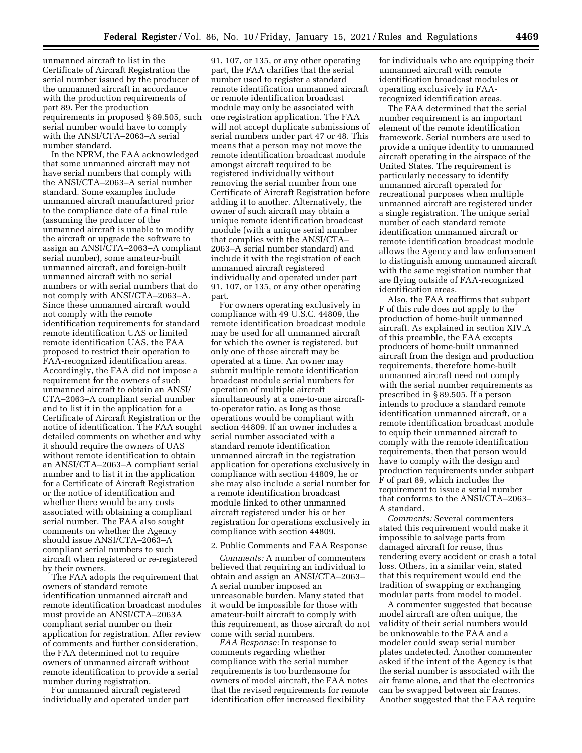unmanned aircraft to list in the Certificate of Aircraft Registration the serial number issued by the producer of the unmanned aircraft in accordance with the production requirements of part 89. Per the production requirements in proposed § 89.505, such serial number would have to comply with the ANSI/CTA–2063–A serial number standard.

In the NPRM, the FAA acknowledged that some unmanned aircraft may not have serial numbers that comply with the ANSI/CTA–2063–A serial number standard. Some examples include unmanned aircraft manufactured prior to the compliance date of a final rule (assuming the producer of the unmanned aircraft is unable to modify the aircraft or upgrade the software to assign an ANSI/CTA–2063–A compliant serial number), some amateur-built unmanned aircraft, and foreign-built unmanned aircraft with no serial numbers or with serial numbers that do not comply with ANSI/CTA–2063–A. Since these unmanned aircraft would not comply with the remote identification requirements for standard remote identification UAS or limited remote identification UAS, the FAA proposed to restrict their operation to FAA-recognized identification areas. Accordingly, the FAA did not impose a requirement for the owners of such unmanned aircraft to obtain an ANSI/CTA–2063–A compliant serial number and to list it in the application for a Certificate of Aircraft Registration or the notice of identification. The FAA sought detailed comments on whether and why it should require the owners of UAS without remote identification to obtain an ANSI/CTA–2063–A compliant serial number and to list it in the application for a Certificate of Aircraft Registration or the notice of identification and whether there would be any costs associated with obtaining a compliant serial number. The FAA also sought comments on whether the Agency should issue ANSI/CTA–2063–A compliant serial numbers to such aircraft when registered or re-registered by their owners.

The FAA adopts the requirement that owners of standard remote identification unmanned aircraft and remote identification broadcast modules must provide an ANSI/CTA–2063A compliant serial number on their application for registration. After review of comments and further consideration, the FAA determined not to require owners of unmanned aircraft without remote identification to provide a serial number during registration.

For unmanned aircraft registered individually and operated under part 91, 107, or 135, or any other operating part, the FAA clarifies that the serial number used to register a standard remote identification unmanned aircraft or remote identification broadcast module may only be associated with one registration application. The FAA will not accept duplicate submissions of serial numbers under part 47 or 48. This means that a person may not move the remote identification broadcast module amongst aircraft required to be registered individually without removing the serial number from one Certificate of Aircraft Registration before adding it to another. Alternatively, the owner of such aircraft may obtain a unique remote identification broadcast module (with a unique serial number that complies with the ANSI/CTA–2063–A serial number standard) and include it with the registration of each unmanned aircraft registered individually and operated under part 91, 107, or 135, or any other operating part.

For owners operating exclusively in compliance with 49 U.S.C. 44809, the remote identification broadcast module may be used for all unmanned aircraft for which the owner is registered, but only one of those aircraft may be operated at a time. An owner may submit multiple remote identification broadcast module serial numbers for operation of multiple aircraft simultaneously at a one-to-one aircraft-to-operator ratio, as long as those operations would be compliant with section 44809. If an owner includes a serial number associated with a standard remote identification unmanned aircraft in the registration application for operations exclusively in compliance with section 44809, he or she may also include a serial number for a remote identification broadcast module linked to other unmanned aircraft registered under his or her registration for operations exclusively in compliance with section 44809.

2. Public Comments and FAA Response

*Comments:* A number of commenters believed that requiring an individual to obtain and assign an ANSI/CTA–2063–A serial number imposed an unreasonable burden. Many stated that it would be impossible for those with amateur-built aircraft to comply with this requirement, as those aircraft do not come with serial numbers.

*FAA Response:* In response to comments regarding whether compliance with the serial number requirements is too burdensome for owners of model aircraft, the FAA notes that the revised requirements for remote identification offer increased flexibility for individuals who are equipping their unmanned aircraft with remote identification broadcast modules or operating exclusively in FAA-recognized identification areas.

The FAA determined that the serial number requirement is an important element of the remote identification framework. Serial numbers are used to provide a unique identity to unmanned aircraft operating in the airspace of the United States. The requirement is particularly necessary to identify unmanned aircraft operated for recreational purposes when multiple unmanned aircraft are registered under a single registration. The unique serial number of each standard remote identification unmanned aircraft or remote identification broadcast module allows the Agency and law enforcement to distinguish among unmanned aircraft with the same registration number that are flying outside of FAA-recognized identification areas.

Also, the FAA reaffirms that subpart F of this rule does not apply to the production of home-built unmanned aircraft. As explained in section XIV.A of this preamble, the FAA excepts producers of home-built unmanned aircraft from the design and production requirements, therefore home-built unmanned aircraft need not comply with the serial number requirements as prescribed in § 89.505. If a person intends to produce a standard remote identification unmanned aircraft, or a remote identification broadcast module to equip their unmanned aircraft to comply with the remote identification requirements, then that person would have to comply with the design and production requirements under subpart F of part 89, which includes the requirement to issue a serial number that conforms to the ANSI/CTA–2063–A standard.

*Comments:* Several commenters stated this requirement would make it impossible to salvage parts from damaged aircraft for reuse, thus rendering every accident or crash a total loss. Others, in a similar vein, stated that this requirement would end the tradition of swapping or exchanging modular parts from model to model.

A commenter suggested that because model aircraft are often unique, the validity of their serial numbers would be unknowable to the FAA and a modeler could swap serial number plates undetected. Another commenter asked if the intent of the Agency is that the serial number is associated with the air frame alone, and that the electronics can be swapped between air frames. Another suggested that the FAA require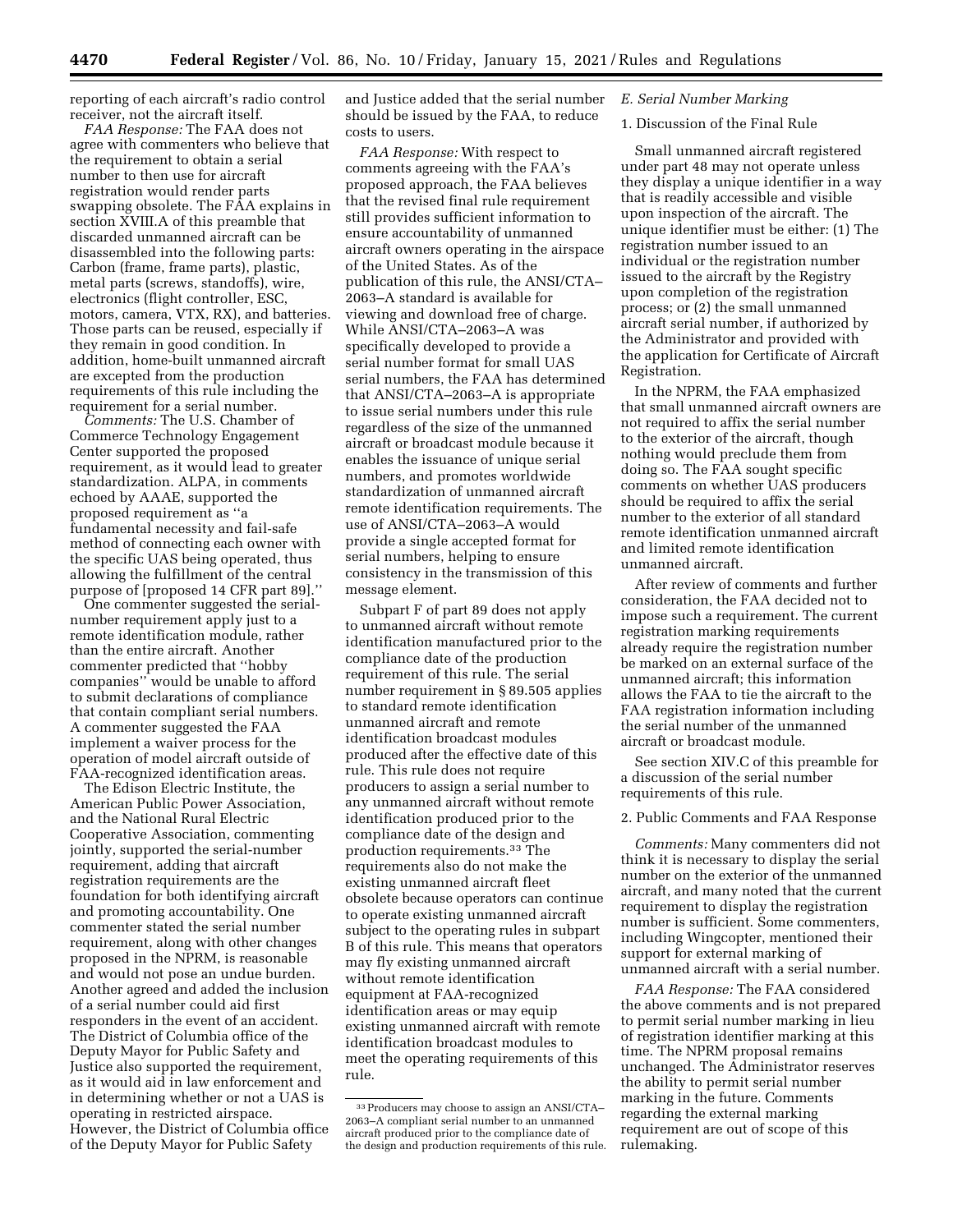reporting of each aircraft's radio control receiver, not the aircraft itself.

*FAA Response:* The FAA does not agree with commenters who believe that the requirement to obtain a serial number to then use for aircraft registration would render parts swapping obsolete. The FAA explains in section XVIII.A of this preamble that discarded unmanned aircraft can be disassembled into the following parts: Carbon (frame, frame parts), plastic, metal parts (screws, standoffs), wire, electronics (flight controller, ESC, motors, camera, VTX, RX), and batteries. Those parts can be reused, especially if they remain in good condition. In addition, home-built unmanned aircraft are excepted from the production requirements of this rule including the requirement for a serial number.

*Comments:* The U.S. Chamber of Commerce Technology Engagement Center supported the proposed requirement, as it would lead to greater standardization. ALPA, in comments echoed by AAAE, supported the proposed requirement as ''a fundamental necessity and fail-safe method of connecting each owner with the specific UAS being operated, thus allowing the fulfillment of the central purpose of [proposed 14 CFR part 89].''

One commenter suggested the serial-number requirement apply just to a remote identification module, rather than the entire aircraft. Another commenter predicted that ''hobby companies'' would be unable to afford to submit declarations of compliance that contain compliant serial numbers. A commenter suggested the FAA implement a waiver process for the operation of model aircraft outside of FAA-recognized identification areas.

The Edison Electric Institute, the American Public Power Association, and the National Rural Electric Cooperative Association, commenting jointly, supported the serial-number requirement, adding that aircraft registration requirements are the foundation for both identifying aircraft and promoting accountability. One commenter stated the serial number requirement, along with other changes proposed in the NPRM, is reasonable and would not pose an undue burden. Another agreed and added the inclusion of a serial number could aid first responders in the event of an accident. The District of Columbia office of the Deputy Mayor for Public Safety and Justice also supported the requirement, as it would aid in law enforcement and in determining whether or not a UAS is operating in restricted airspace. However, the District of Columbia office of the Deputy Mayor for Public Safety and Justice added that the serial number should be issued by the FAA, to reduce costs to users.

*FAA Response:* With respect to comments agreeing with the FAA's proposed approach, the FAA believes that the revised final rule requirement still provides sufficient information to ensure accountability of unmanned aircraft owners operating in the airspace of the United States. As of the publication of this rule, the ANSI/CTA–2063–A standard is available for viewing and download free of charge. While ANSI/CTA–2063–A was specifically developed to provide a serial number format for small UAS serial numbers, the FAA has determined that ANSI/CTA–2063–A is appropriate to issue serial numbers under this rule regardless of the size of the unmanned aircraft or broadcast module because it enables the issuance of unique serial numbers, and promotes worldwide standardization of unmanned aircraft remote identification requirements. The use of ANSI/CTA–2063–A would provide a single accepted format for serial numbers, helping to ensure consistency in the transmission of this message element.

Subpart F of part 89 does not apply to unmanned aircraft without remote identification manufactured prior to the compliance date of the production requirement of this rule. The serial number requirement in § 89.505 applies to standard remote identification unmanned aircraft and remote identification broadcast modules produced after the effective date of this rule. This rule does not require producers to assign a serial number to any unmanned aircraft without remote identification produced prior to the compliance date of the design and production requirements.[33] The requirements also do not make the existing unmanned aircraft fleet obsolete because operators can continue to operate existing unmanned aircraft subject to the operating rules in subpart B of this rule. This means that operators may fly existing unmanned aircraft without remote identification equipment at FAA-recognized identification areas or may equip existing unmanned aircraft with remote identification broadcast modules to meet the operating requirements of this rule.

[33] Producers may choose to assign an ANSI/CTA–2063–A compliant serial number to an unmanned aircraft produced prior to the compliance date of the design and production requirements of this rule.

### *E. Serial Number Marking*

#### 1. Discussion of the Final Rule

Small unmanned aircraft registered under part 48 may not operate unless they display a unique identifier in a way that is readily accessible and visible upon inspection of the aircraft. The unique identifier must be either: (1) The registration number issued to an individual or the registration number issued to the aircraft by the Registry upon completion of the registration process; or (2) the small unmanned aircraft serial number, if authorized by the Administrator and provided with the application for Certificate of Aircraft Registration.

In the NPRM, the FAA emphasized that small unmanned aircraft owners are not required to affix the serial number to the exterior of the aircraft, though nothing would preclude them from doing so. The FAA sought specific comments on whether UAS producers should be required to affix the serial number to the exterior of all standard remote identification unmanned aircraft and limited remote identification unmanned aircraft.

After review of comments and further consideration, the FAA decided not to impose such a requirement. The current registration marking requirements already require the registration number be marked on an external surface of the unmanned aircraft; this information allows the FAA to tie the aircraft to the FAA registration information including the serial number of the unmanned aircraft or broadcast module.

See section XIV.C of this preamble for a discussion of the serial number requirements of this rule.

#### 2. Public Comments and FAA Response

*Comments:* Many commenters did not think it is necessary to display the serial number on the exterior of the unmanned aircraft, and many noted that the current requirement to display the registration number is sufficient. Some commenters, including Wingcopter, mentioned their support for external marking of unmanned aircraft with a serial number.

*FAA Response:* The FAA considered the above comments and is not prepared to permit serial number marking in lieu of registration identifier marking at this time. The NPRM proposal remains unchanged. The Administrator reserves the ability to permit serial number marking in the future. Comments regarding the external marking requirement are out of scope of this rulemaking.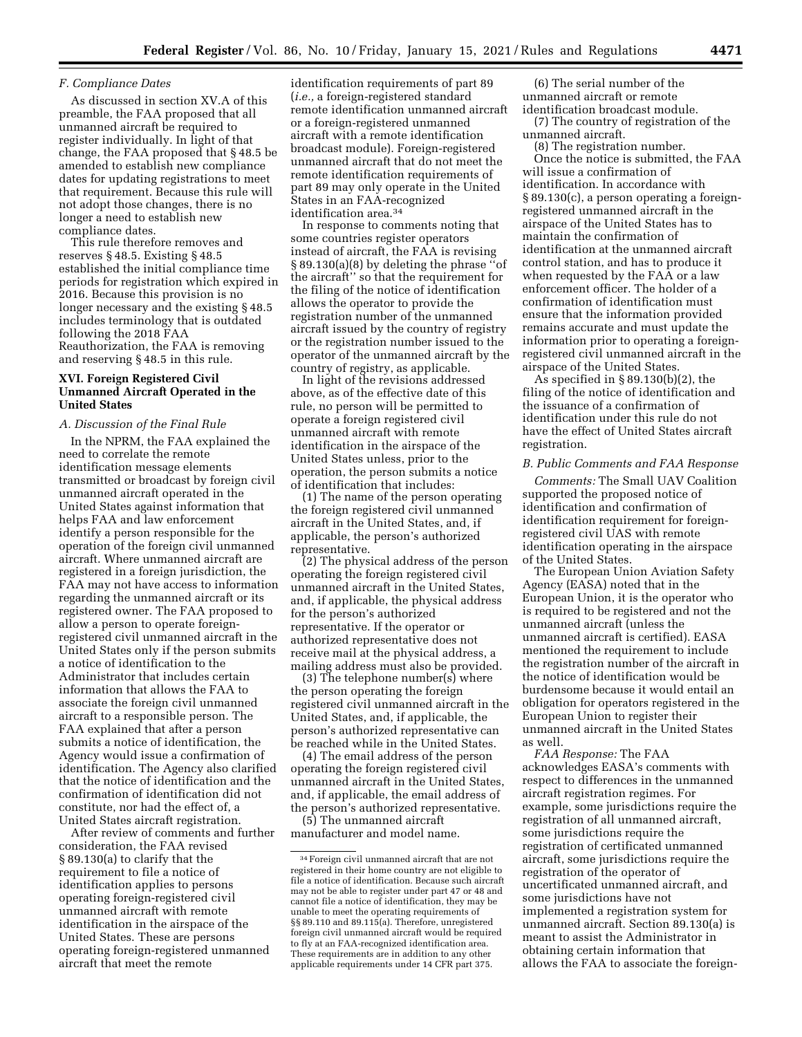### F. Compliance Dates

As discussed in section XV.A of this preamble, the FAA proposed that all unmanned aircraft be required to register individually. In light of that change, the FAA proposed that § 48.5 be amended to establish new compliance dates for updating registrations to meet that requirement. Because this rule will not adopt those changes, there is no longer a need to establish new compliance dates.

This rule therefore removes and reserves § 48.5. Existing § 48.5 established the initial compliance time periods for registration which expired in 2016. Because this provision is no longer necessary and the existing § 48.5 includes terminology that is outdated following the 2018 FAA Reauthorization, the FAA is removing and reserving § 48.5 in this rule.

## XVI. Foreign Registered Civil Unmanned Aircraft Operated in the United States

### A. Discussion of the Final Rule

In the NPRM, the FAA explained the need to correlate the remote identification message elements transmitted or broadcast by foreign civil unmanned aircraft operated in the United States against information that helps FAA and law enforcement identify a person responsible for the operation of the foreign civil unmanned aircraft. Where unmanned aircraft are registered in a foreign jurisdiction, the FAA may not have access to information regarding the unmanned aircraft or its registered owner. The FAA proposed to allow a person to operate foreign-registered civil unmanned aircraft in the United States only if the person submits a notice of identification to the Administrator that includes certain information that allows the FAA to associate the foreign civil unmanned aircraft to a responsible person. The FAA explained that after a person submits a notice of identification, the Agency would issue a confirmation of identification. The Agency also clarified that the notice of identification and the confirmation of identification did not constitute, nor had the effect of, a United States aircraft registration.

After review of comments and further consideration, the FAA revised § 89.130(a) to clarify that the requirement to file a notice of identification applies to persons operating foreign-registered civil unmanned aircraft with remote identification in the airspace of the United States. These are persons operating foreign-registered unmanned aircraft that meet the remote identification requirements of part 89 (*i.e.,* a foreign-registered standard remote identification unmanned aircraft or a foreign-registered unmanned aircraft with a remote identification broadcast module). Foreign-registered unmanned aircraft that do not meet the remote identification requirements of part 89 may only operate in the United States in an FAA-recognized identification area.[34]

In response to comments noting that some countries register operators instead of aircraft, the FAA is revising § 89.130(a)(8) by deleting the phrase "of the aircraft" so that the requirement for the filing of the notice of identification allows the operator to provide the registration number of the unmanned aircraft issued by the country of registry or the registration number issued to the operator of the unmanned aircraft by the country of registry, as applicable.

In light of the revisions addressed above, as of the effective date of this rule, no person will be permitted to operate a foreign registered civil unmanned aircraft with remote identification in the airspace of the United States unless, prior to the operation, the person submits a notice of identification that includes:

(1) The name of the person operating the foreign registered civil unmanned aircraft in the United States, and, if applicable, the person's authorized representative.

(2) The physical address of the person operating the foreign registered civil unmanned aircraft in the United States, and, if applicable, the physical address for the person's authorized representative. If the operator or authorized representative does not receive mail at the physical address, a mailing address must also be provided.

(3) The telephone number(s) where the person operating the foreign registered civil unmanned aircraft in the United States, and, if applicable, the person's authorized representative can be reached while in the United States.

(4) The email address of the person operating the foreign registered civil unmanned aircraft in the United States, and, if applicable, the email address of the person's authorized representative.

(5) The unmanned aircraft manufacturer and model name.

(6) The serial number of the unmanned aircraft or remote identification broadcast module.

(7) The country of registration of the unmanned aircraft.

(8) The registration number.

Once the notice is submitted, the FAA will issue a confirmation of identification. In accordance with § 89.130(c), a person operating a foreign-registered unmanned aircraft in the airspace of the United States has to maintain the confirmation of identification at the unmanned aircraft control station, and has to produce it when requested by the FAA or a law enforcement officer. The holder of a confirmation of identification must ensure that the information provided remains accurate and must update the information prior to operating a foreign-registered civil unmanned aircraft in the airspace of the United States.

As specified in § 89.130(b)(2), the filing of the notice of identification and the issuance of a confirmation of identification under this rule do not have the effect of United States aircraft registration.

### B. Public Comments and FAA Response

*Comments:* The Small UAV Coalition supported the proposed notice of identification and confirmation of identification requirement for foreign-registered civil UAS with remote identification operating in the airspace of the United States.

The European Union Aviation Safety Agency (EASA) noted that in the European Union, it is the operator who is required to be registered and not the unmanned aircraft (unless the unmanned aircraft is certified). EASA mentioned the requirement to include the registration number of the aircraft in the notice of identification would be burdensome because it would entail an obligation for operators registered in the European Union to register their unmanned aircraft in the United States as well.

*FAA Response:* The FAA acknowledges EASA's comments with respect to differences in the unmanned aircraft registration regimes. For example, some jurisdictions require the registration of all unmanned aircraft, some jurisdictions require the registration of certificated unmanned aircraft, some jurisdictions require the registration of the operator of uncertificated unmanned aircraft, and some jurisdictions have not implemented a registration system for unmanned aircraft. Section 89.130(a) is meant to assist the Administrator in obtaining certain information that allows the FAA to associate the foreign-

---

[34] Foreign civil unmanned aircraft that are not registered in their home country are not eligible to file a notice of identification. Because such aircraft may not be able to register under part 47 or 48 and cannot file a notice of identification, they may be unable to meet the operating requirements of §§ 89.110 and 89.115(a). Therefore, unregistered foreign civil unmanned aircraft would be required to fly at an FAA-recognized identification area. These requirements are in addition to any other applicable requirements under 14 CFR part 375.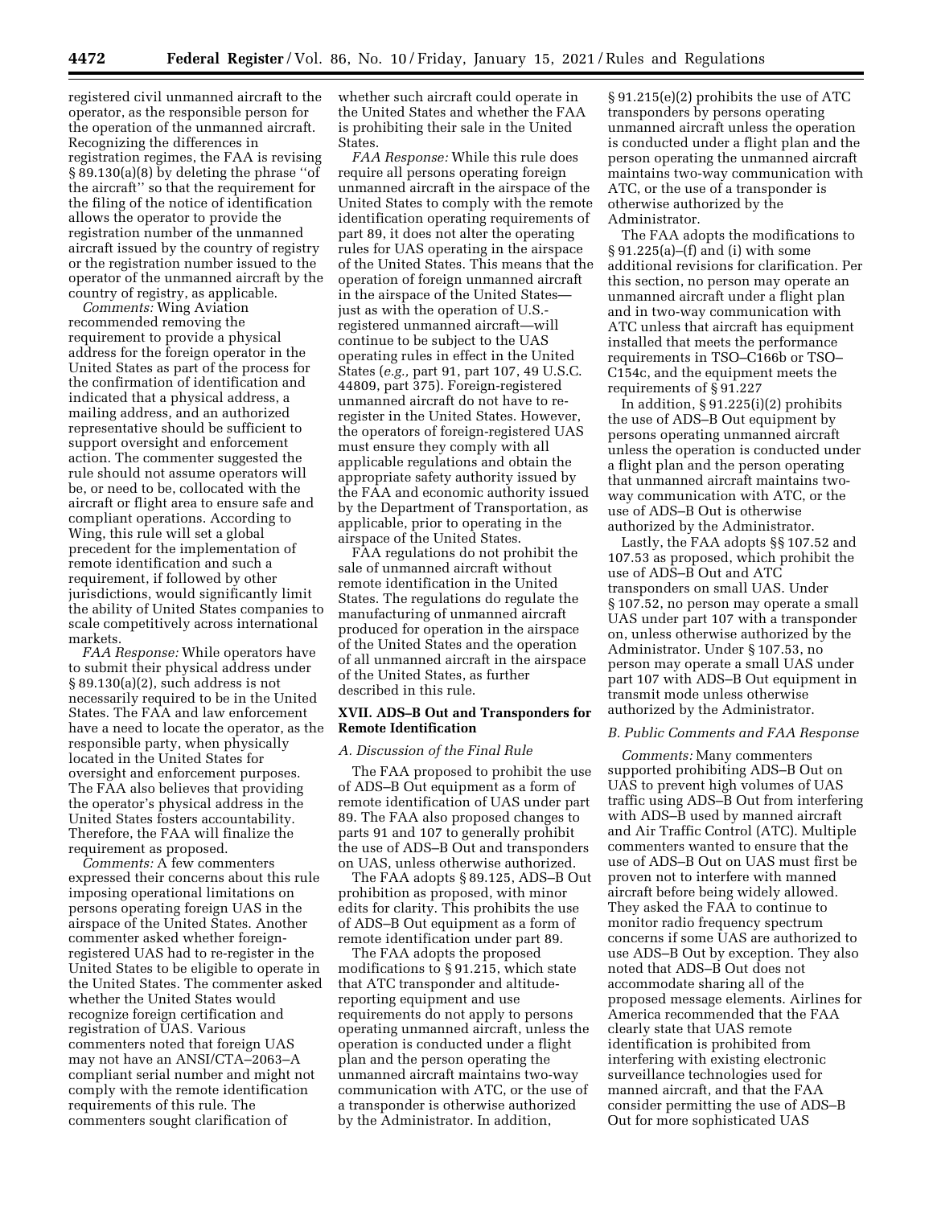registered civil unmanned aircraft to the operator, as the responsible person for the operation of the unmanned aircraft. Recognizing the differences in registration regimes, the FAA is revising § 89.130(a)(8) by deleting the phrase ''of the aircraft'' so that the requirement for the filing of the notice of identification allows the operator to provide the registration number of the unmanned aircraft issued by the country of registry or the registration number issued to the operator of the unmanned aircraft by the country of registry, as applicable.

*Comments:* Wing Aviation recommended removing the requirement to provide a physical address for the foreign operator in the United States as part of the process for the confirmation of identification and indicated that a physical address, a mailing address, and an authorized representative should be sufficient to support oversight and enforcement action. The commenter suggested the rule should not assume operators will be, or need to be, collocated with the aircraft or flight area to ensure safe and compliant operations. According to Wing, this rule will set a global precedent for the implementation of remote identification and such a requirement, if followed by other jurisdictions, would significantly limit the ability of United States companies to scale competitively across international markets.

*FAA Response:* While operators have to submit their physical address under § 89.130(a)(2), such address is not necessarily required to be in the United States. The FAA and law enforcement have a need to locate the operator, as the responsible party, when physically located in the United States for oversight and enforcement purposes. The FAA also believes that providing the operator's physical address in the United States fosters accountability. Therefore, the FAA will finalize the requirement as proposed.

*Comments:* A few commenters expressed their concerns about this rule imposing operational limitations on persons operating foreign UAS in the airspace of the United States. Another commenter asked whether foreign-registered UAS had to re-register in the United States to be eligible to operate in the United States. The commenter asked whether the United States would recognize foreign certification and registration of UAS. Various commenters noted that foreign UAS may not have an ANSI/CTA–2063–A compliant serial number and might not comply with the remote identification requirements of this rule. The commenters sought clarification of whether such aircraft could operate in the United States and whether the FAA is prohibiting their sale in the United States.

*FAA Response:* While this rule does require all persons operating foreign unmanned aircraft in the airspace of the United States to comply with the remote identification operating requirements of part 89, it does not alter the operating rules for UAS operating in the airspace of the United States. This means that the operation of foreign unmanned aircraft in the airspace of the United States—just as with the operation of U.S.-registered unmanned aircraft—will continue to be subject to the UAS operating rules in effect in the United States (*e.g.,* part 91, part 107, 49 U.S.C. 44809, part 375). Foreign-registered unmanned aircraft do not have to re-register in the United States. However, the operators of foreign-registered UAS must ensure they comply with all applicable regulations and obtain the appropriate safety authority issued by the FAA and economic authority issued by the Department of Transportation, as applicable, prior to operating in the airspace of the United States.

FAA regulations do not prohibit the sale of unmanned aircraft without remote identification in the United States. The regulations do regulate the manufacturing of unmanned aircraft produced for operation in the airspace of the United States and the operation of all unmanned aircraft in the airspace of the United States, as further described in this rule.

## XVII. ADS–B Out and Transponders for Remote Identification

### *A. Discussion of the Final Rule*

The FAA proposed to prohibit the use of ADS–B Out equipment as a form of remote identification of UAS under part 89. The FAA also proposed changes to parts 91 and 107 to generally prohibit the use of ADS–B Out and transponders on UAS, unless otherwise authorized.

The FAA adopts § 89.125, ADS–B Out prohibition as proposed, with minor edits for clarity. This prohibits the use of ADS–B Out equipment as a form of remote identification under part 89.

The FAA adopts the proposed modifications to § 91.215, which state that ATC transponder and altitude-reporting equipment and use requirements do not apply to persons operating unmanned aircraft, unless the operation is conducted under a flight plan and the person operating the unmanned aircraft maintains two-way communication with ATC, or the use of a transponder is otherwise authorized by the Administrator. In addition, § 91.215(e)(2) prohibits the use of ATC transponders by persons operating unmanned aircraft unless the operation is conducted under a flight plan and the person operating the unmanned aircraft maintains two-way communication with ATC, or the use of a transponder is otherwise authorized by the Administrator.

The FAA adopts the modifications to § 91.225(a)–(f) and (i) with some additional revisions for clarification. Per this section, no person may operate an unmanned aircraft under a flight plan and in two-way communication with ATC unless that aircraft has equipment installed that meets the performance requirements in TSO–C166b or TSO–C154c, and the equipment meets the requirements of § 91.227

In addition, § 91.225(i)(2) prohibits the use of ADS–B Out equipment by persons operating unmanned aircraft unless the operation is conducted under a flight plan and the person operating that unmanned aircraft maintains two-way communication with ATC, or the use of ADS–B Out is otherwise authorized by the Administrator.

Lastly, the FAA adopts §§ 107.52 and 107.53 as proposed, which prohibit the use of ADS–B Out and ATC transponders on small UAS. Under § 107.52, no person may operate a small UAS under part 107 with a transponder on, unless otherwise authorized by the Administrator. Under § 107.53, no person may operate a small UAS under part 107 with ADS–B Out equipment in transmit mode unless otherwise authorized by the Administrator.

### *B. Public Comments and FAA Response*

*Comments:* Many commenters supported prohibiting ADS–B Out on UAS to prevent high volumes of UAS traffic using ADS–B Out from interfering with ADS–B used by manned aircraft and Air Traffic Control (ATC). Multiple commenters wanted to ensure that the use of ADS–B Out on UAS must first be proven not to interfere with manned aircraft before being widely allowed. They asked the FAA to continue to monitor radio frequency spectrum concerns if some UAS are authorized to use ADS–B Out by exception. They also noted that ADS–B Out does not accommodate sharing all of the proposed message elements. Airlines for America recommended that the FAA clearly state that UAS remote identification is prohibited from interfering with existing electronic surveillance technologies used for manned aircraft, and that the FAA consider permitting the use of ADS–B Out for more sophisticated UAS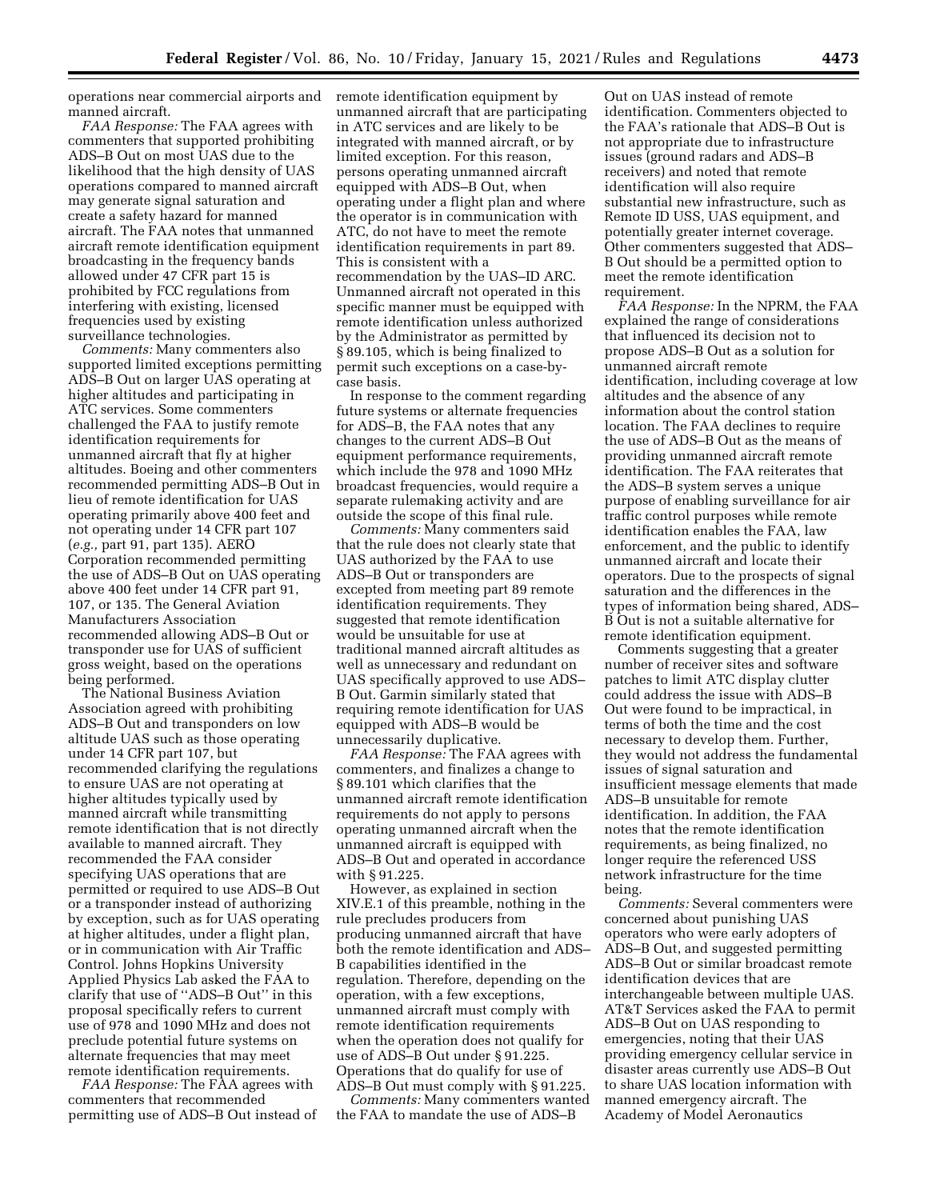operations near commercial airports and manned aircraft.

*FAA Response:* The FAA agrees with commenters that supported prohibiting ADS–B Out on most UAS due to the likelihood that the high density of UAS operations compared to manned aircraft may generate signal saturation and create a safety hazard for manned aircraft. The FAA notes that unmanned aircraft remote identification equipment broadcasting in the frequency bands allowed under 47 CFR part 15 is prohibited by FCC regulations from interfering with existing, licensed frequencies used by existing surveillance technologies.

*Comments:* Many commenters also supported limited exceptions permitting ADS–B Out on larger UAS operating at higher altitudes and participating in ATC services. Some commenters challenged the FAA to justify remote identification requirements for unmanned aircraft that fly at higher altitudes. Boeing and other commenters recommended permitting ADS–B Out in lieu of remote identification for UAS operating primarily above 400 feet and not operating under 14 CFR part 107 (*e.g.,* part 91, part 135). AERO Corporation recommended permitting the use of ADS–B Out on UAS operating above 400 feet under 14 CFR part 91, 107, or 135. The General Aviation Manufacturers Association recommended allowing ADS–B Out or transponder use for UAS of sufficient gross weight, based on the operations being performed.

The National Business Aviation Association agreed with prohibiting ADS–B Out and transponders on low altitude UAS such as those operating under 14 CFR part 107, but recommended clarifying the regulations to ensure UAS are not operating at higher altitudes typically used by manned aircraft while transmitting remote identification that is not directly available to manned aircraft. They recommended the FAA consider specifying UAS operations that are permitted or required to use ADS–B Out or a transponder instead of authorizing by exception, such as for UAS operating at higher altitudes, under a flight plan, or in communication with Air Traffic Control. Johns Hopkins University Applied Physics Lab asked the FAA to clarify that use of ''ADS–B Out'' in this proposal specifically refers to current use of 978 and 1090 MHz and does not preclude potential future systems on alternate frequencies that may meet remote identification requirements.

*FAA Response:* The FAA agrees with commenters that recommended permitting use of ADS–B Out instead of remote identification equipment by unmanned aircraft that are participating in ATC services and are likely to be integrated with manned aircraft, or by limited exception. For this reason, persons operating unmanned aircraft equipped with ADS–B Out, when operating under a flight plan and where the operator is in communication with ATC, do not have to meet the remote identification requirements in part 89. This is consistent with a recommendation by the UAS–ID ARC. Unmanned aircraft not operated in this specific manner must be equipped with remote identification unless authorized by the Administrator as permitted by § 89.105, which is being finalized to permit such exceptions on a case-by-case basis.

In response to the comment regarding future systems or alternate frequencies for ADS–B, the FAA notes that any changes to the current ADS–B Out equipment performance requirements, which include the 978 and 1090 MHz broadcast frequencies, would require a separate rulemaking activity and are outside the scope of this final rule.

*Comments:* Many commenters said that the rule does not clearly state that UAS authorized by the FAA to use ADS–B Out or transponders are excepted from meeting part 89 remote identification requirements. They suggested that remote identification would be unsuitable for use at traditional manned aircraft altitudes as well as unnecessary and redundant on UAS specifically approved to use ADS–B Out. Garmin similarly stated that requiring remote identification for UAS equipped with ADS–B would be unnecessarily duplicative.

*FAA Response:* The FAA agrees with commenters, and finalizes a change to § 89.101 which clarifies that the unmanned aircraft remote identification requirements do not apply to persons operating unmanned aircraft when the unmanned aircraft is equipped with ADS–B Out and operated in accordance with § 91.225.

However, as explained in section XIV.E.1 of this preamble, nothing in the rule precludes producers from producing unmanned aircraft that have both the remote identification and ADS–B capabilities identified in the regulation. Therefore, depending on the operation, with a few exceptions, unmanned aircraft must comply with remote identification requirements when the operation does not qualify for use of ADS–B Out under § 91.225. Operations that do qualify for use of ADS–B Out must comply with § 91.225.

*Comments:* Many commenters wanted the FAA to mandate the use of ADS–B Out on UAS instead of remote identification. Commenters objected to the FAA's rationale that ADS–B Out is not appropriate due to infrastructure issues (ground radars and ADS–B receivers) and noted that remote identification will also require substantial new infrastructure, such as Remote ID USS, UAS equipment, and potentially greater internet coverage. Other commenters suggested that ADS–B Out should be a permitted option to meet the remote identification requirement.

*FAA Response:* In the NPRM, the FAA explained the range of considerations that influenced its decision not to propose ADS–B Out as a solution for unmanned aircraft remote identification, including coverage at low altitudes and the absence of any information about the control station location. The FAA declines to require the use of ADS–B Out as the means of providing unmanned aircraft remote identification. The FAA reiterates that the ADS–B system serves a unique purpose of enabling surveillance for air traffic control purposes while remote identification enables the FAA, law enforcement, and the public to identify unmanned aircraft and locate their operators. Due to the prospects of signal saturation and the differences in the types of information being shared, ADS–B Out is not a suitable alternative for remote identification equipment.

Comments suggesting that a greater number of receiver sites and software patches to limit ATC display clutter could address the issue with ADS–B Out were found to be impractical, in terms of both the time and the cost necessary to develop them. Further, they would not address the fundamental issues of signal saturation and insufficient message elements that made ADS–B unsuitable for remote identification. In addition, the FAA notes that the remote identification requirements, as being finalized, no longer require the referenced USS network infrastructure for the time being.

*Comments:* Several commenters were concerned about punishing UAS operators who were early adopters of ADS–B Out, and suggested permitting ADS–B Out or similar broadcast remote identification devices that are interchangeable between multiple UAS. AT&T Services asked the FAA to permit ADS–B Out on UAS responding to emergencies, noting that their UAS providing emergency cellular service in disaster areas currently use ADS–B Out to share UAS location information with manned emergency aircraft. The Academy of Model Aeronautics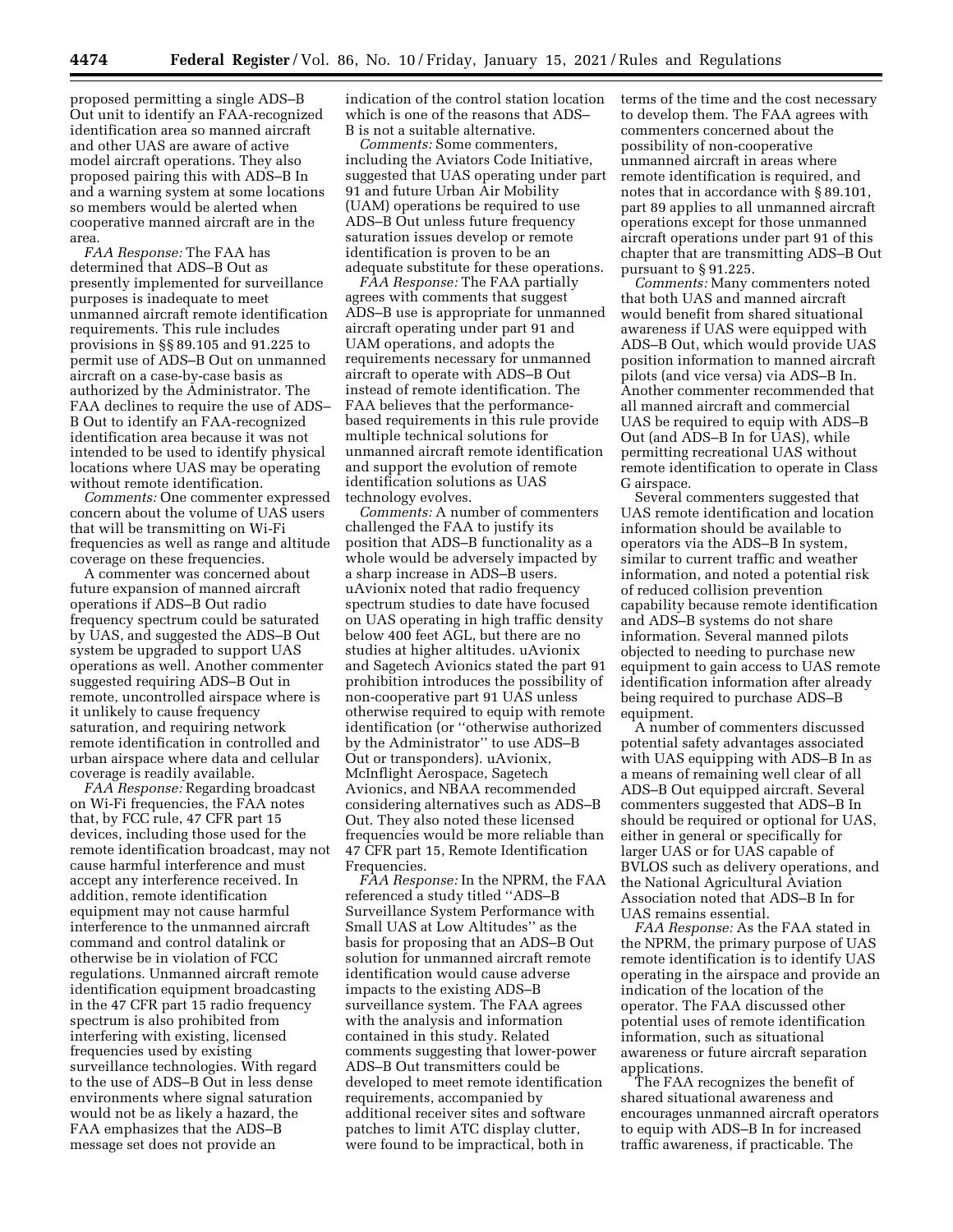proposed permitting a single ADS–B Out unit to identify an FAA-recognized identification area so manned aircraft and other UAS are aware of active model aircraft operations. They also proposed pairing this with ADS–B In and a warning system at some locations so members would be alerted when cooperative manned aircraft are in the area.

*FAA Response:* The FAA has determined that ADS–B Out as presently implemented for surveillance purposes is inadequate to meet unmanned aircraft remote identification requirements. This rule includes provisions in §§ 89.105 and 91.225 to permit use of ADS–B Out on unmanned aircraft on a case-by-case basis as authorized by the Administrator. The FAA declines to require the use of ADS–B Out to identify an FAA-recognized identification area because it was not intended to be used to identify physical locations where UAS may be operating without remote identification.

*Comments:* One commenter expressed concern about the volume of UAS users that will be transmitting on Wi-Fi frequencies as well as range and altitude coverage on these frequencies.

A commenter was concerned about future expansion of manned aircraft operations if ADS–B Out radio frequency spectrum could be saturated by UAS, and suggested the ADS–B Out system be upgraded to support UAS operations as well. Another commenter suggested requiring ADS–B Out in remote, uncontrolled airspace where is it unlikely to cause frequency saturation, and requiring network remote identification in controlled and urban airspace where data and cellular coverage is readily available.

*FAA Response:* Regarding broadcast on Wi-Fi frequencies, the FAA notes that, by FCC rule, 47 CFR part 15 devices, including those used for the remote identification broadcast, may not cause harmful interference and must accept any interference received. In addition, remote identification equipment may not cause harmful interference to the unmanned aircraft command and control datalink or otherwise be in violation of FCC regulations. Unmanned aircraft remote identification equipment broadcasting in the 47 CFR part 15 radio frequency spectrum is also prohibited from interfering with existing, licensed frequencies used by existing surveillance technologies. With regard to the use of ADS–B Out in less dense environments where signal saturation would not be as likely a hazard, the FAA emphasizes that the ADS–B message set does not provide an indication of the control station location which is one of the reasons that ADS–B is not a suitable alternative.

*Comments:* Some commenters, including the Aviators Code Initiative, suggested that UAS operating under part 91 and future Urban Air Mobility (UAM) operations be required to use ADS–B Out unless future frequency saturation issues develop or remote identification is proven to be an adequate substitute for these operations.

*FAA Response:* The FAA partially agrees with comments that suggest ADS–B use is appropriate for unmanned aircraft operating under part 91 and UAM operations, and adopts the requirements necessary for unmanned aircraft to operate with ADS–B Out instead of remote identification. The FAA believes that the performance-based requirements in this rule provide multiple technical solutions for unmanned aircraft remote identification and support the evolution of remote identification solutions as UAS technology evolves.

*Comments:* A number of commenters challenged the FAA to justify its position that ADS–B functionality as a whole would be adversely impacted by a sharp increase in ADS–B users. uAvionix noted that radio frequency spectrum studies to date have focused on UAS operating in high traffic density below 400 feet AGL, but there are no studies at higher altitudes. uAvionix and Sagetech Avionics stated the part 91 prohibition introduces the possibility of non-cooperative part 91 UAS unless otherwise required to equip with remote identification (or ''otherwise authorized by the Administrator'' to use ADS–B Out or transponders). uAvionix, McInflight Aerospace, Sagetech Avionics, and NBAA recommended considering alternatives such as ADS–B Out. They also noted these licensed frequencies would be more reliable than 47 CFR part 15, Remote Identification Frequencies.

*FAA Response:* In the NPRM, the FAA referenced a study titled ''ADS–B Surveillance System Performance with Small UAS at Low Altitudes'' as the basis for proposing that an ADS–B Out solution for unmanned aircraft remote identification would cause adverse impacts to the existing ADS–B surveillance system. The FAA agrees with the analysis and information contained in this study. Related comments suggesting that lower-power ADS–B Out transmitters could be developed to meet remote identification requirements, accompanied by additional receiver sites and software patches to limit ATC display clutter, were found to be impractical, both in terms of the time and the cost necessary to develop them. The FAA agrees with commenters concerned about the possibility of non-cooperative unmanned aircraft in areas where remote identification is required, and notes that in accordance with § 89.101, part 89 applies to all unmanned aircraft operations except for those unmanned aircraft operations under part 91 of this chapter that are transmitting ADS–B Out pursuant to § 91.225.

*Comments:* Many commenters noted that both UAS and manned aircraft would benefit from shared situational awareness if UAS were equipped with ADS–B Out, which would provide UAS position information to manned aircraft pilots (and vice versa) via ADS–B In. Another commenter recommended that all manned aircraft and commercial UAS be required to equip with ADS–B Out (and ADS–B In for UAS), while permitting recreational UAS without remote identification to operate in Class G airspace.

Several commenters suggested that UAS remote identification and location information should be available to operators via the ADS–B In system, similar to current traffic and weather information, and noted a potential risk of reduced collision prevention capability because remote identification and ADS–B systems do not share information. Several manned pilots objected to needing to purchase new equipment to gain access to UAS remote identification information after already being required to purchase ADS–B equipment.

A number of commenters discussed potential safety advantages associated with UAS equipping with ADS–B In as a means of remaining well clear of all ADS–B Out equipped aircraft. Several commenters suggested that ADS–B In should be required or optional for UAS, either in general or specifically for larger UAS or for UAS capable of BVLOS such as delivery operations, and the National Agricultural Aviation Association noted that ADS–B In for UAS remains essential.

*FAA Response:* As the FAA stated in the NPRM, the primary purpose of UAS remote identification is to identify UAS operating in the airspace and provide an indication of the location of the operator. The FAA discussed other potential uses of remote identification information, such as situational awareness or future aircraft separation applications.

The FAA recognizes the benefit of shared situational awareness and encourages unmanned aircraft operators to equip with ADS–B In for increased traffic awareness, if practicable. The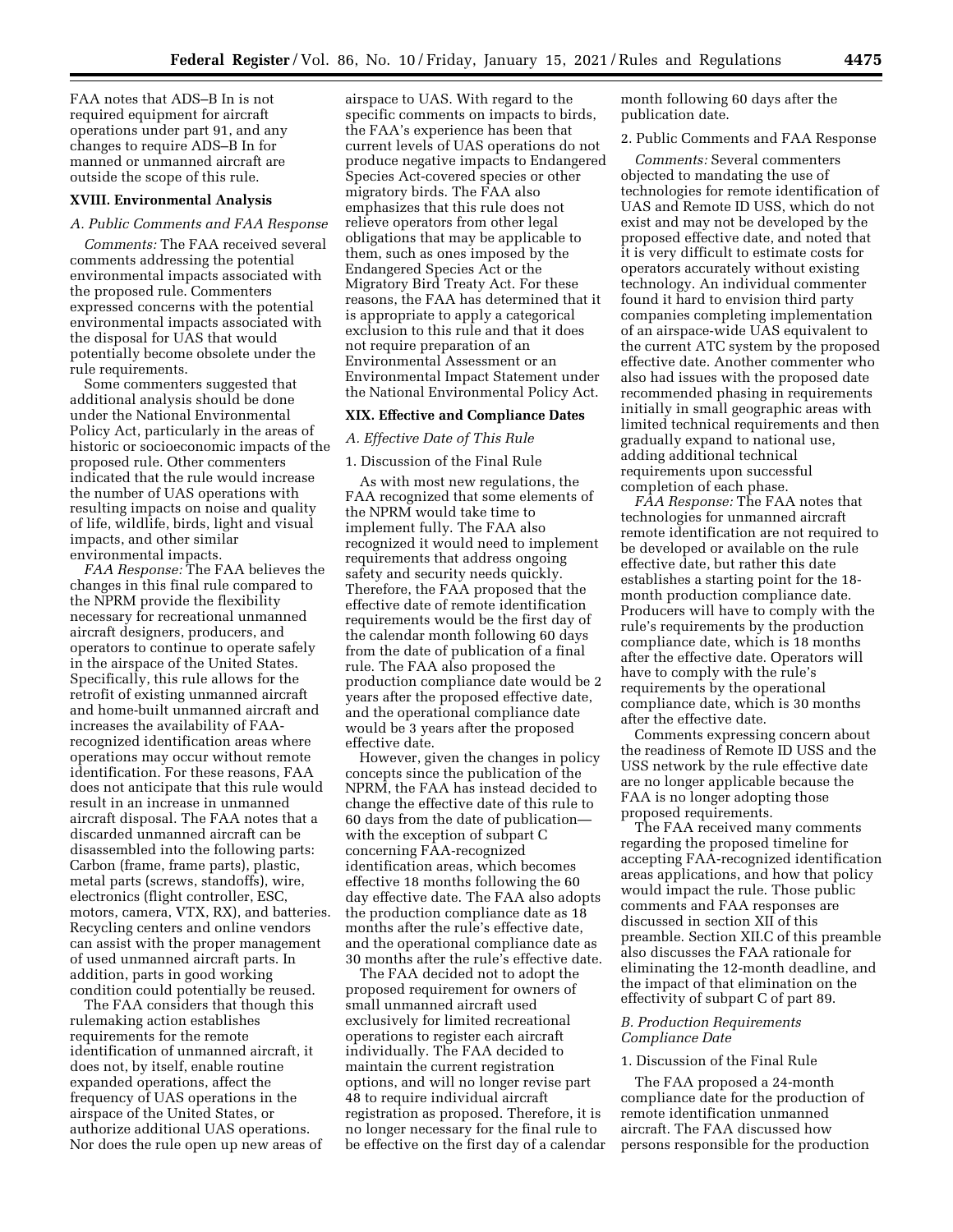FAA notes that ADS–B In is not required equipment for aircraft operations under part 91, and any changes to require ADS–B In for manned or unmanned aircraft are outside the scope of this rule.

## XVIII. Environmental Analysis

### A. Public Comments and FAA Response

*Comments:* The FAA received several comments addressing the potential environmental impacts associated with the proposed rule. Commenters expressed concerns with the potential environmental impacts associated with the disposal for UAS that would potentially become obsolete under the rule requirements.

Some commenters suggested that additional analysis should be done under the National Environmental Policy Act, particularly in the areas of historic or socioeconomic impacts of the proposed rule. Other commenters indicated that the rule would increase the number of UAS operations with resulting impacts on noise and quality of life, wildlife, birds, light and visual impacts, and other similar environmental impacts.

*FAA Response:* The FAA believes the changes in this final rule compared to the NPRM provide the flexibility necessary for recreational unmanned aircraft designers, producers, and operators to continue to operate safely in the airspace of the United States. Specifically, this rule allows for the retrofit of existing unmanned aircraft and home-built unmanned aircraft and increases the availability of FAA-recognized identification areas where operations may occur without remote identification. For these reasons, FAA does not anticipate that this rule would result in an increase in unmanned aircraft disposal. The FAA notes that a discarded unmanned aircraft can be disassembled into the following parts: Carbon (frame, frame parts), plastic, metal parts (screws, standoffs), wire, electronics (flight controller, ESC, motors, camera, VTX, RX), and batteries. Recycling centers and online vendors can assist with the proper management of used unmanned aircraft parts. In addition, parts in good working condition could potentially be reused.

The FAA considers that though this rulemaking action establishes requirements for the remote identification of unmanned aircraft, it does not, by itself, enable routine expanded operations, affect the frequency of UAS operations in the airspace of the United States, or authorize additional UAS operations. Nor does the rule open up new areas of airspace to UAS. With regard to the specific comments on impacts to birds, the FAA's experience has been that current levels of UAS operations do not produce negative impacts to Endangered Species Act-covered species or other migratory birds. The FAA also emphasizes that this rule does not relieve operators from other legal obligations that may be applicable to them, such as ones imposed by the Endangered Species Act or the Migratory Bird Treaty Act. For these reasons, the FAA has determined that it is appropriate to apply a categorical exclusion to this rule and that it does not require preparation of an Environmental Assessment or an Environmental Impact Statement under the National Environmental Policy Act.

## XIX. Effective and Compliance Dates

### A. Effective Date of This Rule

#### 1. Discussion of the Final Rule

As with most new regulations, the FAA recognized that some elements of the NPRM would take time to implement fully. The FAA also recognized it would need to implement requirements that address ongoing safety and security needs quickly. Therefore, the FAA proposed that the effective date of remote identification requirements would be the first day of the calendar month following 60 days from the date of publication of a final rule. The FAA also proposed the production compliance date would be 2 years after the proposed effective date, and the operational compliance date would be 3 years after the proposed effective date.

However, given the changes in policy concepts since the publication of the NPRM, the FAA has instead decided to change the effective date of this rule to 60 days from the date of publication—with the exception of subpart C concerning FAA-recognized identification areas, which becomes effective 18 months following the 60 day effective date. The FAA also adopts the production compliance date as 18 months after the rule's effective date, and the operational compliance date as 30 months after the rule's effective date.

The FAA decided not to adopt the proposed requirement for owners of small unmanned aircraft used exclusively for limited recreational operations to register each aircraft individually. The FAA decided to maintain the current registration options, and will no longer revise part 48 to require individual aircraft registration as proposed. Therefore, it is no longer necessary for the final rule to be effective on the first day of a calendar month following 60 days after the publication date.

#### 2. Public Comments and FAA Response

*Comments:* Several commenters objected to mandating the use of technologies for remote identification of UAS and Remote ID USS, which do not exist and may not be developed by the proposed effective date, and noted that it is very difficult to estimate costs for operators accurately without existing technology. An individual commenter found it hard to envision third party companies completing implementation of an airspace-wide UAS equivalent to the current ATC system by the proposed effective date. Another commenter who also had issues with the proposed date recommended phasing in requirements initially in small geographic areas with limited technical requirements and then gradually expand to national use, adding additional technical requirements upon successful completion of each phase.

*FAA Response:* The FAA notes that technologies for unmanned aircraft remote identification are not required to be developed or available on the rule effective date, but rather this date establishes a starting point for the 18-month production compliance date. Producers will have to comply with the rule's requirements by the production compliance date, which is 18 months after the effective date. Operators will have to comply with the rule's requirements by the operational compliance date, which is 30 months after the effective date.

Comments expressing concern about the readiness of Remote ID USS and the USS network by the rule effective date are no longer applicable because the FAA is no longer adopting those proposed requirements.

The FAA received many comments regarding the proposed timeline for accepting FAA-recognized identification areas applications, and how that policy would impact the rule. Those public comments and FAA responses are discussed in section XII of this preamble. Section XII.C of this preamble also discusses the FAA rationale for eliminating the 12-month deadline, and the impact of that elimination on the effectivity of subpart C of part 89.

### B. Production Requirements Compliance Date

#### 1. Discussion of the Final Rule

The FAA proposed a 24-month compliance date for the production of remote identification unmanned aircraft. The FAA discussed how persons responsible for the production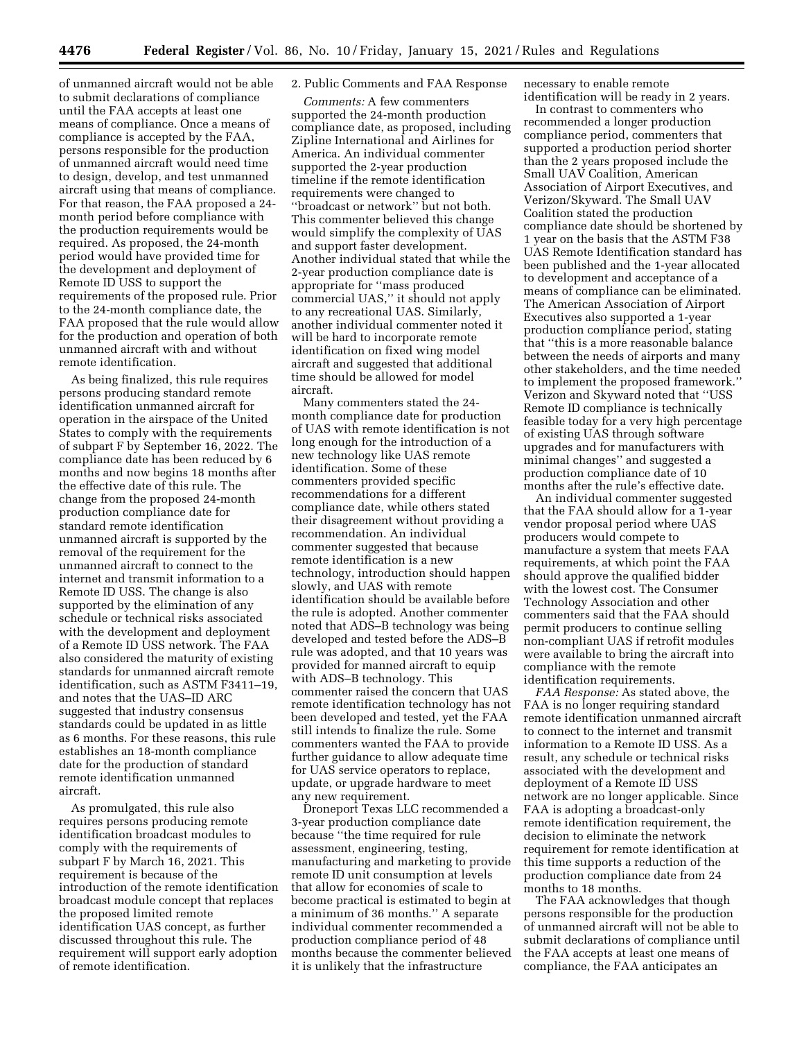of unmanned aircraft would not be able to submit declarations of compliance until the FAA accepts at least one means of compliance. Once a means of compliance is accepted by the FAA, persons responsible for the production of unmanned aircraft would need time to design, develop, and test unmanned aircraft using that means of compliance. For that reason, the FAA proposed a 24-month period before compliance with the production requirements would be required. As proposed, the 24-month period would have provided time for the development and deployment of Remote ID USS to support the requirements of the proposed rule. Prior to the 24-month compliance date, the FAA proposed that the rule would allow for the production and operation of both unmanned aircraft with and without remote identification.

As being finalized, this rule requires persons producing standard remote identification unmanned aircraft for operation in the airspace of the United States to comply with the requirements of subpart F by September 16, 2022. The compliance date has been reduced by 6 months and now begins 18 months after the effective date of this rule. The change from the proposed 24-month production compliance date for standard remote identification unmanned aircraft is supported by the removal of the requirement for the unmanned aircraft to connect to the internet and transmit information to a Remote ID USS. The change is also supported by the elimination of any schedule or technical risks associated with the development and deployment of a Remote ID USS network. The FAA also considered the maturity of existing standards for unmanned aircraft remote identification, such as ASTM F3411–19, and notes that the UAS–ID ARC suggested that industry consensus standards could be updated in as little as 6 months. For these reasons, this rule establishes an 18-month compliance date for the production of standard remote identification unmanned aircraft.

As promulgated, this rule also requires persons producing remote identification broadcast modules to comply with the requirements of subpart F by March 16, 2021. This requirement is because of the introduction of the remote identification broadcast module concept that replaces the proposed limited remote identification UAS concept, as further discussed throughout this rule. The requirement will support early adoption of remote identification.

2. Public Comments and FAA Response

*Comments:* A few commenters supported the 24-month production compliance date, as proposed, including Zipline International and Airlines for America. An individual commenter supported the 2-year production timeline if the remote identification requirements were changed to "broadcast or network" but not both. This commenter believed this change would simplify the complexity of UAS and support faster development. Another individual stated that while the 2-year production compliance date is appropriate for "mass produced commercial UAS," it should not apply to any recreational UAS. Similarly, another individual commenter noted it will be hard to incorporate remote identification on fixed wing model aircraft and suggested that additional time should be allowed for model aircraft.

Many commenters stated the 24-month compliance date for production of UAS with remote identification is not long enough for the introduction of a new technology like UAS remote identification. Some of these commenters provided specific recommendations for a different compliance date, while others stated their disagreement without providing a recommendation. An individual commenter suggested that because remote identification is a new technology, introduction should happen slowly, and UAS with remote identification should be available before the rule is adopted. Another commenter noted that ADS–B technology was being developed and tested before the ADS–B rule was adopted, and that 10 years was provided for manned aircraft to equip with ADS–B technology. This commenter raised the concern that UAS remote identification technology has not been developed and tested, yet the FAA still intends to finalize the rule. Some commenters wanted the FAA to provide further guidance to allow adequate time for UAS service operators to replace, update, or upgrade hardware to meet any new requirement.

Droneport Texas LLC recommended a 3-year production compliance date because "the time required for rule assessment, engineering, testing, manufacturing and marketing to provide remote ID unit consumption at levels that allow for economies of scale to become practical is estimated to begin at a minimum of 36 months." A separate individual commenter recommended a production compliance period of 48 months because the commenter believed it is unlikely that the infrastructure necessary to enable remote identification will be ready in 2 years.

In contrast to commenters who recommended a longer production compliance period, commenters that supported a production period shorter than the 2 years proposed include the Small UAV Coalition, American Association of Airport Executives, and Verizon/Skyward. The Small UAV Coalition stated the production compliance date should be shortened by 1 year on the basis that the ASTM F38 UAS Remote Identification standard has been published and the 1-year allocated to development and acceptance of a means of compliance can be eliminated. The American Association of Airport Executives also supported a 1-year production compliance period, stating that "this is a more reasonable balance between the needs of airports and many other stakeholders, and the time needed to implement the proposed framework." Verizon and Skyward noted that "USS Remote ID compliance is technically feasible today for a very high percentage of existing UAS through software upgrades and for manufacturers with minimal changes" and suggested a production compliance date of 10 months after the rule's effective date.

An individual commenter suggested that the FAA should allow for a 1-year vendor proposal period where UAS producers would compete to manufacture a system that meets FAA requirements, at which point the FAA should approve the qualified bidder with the lowest cost. The Consumer Technology Association and other commenters said that the FAA should permit producers to continue selling non-compliant UAS if retrofit modules were available to bring the aircraft into compliance with the remote identification requirements.

*FAA Response:* As stated above, the FAA is no longer requiring standard remote identification unmanned aircraft to connect to the internet and transmit information to a Remote ID USS. As a result, any schedule or technical risks associated with the development and deployment of a Remote ID USS network are no longer applicable. Since FAA is adopting a broadcast-only remote identification requirement, the decision to eliminate the network requirement for remote identification at this time supports a reduction of the production compliance date from 24 months to 18 months.

The FAA acknowledges that though persons responsible for the production of unmanned aircraft will not be able to submit declarations of compliance until the FAA accepts at least one means of compliance, the FAA anticipates an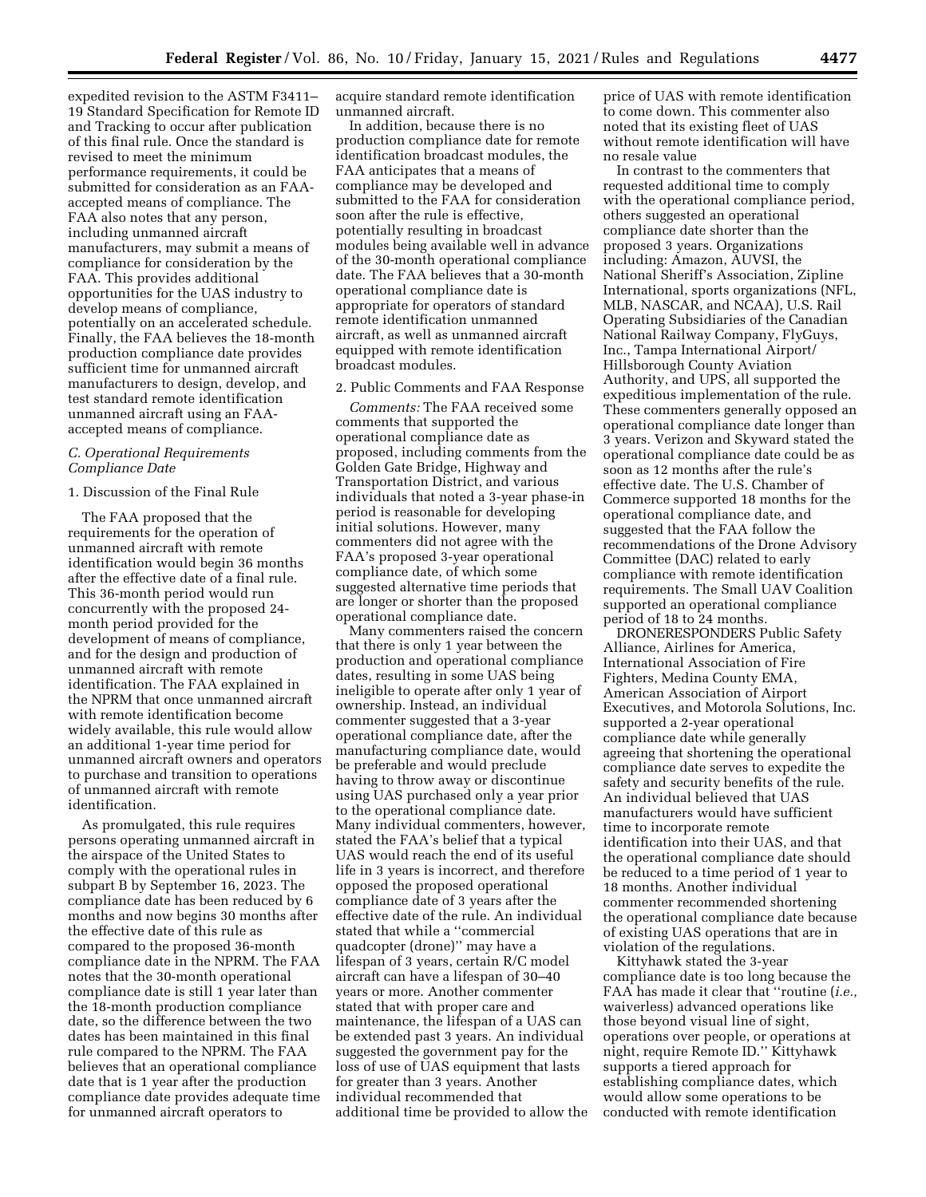expedited revision to the ASTM F3411–19 Standard Specification for Remote ID and Tracking to occur after publication of this final rule. Once the standard is revised to meet the minimum performance requirements, it could be submitted for consideration as an FAA-accepted means of compliance. The FAA also notes that any person, including unmanned aircraft manufacturers, may submit a means of compliance for consideration by the FAA. This provides additional opportunities for the UAS industry to develop means of compliance, potentially on an accelerated schedule. Finally, the FAA believes the 18-month production compliance date provides sufficient time for unmanned aircraft manufacturers to design, develop, and test standard remote identification unmanned aircraft using an FAA-accepted means of compliance.

### *C. Operational Requirements Compliance Date*

1. Discussion of the Final Rule

The FAA proposed that the requirements for the operation of unmanned aircraft with remote identification would begin 36 months after the effective date of a final rule. This 36-month period would run concurrently with the proposed 24-month period provided for the development of means of compliance, and for the design and production of unmanned aircraft with remote identification. The FAA explained in the NPRM that once unmanned aircraft with remote identification become widely available, this rule would allow an additional 1-year time period for unmanned aircraft owners and operators to purchase and transition to operations of unmanned aircraft with remote identification.

As promulgated, this rule requires persons operating unmanned aircraft in the airspace of the United States to comply with the operational rules in subpart B by September 16, 2023. The compliance date has been reduced by 6 months and now begins 30 months after the effective date of this rule as compared to the proposed 36-month compliance date in the NPRM. The FAA notes that the 30-month operational compliance date is still 1 year later than the 18-month production compliance date, so the difference between the two dates has been maintained in this final rule compared to the NPRM. The FAA believes that an operational compliance date that is 1 year after the production compliance date provides adequate time for unmanned aircraft operators to acquire standard remote identification unmanned aircraft.

In addition, because there is no production compliance date for remote identification broadcast modules, the FAA anticipates that a means of compliance may be developed and submitted to the FAA for consideration soon after the rule is effective, potentially resulting in broadcast modules being available well in advance of the 30-month operational compliance date. The FAA believes that a 30-month operational compliance date is appropriate for operators of standard remote identification unmanned aircraft, as well as unmanned aircraft equipped with remote identification broadcast modules.

2. Public Comments and FAA Response

*Comments:* The FAA received some comments that supported the operational compliance date as proposed, including comments from the Golden Gate Bridge, Highway and Transportation District, and various individuals that noted a 3-year phase-in period is reasonable for developing initial solutions. However, many commenters did not agree with the FAA's proposed 3-year operational compliance date, of which some suggested alternative time periods that are longer or shorter than the proposed operational compliance date.

Many commenters raised the concern that there is only 1 year between the production and operational compliance dates, resulting in some UAS being ineligible to operate after only 1 year of ownership. Instead, an individual commenter suggested that a 3-year operational compliance date, after the manufacturing compliance date, would be preferable and would preclude having to throw away or discontinue using UAS purchased only a year prior to the operational compliance date. Many individual commenters, however, stated the FAA's belief that a typical UAS would reach the end of its useful life in 3 years is incorrect, and therefore opposed the proposed operational compliance date of 3 years after the effective date of the rule. An individual stated that while a "commercial quadcopter (drone)" may have a lifespan of 3 years, certain R/C model aircraft can have a lifespan of 30–40 years or more. Another commenter stated that with proper care and maintenance, the lifespan of a UAS can be extended past 3 years. An individual suggested the government pay for the loss of use of UAS equipment that lasts for greater than 3 years. Another individual recommended that additional time be provided to allow the price of UAS with remote identification to come down. This commenter also noted that its existing fleet of UAS without remote identification will have no resale value

In contrast to the commenters that requested additional time to comply with the operational compliance period, others suggested an operational compliance date shorter than the proposed 3 years. Organizations including: Amazon, AUVSI, the National Sheriff's Association, Zipline International, sports organizations (NFL, MLB, NASCAR, and NCAA), U.S. Rail Operating Subsidiaries of the Canadian National Railway Company, FlyGuys, Inc., Tampa International Airport/Hillsborough County Aviation Authority, and UPS, all supported the expeditious implementation of the rule. These commenters generally opposed an operational compliance date longer than 3 years. Verizon and Skyward stated the operational compliance date could be as soon as 12 months after the rule's effective date. The U.S. Chamber of Commerce supported 18 months for the operational compliance date, and suggested that the FAA follow the recommendations of the Drone Advisory Committee (DAC) related to early compliance with remote identification requirements. The Small UAV Coalition supported an operational compliance period of 18 to 24 months.

DRONERESPONDERS Public Safety Alliance, Airlines for America, International Association of Fire Fighters, Medina County EMA, American Association of Airport Executives, and Motorola Solutions, Inc. supported a 2-year operational compliance date while generally agreeing that shortening the operational compliance date serves to expedite the safety and security benefits of the rule. An individual believed that UAS manufacturers would have sufficient time to incorporate remote identification into their UAS, and that the operational compliance date should be reduced to a time period of 1 year to 18 months. Another individual commenter recommended shortening the operational compliance date because of existing UAS operations that are in violation of the regulations.

Kittyhawk stated the 3-year compliance date is too long because the FAA has made it clear that "routine (*i.e.,* waiverless) advanced operations like those beyond visual line of sight, operations over people, or operations at night, require Remote ID." Kittyhawk supports a tiered approach for establishing compliance dates, which would allow some operations to be conducted with remote identification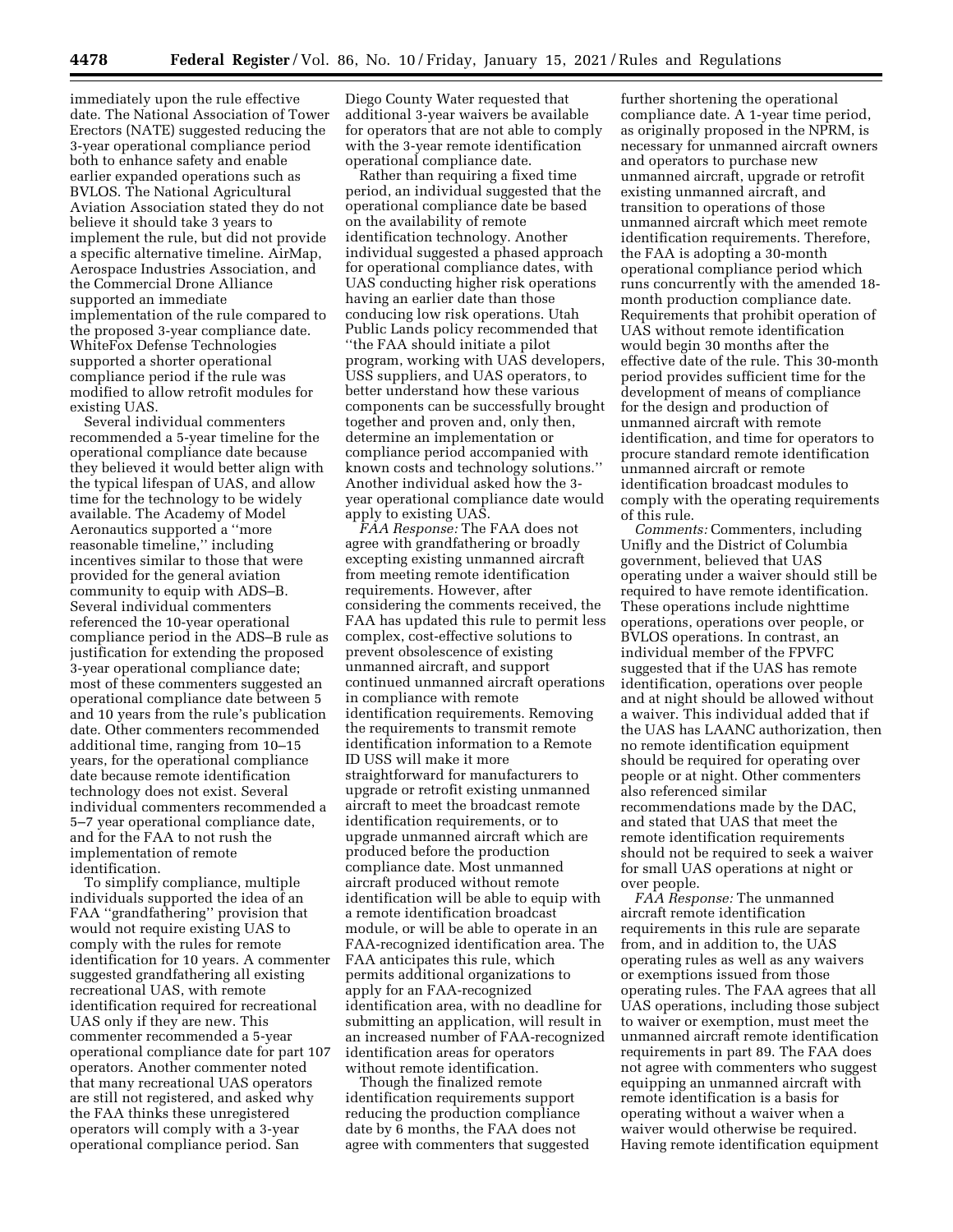immediately upon the rule effective date. The National Association of Tower Erectors (NATE) suggested reducing the 3-year operational compliance period both to enhance safety and enable earlier expanded operations such as BVLOS. The National Agricultural Aviation Association stated they do not believe it should take 3 years to implement the rule, but did not provide a specific alternative timeline. AirMap, Aerospace Industries Association, and the Commercial Drone Alliance supported an immediate implementation of the rule compared to the proposed 3-year compliance date. WhiteFox Defense Technologies supported a shorter operational compliance period if the rule was modified to allow retrofit modules for existing UAS.

Several individual commenters recommended a 5-year timeline for the operational compliance date because they believed it would better align with the typical lifespan of UAS, and allow time for the technology to be widely available. The Academy of Model Aeronautics supported a ''more reasonable timeline,'' including incentives similar to those that were provided for the general aviation community to equip with ADS–B. Several individual commenters referenced the 10-year operational compliance period in the ADS–B rule as justification for extending the proposed 3-year operational compliance date; most of these commenters suggested an operational compliance date between 5 and 10 years from the rule's publication date. Other commenters recommended additional time, ranging from 10–15 years, for the operational compliance date because remote identification technology does not exist. Several individual commenters recommended a 5–7 year operational compliance date, and for the FAA to not rush the implementation of remote identification.

To simplify compliance, multiple individuals supported the idea of an FAA ''grandfathering'' provision that would not require existing UAS to comply with the rules for remote identification for 10 years. A commenter suggested grandfathering all existing recreational UAS, with remote identification required for recreational UAS only if they are new. This commenter recommended a 5-year operational compliance date for part 107 operators. Another commenter noted that many recreational UAS operators are still not registered, and asked why the FAA thinks these unregistered operators will comply with a 3-year operational compliance period. San Diego County Water requested that additional 3-year waivers be available for operators that are not able to comply with the 3-year remote identification operational compliance date.

Rather than requiring a fixed time period, an individual suggested that the operational compliance date be based on the availability of remote identification technology. Another individual suggested a phased approach for operational compliance dates, with UAS conducting higher risk operations having an earlier date than those conducing low risk operations. Utah Public Lands policy recommended that ''the FAA should initiate a pilot program, working with UAS developers, USS suppliers, and UAS operators, to better understand how these various components can be successfully brought together and proven and, only then, determine an implementation or compliance period accompanied with known costs and technology solutions.'' Another individual asked how the 3-year operational compliance date would apply to existing UAS.

*FAA Response:* The FAA does not agree with grandfathering or broadly excepting existing unmanned aircraft from meeting remote identification requirements. However, after considering the comments received, the FAA has updated this rule to permit less complex, cost-effective solutions to prevent obsolescence of existing unmanned aircraft, and support continued unmanned aircraft operations in compliance with remote identification requirements. Removing the requirements to transmit remote identification information to a Remote ID USS will make it more straightforward for manufacturers to upgrade or retrofit existing unmanned aircraft to meet the broadcast remote identification requirements, or to upgrade unmanned aircraft which are produced before the production compliance date. Most unmanned aircraft produced without remote identification will be able to equip with a remote identification broadcast module, or will be able to operate in an FAA-recognized identification area. The FAA anticipates this rule, which permits additional organizations to apply for an FAA-recognized identification area, with no deadline for submitting an application, will result in an increased number of FAA-recognized identification areas for operators without remote identification.

Though the finalized remote identification requirements support reducing the production compliance date by 6 months, the FAA does not agree with commenters that suggested further shortening the operational compliance date. A 1-year time period, as originally proposed in the NPRM, is necessary for unmanned aircraft owners and operators to purchase new unmanned aircraft, upgrade or retrofit existing unmanned aircraft, and transition to operations of those unmanned aircraft which meet remote identification requirements. Therefore, the FAA is adopting a 30-month operational compliance period which runs concurrently with the amended 18-month production compliance date. Requirements that prohibit operation of UAS without remote identification would begin 30 months after the effective date of the rule. This 30-month period provides sufficient time for the development of means of compliance for the design and production of unmanned aircraft with remote identification, and time for operators to procure standard remote identification unmanned aircraft or remote identification broadcast modules to comply with the operating requirements of this rule.

*Comments:* Commenters, including Unifly and the District of Columbia government, believed that UAS operating under a waiver should still be required to have remote identification. These operations include nighttime operations, operations over people, or BVLOS operations. In contrast, an individual member of the FPVFC suggested that if the UAS has remote identification, operations over people and at night should be allowed without a waiver. This individual added that if the UAS has LAANC authorization, then no remote identification equipment should be required for operating over people or at night. Other commenters also referenced similar recommendations made by the DAC, and stated that UAS that meet the remote identification requirements should not be required to seek a waiver for small UAS operations at night or over people.

*FAA Response:* The unmanned aircraft remote identification requirements in this rule are separate from, and in addition to, the UAS operating rules as well as any waivers or exemptions issued from those operating rules. The FAA agrees that all UAS operations, including those subject to waiver or exemption, must meet the unmanned aircraft remote identification requirements in part 89. The FAA does not agree with commenters who suggest equipping an unmanned aircraft with remote identification is a basis for operating without a waiver when a waiver would otherwise be required. Having remote identification equipment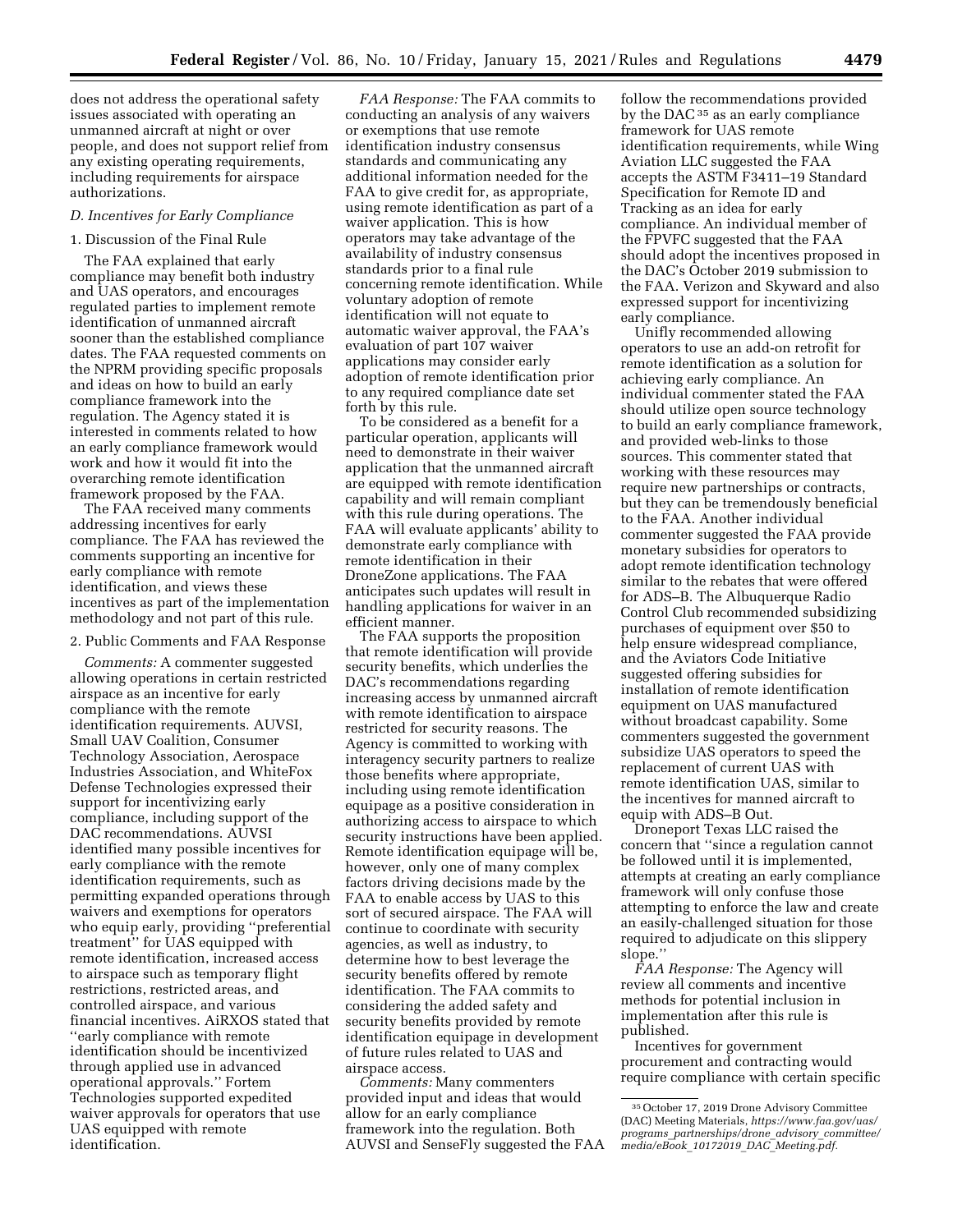does not address the operational safety issues associated with operating an unmanned aircraft at night or over people, and does not support relief from any existing operating requirements, including requirements for airspace authorizations.

### D. Incentives for Early Compliance

#### 1. Discussion of the Final Rule

The FAA explained that early compliance may benefit both industry and UAS operators, and encourages regulated parties to implement remote identification of unmanned aircraft sooner than the established compliance dates. The FAA requested comments on the NPRM providing specific proposals and ideas on how to build an early compliance framework into the regulation. The Agency stated it is interested in comments related to how an early compliance framework would work and how it would fit into the overarching remote identification framework proposed by the FAA.

The FAA received many comments addressing incentives for early compliance. The FAA has reviewed the comments supporting an incentive for early compliance with remote identification, and views these incentives as part of the implementation methodology and not part of this rule.

#### 2. Public Comments and FAA Response

*Comments:* A commenter suggested allowing operations in certain restricted airspace as an incentive for early compliance with the remote identification requirements. AUVSI, Small UAV Coalition, Consumer Technology Association, Aerospace Industries Association, and WhiteFox Defense Technologies expressed their support for incentivizing early compliance, including support of the DAC recommendations. AUVSI identified many possible incentives for early compliance with the remote identification requirements, such as permitting expanded operations through waivers and exemptions for operators who equip early, providing ''preferential treatment'' for UAS equipped with remote identification, increased access to airspace such as temporary flight restrictions, restricted areas, and controlled airspace, and various financial incentives. AiRXOS stated that ''early compliance with remote identification should be incentivized through applied use in advanced operational approvals.'' Fortem Technologies supported expedited waiver approvals for operators that use UAS equipped with remote identification.

*FAA Response:* The FAA commits to conducting an analysis of any waivers or exemptions that use remote identification industry consensus standards and communicating any additional information needed for the FAA to give credit for, as appropriate, using remote identification as part of a waiver application. This is how operators may take advantage of the availability of industry consensus standards prior to a final rule concerning remote identification. While voluntary adoption of remote identification will not equate to automatic waiver approval, the FAA's evaluation of part 107 waiver applications may consider early adoption of remote identification prior to any required compliance date set forth by this rule.

To be considered as a benefit for a particular operation, applicants will need to demonstrate in their waiver application that the unmanned aircraft are equipped with remote identification capability and will remain compliant with this rule during operations. The FAA will evaluate applicants' ability to demonstrate early compliance with remote identification in their DroneZone applications. The FAA anticipates such updates will result in handling applications for waiver in an efficient manner.

The FAA supports the proposition that remote identification will provide security benefits, which underlies the DAC's recommendations regarding increasing access by unmanned aircraft with remote identification to airspace restricted for security reasons. The Agency is committed to working with interagency security partners to realize those benefits where appropriate, including using remote identification equipage as a positive consideration in authorizing access to airspace to which security instructions have been applied. Remote identification equipage will be, however, only one of many complex factors driving decisions made by the FAA to enable access by UAS to this sort of secured airspace. The FAA will continue to coordinate with security agencies, as well as industry, to determine how to best leverage the security benefits offered by remote identification. The FAA commits to considering the added safety and security benefits provided by remote identification equipage in development of future rules related to UAS and airspace access.

*Comments:* Many commenters provided input and ideas that would allow for an early compliance framework into the regulation. Both AUVSI and SenseFly suggested the FAA follow the recommendations provided by the DAC[35] as an early compliance framework for UAS remote identification requirements, while Wing Aviation LLC suggested the FAA accepts the ASTM F3411–19 Standard Specification for Remote ID and Tracking as an idea for early compliance. An individual member of the FPVFC suggested that the FAA should adopt the incentives proposed in the DAC's October 2019 submission to the FAA. Verizon and Skyward and also expressed support for incentivizing early compliance.

Unifly recommended allowing operators to use an add-on retrofit for remote identification as a solution for achieving early compliance. An individual commenter stated the FAA should utilize open source technology to build an early compliance framework, and provided web-links to those sources. This commenter stated that working with these resources may require new partnerships or contracts, but they can be tremendously beneficial to the FAA. Another individual commenter suggested the FAA provide monetary subsidies for operators to adopt remote identification technology similar to the rebates that were offered for ADS–B. The Albuquerque Radio Control Club recommended subsidizing purchases of equipment over $50 to help ensure widespread compliance, and the Aviators Code Initiative suggested offering subsidies for installation of remote identification equipment on UAS manufactured without broadcast capability. Some commenters suggested the government subsidize UAS operators to speed the replacement of current UAS with remote identification UAS, similar to the incentives for manned aircraft to equip with ADS–B Out.

Droneport Texas LLC raised the concern that ''since a regulation cannot be followed until it is implemented, attempts at creating an early compliance framework will only confuse those attempting to enforce the law and create an easily-challenged situation for those required to adjudicate on this slippery slope.''

*FAA Response:* The Agency will review all comments and incentive methods for potential inclusion in implementation after this rule is published.

Incentives for government procurement and contracting would require compliance with certain specific

[35] October 17, 2019 Drone Advisory Committee (DAC) Meeting Materials, *https://www.faa.gov/uas/programs_partnerships/drone_advisory_committee/media/eBook_10172019_DAC_Meeting.pdf.*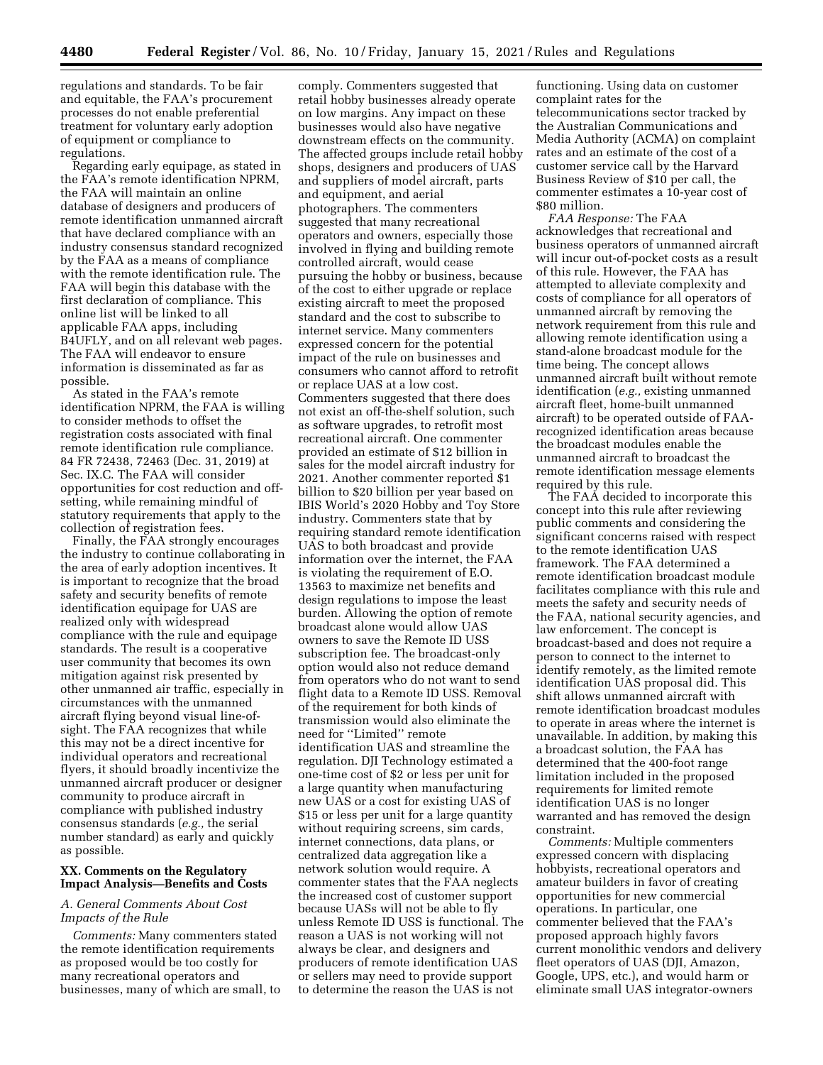regulations and standards. To be fair and equitable, the FAA's procurement processes do not enable preferential treatment for voluntary early adoption of equipment or compliance to regulations.

Regarding early equipage, as stated in the FAA's remote identification NPRM, the FAA will maintain an online database of designers and producers of remote identification unmanned aircraft that have declared compliance with an industry consensus standard recognized by the FAA as a means of compliance with the remote identification rule. The FAA will begin this database with the first declaration of compliance. This online list will be linked to all applicable FAA apps, including B4UFLY, and on all relevant web pages. The FAA will endeavor to ensure information is disseminated as far as possible.

As stated in the FAA's remote identification NPRM, the FAA is willing to consider methods to offset the registration costs associated with final remote identification rule compliance. 84 FR 72438, 72463 (Dec. 31, 2019) at Sec. IX.C. The FAA will consider opportunities for cost reduction and off-setting, while remaining mindful of statutory requirements that apply to the collection of registration fees.

Finally, the FAA strongly encourages the industry to continue collaborating in the area of early adoption incentives. It is important to recognize that the broad safety and security benefits of remote identification equipage for UAS are realized only with widespread compliance with the rule and equipage standards. The result is a cooperative user community that becomes its own mitigation against risk presented by other unmanned air traffic, especially in circumstances with the unmanned aircraft flying beyond visual line-of-sight. The FAA recognizes that while this may not be a direct incentive for individual operators and recreational flyers, it should broadly incentivize the unmanned aircraft producer or designer community to produce aircraft in compliance with published industry consensus standards (*e.g.,* the serial number standard) as early and quickly as possible.

## XX. Comments on the Regulatory Impact Analysis—Benefits and Costs

### *A. General Comments About Cost Impacts of the Rule*

*Comments:* Many commenters stated the remote identification requirements as proposed would be too costly for many recreational operators and businesses, many of which are small, to comply. Commenters suggested that retail hobby businesses already operate on low margins. Any impact on these businesses would also have negative downstream effects on the community. The affected groups include retail hobby shops, designers and producers of UAS and suppliers of model aircraft, parts and equipment, and aerial photographers. The commenters suggested that many recreational operators and owners, especially those involved in flying and building remote controlled aircraft, would cease pursuing the hobby or business, because of the cost to either upgrade or replace existing aircraft to meet the proposed standard and the cost to subscribe to internet service. Many commenters expressed concern for the potential impact of the rule on businesses and consumers who cannot afford to retrofit or replace UAS at a low cost. Commenters suggested that there does not exist an off-the-shelf solution, such as software upgrades, to retrofit most recreational aircraft. One commenter provided an estimate of $12 billion in sales for the model aircraft industry for 2021. Another commenter reported $1 billion to $20 billion per year based on IBIS World's 2020 Hobby and Toy Store industry. Commenters state that by requiring standard remote identification UAS to both broadcast and provide information over the internet, the FAA is violating the requirement of E.O. 13563 to maximize net benefits and design regulations to impose the least burden. Allowing the option of remote broadcast alone would allow UAS owners to save the Remote ID USS subscription fee. The broadcast-only option would also not reduce demand from operators who do not want to send flight data to a Remote ID USS. Removal of the requirement for both kinds of transmission would also eliminate the need for ''Limited'' remote identification UAS and streamline the regulation. DJI Technology estimated a one-time cost of $2 or less per unit for a large quantity when manufacturing new UAS or a cost for existing UAS of $15 or less per unit for a large quantity without requiring screens, sim cards, internet connections, data plans, or centralized data aggregation like a network solution would require. A commenter states that the FAA neglects the increased cost of customer support because UASs will not be able to fly unless Remote ID USS is functional. The reason a UAS is not working will not always be clear, and designers and producers of remote identification UAS or sellers may need to provide support to determine the reason the UAS is not functioning. Using data on customer complaint rates for the telecommunications sector tracked by the Australian Communications and Media Authority (ACMA) on complaint rates and an estimate of the cost of a customer service call by the Harvard Business Review of $10 per call, the commenter estimates a 10-year cost of $80 million.

*FAA Response:* The FAA acknowledges that recreational and business operators of unmanned aircraft will incur out-of-pocket costs as a result of this rule. However, the FAA has attempted to alleviate complexity and costs of compliance for all operators of unmanned aircraft by removing the network requirement from this rule and allowing remote identification using a stand-alone broadcast module for the time being. The concept allows unmanned aircraft built without remote identification (*e.g.,* existing unmanned aircraft fleet, home-built unmanned aircraft) to be operated outside of FAA-recognized identification areas because the broadcast modules enable the unmanned aircraft to broadcast the remote identification message elements required by this rule.

The FAA decided to incorporate this concept into this rule after reviewing public comments and considering the significant concerns raised with respect to the remote identification UAS framework. The FAA determined a remote identification broadcast module facilitates compliance with this rule and meets the safety and security needs of the FAA, national security agencies, and law enforcement. The concept is broadcast-based and does not require a person to connect to the internet to identify remotely, as the limited remote identification UAS proposal did. This shift allows unmanned aircraft with remote identification broadcast modules to operate in areas where the internet is unavailable. In addition, by making this a broadcast solution, the FAA has determined that the 400-foot range limitation included in the proposed requirements for limited remote identification UAS is no longer warranted and has removed the design constraint.

*Comments:* Multiple commenters expressed concern with displacing hobbyists, recreational operators and amateur builders in favor of creating opportunities for new commercial operations. In particular, one commenter believed that the FAA's proposed approach highly favors current monolithic vendors and delivery fleet operators of UAS (DJI, Amazon, Google, UPS, etc.), and would harm or eliminate small UAS integrator-owners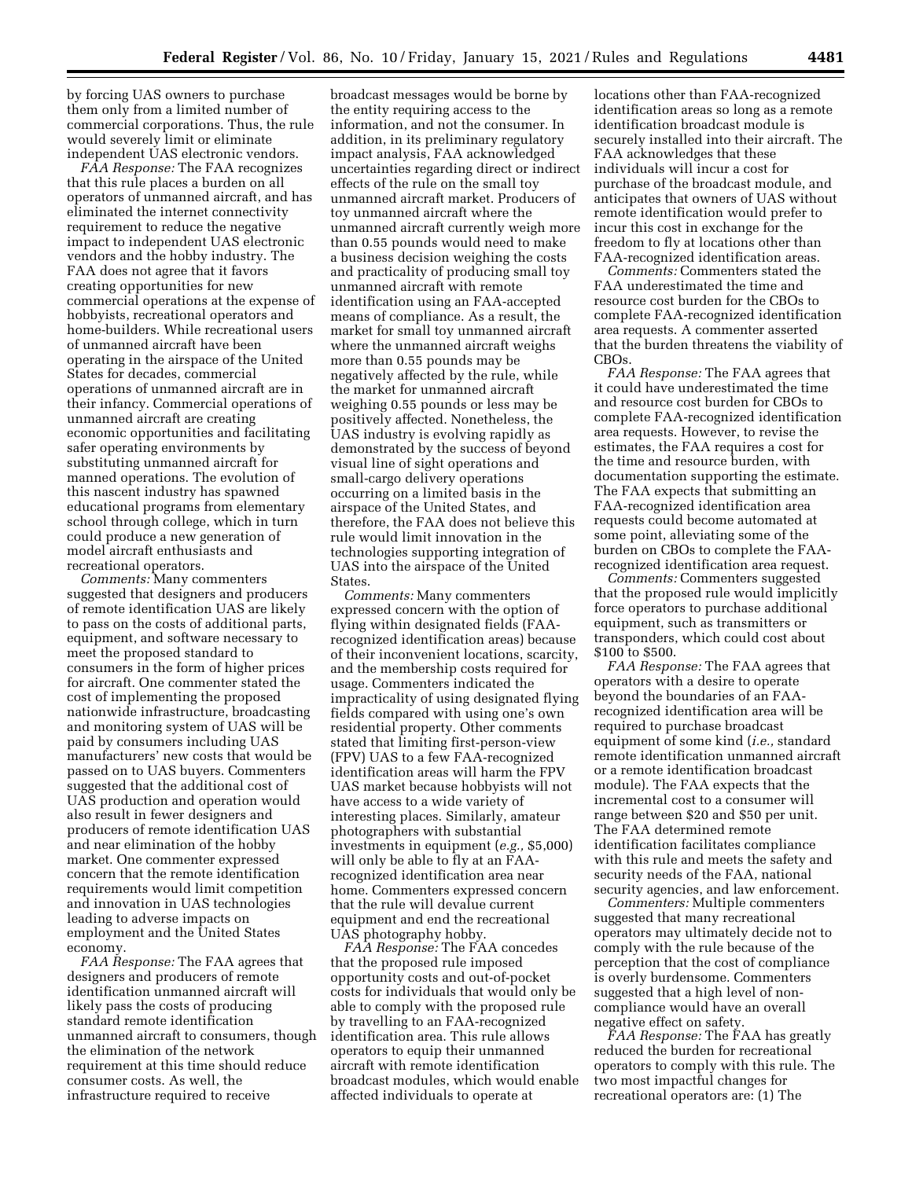by forcing UAS owners to purchase them only from a limited number of commercial corporations. Thus, the rule would severely limit or eliminate independent UAS electronic vendors.

*FAA Response:* The FAA recognizes that this rule places a burden on all operators of unmanned aircraft, and has eliminated the internet connectivity requirement to reduce the negative impact to independent UAS electronic vendors and the hobby industry. The FAA does not agree that it favors creating opportunities for new commercial operations at the expense of hobbyists, recreational operators and home-builders. While recreational users of unmanned aircraft have been operating in the airspace of the United States for decades, commercial operations of unmanned aircraft are in their infancy. Commercial operations of unmanned aircraft are creating economic opportunities and facilitating safer operating environments by substituting unmanned aircraft for manned operations. The evolution of this nascent industry has spawned educational programs from elementary school through college, which in turn could produce a new generation of model aircraft enthusiasts and recreational operators.

*Comments:* Many commenters suggested that designers and producers of remote identification UAS are likely to pass on the costs of additional parts, equipment, and software necessary to meet the proposed standard to consumers in the form of higher prices for aircraft. One commenter stated the cost of implementing the proposed nationwide infrastructure, broadcasting and monitoring system of UAS will be paid by consumers including UAS manufacturers' new costs that would be passed on to UAS buyers. Commenters suggested that the additional cost of UAS production and operation would also result in fewer designers and producers of remote identification UAS and near elimination of the hobby market. One commenter expressed concern that the remote identification requirements would limit competition and innovation in UAS technologies leading to adverse impacts on employment and the United States economy.

*FAA Response:* The FAA agrees that designers and producers of remote identification unmanned aircraft will likely pass the costs of producing standard remote identification unmanned aircraft to consumers, though the elimination of the network requirement at this time should reduce consumer costs. As well, the infrastructure required to receive broadcast messages would be borne by the entity requiring access to the information, and not the consumer. In addition, in its preliminary regulatory impact analysis, FAA acknowledged uncertainties regarding direct or indirect effects of the rule on the small toy unmanned aircraft market. Producers of toy unmanned aircraft where the unmanned aircraft currently weigh more than 0.55 pounds would need to make a business decision weighing the costs and practicality of producing small toy unmanned aircraft with remote identification using an FAA-accepted means of compliance. As a result, the market for small toy unmanned aircraft where the unmanned aircraft weighs more than 0.55 pounds may be negatively affected by the rule, while the market for unmanned aircraft weighing 0.55 pounds or less may be positively affected. Nonetheless, the UAS industry is evolving rapidly as demonstrated by the success of beyond visual line of sight operations and small-cargo delivery operations occurring on a limited basis in the airspace of the United States, and therefore, the FAA does not believe this rule would limit innovation in the technologies supporting integration of UAS into the airspace of the United States.

*Comments:* Many commenters expressed concern with the option of flying within designated fields (FAA-recognized identification areas) because of their inconvenient locations, scarcity, and the membership costs required for usage. Commenters indicated the impracticality of using designated flying fields compared with using one's own residential property. Other comments stated that limiting first-person-view (FPV) UAS to a few FAA-recognized identification areas will harm the FPV UAS market because hobbyists will not have access to a wide variety of interesting places. Similarly, amateur photographers with substantial investments in equipment (*e.g.,* $5,000) will only be able to fly at an FAA-recognized identification area near home. Commenters expressed concern that the rule will devalue current equipment and end the recreational UAS photography hobby.

*FAA Response:* The FAA concedes that the proposed rule imposed opportunity costs and out-of-pocket costs for individuals that would only be able to comply with the proposed rule by travelling to an FAA-recognized identification area. This rule allows operators to equip their unmanned aircraft with remote identification broadcast modules, which would enable affected individuals to operate at locations other than FAA-recognized identification areas so long as a remote identification broadcast module is securely installed into their aircraft. The FAA acknowledges that these individuals will incur a cost for purchase of the broadcast module, and anticipates that owners of UAS without remote identification would prefer to incur this cost in exchange for the freedom to fly at locations other than FAA-recognized identification areas.

*Comments:* Commenters stated the FAA underestimated the time and resource cost burden for the CBOs to complete FAA-recognized identification area requests. A commenter asserted that the burden threatens the viability of CBOs.

*FAA Response:* The FAA agrees that it could have underestimated the time and resource cost burden for CBOs to complete FAA-recognized identification area requests. However, to revise the estimates, the FAA requires a cost for the time and resource burden, with documentation supporting the estimate. The FAA expects that submitting an FAA-recognized identification area requests could become automated at some point, alleviating some of the burden on CBOs to complete the FAA-recognized identification area request.

*Comments:* Commenters suggested that the proposed rule would implicitly force operators to purchase additional equipment, such as transmitters or transponders, which could cost about $100 to $500.

*FAA Response:* The FAA agrees that operators with a desire to operate beyond the boundaries of an FAA-recognized identification area will be required to purchase broadcast equipment of some kind (*i.e.,* standard remote identification unmanned aircraft or a remote identification broadcast module). The FAA expects that the incremental cost to a consumer will range between $20 and $50 per unit. The FAA determined remote identification facilitates compliance with this rule and meets the safety and security needs of the FAA, national security agencies, and law enforcement.

*Commenters:* Multiple commenters suggested that many recreational operators may ultimately decide not to comply with the rule because of the perception that the cost of compliance is overly burdensome. Commenters suggested that a high level of non-compliance would have an overall negative effect on safety.

*FAA Response:* The FAA has greatly reduced the burden for recreational operators to comply with this rule. The two most impactful changes for recreational operators are: (1) The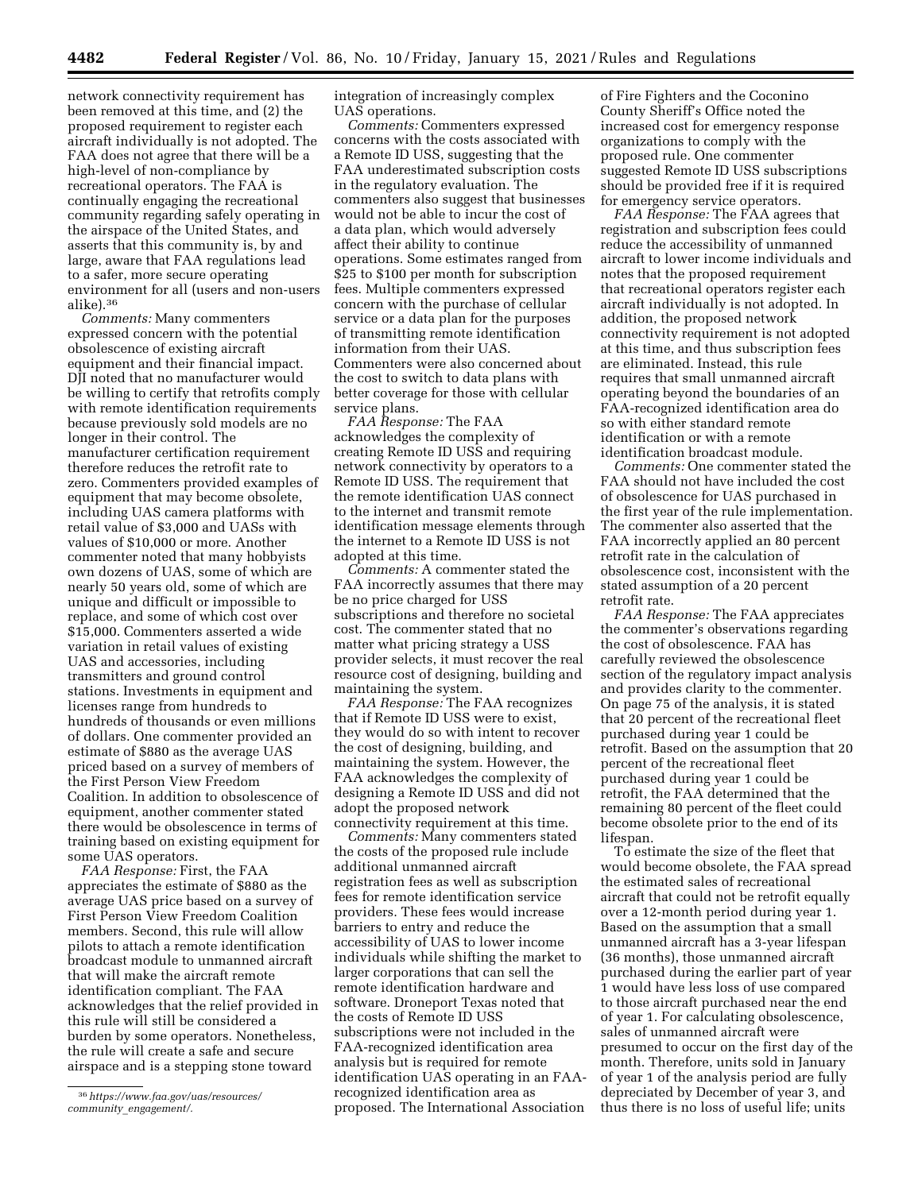network connectivity requirement has been removed at this time, and (2) the proposed requirement to register each aircraft individually is not adopted. The FAA does not agree that there will be a high-level of non-compliance by recreational operators. The FAA is continually engaging the recreational community regarding safely operating in the airspace of the United States, and asserts that this community is, by and large, aware that FAA regulations lead to a safer, more secure operating environment for all (users and non-users alike).[36]

*Comments:* Many commenters expressed concern with the potential obsolescence of existing aircraft equipment and their financial impact. DJI noted that no manufacturer would be willing to certify that retrofits comply with remote identification requirements because previously sold models are no longer in their control. The manufacturer certification requirement therefore reduces the retrofit rate to zero. Commenters provided examples of equipment that may become obsolete, including UAS camera platforms with retail value of $3,000 and UASs with values of $10,000 or more. Another commenter noted that many hobbyists own dozens of UAS, some of which are nearly 50 years old, some of which are unique and difficult or impossible to replace, and some of which cost over $15,000. Commenters asserted a wide variation in retail values of existing UAS and accessories, including transmitters and ground control stations. Investments in equipment and licenses range from hundreds to hundreds of thousands or even millions of dollars. One commenter provided an estimate of $880 as the average UAS priced based on a survey of members of the First Person View Freedom Coalition. In addition to obsolescence of equipment, another commenter stated there would be obsolescence in terms of training based on existing equipment for some UAS operators.

*FAA Response:* First, the FAA appreciates the estimate of $880 as the average UAS price based on a survey of First Person View Freedom Coalition members. Second, this rule will allow pilots to attach a remote identification broadcast module to unmanned aircraft that will make the aircraft remote identification compliant. The FAA acknowledges that the relief provided in this rule will still be considered a burden by some operators. Nonetheless, the rule will create a safe and secure airspace and is a stepping stone toward integration of increasingly complex UAS operations.

*Comments:* Commenters expressed concerns with the costs associated with a Remote ID USS, suggesting that the FAA underestimated subscription costs in the regulatory evaluation. The commenters also suggest that businesses would not be able to incur the cost of a data plan, which would adversely affect their ability to continue operations. Some estimates ranged from $25 to $100 per month for subscription fees. Multiple commenters expressed concern with the purchase of cellular service or a data plan for the purposes of transmitting remote identification information from their UAS. Commenters were also concerned about the cost to switch to data plans with better coverage for those with cellular service plans.

*FAA Response:* The FAA acknowledges the complexity of creating Remote ID USS and requiring network connectivity by operators to a Remote ID USS. The requirement that the remote identification UAS connect to the internet and transmit remote identification message elements through the internet to a Remote ID USS is not adopted at this time.

*Comments:* A commenter stated the FAA incorrectly assumes that there may be no price charged for USS subscriptions and therefore no societal cost. The commenter stated that no matter what pricing strategy a USS provider selects, it must recover the real resource cost of designing, building and maintaining the system.

*FAA Response:* The FAA recognizes that if Remote ID USS were to exist, they would do so with intent to recover the cost of designing, building, and maintaining the system. However, the FAA acknowledges the complexity of designing a Remote ID USS and did not adopt the proposed network connectivity requirement at this time.

*Comments:* Many commenters stated the costs of the proposed rule include additional unmanned aircraft registration fees as well as subscription fees for remote identification service providers. These fees would increase barriers to entry and reduce the accessibility of UAS to lower income individuals while shifting the market to larger corporations that can sell the remote identification hardware and software. Droneport Texas noted that the costs of Remote ID USS subscriptions were not included in the FAA-recognized identification area analysis but is required for remote identification UAS operating in an FAA-recognized identification area as proposed. The International Association of Fire Fighters and the Coconino County Sheriff's Office noted the increased cost for emergency response organizations to comply with the proposed rule. One commenter suggested Remote ID USS subscriptions should be provided free if it is required for emergency service operators.

*FAA Response:* The FAA agrees that registration and subscription fees could reduce the accessibility of unmanned aircraft to lower income individuals and notes that the proposed requirement that recreational operators register each aircraft individually is not adopted. In addition, the proposed network connectivity requirement is not adopted at this time, and thus subscription fees are eliminated. Instead, this rule requires that small unmanned aircraft operating beyond the boundaries of an FAA-recognized identification area do so with either standard remote identification or with a remote identification broadcast module.

*Comments:* One commenter stated the FAA should not have included the cost of obsolescence for UAS purchased in the first year of the rule implementation. The commenter also asserted that the FAA incorrectly applied an 80 percent retrofit rate in the calculation of obsolescence cost, inconsistent with the stated assumption of a 20 percent retrofit rate.

*FAA Response:* The FAA appreciates the commenter's observations regarding the cost of obsolescence. FAA has carefully reviewed the obsolescence section of the regulatory impact analysis and provides clarity to the commenter. On page 75 of the analysis, it is stated that 20 percent of the recreational fleet purchased during year 1 could be retrofit. Based on the assumption that 20 percent of the recreational fleet purchased during year 1 could be retrofit, the FAA determined that the remaining 80 percent of the fleet could become obsolete prior to the end of its lifespan.

To estimate the size of the fleet that would become obsolete, the FAA spread the estimated sales of recreational aircraft that could not be retrofit equally over a 12-month period during year 1. Based on the assumption that a small unmanned aircraft has a 3-year lifespan (36 months), those unmanned aircraft purchased during the earlier part of year 1 would have less loss of use compared to those aircraft purchased near the end of year 1. For calculating obsolescence, sales of unmanned aircraft were presumed to occur on the first day of the month. Therefore, units sold in January of year 1 of the analysis period are fully depreciated by December of year 3, and thus there is no loss of useful life; units

[36] *https://www.faa.gov/uas/resources/community_engagement/.*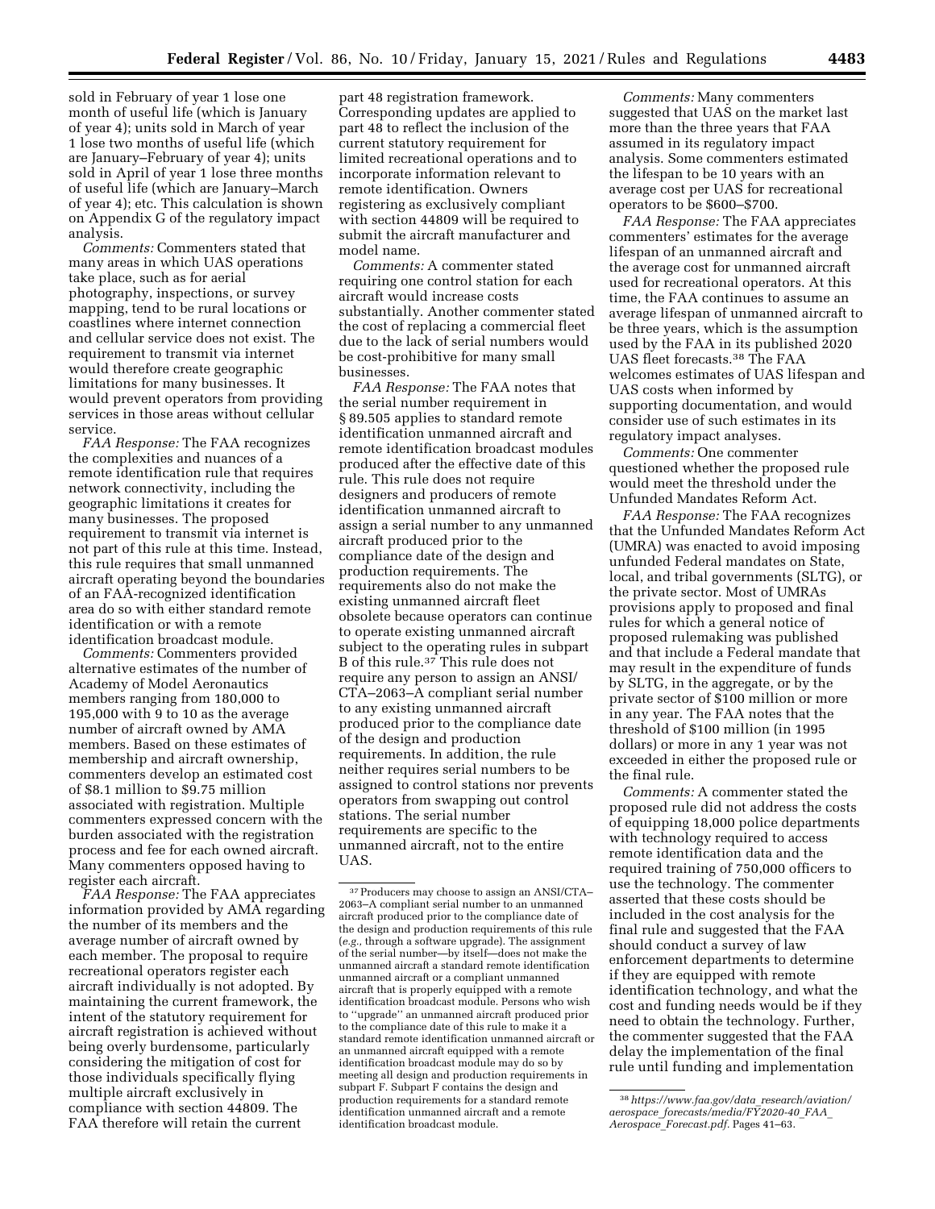sold in February of year 1 lose one month of useful life (which is January of year 4); units sold in March of year 1 lose two months of useful life (which are January–February of year 4); units sold in April of year 1 lose three months of useful life (which are January–March of year 4); etc. This calculation is shown on Appendix G of the regulatory impact analysis.

*Comments:* Commenters stated that many areas in which UAS operations take place, such as for aerial photography, inspections, or survey mapping, tend to be rural locations or coastlines where internet connection and cellular service does not exist. The requirement to transmit via internet would therefore create geographic limitations for many businesses. It would prevent operators from providing services in those areas without cellular service.

*FAA Response:* The FAA recognizes the complexities and nuances of a remote identification rule that requires network connectivity, including the geographic limitations it creates for many businesses. The proposed requirement to transmit via internet is not part of this rule at this time. Instead, this rule requires that small unmanned aircraft operating beyond the boundaries of an FAA-recognized identification area do so with either standard remote identification or with a remote identification broadcast module.

*Comments:* Commenters provided alternative estimates of the number of Academy of Model Aeronautics members ranging from 180,000 to 195,000 with 9 to 10 as the average number of aircraft owned by AMA members. Based on these estimates of membership and aircraft ownership, commenters develop an estimated cost of $8.1 million to $9.75 million associated with registration. Multiple commenters expressed concern with the burden associated with the registration process and fee for each owned aircraft. Many commenters opposed having to register each aircraft.

*FAA Response:* The FAA appreciates information provided by AMA regarding the number of its members and the average number of aircraft owned by each member. The proposal to require recreational operators register each aircraft individually is not adopted. By maintaining the current framework, the intent of the statutory requirement for aircraft registration is achieved without being overly burdensome, particularly considering the mitigation of cost for those individuals specifically flying multiple aircraft exclusively in compliance with section 44809. The FAA therefore will retain the current part 48 registration framework. Corresponding updates are applied to part 48 to reflect the inclusion of the current statutory requirement for limited recreational operations and to incorporate information relevant to remote identification. Owners registering as exclusively compliant with section 44809 will be required to submit the aircraft manufacturer and model name.

*Comments:* A commenter stated requiring one control station for each aircraft would increase costs substantially. Another commenter stated the cost of replacing a commercial fleet due to the lack of serial numbers would be cost-prohibitive for many small businesses.

*FAA Response:* The FAA notes that the serial number requirement in § 89.505 applies to standard remote identification unmanned aircraft and remote identification broadcast modules produced after the effective date of this rule. This rule does not require designers and producers of remote identification unmanned aircraft to assign a serial number to any unmanned aircraft produced prior to the compliance date of the design and production requirements. The requirements also do not make the existing unmanned aircraft fleet obsolete because operators can continue to operate existing unmanned aircraft subject to the operating rules in subpart B of this rule.[37] This rule does not require any person to assign an ANSI/CTA–2063–A compliant serial number to any existing unmanned aircraft produced prior to the compliance date of the design and production requirements. In addition, the rule neither requires serial numbers to be assigned to control stations nor prevents operators from swapping out control stations. The serial number requirements are specific to the unmanned aircraft, not to the entire UAS.

*Comments:* Many commenters suggested that UAS on the market last more than the three years that FAA assumed in its regulatory impact analysis. Some commenters estimated the lifespan to be 10 years with an average cost per UAS for recreational operators to be $600–$700.

*FAA Response:* The FAA appreciates commenters' estimates for the average lifespan of an unmanned aircraft and the average cost for unmanned aircraft used for recreational operators. At this time, the FAA continues to assume an average lifespan of unmanned aircraft to be three years, which is the assumption used by the FAA in its published 2020 UAS fleet forecasts.[38] The FAA welcomes estimates of UAS lifespan and UAS costs when informed by supporting documentation, and would consider use of such estimates in its regulatory impact analyses.

*Comments:* One commenter questioned whether the proposed rule would meet the threshold under the Unfunded Mandates Reform Act.

*FAA Response:* The FAA recognizes that the Unfunded Mandates Reform Act (UMRA) was enacted to avoid imposing unfunded Federal mandates on State, local, and tribal governments (SLTG), or the private sector. Most of UMRAs provisions apply to proposed and final rules for which a general notice of proposed rulemaking was published and that include a Federal mandate that may result in the expenditure of funds by SLTG, in the aggregate, or by the private sector of $100 million or more in any year. The FAA notes that the threshold of $100 million (in 1995 dollars) or more in any 1 year was not exceeded in either the proposed rule or the final rule.

*Comments:* A commenter stated the proposed rule did not address the costs of equipping 18,000 police departments with technology required to access remote identification data and the required training of 750,000 officers to use the technology. The commenter asserted that these costs should be included in the cost analysis for the final rule and suggested that the FAA should conduct a survey of law enforcement departments to determine if they are equipped with remote identification technology, and what the cost and funding needs would be if they need to obtain the technology. Further, the commenter suggested that the FAA delay the implementation of the final rule until funding and implementation

---

[37] Producers may choose to assign an ANSI/CTA–2063–A compliant serial number to an unmanned aircraft produced prior to the compliance date of the design and production requirements of this rule (*e.g.,* through a software upgrade). The assignment of the serial number—by itself—does not make the unmanned aircraft a standard remote identification unmanned aircraft or a compliant unmanned aircraft that is properly equipped with a remote identification broadcast module. Persons who wish to "upgrade" an unmanned aircraft produced prior to the compliance date of this rule to make it a standard remote identification unmanned aircraft or an unmanned aircraft equipped with a remote identification broadcast module may do so by meeting all design and production requirements in subpart F. Subpart F contains the design and production requirements for a standard remote identification unmanned aircraft and a remote identification broadcast module.

[38] *https://www.faa.gov/data_research/aviation/aerospace_forecasts/media/FY2020-40_FAA_Aerospace_Forecast.pdf.* Pages 41–63.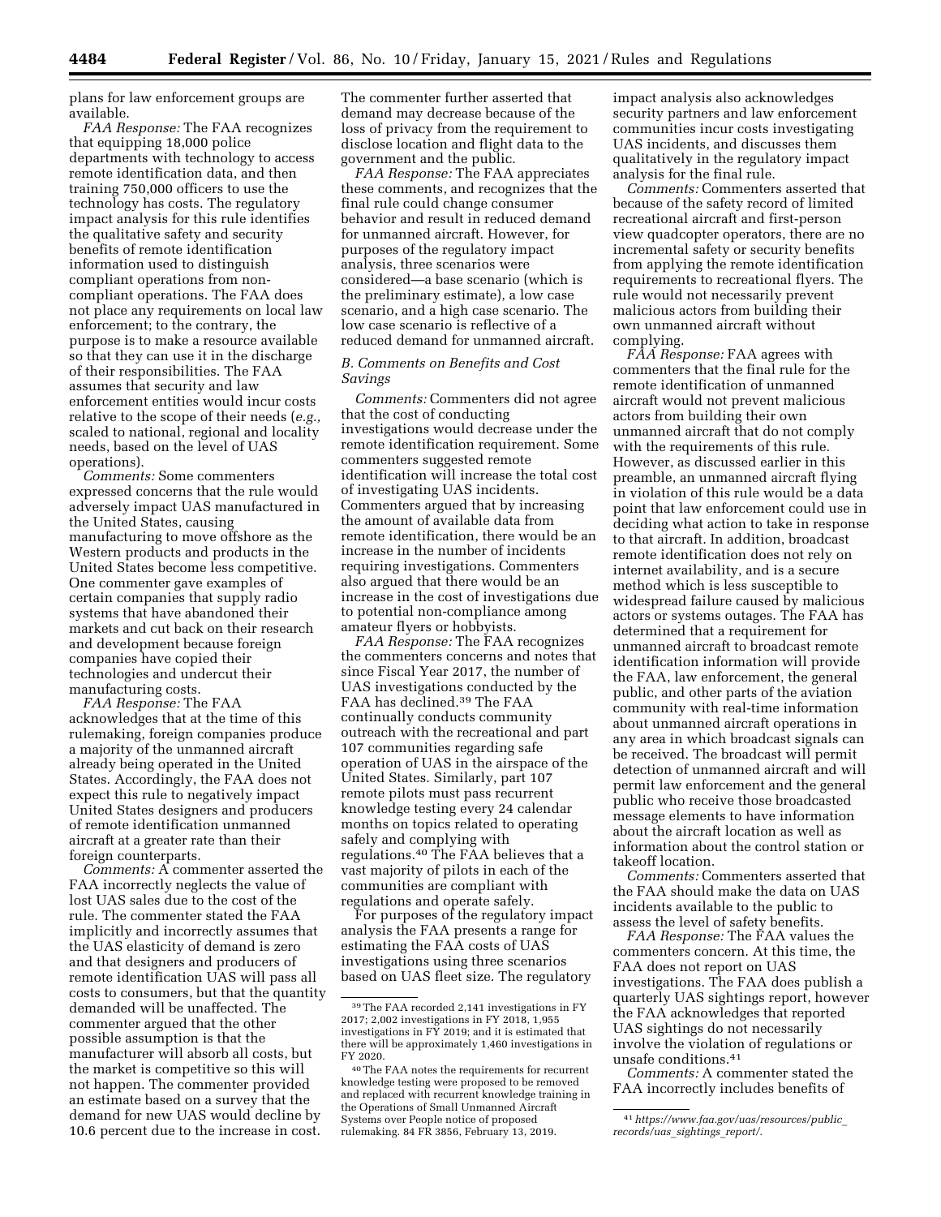plans for law enforcement groups are available.

*FAA Response:* The FAA recognizes that equipping 18,000 police departments with technology to access remote identification data, and then training 750,000 officers to use the technology has costs. The regulatory impact analysis for this rule identifies the qualitative safety and security benefits of remote identification information used to distinguish compliant operations from non-compliant operations. The FAA does not place any requirements on local law enforcement; to the contrary, the purpose is to make a resource available so that they can use it in the discharge of their responsibilities. The FAA assumes that security and law enforcement entities would incur costs relative to the scope of their needs (*e.g.,* scaled to national, regional and locality needs, based on the level of UAS operations).

*Comments:* Some commenters expressed concerns that the rule would adversely impact UAS manufactured in the United States, causing manufacturing to move offshore as the Western products and products in the United States become less competitive. One commenter gave examples of certain companies that supply radio systems that have abandoned their markets and cut back on their research and development because foreign companies have copied their technologies and undercut their manufacturing costs.

*FAA Response:* The FAA acknowledges that at the time of this rulemaking, foreign companies produce a majority of the unmanned aircraft already being operated in the United States. Accordingly, the FAA does not expect this rule to negatively impact United States designers and producers of remote identification unmanned aircraft at a greater rate than their foreign counterparts.

*Comments:* A commenter asserted the FAA incorrectly neglects the value of lost UAS sales due to the cost of the rule. The commenter stated the FAA implicitly and incorrectly assumes that the UAS elasticity of demand is zero and that designers and producers of remote identification UAS will pass all costs to consumers, but that the quantity demanded will be unaffected. The commenter argued that the other possible assumption is that the manufacturer will absorb all costs, but the market is competitive so this will not happen. The commenter provided an estimate based on a survey that the demand for new UAS would decline by 10.6 percent due to the increase in cost. The commenter further asserted that demand may decrease because of the loss of privacy from the requirement to disclose location and flight data to the government and the public.

*FAA Response:* The FAA appreciates these comments, and recognizes that the final rule could change consumer behavior and result in reduced demand for unmanned aircraft. However, for purposes of the regulatory impact analysis, three scenarios were considered—a base scenario (which is the preliminary estimate), a low case scenario, and a high case scenario. The low case scenario is reflective of a reduced demand for unmanned aircraft.

### *B. Comments on Benefits and Cost Savings*

*Comments:* Commenters did not agree that the cost of conducting investigations would decrease under the remote identification requirement. Some commenters suggested remote identification will increase the total cost of investigating UAS incidents. Commenters argued that by increasing the amount of available data from remote identification, there would be an increase in the number of incidents requiring investigations. Commenters also argued that there would be an increase in the cost of investigations due to potential non-compliance among amateur flyers or hobbyists.

*FAA Response:* The FAA recognizes the commenters concerns and notes that since Fiscal Year 2017, the number of UAS investigations conducted by the FAA has declined.[39] The FAA continually conducts community outreach with the recreational and part 107 communities regarding safe operation of UAS in the airspace of the United States. Similarly, part 107 remote pilots must pass recurrent knowledge testing every 24 calendar months on topics related to operating safely and complying with regulations.[40] The FAA believes that a vast majority of pilots in each of the communities are compliant with regulations and operate safely.

For purposes of the regulatory impact analysis the FAA presents a range for estimating the FAA costs of UAS investigations using three scenarios based on UAS fleet size. The regulatory impact analysis also acknowledges security partners and law enforcement communities incur costs investigating UAS incidents, and discusses them qualitatively in the regulatory impact analysis for the final rule.

*Comments:* Commenters asserted that because of the safety record of limited recreational aircraft and first-person view quadcopter operators, there are no incremental safety or security benefits from applying the remote identification requirements to recreational flyers. The rule would not necessarily prevent malicious actors from building their own unmanned aircraft without complying.

*FAA Response:* FAA agrees with commenters that the final rule for the remote identification of unmanned aircraft would not prevent malicious actors from building their own unmanned aircraft that do not comply with the requirements of this rule. However, as discussed earlier in this preamble, an unmanned aircraft flying in violation of this rule would be a data point that law enforcement could use in deciding what action to take in response to that aircraft. In addition, broadcast remote identification does not rely on internet availability, and is a secure method which is less susceptible to widespread failure caused by malicious actors or systems outages. The FAA has determined that a requirement for unmanned aircraft to broadcast remote identification information will provide the FAA, law enforcement, the general public, and other parts of the aviation community with real-time information about unmanned aircraft operations in any area in which broadcast signals can be received. The broadcast will permit detection of unmanned aircraft and will permit law enforcement and the general public who receive those broadcasted message elements to have information about the aircraft location as well as information about the control station or takeoff location.

*Comments:* Commenters asserted that the FAA should make the data on UAS incidents available to the public to assess the level of safety benefits.

*FAA Response:* The FAA values the commenters concern. At this time, the FAA does not report on UAS investigations. The FAA does publish a quarterly UAS sightings report, however the FAA acknowledges that reported UAS sightings do not necessarily involve the violation of regulations or unsafe conditions.[41]

*Comments:* A commenter stated the FAA incorrectly includes benefits of

---

[39] The FAA recorded 2,141 investigations in FY 2017; 2,002 investigations in FY 2018, 1,955 investigations in FY 2019; and it is estimated that there will be approximately 1,460 investigations in FY 2020.

[40] The FAA notes the requirements for recurrent knowledge testing were proposed to be removed and replaced with recurrent knowledge training in the Operations of Small Unmanned Aircraft Systems over People notice of proposed rulemaking. 84 FR 3856, February 13, 2019.

[41] *https://www.faa.gov/uas/resources/public_records/uas_sightings_report/.*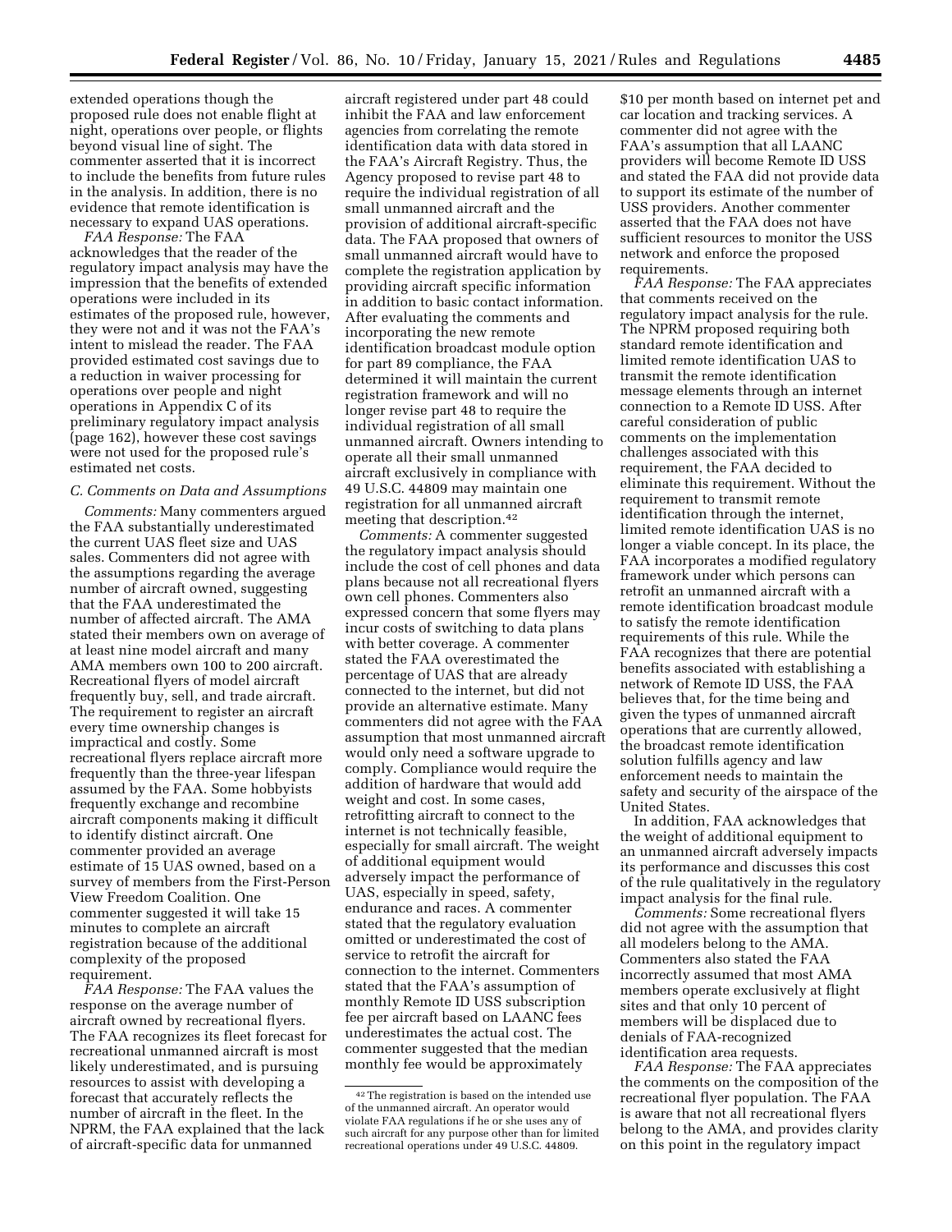extended operations though the proposed rule does not enable flight at night, operations over people, or flights beyond visual line of sight. The commenter asserted that it is incorrect to include the benefits from future rules in the analysis. In addition, there is no evidence that remote identification is necessary to expand UAS operations.

*FAA Response:* The FAA acknowledges that the reader of the regulatory impact analysis may have the impression that the benefits of extended operations were included in its estimates of the proposed rule, however, they were not and it was not the FAA's intent to mislead the reader. The FAA provided estimated cost savings due to a reduction in waiver processing for operations over people and night operations in Appendix C of its preliminary regulatory impact analysis (page 162), however these cost savings were not used for the proposed rule's estimated net costs.

### *C. Comments on Data and Assumptions*

*Comments:* Many commenters argued the FAA substantially underestimated the current UAS fleet size and UAS sales. Commenters did not agree with the assumptions regarding the average number of aircraft owned, suggesting that the FAA underestimated the number of affected aircraft. The AMA stated their members own on average of at least nine model aircraft and many AMA members own 100 to 200 aircraft. Recreational flyers of model aircraft frequently buy, sell, and trade aircraft. The requirement to register an aircraft every time ownership changes is impractical and costly. Some recreational flyers replace aircraft more frequently than the three-year lifespan assumed by the FAA. Some hobbyists frequently exchange and recombine aircraft components making it difficult to identify distinct aircraft. One commenter provided an average estimate of 15 UAS owned, based on a survey of members from the First-Person View Freedom Coalition. One commenter suggested it will take 15 minutes to complete an aircraft registration because of the additional complexity of the proposed requirement.

*FAA Response:* The FAA values the response on the average number of aircraft owned by recreational flyers. The FAA recognizes its fleet forecast for recreational unmanned aircraft is most likely underestimated, and is pursuing resources to assist with developing a forecast that accurately reflects the number of aircraft in the fleet. In the NPRM, the FAA explained that the lack of aircraft-specific data for unmanned aircraft registered under part 48 could inhibit the FAA and law enforcement agencies from correlating the remote identification data with data stored in the FAA's Aircraft Registry. Thus, the Agency proposed to revise part 48 to require the individual registration of all small unmanned aircraft and the provision of additional aircraft-specific data. The FAA proposed that owners of small unmanned aircraft would have to complete the registration application by providing aircraft specific information in addition to basic contact information. After evaluating the comments and incorporating the new remote identification broadcast module option for part 89 compliance, the FAA determined it will maintain the current registration framework and will no longer revise part 48 to require the individual registration of all small unmanned aircraft. Owners intending to operate all their small unmanned aircraft exclusively in compliance with 49 U.S.C. 44809 may maintain one registration for all unmanned aircraft meeting that description.[42]

*Comments:* A commenter suggested the regulatory impact analysis should include the cost of cell phones and data plans because not all recreational flyers own cell phones. Commenters also expressed concern that some flyers may incur costs of switching to data plans with better coverage. A commenter stated the FAA overestimated the percentage of UAS that are already connected to the internet, but did not provide an alternative estimate. Many commenters did not agree with the FAA assumption that most unmanned aircraft would only need a software upgrade to comply. Compliance would require the addition of hardware that would add weight and cost. In some cases, retrofitting aircraft to connect to the internet is not technically feasible, especially for small aircraft. The weight of additional equipment would adversely impact the performance of UAS, especially in speed, safety, endurance and races. A commenter stated that the regulatory evaluation omitted or underestimated the cost of service to retrofit the aircraft for connection to the internet. Commenters stated that the FAA's assumption of monthly Remote ID USS subscription fee per aircraft based on LAANC fees underestimates the actual cost. The commenter suggested that the median monthly fee would be approximately $10 per month based on internet pet and car location and tracking services. A commenter did not agree with the FAA's assumption that all LAANC providers will become Remote ID USS and stated the FAA did not provide data to support its estimate of the number of USS providers. Another commenter asserted that the FAA does not have sufficient resources to monitor the USS network and enforce the proposed requirements.

*FAA Response:* The FAA appreciates that comments received on the regulatory impact analysis for the rule. The NPRM proposed requiring both standard remote identification and limited remote identification UAS to transmit the remote identification message elements through an internet connection to a Remote ID USS. After careful consideration of public comments on the implementation challenges associated with this requirement, the FAA decided to eliminate this requirement. Without the requirement to transmit remote identification through the internet, limited remote identification UAS is no longer a viable concept. In its place, the FAA incorporates a modified regulatory framework under which persons can retrofit an unmanned aircraft with a remote identification broadcast module to satisfy the remote identification requirements of this rule. While the FAA recognizes that there are potential benefits associated with establishing a network of Remote ID USS, the FAA believes that, for the time being and given the types of unmanned aircraft operations that are currently allowed, the broadcast remote identification solution fulfills agency and law enforcement needs to maintain the safety and security of the airspace of the United States.

In addition, FAA acknowledges that the weight of additional equipment to an unmanned aircraft adversely impacts its performance and discusses this cost of the rule qualitatively in the regulatory impact analysis for the final rule.

*Comments:* Some recreational flyers did not agree with the assumption that all modelers belong to the AMA. Commenters also stated the FAA incorrectly assumed that most AMA members operate exclusively at flight sites and that only 10 percent of members will be displaced due to denials of FAA-recognized identification area requests.

*FAA Response:* The FAA appreciates the comments on the composition of the recreational flyer population. The FAA is aware that not all recreational flyers belong to the AMA, and provides clarity on this point in the regulatory impact

---

[42] The registration is based on the intended use of the unmanned aircraft. An operator would violate FAA regulations if he or she uses any of such aircraft for any purpose other than for limited recreational operations under 49 U.S.C. 44809.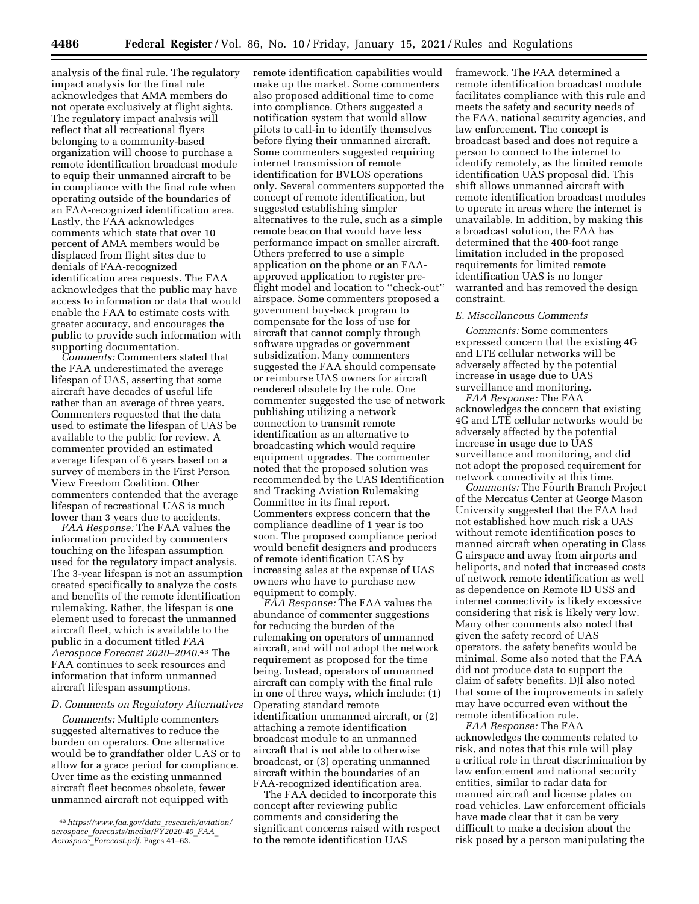analysis of the final rule. The regulatory impact analysis for the final rule acknowledges that AMA members do not operate exclusively at flight sights. The regulatory impact analysis will reflect that all recreational flyers belonging to a community-based organization will choose to purchase a remote identification broadcast module to equip their unmanned aircraft to be in compliance with the final rule when operating outside of the boundaries of an FAA-recognized identification area. Lastly, the FAA acknowledges comments which state that over 10 percent of AMA members would be displaced from flight sites due to denials of FAA-recognized identification area requests. The FAA acknowledges that the public may have access to information or data that would enable the FAA to estimate costs with greater accuracy, and encourages the public to provide such information with supporting documentation.

*Comments:* Commenters stated that the FAA underestimated the average lifespan of UAS, asserting that some aircraft have decades of useful life rather than an average of three years. Commenters requested that the data used to estimate the lifespan of UAS be available to the public for review. A commenter provided an estimated average lifespan of 6 years based on a survey of members in the First Person View Freedom Coalition. Other commenters contended that the average lifespan of recreational UAS is much lower than 3 years due to accidents.

*FAA Response:* The FAA values the information provided by commenters touching on the lifespan assumption used for the regulatory impact analysis. The 3-year lifespan is not an assumption created specifically to analyze the costs and benefits of the remote identification rulemaking. Rather, the lifespan is one element used to forecast the unmanned aircraft fleet, which is available to the public in a document titled *FAA Aerospace Forecast 2020–2040*.[43] The FAA continues to seek resources and information that inform unmanned aircraft lifespan assumptions.

### *D. Comments on Regulatory Alternatives*

*Comments:* Multiple commenters suggested alternatives to reduce the burden on operators. One alternative would be to grandfather older UAS or to allow for a grace period for compliance. Over time as the existing unmanned aircraft fleet becomes obsolete, fewer unmanned aircraft not equipped with remote identification capabilities would make up the market. Some commenters also proposed additional time to come into compliance. Others suggested a notification system that would allow pilots to call-in to identify themselves before flying their unmanned aircraft. Some commenters suggested requiring internet transmission of remote identification for BVLOS operations only. Several commenters supported the concept of remote identification, but suggested establishing simpler alternatives to the rule, such as a simple remote beacon that would have less performance impact on smaller aircraft. Others preferred to use a simple application on the phone or an FAA-approved application to register pre-flight model and location to ''check-out'' airspace. Some commenters proposed a government buy-back program to compensate for the loss of use for aircraft that cannot comply through software upgrades or government subsidization. Many commenters suggested the FAA should compensate or reimburse UAS owners for aircraft rendered obsolete by the rule. One commenter suggested the use of network publishing utilizing a network connection to transmit remote identification as an alternative to broadcasting which would require equipment upgrades. The commenter noted that the proposed solution was recommended by the UAS Identification and Tracking Aviation Rulemaking Committee in its final report. Commenters express concern that the compliance deadline of 1 year is too soon. The proposed compliance period would benefit designers and producers of remote identification UAS by increasing sales at the expense of UAS owners who have to purchase new equipment to comply.

*FAA Response:* The FAA values the abundance of commenter suggestions for reducing the burden of the rulemaking on operators of unmanned aircraft, and will not adopt the network requirement as proposed for the time being. Instead, operators of unmanned aircraft can comply with the final rule in one of three ways, which include: (1) Operating standard remote identification unmanned aircraft, or (2) attaching a remote identification broadcast module to an unmanned aircraft that is not able to otherwise broadcast, or (3) operating unmanned aircraft within the boundaries of an FAA-recognized identification area.

The FAA decided to incorporate this concept after reviewing public comments and considering the significant concerns raised with respect to the remote identification UAS framework. The FAA determined a remote identification broadcast module facilitates compliance with this rule and meets the safety and security needs of the FAA, national security agencies, and law enforcement. The concept is broadcast based and does not require a person to connect to the internet to identify remotely, as the limited remote identification UAS proposal did. This shift allows unmanned aircraft with remote identification broadcast modules to operate in areas where the internet is unavailable. In addition, by making this a broadcast solution, the FAA has determined that the 400-foot range limitation included in the proposed requirements for limited remote identification UAS is no longer warranted and has removed the design constraint.

### *E. Miscellaneous Comments*

*Comments:* Some commenters expressed concern that the existing 4G and LTE cellular networks will be adversely affected by the potential increase in usage due to UAS surveillance and monitoring.

*FAA Response:* The FAA acknowledges the concern that existing 4G and LTE cellular networks would be adversely affected by the potential increase in usage due to UAS surveillance and monitoring, and did not adopt the proposed requirement for network connectivity at this time.

*Comments:* The Fourth Branch Project of the Mercatus Center at George Mason University suggested that the FAA had not established how much risk a UAS without remote identification poses to manned aircraft when operating in Class G airspace and away from airports and heliports, and noted that increased costs of network remote identification as well as dependence on Remote ID USS and internet connectivity is likely excessive considering that risk is likely very low. Many other comments also noted that given the safety record of UAS operators, the safety benefits would be minimal. Some also noted that the FAA did not produce data to support the claim of safety benefits. DJI also noted that some of the improvements in safety may have occurred even without the remote identification rule.

*FAA Response:* The FAA acknowledges the comments related to risk, and notes that this rule will play a critical role in threat discrimination by law enforcement and national security entities, similar to radar data for manned aircraft and license plates on road vehicles. Law enforcement officials have made clear that it can be very difficult to make a decision about the risk posed by a person manipulating the

---

[43] *https://www.faa.gov/data_research/aviation/aerospace_forecasts/media/FY2020-40_FAA_Aerospace_Forecast.pdf.* Pages 41–63.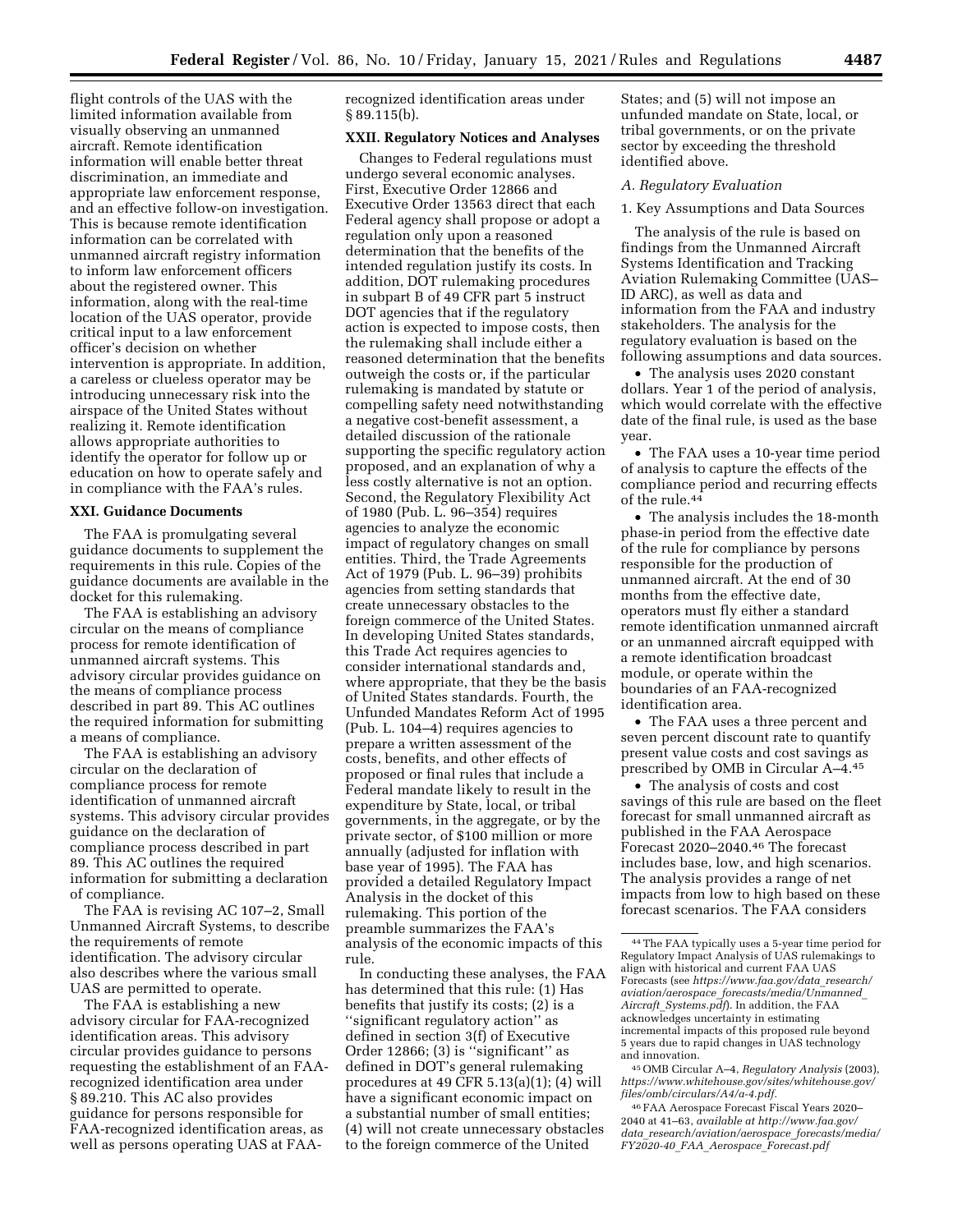flight controls of the UAS with the limited information available from visually observing an unmanned aircraft. Remote identification information will enable better threat discrimination, an immediate and appropriate law enforcement response, and an effective follow-on investigation. This is because remote identification information can be correlated with unmanned aircraft registry information to inform law enforcement officers about the registered owner. This information, along with the real-time location of the UAS operator, provide critical input to a law enforcement officer's decision on whether intervention is appropriate. In addition, a careless or clueless operator may be introducing unnecessary risk into the airspace of the United States without realizing it. Remote identification allows appropriate authorities to identify the operator for follow up or education on how to operate safely and in compliance with the FAA's rules.

## XXI. Guidance Documents

The FAA is promulgating several guidance documents to supplement the requirements in this rule. Copies of the guidance documents are available in the docket for this rulemaking.

The FAA is establishing an advisory circular on the means of compliance process for remote identification of unmanned aircraft systems. This advisory circular provides guidance on the means of compliance process described in part 89. This AC outlines the required information for submitting a means of compliance.

The FAA is establishing an advisory circular on the declaration of compliance process for remote identification of unmanned aircraft systems. This advisory circular provides guidance on the declaration of compliance process described in part 89. This AC outlines the required information for submitting a declaration of compliance.

The FAA is revising AC 107–2, Small Unmanned Aircraft Systems, to describe the requirements of remote identification. The advisory circular also describes where the various small UAS are permitted to operate.

The FAA is establishing a new advisory circular for FAA-recognized identification areas. This advisory circular provides guidance to persons requesting the establishment of an FAA-recognized identification area under § 89.210. This AC also provides guidance for persons responsible for FAA-recognized identification areas, as well as persons operating UAS at FAA-recognized identification areas under § 89.115(b).

## XXII. Regulatory Notices and Analyses

Changes to Federal regulations must undergo several economic analyses. First, Executive Order 12866 and Executive Order 13563 direct that each Federal agency shall propose or adopt a regulation only upon a reasoned determination that the benefits of the intended regulation justify its costs. In addition, DOT rulemaking procedures in subpart B of 49 CFR part 5 instruct DOT agencies that if the regulatory action is expected to impose costs, then the rulemaking shall include either a reasoned determination that the benefits outweigh the costs or, if the particular rulemaking is mandated by statute or compelling safety need notwithstanding a negative cost-benefit assessment, a detailed discussion of the rationale supporting the specific regulatory action proposed, and an explanation of why a less costly alternative is not an option. Second, the Regulatory Flexibility Act of 1980 (Pub. L. 96–354) requires agencies to analyze the economic impact of regulatory changes on small entities. Third, the Trade Agreements Act of 1979 (Pub. L. 96–39) prohibits agencies from setting standards that create unnecessary obstacles to the foreign commerce of the United States. In developing United States standards, this Trade Act requires agencies to consider international standards and, where appropriate, that they be the basis of United States standards. Fourth, the Unfunded Mandates Reform Act of 1995 (Pub. L. 104–4) requires agencies to prepare a written assessment of the costs, benefits, and other effects of proposed or final rules that include a Federal mandate likely to result in the expenditure by State, local, or tribal governments, in the aggregate, or by the private sector, of $100 million or more annually (adjusted for inflation with base year of 1995). The FAA has provided a detailed Regulatory Impact Analysis in the docket of this rulemaking. This portion of the preamble summarizes the FAA's analysis of the economic impacts of this rule.

In conducting these analyses, the FAA has determined that this rule: (1) Has benefits that justify its costs; (2) is a ''significant regulatory action'' as defined in section 3(f) of Executive Order 12866; (3) is ''significant'' as defined in DOT's general rulemaking procedures at 49 CFR 5.13(a)(1); (4) will have a significant economic impact on a substantial number of small entities; (4) will not create unnecessary obstacles to the foreign commerce of the United States; and (5) will not impose an unfunded mandate on State, local, or tribal governments, or on the private sector by exceeding the threshold identified above.

### A. Regulatory Evaluation

1. Key Assumptions and Data Sources

The analysis of the rule is based on findings from the Unmanned Aircraft Systems Identification and Tracking Aviation Rulemaking Committee (UAS–ID ARC), as well as data and information from the FAA and industry stakeholders. The analysis for the regulatory evaluation is based on the following assumptions and data sources.

- The analysis uses 2020 constant dollars. Year 1 of the period of analysis, which would correlate with the effective date of the final rule, is used as the base year.
- The FAA uses a 10-year time period of analysis to capture the effects of the compliance period and recurring effects of the rule.[44]
- The analysis includes the 18-month phase-in period from the effective date of the rule for compliance by persons responsible for the production of unmanned aircraft. At the end of 30 months from the effective date, operators must fly either a standard remote identification unmanned aircraft or an unmanned aircraft equipped with a remote identification broadcast module, or operate within the boundaries of an FAA-recognized identification area.
- The FAA uses a three percent and seven percent discount rate to quantify present value costs and cost savings as prescribed by OMB in Circular A–4.[45]
- The analysis of costs and cost savings of this rule are based on the fleet forecast for small unmanned aircraft as published in the FAA Aerospace Forecast 2020–2040.[46] The forecast includes base, low, and high scenarios. The analysis provides a range of net impacts from low to high based on these forecast scenarios. The FAA considers

---

[44] The FAA typically uses a 5-year time period for Regulatory Impact Analysis of UAS rulemakings to align with historical and current FAA UAS Forecasts (see *https://www.faa.gov/data_research/aviation/aerospace_forecasts/media/Unmanned_Aircraft_Systems.pdf*). In addition, the FAA acknowledges uncertainty in estimating incremental impacts of this proposed rule beyond 5 years due to rapid changes in UAS technology and innovation.

[45] OMB Circular A–4, *Regulatory Analysis* (2003), *https://www.whitehouse.gov/sites/whitehouse.gov/files/omb/circulars/A4/a-4.pdf*.

[46] FAA Aerospace Forecast Fiscal Years 2020–2040 at 41–63, *available at http://www.faa.gov/data_research/aviation/aerospace_forecasts/media/FY2020-40_FAA_Aerospace_Forecast.pdf*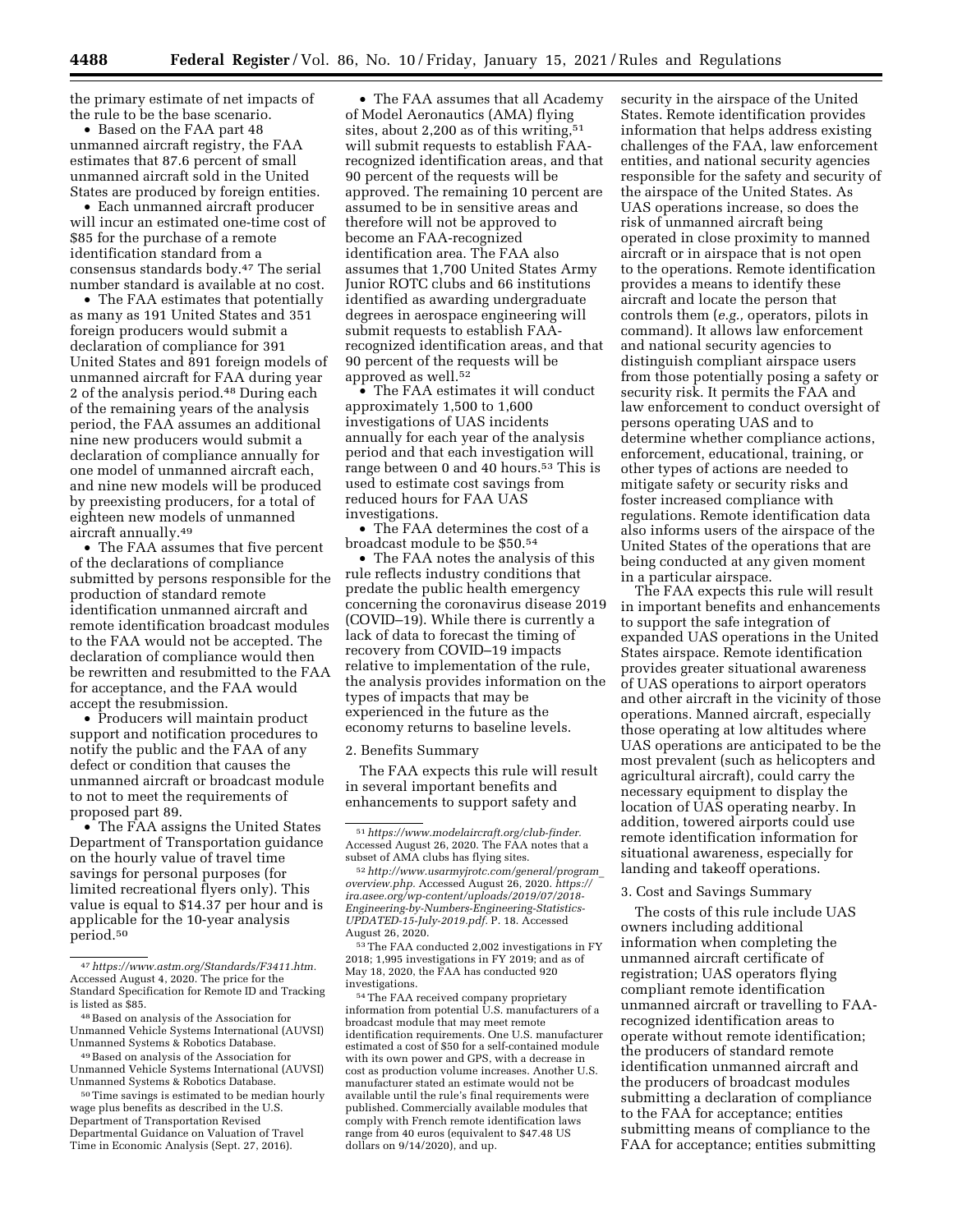the primary estimate of net impacts of the rule to be the base scenario.

- Based on the FAA part 48 unmanned aircraft registry, the FAA estimates that 87.6 percent of small unmanned aircraft sold in the United States are produced by foreign entities.
- Each unmanned aircraft producer will incur an estimated one-time cost of $85 for the purchase of a remote identification standard from a consensus standards body.[47] The serial number standard is available at no cost.
- The FAA estimates that potentially as many as 191 United States and 351 foreign producers would submit a declaration of compliance for 391 United States and 891 foreign models of unmanned aircraft for FAA during year 2 of the analysis period.[48] During each of the remaining years of the analysis period, the FAA assumes an additional nine new producers would submit a declaration of compliance annually for one model of unmanned aircraft each, and nine new models will be produced by preexisting producers, for a total of eighteen new models of unmanned aircraft annually.[49]
- The FAA assumes that five percent of the declarations of compliance submitted by persons responsible for the production of standard remote identification unmanned aircraft and remote identification broadcast modules to the FAA would not be accepted. The declaration of compliance would then be rewritten and resubmitted to the FAA for acceptance, and the FAA would accept the resubmission.
- Producers will maintain product support and notification procedures to notify the public and the FAA of any defect or condition that causes the unmanned aircraft or broadcast module to not to meet the requirements of proposed part 89.
- The FAA assigns the United States Department of Transportation guidance on the hourly value of travel time savings for personal purposes (for limited recreational flyers only). This value is equal to $14.37 per hour and is applicable for the 10-year analysis period.[50]
- The FAA assumes that all Academy of Model Aeronautics (AMA) flying sites, about 2,200 as of this writing,[51] will submit requests to establish FAA-recognized identification areas, and that 90 percent of the requests will be approved. The remaining 10 percent are assumed to be in sensitive areas and therefore will not be approved to become an FAA-recognized identification area. The FAA also assumes that 1,700 United States Army Junior ROTC clubs and 66 institutions identified as awarding undergraduate degrees in aerospace engineering will submit requests to establish FAA-recognized identification areas, and that 90 percent of the requests will be approved as well.[52]
- The FAA estimates it will conduct approximately 1,500 to 1,600 investigations of UAS incidents annually for each year of the analysis period and that each investigation will range between 0 and 40 hours.[53] This is used to estimate cost savings from reduced hours for FAA UAS investigations.
- The FAA determines the cost of a broadcast module to be $50.[54]
- The FAA notes the analysis of this rule reflects industry conditions that predate the public health emergency concerning the coronavirus disease 2019 (COVID–19). While there is currently a lack of data to forecast the timing of recovery from COVID–19 impacts relative to implementation of the rule, the analysis provides information on the types of impacts that may be experienced in the future as the economy returns to baseline levels.

2. Benefits Summary

The FAA expects this rule will result in several important benefits and enhancements to support safety and security in the airspace of the United States. Remote identification provides information that helps address existing challenges of the FAA, law enforcement entities, and national security agencies responsible for the safety and security of the airspace of the United States. As UAS operations increase, so does the risk of unmanned aircraft being operated in close proximity to manned aircraft or in airspace that is not open to the operations. Remote identification provides a means to identify these aircraft and locate the person that controls them (*e.g.,* operators, pilots in command). It allows law enforcement and national security agencies to distinguish compliant airspace users from those potentially posing a safety or security risk. It permits the FAA and law enforcement to conduct oversight of persons operating UAS and to determine whether compliance actions, enforcement, educational, training, or other types of actions are needed to mitigate safety or security risks and foster increased compliance with regulations. Remote identification data also informs users of the airspace of the United States of the operations that are being conducted at any given moment in a particular airspace.

The FAA expects this rule will result in important benefits and enhancements to support the safe integration of expanded UAS operations in the United States airspace. Remote identification provides greater situational awareness of UAS operations to airport operators and other aircraft in the vicinity of those operations. Manned aircraft, especially those operating at low altitudes where UAS operations are anticipated to be the most prevalent (such as helicopters and agricultural aircraft), could carry the necessary equipment to display the location of UAS operating nearby. In addition, towered airports could use remote identification information for situational awareness, especially for landing and takeoff operations.

3. Cost and Savings Summary

The costs of this rule include UAS owners including additional information when completing the unmanned aircraft certificate of registration; UAS operators flying compliant remote identification unmanned aircraft or travelling to FAA-recognized identification areas to operate without remote identification; the producers of standard remote identification unmanned aircraft and the producers of broadcast modules submitting a declaration of compliance to the FAA for acceptance; entities submitting means of compliance to the FAA for acceptance; entities submitting

---

[47] *https://www.astm.org/Standards/F3411.htm.* Accessed August 4, 2020. The price for the Standard Specification for Remote ID and Tracking is listed as $85.

[48] Based on analysis of the Association for Unmanned Vehicle Systems International (AUVSI) Unmanned Systems & Robotics Database.

[49] Based on analysis of the Association for Unmanned Vehicle Systems International (AUVSI) Unmanned Systems & Robotics Database.

[50] Time savings is estimated to be median hourly wage plus benefits as described in the U.S. Department of Transportation Revised Departmental Guidance on Valuation of Travel Time in Economic Analysis (Sept. 27, 2016).

[51] *https://www.modelaircraft.org/club-finder.* Accessed August 26, 2020. The FAA notes that a subset of AMA clubs has flying sites.

[52] *http://www.usarmyjrotc.com/general/program_overview.php.* Accessed August 26, 2020. *https://ira.asee.org/wp-content/uploads/2019/07/2018-Engineering-by-Numbers-Engineering-Statistics-UPDATED-15-July-2019.pdf.* P. 18. Accessed August 26, 2020.

[53] The FAA conducted 2,002 investigations in FY 2018; 1,995 investigations in FY 2019; and as of May 18, 2020, the FAA has conducted 920 investigations.

[54] The FAA received company proprietary information from potential U.S. manufacturers of a broadcast module that may meet remote identification requirements. One U.S. manufacturer estimated a cost of $50 for a self-contained module with its own power and GPS, with a decrease in cost as production volume increases. Another U.S. manufacturer stated an estimate would not be available until the rule's final requirements were published. Commercially available modules that comply with French remote identification laws range from 40 euros (equivalent to $47.48 US dollars on 9/14/2020), and up.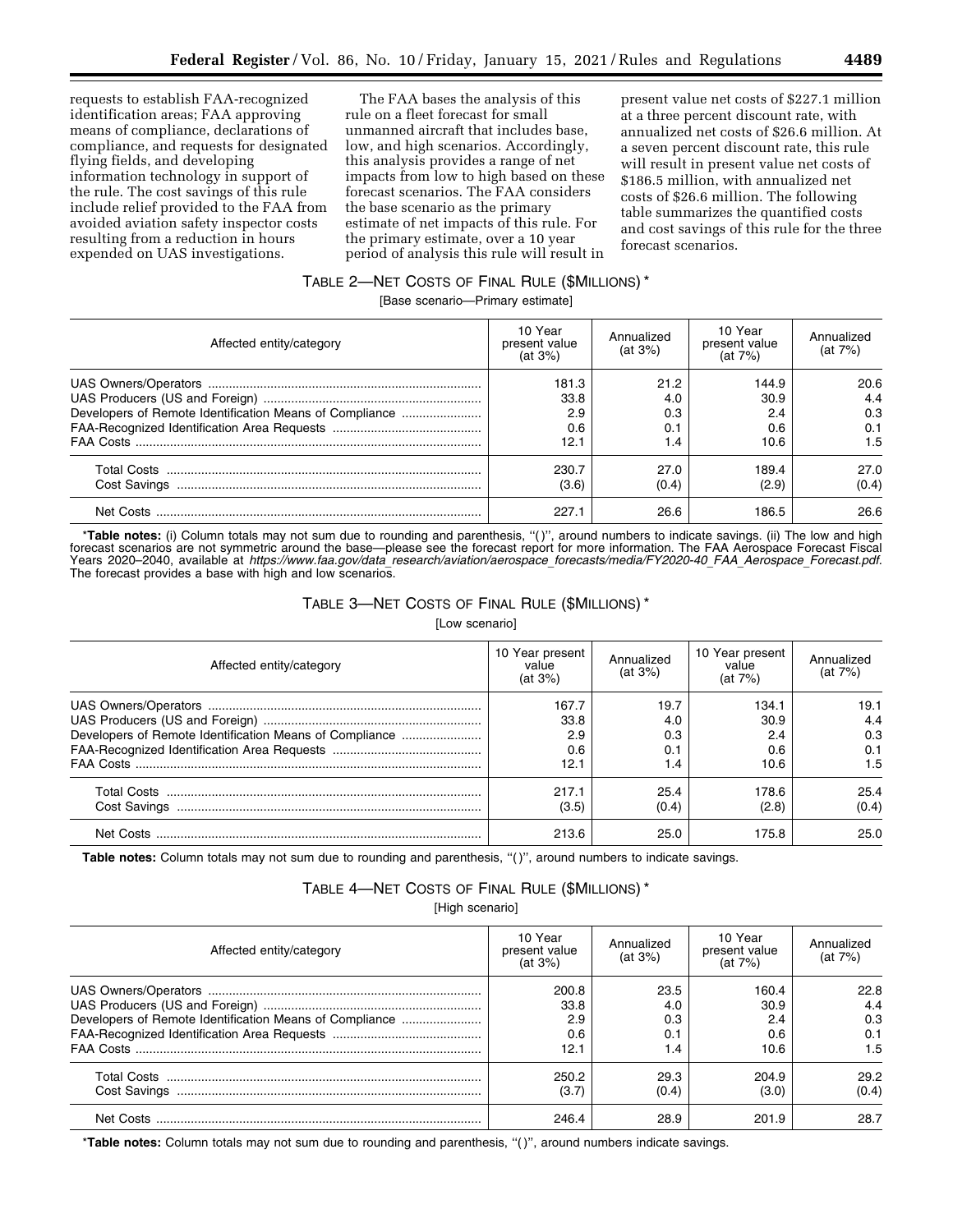requests to establish FAA-recognized identification areas; FAA approving means of compliance, declarations of compliance, and requests for designated flying fields, and developing information technology in support of the rule. The cost savings of this rule include relief provided to the FAA from avoided aviation safety inspector costs resulting from a reduction in hours expended on UAS investigations.

The FAA bases the analysis of this rule on a fleet forecast for small unmanned aircraft that includes base, low, and high scenarios. Accordingly, this analysis provides a range of net impacts from low to high based on these forecast scenarios. The FAA considers the base scenario as the primary estimate of net impacts of this rule. For the primary estimate, over a 10 year period of analysis this rule will result in present value net costs of $227.1 million at a three percent discount rate, with annualized net costs of $26.6 million. At a seven percent discount rate, this rule will result in present value net costs of $186.5 million, with annualized net costs of $26.6 million. The following table summarizes the quantified costs and cost savings of this rule for the three forecast scenarios.

TABLE 2—NET COSTS OF FINAL RULE ($MILLIONS) *

[Base scenario—Primary estimate]

| Affected entity/category | 10 Year present value (at 3%) | Annualized (at 3%) | 10 Year present value (at 7%) | Annualized (at 7%) |
|---|---|---|---|---|
| UAS Owners/Operators | 181.3 | 21.2 | 144.9 | 20.6 |
| UAS Producers (US and Foreign) | 33.8 | 4.0 | 30.9 | 4.4 |
| Developers of Remote Identification Means of Compliance | 2.9 | 0.3 | 2.4 | 0.3 |
| FAA-Recognized Identification Area Requests | 0.6 | 0.1 | 0.6 | 0.1 |
| FAA Costs | 12.1 | 1.4 | 10.6 | 1.5 |
| Total Costs | 230.7 | 27.0 | 189.4 | 27.0 |
| Cost Savings | (3.6) | (0.4) | (2.9) | (0.4) |
| Net Costs | 227.1 | 26.6 | 186.5 | 26.6 |

\***Table notes:** (i) Column totals may not sum due to rounding and parenthesis, "()", around numbers to indicate savings. (ii) The low and high forecast scenarios are not symmetric around the base—please see the forecast report for more information. The FAA Aerospace Forecast Fiscal Years 2020–2040, available at *https://www.faa.gov/data_research/aviation/aerospace_forecasts/media/FY2020-40_FAA_Aerospace_Forecast.pdf*. The forecast provides a base with high and low scenarios.

TABLE 3—NET COSTS OF FINAL RULE ($MILLIONS) *

[Low scenario]

| Affected entity/category | 10 Year present value (at 3%) | Annualized (at 3%) | 10 Year present value (at 7%) | Annualized (at 7%) |
|---|---|---|---|---|
| UAS Owners/Operators | 167.7 | 19.7 | 134.1 | 19.1 |
| UAS Producers (US and Foreign) | 33.8 | 4.0 | 30.9 | 4.4 |
| Developers of Remote Identification Means of Compliance | 2.9 | 0.3 | 2.4 | 0.3 |
| FAA-Recognized Identification Area Requests | 0.6 | 0.1 | 0.6 | 0.1 |
| FAA Costs | 12.1 | 1.4 | 10.6 | 1.5 |
| Total Costs | 217.1 | 25.4 | 178.6 | 25.4 |
| Cost Savings | (3.5) | (0.4) | (2.8) | (0.4) |
| Net Costs | 213.6 | 25.0 | 175.8 | 25.0 |

**Table notes:** Column totals may not sum due to rounding and parenthesis, "()", around numbers to indicate savings.

TABLE 4—NET COSTS OF FINAL RULE ($MILLIONS) *

[High scenario]

| Affected entity/category | 10 Year present value (at 3%) | Annualized (at 3%) | 10 Year present value (at 7%) | Annualized (at 7%) |
|---|---|---|---|---|
| UAS Owners/Operators | 200.8 | 23.5 | 160.4 | 22.8 |
| UAS Producers (US and Foreign) | 33.8 | 4.0 | 30.9 | 4.4 |
| Developers of Remote Identification Means of Compliance | 2.9 | 0.3 | 2.4 | 0.3 |
| FAA-Recognized Identification Area Requests | 0.6 | 0.1 | 0.6 | 0.1 |
| FAA Costs | 12.1 | 1.4 | 10.6 | 1.5 |
| Total Costs | 250.2 | 29.3 | 204.9 | 29.2 |
| Cost Savings | (3.7) | (0.4) | (3.0) | (0.4) |
| Net Costs | 246.4 | 28.9 | 201.9 | 28.7 |

\***Table notes:** Column totals may not sum due to rounding and parenthesis, "()", around numbers indicate savings.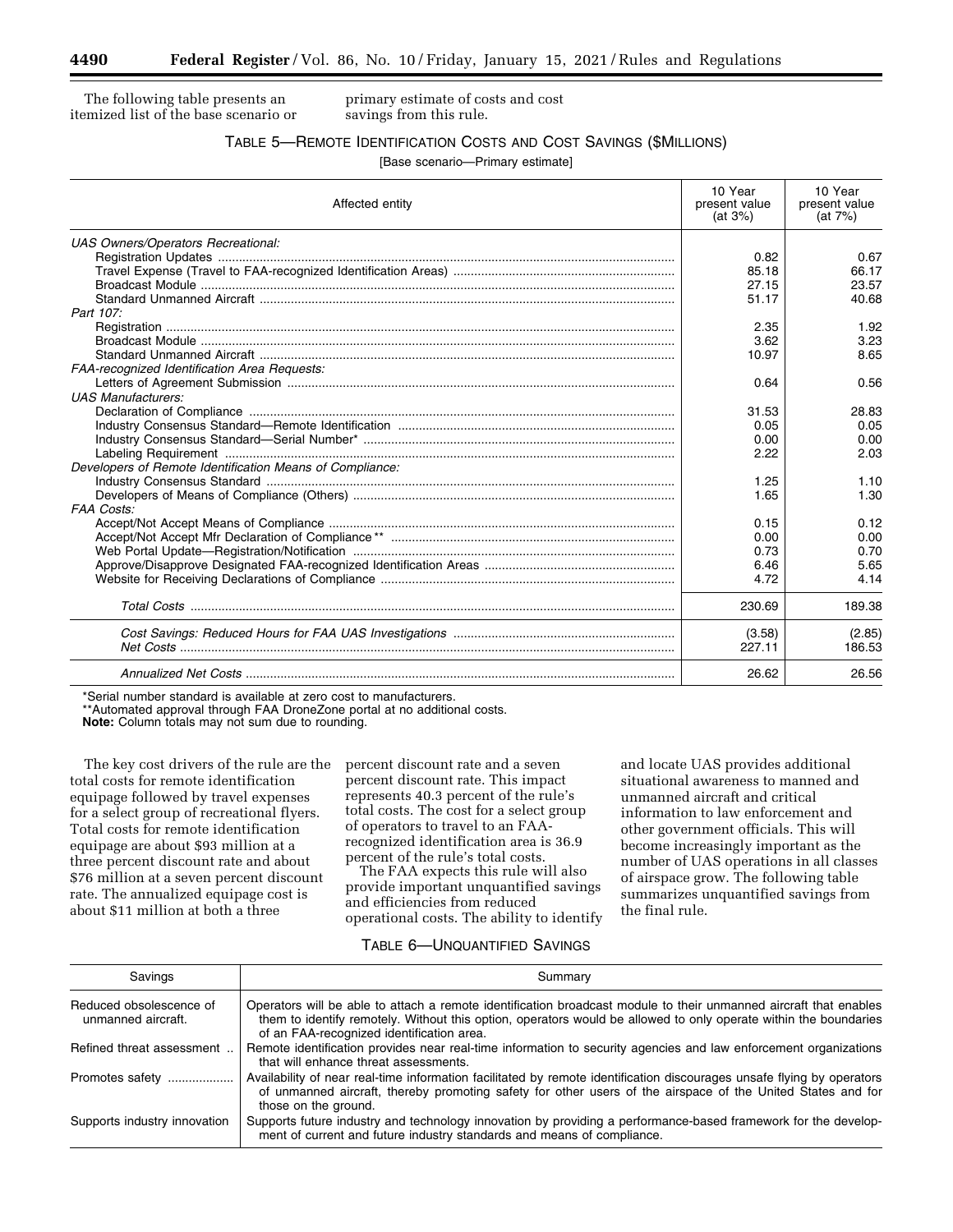The following table presents an itemized list of the base scenario or primary estimate of costs and cost savings from this rule.

TABLE 5—REMOTE IDENTIFICATION COSTS AND COST SAVINGS ($MILLIONS)

[Base scenario—Primary estimate]

| Affected entity | 10 Year present value (at 3%) | 10 Year present value (at 7%) |
|---|---|---|
| *UAS Owners/Operators Recreational:* | | |
| Registration Updates | 0.82 | 0.67 |
| Travel Expense (Travel to FAA-recognized Identification Areas) | 85.18 | 66.17 |
| Broadcast Module | 27.15 | 23.57 |
| Standard Unmanned Aircraft | 51.17 | 40.68 |
| *Part 107:* | | |
| Registration | 2.35 | 1.92 |
| Broadcast Module | 3.62 | 3.23 |
| Standard Unmanned Aircraft | 10.97 | 8.65 |
| *FAA-recognized Identification Area Requests:* | | |
| Letters of Agreement Submission | 0.64 | 0.56 |
| *UAS Manufacturers:* | | |
| Declaration of Compliance | 31.53 | 28.83 |
| Industry Consensus Standard—Remote Identification | 0.05 | 0.05 |
| Industry Consensus Standard—Serial Number* | 0.00 | 0.00 |
| Labeling Requirement | 2.22 | 2.03 |
| *Developers of Remote Identification Means of Compliance:* | | |
| Industry Consensus Standard | 1.25 | 1.10 |
| Developers of Means of Compliance (Others) | 1.65 | 1.30 |
| *FAA Costs:* | | |
| Accept/Not Accept Means of Compliance | 0.15 | 0.12 |
| Accept/Not Accept Mfr Declaration of Compliance** | 0.00 | 0.00 |
| Web Portal Update—Registration/Notification | 0.73 | 0.70 |
| Approve/Disapprove Designated FAA-recognized Identification Areas | 6.46 | 5.65 |
| Website for Receiving Declarations of Compliance | 4.72 | 4.14 |
| *Total Costs* | 230.69 | 189.38 |
| *Cost Savings: Reduced Hours for FAA UAS Investigations* | (3.58) | (2.85) |
| *Net Costs* | 227.11 | 186.53 |
| *Annualized Net Costs* | 26.62 | 26.56 |

*Serial number standard is available at zero cost to manufacturers.

**Automated approval through FAA DroneZone portal at no additional costs.

**Note:** Column totals may not sum due to rounding.

The key cost drivers of the rule are the total costs for remote identification equipage followed by travel expenses for a select group of recreational flyers. Total costs for remote identification equipage are about $93 million at a three percent discount rate and about $76 million at a seven percent discount rate. The annualized equipage cost is about $11 million at both a three percent discount rate and a seven percent discount rate. This impact represents 40.3 percent of the rule's total costs. The cost for a select group of operators to travel to an FAA-recognized identification area is 36.9 percent of the rule's total costs.

The FAA expects this rule will also provide important unquantified savings and efficiencies from reduced operational costs. The ability to identify and locate UAS provides additional situational awareness to manned and unmanned aircraft and critical information to law enforcement and other government officials. This will become increasingly important as the number of UAS operations in all classes of airspace grow. The following table summarizes unquantified savings from the final rule.

TABLE 6—UNQUANTIFIED SAVINGS

| Savings | Summary |
|---|---|
| Reduced obsolescence of unmanned aircraft. | Operators will be able to attach a remote identification broadcast module to their unmanned aircraft that enables them to identify remotely. Without this option, operators would be allowed to only operate within the boundaries of an FAA-recognized identification area. |
| Refined threat assessment | Remote identification provides near real-time information to security agencies and law enforcement organizations that will enhance threat assessments. |
| Promotes safety | Availability of near real-time information facilitated by remote identification discourages unsafe flying by operators of unmanned aircraft, thereby promoting safety for other users of the airspace of the United States and for those on the ground. |
| Supports industry innovation | Supports future industry and technology innovation by providing a performance-based framework for the development of current and future industry standards and means of compliance. |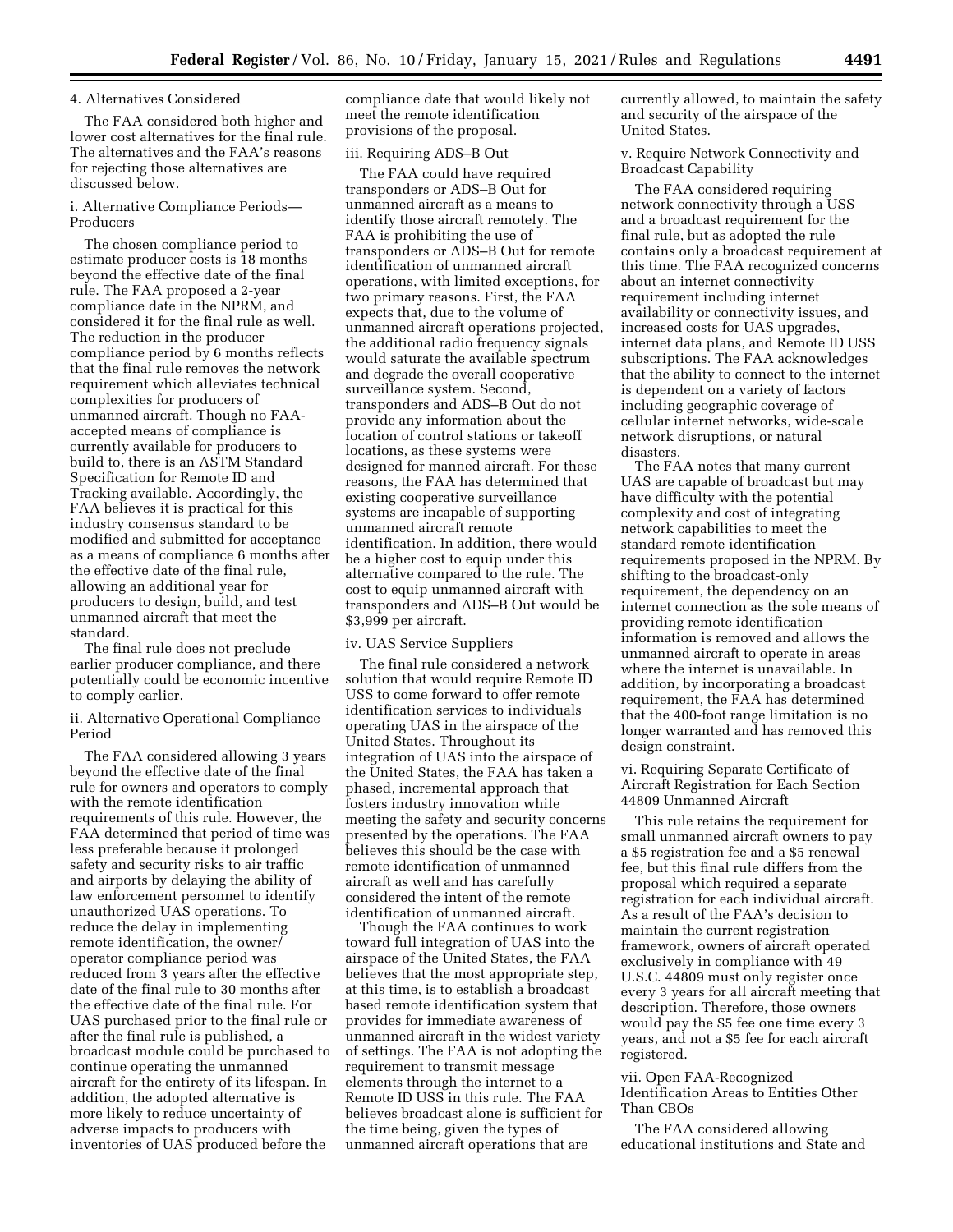### 4. Alternatives Considered

The FAA considered both higher and lower cost alternatives for the final rule. The alternatives and the FAA's reasons for rejecting those alternatives are discussed below.

#### i. Alternative Compliance Periods—Producers

The chosen compliance period to estimate producer costs is 18 months beyond the effective date of the final rule. The FAA proposed a 2-year compliance date in the NPRM, and considered it for the final rule as well. The reduction in the producer compliance period by 6 months reflects that the final rule removes the network requirement which alleviates technical complexities for producers of unmanned aircraft. Though no FAA-accepted means of compliance is currently available for producers to build to, there is an ASTM Standard Specification for Remote ID and Tracking available. Accordingly, the FAA believes it is practical for this industry consensus standard to be modified and submitted for acceptance as a means of compliance 6 months after the effective date of the final rule, allowing an additional year for producers to design, build, and test unmanned aircraft that meet the standard.

The final rule does not preclude earlier producer compliance, and there potentially could be economic incentive to comply earlier.

#### ii. Alternative Operational Compliance Period

The FAA considered allowing 3 years beyond the effective date of the final rule for owners and operators to comply with the remote identification requirements of this rule. However, the FAA determined that period of time was less preferable because it prolonged safety and security risks to air traffic and airports by delaying the ability of law enforcement personnel to identify unauthorized UAS operations. To reduce the delay in implementing remote identification, the owner/operator compliance period was reduced from 3 years after the effective date of the final rule to 30 months after the effective date of the final rule. For UAS purchased prior to the final rule or after the final rule is published, a broadcast module could be purchased to continue operating the unmanned aircraft for the entirety of its lifespan. In addition, the adopted alternative is more likely to reduce uncertainty of adverse impacts to producers with inventories of UAS produced before the compliance date that would likely not meet the remote identification provisions of the proposal.

#### iii. Requiring ADS–B Out

The FAA could have required transponders or ADS–B Out for unmanned aircraft as a means to identify those aircraft remotely. The FAA is prohibiting the use of transponders or ADS–B Out for remote identification of unmanned aircraft operations, with limited exceptions, for two primary reasons. First, the FAA expects that, due to the volume of unmanned aircraft operations projected, the additional radio frequency signals would saturate the available spectrum and degrade the overall cooperative surveillance system. Second, transponders and ADS–B Out do not provide any information about the location of control stations or takeoff locations, as these systems were designed for manned aircraft. For these reasons, the FAA has determined that existing cooperative surveillance systems are incapable of supporting unmanned aircraft remote identification. In addition, there would be a higher cost to equip under this alternative compared to the rule. The cost to equip unmanned aircraft with transponders and ADS–B Out would be $3,999 per aircraft.

#### iv. UAS Service Suppliers

The final rule considered a network solution that would require Remote ID USS to come forward to offer remote identification services to individuals operating UAS in the airspace of the United States. Throughout its integration of UAS into the airspace of the United States, the FAA has taken a phased, incremental approach that fosters industry innovation while meeting the safety and security concerns presented by the operations. The FAA believes this should be the case with remote identification of unmanned aircraft as well and has carefully considered the intent of the remote identification of unmanned aircraft.

Though the FAA continues to work toward full integration of UAS into the airspace of the United States, the FAA believes that the most appropriate step, at this time, is to establish a broadcast based remote identification system that provides for immediate awareness of unmanned aircraft in the widest variety of settings. The FAA is not adopting the requirement to transmit message elements through the internet to a Remote ID USS in this rule. The FAA believes broadcast alone is sufficient for the time being, given the types of unmanned aircraft operations that are currently allowed, to maintain the safety and security of the airspace of the United States.

#### v. Require Network Connectivity and Broadcast Capability

The FAA considered requiring network connectivity through a USS and a broadcast requirement for the final rule, but as adopted the rule contains only a broadcast requirement at this time. The FAA recognized concerns about an internet connectivity requirement including internet availability or connectivity issues, and increased costs for UAS upgrades, internet data plans, and Remote ID USS subscriptions. The FAA acknowledges that the ability to connect to the internet is dependent on a variety of factors including geographic coverage of cellular internet networks, wide-scale network disruptions, or natural disasters.

The FAA notes that many current UAS are capable of broadcast but may have difficulty with the potential complexity and cost of integrating network capabilities to meet the standard remote identification requirements proposed in the NPRM. By shifting to the broadcast-only requirement, the dependency on an internet connection as the sole means of providing remote identification information is removed and allows the unmanned aircraft to operate in areas where the internet is unavailable. In addition, by incorporating a broadcast requirement, the FAA has determined that the 400-foot range limitation is no longer warranted and has removed this design constraint.

#### vi. Requiring Separate Certificate of Aircraft Registration for Each Section 44809 Unmanned Aircraft

This rule retains the requirement for small unmanned aircraft owners to pay a $5 registration fee and a $5 renewal fee, but this final rule differs from the proposal which required a separate registration for each individual aircraft. As a result of the FAA's decision to maintain the current registration framework, owners of aircraft operated exclusively in compliance with 49 U.S.C. 44809 must only register once every 3 years for all aircraft meeting that description. Therefore, those owners would pay the $5 fee one time every 3 years, and not a $5 fee for each aircraft registered.

#### vii. Open FAA-Recognized Identification Areas to Entities Other Than CBOs

The FAA considered allowing educational institutions and State and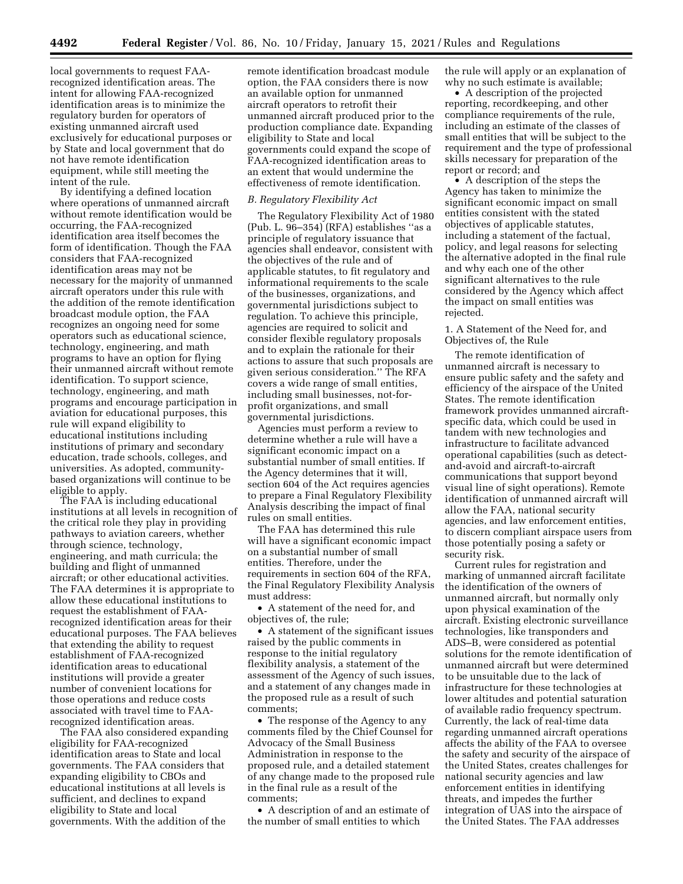local governments to request FAA-recognized identification areas. The intent for allowing FAA-recognized identification areas is to minimize the regulatory burden for operators of existing unmanned aircraft used exclusively for educational purposes or by State and local government that do not have remote identification equipment, while still meeting the intent of the rule.

By identifying a defined location where operations of unmanned aircraft without remote identification would be occurring, the FAA-recognized identification area itself becomes the form of identification. Though the FAA considers that FAA-recognized identification areas may not be necessary for the majority of unmanned aircraft operators under this rule with the addition of the remote identification broadcast module option, the FAA recognizes an ongoing need for some operators such as educational science, technology, engineering, and math programs to have an option for flying their unmanned aircraft without remote identification. To support science, technology, engineering, and math programs and encourage participation in aviation for educational purposes, this rule will expand eligibility to educational institutions including institutions of primary and secondary education, trade schools, colleges, and universities. As adopted, community-based organizations will continue to be eligible to apply.

The FAA is including educational institutions at all levels in recognition of the critical role they play in providing pathways to aviation careers, whether through science, technology, engineering, and math curricula; the building and flight of unmanned aircraft; or other educational activities. The FAA determines it is appropriate to allow these educational institutions to request the establishment of FAA-recognized identification areas for their educational purposes. The FAA believes that extending the ability to request establishment of FAA-recognized identification areas to educational institutions will provide a greater number of convenient locations for those operations and reduce costs associated with travel time to FAA-recognized identification areas.

The FAA also considered expanding eligibility for FAA-recognized identification areas to State and local governments. The FAA considers that expanding eligibility to CBOs and educational institutions at all levels is sufficient, and declines to expand eligibility to State and local governments. With the addition of the remote identification broadcast module option, the FAA considers there is now an available option for unmanned aircraft operators to retrofit their unmanned aircraft produced prior to the production compliance date. Expanding eligibility to State and local governments could expand the scope of FAA-recognized identification areas to an extent that would undermine the effectiveness of remote identification.

### *B. Regulatory Flexibility Act*

The Regulatory Flexibility Act of 1980 (Pub. L. 96–354) (RFA) establishes "as a principle of regulatory issuance that agencies shall endeavor, consistent with the objectives of the rule and of applicable statutes, to fit regulatory and informational requirements to the scale of the businesses, organizations, and governmental jurisdictions subject to regulation. To achieve this principle, agencies are required to solicit and consider flexible regulatory proposals and to explain the rationale for their actions to assure that such proposals are given serious consideration." The RFA covers a wide range of small entities, including small businesses, not-for-profit organizations, and small governmental jurisdictions.

Agencies must perform a review to determine whether a rule will have a significant economic impact on a substantial number of small entities. If the Agency determines that it will, section 604 of the Act requires agencies to prepare a Final Regulatory Flexibility Analysis describing the impact of final rules on small entities.

The FAA has determined this rule will have a significant economic impact on a substantial number of small entities. Therefore, under the requirements in section 604 of the RFA, the Final Regulatory Flexibility Analysis must address:

- A statement of the need for, and objectives of, the rule;
- A statement of the significant issues raised by the public comments in response to the initial regulatory flexibility analysis, a statement of the assessment of the Agency of such issues, and a statement of any changes made in the proposed rule as a result of such comments;
- The response of the Agency to any comments filed by the Chief Counsel for Advocacy of the Small Business Administration in response to the proposed rule, and a detailed statement of any change made to the proposed rule in the final rule as a result of the comments;
- A description of and an estimate of the number of small entities to which the rule will apply or an explanation of why no such estimate is available;
- A description of the projected reporting, recordkeeping, and other compliance requirements of the rule, including an estimate of the classes of small entities that will be subject to the requirement and the type of professional skills necessary for preparation of the report or record; and
- A description of the steps the Agency has taken to minimize the significant economic impact on small entities consistent with the stated objectives of applicable statutes, including a statement of the factual, policy, and legal reasons for selecting the alternative adopted in the final rule and why each one of the other significant alternatives to the rule considered by the Agency which affect the impact on small entities was rejected.

#### 1. A Statement of the Need for, and Objectives of, the Rule

The remote identification of unmanned aircraft is necessary to ensure public safety and the safety and efficiency of the airspace of the United States. The remote identification framework provides unmanned aircraft-specific data, which could be used in tandem with new technologies and infrastructure to facilitate advanced operational capabilities (such as detect-and-avoid and aircraft-to-aircraft communications that support beyond visual line of sight operations). Remote identification of unmanned aircraft will allow the FAA, national security agencies, and law enforcement entities, to discern compliant airspace users from those potentially posing a safety or security risk.

Current rules for registration and marking of unmanned aircraft facilitate the identification of the owners of unmanned aircraft, but normally only upon physical examination of the aircraft. Existing electronic surveillance technologies, like transponders and ADS–B, were considered as potential solutions for the remote identification of unmanned aircraft but were determined to be unsuitable due to the lack of infrastructure for these technologies at lower altitudes and potential saturation of available radio frequency spectrum. Currently, the lack of real-time data regarding unmanned aircraft operations affects the ability of the FAA to oversee the safety and security of the airspace of the United States, creates challenges for national security agencies and law enforcement entities in identifying threats, and impedes the further integration of UAS into the airspace of the United States. The FAA addresses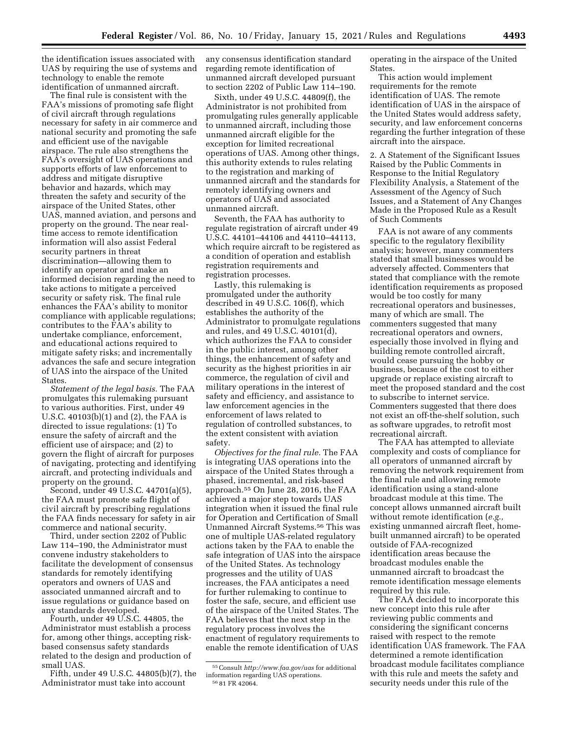the identification issues associated with UAS by requiring the use of systems and technology to enable the remote identification of unmanned aircraft.

The final rule is consistent with the FAA's missions of promoting safe flight of civil aircraft through regulations necessary for safety in air commerce and national security and promoting the safe and efficient use of the navigable airspace. The rule also strengthens the FAA's oversight of UAS operations and supports efforts of law enforcement to address and mitigate disruptive behavior and hazards, which may threaten the safety and security of the airspace of the United States, other UAS, manned aviation, and persons and property on the ground. The near real-time access to remote identification information will also assist Federal security partners in threat discrimination—allowing them to identify an operator and make an informed decision regarding the need to take actions to mitigate a perceived security or safety risk. The final rule enhances the FAA's ability to monitor compliance with applicable regulations; contributes to the FAA's ability to undertake compliance, enforcement, and educational actions required to mitigate safety risks; and incrementally advances the safe and secure integration of UAS into the airspace of the United States.

*Statement of the legal basis.* The FAA promulgates this rulemaking pursuant to various authorities. First, under 49 U.S.C. 40103(b)(1) and (2), the FAA is directed to issue regulations: (1) To ensure the safety of aircraft and the efficient use of airspace; and (2) to govern the flight of aircraft for purposes of navigating, protecting and identifying aircraft, and protecting individuals and property on the ground.

Second, under 49 U.S.C. 44701(a)(5), the FAA must promote safe flight of civil aircraft by prescribing regulations the FAA finds necessary for safety in air commerce and national security.

Third, under section 2202 of Public Law 114–190, the Administrator must convene industry stakeholders to facilitate the development of consensus standards for remotely identifying operators and owners of UAS and associated unmanned aircraft and to issue regulations or guidance based on any standards developed.

Fourth, under 49 U.S.C. 44805, the Administrator must establish a process for, among other things, accepting risk-based consensus safety standards related to the design and production of small UAS.

Fifth, under 49 U.S.C. 44805(b)(7), the Administrator must take into account any consensus identification standard regarding remote identification of unmanned aircraft developed pursuant to section 2202 of Public Law 114–190.

Sixth, under 49 U.S.C. 44809(f), the Administrator is not prohibited from promulgating rules generally applicable to unmanned aircraft, including those unmanned aircraft eligible for the exception for limited recreational operations of UAS. Among other things, this authority extends to rules relating to the registration and marking of unmanned aircraft and the standards for remotely identifying owners and operators of UAS and associated unmanned aircraft.

Seventh, the FAA has authority to regulate registration of aircraft under 49 U.S.C. 44101–44106 and 44110–44113, which require aircraft to be registered as a condition of operation and establish registration requirements and registration processes.

Lastly, this rulemaking is promulgated under the authority described in 49 U.S.C. 106(f), which establishes the authority of the Administrator to promulgate regulations and rules, and 49 U.S.C. 40101(d), which authorizes the FAA to consider in the public interest, among other things, the enhancement of safety and security as the highest priorities in air commerce, the regulation of civil and military operations in the interest of safety and efficiency, and assistance to law enforcement agencies in the enforcement of laws related to regulation of controlled substances, to the extent consistent with aviation safety.

*Objectives for the final rule.* The FAA is integrating UAS operations into the airspace of the United States through a phased, incremental, and risk-based approach.[55] On June 28, 2016, the FAA achieved a major step towards UAS integration when it issued the final rule for Operation and Certification of Small Unmanned Aircraft Systems.[56] This was one of multiple UAS-related regulatory actions taken by the FAA to enable the safe integration of UAS into the airspace of the United States. As technology progresses and the utility of UAS increases, the FAA anticipates a need for further rulemaking to continue to foster the safe, secure, and efficient use of the airspace of the United States. The FAA believes that the next step in the regulatory process involves the enactment of regulatory requirements to enable the remote identification of UAS operating in the airspace of the United States.

This action would implement requirements for the remote identification of UAS. The remote identification of UAS in the airspace of the United States would address safety, security, and law enforcement concerns regarding the further integration of these aircraft into the airspace.

2. A Statement of the Significant Issues Raised by the Public Comments in Response to the Initial Regulatory Flexibility Analysis, a Statement of the Assessment of the Agency of Such Issues, and a Statement of Any Changes Made in the Proposed Rule as a Result of Such Comments

FAA is not aware of any comments specific to the regulatory flexibility analysis; however, many commenters stated that small businesses would be adversely affected. Commenters that stated that compliance with the remote identification requirements as proposed would be too costly for many recreational operators and businesses, many of which are small. The commenters suggested that many recreational operators and owners, especially those involved in flying and building remote controlled aircraft, would cease pursuing the hobby or business, because of the cost to either upgrade or replace existing aircraft to meet the proposed standard and the cost to subscribe to internet service. Commenters suggested that there does not exist an off-the-shelf solution, such as software upgrades, to retrofit most recreational aircraft.

The FAA has attempted to alleviate complexity and costs of compliance for all operators of unmanned aircraft by removing the network requirement from the final rule and allowing remote identification using a stand-alone broadcast module at this time. The concept allows unmanned aircraft built without remote identification (*e.g.,* existing unmanned aircraft fleet, home-built unmanned aircraft) to be operated outside of FAA-recognized identification areas because the broadcast modules enable the unmanned aircraft to broadcast the remote identification message elements required by this rule.

The FAA decided to incorporate this new concept into this rule after reviewing public comments and considering the significant concerns raised with respect to the remote identification UAS framework. The FAA determined a remote identification broadcast module facilitates compliance with this rule and meets the safety and security needs under this rule of the

[55] Consult *http://www.faa.gov/uas* for additional information regarding UAS operations.

[56] 81 FR 42064.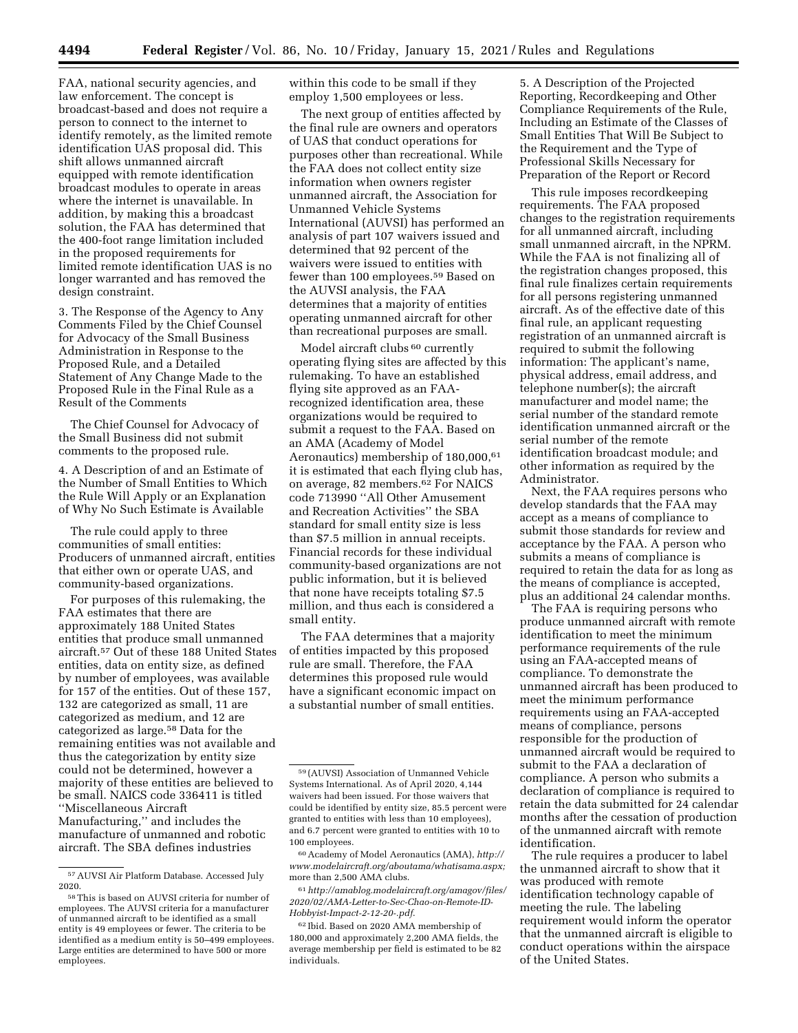FAA, national security agencies, and law enforcement. The concept is broadcast-based and does not require a person to connect to the internet to identify remotely, as the limited remote identification UAS proposal did. This shift allows unmanned aircraft equipped with remote identification broadcast modules to operate in areas where the internet is unavailable. In addition, by making this a broadcast solution, the FAA has determined that the 400-foot range limitation included in the proposed requirements for limited remote identification UAS is no longer warranted and has removed the design constraint.

3. The Response of the Agency to Any Comments Filed by the Chief Counsel for Advocacy of the Small Business Administration in Response to the Proposed Rule, and a Detailed Statement of Any Change Made to the Proposed Rule in the Final Rule as a Result of the Comments

The Chief Counsel for Advocacy of the Small Business did not submit comments to the proposed rule.

4. A Description of and an Estimate of the Number of Small Entities to Which the Rule Will Apply or an Explanation of Why No Such Estimate is Available

The rule could apply to three communities of small entities: Producers of unmanned aircraft, entities that either own or operate UAS, and community-based organizations.

For purposes of this rulemaking, the FAA estimates that there are approximately 188 United States entities that produce small unmanned aircraft.[57] Out of these 188 United States entities, data on entity size, as defined by number of employees, was available for 157 of the entities. Out of these 157, 132 are categorized as small, 11 are categorized as medium, and 12 are categorized as large.[58] Data for the remaining entities was not available and thus the categorization by entity size could not be determined, however a majority of these entities are believed to be small. NAICS code 336411 is titled ''Miscellaneous Aircraft Manufacturing,'' and includes the manufacture of unmanned and robotic aircraft. The SBA defines industries within this code to be small if they employ 1,500 employees or less.

The next group of entities affected by the final rule are owners and operators of UAS that conduct operations for purposes other than recreational. While the FAA does not collect entity size information when owners register unmanned aircraft, the Association for Unmanned Vehicle Systems International (AUVSI) has performed an analysis of part 107 waivers issued and determined that 92 percent of the waivers were issued to entities with fewer than 100 employees.[59] Based on the AUVSI analysis, the FAA determines that a majority of entities operating unmanned aircraft for other than recreational purposes are small.

Model aircraft clubs[60] currently operating flying sites are affected by this rulemaking. To have an established flying site approved as an FAA-recognized identification area, these organizations would be required to submit a request to the FAA. Based on an AMA (Academy of Model Aeronautics) membership of 180,000,[61] it is estimated that each flying club has, on average, 82 members.[62] For NAICS code 713990 ''All Other Amusement and Recreation Activities'' the SBA standard for small entity size is less than $7.5 million in annual receipts. Financial records for these individual community-based organizations are not public information, but it is believed that none have receipts totaling $7.5 million, and thus each is considered a small entity.

The FAA determines that a majority of entities impacted by this proposed rule are small. Therefore, the FAA determines this proposed rule would have a significant economic impact on a substantial number of small entities.

5. A Description of the Projected Reporting, Recordkeeping and Other Compliance Requirements of the Rule, Including an Estimate of the Classes of Small Entities That Will Be Subject to the Requirement and the Type of Professional Skills Necessary for Preparation of the Report or Record

This rule imposes recordkeeping requirements. The FAA proposed changes to the registration requirements for all unmanned aircraft, including small unmanned aircraft, in the NPRM. While the FAA is not finalizing all of the registration changes proposed, this final rule finalizes certain requirements for all persons registering unmanned aircraft. As of the effective date of this final rule, an applicant requesting registration of an unmanned aircraft is required to submit the following information: The applicant's name, physical address, email address, and telephone number(s); the aircraft manufacturer and model name; the serial number of the standard remote identification unmanned aircraft or the serial number of the remote identification broadcast module; and other information as required by the Administrator.

Next, the FAA requires persons who develop standards that the FAA may accept as a means of compliance to submit those standards for review and acceptance by the FAA. A person who submits a means of compliance is required to retain the data for as long as the means of compliance is accepted, plus an additional 24 calendar months.

The FAA is requiring persons who produce unmanned aircraft with remote identification to meet the minimum performance requirements of the rule using an FAA-accepted means of compliance. To demonstrate the unmanned aircraft has been produced to meet the minimum performance requirements using an FAA-accepted means of compliance, persons responsible for the production of unmanned aircraft would be required to submit to the FAA a declaration of compliance. A person who submits a declaration of compliance is required to retain the data submitted for 24 calendar months after the cessation of production of the unmanned aircraft with remote identification.

The rule requires a producer to label the unmanned aircraft to show that it was produced with remote identification technology capable of meeting the rule. The labeling requirement would inform the operator that the unmanned aircraft is eligible to conduct operations within the airspace of the United States.

[57] AUVSI Air Platform Database. Accessed July 2020.

[58] This is based on AUVSI criteria for number of employees. The AUVSI criteria for a manufacturer of unmanned aircraft to be identified as a small entity is 49 employees or fewer. The criteria to be identified as a medium entity is 50–499 employees. Large entities are determined to have 500 or more employees.

[59] (AUVSI) Association of Unmanned Vehicle Systems International. As of April 2020, 4,144 waivers had been issued. For those waivers that could be identified by entity size, 85.5 percent were granted to entities with less than 10 employees), and 6.7 percent were granted to entities with 10 to 100 employees.

[60] Academy of Model Aeronautics (AMA), *http://www.modelaircraft.org/aboutama/whatisama.aspx;* more than 2,500 AMA clubs.

[61] *http://amablog.modelaircraft.org/amagov/files/2020/02/AMA-Letter-to-Sec-Chao-on-Remote-ID-Hobbyist-Impact-2-12-20-.pdf.*

[62] Ibid. Based on 2020 AMA membership of 180,000 and approximately 2,200 AMA fields, the average membership per field is estimated to be 82 individuals.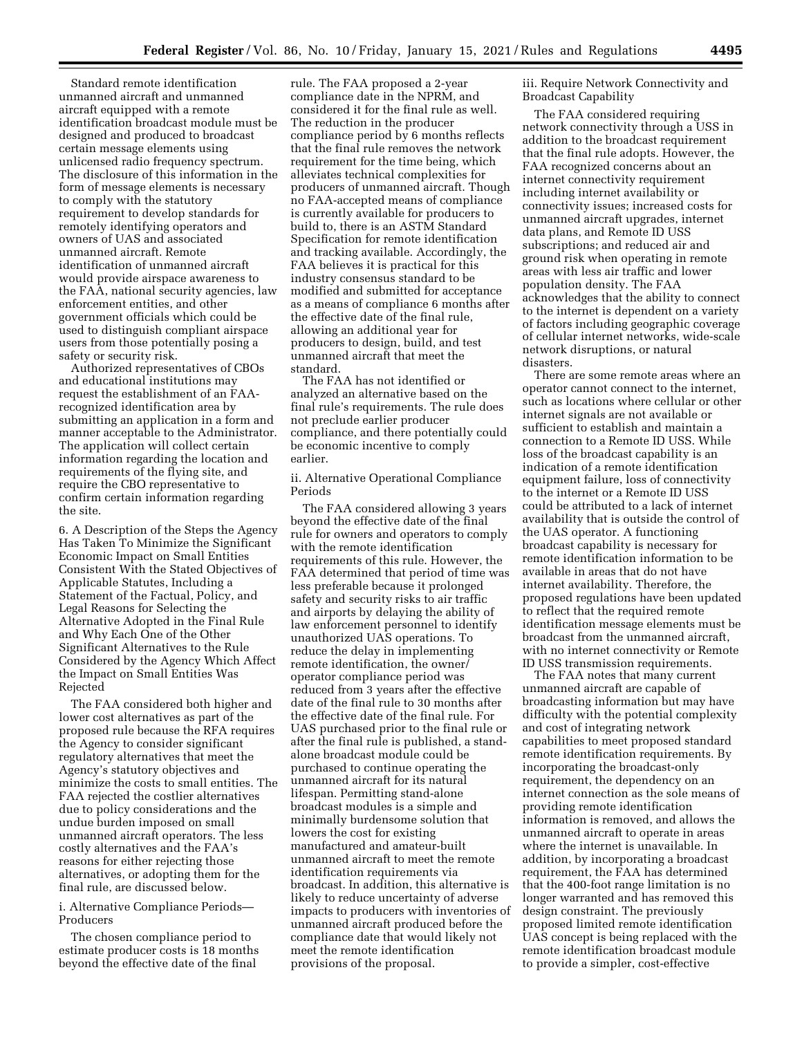Standard remote identification unmanned aircraft and unmanned aircraft equipped with a remote identification broadcast module must be designed and produced to broadcast certain message elements using unlicensed radio frequency spectrum. The disclosure of this information in the form of message elements is necessary to comply with the statutory requirement to develop standards for remotely identifying operators and owners of UAS and associated unmanned aircraft. Remote identification of unmanned aircraft would provide airspace awareness to the FAA, national security agencies, law enforcement entities, and other government officials which could be used to distinguish compliant airspace users from those potentially posing a safety or security risk.

Authorized representatives of CBOs and educational institutions may request the establishment of an FAA-recognized identification area by submitting an application in a form and manner acceptable to the Administrator. The application will collect certain information regarding the location and requirements of the flying site, and require the CBO representative to confirm certain information regarding the site.

6. A Description of the Steps the Agency Has Taken To Minimize the Significant Economic Impact on Small Entities Consistent With the Stated Objectives of Applicable Statutes, Including a Statement of the Factual, Policy, and Legal Reasons for Selecting the Alternative Adopted in the Final Rule and Why Each One of the Other Significant Alternatives to the Rule Considered by the Agency Which Affect the Impact on Small Entities Was Rejected

The FAA considered both higher and lower cost alternatives as part of the proposed rule because the RFA requires the Agency to consider significant regulatory alternatives that meet the Agency's statutory objectives and minimize the costs to small entities. The FAA rejected the costlier alternatives due to policy considerations and the undue burden imposed on small unmanned aircraft operators. The less costly alternatives and the FAA's reasons for either rejecting those alternatives, or adopting them for the final rule, are discussed below.

i. Alternative Compliance Periods—Producers

The chosen compliance period to estimate producer costs is 18 months beyond the effective date of the final rule. The FAA proposed a 2-year compliance date in the NPRM, and considered it for the final rule as well. The reduction in the producer compliance period by 6 months reflects that the final rule removes the network requirement for the time being, which alleviates technical complexities for producers of unmanned aircraft. Though no FAA-accepted means of compliance is currently available for producers to build to, there is an ASTM Standard Specification for remote identification and tracking available. Accordingly, the FAA believes it is practical for this industry consensus standard to be modified and submitted for acceptance as a means of compliance 6 months after the effective date of the final rule, allowing an additional year for producers to design, build, and test unmanned aircraft that meet the standard.

The FAA has not identified or analyzed an alternative based on the final rule's requirements. The rule does not preclude earlier producer compliance, and there potentially could be economic incentive to comply earlier.

ii. Alternative Operational Compliance Periods

The FAA considered allowing 3 years beyond the effective date of the final rule for owners and operators to comply with the remote identification requirements of this rule. However, the FAA determined that period of time was less preferable because it prolonged safety and security risks to air traffic and airports by delaying the ability of law enforcement personnel to identify unauthorized UAS operations. To reduce the delay in implementing remote identification, the owner/operator compliance period was reduced from 3 years after the effective date of the final rule to 30 months after the effective date of the final rule. For UAS purchased prior to the final rule or after the final rule is published, a stand-alone broadcast module could be purchased to continue operating the unmanned aircraft for its natural lifespan. Permitting stand-alone broadcast modules is a simple and minimally burdensome solution that lowers the cost for existing manufactured and amateur-built unmanned aircraft to meet the remote identification requirements via broadcast. In addition, this alternative is likely to reduce uncertainty of adverse impacts to producers with inventories of unmanned aircraft produced before the compliance date that would likely not meet the remote identification provisions of the proposal.

iii. Require Network Connectivity and Broadcast Capability

The FAA considered requiring network connectivity through a USS in addition to the broadcast requirement that the final rule adopts. However, the FAA recognized concerns about an internet connectivity requirement including internet availability or connectivity issues; increased costs for unmanned aircraft upgrades, internet data plans, and Remote ID USS subscriptions; and reduced air and ground risk when operating in remote areas with less air traffic and lower population density. The FAA acknowledges that the ability to connect to the internet is dependent on a variety of factors including geographic coverage of cellular internet networks, wide-scale network disruptions, or natural disasters.

There are some remote areas where an operator cannot connect to the internet, such as locations where cellular or other internet signals are not available or sufficient to establish and maintain a connection to a Remote ID USS. While loss of the broadcast capability is an indication of a remote identification equipment failure, loss of connectivity to the internet or a Remote ID USS could be attributed to a lack of internet availability that is outside the control of the UAS operator. A functioning broadcast capability is necessary for remote identification information to be available in areas that do not have internet availability. Therefore, the proposed regulations have been updated to reflect that the required remote identification message elements must be broadcast from the unmanned aircraft, with no internet connectivity or Remote ID USS transmission requirements.

The FAA notes that many current unmanned aircraft are capable of broadcasting information but may have difficulty with the potential complexity and cost of integrating network capabilities to meet proposed standard remote identification requirements. By incorporating the broadcast-only requirement, the dependency on an internet connection as the sole means of providing remote identification information is removed, and allows the unmanned aircraft to operate in areas where the internet is unavailable. In addition, by incorporating a broadcast requirement, the FAA has determined that the 400-foot range limitation is no longer warranted and has removed this design constraint. The previously proposed limited remote identification UAS concept is being replaced with the remote identification broadcast module to provide a simpler, cost-effective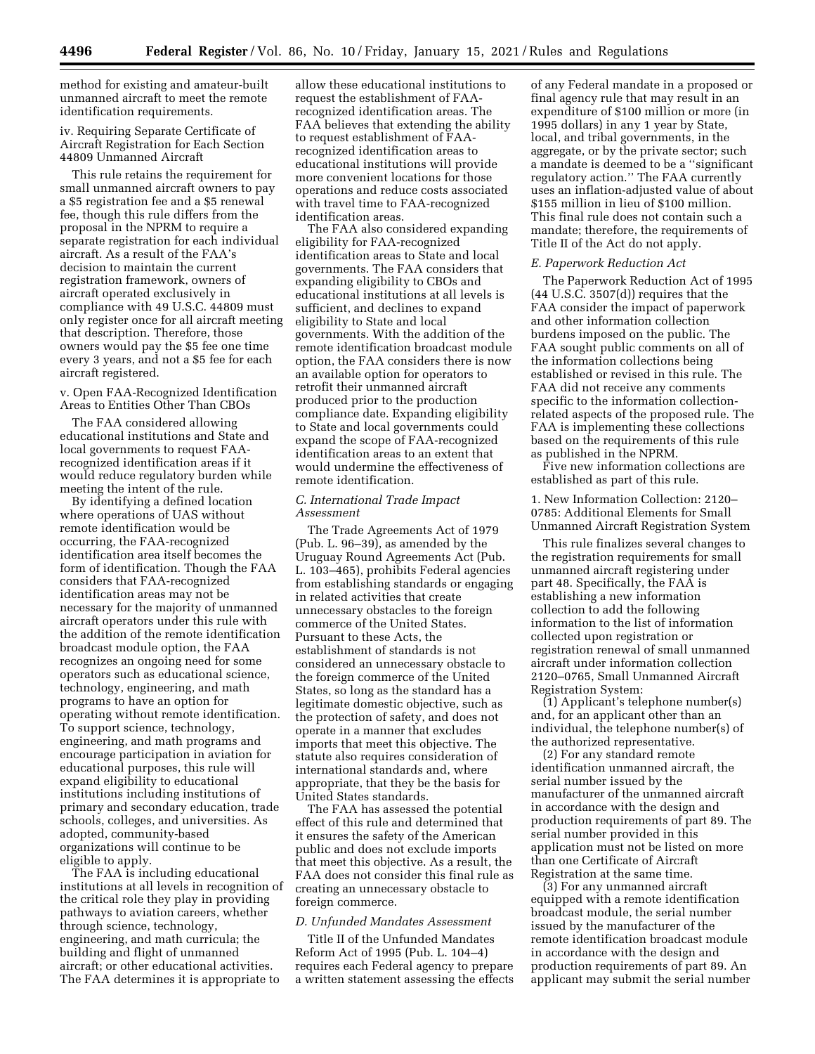method for existing and amateur-built unmanned aircraft to meet the remote identification requirements.

iv. Requiring Separate Certificate of Aircraft Registration for Each Section 44809 Unmanned Aircraft

This rule retains the requirement for small unmanned aircraft owners to pay a $5 registration fee and a $5 renewal fee, though this rule differs from the proposal in the NPRM to require a separate registration for each individual aircraft. As a result of the FAA's decision to maintain the current registration framework, owners of aircraft operated exclusively in compliance with 49 U.S.C. 44809 must only register once for all aircraft meeting that description. Therefore, those owners would pay the $5 fee one time every 3 years, and not a $5 fee for each aircraft registered.

v. Open FAA-Recognized Identification Areas to Entities Other Than CBOs

The FAA considered allowing educational institutions and State and local governments to request FAA-recognized identification areas if it would reduce regulatory burden while meeting the intent of the rule.

By identifying a defined location where operations of UAS without remote identification would be occurring, the FAA-recognized identification area itself becomes the form of identification. Though the FAA considers that FAA-recognized identification areas may not be necessary for the majority of unmanned aircraft operators under this rule with the addition of the remote identification broadcast module option, the FAA recognizes an ongoing need for some operators such as educational science, technology, engineering, and math programs to have an option for operating without remote identification. To support science, technology, engineering, and math programs and encourage participation in aviation for educational purposes, this rule will expand eligibility to educational institutions including institutions of primary and secondary education, trade schools, colleges, and universities. As adopted, community-based organizations will continue to be eligible to apply.

The FAA is including educational institutions at all levels in recognition of the critical role they play in providing pathways to aviation careers, whether through science, technology, engineering, and math curricula; the building and flight of unmanned aircraft; or other educational activities. The FAA determines it is appropriate to allow these educational institutions to request the establishment of FAA-recognized identification areas. The FAA believes that extending the ability to request establishment of FAA-recognized identification areas to educational institutions will provide more convenient locations for those operations and reduce costs associated with travel time to FAA-recognized identification areas.

The FAA also considered expanding eligibility for FAA-recognized identification areas to State and local governments. The FAA considers that expanding eligibility to CBOs and educational institutions at all levels is sufficient, and declines to expand eligibility to State and local governments. With the addition of the remote identification broadcast module option, the FAA considers there is now an available option for operators to retrofit their unmanned aircraft produced prior to the production compliance date. Expanding eligibility to State and local governments could expand the scope of FAA-recognized identification areas to an extent that would undermine the effectiveness of remote identification.

### *C. International Trade Impact Assessment*

The Trade Agreements Act of 1979 (Pub. L. 96–39), as amended by the Uruguay Round Agreements Act (Pub. L. 103–465), prohibits Federal agencies from establishing standards or engaging in related activities that create unnecessary obstacles to the foreign commerce of the United States. Pursuant to these Acts, the establishment of standards is not considered an unnecessary obstacle to the foreign commerce of the United States, so long as the standard has a legitimate domestic objective, such as the protection of safety, and does not operate in a manner that excludes imports that meet this objective. The statute also requires consideration of international standards and, where appropriate, that they be the basis for United States standards.

The FAA has assessed the potential effect of this rule and determined that it ensures the safety of the American public and does not exclude imports that meet this objective. As a result, the FAA does not consider this final rule as creating an unnecessary obstacle to foreign commerce.

### *D. Unfunded Mandates Assessment*

Title II of the Unfunded Mandates Reform Act of 1995 (Pub. L. 104–4) requires each Federal agency to prepare a written statement assessing the effects of any Federal mandate in a proposed or final agency rule that may result in an expenditure of $100 million or more (in 1995 dollars) in any 1 year by State, local, and tribal governments, in the aggregate, or by the private sector; such a mandate is deemed to be a ''significant regulatory action.'' The FAA currently uses an inflation-adjusted value of about $155 million in lieu of $100 million. This final rule does not contain such a mandate; therefore, the requirements of Title II of the Act do not apply.

### *E. Paperwork Reduction Act*

The Paperwork Reduction Act of 1995 (44 U.S.C. 3507(d)) requires that the FAA consider the impact of paperwork and other information collection burdens imposed on the public. The FAA sought public comments on all of the information collections being established or revised in this rule. The FAA did not receive any comments specific to the information collection-related aspects of the proposed rule. The FAA is implementing these collections based on the requirements of this rule as published in the NPRM.

Five new information collections are established as part of this rule.

1. New Information Collection: 2120–0785: Additional Elements for Small Unmanned Aircraft Registration System

This rule finalizes several changes to the registration requirements for small unmanned aircraft registering under part 48. Specifically, the FAA is establishing a new information collection to add the following information to the list of information collected upon registration or registration renewal of small unmanned aircraft under information collection 2120–0765, Small Unmanned Aircraft Registration System:

(1) Applicant's telephone number(s) and, for an applicant other than an individual, the telephone number(s) of the authorized representative.

(2) For any standard remote identification unmanned aircraft, the serial number issued by the manufacturer of the unmanned aircraft in accordance with the design and production requirements of part 89. The serial number provided in this application must not be listed on more than one Certificate of Aircraft Registration at the same time.

(3) For any unmanned aircraft equipped with a remote identification broadcast module, the serial number issued by the manufacturer of the remote identification broadcast module in accordance with the design and production requirements of part 89. An applicant may submit the serial number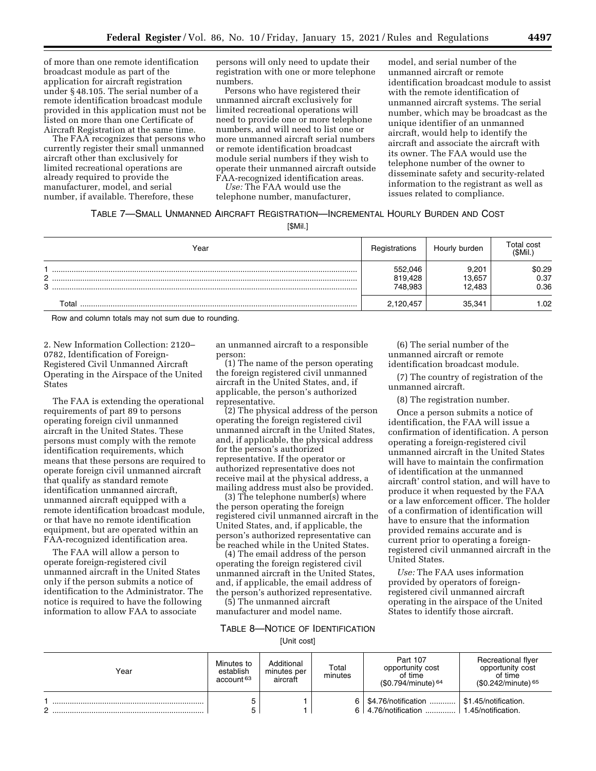of more than one remote identification broadcast module as part of the application for aircraft registration under § 48.105. The serial number of a remote identification broadcast module provided in this application must not be listed on more than one Certificate of Aircraft Registration at the same time.

The FAA recognizes that persons who currently register their small unmanned aircraft other than exclusively for limited recreational operations are already required to provide the manufacturer, model, and serial number, if available. Therefore, these persons will only need to update their registration with one or more telephone numbers.

Persons who have registered their unmanned aircraft exclusively for limited recreational operations will need to provide one or more telephone numbers, and will need to list one or more unmanned aircraft serial numbers or remote identification broadcast module serial numbers if they wish to operate their unmanned aircraft outside FAA-recognized identification areas.

*Use:* The FAA would use the telephone number, manufacturer, model, and serial number of the unmanned aircraft or remote identification broadcast module to assist with the remote identification of unmanned aircraft systems. The serial number, which may be broadcast as the unique identifier of an unmanned aircraft, would help to identify the aircraft and associate the aircraft with its owner. The FAA would use the telephone number of the owner to disseminate safety and security-related information to the registrant as well as issues related to compliance.

TABLE 7—SMALL UNMANNED AIRCRAFT REGISTRATION—INCREMENTAL HOURLY BURDEN AND COST

[$Mil.]

| Year | Registrations | Hourly burden | Total cost ($Mil.) |
|---|---|---|---|
| 1 | 552,046 | 9,201 | $0.29 |
| 2 | 819,428 | 13,657 | 0.37 |
| 3 | 748,983 | 12,483 | 0.36 |
| Total | 2,120,457 | 35,341 | 1.02 |

Row and column totals may not sum due to rounding.

2. New Information Collection: 2120–0782, Identification of Foreign-Registered Civil Unmanned Aircraft Operating in the Airspace of the United States

The FAA is extending the operational requirements of part 89 to persons operating foreign civil unmanned aircraft in the United States. These persons must comply with the remote identification requirements, which means that these persons are required to operate foreign civil unmanned aircraft that qualify as standard remote identification unmanned aircraft, unmanned aircraft equipped with a remote identification broadcast module, or that have no remote identification equipment, but are operated within an FAA-recognized identification area.

The FAA will allow a person to operate foreign-registered civil unmanned aircraft in the United States only if the person submits a notice of identification to the Administrator. The notice is required to have the following information to allow FAA to associate an unmanned aircraft to a responsible person:

(1) The name of the person operating the foreign registered civil unmanned aircraft in the United States, and, if applicable, the person's authorized representative.

(2) The physical address of the person operating the foreign registered civil unmanned aircraft in the United States, and, if applicable, the physical address for the person's authorized representative. If the operator or authorized representative does not receive mail at the physical address, a mailing address must also be provided.

(3) The telephone number(s) where the person operating the foreign registered civil unmanned aircraft in the United States, and, if applicable, the person's authorized representative can be reached while in the United States.

(4) The email address of the person operating the foreign registered civil unmanned aircraft in the United States, and, if applicable, the email address of the person's authorized representative.

(5) The unmanned aircraft manufacturer and model name.

(6) The serial number of the unmanned aircraft or remote identification broadcast module.

(7) The country of registration of the unmanned aircraft.

(8) The registration number.

Once a person submits a notice of identification, the FAA will issue a confirmation of identification. A person operating a foreign-registered civil unmanned aircraft in the United States will have to maintain the confirmation of identification at the unmanned aircraft' control station, and will have to produce it when requested by the FAA or a law enforcement officer. The holder of a confirmation of identification will have to ensure that the information provided remains accurate and is current prior to operating a foreign-registered civil unmanned aircraft in the United States.

*Use:* The FAA uses information provided by operators of foreign-registered civil unmanned aircraft operating in the airspace of the United States to identify those aircraft.

TABLE 8—NOTICE OF IDENTIFICATION

[Unit cost]

| Year | Minutes to establish account [63] | Additional minutes per aircraft | Total minutes | Part 107 opportunity cost of time ($0.794/minute) [64] | Recreational flyer opportunity cost of time ($0.242/minute) [65] |
|---|---|---|---|---|---|
| 1 | 5 | 1 | 6 | $4.76/notification | $1.45/notification. |
| 2 | 5 | 1 | 6 | 4.76/notification | 1.45/notification. |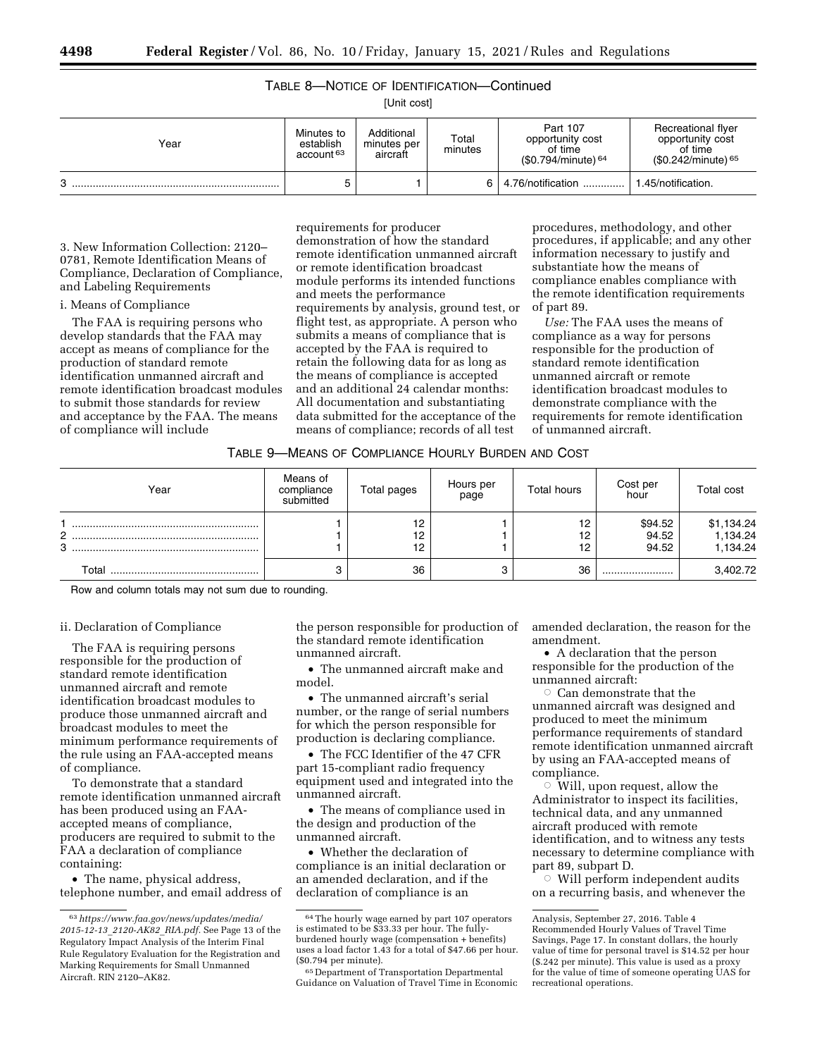TABLE 8—NOTICE OF IDENTIFICATION—Continued

[Unit cost]

| Year | Minutes to establish account [63] | Additional minutes per aircraft | Total minutes | Part 107 opportunity cost of time ($0.794/minute) [64] | Recreational flyer opportunity cost of time ($0.242/minute) [65] |
|---|---|---|---|---|---|
| 3 | 5 | 1 | 6 | 4.76/notification | 1.45/notification. |

3. New Information Collection: 2120–0781, Remote Identification Means of Compliance, Declaration of Compliance, and Labeling Requirements

i. Means of Compliance

The FAA is requiring persons who develop standards that the FAA may accept as means of compliance for the production of standard remote identification unmanned aircraft and remote identification broadcast modules to submit those standards for review and acceptance by the FAA. The means of compliance will include requirements for producer demonstration of how the standard remote identification unmanned aircraft or remote identification broadcast module performs its intended functions and meets the performance requirements by analysis, ground test, or flight test, as appropriate. A person who submits a means of compliance that is accepted by the FAA is required to retain the following data for as long as the means of compliance is accepted and an additional 24 calendar months: All documentation and substantiating data submitted for the acceptance of the means of compliance; records of all test procedures, methodology, and other procedures, if applicable; and any other information necessary to justify and substantiate how the means of compliance enables compliance with the remote identification requirements of part 89.

*Use:* The FAA uses the means of compliance as a way for persons responsible for the production of standard remote identification unmanned aircraft or remote identification broadcast modules to demonstrate compliance with the requirements for remote identification of unmanned aircraft.

TABLE 9—MEANS OF COMPLIANCE HOURLY BURDEN AND COST

| Year | Means of compliance submitted | Total pages | Hours per page | Total hours | Cost per hour | Total cost |
|---|---|---|---|---|---|---|
| 1 | 1 | 12 | 1 | 12 | $94.52 | $1,134.24 |
| 2 | 1 | 12 | 1 | 12 | 94.52 | 1,134.24 |
| 3 | 1 | 12 | 1 | 12 | 94.52 | 1,134.24 |
| Total | 3 | 36 | 3 | 36 | | 3,402.72 |

Row and column totals may not sum due to rounding.

ii. Declaration of Compliance

The FAA is requiring persons responsible for the production of standard remote identification unmanned aircraft and remote identification broadcast modules to produce those unmanned aircraft and broadcast modules to meet the minimum performance requirements of the rule using an FAA-accepted means of compliance.

To demonstrate that a standard remote identification unmanned aircraft has been produced using an FAA-accepted means of compliance, producers are required to submit to the FAA a declaration of compliance containing:

- The name, physical address, telephone number, and email address of the person responsible for production of the standard remote identification unmanned aircraft.
- The unmanned aircraft make and model.
- The unmanned aircraft's serial number, or the range of serial numbers for which the person responsible for production is declaring compliance.
- The FCC Identifier of the 47 CFR part 15-compliant radio frequency equipment used and integrated into the unmanned aircraft.
- The means of compliance used in the design and production of the unmanned aircraft.
- Whether the declaration of compliance is an initial declaration or an amended declaration, and if the declaration of compliance is an amended declaration, the reason for the amendment.
- A declaration that the person responsible for the production of the unmanned aircraft:
  - Can demonstrate that the unmanned aircraft was designed and produced to meet the minimum performance requirements of standard remote identification unmanned aircraft by using an FAA-accepted means of compliance.
  - Will, upon request, allow the Administrator to inspect its facilities, technical data, and any unmanned aircraft produced with remote identification, and to witness any tests necessary to determine compliance with part 89, subpart D.
  - Will perform independent audits on a recurring basis, and whenever the

[63] *https://www.faa.gov/news/updates/media/2015-12-13_2120-AK82_RIA.pdf.* See Page 13 of the Regulatory Impact Analysis of the Interim Final Rule Regulatory Evaluation for the Registration and Marking Requirements for Small Unmanned Aircraft. RIN 2120–AK82.

[64] The hourly wage earned by part 107 operators is estimated to be $33.33 per hour. The fully-burdened hourly wage (compensation + benefits) uses a load factor 1.43 for a total of $47.66 per hour. ($0.794 per minute).

[65] Department of Transportation Departmental Guidance on Valuation of Travel Time in Economic Analysis, September 27, 2016. Table 4 Recommended Hourly Values of Travel Time Savings, Page 17. In constant dollars, the hourly value of time for personal travel is $14.52 per hour ($.242 per minute). This value is used as a proxy for the value of time of someone operating UAS for recreational operations.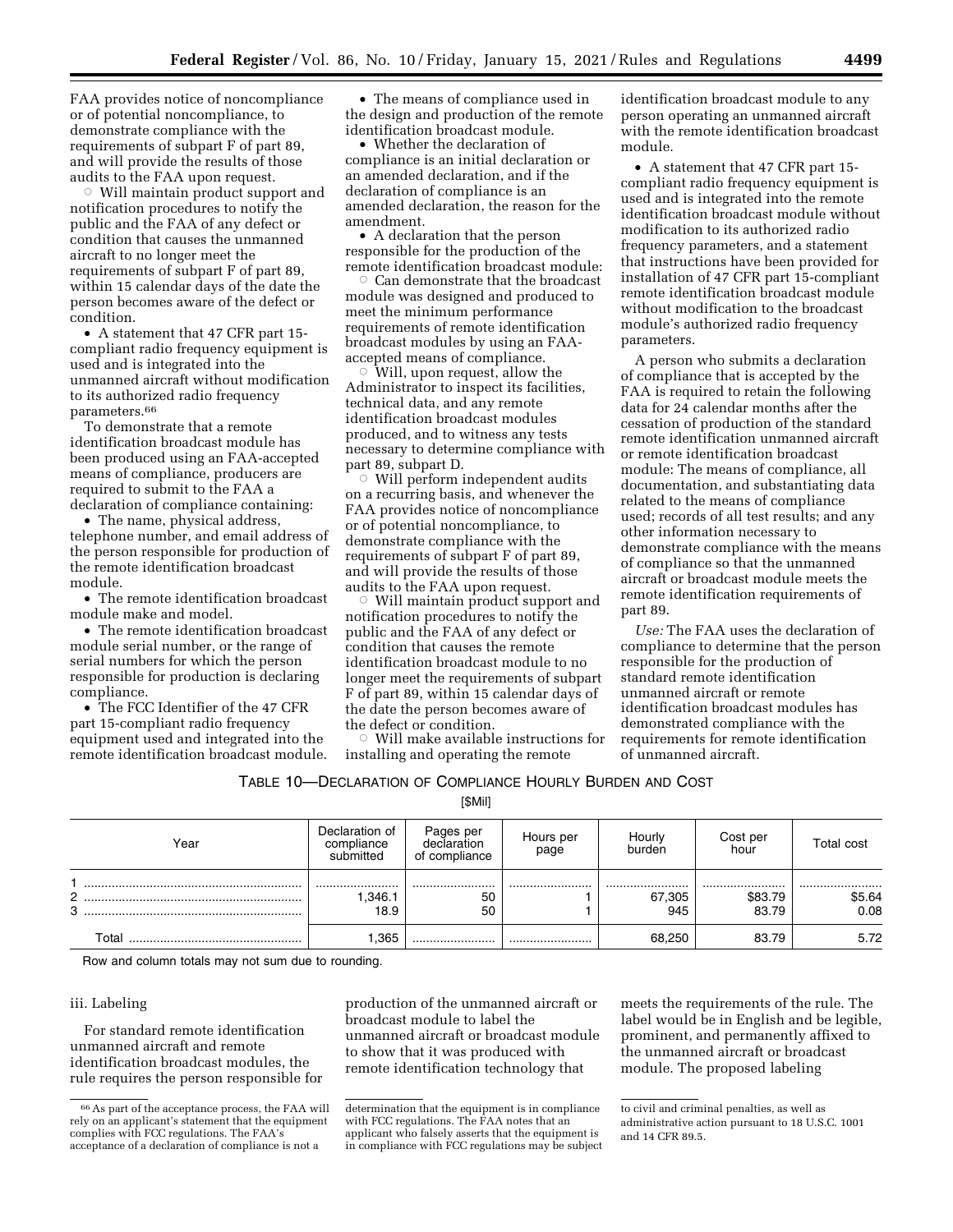FAA provides notice of noncompliance or of potential noncompliance, to demonstrate compliance with the requirements of subpart F of part 89, and will provide the results of those audits to the FAA upon request.

 ○ Will maintain product support and notification procedures to notify the public and the FAA of any defect or condition that causes the unmanned aircraft to no longer meet the requirements of subpart F of part 89, within 15 calendar days of the date the person becomes aware of the defect or condition.

- A statement that 47 CFR part 15-compliant radio frequency equipment is used and is integrated into the unmanned aircraft without modification to its authorized radio frequency parameters.[66]

To demonstrate that a remote identification broadcast module has been produced using an FAA-accepted means of compliance, producers are required to submit to the FAA a declaration of compliance containing:

- The name, physical address, telephone number, and email address of the person responsible for production of the remote identification broadcast module.
- The remote identification broadcast module make and model.
- The remote identification broadcast module serial number, or the range of serial numbers for which the person responsible for production is declaring compliance.
- The FCC Identifier of the 47 CFR part 15-compliant radio frequency equipment used and integrated into the remote identification broadcast module.
- The means of compliance used in the design and production of the remote identification broadcast module.
- Whether the declaration of compliance is an initial declaration or an amended declaration, and if the declaration of compliance is an amended declaration, the reason for the amendment.
- A declaration that the person responsible for the production of the remote identification broadcast module:
  - ○ Can demonstrate that the broadcast module was designed and produced to meet the minimum performance requirements of remote identification broadcast modules by using an FAA-accepted means of compliance.
  - ○ Will, upon request, allow the Administrator to inspect its facilities, technical data, and any remote identification broadcast modules produced, and to witness any tests necessary to determine compliance with part 89, subpart D.
  - ○ Will perform independent audits on a recurring basis, and whenever the FAA provides notice of noncompliance or of potential noncompliance, to demonstrate compliance with the requirements of subpart F of part 89, and will provide the results of those audits to the FAA upon request.
  - ○ Will maintain product support and notification procedures to notify the public and the FAA of any defect or condition that causes the remote identification broadcast module to no longer meet the requirements of subpart F of part 89, within 15 calendar days of the date the person becomes aware of the defect or condition.
  - ○ Will make available instructions for installing and operating the remote identification broadcast module to any person operating an unmanned aircraft with the remote identification broadcast module.
- A statement that 47 CFR part 15-compliant radio frequency equipment is used and is integrated into the remote identification broadcast module without modification to its authorized radio frequency parameters, and a statement that instructions have been provided for installation of 47 CFR part 15-compliant remote identification broadcast module without modification to the broadcast module's authorized radio frequency parameters.

A person who submits a declaration of compliance that is accepted by the FAA is required to retain the following data for 24 calendar months after the cessation of production of the standard remote identification unmanned aircraft or remote identification broadcast module: The means of compliance, all documentation, and substantiating data related to the means of compliance used; records of all test results; and any other information necessary to demonstrate compliance with the means of compliance so that the unmanned aircraft or broadcast module meets the remote identification requirements of part 89.

*Use:* The FAA uses the declaration of compliance to determine that the person responsible for the production of standard remote identification unmanned aircraft or remote identification broadcast modules has demonstrated compliance with the requirements for remote identification of unmanned aircraft.

TABLE 10—DECLARATION OF COMPLIANCE HOURLY BURDEN AND COST

[$Mil]

| Year | Declaration of compliance submitted | Pages per declaration of compliance | Hours per page | Hourly burden | Cost per hour | Total cost |
|---|---|---|---|---|---|---|
| 1 | | | | | | |
| 2 | 1,346.1 | 50 | 1 | 67,305 | $83.79 | $5.64 |
| 3 | 18.9 | 50 | 1 | 945 | 83.79 | 0.08 |
| Total | 1,365 | | | 68,250 | 83.79 | 5.72 |

Row and column totals may not sum due to rounding.

iii. Labeling

For standard remote identification unmanned aircraft and remote identification broadcast modules, the rule requires the person responsible for production of the unmanned aircraft or broadcast module to label the unmanned aircraft or broadcast module to show that it was produced with remote identification technology that meets the requirements of the rule. The label would be in English and be legible, prominent, and permanently affixed to the unmanned aircraft or broadcast module. The proposed labeling

[66] As part of the acceptance process, the FAA will rely on an applicant's statement that the equipment complies with FCC regulations. The FAA's acceptance of a declaration of compliance is not a determination that the equipment is in compliance with FCC regulations. The FAA notes that an applicant who falsely asserts that the equipment is in compliance with FCC regulations may be subject to civil and criminal penalties, as well as administrative action pursuant to 18 U.S.C. 1001 and 14 CFR 89.5.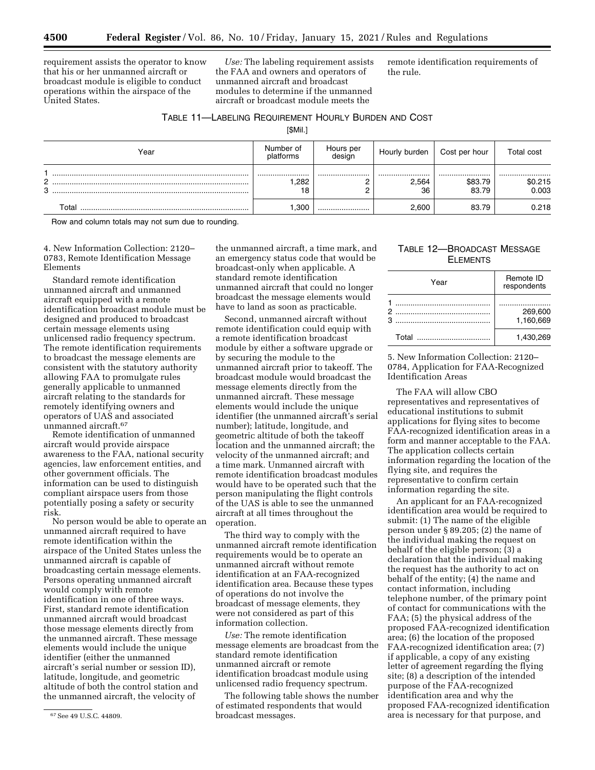requirement assists the operator to know that his or her unmanned aircraft or broadcast module is eligible to conduct operations within the airspace of the United States.

*Use:* The labeling requirement assists the FAA and owners and operators of unmanned aircraft and broadcast modules to determine if the unmanned aircraft or broadcast module meets the remote identification requirements of the rule.

TABLE 11—LABELING REQUIREMENT HOURLY BURDEN AND COST

[$Mil.]

| Year | Number of platforms | Hours per design | Hourly burden | Cost per hour | Total cost |
|---|---|---|---|---|---|
| 1 | | | | | |
| 2 | 1,282 | 2 | 2,564 | $83.79 | $0.215 |
| 3 | 18 | 2 | 36 | 83.79 | 0.003 |
| Total | 1,300 | | 2,600 | 83.79 | 0.218 |

Row and column totals may not sum due to rounding.

4. New Information Collection: 2120–0783, Remote Identification Message Elements

Standard remote identification unmanned aircraft and unmanned aircraft equipped with a remote identification broadcast module must be designed and produced to broadcast certain message elements using unlicensed radio frequency spectrum. The remote identification requirements to broadcast the message elements are consistent with the statutory authority allowing FAA to promulgate rules generally applicable to unmanned aircraft relating to the standards for remotely identifying owners and operators of UAS and associated unmanned aircraft.[67]

Remote identification of unmanned aircraft would provide airspace awareness to the FAA, national security agencies, law enforcement entities, and other government officials. The information can be used to distinguish compliant airspace users from those potentially posing a safety or security risk.

No person would be able to operate an unmanned aircraft required to have remote identification within the airspace of the United States unless the unmanned aircraft is capable of broadcasting certain message elements. Persons operating unmanned aircraft would comply with remote identification in one of three ways. First, standard remote identification unmanned aircraft would broadcast those message elements directly from the unmanned aircraft. These message elements would include the unique identifier (either the unmanned aircraft's serial number or session ID), latitude, longitude, and geometric altitude of both the control station and the unmanned aircraft, the velocity of the unmanned aircraft, a time mark, and an emergency status code that would be broadcast-only when applicable. A standard remote identification unmanned aircraft that could no longer broadcast the message elements would have to land as soon as practicable.

Second, unmanned aircraft without remote identification could equip with a remote identification broadcast module by either a software upgrade or by securing the module to the unmanned aircraft prior to takeoff. The broadcast module would broadcast the message elements directly from the unmanned aircraft. These message elements would include the unique identifier (the unmanned aircraft's serial number); latitude, longitude, and geometric altitude of both the takeoff location and the unmanned aircraft; the velocity of the unmanned aircraft; and a time mark. Unmanned aircraft with remote identification broadcast modules would have to be operated such that the person manipulating the flight controls of the UAS is able to see the unmanned aircraft at all times throughout the operation.

The third way to comply with the unmanned aircraft remote identification requirements would be to operate an unmanned aircraft without remote identification at an FAA-recognized identification area. Because these types of operations do not involve the broadcast of message elements, they were not considered as part of this information collection.

*Use:* The remote identification message elements are broadcast from the standard remote identification unmanned aircraft or remote identification broadcast module using unlicensed radio frequency spectrum.

The following table shows the number of estimated respondents that would broadcast messages.

TABLE 12—BROADCAST MESSAGE ELEMENTS

| Year | Remote ID respondents |
|---|---|
| 1 | |
| 2 | 269,600 |
| 3 | 1,160,669 |
| Total | 1,430,269 |

5. New Information Collection: 2120–0784, Application for FAA-Recognized Identification Areas

The FAA will allow CBO representatives and representatives of educational institutions to submit applications for flying sites to become FAA-recognized identification areas in a form and manner acceptable to the FAA. The application collects certain information regarding the location of the flying site, and requires the representative to confirm certain information regarding the site.

An applicant for an FAA-recognized identification area would be required to submit: (1) The name of the eligible person under § 89.205; (2) the name of the individual making the request on behalf of the eligible person; (3) a declaration that the individual making the request has the authority to act on behalf of the entity; (4) the name and contact information, including telephone number, of the primary point of contact for communications with the FAA; (5) the physical address of the proposed FAA-recognized identification area; (6) the location of the proposed FAA-recognized identification area; (7) if applicable, a copy of any existing letter of agreement regarding the flying site; (8) a description of the intended purpose of the FAA-recognized identification area and why the proposed FAA-recognized identification area is necessary for that purpose, and

[67] See 49 U.S.C. 44809.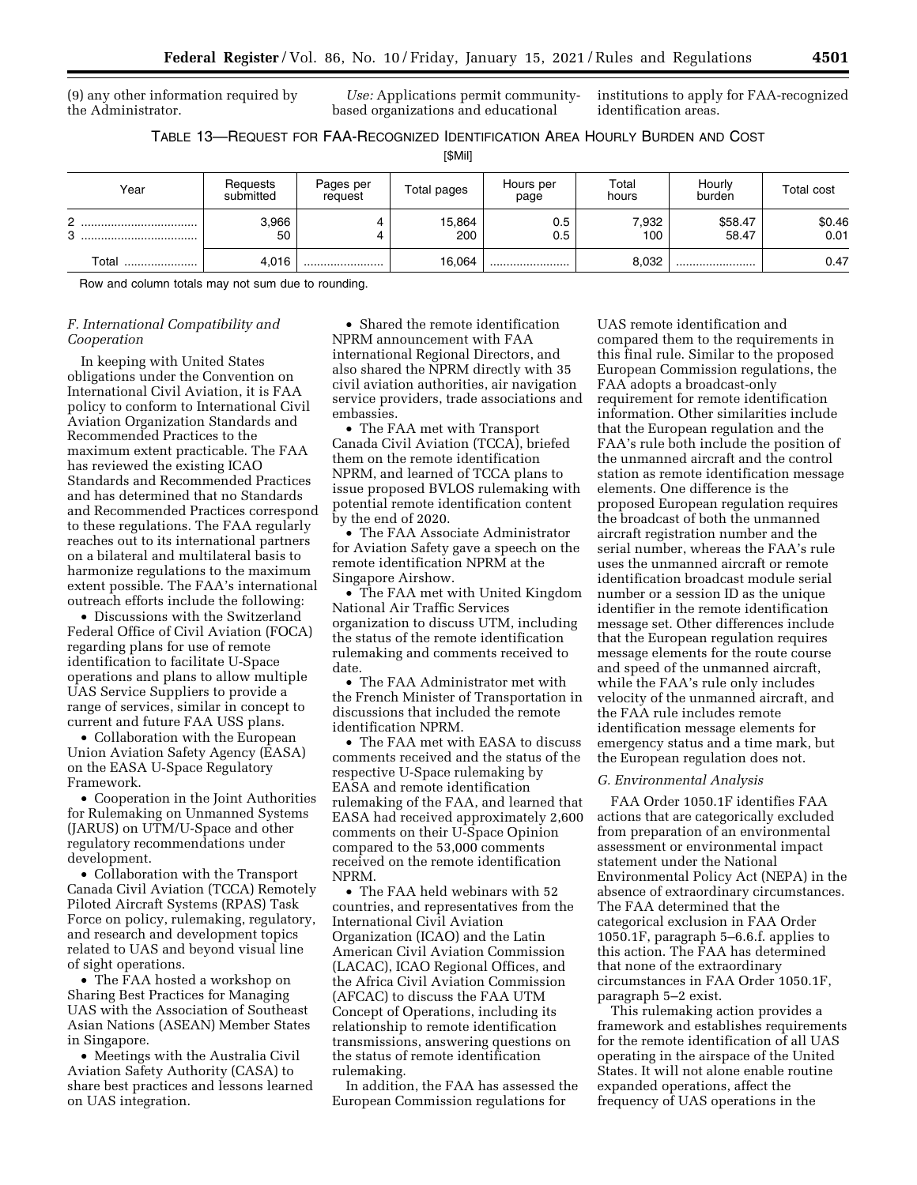(9) any other information required by the Administrator.

*Use:* Applications permit community-based organizations and educational institutions to apply for FAA-recognized identification areas.

TABLE 13—REQUEST FOR FAA-RECOGNIZED IDENTIFICATION AREA HOURLY BURDEN AND COST

[$Mil]

| Year | Requests submitted | Pages per request | Total pages | Hours per page | Total hours | Hourly burden | Total cost |
|---|---|---|---|---|---|---|---|
| 2 | 3,966 | 4 | 15,864 | 0.5 | 7,932 | $58.47 | $0.46 |
| 3 | 50 | 4 | 200 | 0.5 | 100 | 58.47 | 0.01 |
| Total | 4,016 | | 16,064 | | 8,032 | | 0.47 |

Row and column totals may not sum due to rounding.

### *F. International Compatibility and Cooperation*

In keeping with United States obligations under the Convention on International Civil Aviation, it is FAA policy to conform to International Civil Aviation Organization Standards and Recommended Practices to the maximum extent practicable. The FAA has reviewed the existing ICAO Standards and Recommended Practices and has determined that no Standards and Recommended Practices correspond to these regulations. The FAA regularly reaches out to its international partners on a bilateral and multilateral basis to harmonize regulations to the maximum extent possible. The FAA's international outreach efforts include the following:

- Discussions with the Switzerland Federal Office of Civil Aviation (FOCA) regarding plans for use of remote identification to facilitate U-Space operations and plans to allow multiple UAS Service Suppliers to provide a range of services, similar in concept to current and future FAA USS plans.
- Collaboration with the European Union Aviation Safety Agency (EASA) on the EASA U-Space Regulatory Framework.
- Cooperation in the Joint Authorities for Rulemaking on Unmanned Systems (JARUS) on UTM/U-Space and other regulatory recommendations under development.
- Collaboration with the Transport Canada Civil Aviation (TCCA) Remotely Piloted Aircraft Systems (RPAS) Task Force on policy, rulemaking, regulatory, and research and development topics related to UAS and beyond visual line of sight operations.
- The FAA hosted a workshop on Sharing Best Practices for Managing UAS with the Association of Southeast Asian Nations (ASEAN) Member States in Singapore.
- Meetings with the Australia Civil Aviation Safety Authority (CASA) to share best practices and lessons learned on UAS integration.
- Shared the remote identification NPRM announcement with FAA international Regional Directors, and also shared the NPRM directly with 35 civil aviation authorities, air navigation service providers, trade associations and embassies.
- The FAA met with Transport Canada Civil Aviation (TCCA), briefed them on the remote identification NPRM, and learned of TCCA plans to issue proposed BVLOS rulemaking with potential remote identification content by the end of 2020.
- The FAA Associate Administrator for Aviation Safety gave a speech on the remote identification NPRM at the Singapore Airshow.
- The FAA met with United Kingdom National Air Traffic Services organization to discuss UTM, including the status of the remote identification rulemaking and comments received to date.
- The FAA Administrator met with the French Minister of Transportation in discussions that included the remote identification NPRM.
- The FAA met with EASA to discuss comments received and the status of the respective U-Space rulemaking by EASA and remote identification rulemaking of the FAA, and learned that EASA had received approximately 2,600 comments on their U-Space Opinion compared to the 53,000 comments received on the remote identification NPRM.
- The FAA held webinars with 52 countries, and representatives from the International Civil Aviation Organization (ICAO) and the Latin American Civil Aviation Commission (LACAC), ICAO Regional Offices, and the Africa Civil Aviation Commission (AFCAC) to discuss the FAA UTM Concept of Operations, including its relationship to remote identification transmissions, answering questions on the status of remote identification rulemaking.

In addition, the FAA has assessed the European Commission regulations for UAS remote identification and compared them to the requirements in this final rule. Similar to the proposed European Commission regulations, the FAA adopts a broadcast-only requirement for remote identification information. Other similarities include that the European regulation and the FAA's rule both include the position of the unmanned aircraft and the control station as remote identification message elements. One difference is the proposed European regulation requires the broadcast of both the unmanned aircraft registration number and the serial number, whereas the FAA's rule uses the unmanned aircraft or remote identification broadcast module serial number or a session ID as the unique identifier in the remote identification message set. Other differences include that the European regulation requires message elements for the route course and speed of the unmanned aircraft, while the FAA's rule only includes velocity of the unmanned aircraft, and the FAA rule includes remote identification message elements for emergency status and a time mark, but the European regulation does not.

### *G. Environmental Analysis*

FAA Order 1050.1F identifies FAA actions that are categorically excluded from preparation of an environmental assessment or environmental impact statement under the National Environmental Policy Act (NEPA) in the absence of extraordinary circumstances. The FAA determined that the categorical exclusion in FAA Order 1050.1F, paragraph 5–6.6.f. applies to this action. The FAA has determined that none of the extraordinary circumstances in FAA Order 1050.1F, paragraph 5–2 exist.

This rulemaking action provides a framework and establishes requirements for the remote identification of all UAS operating in the airspace of the United States. It will not alone enable routine expanded operations, affect the frequency of UAS operations in the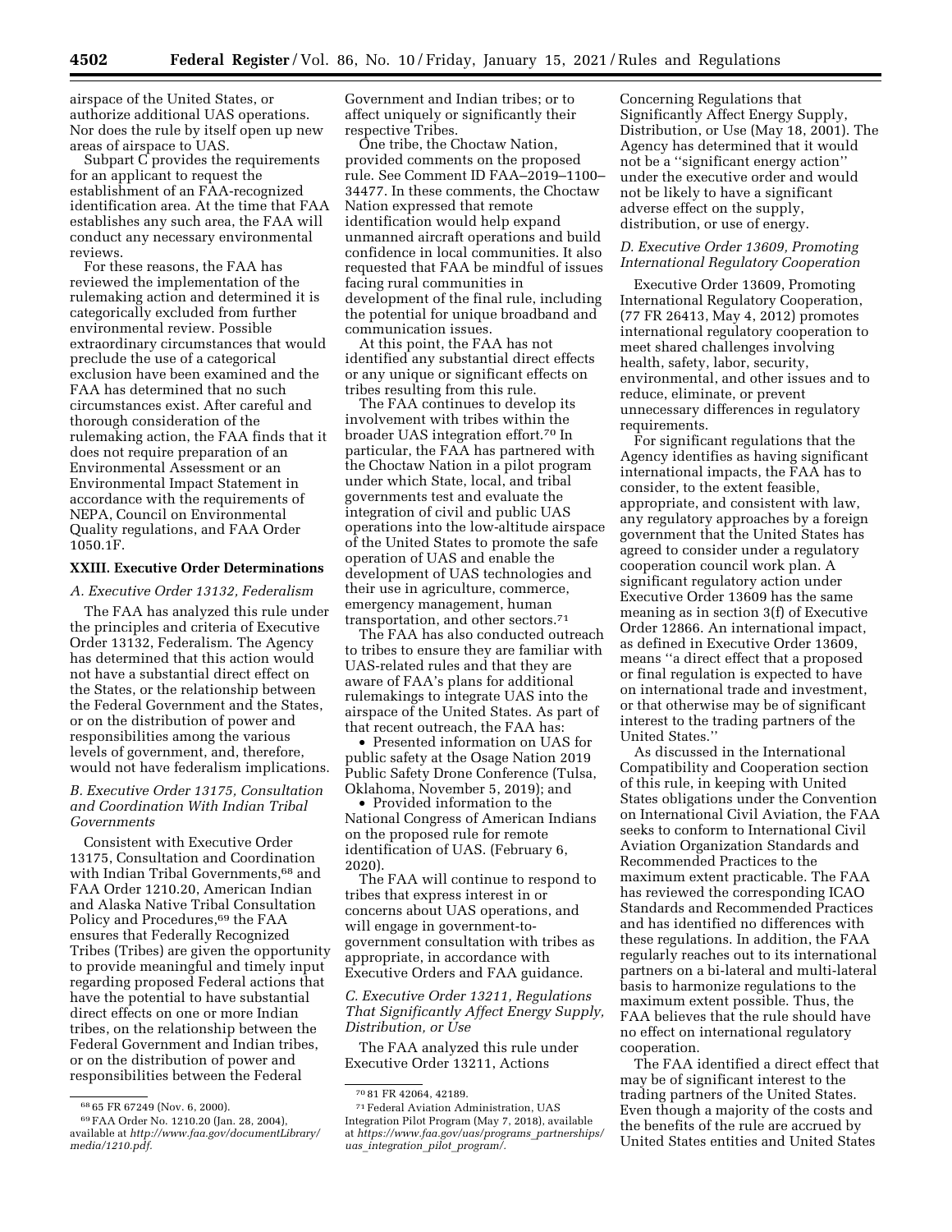airspace of the United States, or authorize additional UAS operations. Nor does the rule by itself open up new areas of airspace to UAS.

Subpart C provides the requirements for an applicant to request the establishment of an FAA-recognized identification area. At the time that FAA establishes any such area, the FAA will conduct any necessary environmental reviews.

For these reasons, the FAA has reviewed the implementation of the rulemaking action and determined it is categorically excluded from further environmental review. Possible extraordinary circumstances that would preclude the use of a categorical exclusion have been examined and the FAA has determined that no such circumstances exist. After careful and thorough consideration of the rulemaking action, the FAA finds that it does not require preparation of an Environmental Assessment or an Environmental Impact Statement in accordance with the requirements of NEPA, Council on Environmental Quality regulations, and FAA Order 1050.1F.

## XXIII. Executive Order Determinations

### *A. Executive Order 13132, Federalism*

The FAA has analyzed this rule under the principles and criteria of Executive Order 13132, Federalism. The Agency has determined that this action would not have a substantial direct effect on the States, or the relationship between the Federal Government and the States, or on the distribution of power and responsibilities among the various levels of government, and, therefore, would not have federalism implications.

### *B. Executive Order 13175, Consultation and Coordination With Indian Tribal Governments*

Consistent with Executive Order 13175, Consultation and Coordination with Indian Tribal Governments,[68] and FAA Order 1210.20, American Indian and Alaska Native Tribal Consultation Policy and Procedures,[69] the FAA ensures that Federally Recognized Tribes (Tribes) are given the opportunity to provide meaningful and timely input regarding proposed Federal actions that have the potential to have substantial direct effects on one or more Indian tribes, on the relationship between the Federal Government and Indian tribes, or on the distribution of power and responsibilities between the Federal Government and Indian tribes; or to affect uniquely or significantly their respective Tribes.

One tribe, the Choctaw Nation, provided comments on the proposed rule. See Comment ID FAA–2019–1100–34477. In these comments, the Choctaw Nation expressed that remote identification would help expand unmanned aircraft operations and build confidence in local communities. It also requested that FAA be mindful of issues facing rural communities in development of the final rule, including the potential for unique broadband and communication issues.

At this point, the FAA has not identified any substantial direct effects or any unique or significant effects on tribes resulting from this rule.

The FAA continues to develop its involvement with tribes within the broader UAS integration effort.[70] In particular, the FAA has partnered with the Choctaw Nation in a pilot program under which State, local, and tribal governments test and evaluate the integration of civil and public UAS operations into the low-altitude airspace of the United States to promote the safe operation of UAS and enable the development of UAS technologies and their use in agriculture, commerce, emergency management, human transportation, and other sectors.[71]

The FAA has also conducted outreach to tribes to ensure they are familiar with UAS-related rules and that they are aware of FAA's plans for additional rulemakings to integrate UAS into the airspace of the United States. As part of that recent outreach, the FAA has:

- Presented information on UAS for public safety at the Osage Nation 2019 Public Safety Drone Conference (Tulsa, Oklahoma, November 5, 2019); and
- Provided information to the National Congress of American Indians on the proposed rule for remote identification of UAS. (February 6, 2020).

The FAA will continue to respond to tribes that express interest in or concerns about UAS operations, and will engage in government-to-government consultation with tribes as appropriate, in accordance with Executive Orders and FAA guidance.

### *C. Executive Order 13211, Regulations That Significantly Affect Energy Supply, Distribution, or Use*

The FAA analyzed this rule under Executive Order 13211, Actions Concerning Regulations that Significantly Affect Energy Supply, Distribution, or Use (May 18, 2001). The Agency has determined that it would not be a "significant energy action" under the executive order and would not be likely to have a significant adverse effect on the supply, distribution, or use of energy.

### *D. Executive Order 13609, Promoting International Regulatory Cooperation*

Executive Order 13609, Promoting International Regulatory Cooperation, (77 FR 26413, May 4, 2012) promotes international regulatory cooperation to meet shared challenges involving health, safety, labor, security, environmental, and other issues and to reduce, eliminate, or prevent unnecessary differences in regulatory requirements.

For significant regulations that the Agency identifies as having significant international impacts, the FAA has to consider, to the extent feasible, appropriate, and consistent with law, any regulatory approaches by a foreign government that the United States has agreed to consider under a regulatory cooperation council work plan. A significant regulatory action under Executive Order 13609 has the same meaning as in section 3(f) of Executive Order 12866. An international impact, as defined in Executive Order 13609, means "a direct effect that a proposed or final regulation is expected to have on international trade and investment, or that otherwise may be of significant interest to the trading partners of the United States."

As discussed in the International Compatibility and Cooperation section of this rule, in keeping with United States obligations under the Convention on International Civil Aviation, the FAA seeks to conform to International Civil Aviation Organization Standards and Recommended Practices to the maximum extent practicable. The FAA has reviewed the corresponding ICAO Standards and Recommended Practices and has identified no differences with these regulations. In addition, the FAA regularly reaches out to its international partners on a bi-lateral and multi-lateral basis to harmonize regulations to the maximum extent possible. Thus, the FAA believes that the rule should have no effect on international regulatory cooperation.

The FAA identified a direct effect that may be of significant interest to the trading partners of the United States. Even though a majority of the costs and the benefits of the rule are accrued by United States entities and United States

---

[68] 65 FR 67249 (Nov. 6, 2000).

[69] FAA Order No. 1210.20 (Jan. 28, 2004), available at *http://www.faa.gov/documentLibrary/media/1210.pdf.*

[70] 81 FR 42064, 42189.

[71] Federal Aviation Administration, UAS Integration Pilot Program (May 7, 2018), available at *https://www.faa.gov/uas/programs_partnerships/uas_integration_pilot_program/.*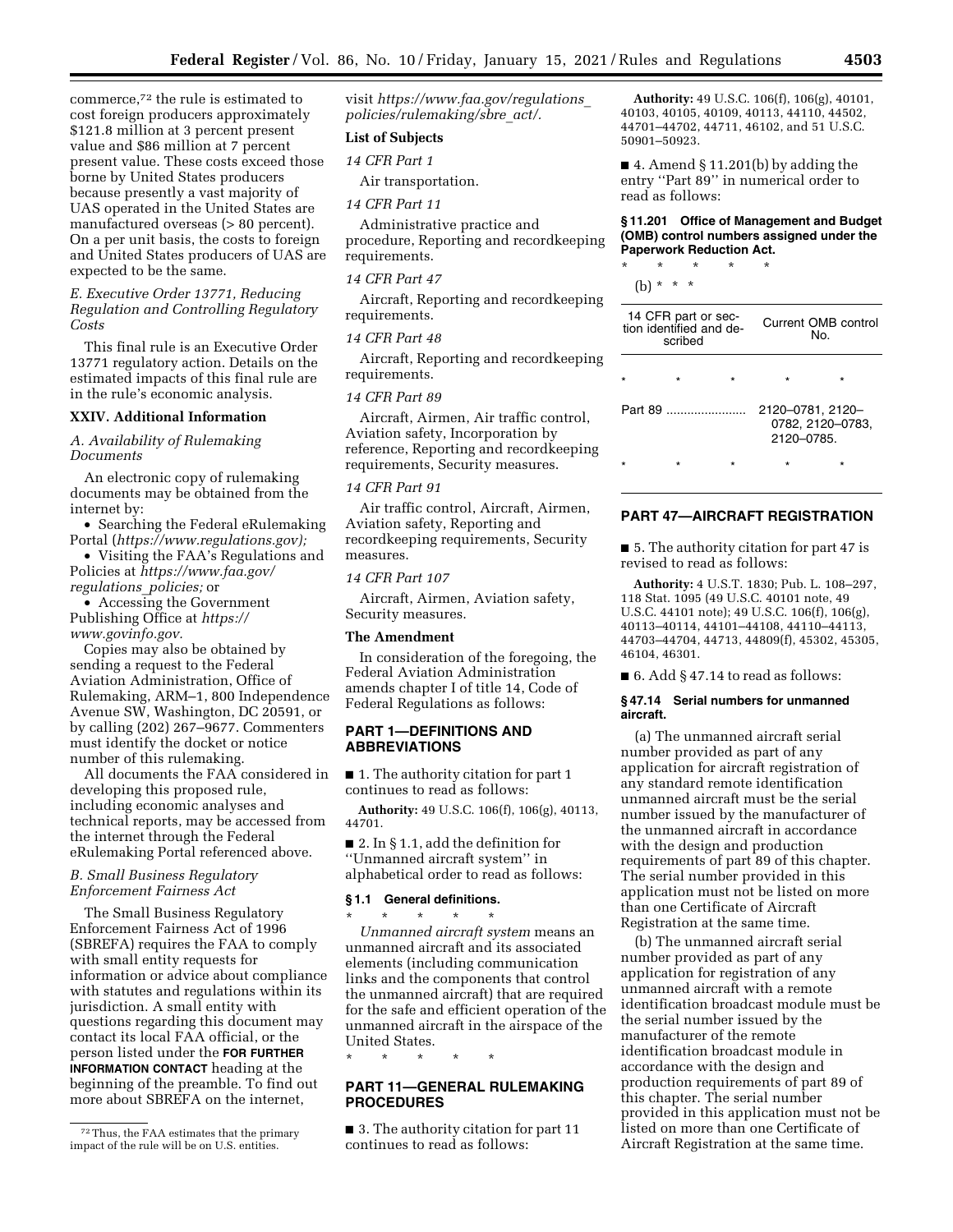commerce,[72] the rule is estimated to cost foreign producers approximately $121.8 million at 3 percent present value and $86 million at 7 percent present value. These costs exceed those borne by United States producers because presently a vast majority of UAS operated in the United States are manufactured overseas (> 80 percent). On a per unit basis, the costs to foreign and United States producers of UAS are expected to be the same.

### *E. Executive Order 13771, Reducing Regulation and Controlling Regulatory Costs*

This final rule is an Executive Order 13771 regulatory action. Details on the estimated impacts of this final rule are in the rule's economic analysis.

## XXIV. Additional Information

### *A. Availability of Rulemaking Documents*

An electronic copy of rulemaking documents may be obtained from the internet by:

- Searching the Federal eRulemaking Portal (*https://www.regulations.gov);*
- Visiting the FAA's Regulations and Policies at *https://www.faa.gov/regulations_policies;* or
- Accessing the Government Publishing Office at *https://www.govinfo.gov.*

Copies may also be obtained by sending a request to the Federal Aviation Administration, Office of Rulemaking, ARM–1, 800 Independence Avenue SW, Washington, DC 20591, or by calling (202) 267–9677. Commenters must identify the docket or notice number of this rulemaking.

All documents the FAA considered in developing this proposed rule, including economic analyses and technical reports, may be accessed from the internet through the Federal eRulemaking Portal referenced above.

### *B. Small Business Regulatory Enforcement Fairness Act*

The Small Business Regulatory Enforcement Fairness Act of 1996 (SBREFA) requires the FAA to comply with small entity requests for information or advice about compliance with statutes and regulations within its jurisdiction. A small entity with questions regarding this document may contact its local FAA official, or the person listed under the **FOR FURTHER INFORMATION CONTACT** heading at the beginning of the preamble. To find out more about SBREFA on the internet, visit *https://www.faa.gov/regulations_policies/rulemaking/sbre_act/.*

[72] Thus, the FAA estimates that the primary impact of the rule will be on U.S. entities.

### List of Subjects

*14 CFR Part 1*

Air transportation.

*14 CFR Part 11*

Administrative practice and procedure, Reporting and recordkeeping requirements.

*14 CFR Part 47*

Aircraft, Reporting and recordkeeping requirements.

*14 CFR Part 48*

Aircraft, Reporting and recordkeeping requirements.

*14 CFR Part 89*

Aircraft, Airmen, Air traffic control, Aviation safety, Incorporation by reference, Reporting and recordkeeping requirements, Security measures.

*14 CFR Part 91*

Air traffic control, Aircraft, Airmen, Aviation safety, Reporting and recordkeeping requirements, Security measures.

*14 CFR Part 107*

Aircraft, Airmen, Aviation safety, Security measures.

### The Amendment

In consideration of the foregoing, the Federal Aviation Administration amends chapter I of title 14, Code of Federal Regulations as follows:

## PART 1—DEFINITIONS AND ABBREVIATIONS

■ 1. The authority citation for part 1 continues to read as follows:

**Authority:** 49 U.S.C. 106(f), 106(g), 40113, 44701.

■ 2. In § 1.1, add the definition for ''Unmanned aircraft system'' in alphabetical order to read as follows:

### § 1.1 General definitions.

\* \* \* \* \*

*Unmanned aircraft system* means an unmanned aircraft and its associated elements (including communication links and the components that control the unmanned aircraft) that are required for the safe and efficient operation of the unmanned aircraft in the airspace of the United States.

\* \* \* \* \*

## PART 11—GENERAL RULEMAKING PROCEDURES

■ 3. The authority citation for part 11 continues to read as follows:

**Authority:** 49 U.S.C. 106(f), 106(g), 40101, 40103, 40105, 40109, 40113, 44110, 44502, 44701–44702, 44711, 46102, and 51 U.S.C. 50901–50923.

■ 4. Amend § 11.201(b) by adding the entry ''Part 89'' in numerical order to read as follows:

### § 11.201 Office of Management and Budget (OMB) control numbers assigned under the Paperwork Reduction Act.

\* \* \* \* \*

(b) \* \* \*

| 14 CFR part or section identified and described | Current OMB control No. |
|---|---|
| \* \* \* | \* \* |
| Part 89 ....................... | 2120–0781, 2120–0782, 2120–0783, 2120–0785. |
| \* \* \* | \* \* |

## PART 47—AIRCRAFT REGISTRATION

■ 5. The authority citation for part 47 is revised to read as follows:

**Authority:** 4 U.S.T. 1830; Pub. L. 108–297, 118 Stat. 1095 (49 U.S.C. 40101 note, 49 U.S.C. 44101 note); 49 U.S.C. 106(f), 106(g), 40113–40114, 44101–44108, 44110–44113, 44703–44704, 44713, 44809(f), 45302, 45305, 46104, 46301.

■ 6. Add § 47.14 to read as follows:

### § 47.14 Serial numbers for unmanned aircraft.

(a) The unmanned aircraft serial number provided as part of any application for aircraft registration of any standard remote identification unmanned aircraft must be the serial number issued by the manufacturer of the unmanned aircraft in accordance with the design and production requirements of part 89 of this chapter. The serial number provided in this application must not be listed on more than one Certificate of Aircraft Registration at the same time.

(b) The unmanned aircraft serial number provided as part of any application for registration of any unmanned aircraft with a remote identification broadcast module must be the serial number issued by the manufacturer of the remote identification broadcast module in accordance with the design and production requirements of part 89 of this chapter. The serial number provided in this application must not be listed on more than one Certificate of Aircraft Registration at the same time.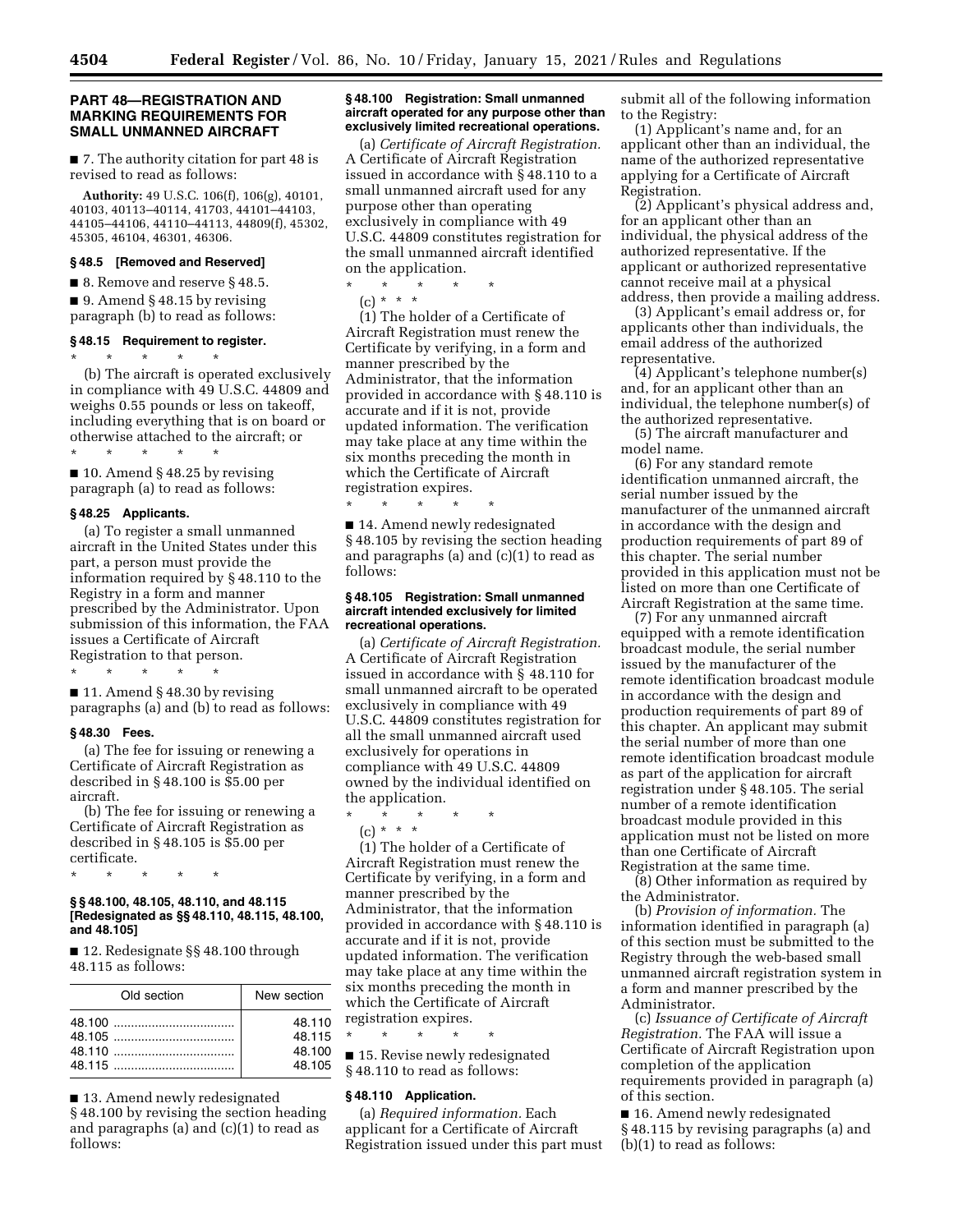## PART 48—REGISTRATION AND MARKING REQUIREMENTS FOR SMALL UNMANNED AIRCRAFT

■ 7. The authority citation for part 48 is revised to read as follows:

**Authority:** 49 U.S.C. 106(f), 106(g), 40101, 40103, 40113–40114, 41703, 44101–44103, 44105–44106, 44110–44113, 44809(f), 45302, 45305, 46104, 46301, 46306.

### § 48.5 [Removed and Reserved]

■ 8. Remove and reserve § 48.5.

■ 9. Amend § 48.15 by revising paragraph (b) to read as follows:

### § 48.15 Requirement to register.

\* \* \* \* \*

(b) The aircraft is operated exclusively in compliance with 49 U.S.C. 44809 and weighs 0.55 pounds or less on takeoff, including everything that is on board or otherwise attached to the aircraft; or

\* \* \* \* \*

■ 10. Amend § 48.25 by revising paragraph (a) to read as follows:

### § 48.25 Applicants.

(a) To register a small unmanned aircraft in the United States under this part, a person must provide the information required by § 48.110 to the Registry in a form and manner prescribed by the Administrator. Upon submission of this information, the FAA issues a Certificate of Aircraft Registration to that person.

\* \* \* \* \*

■ 11. Amend § 48.30 by revising paragraphs (a) and (b) to read as follows:

### § 48.30 Fees.

(a) The fee for issuing or renewing a Certificate of Aircraft Registration as described in § 48.100 is $5.00 per aircraft.

(b) The fee for issuing or renewing a Certificate of Aircraft Registration as described in § 48.105 is $5.00 per certificate.

\* \* \* \* \*

### §§ 48.100, 48.105, 48.110, and 48.115 [Redesignated as §§ 48.110, 48.115, 48.100, and 48.105]

■ 12. Redesignate §§ 48.100 through 48.115 as follows:

| Old section | New section |
|---|---|
| 48.100 | 48.110 |
| 48.105 | 48.115 |
| 48.110 | 48.100 |
| 48.115 | 48.105 |

■ 13. Amend newly redesignated § 48.100 by revising the section heading and paragraphs (a) and (c)(1) to read as follows:

### § 48.100 Registration: Small unmanned aircraft operated for any purpose other than exclusively limited recreational operations.

(a) *Certificate of Aircraft Registration.* A Certificate of Aircraft Registration issued in accordance with § 48.110 to a small unmanned aircraft used for any purpose other than operating exclusively in compliance with 49 U.S.C. 44809 constitutes registration for the small unmanned aircraft identified on the application.

\* \* \* \* \*

(c) \* \* \*

(1) The holder of a Certificate of Aircraft Registration must renew the Certificate by verifying, in a form and manner prescribed by the Administrator, that the information provided in accordance with § 48.110 is accurate and if it is not, provide updated information. The verification may take place at any time within the six months preceding the month in which the Certificate of Aircraft registration expires.

\* \* \* \* \*

■ 14. Amend newly redesignated § 48.105 by revising the section heading and paragraphs (a) and (c)(1) to read as follows:

### § 48.105 Registration: Small unmanned aircraft intended exclusively for limited recreational operations.

(a) *Certificate of Aircraft Registration.* A Certificate of Aircraft Registration issued in accordance with § 48.110 for small unmanned aircraft to be operated exclusively in compliance with 49 U.S.C. 44809 constitutes registration for all the small unmanned aircraft used exclusively for operations in compliance with 49 U.S.C. 44809 owned by the individual identified on the application.

\* \* \* \* \*

(c) \* \* \*

(1) The holder of a Certificate of Aircraft Registration must renew the Certificate by verifying, in a form and manner prescribed by the Administrator, that the information provided in accordance with § 48.110 is accurate and if it is not, provide updated information. The verification may take place at any time within the six months preceding the month in which the Certificate of Aircraft registration expires.

\* \* \* \* \*

■ 15. Revise newly redesignated § 48.110 to read as follows:

### § 48.110 Application.

(a) *Required information.* Each applicant for a Certificate of Aircraft Registration issued under this part must submit all of the following information to the Registry:

(1) Applicant's name and, for an applicant other than an individual, the name of the authorized representative applying for a Certificate of Aircraft Registration.

(2) Applicant's physical address and, for an applicant other than an individual, the physical address of the authorized representative. If the applicant or authorized representative cannot receive mail at a physical address, then provide a mailing address.

(3) Applicant's email address or, for applicants other than individuals, the email address of the authorized representative.

(4) Applicant's telephone number(s) and, for an applicant other than an individual, the telephone number(s) of the authorized representative.

(5) The aircraft manufacturer and model name.

(6) For any standard remote identification unmanned aircraft, the serial number issued by the manufacturer of the unmanned aircraft in accordance with the design and production requirements of part 89 of this chapter. The serial number provided in this application must not be listed on more than one Certificate of Aircraft Registration at the same time.

(7) For any unmanned aircraft equipped with a remote identification broadcast module, the serial number issued by the manufacturer of the remote identification broadcast module in accordance with the design and production requirements of part 89 of this chapter. An applicant may submit the serial number of more than one remote identification broadcast module as part of the application for aircraft registration under § 48.105. The serial number of a remote identification broadcast module provided in this application must not be listed on more than one Certificate of Aircraft Registration at the same time.

(8) Other information as required by the Administrator.

(b) *Provision of information.* The information identified in paragraph (a) of this section must be submitted to the Registry through the web-based small unmanned aircraft registration system in a form and manner prescribed by the Administrator.

(c) *Issuance of Certificate of Aircraft Registration.* The FAA will issue a Certificate of Aircraft Registration upon completion of the application requirements provided in paragraph (a) of this section.

■ 16. Amend newly redesignated § 48.115 by revising paragraphs (a) and (b)(1) to read as follows: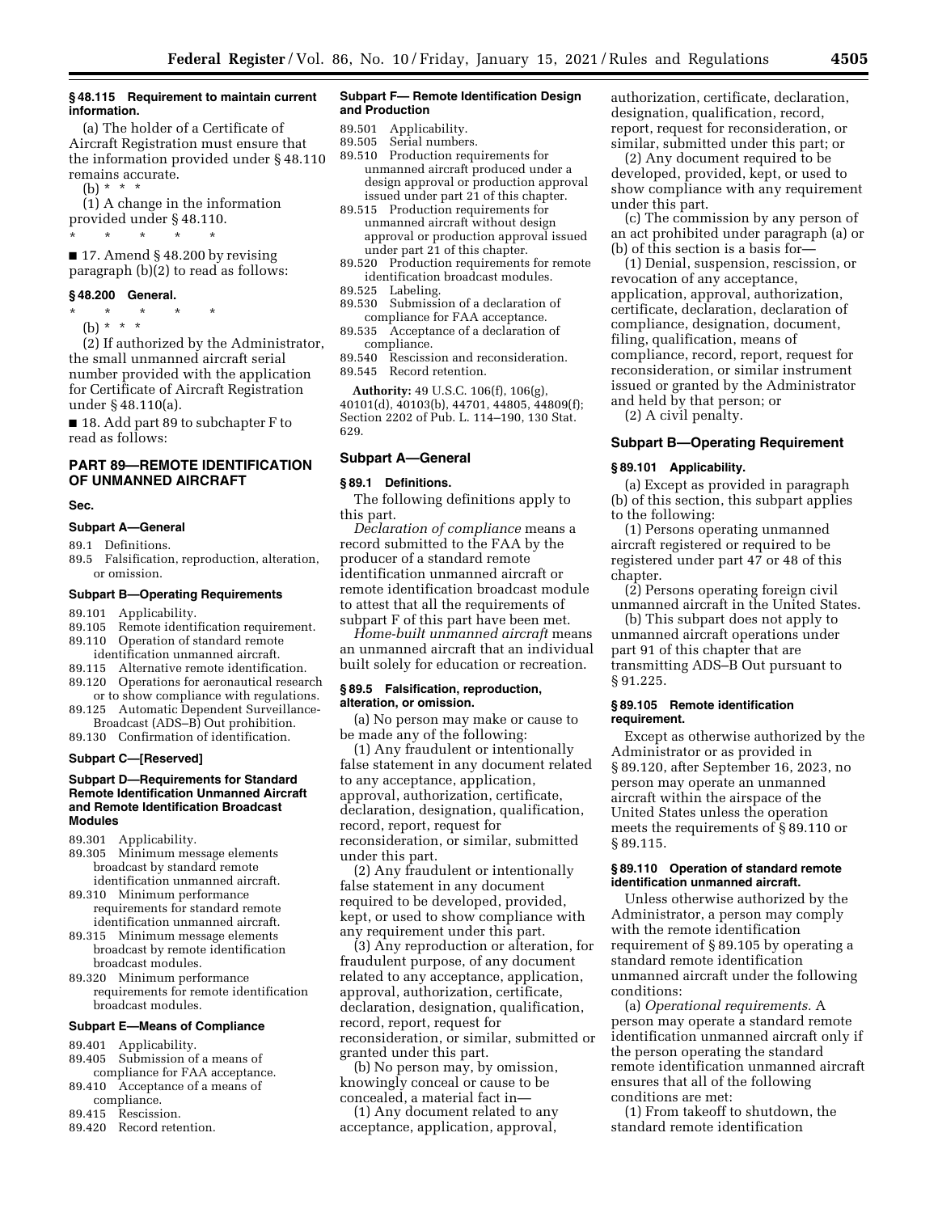**§ 48.115 Requirement to maintain current information.**

(a) The holder of a Certificate of Aircraft Registration must ensure that the information provided under § 48.110 remains accurate.

(b) * * *

(1) A change in the information provided under § 48.110.

\* \* \* \* \*

■ 17. Amend § 48.200 by revising paragraph (b)(2) to read as follows:

**§ 48.200 General.**

\* \* \* \* \*

(b) * * *

(2) If authorized by the Administrator, the small unmanned aircraft serial number provided with the application for Certificate of Aircraft Registration under § 48.110(a).

■ 18. Add part 89 to subchapter F to read as follows:

## PART 89—REMOTE IDENTIFICATION OF UNMANNED AIRCRAFT

**Sec.**

**Subpart A—General**

89.1 Definitions.
89.5 Falsification, reproduction, alteration, or omission.

**Subpart B—Operating Requirements**

89.101 Applicability.
89.105 Remote identification requirement.
89.110 Operation of standard remote identification unmanned aircraft.
89.115 Alternative remote identification.
89.120 Operations for aeronautical research or to show compliance with regulations.
89.125 Automatic Dependent Surveillance-Broadcast (ADS–B) Out prohibition.
89.130 Confirmation of identification.

**Subpart C—[Reserved]**

**Subpart D—Requirements for Standard Remote Identification Unmanned Aircraft and Remote Identification Broadcast Modules**

89.301 Applicability.
89.305 Minimum message elements broadcast by standard remote identification unmanned aircraft.
89.310 Minimum performance requirements for standard remote identification unmanned aircraft.
89.315 Minimum message elements broadcast by remote identification broadcast modules.
89.320 Minimum performance requirements for remote identification broadcast modules.

**Subpart E—Means of Compliance**

89.401 Applicability.
89.405 Submission of a means of compliance for FAA acceptance.
89.410 Acceptance of a means of compliance.
89.415 Rescission.
89.420 Record retention.

**Subpart F— Remote Identification Design and Production**

89.501 Applicability.
89.505 Serial numbers.
89.510 Production requirements for unmanned aircraft produced under a design approval or production approval issued under part 21 of this chapter.
89.515 Production requirements for unmanned aircraft without design approval or production approval issued under part 21 of this chapter.
89.520 Production requirements for remote identification broadcast modules.
89.525 Labeling.
89.530 Submission of a declaration of compliance for FAA acceptance.
89.535 Acceptance of a declaration of compliance.
89.540 Rescission and reconsideration.
89.545 Record retention.

**Authority:** 49 U.S.C. 106(f), 106(g), 40101(d), 40103(b), 44701, 44805, 44809(f); Section 2202 of Pub. L. 114–190, 130 Stat. 629.

### Subpart A—General

**§ 89.1 Definitions.**

The following definitions apply to this part.

*Declaration of compliance* means a record submitted to the FAA by the producer of a standard remote identification unmanned aircraft or remote identification broadcast module to attest that all the requirements of subpart F of this part have been met.

*Home-built unmanned aircraft* means an unmanned aircraft that an individual built solely for education or recreation.

**§ 89.5 Falsification, reproduction, alteration, or omission.**

(a) No person may make or cause to be made any of the following:

(1) Any fraudulent or intentionally false statement in any document related to any acceptance, application, approval, authorization, certificate, declaration, designation, qualification, record, report, request for reconsideration, or similar, submitted under this part.

(2) Any fraudulent or intentionally false statement in any document required to be developed, provided, kept, or used to show compliance with any requirement under this part.

(3) Any reproduction or alteration, for fraudulent purpose, of any document related to any acceptance, application, approval, authorization, certificate, declaration, designation, qualification, record, report, request for reconsideration, or similar, submitted or granted under this part.

(b) No person may, by omission, knowingly conceal or cause to be concealed, a material fact in—

(1) Any document related to any acceptance, application, approval, authorization, certificate, declaration, designation, qualification, record, report, request for reconsideration, or similar, submitted under this part; or

(2) Any document required to be developed, provided, kept, or used to show compliance with any requirement under this part.

(c) The commission by any person of an act prohibited under paragraph (a) or (b) of this section is a basis for—

(1) Denial, suspension, rescission, or revocation of any acceptance, application, approval, authorization, certificate, declaration, declaration of compliance, designation, document, filing, qualification, means of compliance, record, report, request for reconsideration, or similar instrument issued or granted by the Administrator and held by that person; or

(2) A civil penalty.

### Subpart B—Operating Requirement

**§ 89.101 Applicability.**

(a) Except as provided in paragraph (b) of this section, this subpart applies to the following:

(1) Persons operating unmanned aircraft registered or required to be registered under part 47 or 48 of this chapter.

(2) Persons operating foreign civil unmanned aircraft in the United States.

(b) This subpart does not apply to unmanned aircraft operations under part 91 of this chapter that are transmitting ADS–B Out pursuant to § 91.225.

**§ 89.105 Remote identification requirement.**

Except as otherwise authorized by the Administrator or as provided in § 89.120, after September 16, 2023, no person may operate an unmanned aircraft within the airspace of the United States unless the operation meets the requirements of § 89.110 or § 89.115.

**§ 89.110 Operation of standard remote identification unmanned aircraft.**

Unless otherwise authorized by the Administrator, a person may comply with the remote identification requirement of § 89.105 by operating a standard remote identification unmanned aircraft under the following conditions:

(a) *Operational requirements.* A person may operate a standard remote identification unmanned aircraft only if the person operating the standard remote identification unmanned aircraft ensures that all of the following conditions are met:

(1) From takeoff to shutdown, the standard remote identification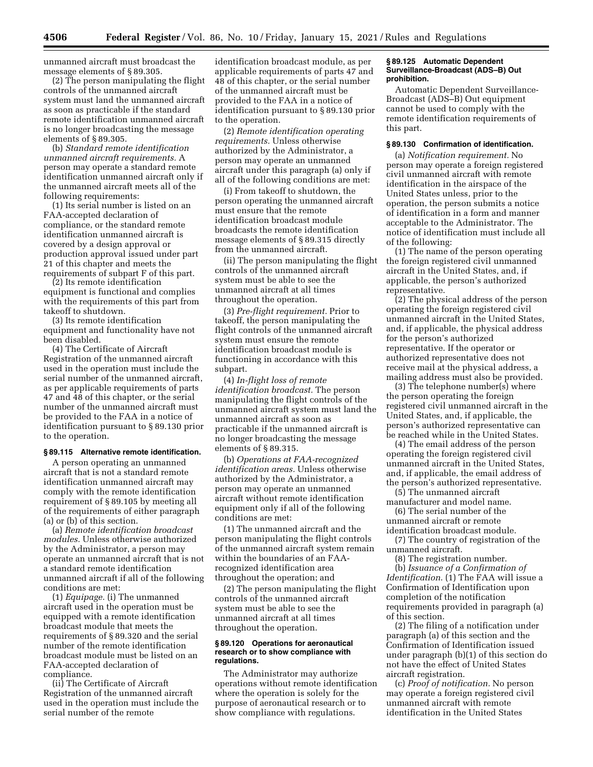unmanned aircraft must broadcast the message elements of § 89.305.

(2) The person manipulating the flight controls of the unmanned aircraft system must land the unmanned aircraft as soon as practicable if the standard remote identification unmanned aircraft is no longer broadcasting the message elements of § 89.305.

(b) *Standard remote identification unmanned aircraft requirements.* A person may operate a standard remote identification unmanned aircraft only if the unmanned aircraft meets all of the following requirements:

(1) Its serial number is listed on an FAA-accepted declaration of compliance, or the standard remote identification unmanned aircraft is covered by a design approval or production approval issued under part 21 of this chapter and meets the requirements of subpart F of this part.

(2) Its remote identification equipment is functional and complies with the requirements of this part from takeoff to shutdown.

(3) Its remote identification equipment and functionality have not been disabled.

(4) The Certificate of Aircraft Registration of the unmanned aircraft used in the operation must include the serial number of the unmanned aircraft, as per applicable requirements of parts 47 and 48 of this chapter, or the serial number of the unmanned aircraft must be provided to the FAA in a notice of identification pursuant to § 89.130 prior to the operation.

### § 89.115 Alternative remote identification.

A person operating an unmanned aircraft that is not a standard remote identification unmanned aircraft may comply with the remote identification requirement of § 89.105 by meeting all of the requirements of either paragraph (a) or (b) of this section.

(a) *Remote identification broadcast modules.* Unless otherwise authorized by the Administrator, a person may operate an unmanned aircraft that is not a standard remote identification unmanned aircraft if all of the following conditions are met:

(1) *Equipage.* (i) The unmanned aircraft used in the operation must be equipped with a remote identification broadcast module that meets the requirements of § 89.320 and the serial number of the remote identification broadcast module must be listed on an FAA-accepted declaration of compliance.

(ii) The Certificate of Aircraft Registration of the unmanned aircraft used in the operation must include the serial number of the remote identification broadcast module, as per applicable requirements of parts 47 and 48 of this chapter, or the serial number of the unmanned aircraft must be provided to the FAA in a notice of identification pursuant to § 89.130 prior to the operation.

(2) *Remote identification operating requirements.* Unless otherwise authorized by the Administrator, a person may operate an unmanned aircraft under this paragraph (a) only if all of the following conditions are met:

(i) From takeoff to shutdown, the person operating the unmanned aircraft must ensure that the remote identification broadcast module broadcasts the remote identification message elements of § 89.315 directly from the unmanned aircraft.

(ii) The person manipulating the flight controls of the unmanned aircraft system must be able to see the unmanned aircraft at all times throughout the operation.

(3) *Pre-flight requirement.* Prior to takeoff, the person manipulating the flight controls of the unmanned aircraft system must ensure the remote identification broadcast module is functioning in accordance with this subpart.

(4) *In-flight loss of remote identification broadcast.* The person manipulating the flight controls of the unmanned aircraft system must land the unmanned aircraft as soon as practicable if the unmanned aircraft is no longer broadcasting the message elements of § 89.315.

(b) *Operations at FAA-recognized identification areas.* Unless otherwise authorized by the Administrator, a person may operate an unmanned aircraft without remote identification equipment only if all of the following conditions are met:

(1) The unmanned aircraft and the person manipulating the flight controls of the unmanned aircraft system remain within the boundaries of an FAA-recognized identification area throughout the operation; and

(2) The person manipulating the flight controls of the unmanned aircraft system must be able to see the unmanned aircraft at all times throughout the operation.

### § 89.120 Operations for aeronautical research or to show compliance with regulations.

The Administrator may authorize operations without remote identification where the operation is solely for the purpose of aeronautical research or to show compliance with regulations.

### § 89.125 Automatic Dependent Surveillance-Broadcast (ADS–B) Out prohibition.

Automatic Dependent Surveillance-Broadcast (ADS–B) Out equipment cannot be used to comply with the remote identification requirements of this part.

### § 89.130 Confirmation of identification.

(a) *Notification requirement.* No person may operate a foreign registered civil unmanned aircraft with remote identification in the airspace of the United States unless, prior to the operation, the person submits a notice of identification in a form and manner acceptable to the Administrator. The notice of identification must include all of the following:

(1) The name of the person operating the foreign registered civil unmanned aircraft in the United States, and, if applicable, the person's authorized representative.

(2) The physical address of the person operating the foreign registered civil unmanned aircraft in the United States, and, if applicable, the physical address for the person's authorized representative. If the operator or authorized representative does not receive mail at the physical address, a mailing address must also be provided.

(3) The telephone number(s) where the person operating the foreign registered civil unmanned aircraft in the United States, and, if applicable, the person's authorized representative can be reached while in the United States.

(4) The email address of the person operating the foreign registered civil unmanned aircraft in the United States, and, if applicable, the email address of the person's authorized representative.

(5) The unmanned aircraft manufacturer and model name.

(6) The serial number of the unmanned aircraft or remote identification broadcast module.

(7) The country of registration of the unmanned aircraft.

(8) The registration number.

(b) *Issuance of a Confirmation of Identification.* (1) The FAA will issue a Confirmation of Identification upon completion of the notification requirements provided in paragraph (a) of this section.

(2) The filing of a notification under paragraph (a) of this section and the Confirmation of Identification issued under paragraph (b)(1) of this section do not have the effect of United States aircraft registration.

(c) *Proof of notification.* No person may operate a foreign registered civil unmanned aircraft with remote identification in the United States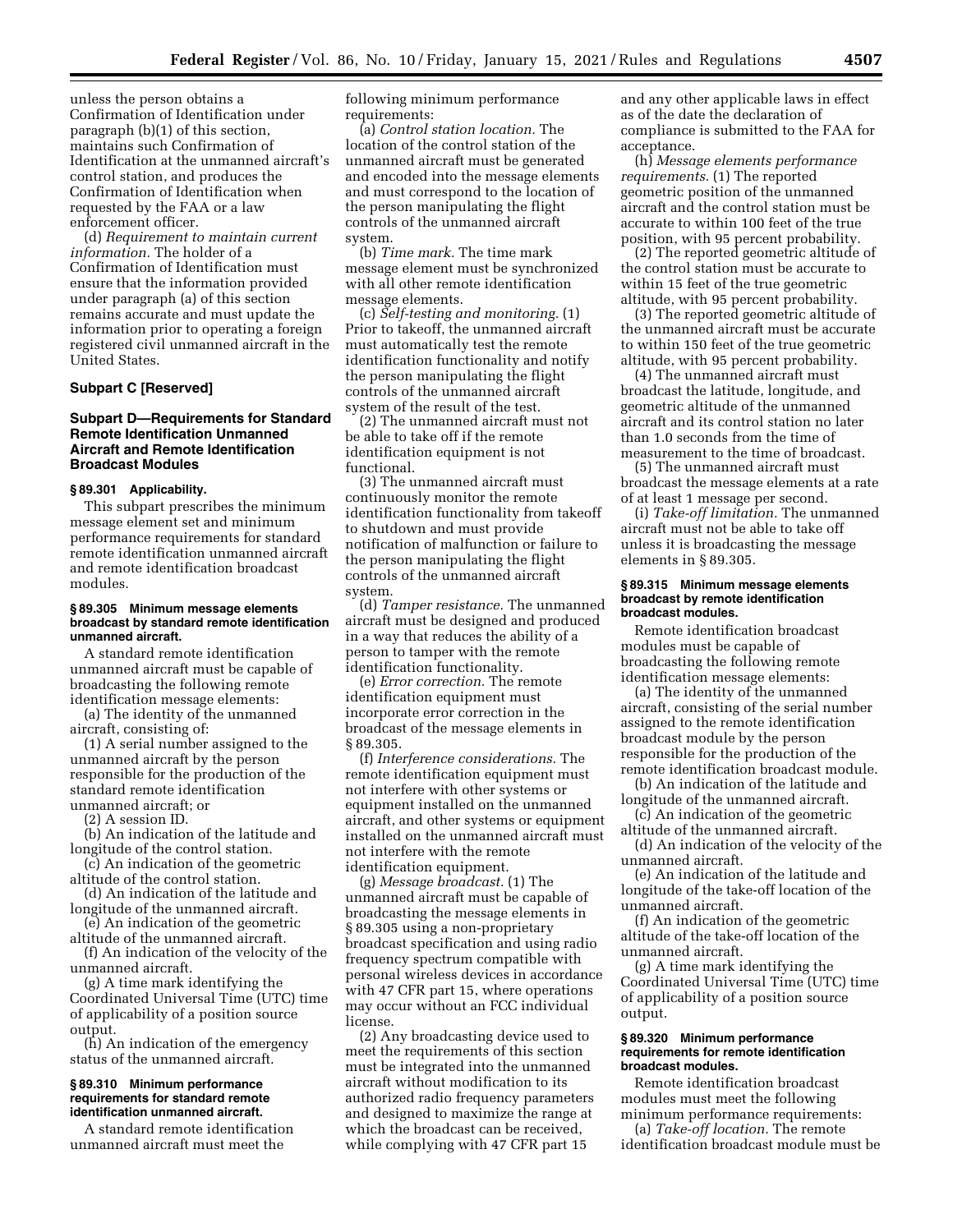unless the person obtains a Confirmation of Identification under paragraph (b)(1) of this section, maintains such Confirmation of Identification at the unmanned aircraft's control station, and produces the Confirmation of Identification when requested by the FAA or a law enforcement officer.

(d) *Requirement to maintain current information.* The holder of a Confirmation of Identification must ensure that the information provided under paragraph (a) of this section remains accurate and must update the information prior to operating a foreign registered civil unmanned aircraft in the United States.

## Subpart C [Reserved]

## Subpart D—Requirements for Standard Remote Identification Unmanned Aircraft and Remote Identification Broadcast Modules

### § 89.301 Applicability.

This subpart prescribes the minimum message element set and minimum performance requirements for standard remote identification unmanned aircraft and remote identification broadcast modules.

### § 89.305 Minimum message elements broadcast by standard remote identification unmanned aircraft.

A standard remote identification unmanned aircraft must be capable of broadcasting the following remote identification message elements:

(a) The identity of the unmanned aircraft, consisting of:

(1) A serial number assigned to the unmanned aircraft by the person responsible for the production of the standard remote identification unmanned aircraft; or

(2) A session ID.

(b) An indication of the latitude and longitude of the control station.

(c) An indication of the geometric altitude of the control station.

(d) An indication of the latitude and longitude of the unmanned aircraft.

(e) An indication of the geometric altitude of the unmanned aircraft.

(f) An indication of the velocity of the unmanned aircraft.

(g) A time mark identifying the Coordinated Universal Time (UTC) time of applicability of a position source output.

(h) An indication of the emergency status of the unmanned aircraft.

### § 89.310 Minimum performance requirements for standard remote identification unmanned aircraft.

A standard remote identification unmanned aircraft must meet the following minimum performance requirements:

(a) *Control station location.* The location of the control station of the unmanned aircraft must be generated and encoded into the message elements and must correspond to the location of the person manipulating the flight controls of the unmanned aircraft system.

(b) *Time mark.* The time mark message element must be synchronized with all other remote identification message elements.

(c) *Self-testing and monitoring.* (1) Prior to takeoff, the unmanned aircraft must automatically test the remote identification functionality and notify the person manipulating the flight controls of the unmanned aircraft system of the result of the test.

(2) The unmanned aircraft must not be able to take off if the remote identification equipment is not functional.

(3) The unmanned aircraft must continuously monitor the remote identification functionality from takeoff to shutdown and must provide notification of malfunction or failure to the person manipulating the flight controls of the unmanned aircraft system.

(d) *Tamper resistance.* The unmanned aircraft must be designed and produced in a way that reduces the ability of a person to tamper with the remote identification functionality.

(e) *Error correction.* The remote identification equipment must incorporate error correction in the broadcast of the message elements in § 89.305.

(f) *Interference considerations.* The remote identification equipment must not interfere with other systems or equipment installed on the unmanned aircraft, and other systems or equipment installed on the unmanned aircraft must not interfere with the remote identification equipment.

(g) *Message broadcast.* (1) The unmanned aircraft must be capable of broadcasting the message elements in § 89.305 using a non-proprietary broadcast specification and using radio frequency spectrum compatible with personal wireless devices in accordance with 47 CFR part 15, where operations may occur without an FCC individual license.

(2) Any broadcasting device used to meet the requirements of this section must be integrated into the unmanned aircraft without modification to its authorized radio frequency parameters and designed to maximize the range at which the broadcast can be received, while complying with 47 CFR part 15 and any other applicable laws in effect as of the date the declaration of compliance is submitted to the FAA for acceptance.

(h) *Message elements performance requirements.* (1) The reported geometric position of the unmanned aircraft and the control station must be accurate to within 100 feet of the true position, with 95 percent probability.

(2) The reported geometric altitude of the control station must be accurate to within 15 feet of the true geometric altitude, with 95 percent probability.

(3) The reported geometric altitude of the unmanned aircraft must be accurate to within 150 feet of the true geometric altitude, with 95 percent probability.

(4) The unmanned aircraft must broadcast the latitude, longitude, and geometric altitude of the unmanned aircraft and its control station no later than 1.0 seconds from the time of measurement to the time of broadcast.

(5) The unmanned aircraft must broadcast the message elements at a rate of at least 1 message per second.

(i) *Take-off limitation.* The unmanned aircraft must not be able to take off unless it is broadcasting the message elements in § 89.305.

### § 89.315 Minimum message elements broadcast by remote identification broadcast modules.

Remote identification broadcast modules must be capable of broadcasting the following remote identification message elements:

(a) The identity of the unmanned aircraft, consisting of the serial number assigned to the remote identification broadcast module by the person responsible for the production of the remote identification broadcast module.

(b) An indication of the latitude and longitude of the unmanned aircraft.

(c) An indication of the geometric altitude of the unmanned aircraft.

(d) An indication of the velocity of the unmanned aircraft.

(e) An indication of the latitude and longitude of the take-off location of the unmanned aircraft.

(f) An indication of the geometric altitude of the take-off location of the unmanned aircraft.

(g) A time mark identifying the Coordinated Universal Time (UTC) time of applicability of a position source output.

### § 89.320 Minimum performance requirements for remote identification broadcast modules.

Remote identification broadcast modules must meet the following minimum performance requirements:

(a) *Take-off location.* The remote identification broadcast module must be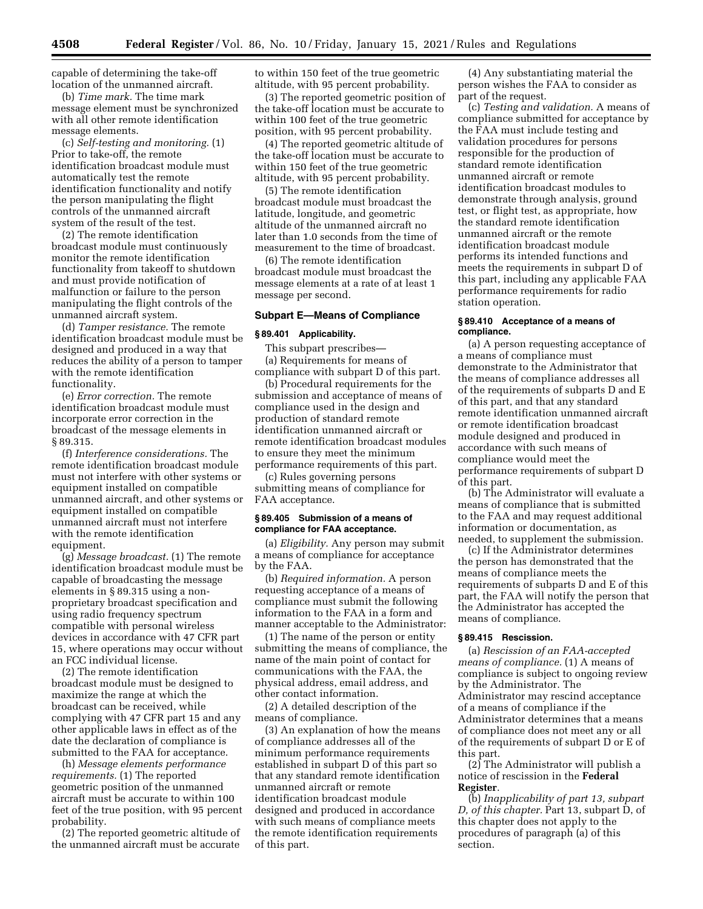capable of determining the take-off location of the unmanned aircraft.

(b) *Time mark.* The time mark message element must be synchronized with all other remote identification message elements.

(c) *Self-testing and monitoring.* (1) Prior to take-off, the remote identification broadcast module must automatically test the remote identification functionality and notify the person manipulating the flight controls of the unmanned aircraft system of the result of the test.

(2) The remote identification broadcast module must continuously monitor the remote identification functionality from takeoff to shutdown and must provide notification of malfunction or failure to the person manipulating the flight controls of the unmanned aircraft system.

(d) *Tamper resistance.* The remote identification broadcast module must be designed and produced in a way that reduces the ability of a person to tamper with the remote identification functionality.

(e) *Error correction.* The remote identification broadcast module must incorporate error correction in the broadcast of the message elements in § 89.315.

(f) *Interference considerations.* The remote identification broadcast module must not interfere with other systems or equipment installed on compatible unmanned aircraft, and other systems or equipment installed on compatible unmanned aircraft must not interfere with the remote identification equipment.

(g) *Message broadcast.* (1) The remote identification broadcast module must be capable of broadcasting the message elements in § 89.315 using a non-proprietary broadcast specification and using radio frequency spectrum compatible with personal wireless devices in accordance with 47 CFR part 15, where operations may occur without an FCC individual license.

(2) The remote identification broadcast module must be designed to maximize the range at which the broadcast can be received, while complying with 47 CFR part 15 and any other applicable laws in effect as of the date the declaration of compliance is submitted to the FAA for acceptance.

(h) *Message elements performance requirements.* (1) The reported geometric position of the unmanned aircraft must be accurate to within 100 feet of the true position, with 95 percent probability.

(2) The reported geometric altitude of the unmanned aircraft must be accurate to within 150 feet of the true geometric altitude, with 95 percent probability.

(3) The reported geometric position of the take-off location must be accurate to within 100 feet of the true geometric position, with 95 percent probability.

(4) The reported geometric altitude of the take-off location must be accurate to within 150 feet of the true geometric altitude, with 95 percent probability.

(5) The remote identification broadcast module must broadcast the latitude, longitude, and geometric altitude of the unmanned aircraft no later than 1.0 seconds from the time of measurement to the time of broadcast.

(6) The remote identification broadcast module must broadcast the message elements at a rate of at least 1 message per second.

## Subpart E—Means of Compliance

### § 89.401 Applicability.

This subpart prescribes—

(a) Requirements for means of compliance with subpart D of this part.

(b) Procedural requirements for the submission and acceptance of means of compliance used in the design and production of standard remote identification unmanned aircraft or remote identification broadcast modules to ensure they meet the minimum performance requirements of this part.

(c) Rules governing persons submitting means of compliance for FAA acceptance.

### § 89.405 Submission of a means of compliance for FAA acceptance.

(a) *Eligibility.* Any person may submit a means of compliance for acceptance by the FAA.

(b) *Required information.* A person requesting acceptance of a means of compliance must submit the following information to the FAA in a form and manner acceptable to the Administrator:

(1) The name of the person or entity submitting the means of compliance, the name of the main point of contact for communications with the FAA, the physical address, email address, and other contact information.

(2) A detailed description of the means of compliance.

(3) An explanation of how the means of compliance addresses all of the minimum performance requirements established in subpart D of this part so that any standard remote identification unmanned aircraft or remote identification broadcast module designed and produced in accordance with such means of compliance meets the remote identification requirements of this part.

(4) Any substantiating material the person wishes the FAA to consider as part of the request.

(c) *Testing and validation.* A means of compliance submitted for acceptance by the FAA must include testing and validation procedures for persons responsible for the production of standard remote identification unmanned aircraft or remote identification broadcast modules to demonstrate through analysis, ground test, or flight test, as appropriate, how the standard remote identification unmanned aircraft or the remote identification broadcast module performs its intended functions and meets the requirements in subpart D of this part, including any applicable FAA performance requirements for radio station operation.

### § 89.410 Acceptance of a means of compliance.

(a) A person requesting acceptance of a means of compliance must demonstrate to the Administrator that the means of compliance addresses all of the requirements of subparts D and E of this part, and that any standard remote identification unmanned aircraft or remote identification broadcast module designed and produced in accordance with such means of compliance would meet the performance requirements of subpart D of this part.

(b) The Administrator will evaluate a means of compliance that is submitted to the FAA and may request additional information or documentation, as needed, to supplement the submission.

(c) If the Administrator determines the person has demonstrated that the means of compliance meets the requirements of subparts D and E of this part, the FAA will notify the person that the Administrator has accepted the means of compliance.

### § 89.415 Rescission.

(a) *Rescission of an FAA-accepted means of compliance.* (1) A means of compliance is subject to ongoing review by the Administrator. The Administrator may rescind acceptance of a means of compliance if the Administrator determines that a means of compliance does not meet any or all of the requirements of subpart D or E of this part.

(2) The Administrator will publish a notice of rescission in the **Federal Register**.

(b) *Inapplicability of part 13, subpart D, of this chapter.* Part 13, subpart D, of this chapter does not apply to the procedures of paragraph (a) of this section.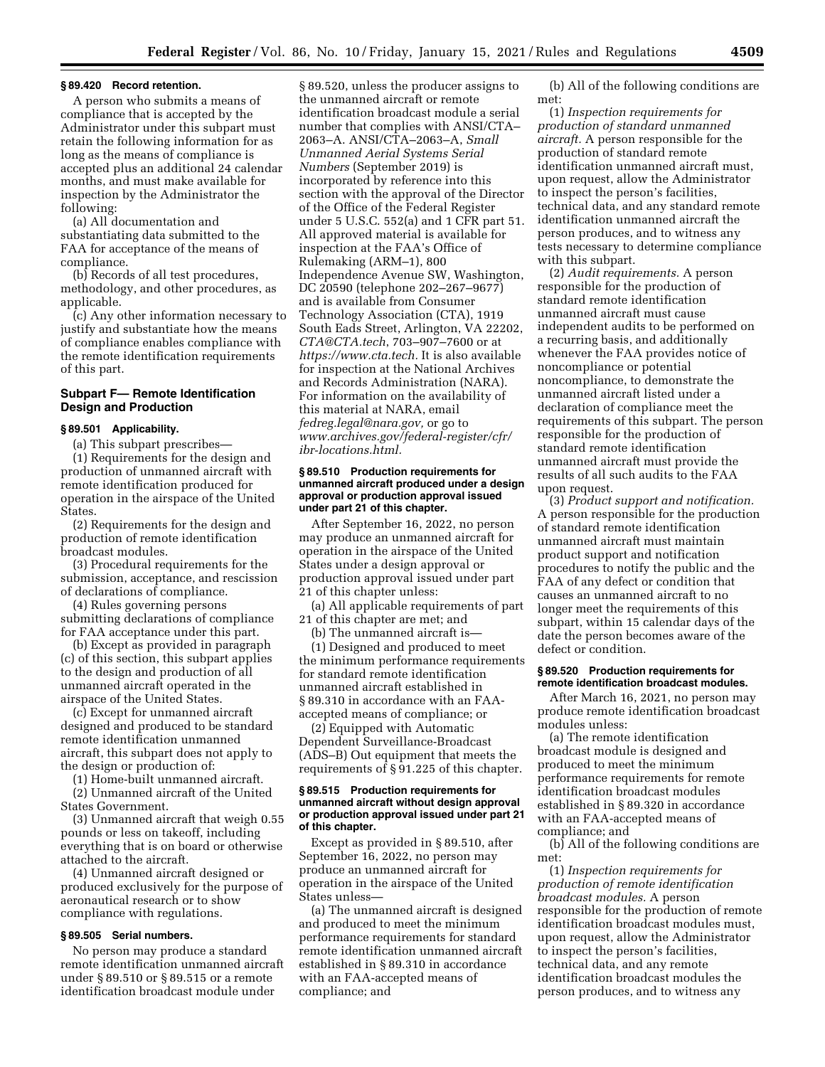### § 89.420 Record retention.

A person who submits a means of compliance that is accepted by the Administrator under this subpart must retain the following information for as long as the means of compliance is accepted plus an additional 24 calendar months, and must make available for inspection by the Administrator the following:

(a) All documentation and substantiating data submitted to the FAA for acceptance of the means of compliance.

(b) Records of all test procedures, methodology, and other procedures, as applicable.

(c) Any other information necessary to justify and substantiate how the means of compliance enables compliance with the remote identification requirements of this part.

## Subpart F— Remote Identification Design and Production

### § 89.501 Applicability.

(a) This subpart prescribes—

(1) Requirements for the design and production of unmanned aircraft with remote identification produced for operation in the airspace of the United States.

(2) Requirements for the design and production of remote identification broadcast modules.

(3) Procedural requirements for the submission, acceptance, and rescission of declarations of compliance.

(4) Rules governing persons submitting declarations of compliance for FAA acceptance under this part.

(b) Except as provided in paragraph (c) of this section, this subpart applies to the design and production of all unmanned aircraft operated in the airspace of the United States.

(c) Except for unmanned aircraft designed and produced to be standard remote identification unmanned aircraft, this subpart does not apply to the design or production of:

(1) Home-built unmanned aircraft.

(2) Unmanned aircraft of the United States Government.

(3) Unmanned aircraft that weigh 0.55 pounds or less on takeoff, including everything that is on board or otherwise attached to the aircraft.

(4) Unmanned aircraft designed or produced exclusively for the purpose of aeronautical research or to show compliance with regulations.

### § 89.505 Serial numbers.

No person may produce a standard remote identification unmanned aircraft under § 89.510 or § 89.515 or a remote identification broadcast module under § 89.520, unless the producer assigns to the unmanned aircraft or remote identification broadcast module a serial number that complies with ANSI/CTA–2063–A. ANSI/CTA–2063–A, *Small Unmanned Aerial Systems Serial Numbers* (September 2019) is incorporated by reference into this section with the approval of the Director of the Office of the Federal Register under 5 U.S.C. 552(a) and 1 CFR part 51. All approved material is available for inspection at the FAA's Office of Rulemaking (ARM–1), 800 Independence Avenue SW, Washington, DC 20590 (telephone 202–267–9677) and is available from Consumer Technology Association (CTA), 1919 South Eads Street, Arlington, VA 22202, *CTA@CTA.tech*, 703–907–7600 or at *https://www.cta.tech*. It is also available for inspection at the National Archives and Records Administration (NARA). For information on the availability of this material at NARA, email *fedreg.legal@nara.gov,* or go to *www.archives.gov/federal-register/cfr/ibr-locations.html.*

### § 89.510 Production requirements for unmanned aircraft produced under a design approval or production approval issued under part 21 of this chapter.

After September 16, 2022, no person may produce an unmanned aircraft for operation in the airspace of the United States under a design approval or production approval issued under part 21 of this chapter unless:

(a) All applicable requirements of part 21 of this chapter are met; and

(b) The unmanned aircraft is—

(1) Designed and produced to meet the minimum performance requirements for standard remote identification unmanned aircraft established in § 89.310 in accordance with an FAA-accepted means of compliance; or

(2) Equipped with Automatic Dependent Surveillance-Broadcast (ADS–B) Out equipment that meets the requirements of § 91.225 of this chapter.

### § 89.515 Production requirements for unmanned aircraft without design approval or production approval issued under part 21 of this chapter.

Except as provided in § 89.510, after September 16, 2022, no person may produce an unmanned aircraft for operation in the airspace of the United States unless—

(a) The unmanned aircraft is designed and produced to meet the minimum performance requirements for standard remote identification unmanned aircraft established in § 89.310 in accordance with an FAA-accepted means of compliance; and

(b) All of the following conditions are met:

(1) *Inspection requirements for production of standard unmanned aircraft.* A person responsible for the production of standard remote identification unmanned aircraft must, upon request, allow the Administrator to inspect the person's facilities, technical data, and any standard remote identification unmanned aircraft the person produces, and to witness any tests necessary to determine compliance with this subpart.

(2) *Audit requirements.* A person responsible for the production of standard remote identification unmanned aircraft must cause independent audits to be performed on a recurring basis, and additionally whenever the FAA provides notice of noncompliance or potential noncompliance, to demonstrate the unmanned aircraft listed under a declaration of compliance meet the requirements of this subpart. The person responsible for the production of standard remote identification unmanned aircraft must provide the results of all such audits to the FAA upon request.

(3) *Product support and notification.* A person responsible for the production of standard remote identification unmanned aircraft must maintain product support and notification procedures to notify the public and the FAA of any defect or condition that causes an unmanned aircraft to no longer meet the requirements of this subpart, within 15 calendar days of the date the person becomes aware of the defect or condition.

### § 89.520 Production requirements for remote identification broadcast modules.

After March 16, 2021, no person may produce remote identification broadcast modules unless:

(a) The remote identification broadcast module is designed and produced to meet the minimum performance requirements for remote identification broadcast modules established in § 89.320 in accordance with an FAA-accepted means of compliance; and

(b) All of the following conditions are met:

(1) *Inspection requirements for production of remote identification broadcast modules.* A person responsible for the production of remote identification broadcast modules must, upon request, allow the Administrator to inspect the person's facilities, technical data, and any remote identification broadcast modules the person produces, and to witness any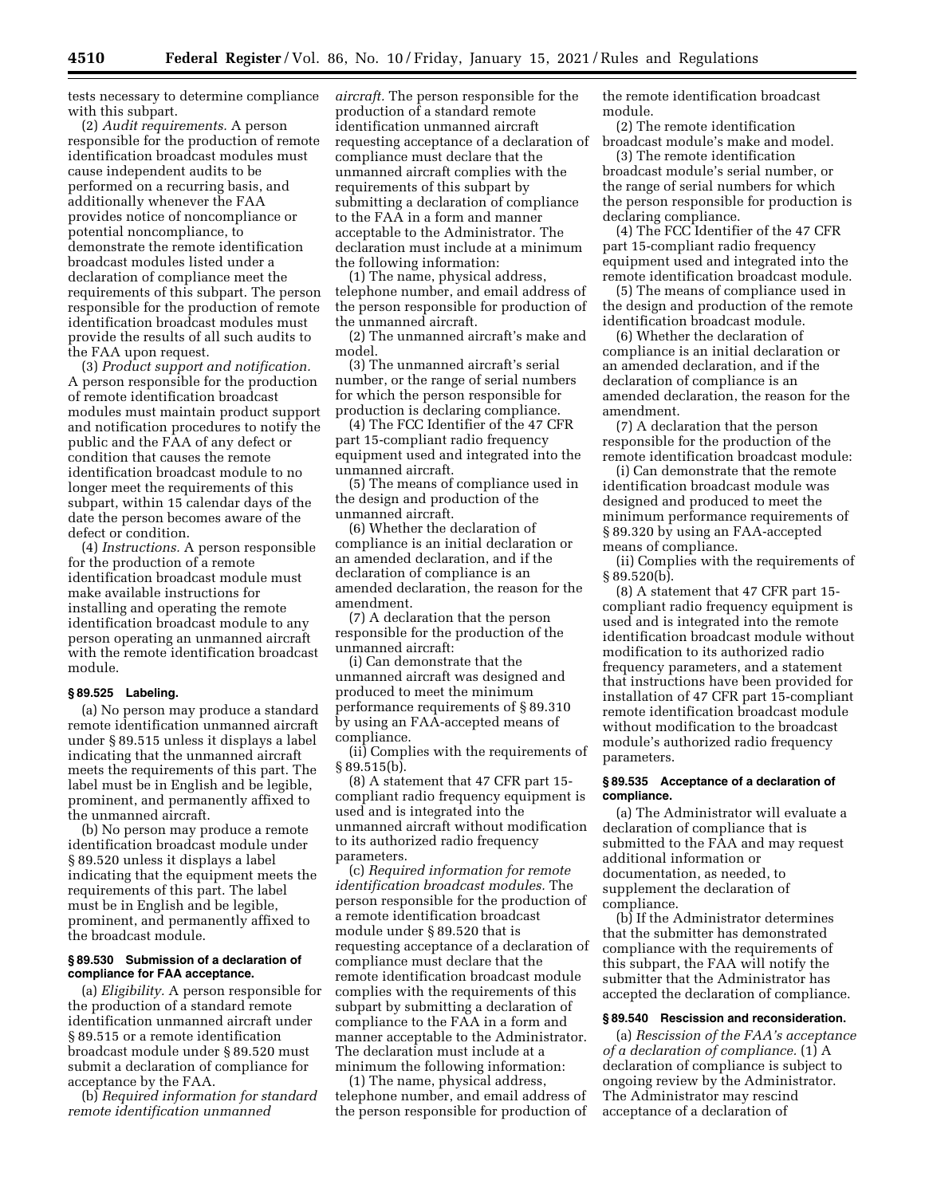tests necessary to determine compliance with this subpart.

(2) *Audit requirements.* A person responsible for the production of remote identification broadcast modules must cause independent audits to be performed on a recurring basis, and additionally whenever the FAA provides notice of noncompliance or potential noncompliance, to demonstrate the remote identification broadcast modules listed under a declaration of compliance meet the requirements of this subpart. The person responsible for the production of remote identification broadcast modules must provide the results of all such audits to the FAA upon request.

(3) *Product support and notification.* A person responsible for the production of remote identification broadcast modules must maintain product support and notification procedures to notify the public and the FAA of any defect or condition that causes the remote identification broadcast module to no longer meet the requirements of this subpart, within 15 calendar days of the date the person becomes aware of the defect or condition.

(4) *Instructions.* A person responsible for the production of a remote identification broadcast module must make available instructions for installing and operating the remote identification broadcast module to any person operating an unmanned aircraft with the remote identification broadcast module.

**§ 89.525 Labeling.**

(a) No person may produce a standard remote identification unmanned aircraft under § 89.515 unless it displays a label indicating that the unmanned aircraft meets the requirements of this part. The label must be in English and be legible, prominent, and permanently affixed to the unmanned aircraft.

(b) No person may produce a remote identification broadcast module under § 89.520 unless it displays a label indicating that the equipment meets the requirements of this part. The label must be in English and be legible, prominent, and permanently affixed to the broadcast module.

**§ 89.530 Submission of a declaration of compliance for FAA acceptance.**

(a) *Eligibility.* A person responsible for the production of a standard remote identification unmanned aircraft under § 89.515 or a remote identification broadcast module under § 89.520 must submit a declaration of compliance for acceptance by the FAA.

(b) *Required information for standard remote identification unmanned aircraft.* The person responsible for the production of a standard remote identification unmanned aircraft requesting acceptance of a declaration of compliance must declare that the unmanned aircraft complies with the requirements of this subpart by submitting a declaration of compliance to the FAA in a form and manner acceptable to the Administrator. The declaration must include at a minimum the following information:

(1) The name, physical address, telephone number, and email address of the person responsible for production of the unmanned aircraft.

(2) The unmanned aircraft's make and model.

(3) The unmanned aircraft's serial number, or the range of serial numbers for which the person responsible for production is declaring compliance.

(4) The FCC Identifier of the 47 CFR part 15-compliant radio frequency equipment used and integrated into the unmanned aircraft.

(5) The means of compliance used in the design and production of the unmanned aircraft.

(6) Whether the declaration of compliance is an initial declaration or an amended declaration, and if the declaration of compliance is an amended declaration, the reason for the amendment.

(7) A declaration that the person responsible for the production of the unmanned aircraft:

(i) Can demonstrate that the unmanned aircraft was designed and produced to meet the minimum performance requirements of § 89.310 by using an FAA-accepted means of compliance.

(ii) Complies with the requirements of § 89.515(b).

(8) A statement that 47 CFR part 15-compliant radio frequency equipment is used and is integrated into the unmanned aircraft without modification to its authorized radio frequency parameters.

(c) *Required information for remote identification broadcast modules.* The person responsible for the production of a remote identification broadcast module under § 89.520 that is requesting acceptance of a declaration of compliance must declare that the remote identification broadcast module complies with the requirements of this subpart by submitting a declaration of compliance to the FAA in a form and manner acceptable to the Administrator. The declaration must include at a minimum the following information:

(1) The name, physical address, telephone number, and email address of the person responsible for production of the remote identification broadcast module.

(2) The remote identification broadcast module's make and model.

(3) The remote identification broadcast module's serial number, or the range of serial numbers for which the person responsible for production is declaring compliance.

(4) The FCC Identifier of the 47 CFR part 15-compliant radio frequency equipment used and integrated into the remote identification broadcast module.

(5) The means of compliance used in the design and production of the remote identification broadcast module.

(6) Whether the declaration of compliance is an initial declaration or an amended declaration, and if the declaration of compliance is an amended declaration, the reason for the amendment.

(7) A declaration that the person responsible for the production of the remote identification broadcast module:

(i) Can demonstrate that the remote identification broadcast module was designed and produced to meet the minimum performance requirements of § 89.320 by using an FAA-accepted means of compliance.

(ii) Complies with the requirements of § 89.520(b).

(8) A statement that 47 CFR part 15-compliant radio frequency equipment is used and is integrated into the remote identification broadcast module without modification to its authorized radio frequency parameters, and a statement that instructions have been provided for installation of 47 CFR part 15-compliant remote identification broadcast module without modification to the broadcast module's authorized radio frequency parameters.

**§ 89.535 Acceptance of a declaration of compliance.**

(a) The Administrator will evaluate a declaration of compliance that is submitted to the FAA and may request additional information or documentation, as needed, to supplement the declaration of compliance.

(b) If the Administrator determines that the submitter has demonstrated compliance with the requirements of this subpart, the FAA will notify the submitter that the Administrator has accepted the declaration of compliance.

**§ 89.540 Rescission and reconsideration.**

(a) *Rescission of the FAA's acceptance of a declaration of compliance.* (1) A declaration of compliance is subject to ongoing review by the Administrator. The Administrator may rescind acceptance of a declaration of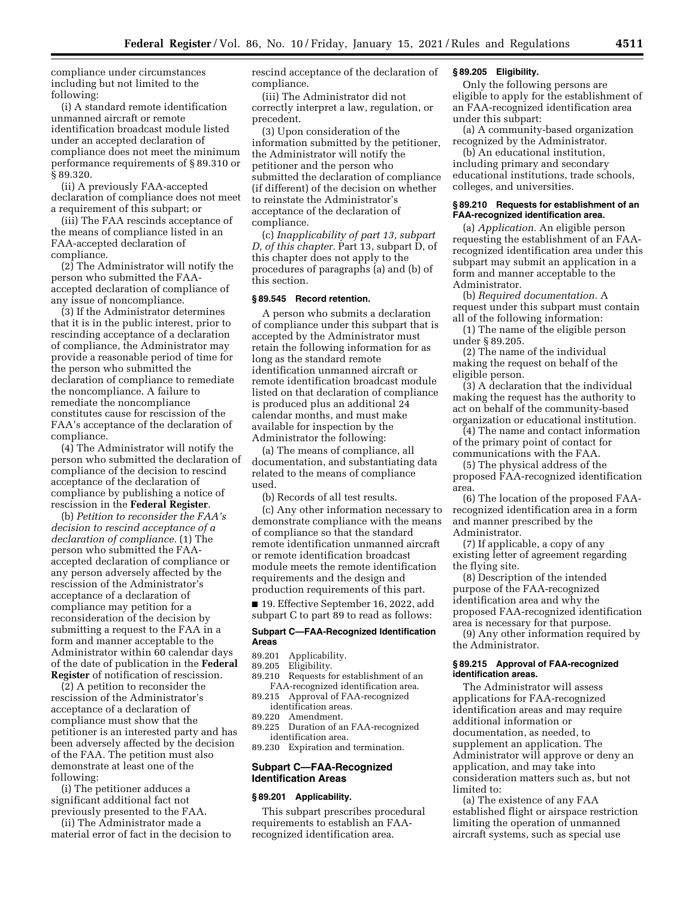compliance under circumstances including but not limited to the following:

(i) A standard remote identification unmanned aircraft or remote identification broadcast module listed under an accepted declaration of compliance does not meet the minimum performance requirements of § 89.310 or § 89.320.

(ii) A previously FAA-accepted declaration of compliance does not meet a requirement of this subpart; or

(iii) The FAA rescinds acceptance of the means of compliance listed in an FAA-accepted declaration of compliance.

(2) The Administrator will notify the person who submitted the FAA-accepted declaration of compliance of any issue of noncompliance.

(3) If the Administrator determines that it is in the public interest, prior to rescinding acceptance of a declaration of compliance, the Administrator may provide a reasonable period of time for the person who submitted the declaration of compliance to remediate the noncompliance. A failure to remediate the noncompliance constitutes cause for rescission of the FAA's acceptance of the declaration of compliance.

(4) The Administrator will notify the person who submitted the declaration of compliance of the decision to rescind acceptance of the declaration of compliance by publishing a notice of rescission in the **Federal Register**.

(b) *Petition to reconsider the FAA's decision to rescind acceptance of a declaration of compliance.* (1) The person who submitted the FAA-accepted declaration of compliance or any person adversely affected by the rescission of the Administrator's acceptance of a declaration of compliance may petition for a reconsideration of the decision by submitting a request to the FAA in a form and manner acceptable to the Administrator within 60 calendar days of the date of publication in the **Federal Register** of notification of rescission.

(2) A petition to reconsider the rescission of the Administrator's acceptance of a declaration of compliance must show that the petitioner is an interested party and has been adversely affected by the decision of the FAA. The petition must also demonstrate at least one of the following:

(i) The petitioner adduces a significant additional fact not previously presented to the FAA.

(ii) The Administrator made a material error of fact in the decision to rescind acceptance of the declaration of compliance.

(iii) The Administrator did not correctly interpret a law, regulation, or precedent.

(3) Upon consideration of the information submitted by the petitioner, the Administrator will notify the petitioner and the person who submitted the declaration of compliance (if different) of the decision on whether to reinstate the Administrator's acceptance of the declaration of compliance.

(c) *Inapplicability of part 13, subpart D, of this chapter.* Part 13, subpart D, of this chapter does not apply to the procedures of paragraphs (a) and (b) of this section.

### § 89.545 Record retention.

A person who submits a declaration of compliance under this subpart that is accepted by the Administrator must retain the following information for as long as the standard remote identification unmanned aircraft or remote identification broadcast module listed on that declaration of compliance is produced plus an additional 24 calendar months, and must make available for inspection by the Administrator the following:

(a) The means of compliance, all documentation, and substantiating data related to the means of compliance used.

(b) Records of all test results.

(c) Any other information necessary to demonstrate compliance with the means of compliance so that the standard remote identification unmanned aircraft or remote identification broadcast module meets the remote identification requirements and the design and production requirements of this part.

■ 19. Effective September 16, 2022, add subpart C to part 89 to read as follows:

**Subpart C—FAA-Recognized Identification Areas**

89.201 Applicability.
89.205 Eligibility.
89.210 Requests for establishment of an FAA-recognized identification area.
89.215 Approval of FAA-recognized identification areas.
89.220 Amendment.
89.225 Duration of an FAA-recognized identification area.
89.230 Expiration and termination.

## Subpart C—FAA-Recognized Identification Areas

### § 89.201 Applicability.

This subpart prescribes procedural requirements to establish an FAA-recognized identification area.

### § 89.205 Eligibility.

Only the following persons are eligible to apply for the establishment of an FAA-recognized identification area under this subpart:

(a) A community-based organization recognized by the Administrator.

(b) An educational institution, including primary and secondary educational institutions, trade schools, colleges, and universities.

### § 89.210 Requests for establishment of an FAA-recognized identification area.

(a) *Application.* An eligible person requesting the establishment of an FAA-recognized identification area under this subpart may submit an application in a form and manner acceptable to the Administrator.

(b) *Required documentation.* A request under this subpart must contain all of the following information:

(1) The name of the eligible person under § 89.205.

(2) The name of the individual making the request on behalf of the eligible person.

(3) A declaration that the individual making the request has the authority to act on behalf of the community-based organization or educational institution.

(4) The name and contact information of the primary point of contact for communications with the FAA.

(5) The physical address of the proposed FAA-recognized identification area.

(6) The location of the proposed FAA-recognized identification area in a form and manner prescribed by the Administrator.

(7) If applicable, a copy of any existing letter of agreement regarding the flying site.

(8) Description of the intended purpose of the FAA-recognized identification area and why the proposed FAA-recognized identification area is necessary for that purpose.

(9) Any other information required by the Administrator.

### § 89.215 Approval of FAA-recognized identification areas.

The Administrator will assess applications for FAA-recognized identification areas and may require additional information or documentation, as needed, to supplement an application. The Administrator will approve or deny an application, and may take into consideration matters such as, but not limited to:

(a) The existence of any FAA established flight or airspace restriction limiting the operation of unmanned aircraft systems, such as special use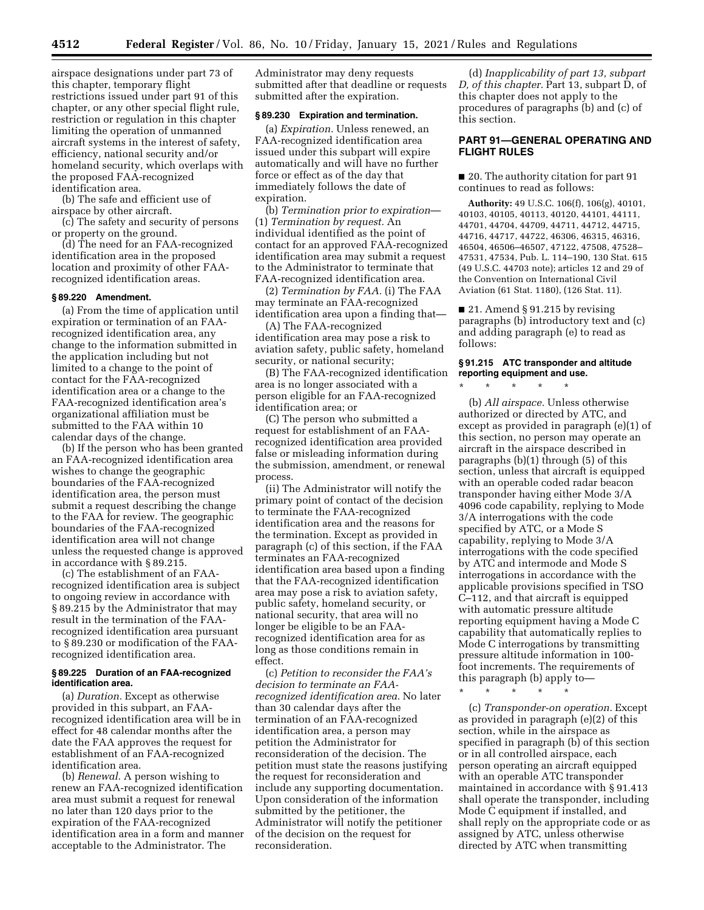airspace designations under part 73 of this chapter, temporary flight restrictions issued under part 91 of this chapter, or any other special flight rule, restriction or regulation in this chapter limiting the operation of unmanned aircraft systems in the interest of safety, efficiency, national security and/or homeland security, which overlaps with the proposed FAA-recognized identification area.

(b) The safe and efficient use of airspace by other aircraft.

(c) The safety and security of persons or property on the ground.

(d) The need for an FAA-recognized identification area in the proposed location and proximity of other FAA-recognized identification areas.

### § 89.220 Amendment.

(a) From the time of application until expiration or termination of an FAA-recognized identification area, any change to the information submitted in the application including but not limited to a change to the point of contact for the FAA-recognized identification area or a change to the FAA-recognized identification area's organizational affiliation must be submitted to the FAA within 10 calendar days of the change.

(b) If the person who has been granted an FAA-recognized identification area wishes to change the geographic boundaries of the FAA-recognized identification area, the person must submit a request describing the change to the FAA for review. The geographic boundaries of the FAA-recognized identification area will not change unless the requested change is approved in accordance with § 89.215.

(c) The establishment of an FAA-recognized identification area is subject to ongoing review in accordance with § 89.215 by the Administrator that may result in the termination of the FAA-recognized identification area pursuant to § 89.230 or modification of the FAA-recognized identification area.

### § 89.225 Duration of an FAA-recognized identification area.

(a) *Duration.* Except as otherwise provided in this subpart, an FAA-recognized identification area will be in effect for 48 calendar months after the date the FAA approves the request for establishment of an FAA-recognized identification area.

(b) *Renewal.* A person wishing to renew an FAA-recognized identification area must submit a request for renewal no later than 120 days prior to the expiration of the FAA-recognized identification area in a form and manner acceptable to the Administrator. The Administrator may deny requests submitted after that deadline or requests submitted after the expiration.

### § 89.230 Expiration and termination.

(a) *Expiration.* Unless renewed, an FAA-recognized identification area issued under this subpart will expire automatically and will have no further force or effect as of the day that immediately follows the date of expiration.

(b) *Termination prior to expiration*—(1) *Termination by request.* An individual identified as the point of contact for an approved FAA-recognized identification area may submit a request to the Administrator to terminate that FAA-recognized identification area.

(2) *Termination by FAA.* (i) The FAA may terminate an FAA-recognized identification area upon a finding that—

(A) The FAA-recognized identification area may pose a risk to aviation safety, public safety, homeland security, or national security;

(B) The FAA-recognized identification area is no longer associated with a person eligible for an FAA-recognized identification area; or

(C) The person who submitted a request for establishment of an FAA-recognized identification area provided false or misleading information during the submission, amendment, or renewal process.

(ii) The Administrator will notify the primary point of contact of the decision to terminate the FAA-recognized identification area and the reasons for the termination. Except as provided in paragraph (c) of this section, if the FAA terminates an FAA-recognized identification area based upon a finding that the FAA-recognized identification area may pose a risk to aviation safety, public safety, homeland security, or national security, that area will no longer be eligible to be an FAA-recognized identification area for as long as those conditions remain in effect.

(c) *Petition to reconsider the FAA's decision to terminate an FAA-recognized identification area.* No later than 30 calendar days after the termination of an FAA-recognized identification area, a person may petition the Administrator for reconsideration of the decision. The petition must state the reasons justifying the request for reconsideration and include any supporting documentation. Upon consideration of the information submitted by the petitioner, the Administrator will notify the petitioner of the decision on the request for reconsideration.

(d) *Inapplicability of part 13, subpart D, of this chapter.* Part 13, subpart D, of this chapter does not apply to the procedures of paragraphs (b) and (c) of this section.

## PART 91—GENERAL OPERATING AND FLIGHT RULES

■ 20. The authority citation for part 91 continues to read as follows:

**Authority:** 49 U.S.C. 106(f), 106(g), 40101, 40103, 40105, 40113, 40120, 44101, 44111, 44701, 44704, 44709, 44711, 44712, 44715, 44716, 44717, 44722, 46306, 46315, 46316, 46504, 46506–46507, 47122, 47508, 47528–47531, 47534, Pub. L. 114–190, 130 Stat. 615 (49 U.S.C. 44703 note); articles 12 and 29 of the Convention on International Civil Aviation (61 Stat. 1180), (126 Stat. 11).

■ 21. Amend § 91.215 by revising paragraphs (b) introductory text and (c) and adding paragraph (e) to read as follows:

### § 91.215 ATC transponder and altitude reporting equipment and use.

\* \* \* \* \*

(b) *All airspace.* Unless otherwise authorized or directed by ATC, and except as provided in paragraph (e)(1) of this section, no person may operate an aircraft in the airspace described in paragraphs (b)(1) through (5) of this section, unless that aircraft is equipped with an operable coded radar beacon transponder having either Mode 3/A 4096 code capability, replying to Mode 3/A interrogations with the code specified by ATC, or a Mode S capability, replying to Mode 3/A interrogations with the code specified by ATC and intermode and Mode S interrogations in accordance with the applicable provisions specified in TSO C–112, and that aircraft is equipped with automatic pressure altitude reporting equipment having a Mode C capability that automatically replies to Mode C interrogations by transmitting pressure altitude information in 100-foot increments. The requirements of this paragraph (b) apply to—

\* \* \* \* \*

(c) *Transponder-on operation.* Except as provided in paragraph (e)(2) of this section, while in the airspace as specified in paragraph (b) of this section or in all controlled airspace, each person operating an aircraft equipped with an operable ATC transponder maintained in accordance with § 91.413 shall operate the transponder, including Mode C equipment if installed, and shall reply on the appropriate code or as assigned by ATC, unless otherwise directed by ATC when transmitting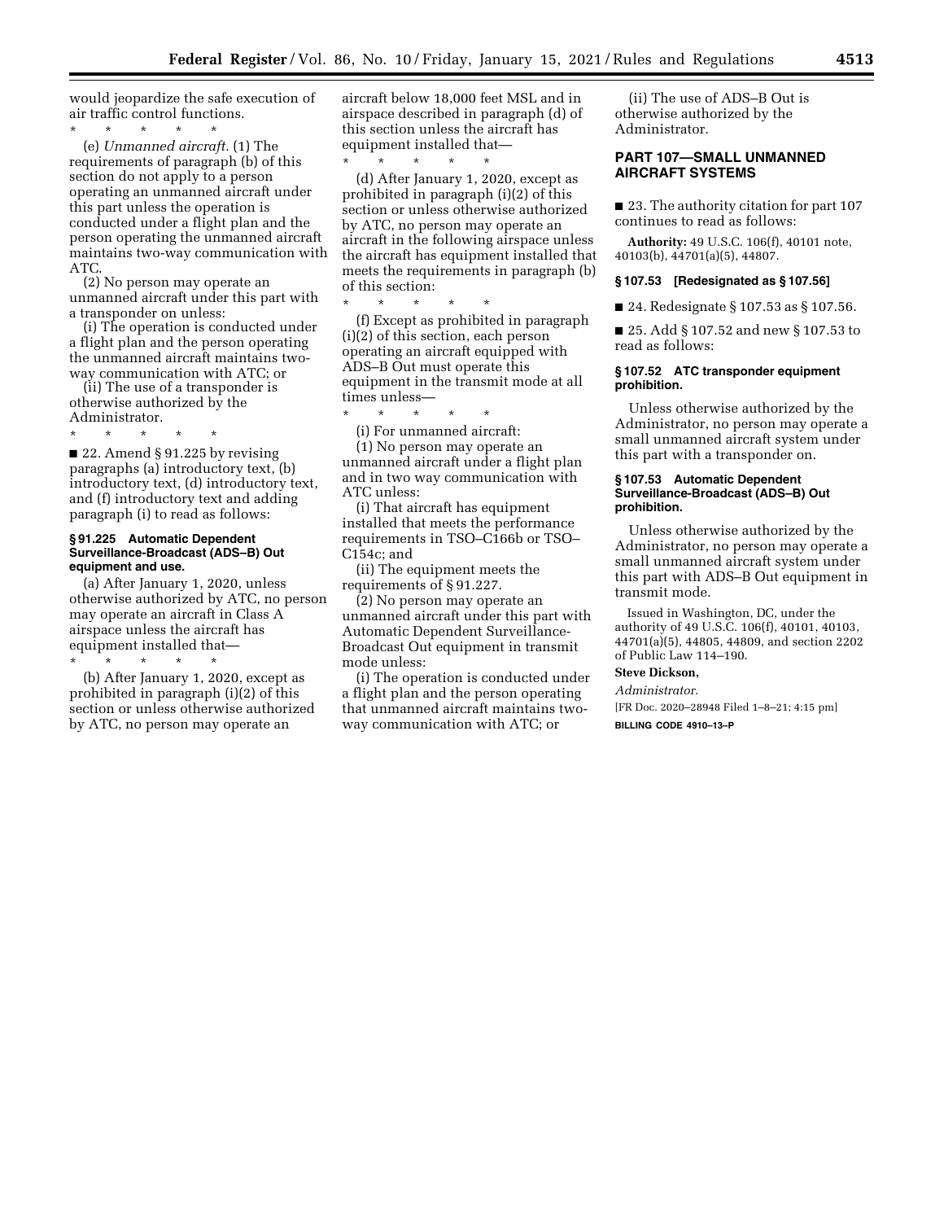would jeopardize the safe execution of air traffic control functions.

\* \* \* \* \*

(e) *Unmanned aircraft.* (1) The requirements of paragraph (b) of this section do not apply to a person operating an unmanned aircraft under this part unless the operation is conducted under a flight plan and the person operating the unmanned aircraft maintains two-way communication with ATC.

(2) No person may operate an unmanned aircraft under this part with a transponder on unless:

(i) The operation is conducted under a flight plan and the person operating the unmanned aircraft maintains two-way communication with ATC; or

(ii) The use of a transponder is otherwise authorized by the Administrator.

\* \* \* \* \*

■ 22. Amend § 91.225 by revising paragraphs (a) introductory text, (b) introductory text, (d) introductory text, and (f) introductory text and adding paragraph (i) to read as follows:

#### § 91.225 Automatic Dependent Surveillance-Broadcast (ADS–B) Out equipment and use.

(a) After January 1, 2020, unless otherwise authorized by ATC, no person may operate an aircraft in Class A airspace unless the aircraft has equipment installed that—

\* \* \* \* \*

(b) After January 1, 2020, except as prohibited in paragraph (i)(2) of this section or unless otherwise authorized by ATC, no person may operate an aircraft below 18,000 feet MSL and in airspace described in paragraph (d) of this section unless the aircraft has equipment installed that—

\* \* \* \* \*

(d) After January 1, 2020, except as prohibited in paragraph (i)(2) of this section or unless otherwise authorized by ATC, no person may operate an aircraft in the following airspace unless the aircraft has equipment installed that meets the requirements in paragraph (b) of this section:

\* \* \* \* \*

(f) Except as prohibited in paragraph (i)(2) of this section, each person operating an aircraft equipped with ADS–B Out must operate this equipment in the transmit mode at all times unless—

\* \* \* \* \*

(i) For unmanned aircraft:

(1) No person may operate an unmanned aircraft under a flight plan and in two way communication with ATC unless:

(i) That aircraft has equipment installed that meets the performance requirements in TSO–C166b or TSO–C154c; and

(ii) The equipment meets the requirements of § 91.227.

(2) No person may operate an unmanned aircraft under this part with Automatic Dependent Surveillance-Broadcast Out equipment in transmit mode unless:

(i) The operation is conducted under a flight plan and the person operating that unmanned aircraft maintains two-way communication with ATC; or

(ii) The use of ADS–B Out is otherwise authorized by the Administrator.

## PART 107—SMALL UNMANNED AIRCRAFT SYSTEMS

■ 23. The authority citation for part 107 continues to read as follows:

**Authority:** 49 U.S.C. 106(f), 40101 note, 40103(b), 44701(a)(5), 44807.

#### § 107.53 [Redesignated as § 107.56]

■ 24. Redesignate § 107.53 as § 107.56.

■ 25. Add § 107.52 and new § 107.53 to read as follows:

#### § 107.52 ATC transponder equipment prohibition.

Unless otherwise authorized by the Administrator, no person may operate a small unmanned aircraft system under this part with a transponder on.

#### § 107.53 Automatic Dependent Surveillance-Broadcast (ADS–B) Out prohibition.

Unless otherwise authorized by the Administrator, no person may operate a small unmanned aircraft system under this part with ADS–B Out equipment in transmit mode.

Issued in Washington, DC, under the authority of 49 U.S.C. 106(f), 40101, 40103, 44701(a)(5), 44805, 44809, and section 2202 of Public Law 114–190.

**Steve Dickson,**

*Administrator.*

[FR Doc. 2020–28948 Filed 1–8–21; 4:15 pm]

BILLING CODE 4910–13–P